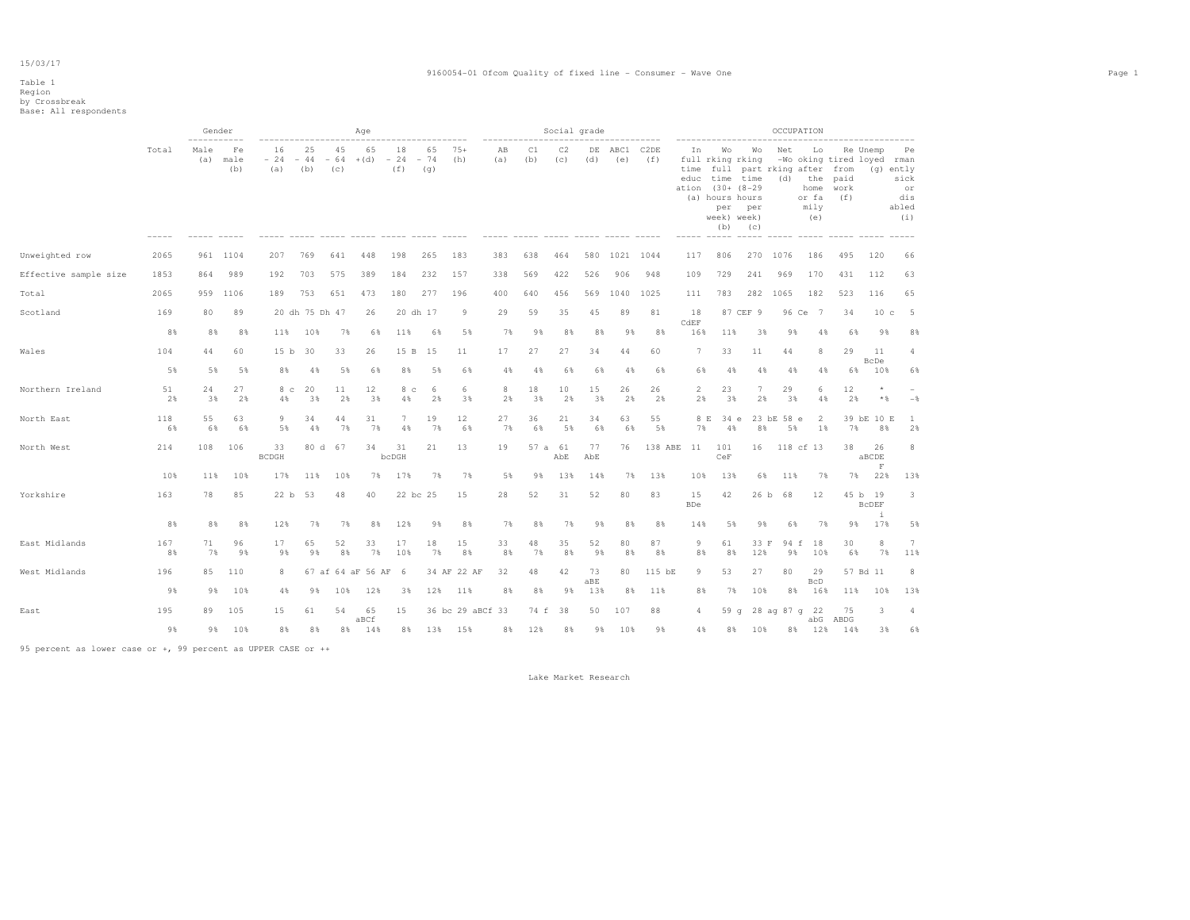Table 1
Region
by Crossbreak
Base: All respondents

| | Total | Gender | | Age | | | | | | | Social grade | | | | | | OCCUPATION | | | | | | | |
|---|---|---|---|---|---|---|---|---|---|---|---|---|---|---|---|---|---|---|---|---|---|---|---|---|
| | | Male (a) | Female (b) | 16 - 24 (a) | 25 - 44 (b) | 45 - 64 (c) | 65 +(d) | 18 - 24 (f) | 65 - 74 (g) | 75+ (h) | AB (a) | C1 (b) | C2 (c) | DE (d) | ABC1 (e) | C2DE (f) | In full time education (a) | Working full time (30+ hours per week) (b) | Working part time (8-29 hours per week) (c) | Net Working (d) | Looking after the home or family (e) | Retired from paid work (f) | Unemployed (g) | Permanently sick or disabled (i) |
| Unweighted row | 2065 | 961 | 1104 | 207 | 769 | 641 | 448 | 198 | 265 | 183 | 383 | 638 | 464 | 580 | 1021 | 1044 | 117 | 806 | 270 | 1076 | 186 | 495 | 120 | 66 |
| Effective sample size | 1853 | 864 | 989 | 192 | 703 | 575 | 389 | 184 | 232 | 157 | 338 | 569 | 422 | 526 | 906 | 948 | 109 | 729 | 241 | 969 | 170 | 431 | 112 | 63 |
| Total | 2065 | 959 | 1106 | 189 | 753 | 651 | 473 | 180 | 277 | 196 | 400 | 640 | 456 | 569 | 1040 | 1025 | 111 | 783 | 282 | 1065 | 182 | 523 | 116 | 65 |
| Scotland | 169 | 80 | 89 | 20 dh | 75 Dh | 47 | 26 | 20 dh | 17 | 9 | 29 | 59 | 35 | 45 | 89 | 81 | 18 CdEF | 87 CEF | 9 | 96 Ce | 7 | 34 | 10 c | 5 |
| | 8% | 8% | 8% | 11% | 10% | 7% | 6% | 11% | 6% | 5% | 7% | 9% | 8% | 8% | 9% | 8% | 16% | 11% | 3% | 9% | 4% | 6% | 9% | 8% |
| Wales | 104 | 44 | 60 | 15 b | 30 | 33 | 26 | 15 B | 15 | 11 | 17 | 27 | 27 | 34 | 44 | 60 | 7 | 33 | 11 | 44 | 8 | 29 | 11 BcDe | 4 |
| | 5% | 5% | 5% | 8% | 4% | 5% | 6% | 8% | 5% | 6% | 4% | 4% | 6% | 6% | 4% | 6% | 6% | 4% | 4% | 4% | 4% | 6% | 10% | 6% |
| Northern Ireland | 51 | 24 | 27 | 8 c | 20 | 11 | 12 | 8 c | 6 | 6 | 8 | 18 | 10 | 15 | 26 | 26 | 2 | 23 | 7 | 29 | 6 | 12 | * | - |
| | 2% | 3% | 2% | 4% | 3% | 2% | 3% | 4% | 2% | 3% | 2% | 3% | 2% | 3% | 2% | 2% | 2% | 3% | 2% | 3% | 4% | 2% | *% | -% |
| North East | 118 | 55 | 63 | 9 | 34 | 44 | 31 | 7 | 19 | 12 | 27 | 36 | 21 | 34 | 63 | 55 | 8 E | 34 e | 23 bE | 58 e | 2 | 39 bE | 10 E | 1 |
| | 6% | 6% | 6% | 5% | 4% | 7% | 7% | 4% | 7% | 6% | 7% | 6% | 5% | 6% | 6% | 5% | 7% | 4% | 8% | 5% | 1% | 7% | 8% | 2% |
| North West | 214 | 108 | 106 | 33 BCDGH | 80 d | 67 | 34 | 31 bcDGH | 21 | 13 | 19 | 57 a | 61 AbE | 77 AbE | 76 | 138 ABE | 11 | 101 CeF | 16 | 118 cf | 13 | 38 | 26 aBCDE F | 8 |
| | 10% | 11% | 10% | 17% | 11% | 10% | 7% | 17% | 7% | 7% | 5% | 9% | 13% | 14% | 7% | 13% | 10% | 13% | 6% | 11% | 7% | 7% | 22% | 13% |
| Yorkshire | 163 | 78 | 85 | 22 b | 53 | 48 | 40 | 22 bc | 25 | 15 | 28 | 52 | 31 | 52 | 80 | 83 | 15 BDe | 42 | 26 b | 68 | 12 | 45 b | 19 BcDEF i | 3 |
| | 8% | 8% | 8% | 12% | 7% | 7% | 8% | 12% | 9% | 8% | 7% | 8% | 7% | 9% | 8% | 8% | 14% | 5% | 9% | 6% | 7% | 9% | 17% | 5% |
| East Midlands | 167 | 71 | 96 | 17 | 65 | 52 | 33 | 17 | 18 | 15 | 33 | 48 | 35 | 52 | 80 | 87 | 9 | 61 | 33 F | 94 f | 18 | 30 | 8 | 7 |
| | 8% | 7% | 9% | 9% | 9% | 8% | 7% | 10% | 7% | 8% | 8% | 7% | 8% | 9% | 8% | 8% | 8% | 8% | 12% | 9% | 10% | 6% | 7% | 11% |
| West Midlands | 196 | 85 | 110 | 8 | 67 af | 64 aF | 56 AF | 6 | 34 AF | 22 AF | 32 | 48 | 42 | 73 aBE | 80 | 115 bE | 9 | 53 | 27 | 80 | 29 BcD | 57 Bd | 11 | 8 |
| | 9% | 9% | 10% | 4% | 9% | 10% | 12% | 3% | 12% | 11% | 8% | 8% | 9% | 13% | 8% | 11% | 8% | 7% | 10% | 8% | 16% | 11% | 10% | 13% |
| East | 195 | 89 | 105 | 15 | 61 | 54 | 65 aBCf | 15 | 36 bc | 29 aBCf | 33 | 74 f | 38 | 50 | 107 | 88 | 4 | 59 g | 28 ag | 87 g | 22 abG | 75 ABDG | 3 | 4 |
| | 9% | 9% | 10% | 8% | 8% | 8% | 14% | 8% | 13% | 15% | 8% | 12% | 8% | 9% | 10% | 9% | 4% | 8% | 10% | 8% | 12% | 14% | 3% | 6% |

95 percent as lower case or +, 99 percent as UPPER CASE or ++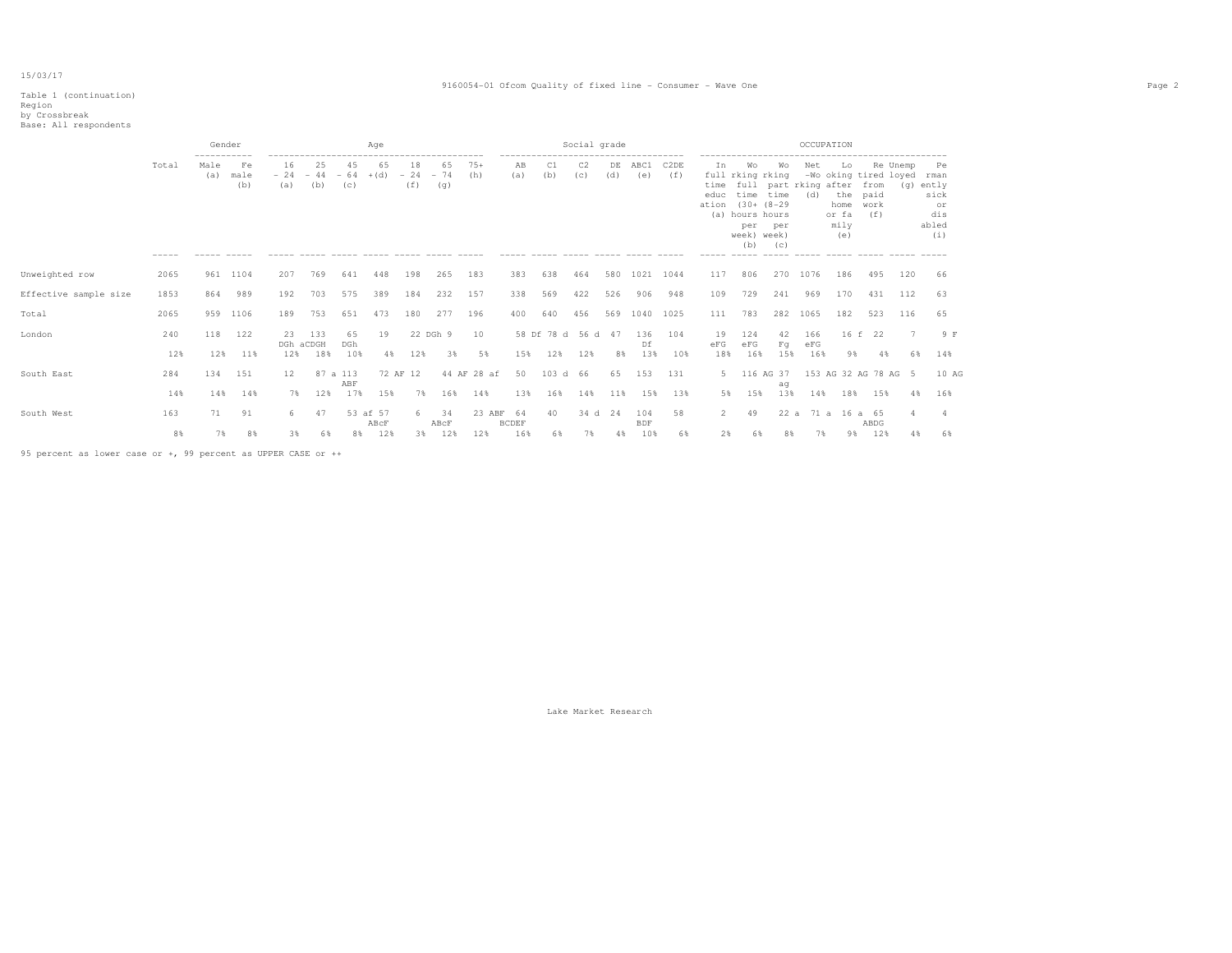Table 1 (continuation)
Region
by Crossbreak
Base: All respondents

| | Total | Gender: Male (a) | Gender: Female (b) | Age: 16 - 24 (a) | Age: 25 - 44 (b) | Age: 45 - 64 (c) | Age: 65 + (d) | Age: 18 - 24 (f) | Age: 65 - 74 (g) | Age: 75+ (h) | Social grade: AB (a) | Social grade: C1 (b) | Social grade: C2 (c) | Social grade: DE (d) | Social grade: ABC1 (e) | Social grade: C2DE (f) | OCCUPATION: In full time education (a) | OCCUPATION: Working full time (30+ hours per week) (b) | OCCUPATION: Working part time (8-29 hours per week) (c) | OCCUPATION: Net -Working (d) | OCCUPATION: Looking after the home or family (e) | OCCUPATION: Retired from paid work (f) | OCCUPATION: Unemployed (g) | OCCUPATION: Permanently sick or disabled (i) |
|---|---|---|---|---|---|---|---|---|---|---|---|---|---|---|---|---|---|---|---|---|---|---|---|---|
| Unweighted row | 2065 | 961 | 1104 | 207 | 769 | 641 | 448 | 198 | 265 | 183 | 383 | 638 | 464 | 580 | 1021 | 1044 | 117 | 806 | 270 | 1076 | 186 | 495 | 120 | 66 |
| Effective sample size | 1853 | 864 | 989 | 192 | 703 | 575 | 389 | 184 | 232 | 157 | 338 | 569 | 422 | 526 | 906 | 948 | 109 | 729 | 241 | 969 | 170 | 431 | 112 | 63 |
| Total | 2065 | 959 | 1106 | 189 | 753 | 651 | 473 | 180 | 277 | 196 | 400 | 640 | 456 | 569 | 1040 | 1025 | 111 | 783 | 282 | 1065 | 182 | 523 | 116 | 65 |
| London | 240 | 118 | 122 | 23 DGh | 133 aCDGH | 65 DGh | 19 | 22 DGh | 9 | 10 | 58 Df | 78 d | 56 d | 47 | 136 Df | 104 | 19 eFG | 124 eFG | 42 Fg | 166 eFG | 16 f | 22 | 7 | 9 F |
| | 12% | 12% | 11% | 12% | 18% | 10% | 4% | 12% | 3% | 5% | 15% | 12% | 12% | 8% | 13% | 10% | 18% | 16% | 15% | 16% | 9% | 4% | 6% | 14% |
| South East | 284 | 134 | 151 | 12 | 87 a | 113 ABF | 72 AF | 12 | 44 AF | 28 af | 50 | 103 d | 66 | 65 | 153 | 131 | 5 | 116 AG | 37 ag | 153 AG | 32 AG | 78 AG | 5 | 10 AG |
| | 14% | 14% | 14% | 7% | 12% | 17% | 15% | 7% | 16% | 14% | 13% | 16% | 14% | 11% | 15% | 13% | 5% | 15% | 13% | 14% | 18% | 15% | 4% | 16% |
| South West | 163 | 71 | 91 | 6 | 47 | 53 af | 57 ABcF | 6 | 34 ABcF | 23 ABF | 64 BCDEF | 40 | 34 d | 24 | 104 BDF | 58 | 2 | 49 | 22 a | 71 a | 16 a | 65 ABDG | 4 | 4 |
| | 8% | 7% | 8% | 3% | 6% | 8% | 12% | 3% | 12% | 12% | 16% | 6% | 7% | 4% | 10% | 6% | 2% | 6% | 8% | 7% | 9% | 12% | 4% | 6% |

95 percent as lower case or +, 99 percent as UPPER CASE or ++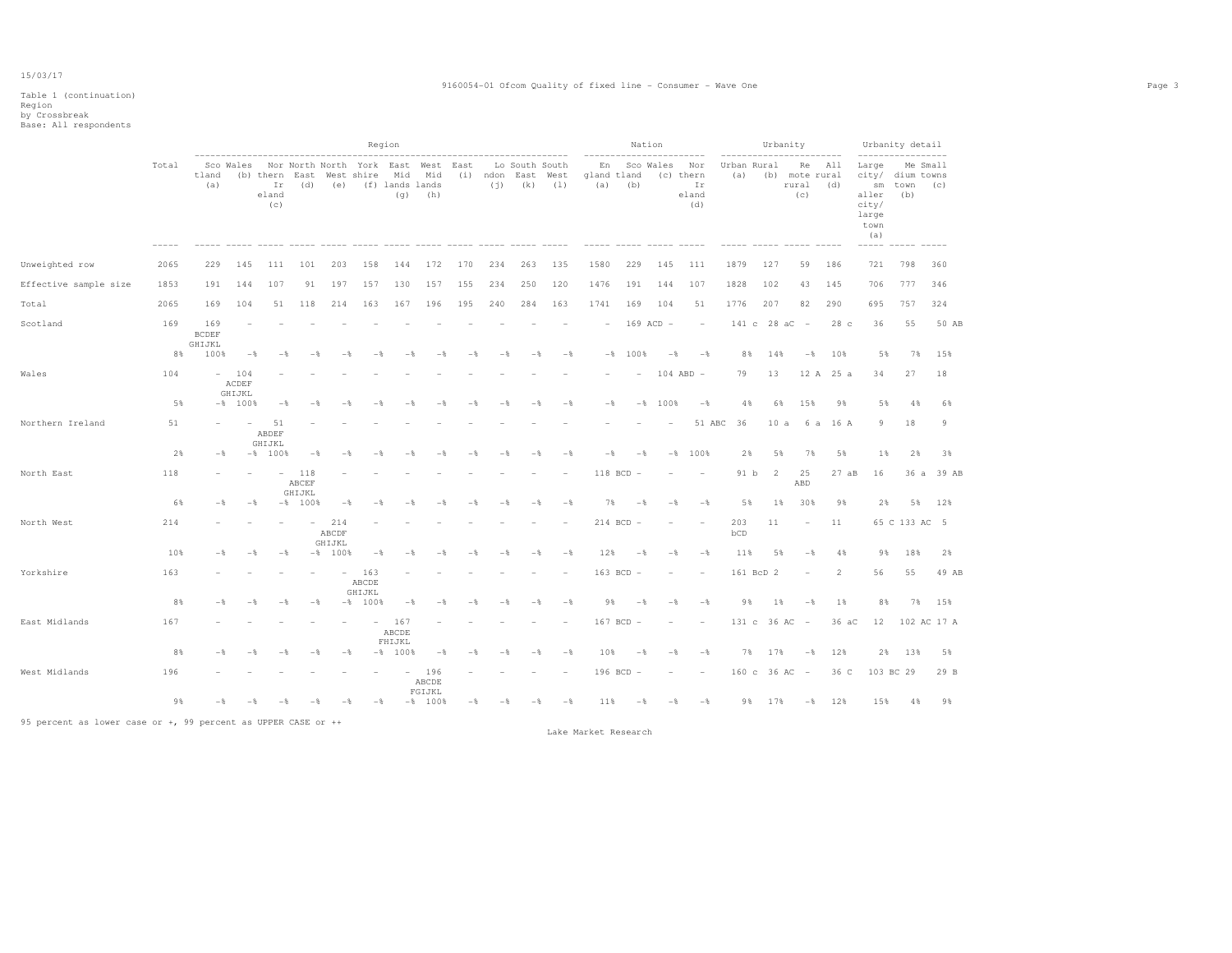15/03/17

Table 1 (continuation)
Region
by Crossbreak
Base: All respondents

| | Total | Region | | | | | | | | | | | | Nation | | | | Urbanity | | | | Urbanity detail | | |
|---|---|---|---|---|---|---|---|---|---|---|---|---|---|---|---|---|---|---|---|---|---|---|---|---|
| | | Scotland (a) | Wales (b) | Northern Ireland (c) | North East (d) | North West (e) | Yorkshire (f) | East Midlands (g) | West Midlands (h) | East (i) | London (j) | South East (k) | South West (l) | England (a) | Scotland (b) | Wales (c) | Northern Ireland (d) | Urban (a) | Rural (b) | Remote rural (c) | All rural (d) | Large city/ smaller city/ large town (a) | Medium town (b) | Small towns (c) |
| Unweighted row | 2065 | 229 | 145 | 111 | 101 | 203 | 158 | 144 | 172 | 170 | 234 | 263 | 135 | 1580 | 229 | 145 | 111 | 1879 | 127 | 59 | 186 | 721 | 798 | 360 |
| Effective sample size | 1853 | 191 | 144 | 107 | 91 | 197 | 157 | 130 | 157 | 155 | 234 | 250 | 120 | 1476 | 191 | 144 | 107 | 1828 | 102 | 43 | 145 | 706 | 777 | 346 |
| Total | 2065 | 169 | 104 | 51 | 118 | 214 | 163 | 167 | 196 | 195 | 240 | 284 | 163 | 1741 | 169 | 104 | 51 | 1776 | 207 | 82 | 290 | 695 | 757 | 324 |
| Scotland | 169 | 169 BCDEF GHIJKL | - | - | - | - | - | - | - | - | - | - | - | - | 169 ACD | - | - | 141 c | 28 aC | - | 28 c | 36 | 55 | 50 AB |
| | 8% | 100% | -% | -% | -% | -% | -% | -% | -% | -% | -% | -% | -% | -% | 100% | -% | -% | 8% | 14% | -% | 10% | 5% | 7% | 15% |
| Wales | 104 | - | 104 ACDEF GHIJKL | - | - | - | - | - | - | - | - | - | - | - | - | 104 ABD | - | 79 | 13 | 12 A | 25 a | 34 | 27 | 18 |
| | 5% | -% | 100% | -% | -% | -% | -% | -% | -% | -% | -% | -% | -% | -% | -% | 100% | -% | 4% | 6% | 15% | 9% | 5% | 4% | 6% |
| Northern Ireland | 51 | - | - | 51 ABDEF GHIJKL | - | - | - | - | - | - | - | - | - | - | - | - | 51 ABC | 36 | 10 a | 6 a | 16 A | 9 | 18 | 9 |
| | 2% | -% | -% | 100% | -% | -% | -% | -% | -% | -% | -% | -% | -% | -% | -% | -% | 100% | 2% | 5% | 7% | 5% | 1% | 2% | 3% |
| North East | 118 | - | - | - | 118 ABCEF GHIJKL | - | - | - | - | - | - | - | - | 118 BCD | - | - | - | 91 b | 2 | 25 ABD | 27 aB | 16 | 36 a | 39 AB |
| | 6% | -% | -% | -% | 100% | -% | -% | -% | -% | -% | -% | -% | -% | 7% | -% | -% | -% | 5% | 1% | 30% | 9% | 2% | 5% | 12% |
| North West | 214 | - | - | - | - | 214 ABCDF GHIJKL | - | - | - | - | - | - | - | 214 BCD | - | - | - | 203 bCD | 11 | - | 11 | 65 C | 133 AC | 5 |
| | 10% | -% | -% | -% | -% | 100% | -% | -% | -% | -% | -% | -% | -% | 12% | -% | -% | -% | 11% | 5% | -% | 4% | 9% | 18% | 2% |
| Yorkshire | 163 | - | - | - | - | - | 163 ABCDE GHIJKL | - | - | - | - | - | - | 163 BCD | - | - | - | 161 BcD | 2 | - | 2 | 56 | 55 | 49 AB |
| | 8% | -% | -% | -% | -% | -% | 100% | -% | -% | -% | -% | -% | -% | 9% | -% | -% | -% | 9% | 1% | -% | 1% | 8% | 7% | 15% |
| East Midlands | 167 | - | - | - | - | - | - | 167 ABCDE FHIJKL | - | - | - | - | - | 167 BCD | - | - | - | 131 c | 36 AC | - | 36 aC | 12 | 102 AC | 17 A |
| | 8% | -% | -% | -% | -% | -% | -% | 100% | -% | -% | -% | -% | -% | 10% | -% | -% | -% | 7% | 17% | -% | 12% | 2% | 13% | 5% |
| West Midlands | 196 | - | - | - | - | - | - | - | 196 ABCDE FGIJKL | - | - | - | - | 196 BCD | - | - | - | 160 c | 36 AC | - | 36 C | 103 BC | 29 | 29 B |
| | 9% | -% | -% | -% | -% | -% | -% | -% | 100% | -% | -% | -% | -% | 11% | -% | -% | -% | 9% | 17% | -% | 12% | 15% | 4% | 9% |

95 percent as lower case or +, 99 percent as UPPER CASE or ++

Lake Market Research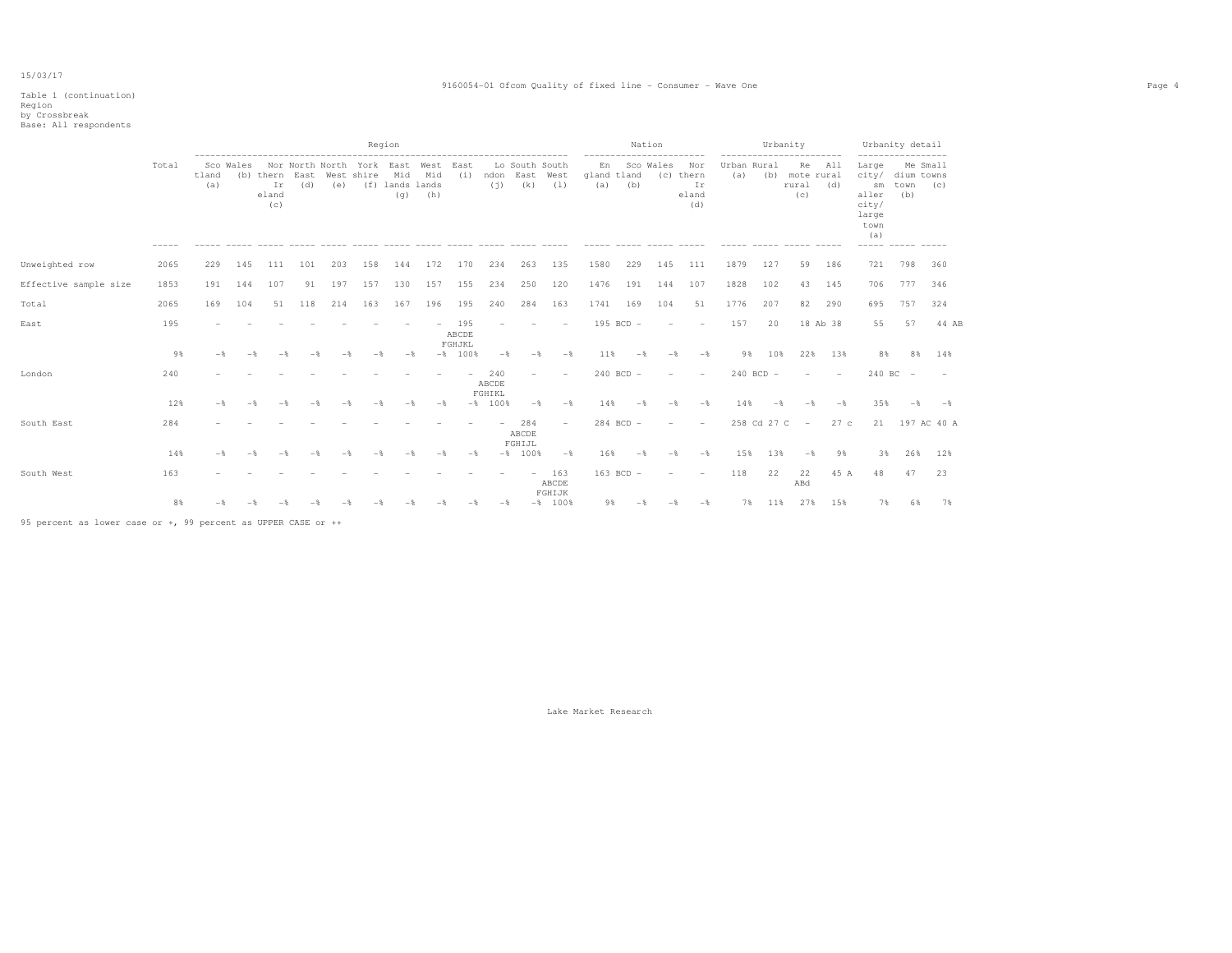Table 1 (continuation)
Region
by Crossbreak
Base: All respondents

| | Total | Region | | | | | | | | | | | | Nation | | | | Urbanity | | | | Urbanity detail | | |
|---|---|---|---|---|---|---|---|---|---|---|---|---|---|---|---|---|---|---|---|---|---|---|---|---|
| | | Scotland (a) | Wales (b) | Northern Ireland (c) | North East (d) | North West (e) | Yorkshire (f) | East Midlands (g) | West Midlands (h) | East (i) | London (j) | South East (k) | South West (l) | England (a) | Scotland (b) | Wales (c) | Northern Ireland (d) | Urban (a) | Rural (b) | Remote rural (c) | All rural (d) | Large city/ smaller city/ large town (a) | Medium town (b) | Small towns (c) |
| Unweighted row | 2065 | 229 | 145 | 111 | 101 | 203 | 158 | 144 | 172 | 170 | 234 | 263 | 135 | 1580 | 229 | 145 | 111 | 1879 | 127 | 59 | 186 | 721 | 798 | 360 |
| Effective sample size | 1853 | 191 | 144 | 107 | 91 | 197 | 157 | 130 | 157 | 155 | 234 | 250 | 120 | 1476 | 191 | 144 | 107 | 1828 | 102 | 43 | 145 | 706 | 777 | 346 |
| Total | 2065 | 169 | 104 | 51 | 118 | 214 | 163 | 167 | 196 | 195 | 240 | 284 | 163 | 1741 | 169 | 104 | 51 | 1776 | 207 | 82 | 290 | 695 | 757 | 324 |
| East | 195 | - | - | - | - | - | - | - | - | 195 ABCDE FGHJKL | - | - | - | 195 BCD | - | - | - | 157 | 20 | 18 Ab | 38 | 55 | 57 | 44 AB |
| | 9% | -% | -% | -% | -% | -% | -% | -% | -% | 100% | -% | -% | -% | 11% | -% | -% | -% | 9% | 10% | 22% | 13% | 8% | 8% | 14% |
| London | 240 | - | - | - | - | - | - | - | - | - | 240 ABCDE FGHIKL | - | - | 240 BCD | - | - | - | 240 BCD | - | - | - | 240 BC | - | - |
| | 12% | -% | -% | -% | -% | -% | -% | -% | -% | -% | 100% | -% | -% | 14% | -% | -% | -% | 14% | -% | -% | -% | 35% | -% | -% |
| South East | 284 | - | - | - | - | - | - | - | - | - | - | 284 ABCDE FGHIJL | - | 284 BCD | - | - | - | 258 Cd | 27 C | - | 27 c | 21 | 197 AC | 40 A |
| | 14% | -% | -% | -% | -% | -% | -% | -% | -% | -% | -% | 100% | -% | 16% | -% | -% | -% | 15% | 13% | -% | 9% | 3% | 26% | 12% |
| South West | 163 | - | - | - | - | - | - | - | - | - | - | - | 163 ABCDE FGHIJK | 163 BCD | - | - | - | 118 | 22 | 22 ABd | 45 A | 48 | 47 | 23 |
| | 8% | -% | -% | -% | -% | -% | -% | -% | -% | -% | -% | -% | 100% | 9% | -% | -% | -% | 7% | 11% | 27% | 15% | 7% | 6% | 7% |

95 percent as lower case or +, 99 percent as UPPER CASE or ++

Lake Market Research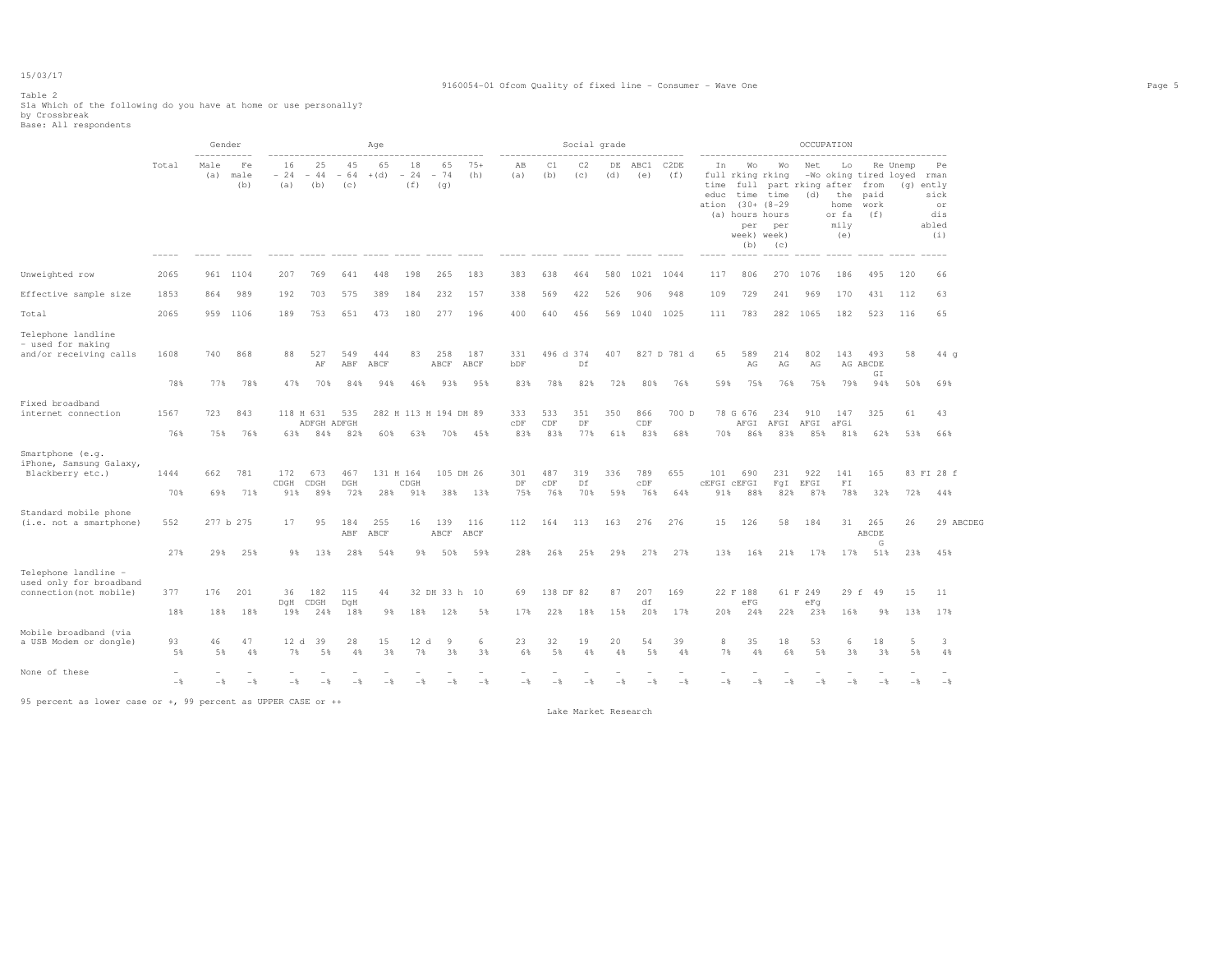15/03/17

Table 2
S1a Which of the following do you have at home or use personally?
by Crossbreak
Base: All respondents

| | Total | Gender | | Age | | | | | | | Social grade | | | | | | OCCUPATION | | | | | | | | |
|---|---|---|---|---|---|---|---|---|---|---|---|---|---|---|---|---|---|---|---|---|---|---|---|---|---|
| | | Male (a) | Female (b) | 16 - 24 (a) | 25 - 44 (b) | 45 - 64 (c) | 65 + (d) | 18 - 24 (f) | 65 - 74 (g) | 75+ (h) | AB (a) | C1 (b) | C2 (c) | DE (d) | ABC1 (e) | C2DE (f) | In full time education (a) | Working full time (30+ hours per week) (b) | Working part time (8-29 hours per week) (c) | Net -Working (d) | Looking after the home or family (e) | Retired from paid work (f) | Unemployed (g) | Permanently sick or disabled (i) |
| Unweighted row | 2065 | 961 | 1104 | 207 | 769 | 641 | 448 | 198 | 265 | 183 | 383 | 638 | 464 | 580 | 1021 | 1044 | 117 | 806 | 270 | 1076 | 186 | 495 | 120 | 66 |
| Effective sample size | 1853 | 864 | 989 | 192 | 703 | 575 | 389 | 184 | 232 | 157 | 338 | 569 | 422 | 526 | 906 | 948 | 109 | 729 | 241 | 969 | 170 | 431 | 112 | 63 |
| Total | 2065 | 959 | 1106 | 189 | 753 | 651 | 473 | 180 | 277 | 196 | 400 | 640 | 456 | 569 | 1040 | 1025 | 111 | 783 | 282 | 1065 | 182 | 523 | 116 | 65 |
| Telephone landline - used for making and/or receiving calls | 1608 | 740 | 868 | 88 | 527 AF | 549 ABF | 444 ABCF | 83 | 258 ABCF | 187 ABCF | 331 bDF | 496 d | 374 Df | 407 | 827 D | 781 d | 65 | 589 AG | 214 AG | 802 AG | 143 AG | 493 ABCDE GI | 58 | 44 g |
| | 78% | 77% | 78% | 47% | 70% | 84% | 94% | 46% | 93% | 95% | 83% | 78% | 82% | 72% | 80% | 76% | 59% | 75% | 76% | 75% | 79% | 94% | 50% | 69% |
| Fixed broadband internet connection | 1567 | 723 | 843 | 118 H | 631 ADFGH | 535 ADFGH | 282 H | 113 H | 194 DH | 89 | 333 cDF | 533 CDF | 351 DF | 350 | 866 CDF | 700 D | 78 G | 676 AFGI | 234 AFGI | 910 AFGI | 147 aFGi | 325 | 61 | 43 |
| | 76% | 75% | 76% | 63% | 84% | 82% | 60% | 63% | 70% | 45% | 83% | 83% | 77% | 61% | 83% | 68% | 70% | 86% | 83% | 85% | 81% | 62% | 53% | 66% |
| Smartphone (e.g. iPhone, Samsung Galaxy, Blackberry etc.) | 1444 | 662 | 781 | 172 CDGH | 673 CDGH | 467 DGH | 131 H | 164 CDGH | 105 DH | 26 | 301 DF | 487 cDF | 319 Df | 336 | 789 cDF | 655 | 101 cEFGI | 690 cEFGI | 231 FgI | 922 EFGI | 141 FI | 165 | 83 FI | 28 f |
| | 70% | 69% | 71% | 91% | 89% | 72% | 28% | 91% | 38% | 13% | 75% | 76% | 70% | 59% | 76% | 64% | 91% | 88% | 82% | 87% | 78% | 32% | 72% | 44% |
| Standard mobile phone (i.e. not a smartphone) | 552 | 277 b | 275 | 17 | 95 | 184 ABF | 255 ABCF | 16 | 139 ABCF | 116 ABCF | 112 | 164 | 113 | 163 | 276 | 276 | 15 | 126 | 58 | 184 | 31 | 265 ABCDE G | 26 | 29 ABCDEG |
| | 27% | 29% | 25% | 9% | 13% | 28% | 54% | 9% | 50% | 59% | 28% | 26% | 25% | 29% | 27% | 27% | 13% | 16% | 21% | 17% | 17% | 51% | 23% | 45% |
| Telephone landline - used only for broadband connection(not mobile) | 377 | 176 | 201 | 36 DgH | 182 CDGH | 115 DgH | 44 | 32 DH | 33 h | 10 | 69 | 138 DF | 82 | 87 | 207 df | 169 | 22 F | 188 eFG | 61 F | 249 eFg | 29 f | 49 | 15 | 11 |
| | 18% | 18% | 18% | 19% | 24% | 18% | 9% | 18% | 12% | 5% | 17% | 22% | 18% | 15% | 20% | 17% | 20% | 24% | 22% | 23% | 16% | 9% | 13% | 17% |
| Mobile broadband (via a USB Modem or dongle) | 93 | 46 | 47 | 12 d | 39 | 28 | 15 | 12 d | 9 | 6 | 23 | 32 | 19 | 20 | 54 | 39 | 8 | 35 | 18 | 53 | 6 | 18 | 5 | 3 |
| | 5% | 5% | 4% | 7% | 5% | 4% | 3% | 7% | 3% | 3% | 6% | 5% | 4% | 4% | 5% | 4% | 7% | 4% | 6% | 5% | 3% | 3% | 5% | 4% |
| None of these | - | - | - | - | - | - | - | - | - | - | - | - | - | - | - | - | - | - | - | - | - | - | - | - |
| | -% | -% | -% | -% | -% | -% | -% | -% | -% | -% | -% | -% | -% | -% | -% | -% | -% | -% | -% | -% | -% | -% | -% | -% |

95 percent as lower case or +, 99 percent as UPPER CASE or ++

Lake Market Research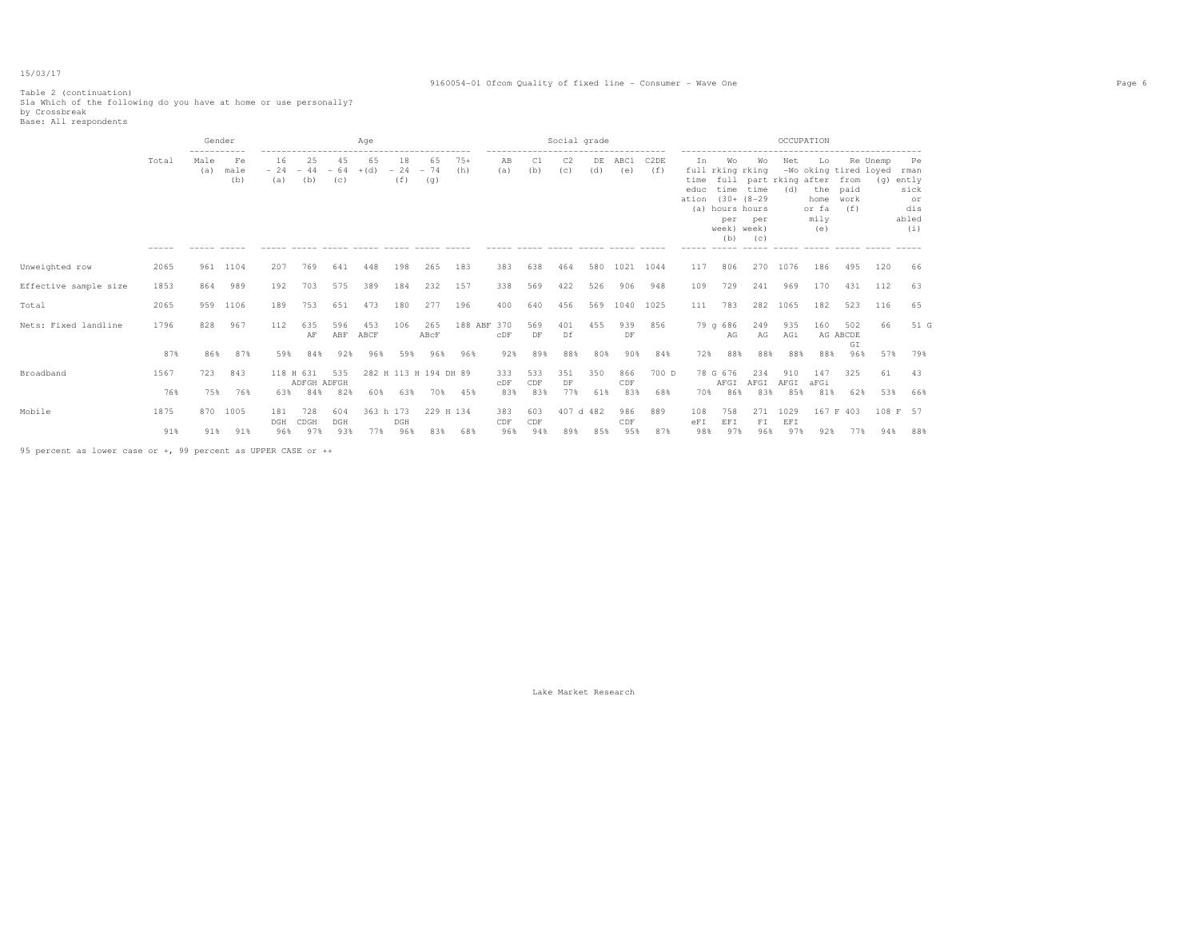Table 2 (continuation)
S1a Which of the following do you have at home or use personally?
by Crossbreak
Base: All respondents

| | Total | Gender | | Age | | | | | | | Social grade | | | | | | OCCUPATION | | | | | | | | |
|---|---|---|---|---|---|---|---|---|---|---|---|---|---|---|---|---|---|---|---|---|---|---|---|---|---|
| | | Male (a) | Female (b) | 16 - 24 (a) | 25 - 44 (b) | 45 - 64 (c) | 65 +(d) | 18 - 24 (f) | 65 - 74 (g) | 75+ (h) | AB (a) | C1 (b) | C2 (c) | DE (d) | ABC1 (e) | C2DE (f) | In full time education (a) | Working full time (30+ hours per week) (b) | Working part time (8-29 hours per week) (c) | Net working (d) | Looking after the home or family (e) | Retired from paid work (f) | Unemployed (g) | Permently sick or disabled (i) |
| Unweighted row | 2065 | 961 | 1104 | 207 | 769 | 641 | 448 | 198 | 265 | 183 | 383 | 638 | 464 | 580 | 1021 | 1044 | 117 | 806 | 270 | 1076 | 186 | 495 | 120 | 66 |
| Effective sample size | 1853 | 864 | 989 | 192 | 703 | 575 | 389 | 184 | 232 | 157 | 338 | 569 | 422 | 526 | 906 | 948 | 109 | 729 | 241 | 969 | 170 | 431 | 112 | 63 |
| Total | 2065 | 959 | 1106 | 189 | 753 | 651 | 473 | 180 | 277 | 196 | 400 | 640 | 456 | 569 | 1040 | 1025 | 111 | 783 | 282 | 1065 | 182 | 523 | 116 | 65 |
| Nets: Fixed landline | 1796 | 828 | 967 | 112 | 635 AF | 596 ABF | 453 ABCF | 106 | 265 ABcF | 188 ABF | 370 cDF | 569 DF | 401 Df | 455 | 939 DF | 856 | 79 g | 686 AG | 249 AG | 935 AGi | 160 AG | 502 ABCDE GI | 66 | 51 G |
| | 87% | 86% | 87% | 59% | 84% | 92% | 96% | 59% | 96% | 96% | 92% | 89% | 88% | 80% | 90% | 84% | 72% | 88% | 88% | 88% | 88% | 96% | 57% | 79% |
| Broadband | 1567 | 723 | 843 | 118 H | 631 ADFGH | 535 ADFGH | 282 H | 113 H | 194 DH | 89 | 333 cDF | 533 CDF | 351 DF | 350 | 866 CDF | 700 D | 78 G | 676 AFGI | 234 AFGI | 910 AFGI | 147 aFGi | 325 | 61 | 43 |
| | 76% | 75% | 76% | 63% | 84% | 82% | 60% | 63% | 70% | 45% | 83% | 83% | 77% | 61% | 83% | 68% | 70% | 86% | 83% | 85% | 81% | 62% | 53% | 66% |
| Mobile | 1875 | 870 | 1005 | 181 DGH | 728 CDGH | 604 DGH | 363 h | 173 DGH | 229 H | 134 | 383 CDF | 603 CDF | 407 d | 482 | 986 CDF | 889 | 108 eFI | 758 EFI | 271 FI | 1029 EFI | 167 F | 403 | 108 F | 57 |
| | 91% | 91% | 91% | 96% | 97% | 93% | 77% | 96% | 83% | 68% | 96% | 94% | 89% | 85% | 95% | 87% | 98% | 97% | 96% | 97% | 92% | 77% | 94% | 88% |

95 percent as lower case or +, 99 percent as UPPER CASE or ++

Lake Market Research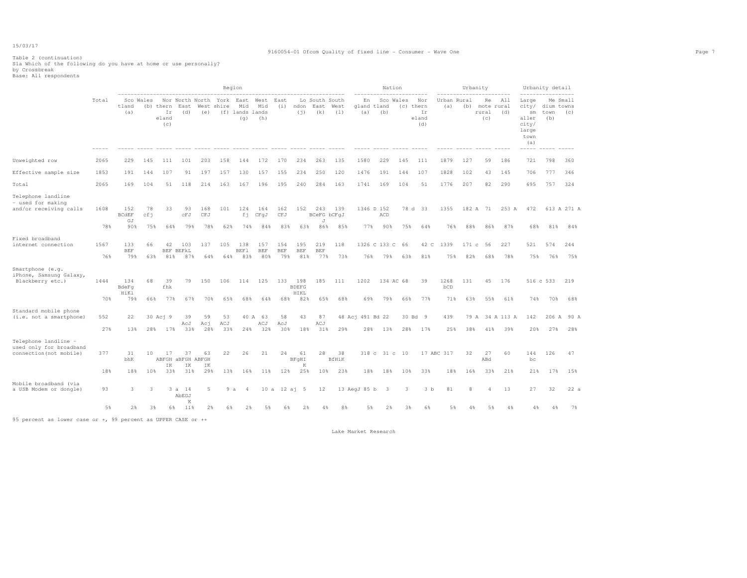15/03/17

Table 2 (continuation)
S1a Which of the following do you have at home or use personally?
by Crossbreak
Base: All respondents

| | Total | Region | | | | | | | | | | | | Nation | | | | Urbanity | | | | Urbanity detail | | |
|---|---|---|---|---|---|---|---|---|---|---|---|---|---|---|---|---|---|---|---|---|---|---|---|---|
| | | Scotland (a) | Wales (b) | Northern Ireland (c) | North East (d) | North West (e) | Yorkshire (f) | East Midlands (g) | West Midlands (h) | East (i) | London (j) | South East (k) | South West (l) | England (a) | Scotland (b) | Wales (c) | Northern Ireland (d) | Urban (a) | Rural (b) | Remote rural (c) | All rural (d) | Large city/ smaller city/ large town (a) | Medium town (b) | Small towns (c) |
| Unweighted row | 2065 | 229 | 145 | 111 | 101 | 203 | 158 | 144 | 172 | 170 | 234 | 263 | 135 | 1580 | 229 | 145 | 111 | 1879 | 127 | 59 | 186 | 721 | 798 | 360 |
| Effective sample size | 1853 | 191 | 144 | 107 | 91 | 197 | 157 | 130 | 157 | 155 | 234 | 250 | 120 | 1476 | 191 | 144 | 107 | 1828 | 102 | 43 | 145 | 706 | 777 | 346 |
| Total | 2065 | 169 | 104 | 51 | 118 | 214 | 163 | 167 | 196 | 195 | 240 | 284 | 163 | 1741 | 169 | 104 | 51 | 1776 | 207 | 82 | 290 | 695 | 757 | 324 |
| Telephone landline - used for making and/or receiving calls | 1608 | 152 BCdEF GJ | 78 cfj | 33 | 93 cFJ | 168 CFJ | 101 | 124 fj | 164 CFgJ | 162 CFJ | 152 | 243 BCeFG J | 139 bCFgJ | 1346 D | 152 ACD | 78 d | 33 | 1355 | 182 A | 71 | 253 A | 472 | 613 A | 271 A |
| | 78% | 90% | 75% | 64% | 79% | 78% | 62% | 74% | 84% | 83% | 63% | 86% | 85% | 77% | 90% | 75% | 64% | 76% | 88% | 86% | 87% | 68% | 81% | 84% |
| Fixed broadband internet connection | 1567 | 133 BEF | 66 | 42 BEF | 103 BEFkL | 137 | 105 | 138 BEFl | 157 BEF | 154 BEF | 195 BEF | 219 BEF | 118 | 1326 C | 133 C | 66 | 42 C | 1339 | 171 c | 56 | 227 | 521 | 574 | 244 |
| | 76% | 79% | 63% | 81% | 87% | 64% | 64% | 83% | 80% | 79% | 81% | 77% | 73% | 76% | 79% | 63% | 81% | 75% | 82% | 68% | 78% | 75% | 76% | 75% |
| Smartphone (e.g. iPhone, Samsung Galaxy, Blackberry etc.) | 1444 | 134 BdeFg HiKl | 68 | 39 fhk | 79 | 150 | 106 | 114 | 125 | 133 | 198 BDEFG HIKL | 185 | 111 | 1202 | 134 AC | 68 | 39 | 1268 bCD | 131 | 45 | 176 | 516 c | 533 | 219 |
| | 70% | 79% | 66% | 77% | 67% | 70% | 65% | 68% | 64% | 68% | 82% | 65% | 68% | 69% | 79% | 66% | 77% | 71% | 63% | 55% | 61% | 74% | 70% | 68% |
| Standard mobile phone (i.e. not a smartphone) | 552 | 22 | 30 Acj | 9 | 39 AcJ | 59 Acj | 53 ACJ | 40 A | 63 ACJ | 58 AcJ | 43 | 87 ACJ | 48 Acj | 491 Bd | 22 | 30 Bd | 9 | 439 | 79 A | 34 A | 113 A | 142 | 206 A | 90 A |
| | 27% | 13% | 28% | 17% | 33% | 28% | 33% | 24% | 32% | 30% | 18% | 31% | 29% | 28% | 13% | 28% | 17% | 25% | 38% | 41% | 39% | 20% | 27% | 28% |
| Telephone landline - used only for broadband connection(not mobile) | 377 | 31 bhK | 10 | 17 ABFGH IK | 37 aBFGH IK | 63 ABFGH IK | 22 | 26 | 21 | 24 | 61 BFgHI K | 28 | 38 BfHiK | 318 c | 31 c | 10 | 17 ABC | 317 | 32 | 27 ABd | 60 | 144 bc | 126 | 47 |
| | 18% | 18% | 10% | 33% | 31% | 29% | 13% | 16% | 11% | 12% | 25% | 10% | 23% | 18% | 18% | 10% | 33% | 18% | 16% | 33% | 21% | 21% | 17% | 15% |
| Mobile broadband (via a USB Modem or dongle) | 93 | 3 | 3 | 3 a | 14 AbEGJ K | 5 | 9 a | 4 | 10 a | 12 aj | 5 | 12 | 13 AegJ | 85 b | 3 | 3 | 3 b | 81 | 8 | 4 | 13 | 27 | 32 | 22 a |
| | 5% | 2% | 3% | 6% | 11% | 2% | 6% | 2% | 5% | 6% | 2% | 4% | 8% | 5% | 2% | 3% | 6% | 5% | 4% | 5% | 4% | 4% | 4% | 7% |

95 percent as lower case or +, 99 percent as UPPER CASE or ++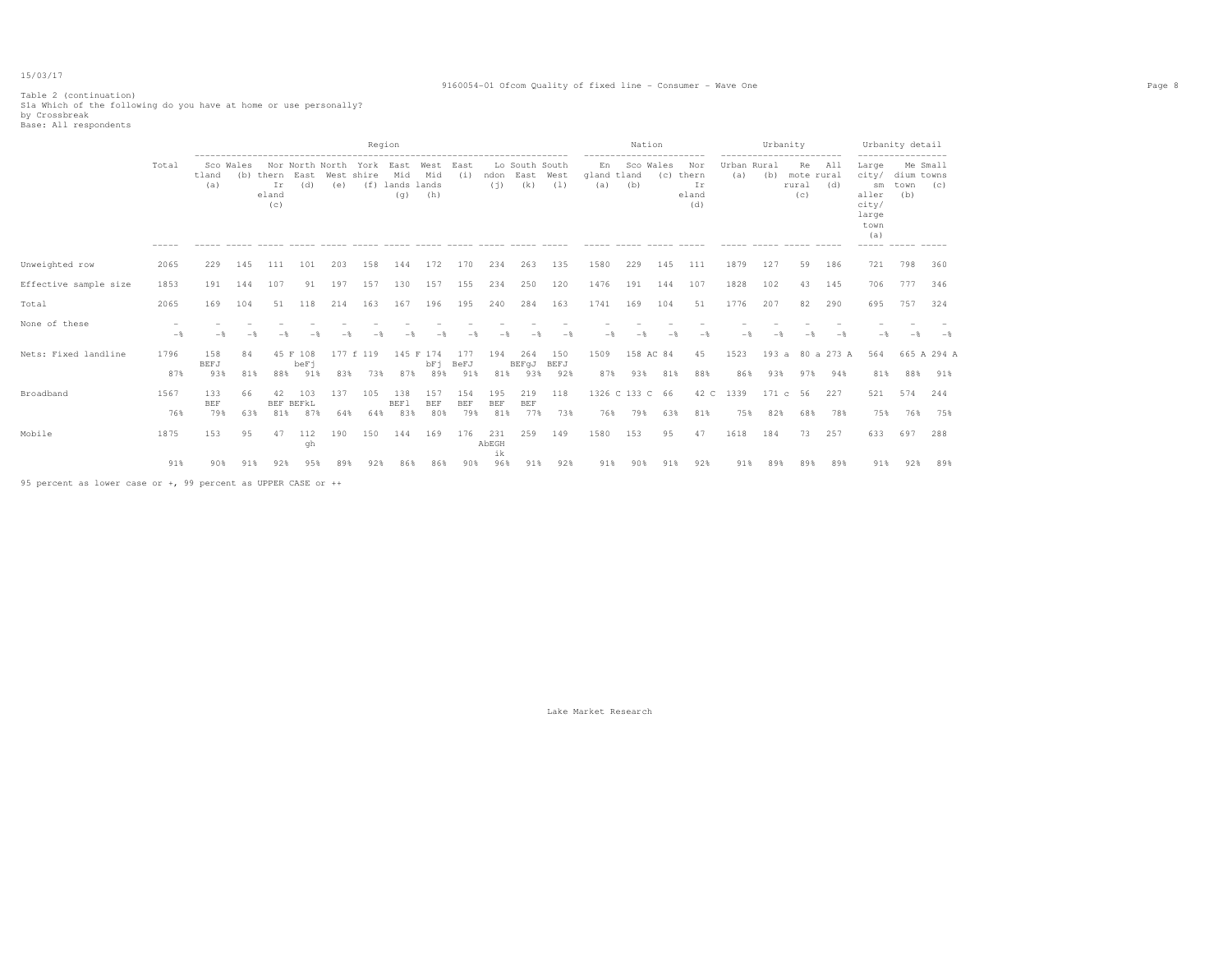15/03/17

Table 2 (continuation)
S1a Which of the following do you have at home or use personally?
by Crossbreak
Base: All respondents

| | Total | Region | | | | | | | | | | | | Nation | | | | Urbanity | | | | Urbanity detail | | |
|---|---|---|---|---|---|---|---|---|---|---|---|---|---|---|---|---|---|---|---|---|---|---|---|---|
| | | Scotland (a) | Wales (b) | Northern Ireland (c) | North East (d) | North West (e) | Yorkshire (f) | East Midlands (g) | West Midlands (h) | East (i) | London (j) | South East (k) | South West (l) | England (a) | Scotland (b) | Wales (c) | Northern Ireland (d) | Urban (a) | Rural (b) | Remote rural (c) | All rural (d) | Large city/ smaller city/ large town (a) | Medium town (b) | Small towns (c) |
| Unweighted row | 2065 | 229 | 145 | 111 | 101 | 203 | 158 | 144 | 172 | 170 | 234 | 263 | 135 | 1580 | 229 | 145 | 111 | 1879 | 127 | 59 | 186 | 721 | 798 | 360 |
| Effective sample size | 1853 | 191 | 144 | 107 | 91 | 197 | 157 | 130 | 157 | 155 | 234 | 250 | 120 | 1476 | 191 | 144 | 107 | 1828 | 102 | 43 | 145 | 706 | 777 | 346 |
| Total | 2065 | 169 | 104 | 51 | 118 | 214 | 163 | 167 | 196 | 195 | 240 | 284 | 163 | 1741 | 169 | 104 | 51 | 1776 | 207 | 82 | 290 | 695 | 757 | 324 |
| None of these | - | - | - | - | - | - | - | - | - | - | - | - | - | - | - | - | - | - | - | - | - | - | - | - |
| | -% | -% | -% | -% | -% | -% | -% | -% | -% | -% | -% | -% | -% | -% | -% | -% | -% | -% | -% | -% | -% | -% | -% | -% |
| Nets: Fixed landline | 1796 | 158 BEFJ | 84 | 45 F | 108 beFj | 177 f | 119 | 145 F | 174 bFj | 177 BeFJ | 194 | 264 BEFgJ | 150 BEFJ | 1509 | 158 AC | 84 | 45 | 1523 | 193 a | 80 a | 273 A | 564 | 665 A | 294 A |
| | 87% | 93% | 81% | 88% | 91% | 83% | 73% | 87% | 89% | 91% | 81% | 93% | 92% | 87% | 93% | 81% | 88% | 86% | 93% | 97% | 94% | 81% | 88% | 91% |
| Broadband | 1567 | 133 BEF | 66 | 42 BEF | 103 BEFkL | 137 | 105 | 138 BEFl | 157 BEF | 154 BEF | 195 BEF | 219 BEF | 118 | 1326 C | 133 C | 66 | 42 C | 1339 | 171 c | 56 | 227 | 521 | 574 | 244 |
| | 76% | 79% | 63% | 81% | 87% | 64% | 64% | 83% | 80% | 79% | 81% | 77% | 73% | 76% | 79% | 63% | 81% | 75% | 82% | 68% | 78% | 75% | 76% | 75% |
| Mobile | 1875 | 153 | 95 | 47 | 112 gh | 190 | 150 | 144 | 169 | 176 | 231 AbEGHik | 259 | 149 | 1580 | 153 | 95 | 47 | 1618 | 184 | 73 | 257 | 633 | 697 | 288 |
| | 91% | 90% | 91% | 92% | 95% | 89% | 92% | 86% | 86% | 90% | 96% | 91% | 92% | 91% | 90% | 91% | 92% | 91% | 89% | 89% | 89% | 91% | 92% | 89% |

95 percent as lower case or +, 99 percent as UPPER CASE or ++

Lake Market Research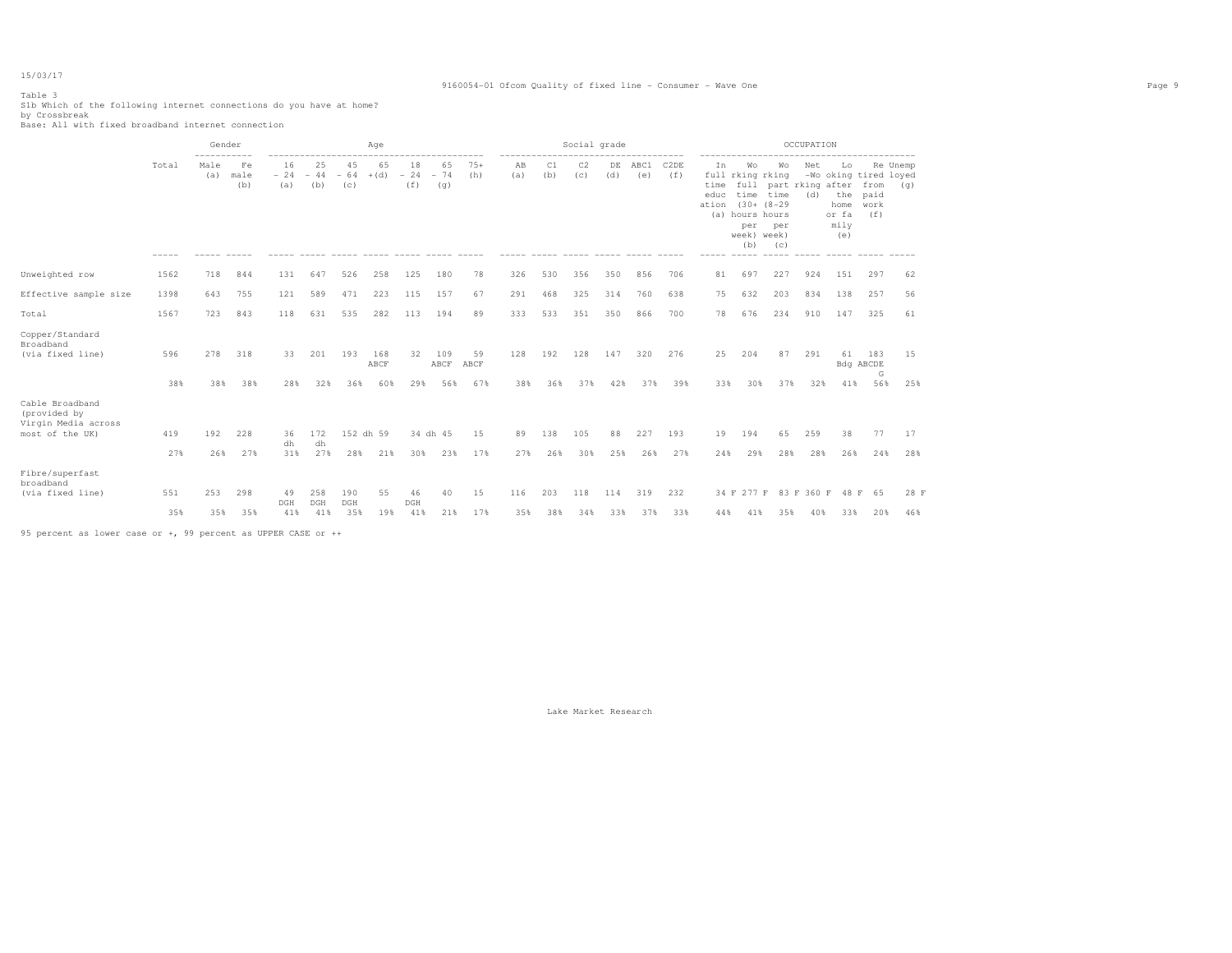Table 3
S1b Which of the following internet connections do you have at home?
by Crossbreak
Base: All with fixed broadband internet connection

| | Total | Gender | | Age | | | | | | | Social grade | | | | | | OCCUPATION | | | | | | |
|---|---|---|---|---|---|---|---|---|---|---|---|---|---|---|---|---|---|---|---|---|---|---|---|
| | | Male (a) | Female (b) | 16 - 24 (a) | 25 - 44 (b) | 45 - 64 (c) | 65 +(d) | 18 - 24 (f) | 65 - 74 (g) | 75+ (h) | AB (a) | C1 (b) | C2 (c) | DE (d) | ABC1 (e) | C2DE (f) | In full time education (a) | Working full time (30+ hours per week) (b) | Working part time (8-29 hours per week) (c) | Net -Working (d) | Looking after the home or family (e) | Retired from paid work (f) | Unemployed (g) |
| Unweighted row | 1562 | 718 | 844 | 131 | 647 | 526 | 258 | 125 | 180 | 78 | 326 | 530 | 356 | 350 | 856 | 706 | 81 | 697 | 227 | 924 | 151 | 297 | 62 |
| Effective sample size | 1398 | 643 | 755 | 121 | 589 | 471 | 223 | 115 | 157 | 67 | 291 | 468 | 325 | 314 | 760 | 638 | 75 | 632 | 203 | 834 | 138 | 257 | 56 |
| Total | 1567 | 723 | 843 | 118 | 631 | 535 | 282 | 113 | 194 | 89 | 333 | 533 | 351 | 350 | 866 | 700 | 78 | 676 | 234 | 910 | 147 | 325 | 61 |
| Copper/Standard Broadband (via fixed line) | 596 | 278 | 318 | 33 | 201 | 193 | 168 ABCF | 32 | 109 ABCF | 59 ABCF | 128 | 192 | 128 | 147 | 320 | 276 | 25 | 204 | 87 | 291 | 61 | 183 Bdg ABCDE G | 15 |
| | 38% | 38% | 38% | 28% | 32% | 36% | 60% | 29% | 56% | 67% | 38% | 36% | 37% | 42% | 37% | 39% | 33% | 30% | 37% | 32% | 41% | 56% | 25% |
| Cable Broadband (provided by Virgin Media across most of the UK) | 419 | 192 | 228 | 36 dh | 172 dh | 152 dh | 59 | 34 dh | 45 | 15 | 89 | 138 | 105 | 88 | 227 | 193 | 19 | 194 | 65 | 259 | 38 | 77 | 17 |
| | 27% | 26% | 27% | 31% | 27% | 28% | 21% | 30% | 23% | 17% | 27% | 26% | 30% | 25% | 26% | 27% | 24% | 29% | 28% | 28% | 26% | 24% | 28% |
| Fibre/superfast broadband (via fixed line) | 551 | 253 | 298 | 49 DGH | 258 DGH | 190 DGH | 55 | 46 DGH | 40 | 15 | 116 | 203 | 118 | 114 | 319 | 232 | 34 F | 277 F | 83 F | 360 F | 48 F | 65 | 28 F |
| | 35% | 35% | 35% | 41% | 41% | 35% | 19% | 41% | 21% | 17% | 35% | 38% | 34% | 33% | 37% | 33% | 44% | 41% | 35% | 40% | 33% | 20% | 46% |

95 percent as lower case or +, 99 percent as UPPER CASE or ++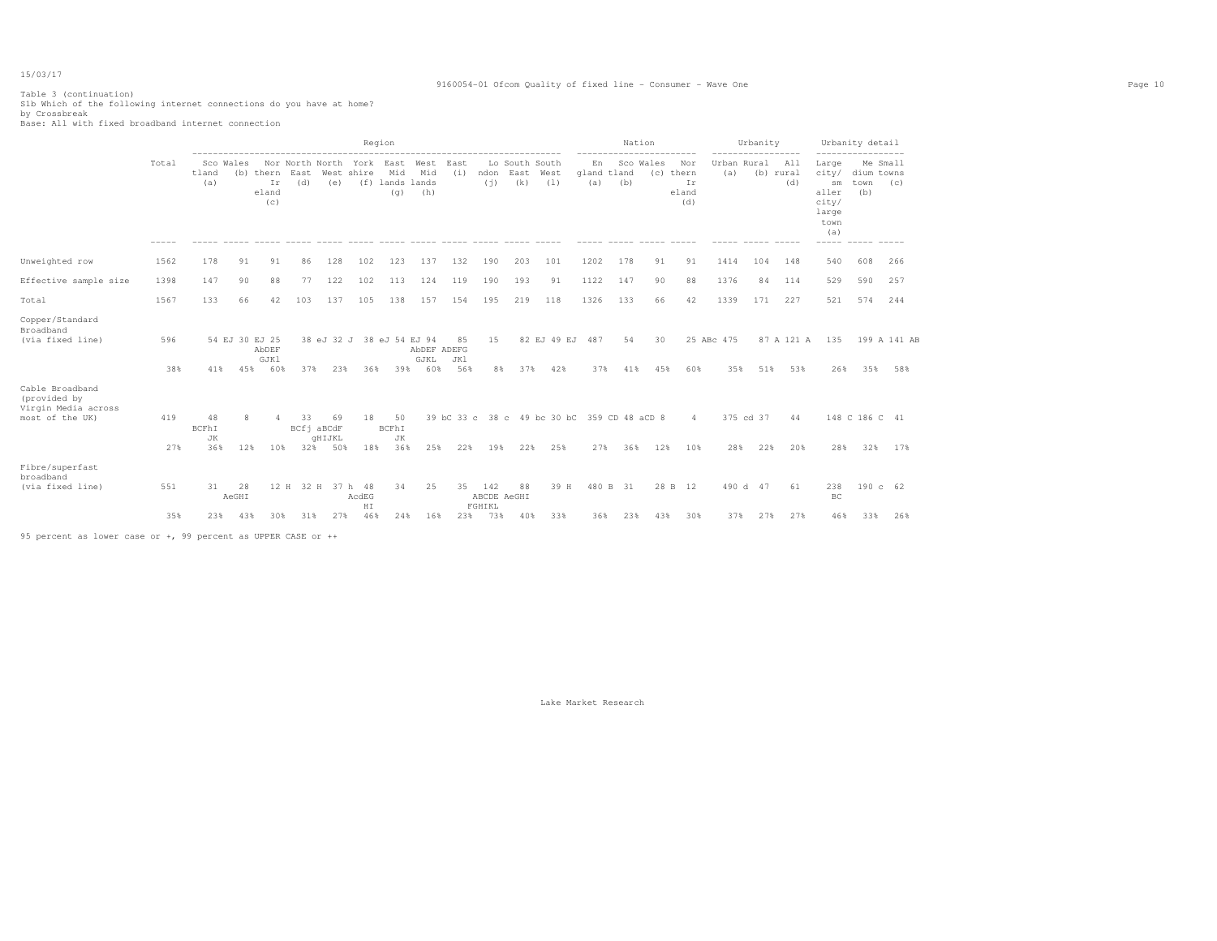Table 3 (continuation)
S1b Which of the following internet connections do you have at home?
by Crossbreak
Base: All with fixed broadband internet connection

| | Total | Region | | | | | | | | | | | | Nation | | | | Urbanity | | | Urbanity detail | | |
|---|---|---|---|---|---|---|---|---|---|---|---|---|---|---|---|---|---|---|---|---|---|---|---|
| | | Scotland (a) | Wales (b) | Northern Ireland (c) | North East (d) | North West (e) | Yorkshire (f) | East Midlands (g) | West Midlands (h) | East (i) | London (j) | South East (k) | South West (l) | England (a) | Scotland (b) | Wales (c) | Northern Ireland (d) | Urban (a) | Rural (b) | All rural (d) | Large city/ smaller city/ large town (a) | Medium town (b) | Small towns (c) |
| Unweighted row | 1562 | 178 | 91 | 91 | 86 | 128 | 102 | 123 | 137 | 132 | 190 | 203 | 101 | 1202 | 178 | 91 | 91 | 1414 | 104 | 148 | 540 | 608 | 266 |
| Effective sample size | 1398 | 147 | 90 | 88 | 77 | 122 | 102 | 113 | 124 | 119 | 190 | 193 | 91 | 1122 | 147 | 90 | 88 | 1376 | 84 | 114 | 529 | 590 | 257 |
| Total | 1567 | 133 | 66 | 42 | 103 | 137 | 105 | 138 | 157 | 154 | 195 | 219 | 118 | 1326 | 133 | 66 | 42 | 1339 | 171 | 227 | 521 | 574 | 244 |
| Copper/Standard Broadband (via fixed line) | 596 | 54 EJ | 30 EJ | 25 AbDEF GJKl | 38 eJ | 32 J | 38 eJ | 54 EJ | 94 AbDEF GJKL | 85 ADEFG JKl | 15 | 82 EJ | 49 EJ | 487 | 54 | 30 | 25 ABc | 475 | 87 A | 121 A | 135 | 199 A | 141 AB |
| | 38% | 41% | 45% | 60% | 37% | 23% | 36% | 39% | 60% | 56% | 8% | 37% | 42% | 37% | 41% | 45% | 60% | 35% | 51% | 53% | 26% | 35% | 58% |
| Cable Broadband (provided by Virgin Media across most of the UK) | 419 | 48 BCFhI JK | 8 | 4 | 33 BCfj | 69 aBCdF gHIJKL | 18 | 50 BCFhI JK | 39 bC | 33 c | 38 c | 49 bc | 30 bC | 359 CD | 48 aCD | 8 | 4 | 375 cd | 37 | 44 | 148 C | 186 C | 41 |
| | 27% | 36% | 12% | 10% | 32% | 50% | 18% | 36% | 25% | 22% | 19% | 22% | 25% | 27% | 36% | 12% | 10% | 28% | 22% | 20% | 28% | 32% | 17% |
| Fibre/superfast broadband (via fixed line) | 551 | 31 | 28 AeGHI | 12 H | 32 H | 37 h | 48 AcdEG HI | 34 | 25 | 35 | 142 ABCDE FGHIKL | 88 AeGHI | 39 H | 480 B | 31 | 28 B | 12 | 490 d | 47 | 61 | 238 BC | 190 c | 62 |
| | 35% | 23% | 43% | 30% | 31% | 27% | 46% | 24% | 16% | 23% | 73% | 40% | 33% | 36% | 23% | 43% | 30% | 37% | 27% | 27% | 46% | 33% | 26% |

95 percent as lower case or +, 99 percent as UPPER CASE or ++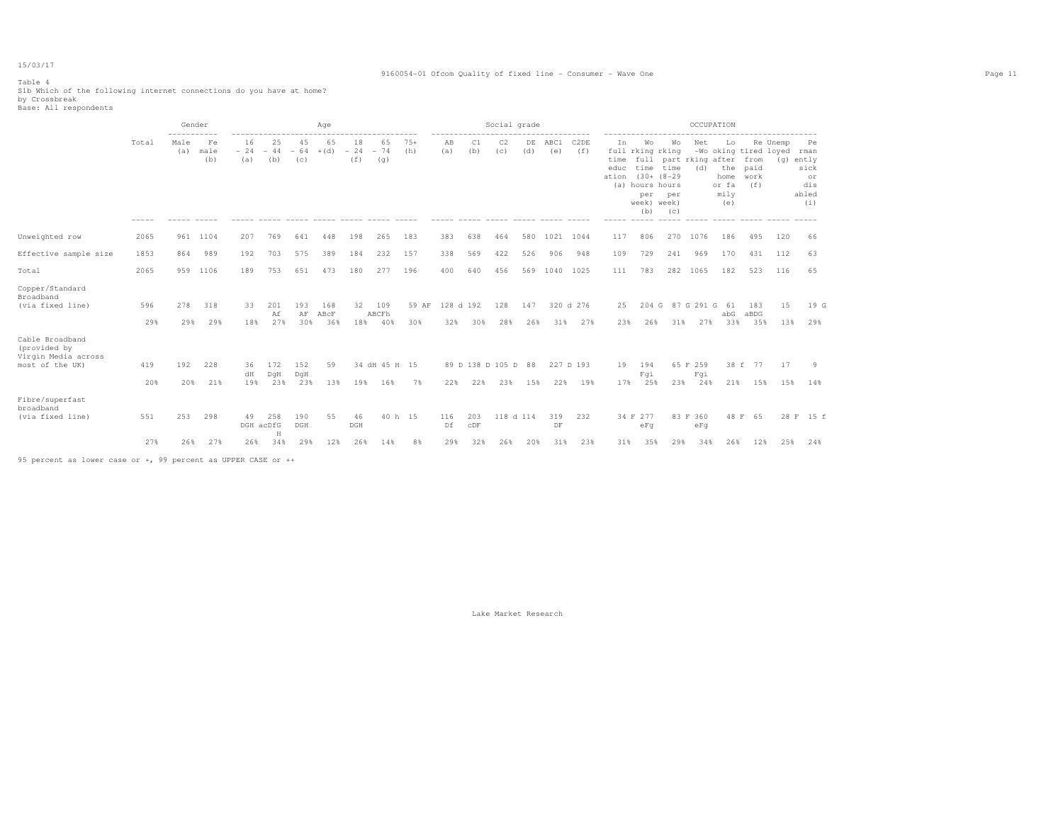15/03/17

9160054-01 Ofcom Quality of fixed line - Consumer - Wave One

Table 4
S1b Which of the following internet connections do you have at home?
by Crossbreak
Base: All respondents

| | Total | Gender | | Age | | | | | | | Social grade | | | | | | OCCUPATION | | | | | | | | |
|---|---|---|---|---|---|---|---|---|---|---|---|---|---|---|---|---|---|---|---|---|---|---|---|---|---|
| | | Male (a) | Female (b) | 16 - 24 (a) | 25 - 44 (b) | 45 - 64 (c) | 65 +(d) | 18 - 24 (f) | 65 - 74 (g) | 75+ (h) | AB (a) | C1 (b) | C2 (c) | DE (d) | ABC1 (e) | C2DE (f) | In full time education (a) | Working full time (30+ hours per week) (b) | Working part time (8-29 hours per week) (c) | Net -Working (d) | Looking after the home or family (e) | Retired from paid work (f) | Unemployed (g) | Permanently sick or disabled (i) |
| Unweighted row | 2065 | 961 | 1104 | 207 | 769 | 641 | 448 | 198 | 265 | 183 | 383 | 638 | 464 | 580 | 1021 | 1044 | 117 | 806 | 270 | 1076 | 186 | 495 | 120 | 66 |
| Effective sample size | 1853 | 864 | 989 | 192 | 703 | 575 | 389 | 184 | 232 | 157 | 338 | 569 | 422 | 526 | 906 | 948 | 109 | 729 | 241 | 969 | 170 | 431 | 112 | 63 |
| Total | 2065 | 959 | 1106 | 189 | 753 | 651 | 473 | 180 | 277 | 196 | 400 | 640 | 456 | 569 | 1040 | 1025 | 111 | 783 | 282 | 1065 | 182 | 523 | 116 | 65 |
| Copper/Standard Broadband (via fixed line) | 596 | 278 | 318 | 33 | 201 Af | 193 AF | 168 ABcF | 32 | 109 ABCFh | 59 AF | 128 d | 192 | 128 | 147 | 320 d | 276 | 25 | 204 G | 87 G | 291 G | 61 abG | 183 aBDG | 15 | 19 G |
| | 29% | 29% | 29% | 18% | 27% | 30% | 36% | 18% | 40% | 30% | 32% | 30% | 28% | 26% | 31% | 27% | 23% | 26% | 31% | 27% | 33% | 35% | 13% | 29% |
| Cable Broadband (provided by Virgin Media across most of the UK) | 419 | 192 | 228 | 36 dH | 172 DgH | 152 DgH | 59 | 34 dH | 45 H | 15 | 89 D | 138 D | 105 D | 88 | 227 D | 193 | 19 | 194 Fgi | 65 F | 259 Fgi | 38 f | 77 | 17 | 9 |
| | 20% | 20% | 21% | 19% | 23% | 23% | 13% | 19% | 16% | 7% | 22% | 22% | 23% | 15% | 22% | 19% | 17% | 25% | 23% | 24% | 21% | 15% | 15% | 14% |
| Fibre/superfast broadband (via fixed line) | 551 | 253 | 298 | 49 DGH | 258 acDfGH | 190 DGH | 55 | 46 DGH | 40 h | 15 | 116 Df | 203 cDF | 118 d | 114 | 319 DF | 232 | 34 F | 277 eFg | 83 F | 360 eFg | 48 F | 65 | 28 F | 15 f |
| | 27% | 26% | 27% | 26% | 34% | 29% | 12% | 26% | 14% | 8% | 29% | 32% | 26% | 20% | 31% | 23% | 31% | 35% | 29% | 34% | 26% | 12% | 25% | 24% |

95 percent as lower case or +, 99 percent as UPPER CASE or ++

Lake Market Research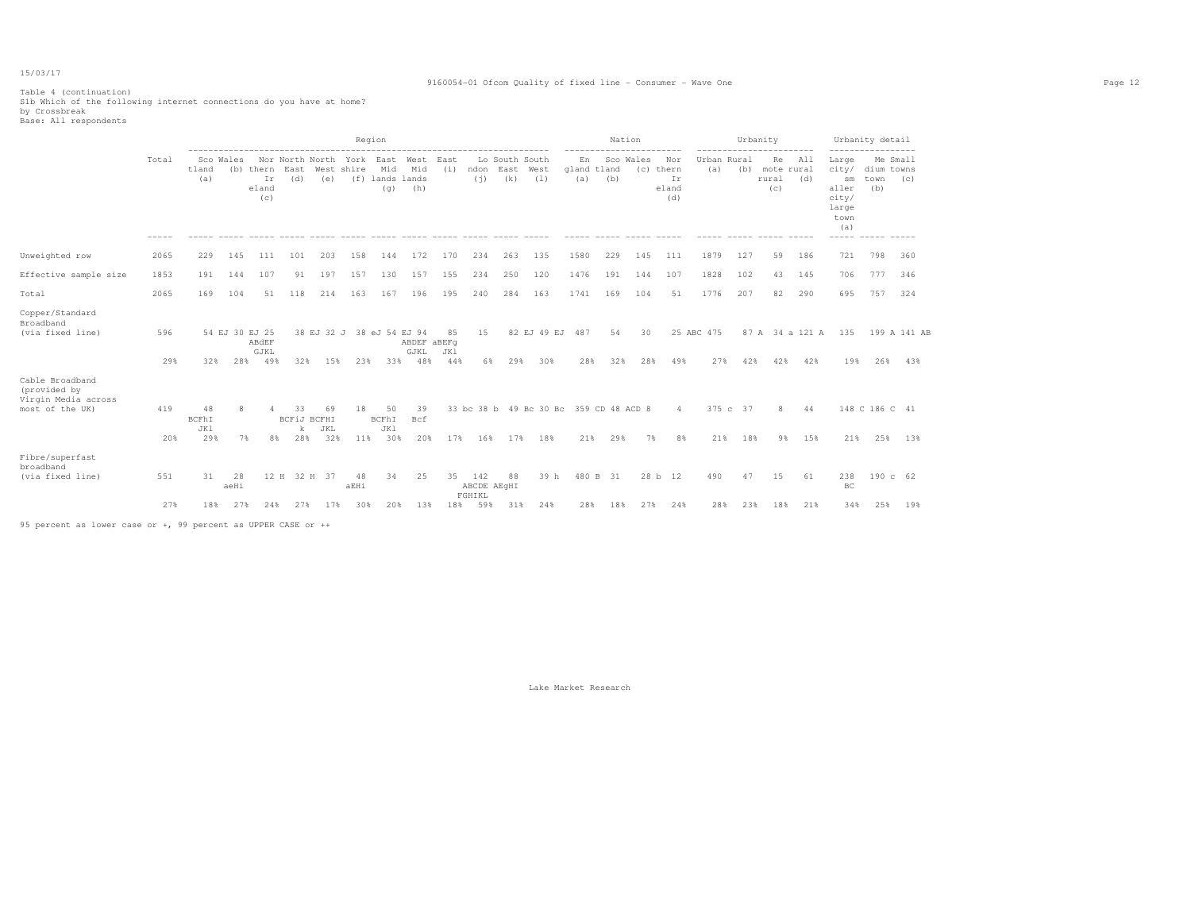Table 4 (continuation)
S1b Which of the following internet connections do you have at home?
by Crossbreak
Base: All respondents

| | Total | Region | | | | | | | | | | | | Nation | | | | Urbanity | | | | Urbanity detail | | |
|---|---|---|---|---|---|---|---|---|---|---|---|---|---|---|---|---|---|---|---|---|---|---|---|---|
| | | Scotland (a) | Wales (b) | Northern Ireland (c) | North East (d) | North West (e) | Yorkshire (f) | East Midlands (g) | West Midlands (h) | East (i) | London (j) | South East (k) | South West (l) | England (a) | Scotland (b) | Wales (c) | Northern Ireland (d) | Urban (a) | Rural (b) | Remote rural (c) | All rural (d) | Large city/ smaller city/ large town (a) | Medium town (b) | Small towns (c) |
| Unweighted row | 2065 | 229 | 145 | 111 | 101 | 203 | 158 | 144 | 172 | 170 | 234 | 263 | 135 | 1580 | 229 | 145 | 111 | 1879 | 127 | 59 | 186 | 721 | 798 | 360 |
| Effective sample size | 1853 | 191 | 144 | 107 | 91 | 197 | 157 | 130 | 157 | 155 | 234 | 250 | 120 | 1476 | 191 | 144 | 107 | 1828 | 102 | 43 | 145 | 706 | 777 | 346 |
| Total | 2065 | 169 | 104 | 51 | 118 | 214 | 163 | 167 | 196 | 195 | 240 | 284 | 163 | 1741 | 169 | 104 | 51 | 1776 | 207 | 82 | 290 | 695 | 757 | 324 |
| Copper/Standard Broadband (via fixed line) | 596 | 54 EJ | 30 EJ | 25 ABdEF GJKL | 38 EJ | 32 J | 38 eJ | 54 EJ | 94 ABDEF GJKL | 85 aBEFg JKl | 15 | 82 EJ | 49 EJ | 487 | 54 | 30 | 25 ABC | 475 | 87 A | 34 a | 121 A | 135 | 199 A | 141 AB |
| | 29% | 32% | 28% | 49% | 32% | 15% | 23% | 33% | 48% | 44% | 6% | 29% | 30% | 28% | 32% | 28% | 49% | 27% | 42% | 42% | 42% | 19% | 26% | 43% |
| Cable Broadband (provided by Virgin Media across most of the UK) | 419 | 48 BCFhI JKl | 8 | 4 | 33 BCFiJ k | 69 BCFHI JKL | 18 | 50 BCFhI JKl | 39 Bcf | 33 bc | 38 b | 49 Bc | 30 Bc | 359 CD | 48 ACD | 8 | 4 | 375 c | 37 | 8 | 44 | 148 C | 186 C | 41 |
| | 20% | 29% | 7% | 8% | 28% | 32% | 11% | 30% | 20% | 17% | 16% | 17% | 18% | 21% | 29% | 7% | 8% | 21% | 18% | 9% | 15% | 21% | 25% | 13% |
| Fibre/superfast broadband (via fixed line) | 551 | 31 | 28 aeHi | 12 H | 32 H | 37 | 48 aEHi | 34 | 25 | 35 | 142 ABCDE FGHIKL | 88 AEgHI | 39 h | 480 B | 31 | 28 b | 12 | 490 | 47 | 15 | 61 | 238 BC | 190 c | 62 |
| | 27% | 18% | 27% | 24% | 27% | 17% | 30% | 20% | 13% | 18% | 59% | 31% | 24% | 28% | 18% | 27% | 24% | 28% | 23% | 18% | 21% | 34% | 25% | 19% |

95 percent as lower case or +, 99 percent as UPPER CASE or ++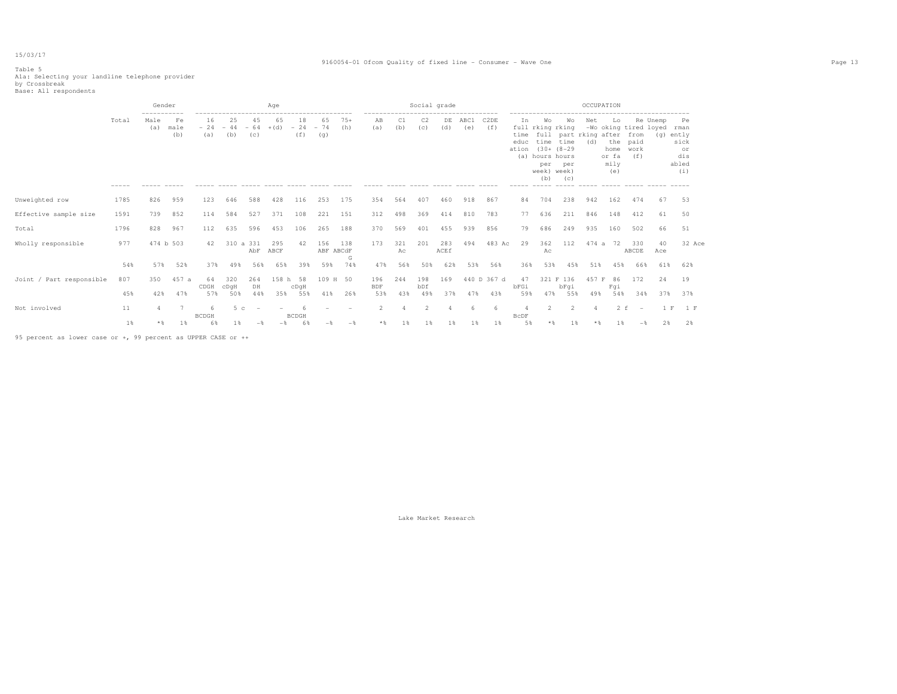Table 5
A1a: Selecting your landline telephone provider
by Crossbreak
Base: All respondents

| | Total | Gender | | Age | | | | | | | Social grade | | | | | | OCCUPATION | | | | | | | | |
|---|---|---|---|---|---|---|---|---|---|---|---|---|---|---|---|---|---|---|---|---|---|---|---|---|---|
| | | Male (a) | Female (b) | 16 - 24 (a) | 25 - 44 (b) | 45 - 64 (c) | 65 +(d) | 18 - 24 (f) | 65 - 74 (g) | 75+ (h) | AB (a) | C1 (b) | C2 (c) | DE (d) | ABC1 (e) | C2DE (f) | In full time education (a) | Working full time (30+ hours per week) (b) | Working part time (8-29 hours per week) (c) | Net -Working (d) | Looking after the home or family (e) | Retired from paid work (f) | Unemployed (g) | Permanently sick or disabled (i) |
| Unweighted row | 1785 | 826 | 959 | 123 | 646 | 588 | 428 | 116 | 253 | 175 | 354 | 564 | 407 | 460 | 918 | 867 | 84 | 704 | 238 | 942 | 162 | 474 | 67 | 53 |
| Effective sample size | 1591 | 739 | 852 | 114 | 584 | 527 | 371 | 108 | 221 | 151 | 312 | 498 | 369 | 414 | 810 | 783 | 77 | 636 | 211 | 846 | 148 | 412 | 61 | 50 |
| Total | 1796 | 828 | 967 | 112 | 635 | 596 | 453 | 106 | 265 | 188 | 370 | 569 | 401 | 455 | 939 | 856 | 79 | 686 | 249 | 935 | 160 | 502 | 66 | 51 |
| Wholly responsible | 977 | 474 b | 503 | 42 | 310 a | 331 AbF | 295 ABCF | 42 | 156 ABF | 138 ABCdFG | 173 | 321 Ac | 201 | 283 ACEf | 494 | 483 Ac | 29 | 362 Ac | 112 | 474 a | 72 | 330 ABCDE | 40 Ace | 32 Ace |
| | 54% | 57% | 52% | 37% | 49% | 56% | 65% | 39% | 59% | 74% | 47% | 56% | 50% | 62% | 53% | 56% | 36% | 53% | 45% | 51% | 45% | 66% | 61% | 62% |
| Joint / Part responsible | 807 | 350 | 457 a | 64 CDGH | 320 cDgH | 264 DH | 158 h | 58 cDgH | 109 H | 50 | 196 BDF | 244 | 198 bDf | 169 | 440 D | 367 d | 47 bFGi | 321 F | 136 bFgi | 457 F | 86 Fgi | 172 | 24 | 19 |
| | 45% | 42% | 47% | 57% | 50% | 44% | 35% | 55% | 41% | 26% | 53% | 43% | 49% | 37% | 47% | 43% | 59% | 47% | 55% | 49% | 54% | 34% | 37% | 37% |
| Not involved | 11 | 4 | 7 | 6 BCDGH | 5 c | - | - | 6 BCDGH | - | - | 2 | 4 | 2 | 4 | 6 | 6 | 4 BcDF | 2 | 2 | 4 | 2 f | - | 1 F | 1 F |
| | 1% | *% | 1% | 6% | 1% | -% | -% | 6% | -% | -% | *% | 1% | 1% | 1% | 1% | 1% | 5% | *% | 1% | *% | 1% | -% | 2% | 2% |

95 percent as lower case or +, 99 percent as UPPER CASE or ++

Lake Market Research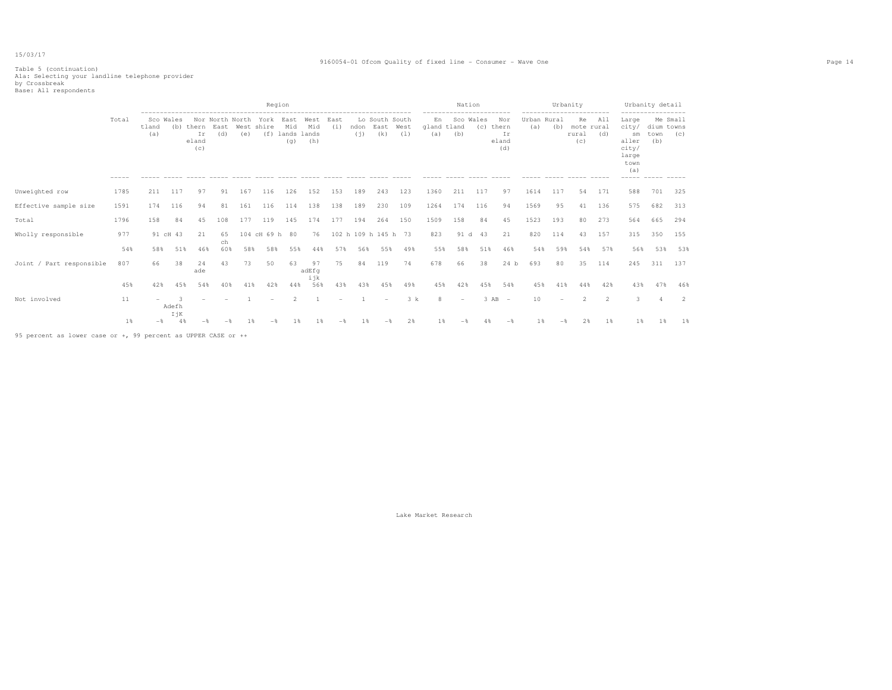15/03/17

9160054-01 Ofcom Quality of fixed line - Consumer - Wave One

Table 5 (continuation)
A1a: Selecting your landline telephone provider
by Crossbreak
Base: All respondents

| | Total | Region | | | | | | | | | | | | Nation | | | | Urbanity | | | | Urbanity detail | | |
|---|---|---|---|---|---|---|---|---|---|---|---|---|---|---|---|---|---|---|---|---|---|---|---|---|
| | | Scotland (a) | Wales (b) | Northern Ireland (c) | North East (d) | North West (e) | Yorkshire (f) | East Midlands (g) | West Midlands (h) | East (i) | London (j) | South East (k) | South West (l) | England (a) | Scotland (b) | Wales (c) | Northern Ireland (d) | Urban (a) | Rural (b) | Remote rural (c) | All rural (d) | Large city/ smaller city/ large town (a) | Medium town (b) | Small towns (c) |
| Unweighted row | 1785 | 211 | 117 | 97 | 91 | 167 | 116 | 126 | 152 | 153 | 189 | 243 | 123 | 1360 | 211 | 117 | 97 | 1614 | 117 | 54 | 171 | 588 | 701 | 325 |
| Effective sample size | 1591 | 174 | 116 | 94 | 81 | 161 | 116 | 114 | 138 | 138 | 189 | 230 | 109 | 1264 | 174 | 116 | 94 | 1569 | 95 | 41 | 136 | 575 | 682 | 313 |
| Total | 1796 | 158 | 84 | 45 | 108 | 177 | 119 | 145 | 174 | 177 | 194 | 264 | 150 | 1509 | 158 | 84 | 45 | 1523 | 193 | 80 | 273 | 564 | 665 | 294 |
| Wholly responsible | 977 | 91 cH | 43 | 21 | 65 ch | 104 cH | 69 h | 80 | 76 | 102 h | 109 h | 145 h | 73 | 823 | 91 d | 43 | 21 | 820 | 114 | 43 | 157 | 315 | 350 | 155 |
| | 54% | 58% | 51% | 46% | 60% | 58% | 58% | 55% | 44% | 57% | 56% | 55% | 49% | 55% | 58% | 51% | 46% | 54% | 59% | 54% | 57% | 56% | 53% | 53% |
| Joint / Part responsible | 807 | 66 | 38 | 24 ade | 43 | 73 | 50 | 63 | 97 adEfg ijk | 75 | 84 | 119 | 74 | 678 | 66 | 38 | 24 b | 693 | 80 | 35 | 114 | 245 | 311 | 137 |
| | 45% | 42% | 45% | 54% | 40% | 41% | 42% | 44% | 56% | 43% | 43% | 45% | 49% | 45% | 42% | 45% | 54% | 45% | 41% | 44% | 42% | 43% | 47% | 46% |
| Not involved | 11 | - | 3 AdefhIjK | - | - | 1 | - | 2 | 1 | - | 1 | - | 3 k | 8 | - | 3 AB | - | 10 | - | 2 | 2 | 3 | 4 | 2 |
| | 1% | -% | 4% | -% | -% | 1% | -% | 1% | 1% | -% | 1% | -% | 2% | 1% | -% | 4% | -% | 1% | -% | 2% | 1% | 1% | 1% | 1% |

95 percent as lower case or +, 99 percent as UPPER CASE or ++

Lake Market Research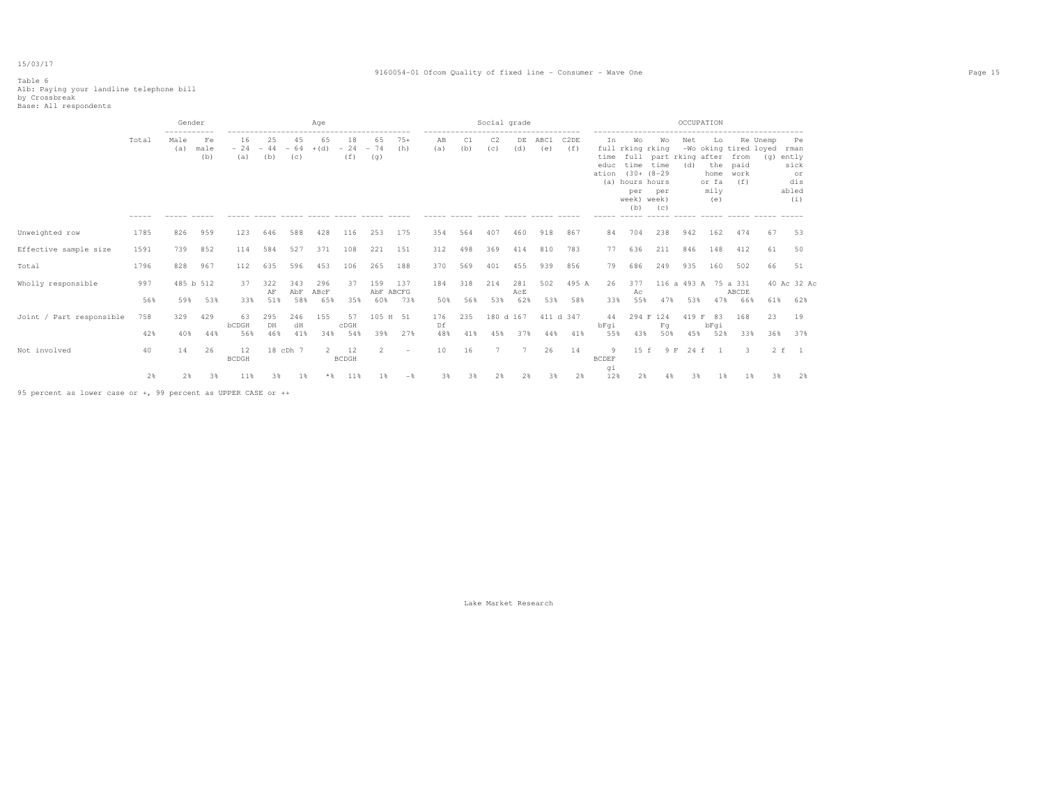15/03/17

Table 6
A1b: Paying your landline telephone bill
by Crossbreak
Base: All respondents

| | Total | Gender | | Age | | | | | | | Social grade | | | | | | OCCUPATION | | | | | | | | |
|---|---|---|---|---|---|---|---|---|---|---|---|---|---|---|---|---|---|---|---|---|---|---|---|---|---|
| | | Male (a) | Female (b) | 16 - 24 (a) | 25 - 44 (b) | 45 - 64 (c) | 65 +(d) | 18 - 24 (f) | 65 - 74 (g) | 75+ (h) | AB (a) | C1 (b) | C2 (c) | DE (d) | ABC1 (e) | C2DE (f) | In full time education (a) | Working full time (30+ hours per week) (b) | Working part time (8-29 hours per week) (c) | Net -Working (d) | Looking after the home or family (e) | Retired from paid work (f) | Unemployed (g) | Permanently sick or disabled (i) |
| Unweighted row | 1785 | 826 | 959 | 123 | 646 | 588 | 428 | 116 | 253 | 175 | 354 | 564 | 407 | 460 | 918 | 867 | 84 | 704 | 238 | 942 | 162 | 474 | 67 | 53 |
| Effective sample size | 1591 | 739 | 852 | 114 | 584 | 527 | 371 | 108 | 221 | 151 | 312 | 498 | 369 | 414 | 810 | 783 | 77 | 636 | 211 | 846 | 148 | 412 | 61 | 50 |
| Total | 1796 | 828 | 967 | 112 | 635 | 596 | 453 | 106 | 265 | 188 | 370 | 569 | 401 | 455 | 939 | 856 | 79 | 686 | 249 | 935 | 160 | 502 | 66 | 51 |
| Wholly responsible | 997 | 485 b | 512 | 37 | 322 AF | 343 AbF | 296 ABcF | 37 | 159 AbF | 137 ABCFG | 184 | 318 | 214 | 281 AcE | 502 | 495 A | 26 | 377 Ac | 116 a | 493 A | 75 a | 331 ABCDE | 40 Ac | 32 Ac |
| | 56% | 59% | 53% | 33% | 51% | 58% | 65% | 35% | 60% | 73% | 50% | 56% | 53% | 62% | 53% | 58% | 33% | 55% | 47% | 53% | 47% | 66% | 61% | 62% |
| Joint / Part responsible | 758 | 329 | 429 | 63 bCDGH | 295 DH | 246 dH | 155 | 57 cDGH | 105 H | 51 | 176 Df | 235 | 180 d | 167 | 411 d | 347 | 44 bFgi | 294 F | 124 Fg | 419 F | 83 bFgi | 168 | 23 | 19 |
| | 42% | 40% | 44% | 56% | 46% | 41% | 34% | 54% | 39% | 27% | 48% | 41% | 45% | 37% | 44% | 41% | 55% | 43% | 50% | 45% | 52% | 33% | 36% | 37% |
| Not involved | 40 | 14 | 26 | 12 BCDGH | 18 cDh | 7 | 2 | 12 BCDGH | 2 | - | 10 | 16 | 7 | 7 | 26 | 14 | 9 BCDEFgi | 15 f | 9 F | 24 f | 1 | 3 | 2 f | 1 |
| | 2% | 2% | 3% | 11% | 3% | 1% | *% | 11% | 1% | -% | 3% | 3% | 2% | 2% | 3% | 2% | 12% | 2% | 4% | 3% | 1% | 1% | 3% | 2% |

95 percent as lower case or +, 99 percent as UPPER CASE or ++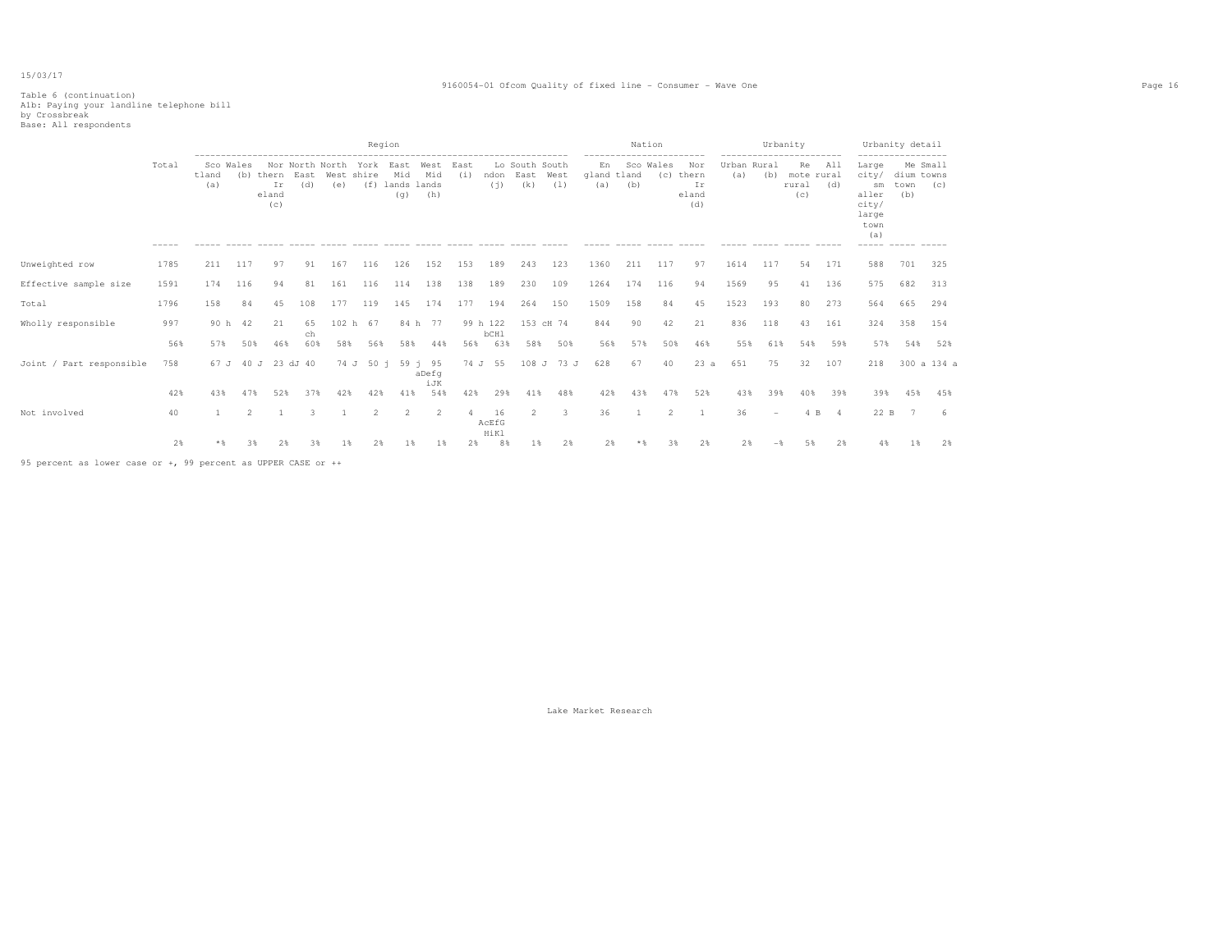15/03/17

Table 6 (continuation)
A1b: Paying your landline telephone bill
by Crossbreak
Base: All respondents

| | Total | Region | | | | | | | | | | | | Nation | | | | Urbanity | | | | Urbanity detail | | |
|---|---|---|---|---|---|---|---|---|---|---|---|---|---|---|---|---|---|---|---|---|---|---|---|---|
| | | Scotland (a) | Wales (b) | Northern Ireland (c) | North East (d) | North West (e) | Yorkshire (f) | East Midlands (g) | West Midlands (h) | East (i) | London (j) | South East (k) | South West (l) | England (a) | Scotland (b) | Wales (c) | Northern Ireland (d) | Urban (a) | Rural (b) | Remote rural (c) | All rural (d) | Large city/ smaller city/ large town (a) | Medium town (b) | Small towns (c) |
| Unweighted row | 1785 | 211 | 117 | 97 | 91 | 167 | 116 | 126 | 152 | 153 | 189 | 243 | 123 | 1360 | 211 | 117 | 97 | 1614 | 117 | 54 | 171 | 588 | 701 | 325 |
| Effective sample size | 1591 | 174 | 116 | 94 | 81 | 161 | 116 | 114 | 138 | 138 | 189 | 230 | 109 | 1264 | 174 | 116 | 94 | 1569 | 95 | 41 | 136 | 575 | 682 | 313 |
| Total | 1796 | 158 | 84 | 45 | 108 | 177 | 119 | 145 | 174 | 177 | 194 | 264 | 150 | 1509 | 158 | 84 | 45 | 1523 | 193 | 80 | 273 | 564 | 665 | 294 |
| Wholly responsible | 997 | 90 h | 42 | 21 | 65 ch | 102 h | 67 | 84 h | 77 | 99 h | 122 bCHl | 153 cH | 74 | 844 | 90 | 42 | 21 | 836 | 118 | 43 | 161 | 324 | 358 | 154 |
| | 56% | 57% | 50% | 46% | 60% | 58% | 56% | 58% | 44% | 56% | 63% | 58% | 50% | 56% | 57% | 50% | 46% | 55% | 61% | 54% | 59% | 57% | 54% | 52% |
| Joint / Part responsible | 758 | 67 J | 40 J | 23 dJ | 40 | 74 J | 50 j | 59 j | 95 aDefg iJK | 74 J | 55 | 108 J | 73 J | 628 | 67 | 40 | 23 a | 651 | 75 | 32 | 107 | 218 | 300 a | 134 a |
| | 42% | 43% | 47% | 52% | 37% | 42% | 42% | 41% | 54% | 42% | 29% | 41% | 48% | 42% | 43% | 47% | 52% | 43% | 39% | 40% | 39% | 39% | 45% | 45% |
| Not involved | 40 | 1 | 2 | 1 | 3 | 1 | 2 | 2 | 2 | 4 | 16 AcEfG HiKl | 2 | 3 | 36 | 1 | 2 | 1 | 36 | - | 4 B | 4 | 22 B | 7 | 6 |
| | 2% | *% | 3% | 2% | 3% | 1% | 2% | 1% | 1% | 2% | 8% | 1% | 2% | 2% | *% | 3% | 2% | 2% | -% | 5% | 2% | 4% | 1% | 2% |

95 percent as lower case or +, 99 percent as UPPER CASE or ++

Lake Market Research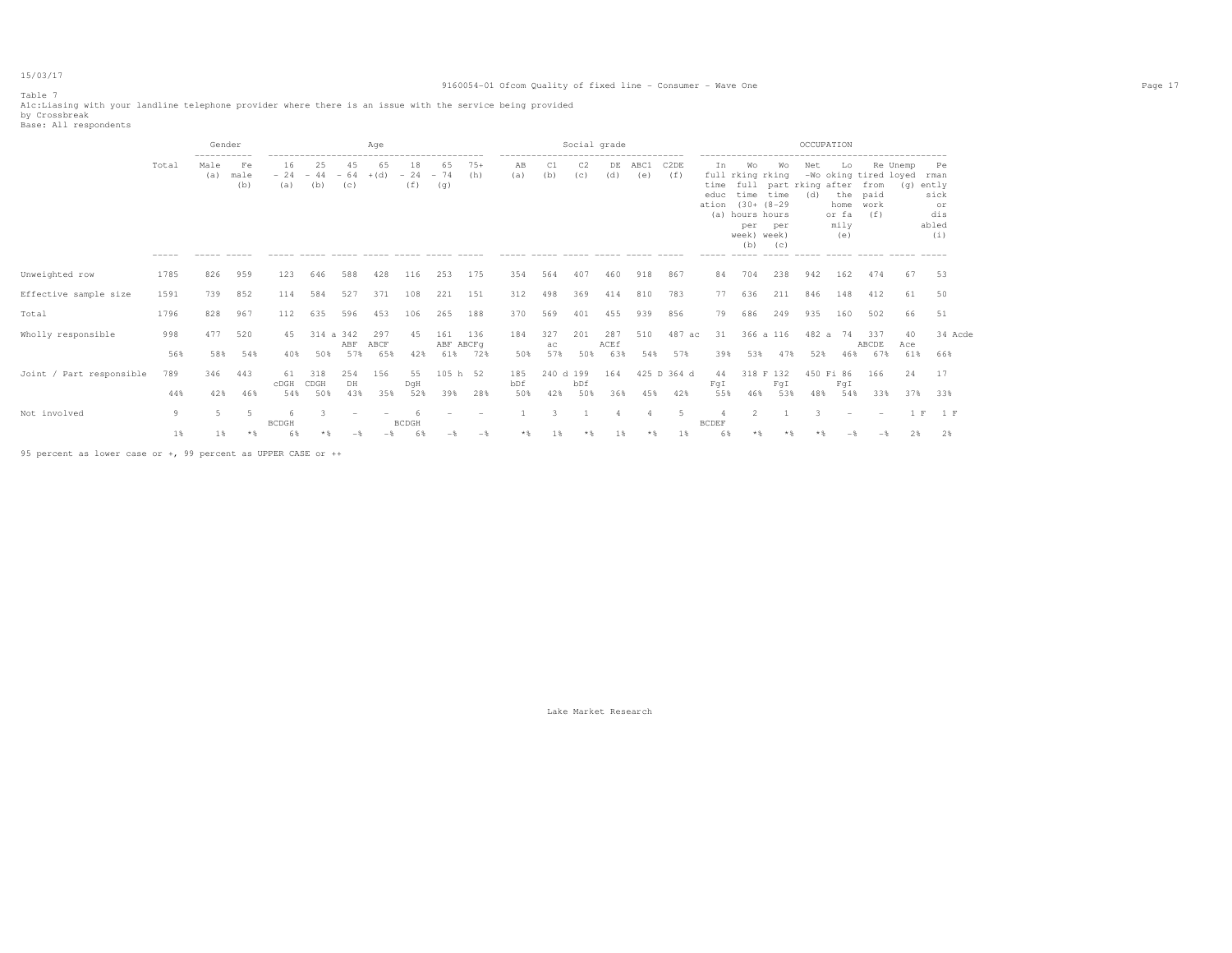Table 7

A1c:Liasing with your landline telephone provider where there is an issue with the service being provided

by Crossbreak

Base: All respondents

| | Total | Gender: Male (a) | Gender: Female (b) | Age: 16 - 24 (a) | Age: 25 - 44 (b) | Age: 45 - 64 (c) | Age: 65 +(d) | Age: 18 - 24 (f) | Age: 65 - 74 (g) | Age: 75+ (h) | Social grade: AB (a) | Social grade: C1 (b) | Social grade: C2 (c) | Social grade: DE (d) | Social grade: ABC1 (e) | Social grade: C2DE (f) | OCCUPATION: In full time education (a) | OCCUPATION: Working full time (30+ hours per week) (b) | OCCUPATION: Working part time (8-29 hours per week) (c) | OCCUPATION: Net -Working (d) | OCCUPATION: Looking after the home or family (e) | OCCUPATION: Retired from paid work (f) | OCCUPATION: Unemployed (g) | OCCUPATION: Permanently sick or disabled (i) |
|---|---|---|---|---|---|---|---|---|---|---|---|---|---|---|---|---|---|---|---|---|---|---|---|---|
| Unweighted row | 1785 | 826 | 959 | 123 | 646 | 588 | 428 | 116 | 253 | 175 | 354 | 564 | 407 | 460 | 918 | 867 | 84 | 704 | 238 | 942 | 162 | 474 | 67 | 53 |
| Effective sample size | 1591 | 739 | 852 | 114 | 584 | 527 | 371 | 108 | 221 | 151 | 312 | 498 | 369 | 414 | 810 | 783 | 77 | 636 | 211 | 846 | 148 | 412 | 61 | 50 |
| Total | 1796 | 828 | 967 | 112 | 635 | 596 | 453 | 106 | 265 | 188 | 370 | 569 | 401 | 455 | 939 | 856 | 79 | 686 | 249 | 935 | 160 | 502 | 66 | 51 |
| Wholly responsible | 998 | 477 | 520 | 45 | 314 a | 342 ABF | 297 ABCF | 45 | 161 ABF | 136 ABCFg | 184 | 327 ac | 201 | 287 ACEf | 510 | 487 ac | 31 | 366 a | 116 | 482 a | 74 | 337 ABCDE | 40 Ace | 34 Acde |
| | 56% | 58% | 54% | 40% | 50% | 57% | 65% | 42% | 61% | 72% | 50% | 57% | 50% | 63% | 54% | 57% | 39% | 53% | 47% | 52% | 46% | 67% | 61% | 66% |
| Joint / Part responsible | 789 | 346 | 443 | 61 cDGH | 318 CDGH | 254 DH | 156 | 55 DgH | 105 h | 52 | 185 bDf | 240 d | 199 bDf | 164 | 425 D | 364 d | 44 FgI | 318 F | 132 FgI | 450 Fi | 86 FgI | 166 | 24 | 17 |
| | 44% | 42% | 46% | 54% | 50% | 43% | 35% | 52% | 39% | 28% | 50% | 42% | 50% | 36% | 45% | 42% | 55% | 46% | 53% | 48% | 54% | 33% | 37% | 33% |
| Not involved | 9 | 5 | 5 | 6 BCDGH | 3 | - | - | 6 BCDGH | - | - | 1 | 3 | 1 | 4 | 4 | 5 | 4 BCDEF | 2 | 1 | 3 | - | - | 1 F | 1 F |
| | 1% | 1% | *% | 6% | *% | -% | -% | 6% | -% | -% | *% | 1% | *% | 1% | *% | 1% | 6% | *% | *% | *% | -% | -% | 2% | 2% |

95 percent as lower case or +, 99 percent as UPPER CASE or ++

Lake Market Research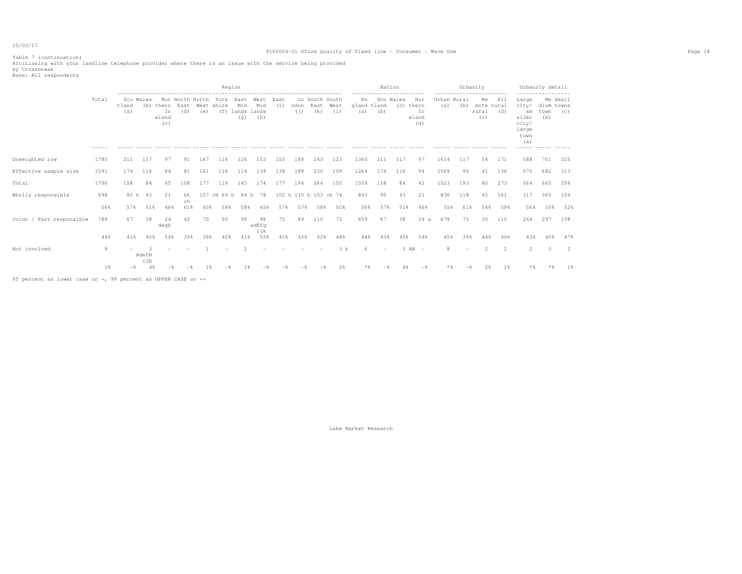Table 7 (continuation)
A1c:Liasing with your landline telephone provider where there is an issue with the service being provided
by Crossbreak
Base: All respondents

| | Total | Region | | | | | | | | | | | | Nation | | | | Urbanity | | | | Urbanity detail | | |
|---|---|---|---|---|---|---|---|---|---|---|---|---|---|---|---|---|---|---|---|---|---|---|---|---|
| | | Scotland (a) | Wales (b) | Northern Ireland (c) | North East (d) | North West (e) | Yorkshire (f) | East Midlands (g) | West Midlands (h) | East (i) | London (j) | South East (k) | South West (l) | England (a) | Scotland (b) | Wales (c) | Northern Ireland (d) | Urban (a) | Rural (b) | Remote rural (c) | All rural (d) | Large city/ smaller city/ large town (a) | Medium town (b) | Small towns (c) |
| Unweighted row | 1785 | 211 | 117 | 97 | 91 | 167 | 116 | 126 | 152 | 153 | 189 | 243 | 123 | 1360 | 211 | 117 | 97 | 1614 | 117 | 54 | 171 | 588 | 701 | 325 |
| Effective sample size | 1591 | 174 | 116 | 94 | 81 | 161 | 116 | 114 | 138 | 138 | 189 | 230 | 109 | 1264 | 174 | 116 | 94 | 1569 | 95 | 41 | 136 | 575 | 682 | 313 |
| Total | 1796 | 158 | 84 | 45 | 108 | 177 | 119 | 145 | 174 | 177 | 194 | 264 | 150 | 1509 | 158 | 84 | 45 | 1523 | 193 | 80 | 273 | 564 | 665 | 294 |
| Wholly responsible | 998 | 90 h | 43 | 21 | 66 ch | 107 cH | 69 h | 84 h | 78 | 102 h | 110 h | 153 ch | 74 | 843 | 90 | 43 | 21 | 836 | 118 | 43 | 161 | 317 | 365 | 154 |
| | 56% | 57% | 51% | 46% | 61% | 60% | 58% | 58% | 45% | 57% | 57% | 58% | 50% | 56% | 57% | 51% | 46% | 55% | 61% | 54% | 59% | 56% | 55% | 52% |
| Joint / Part responsible | 789 | 67 | 38 | 24 degk | 42 | 70 | 50 | 59 | 96 adEfg ijk | 75 | 84 | 110 | 73 | 659 | 67 | 38 | 24 a | 679 | 75 | 35 | 110 | 244 | 297 | 138 |
| | 44% | 43% | 45% | 54% | 39% | 39% | 42% | 41% | 55% | 43% | 43% | 42% | 48% | 44% | 43% | 45% | 54% | 45% | 39% | 44% | 40% | 43% | 45% | 47% |
| Not involved | 9 | - | 3 AdefH IJK | - | - | 1 | - | 2 | - | - | - | - | 3 k | 6 | - | 3 AB | - | 8 | - | 2 | 2 | 2 | 3 | 2 |
| | 1% | -% | 4% | -% | -% | 1% | -% | 1% | -% | -% | -% | -% | 2% | *% | -% | 4% | -% | *% | -% | 2% | 1% | *% | *% | 1% |

95 percent as lower case or +, 99 percent as UPPER CASE or ++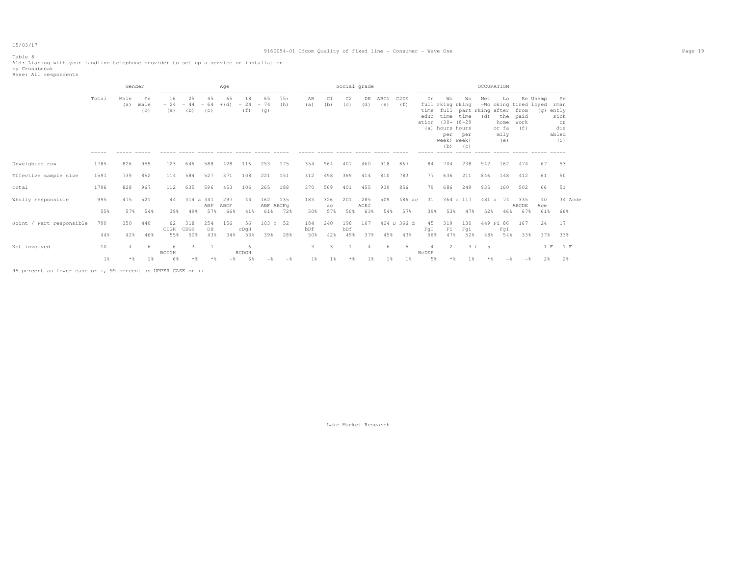15/03/17

9160054-01 Ofcom Quality of fixed line - Consumer - Wave One

Table 8
A1d: Liasing with your landline telephone provider to set up a service or installation
by Crossbreak
Base: All respondents

| | Total | Gender | | Age | | | | | | | Social grade | | | | | | OCCUPATION | | | | | | | | |
|---|---|---|---|---|---|---|---|---|---|---|---|---|---|---|---|---|---|---|---|---|---|---|---|---|---|
| | | Male (a) | Female (b) | 16 - 24 (a) | 25 - 44 (b) | 45 - 64 (c) | 65 +(d) | 18 - 24 (f) | 65 - 74 (g) | 75+ (h) | AB (a) | C1 (b) | C2 (c) | DE (d) | ABC1 (e) | C2DE (f) | In full time education (a) | Working full time (30+ hours per week) (b) | Working part time (8-29 hours per week) (c) | Net -Working (d) | Looking after the home or family (e) | Retired from paid work (f) | Unemployed (g) | Permanently sick or disabled (i) |
| Unweighted row | 1785 | 826 | 959 | 123 | 646 | 588 | 428 | 116 | 253 | 175 | 354 | 564 | 407 | 460 | 918 | 867 | 84 | 704 | 238 | 942 | 162 | 474 | 67 | 53 |
| Effective sample size | 1591 | 739 | 852 | 114 | 584 | 527 | 371 | 108 | 221 | 151 | 312 | 498 | 369 | 414 | 810 | 783 | 77 | 636 | 211 | 846 | 148 | 412 | 61 | 50 |
| Total | 1796 | 828 | 967 | 112 | 635 | 596 | 453 | 106 | 265 | 188 | 370 | 569 | 401 | 455 | 939 | 856 | 79 | 686 | 249 | 935 | 160 | 502 | 66 | 51 |
| Wholly responsible | 995 | 475 | 521 | 44 | 314 a | 341 ABF | 297 ABCF | 44 | 162 ABF | 135 ABCFg | 183 | 326 ac | 201 | 285 ACEf | 509 | 486 ac | 31 | 364 a | 117 | 481 a | 74 | 335 ABCDE | 40 Ace | 34 Acde |
| | 55% | 57% | 54% | 39% | 49% | 57% | 66% | 41% | 61% | 72% | 50% | 57% | 50% | 63% | 54% | 57% | 39% | 53% | 47% | 52% | 46% | 67% | 61% | 66% |
| Joint / Part responsible | 790 | 350 | 440 | 62 CDGH | 318 CDGH | 254 DH | 156 | 56 cDgH | 103 h | 52 | 184 bDf | 240 | 198 bDf | 167 | 424 D | 366 d | 45 FgI | 319 Fi | 130 Fgi | 449 Fi | 86 FgI | 167 | 24 | 17 |
| | 44% | 42% | 46% | 55% | 50% | 43% | 34% | 53% | 39% | 28% | 50% | 42% | 49% | 37% | 45% | 43% | 56% | 47% | 52% | 48% | 54% | 33% | 37% | 33% |
| Not involved | 10 | 4 | 6 | 6 BCDGH | 3 | 1 | - | 6 BCDGH | - | - | 3 | 3 | 1 | 4 | 6 | 5 | 4 BcDEF | 2 | 3 f | 5 | - | - | 1 F | 1 F |
| | 1% | *% | 1% | 6% | *% | *% | -% | 6% | -% | -% | 1% | 1% | *% | 1% | 1% | 1% | 5% | *% | 1% | *% | -% | -% | 2% | 2% |

95 percent as lower case or +, 99 percent as UPPER CASE or ++

Lake Market Research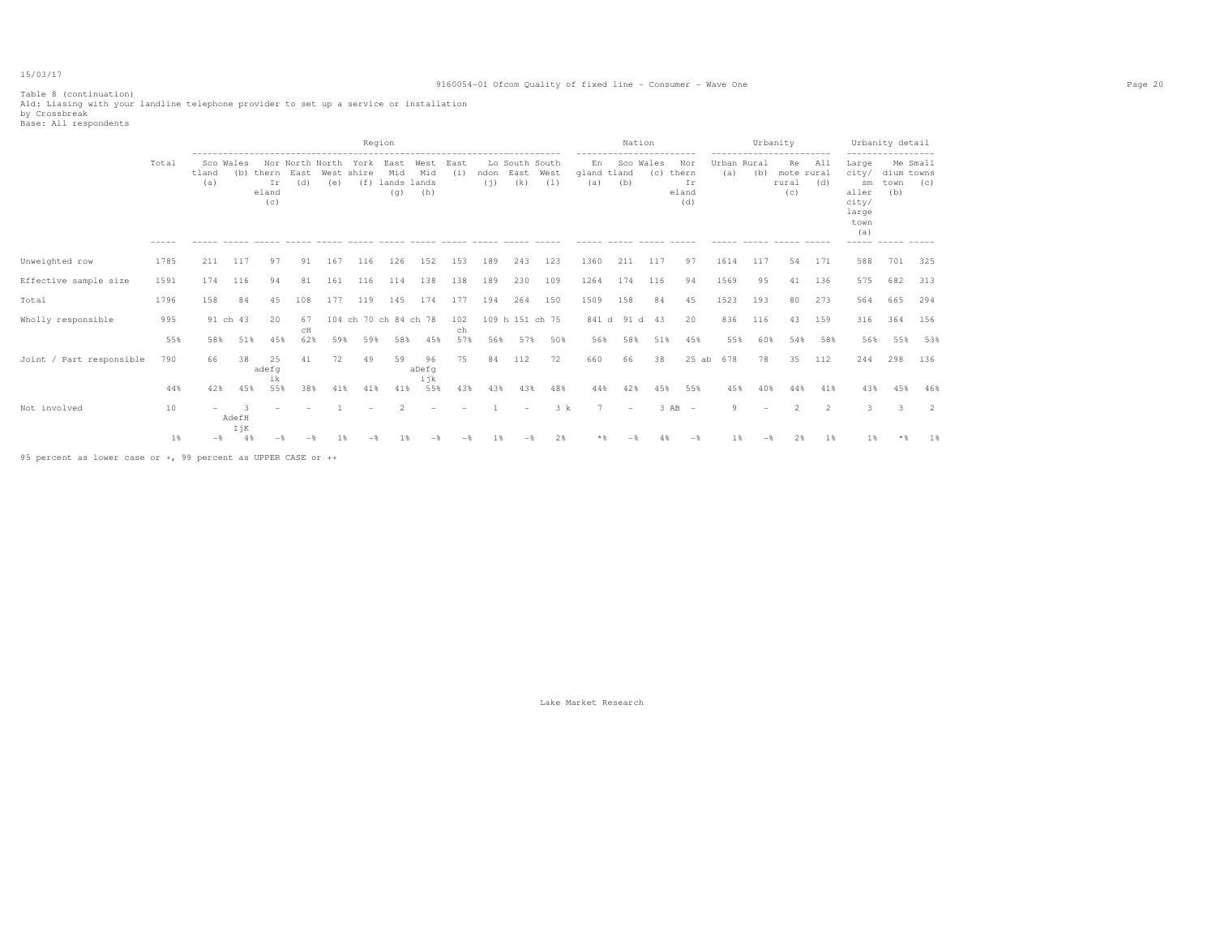15/03/17

Table 8 (continuation)
A1d: Liasing with your landline telephone provider to set up a service or installation
by Crossbreak
Base: All respondents

| | Total | Region | | | | | | | | | | | | Nation | | | | Urbanity | | | | Urbanity detail | | |
|---|---|---|---|---|---|---|---|---|---|---|---|---|---|---|---|---|---|---|---|---|---|---|---|---|
| | | Scotland (a) | Wales (b) | Northern Ireland (c) | North East (d) | North West (e) | Yorkshire (f) | East Midlands (g) | West Midlands (h) | East (i) | London (j) | South East (k) | South West (l) | England (a) | Scotland (b) | Wales (c) | Northern Ireland (d) | Urban (a) | Rural (b) | Remote rural (c) | All rural (d) | Large city/smaller city/large town (a) | Medium town (b) | Small towns (c) |
| Unweighted row | 1785 | 211 | 117 | 97 | 91 | 167 | 116 | 126 | 152 | 153 | 189 | 243 | 123 | 1360 | 211 | 117 | 97 | 1614 | 117 | 54 | 171 | 588 | 701 | 325 |
| Effective sample size | 1591 | 174 | 116 | 94 | 81 | 161 | 116 | 114 | 138 | 138 | 189 | 230 | 109 | 1264 | 174 | 116 | 94 | 1569 | 95 | 41 | 136 | 575 | 682 | 313 |
| Total | 1796 | 158 | 84 | 45 | 108 | 177 | 119 | 145 | 174 | 177 | 194 | 264 | 150 | 1509 | 158 | 84 | 45 | 1523 | 193 | 80 | 273 | 564 | 665 | 294 |
| Wholly responsible | 995 | 91 ch | 43 | 20 | 67 cH | 104 ch | 70 ch | 84 ch | 78 | 102 ch | 109 h | 151 ch | 75 | 841 d | 91 d | 43 | 20 | 836 | 116 | 43 | 159 | 316 | 364 | 156 |
| | 55% | 58% | 51% | 45% | 62% | 59% | 59% | 58% | 45% | 57% | 56% | 57% | 50% | 56% | 58% | 51% | 45% | 55% | 60% | 54% | 58% | 56% | 55% | 53% |
| Joint / Part responsible | 790 | 66 | 38 | 25 adefg ik | 41 | 72 | 49 | 59 | 96 aDefg ijk | 75 | 84 | 112 | 72 | 660 | 66 | 38 | 25 ab | 678 | 78 | 35 | 112 | 244 | 298 | 136 |
| | 44% | 42% | 45% | 55% | 38% | 41% | 41% | 41% | 55% | 43% | 43% | 43% | 48% | 44% | 42% | 45% | 55% | 45% | 40% | 44% | 41% | 43% | 45% | 46% |
| Not involved | 10 | - | 3 AdefH IjK | - | - | 1 | - | 2 | - | - | 1 | - | 3 k | 7 | - | 3 AB | - | 9 | - | 2 | 2 | 3 | 3 | 2 |
| | 1% | -% | 4% | -% | -% | 1% | -% | 1% | -% | -% | 1% | -% | 2% | *% | -% | 4% | -% | 1% | -% | 2% | 1% | 1% | *% | 1% |

95 percent as lower case or +, 99 percent as UPPER CASE or ++

Lake Market Research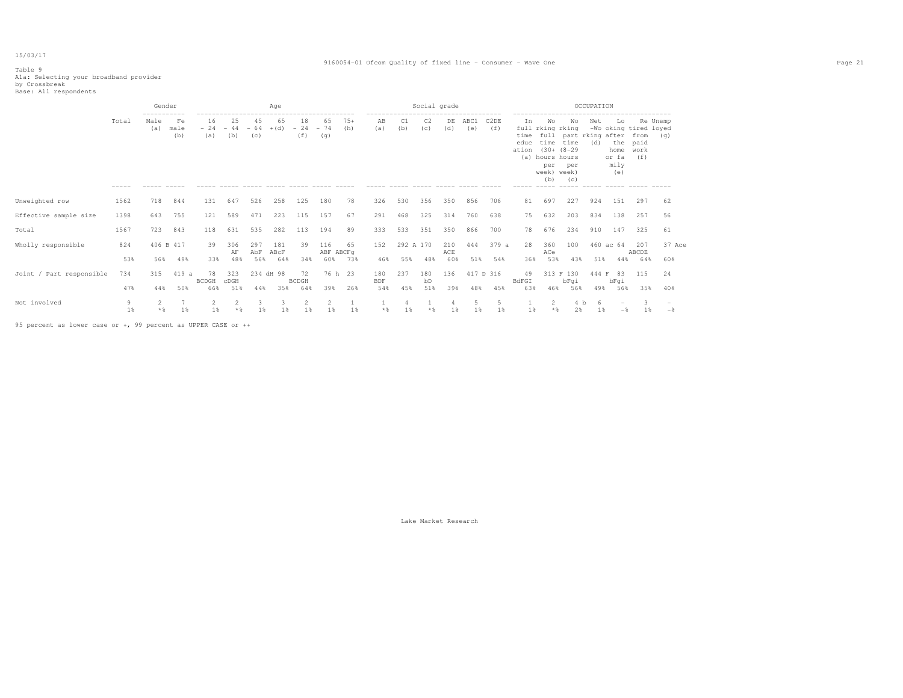15/03/17

Table 9
A1a: Selecting your broadband provider
by Crossbreak
Base: All respondents

| | Total | Gender | | Age | | | | | | | Social grade | | | | | | OCCUPATION | | | | | | |
|---|---|---|---|---|---|---|---|---|---|---|---|---|---|---|---|---|---|---|---|---|---|---|---|
| | | Male (a) | Female (b) | 16 - 24 (a) | 25 - 44 (b) | 45 - 64 (c) | 65 +(d) | 18 - 24 (f) | 65 - 74 (g) | 75+ (h) | AB (a) | C1 (b) | C2 (c) | DE (d) | ABC1 (e) | C2DE (f) | In full time education (a) | Working full time (30+ hours per week) (b) | Working part time (8-29 hours per week) (c) | Net -Working (d) | Looking after the home or family (e) | Retired from paid work (f) | Unemployed (g) |
| Unweighted row | 1562 | 718 | 844 | 131 | 647 | 526 | 258 | 125 | 180 | 78 | 326 | 530 | 356 | 350 | 856 | 706 | 81 | 697 | 227 | 924 | 151 | 297 | 62 |
| Effective sample size | 1398 | 643 | 755 | 121 | 589 | 471 | 223 | 115 | 157 | 67 | 291 | 468 | 325 | 314 | 760 | 638 | 75 | 632 | 203 | 834 | 138 | 257 | 56 |
| Total | 1567 | 723 | 843 | 118 | 631 | 535 | 282 | 113 | 194 | 89 | 333 | 533 | 351 | 350 | 866 | 700 | 78 | 676 | 234 | 910 | 147 | 325 | 61 |
| Wholly responsible | 824 | 406 B | 417 | 39 | 306 AF | 297 AbF | 181 ABcF | 39 | 116 ABF | 65 ABCFg | 152 | 292 A | 170 | 210 ACE | 444 | 379 a | 28 | 360 ACe | 100 | 460 ac | 64 | 207 ABCDE | 37 Ace |
| | 53% | 56% | 49% | 33% | 48% | 56% | 64% | 34% | 60% | 73% | 46% | 55% | 48% | 60% | 51% | 54% | 36% | 53% | 43% | 51% | 44% | 64% | 60% |
| Joint / Part responsible | 734 | 315 | 419 a | 78 BCDGH | 323 cDGH | 234 dH | 98 | 72 BCDGH | 76 h | 23 | 180 BDF | 237 | 180 bD | 136 | 417 D | 316 | 49 BdFGI | 313 F | 130 bFgi | 444 F | 83 bFgi | 115 | 24 |
| | 47% | 44% | 50% | 66% | 51% | 44% | 35% | 64% | 39% | 26% | 54% | 45% | 51% | 39% | 48% | 45% | 63% | 46% | 56% | 49% | 56% | 35% | 40% |
| Not involved | 9 | 2 | 7 | 2 | 2 | 3 | 3 | 2 | 2 | 1 | 1 | 4 | 1 | 4 | 5 | 5 | 1 | 2 | 4 b | 6 | - | 3 | - |
| | 1% | *% | 1% | 1% | *% | 1% | 1% | 1% | 1% | 1% | *% | 1% | *% | 1% | 1% | 1% | 1% | *% | 2% | 1% | -% | 1% | -% |

95 percent as lower case or +, 99 percent as UPPER CASE or ++

Lake Market Research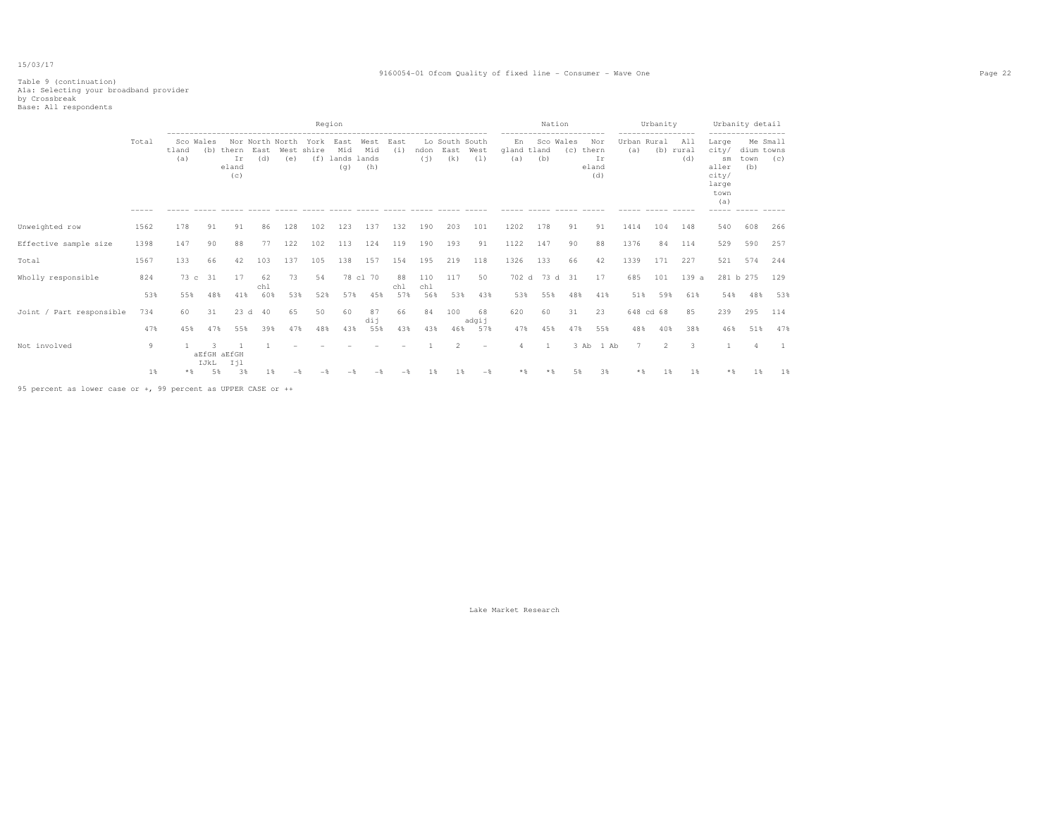Table 9 (continuation)
A1a: Selecting your broadband provider
by Crossbreak
Base: All respondents

| | Total | Region | | | | | | | | | | | | Nation | | | | Urbanity | | | Urbanity detail | | |
|---|---|---|---|---|---|---|---|---|---|---|---|---|---|---|---|---|---|---|---|---|---|---|---|
| | | Scotland (a) | Wales (b) | Northern Ireland (c) | North East (d) | North West (e) | Yorkshire (f) | East Midlands (g) | West Midlands (h) | East (i) | London (j) | South East (k) | South West (l) | England (a) | Scotland (b) | Wales (c) | Northern Ireland (d) | Urban (a) | Rural (b) | All rural (d) | Large city/ smaller city/ large town (a) | Medium town (b) | Small towns (c) |
| Unweighted row | 1562 | 178 | 91 | 91 | 86 | 128 | 102 | 123 | 137 | 132 | 190 | 203 | 101 | 1202 | 178 | 91 | 91 | 1414 | 104 | 148 | 540 | 608 | 266 |
| Effective sample size | 1398 | 147 | 90 | 88 | 77 | 122 | 102 | 113 | 124 | 119 | 190 | 193 | 91 | 1122 | 147 | 90 | 88 | 1376 | 84 | 114 | 529 | 590 | 257 |
| Total | 1567 | 133 | 66 | 42 | 103 | 137 | 105 | 138 | 157 | 154 | 195 | 219 | 118 | 1326 | 133 | 66 | 42 | 1339 | 171 | 227 | 521 | 574 | 244 |
| Wholly responsible | 824 | 73 c | 31 | 17 | 62 chl | 73 | 54 | 78 cl | 70 | 88 chl | 110 chl | 117 | 50 | 702 d | 73 d | 31 | 17 | 685 | 101 | 139 a | 281 b | 275 | 129 |
| | 53% | 55% | 48% | 41% | 60% | 53% | 52% | 57% | 45% | 57% | 56% | 53% | 43% | 53% | 55% | 48% | 41% | 51% | 59% | 61% | 54% | 48% | 53% |
| Joint / Part responsible | 734 | 60 | 31 | 23 d | 40 | 65 | 50 | 60 | 87 dij | 66 | 84 | 100 | 68 adgij | 620 | 60 | 31 | 23 | 648 cd | 68 | 85 | 239 | 295 | 114 |
| | 47% | 45% | 47% | 55% | 39% | 47% | 48% | 43% | 55% | 43% | 43% | 46% | 57% | 47% | 45% | 47% | 55% | 48% | 40% | 38% | 46% | 51% | 47% |
| Not involved | 9 | 1 | 3 aEfGH IJkL | 1 aEfGH Ijl | 1 | - | - | - | - | - | 1 | 2 | - | 4 | 1 | 3 Ab | 1 Ab | 7 | 2 | 3 | 1 | 4 | 1 |
| | 1% | *% | 5% | 3% | 1% | -% | -% | -% | -% | -% | 1% | 1% | -% | *% | *% | 5% | 3% | *% | 1% | 1% | *% | 1% | 1% |

95 percent as lower case or +, 99 percent as UPPER CASE or ++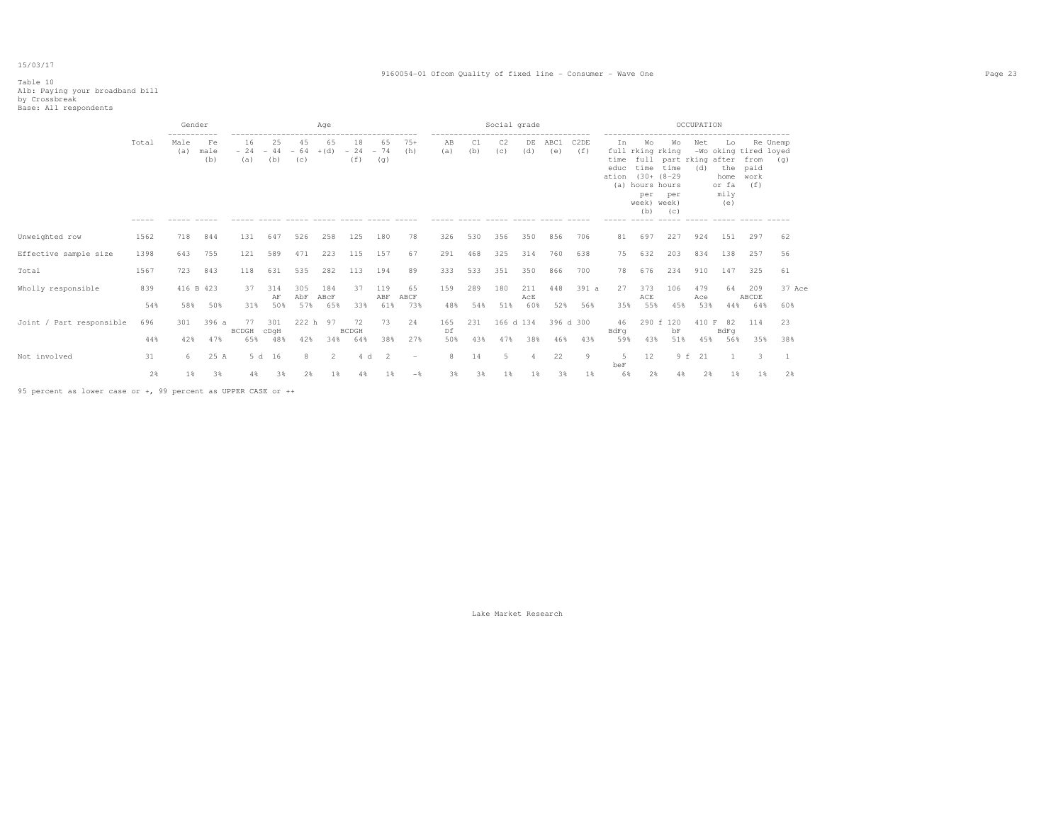Table 10
A1b: Paying your broadband bill
by Crossbreak
Base: All respondents

| | Total | Gender | | Age | | | | | | | Social grade | | | | | | OCCUPATION | | | | | | |
|---|---|---|---|---|---|---|---|---|---|---|---|---|---|---|---|---|---|---|---|---|---|---|---|
| | | Male (a) | Female (b) | 16 - 24 (a) | 25 - 44 (b) | 45 - 64 (c) | 65 +(d) | 18 - 24 (f) | 65 - 74 (g) | 75+ (h) | AB (a) | C1 (b) | C2 (c) | DE (d) | ABC1 (e) | C2DE (f) | In full time education (a) | Working full time (30+ hours per week) (b) | Working part time (8-29 hours per week) (c) | Net working (d) | Looking after the home or family (e) | Retired from paid work (f) | Unemployed (g) |
| Unweighted row | 1562 | 718 | 844 | 131 | 647 | 526 | 258 | 125 | 180 | 78 | 326 | 530 | 356 | 350 | 856 | 706 | 81 | 697 | 227 | 924 | 151 | 297 | 62 |
| Effective sample size | 1398 | 643 | 755 | 121 | 589 | 471 | 223 | 115 | 157 | 67 | 291 | 468 | 325 | 314 | 760 | 638 | 75 | 632 | 203 | 834 | 138 | 257 | 56 |
| Total | 1567 | 723 | 843 | 118 | 631 | 535 | 282 | 113 | 194 | 89 | 333 | 533 | 351 | 350 | 866 | 700 | 78 | 676 | 234 | 910 | 147 | 325 | 61 |
| Wholly responsible | 839 | 416 B | 423 | 37 | 314 AF | 305 AbF | 184 ABcF | 37 | 119 ABF | 65 ABCF | 159 | 289 | 180 | 211 AcE | 448 | 391 a | 27 | 373 ACE | 106 | 479 Ace | 64 | 209 ABCDE | 37 Ace |
| | 54% | 58% | 50% | 31% | 50% | 57% | 65% | 33% | 61% | 73% | 48% | 54% | 51% | 60% | 52% | 56% | 35% | 55% | 45% | 53% | 44% | 64% | 60% |
| Joint / Part responsible | 696 | 301 | 396 a | 77 BCDGH | 301 cDgH | 222 h | 97 | 72 BCDGH | 73 | 24 | 165 Df | 231 | 166 d | 134 | 396 d | 300 | 46 BdFg | 290 f | 120 bF | 410 F | 82 BdFg | 114 | 23 |
| | 44% | 42% | 47% | 65% | 48% | 42% | 34% | 64% | 38% | 27% | 50% | 43% | 47% | 38% | 46% | 43% | 59% | 43% | 51% | 45% | 56% | 35% | 38% |
| Not involved | 31 | 6 | 25 A | 5 d | 16 | 8 | 2 | 4 d | 2 | - | 8 | 14 | 5 | 4 | 22 | 9 | 5 beF | 12 | 9 f | 21 | 1 | 3 | 1 |
| | 2% | 1% | 3% | 4% | 3% | 2% | 1% | 4% | 1% | -% | 3% | 3% | 1% | 1% | 3% | 1% | 6% | 2% | 4% | 2% | 1% | 1% | 2% |

95 percent as lower case or +, 99 percent as UPPER CASE or ++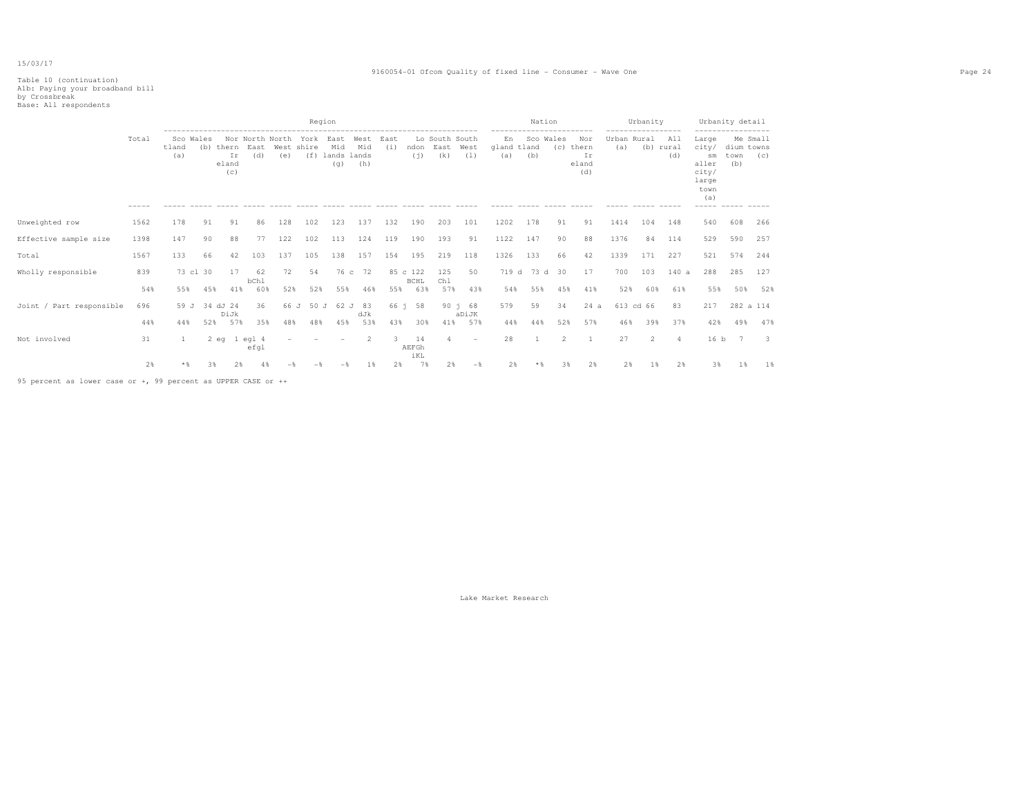Table 10 (continuation)
A1b: Paying your broadband bill
by Crossbreak
Base: All respondents

| | Total | Region | | | | | | | | | | | | Nation | | | | Urbanity | | | Urbanity detail | | |
|---|---|---|---|---|---|---|---|---|---|---|---|---|---|---|---|---|---|---|---|---|---|---|---|
| | | Scotland (a) | Wales (b) | Northern Ireland (c) | North East (d) | North West (e) | Yorkshire (f) | East Midlands (g) | West Midlands (h) | East (i) | London (j) | South East (k) | South West (l) | England (a) | Scotland (b) | Wales (c) | Northern Ireland (d) | Urban (a) | Rural (b) | All rural (d) | Large city/ smaller city/ large town (a) | Medium town (b) | Small towns (c) |
| Unweighted row | 1562 | 178 | 91 | 91 | 86 | 128 | 102 | 123 | 137 | 132 | 190 | 203 | 101 | 1202 | 178 | 91 | 91 | 1414 | 104 | 148 | 540 | 608 | 266 |
| Effective sample size | 1398 | 147 | 90 | 88 | 77 | 122 | 102 | 113 | 124 | 119 | 190 | 193 | 91 | 1122 | 147 | 90 | 88 | 1376 | 84 | 114 | 529 | 590 | 257 |
| Total | 1567 | 133 | 66 | 42 | 103 | 137 | 105 | 138 | 157 | 154 | 195 | 219 | 118 | 1326 | 133 | 66 | 42 | 1339 | 171 | 227 | 521 | 574 | 244 |
| Wholly responsible | 839 | 73 cl | 30 | 17 | 62 bChl | 72 | 54 | 76 c | 72 | 85 c | 122 BCHL | 125 Chl | 50 | 719 d | 73 d | 30 | 17 | 700 | 103 | 140 a | 288 | 285 | 127 |
| | 54% | 55% | 45% | 41% | 60% | 52% | 52% | 55% | 46% | 55% | 63% | 57% | 43% | 54% | 55% | 45% | 41% | 52% | 60% | 61% | 55% | 50% | 52% |
| Joint / Part responsible | 696 | 59 J | 34 dJ | 24 DiJk | 36 | 66 J | 50 J | 62 J | 83 dJk | 66 j | 58 | 90 j | 68 aDiJK | 579 | 59 | 34 | 24 a | 613 cd | 66 | 83 | 217 | 282 a | 114 |
| | 44% | 44% | 52% | 57% | 35% | 48% | 48% | 45% | 53% | 43% | 30% | 41% | 57% | 44% | 44% | 52% | 57% | 46% | 39% | 37% | 42% | 49% | 47% |
| Not involved | 31 | 1 | 2 eg | 1 egl | 4 efgl | - | - | - | 2 | 3 | 14 AEFGhiKL | 4 | - | 28 | 1 | 2 | 1 | 27 | 2 | 4 | 16 b | 7 | 3 |
| | 2% | *% | 3% | 2% | 4% | -% | -% | -% | 1% | 2% | 7% | 2% | -% | 2% | *% | 3% | 2% | 2% | 1% | 2% | 3% | 1% | 1% |

95 percent as lower case or +, 99 percent as UPPER CASE or ++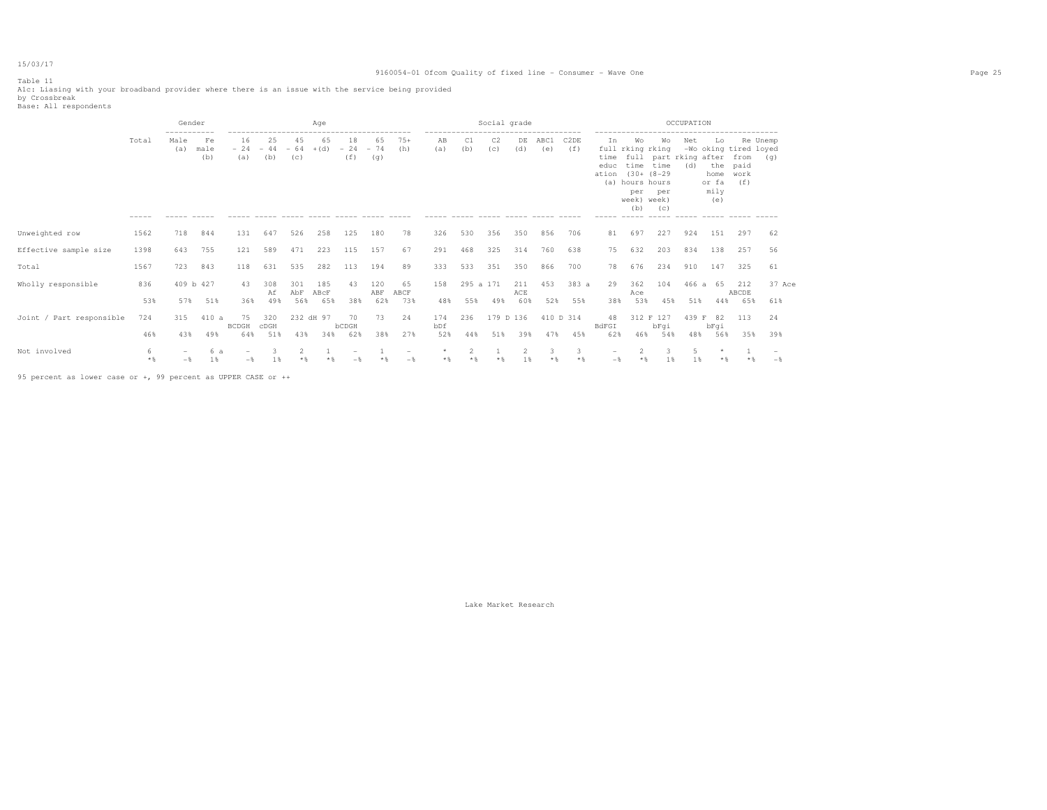Table 11
A1c: Liasing with your broadband provider where there is an issue with the service being provided
by Crossbreak
Base: All respondents

| | Total | Gender | | Age | | | | | | | Social grade | | | | | | OCCUPATION | | | | | | |
|---|---|---|---|---|---|---|---|---|---|---|---|---|---|---|---|---|---|---|---|---|---|---|---|
| | | Male (a) | Female (b) | 16 - 24 (a) | 25 - 44 (b) | 45 - 64 (c) | 65 +(d) | 18 - 24 (f) | 65 - 74 (g) | 75+ (h) | AB (a) | C1 (b) | C2 (c) | DE (d) | ABC1 (e) | C2DE (f) | In full time education (a) | Working full time (30+ hours per week) (b) | Working part time (8-29 hours per week) (c) | Net -Working (d) | Looking after the home or family (e) | Retired from paid work (f) | Unemployed (g) |
| Unweighted row | 1562 | 718 | 844 | 131 | 647 | 526 | 258 | 125 | 180 | 78 | 326 | 530 | 356 | 350 | 856 | 706 | 81 | 697 | 227 | 924 | 151 | 297 | 62 |
| Effective sample size | 1398 | 643 | 755 | 121 | 589 | 471 | 223 | 115 | 157 | 67 | 291 | 468 | 325 | 314 | 760 | 638 | 75 | 632 | 203 | 834 | 138 | 257 | 56 |
| Total | 1567 | 723 | 843 | 118 | 631 | 535 | 282 | 113 | 194 | 89 | 333 | 533 | 351 | 350 | 866 | 700 | 78 | 676 | 234 | 910 | 147 | 325 | 61 |
| Wholly responsible | 836 | 409 b | 427 | 43 | 308 Af | 301 AbF | 185 ABcF | 43 | 120 ABF | 65 ABCF | 158 | 295 a | 171 | 211 ACE | 453 | 383 a | 29 | 362 Ace | 104 | 466 a | 65 | 212 ABCDE | 37 Ace |
| | 53% | 57% | 51% | 36% | 49% | 56% | 65% | 38% | 62% | 73% | 48% | 55% | 49% | 60% | 52% | 55% | 38% | 53% | 45% | 51% | 44% | 65% | 61% |
| Joint / Part responsible | 724 | 315 | 410 a | 75 BCDGH | 320 cDGH | 232 dH | 97 | 70 bCDGH | 73 | 24 | 174 bDf | 236 | 179 D | 136 | 410 D | 314 | 48 BdFGI | 312 F | 127 bFgi | 439 F | 82 bFgi | 113 | 24 |
| | 46% | 43% | 49% | 64% | 51% | 43% | 34% | 62% | 38% | 27% | 52% | 44% | 51% | 39% | 47% | 45% | 62% | 46% | 54% | 48% | 56% | 35% | 39% |
| Not involved | 6 | - | 6 a | - | 3 | 2 | 1 | - | 1 | - | * | 2 | 1 | 2 | 3 | 3 | - | 2 | 3 | 5 | * | 1 | - |
| | *% | -% | 1% | -% | 1% | *% | *% | -% | *% | -% | *% | *% | *% | 1% | *% | *% | -% | *% | 1% | 1% | *% | *% | -% |

95 percent as lower case or +, 99 percent as UPPER CASE or ++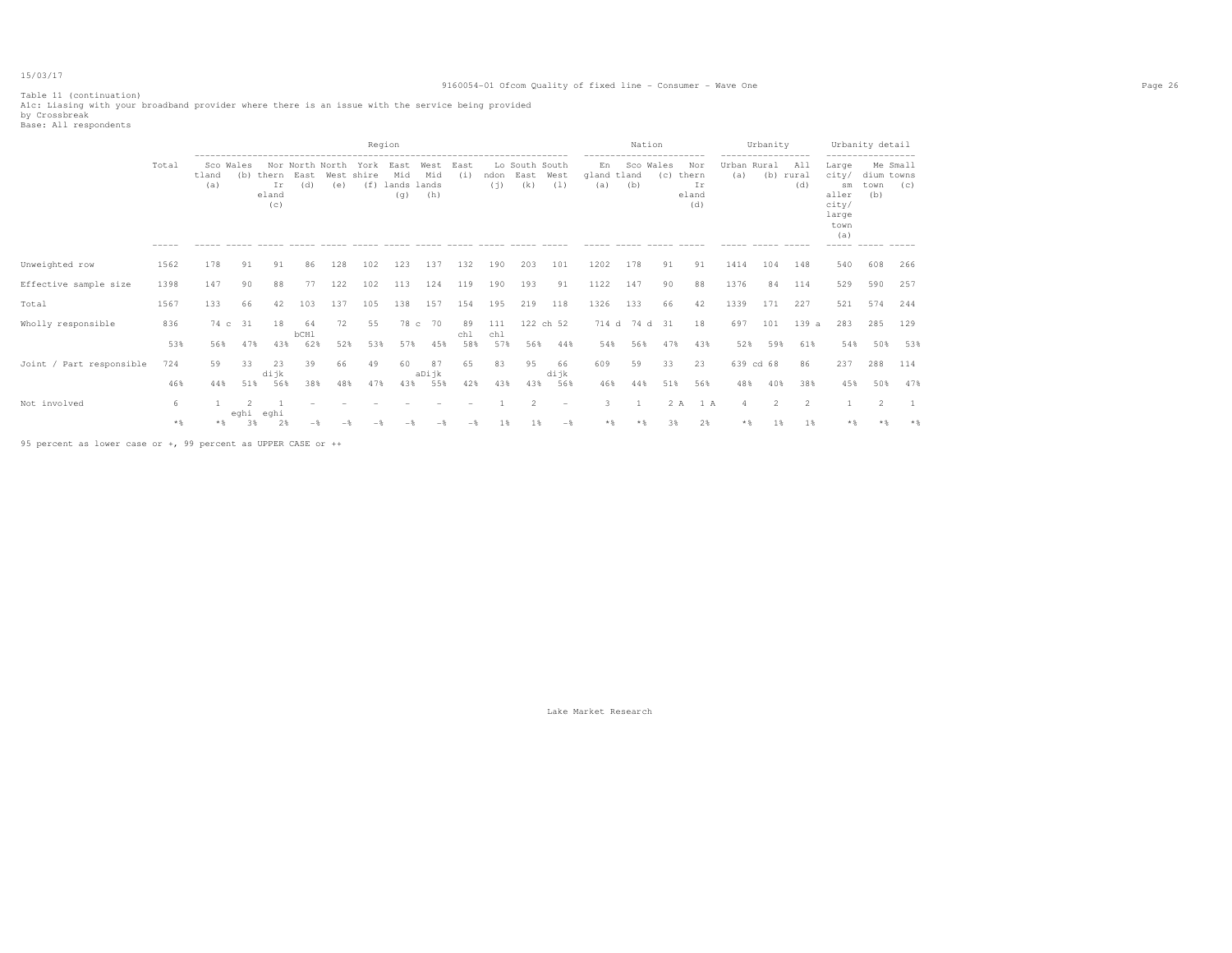15/03/17

Table 11 (continuation)
A1c: Liasing with your broadband provider where there is an issue with the service being provided
by Crossbreak
Base: All respondents

| | Total | Region | | | | | | | | | | | | Nation | | | | Urbanity | | | Urbanity detail | | |
|---|---|---|---|---|---|---|---|---|---|---|---|---|---|---|---|---|---|---|---|---|---|---|---|
| | | Scotland (a) | Wales (b) | Northern Ireland (c) | North East (d) | North West (e) | Yorkshire (f) | East Midlands (g) | West Midlands (h) | East (i) | London (j) | South East (k) | South West (l) | England (a) | Scotland (b) | Wales (c) | Northern Ireland (d) | Urban (a) | Rural (b) | All rural (d) | Large city/ smaller city/ large town (a) | Medium town (b) | Small towns (c) |
| Unweighted row | 1562 | 178 | 91 | 91 | 86 | 128 | 102 | 123 | 137 | 132 | 190 | 203 | 101 | 1202 | 178 | 91 | 91 | 1414 | 104 | 148 | 540 | 608 | 266 |
| Effective sample size | 1398 | 147 | 90 | 88 | 77 | 122 | 102 | 113 | 124 | 119 | 190 | 193 | 91 | 1122 | 147 | 90 | 88 | 1376 | 84 | 114 | 529 | 590 | 257 |
| Total | 1567 | 133 | 66 | 42 | 103 | 137 | 105 | 138 | 157 | 154 | 195 | 219 | 118 | 1326 | 133 | 66 | 42 | 1339 | 171 | 227 | 521 | 574 | 244 |
| Wholly responsible | 836 | 74 c | 31 | 18 | 64 bCHl | 72 | 55 | 78 c | 70 | 89 chl | 111 chl | 122 ch | 52 | 714 d | 74 d | 31 | 18 | 697 | 101 | 139 a | 283 | 285 | 129 |
| | 53% | 56% | 47% | 43% | 62% | 52% | 53% | 57% | 45% | 58% | 57% | 56% | 44% | 54% | 56% | 47% | 43% | 52% | 59% | 61% | 54% | 50% | 53% |
| Joint / Part responsible | 724 | 59 | 33 | 23 dijk | 39 | 66 | 49 | 60 | 87 aDijk | 65 | 83 | 95 | 66 dijk | 609 | 59 | 33 | 23 | 639 cd | 68 | 86 | 237 | 288 | 114 |
| | 46% | 44% | 51% | 56% | 38% | 48% | 47% | 43% | 55% | 42% | 43% | 43% | 56% | 46% | 44% | 51% | 56% | 48% | 40% | 38% | 45% | 50% | 47% |
| Not involved | 6 | 1 | 2 eghi | 1 eghi | - | - | - | - | - | - | 1 | 2 | - | 3 | 1 | 2 A | 1 A | 4 | 2 | 2 | 1 | 2 | 1 |
| | *% | *% | 3% | 2% | -% | -% | -% | -% | -% | -% | 1% | 1% | -% | *% | *% | 3% | 2% | *% | 1% | 1% | *% | *% | *% |

95 percent as lower case or +, 99 percent as UPPER CASE or ++

Lake Market Research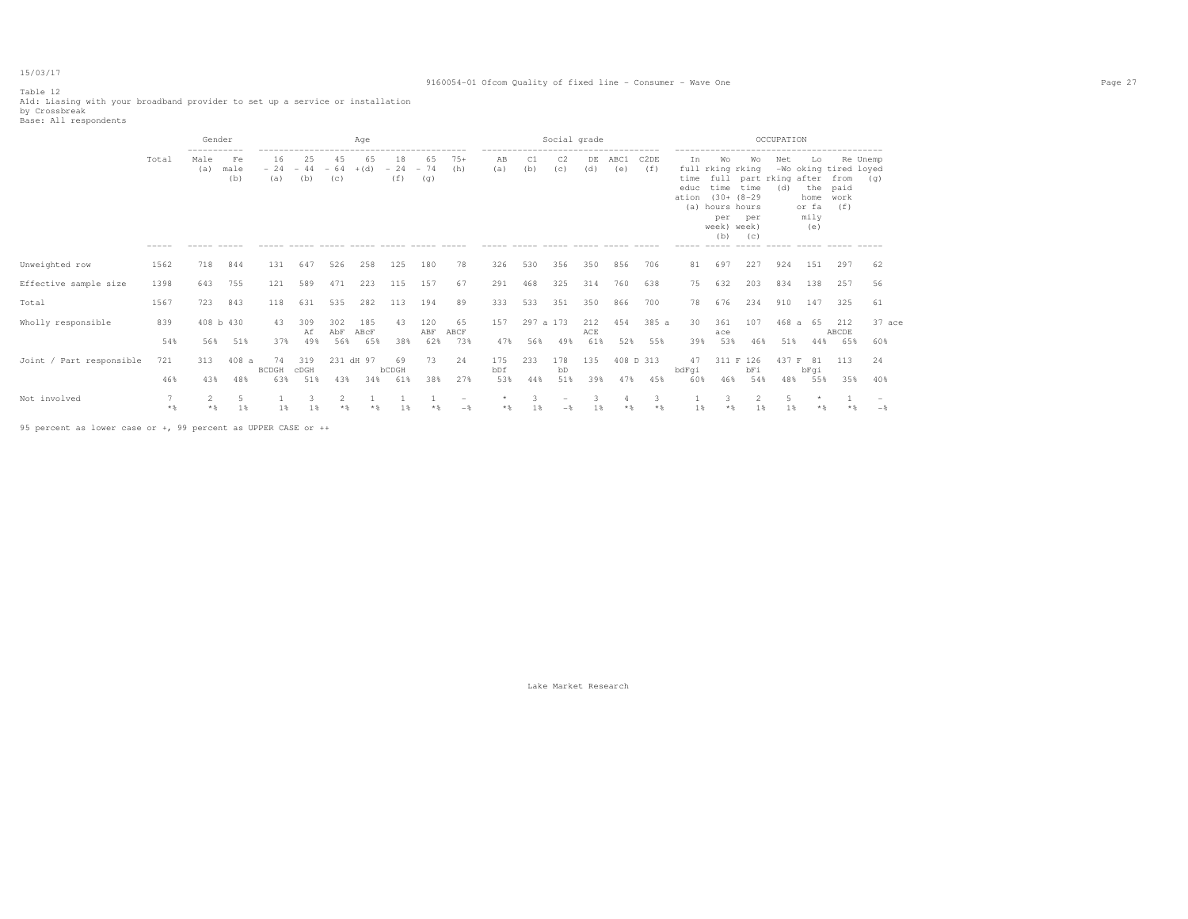Table 12

A1d: Liasing with your broadband provider to set up a service or installation

by Crossbreak

Base: All respondents

| | Total | Gender | | Age | | | | | | | Social grade | | | | | | OCCUPATION | | | | | | |
|---|---|---|---|---|---|---|---|---|---|---|---|---|---|---|---|---|---|---|---|---|---|---|---|
| | | Male (a) | Female (b) | 16 - 24 (a) | 25 - 44 (b) | 45 - 64 (c) | 65 + (d) | 18 - 24 (f) | 65 - 74 (g) | 75+ (h) | AB (a) | C1 (b) | C2 (c) | DE (d) | ABC1 (e) | C2DE (f) | In full time education (a) | Working full time (30+ hours per week) (b) | Working part time (8-29 hours per week) (c) | Net -Working (d) | Looking after the home or family (e) | Retired from paid work (f) | Unemployed (g) |
| Unweighted row | 1562 | 718 | 844 | 131 | 647 | 526 | 258 | 125 | 180 | 78 | 326 | 530 | 356 | 350 | 856 | 706 | 81 | 697 | 227 | 924 | 151 | 297 | 62 |
| Effective sample size | 1398 | 643 | 755 | 121 | 589 | 471 | 223 | 115 | 157 | 67 | 291 | 468 | 325 | 314 | 760 | 638 | 75 | 632 | 203 | 834 | 138 | 257 | 56 |
| Total | 1567 | 723 | 843 | 118 | 631 | 535 | 282 | 113 | 194 | 89 | 333 | 533 | 351 | 350 | 866 | 700 | 78 | 676 | 234 | 910 | 147 | 325 | 61 |
| Wholly responsible | 839 | 408 b | 430 | 43 | 309 Af | 302 AbF | 185 ABcF | 43 | 120 ABF | 65 ABCF | 157 | 297 a | 173 | 212 ACE | 454 | 385 a | 30 | 361 ace | 107 | 468 a | 65 | 212 ABCDE | 37 ace |
| | 54% | 56% | 51% | 37% | 49% | 56% | 65% | 38% | 62% | 73% | 47% | 56% | 49% | 61% | 52% | 55% | 39% | 53% | 46% | 51% | 44% | 65% | 60% |
| Joint / Part responsible | 721 | 313 | 408 a | 74 BCDGH | 319 cDGH | 231 dH | 97 | 69 bCDGH | 73 | 24 | 175 bDf | 233 | 178 bD | 135 | 408 D | 313 | 47 bdFgi | 311 F | 126 bFi | 437 F | 81 bFgi | 113 | 24 |
| | 46% | 43% | 48% | 63% | 51% | 43% | 34% | 61% | 38% | 27% | 53% | 44% | 51% | 39% | 47% | 45% | 60% | 46% | 54% | 48% | 55% | 35% | 40% |
| Not involved | 7 | 2 | 5 | 1 | 3 | 2 | 1 | 1 | 1 | - | * | 3 | - | 3 | 4 | 3 | 1 | 3 | 2 | 5 | * | 1 | - |
| | *% | *% | 1% | 1% | 1% | *% | *% | 1% | *% | -% | *% | 1% | -% | 1% | *% | *% | 1% | *% | 1% | 1% | *% | *% | -% |

95 percent as lower case or +, 99 percent as UPPER CASE or ++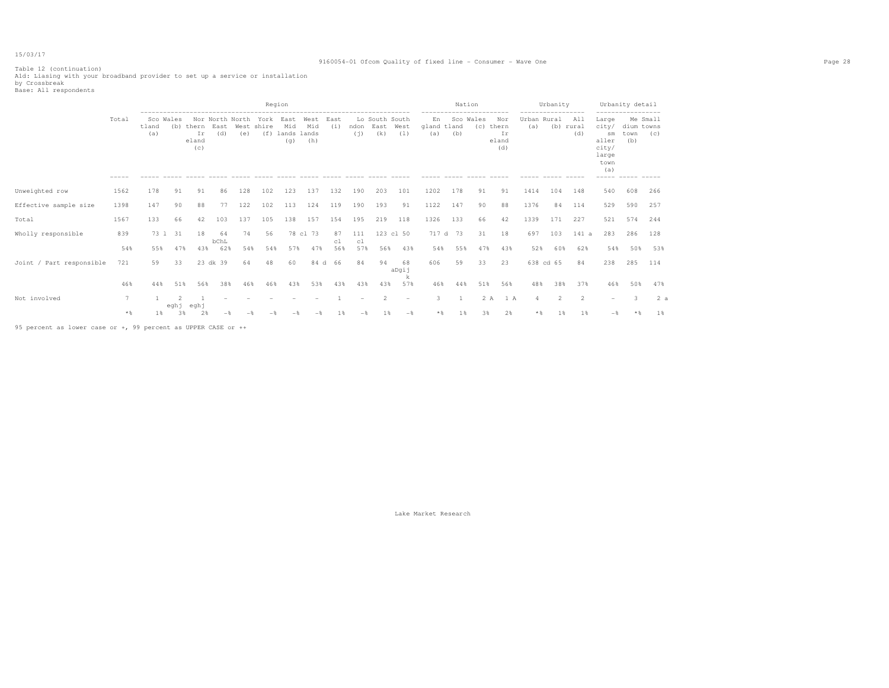Table 12 (continuation)
A1d: Liasing with your broadband provider to set up a service or installation
by Crossbreak
Base: All respondents

| | Total | Region | | | | | | | | | | | | Nation | | | | Urbanity | | | Urbanity detail | | |
|---|---|---|---|---|---|---|---|---|---|---|---|---|---|---|---|---|---|---|---|---|---|---|---|
| | | Scotland (a) | Wales (b) | Northern Ireland (c) | North East (d) | North West (e) | York shire (f) | East Mid lands (g) | West Mid lands (h) | East (i) | London (j) | South East (k) | South West (l) | England (a) | Scotland (b) | Wales (c) | Northern Ireland (d) | Urban (a) | Rural (b) | All rural (d) | Large city/ smaller city/ large town (a) | Medium town (b) | Small towns (c) |
| Unweighted row | 1562 | 178 | 91 | 91 | 86 | 128 | 102 | 123 | 137 | 132 | 190 | 203 | 101 | 1202 | 178 | 91 | 91 | 1414 | 104 | 148 | 540 | 608 | 266 |
| Effective sample size | 1398 | 147 | 90 | 88 | 77 | 122 | 102 | 113 | 124 | 119 | 190 | 193 | 91 | 1122 | 147 | 90 | 88 | 1376 | 84 | 114 | 529 | 590 | 257 |
| Total | 1567 | 133 | 66 | 42 | 103 | 137 | 105 | 138 | 157 | 154 | 195 | 219 | 118 | 1326 | 133 | 66 | 42 | 1339 | 171 | 227 | 521 | 574 | 244 |
| Wholly responsible | 839 | 73 l | 31 | 18 | 64 bChL | 74 | 56 | 78 cl | 73 | 87 cl | 111 cl | 123 cl | 50 | 717 d | 73 | 31 | 18 | 697 | 103 | 141 a | 283 | 286 | 128 |
| | 54% | 55% | 47% | 43% | 62% | 54% | 54% | 57% | 47% | 56% | 57% | 56% | 43% | 54% | 55% | 47% | 43% | 52% | 60% | 62% | 54% | 50% | 53% |
| Joint / Part responsible | 721 | 59 | 33 | 23 dk | 39 | 64 | 48 | 60 | 84 d | 66 | 84 | 94 | 68 aDgijk | 606 | 59 | 33 | 23 | 638 cd | 65 | 84 | 238 | 285 | 114 |
| | 46% | 44% | 51% | 56% | 38% | 46% | 46% | 43% | 53% | 43% | 43% | 43% | 57% | 46% | 44% | 51% | 56% | 48% | 38% | 37% | 46% | 50% | 47% |
| Not involved | 7 | 1 | 2 eghj | 1 eghj | - | - | - | - | - | 1 | - | 2 | - | 3 | 1 | 2 A | 1 A | 4 | 2 | 2 | - | 3 | 2 a |
| | *% | 1% | 3% | 2% | -% | -% | -% | -% | -% | 1% | -% | 1% | -% | *% | 1% | 3% | 2% | *% | 1% | 1% | -% | *% | 1% |

95 percent as lower case or +, 99 percent as UPPER CASE or ++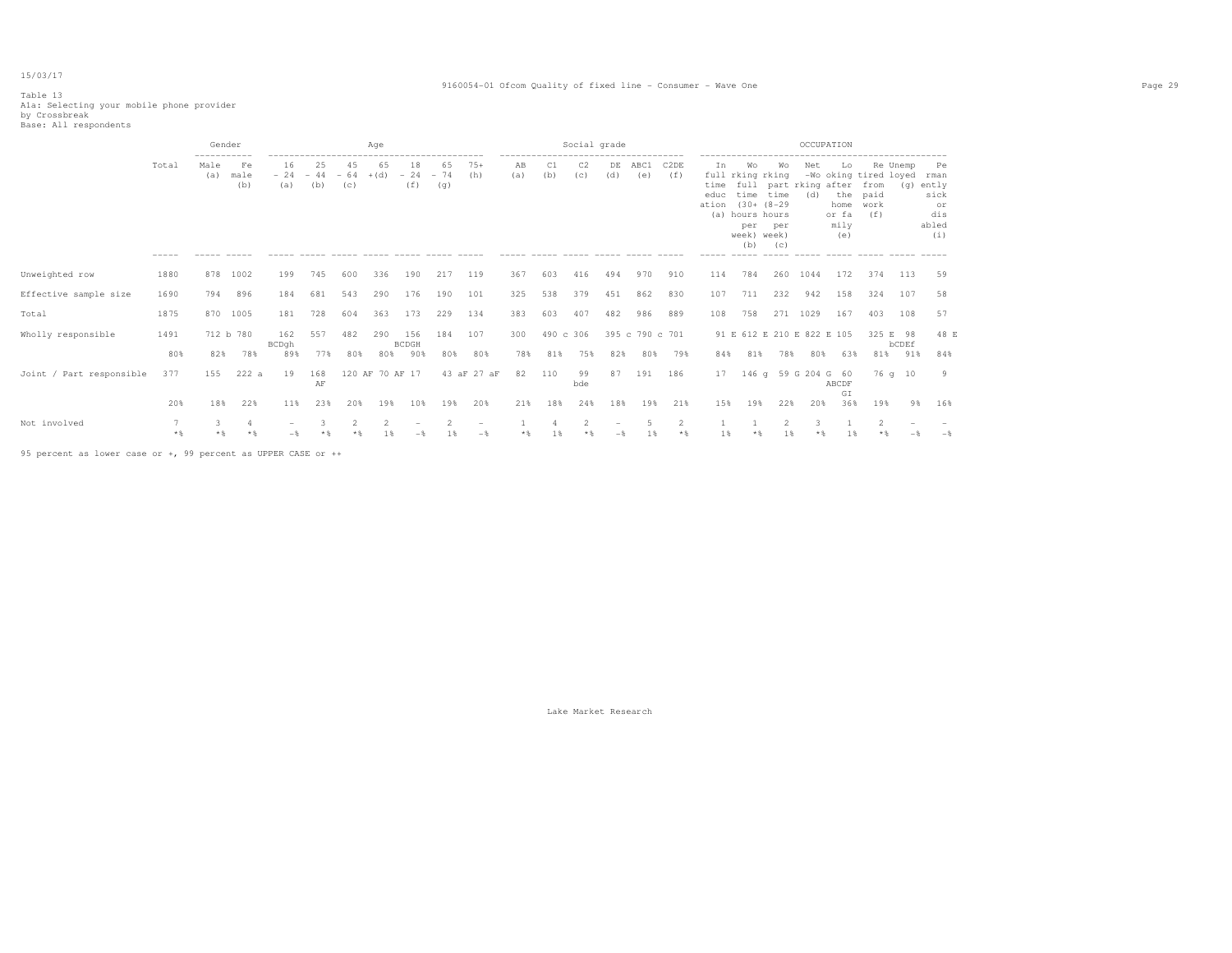15/03/17

Table 13
A1a: Selecting your mobile phone provider
by Crossbreak
Base: All respondents

| | Total | Gender | | Age | | | | | | | Social grade | | | | | | OCCUPATION | | | | | | | | |
|---|---|---|---|---|---|---|---|---|---|---|---|---|---|---|---|---|---|---|---|---|---|---|---|---|---|
| | | Male (a) | Female (b) | 16 - 24 (a) | 25 - 44 (b) | 45 - 64 (c) | 65 +(d) | 18 - 24 (f) | 65 - 74 (g) | 75+ (h) | AB (a) | C1 (b) | C2 (c) | DE (d) | ABC1 (e) | C2DE (f) | In full time education (a) | Working full time (30+ hours per week) (b) | Working part time (8-29 hours per week) (c) | Net -Working (d) | Looking after the home or family (e) | Retired from paid work (f) | Unemployed (g) | Permanently sick or disabled (i) |
| Unweighted row | 1880 | 878 | 1002 | 199 | 745 | 600 | 336 | 190 | 217 | 119 | 367 | 603 | 416 | 494 | 970 | 910 | 114 | 784 | 260 | 1044 | 172 | 374 | 113 | 59 |
| Effective sample size | 1690 | 794 | 896 | 184 | 681 | 543 | 290 | 176 | 190 | 101 | 325 | 538 | 379 | 451 | 862 | 830 | 107 | 711 | 232 | 942 | 158 | 324 | 107 | 58 |
| Total | 1875 | 870 | 1005 | 181 | 728 | 604 | 363 | 173 | 229 | 134 | 383 | 603 | 407 | 482 | 986 | 889 | 108 | 758 | 271 | 1029 | 167 | 403 | 108 | 57 |
| Wholly responsible | 1491 | 712 b | 780 | 162 BCDgh | 557 | 482 | 290 | 156 BCDGH | 184 | 107 | 300 | 490 c | 306 | 395 c | 790 c | 701 | 91 E | 612 E | 210 E | 822 E | 105 | 325 E | 98 bCDEf | 48 E |
| | 80% | 82% | 78% | 89% | 77% | 80% | 80% | 90% | 80% | 80% | 78% | 81% | 75% | 82% | 80% | 79% | 84% | 81% | 78% | 80% | 63% | 81% | 91% | 84% |
| Joint / Part responsible | 377 | 155 | 222 a | 19 | 168 AF | 120 AF | 70 AF | 17 | 43 aF | 27 aF | 82 | 110 | 99 bde | 87 | 191 | 186 | 17 | 146 g | 59 G | 204 G | 60 ABCDF GI | 76 g | 10 | 9 |
| | 20% | 18% | 22% | 11% | 23% | 20% | 19% | 10% | 19% | 20% | 21% | 18% | 24% | 18% | 19% | 21% | 15% | 19% | 22% | 20% | 36% | 19% | 9% | 16% |
| Not involved | 7 | 3 | 4 | - | 3 | 2 | 2 | - | 2 | - | 1 | 4 | 2 | - | 5 | 2 | 1 | 1 | 2 | 3 | 1 | 2 | - | - |
| | *% | *% | *% | -% | *% | *% | 1% | -% | 1% | -% | *% | 1% | *% | -% | 1% | *% | 1% | *% | 1% | *% | 1% | *% | -% | -% |

95 percent as lower case or +, 99 percent as UPPER CASE or ++

Lake Market Research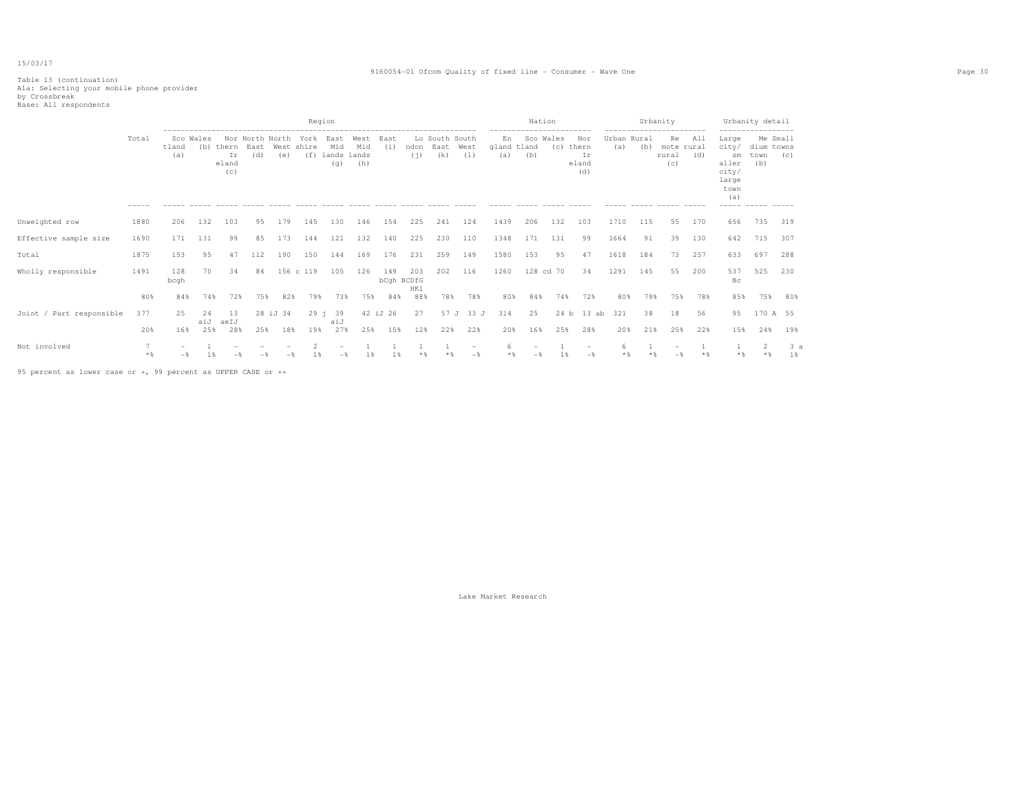Table 13 (continuation)
A1a: Selecting your mobile phone provider
by Crossbreak
Base: All respondents

| | Total | Region | | | | | | | | | | | | Nation | | | | Urbanity | | | | Urbanity detail | | |
|---|---|---|---|---|---|---|---|---|---|---|---|---|---|---|---|---|---|---|---|---|---|---|---|---|
| | | Scotland (a) | Wales (b) | Northern Ireland (c) | North East (d) | North West (e) | Yorkshire (f) | East Midlands (g) | West Midlands (h) | East (i) | London (j) | South East (k) | South West (l) | England (a) | Scotland (b) | Wales (c) | Northern Ireland (d) | Urban (a) | Rural (b) | Remote rural (c) | All rural (d) | Large city/ smaller city/ large town (a) | Medium town (b) | Small towns (c) |
| Unweighted row | 1880 | 206 | 132 | 103 | 95 | 179 | 145 | 130 | 146 | 154 | 225 | 241 | 124 | 1439 | 206 | 132 | 103 | 1710 | 115 | 55 | 170 | 656 | 735 | 319 |
| Effective sample size | 1690 | 171 | 131 | 99 | 85 | 173 | 144 | 121 | 132 | 140 | 225 | 230 | 110 | 1348 | 171 | 131 | 99 | 1664 | 91 | 39 | 130 | 642 | 715 | 307 |
| Total | 1875 | 153 | 95 | 47 | 112 | 190 | 150 | 144 | 169 | 176 | 231 | 259 | 149 | 1580 | 153 | 95 | 47 | 1618 | 184 | 73 | 257 | 633 | 697 | 288 |
| Wholly responsible | 1491 | 128 bcgh | 70 | 34 | 84 | 156 c | 119 | 105 | 126 | 149 bCgh | 203 BCDfG HKl | 202 | 116 | 1260 | 128 cd | 70 | 34 | 1291 | 145 | 55 | 200 | 537 Bc | 525 | 230 |
| | 80% | 84% | 74% | 72% | 75% | 82% | 79% | 73% | 75% | 84% | 88% | 78% | 78% | 80% | 84% | 74% | 72% | 80% | 79% | 75% | 78% | 85% | 75% | 80% |
| Joint / Part responsible | 377 | 25 | 24 aiJ | 13 aeIJ | 28 iJ | 34 | 29 j | 39 aiJ | 42 iJ | 26 | 27 | 57 J | 33 J | 314 | 25 | 24 b | 13 ab | 321 | 38 | 18 | 56 | 95 | 170 A | 55 |
| | 20% | 16% | 25% | 28% | 25% | 18% | 19% | 27% | 25% | 15% | 12% | 22% | 22% | 20% | 16% | 25% | 28% | 20% | 21% | 25% | 22% | 15% | 24% | 19% |
| Not involved | 7 | - | 1 | - | - | - | 2 | - | 1 | 1 | 1 | 1 | - | 6 | - | 1 | - | 6 | 1 | - | 1 | 1 | 2 | 3 a |
| | *% | -% | 1% | -% | -% | -% | 1% | -% | 1% | 1% | *% | *% | -% | *% | -% | 1% | -% | *% | *% | -% | *% | *% | *% | 1% |

95 percent as lower case or +, 99 percent as UPPER CASE or ++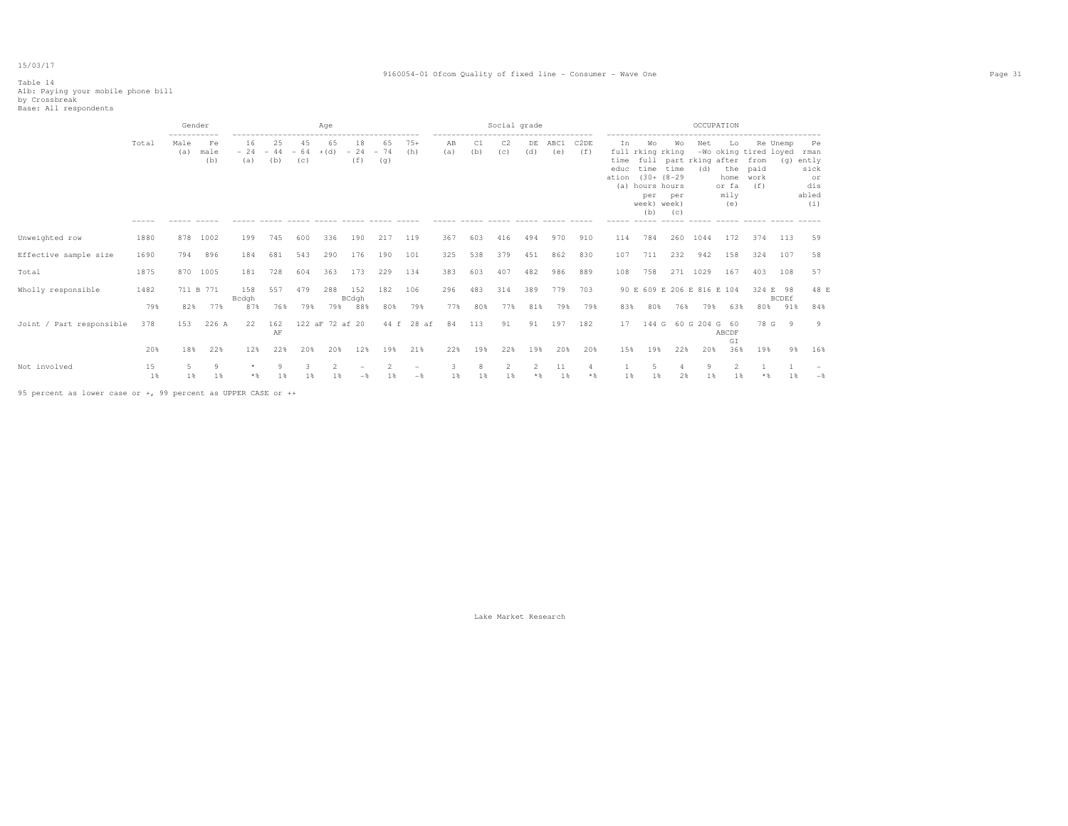Table 14
A1b: Paying your mobile phone bill
by Crossbreak
Base: All respondents

| | Total | Gender | | Age | | | | | | | Social grade | | | | | | OCCUPATION | | | | | | | | |
|---|---|---|---|---|---|---|---|---|---|---|---|---|---|---|---|---|---|---|---|---|---|---|---|---|---|
| | | Male (a) | Female (b) | 16 - 24 (a) | 25 - 44 (b) | 45 - 64 (c) | 65 +(d) | 18 - 24 (f) | 65 - 74 (g) | 75+ (h) | AB (a) | C1 (b) | C2 (c) | DE (d) | ABC1 (e) | C2DE (f) | In full time education (a) | Working full time (30+ hours per week) (b) | Working part time (8-29 hours per week) (c) | Net -Working (d) | Looking after the home or family (e) | Retired from paid work (f) | Unemployed (g) | Permently sick or disabled (i) |
| Unweighted row | 1880 | 878 | 1002 | 199 | 745 | 600 | 336 | 190 | 217 | 119 | 367 | 603 | 416 | 494 | 970 | 910 | 114 | 784 | 260 | 1044 | 172 | 374 | 113 | 59 |
| Effective sample size | 1690 | 794 | 896 | 184 | 681 | 543 | 290 | 176 | 190 | 101 | 325 | 538 | 379 | 451 | 862 | 830 | 107 | 711 | 232 | 942 | 158 | 324 | 107 | 58 |
| Total | 1875 | 870 | 1005 | 181 | 728 | 604 | 363 | 173 | 229 | 134 | 383 | 603 | 407 | 482 | 986 | 889 | 108 | 758 | 271 | 1029 | 167 | 403 | 108 | 57 |
| Wholly responsible | 1482 | 711 B | 771 | 158 Bcdgh | 557 | 479 | 288 | 152 BCdgh | 182 | 106 | 296 | 483 | 314 | 389 | 779 | 703 | 90 E | 609 E | 206 E | 816 E | 104 | 324 E | 98 BCDEf | 48 E |
| | 79% | 82% | 77% | 87% | 76% | 79% | 79% | 88% | 80% | 79% | 77% | 80% | 77% | 81% | 79% | 79% | 83% | 80% | 76% | 79% | 63% | 80% | 91% | 84% |
| Joint / Part responsible | 378 | 153 | 226 A | 22 | 162 AF | 122 aF | 72 af | 20 | 44 f | 28 af | 84 | 113 | 91 | 91 | 197 | 182 | 17 | 144 G | 60 G | 204 G | 60 ABCDF GI | 78 G | 9 | 9 |
| | 20% | 18% | 22% | 12% | 22% | 20% | 20% | 12% | 19% | 21% | 22% | 19% | 22% | 19% | 20% | 20% | 15% | 19% | 22% | 20% | 36% | 19% | 9% | 16% |
| Not involved | 15 | 5 | 9 | * | 9 | 3 | 2 | - | 2 | - | 3 | 8 | 2 | 2 | 11 | 4 | 1 | 5 | 4 | 9 | 2 | 1 | 1 | - |
| | 1% | 1% | 1% | *% | 1% | 1% | 1% | -% | 1% | -% | 1% | 1% | 1% | *% | 1% | *% | 1% | 1% | 2% | 1% | 1% | *% | 1% | -% |

95 percent as lower case or +, 99 percent as UPPER CASE or ++

Lake Market Research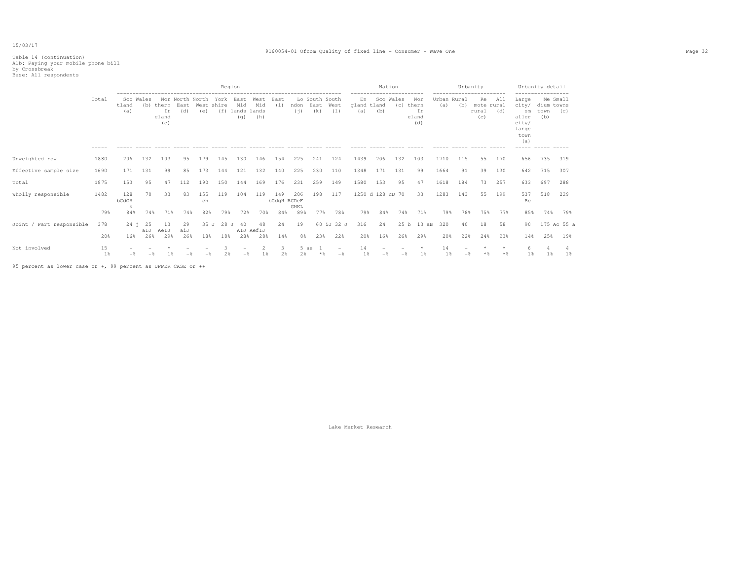15/03/17

9160054-01 Ofcom Quality of fixed line - Consumer - Wave One

Table 14 (continuation)
A1b: Paying your mobile phone bill
by Crossbreak
Base: All respondents

| | Total | Region | | | | | | | | | | | | Nation | | | | Urbanity | | | | Urbanity detail | | |
|---|---|---|---|---|---|---|---|---|---|---|---|---|---|---|---|---|---|---|---|---|---|---|---|---|
| | | Scotland (a) | Wales (b) | Northern Ireland (c) | North East (d) | North West (e) | Yorkshire (f) | East Midlands (g) | West Midlands (h) | East (i) | London (j) | South East (k) | South West (l) | England (a) | Scotland (b) | Wales (c) | Northern Ireland (d) | Urban (a) | Rural (b) | Remote rural (c) | All rural (d) | Large city/ smaller city/ large town (a) | Medium town (b) | Small towns (c) |
| Unweighted row | 1880 | 206 | 132 | 103 | 95 | 179 | 145 | 130 | 146 | 154 | 225 | 241 | 124 | 1439 | 206 | 132 | 103 | 1710 | 115 | 55 | 170 | 656 | 735 | 319 |
| Effective sample size | 1690 | 171 | 131 | 99 | 85 | 173 | 144 | 121 | 132 | 140 | 225 | 230 | 110 | 1348 | 171 | 131 | 99 | 1664 | 91 | 39 | 130 | 642 | 715 | 307 |
| Total | 1875 | 153 | 95 | 47 | 112 | 190 | 150 | 144 | 169 | 176 | 231 | 259 | 149 | 1580 | 153 | 95 | 47 | 1618 | 184 | 73 | 257 | 633 | 697 | 288 |
| Wholly responsible | 1482 | 128 bCdGHk | 70 | 33 | 83 | 155 ch | 119 | 104 | 119 | 149 bCdgH | 206 BCDeFGHKL | 198 | 117 | 1250 d | 128 cD | 70 | 33 | 1283 | 143 | 55 | 199 | 537 Bc | 518 | 229 |
| | 79% | 84% | 74% | 71% | 74% | 82% | 79% | 72% | 70% | 84% | 89% | 77% | 78% | 79% | 84% | 74% | 71% | 79% | 78% | 75% | 77% | 85% | 74% | 79% |
| Joint / Part responsible | 378 | 24 j | 25 aIJ | 13 AeIJ | 29 aiJ | 35 J | 28 J | 40 AIJ | 48 AefIJ | 24 | 19 | 60 iJ | 32 J | 316 | 24 | 25 b | 13 aB | 320 | 40 | 18 | 58 | 90 | 175 Ac | 55 a |
| | 20% | 16% | 26% | 29% | 26% | 18% | 18% | 28% | 28% | 14% | 8% | 23% | 22% | 20% | 16% | 26% | 29% | 20% | 22% | 24% | 23% | 14% | 25% | 19% |
| Not involved | 15 | - | - | * | - | - | 3 | - | 2 | 3 | 5 ae | 1 | - | 14 | - | - | * | 14 | - | * | * | 6 | 4 | 4 |
| | 1% | -% | -% | 1% | -% | -% | 2% | -% | 1% | 2% | 2% | *% | -% | 1% | -% | -% | 1% | 1% | -% | *% | *% | 1% | 1% | 1% |

95 percent as lower case or +, 99 percent as UPPER CASE or ++

Lake Market Research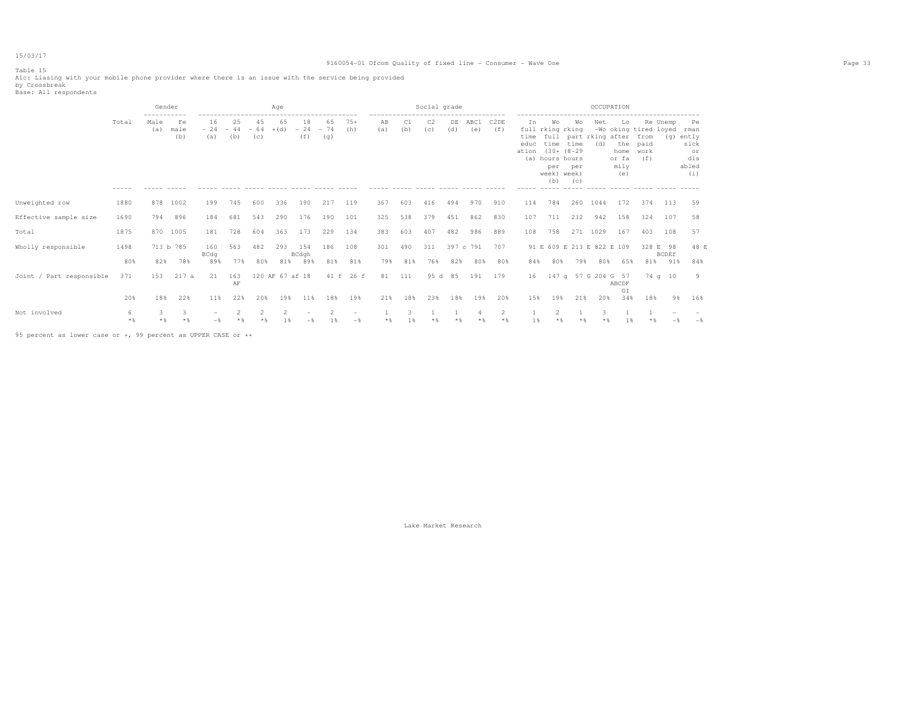15/03/17

9160054-01 Ofcom Quality of fixed line - Consumer - Wave One

Table 15
A1c: Liasing with your mobile phone provider where there is an issue with the service being provided
by Crossbreak
Base: All respondents

| | Total | Gender | | Age | | | | | | | Social grade | | | | | | OCCUPATION | | | | | | | | |
|---|---|---|---|---|---|---|---|---|---|---|---|---|---|---|---|---|---|---|---|---|---|---|---|---|---|
| | | Male (a) | Female (b) | 16 - 24 (a) | 25 - 44 (b) | 45 - 64 (c) | 65 +(d) | 18 - 24 (f) | 65 - 74 (g) | 75+ (h) | AB (a) | C1 (b) | C2 (c) | DE (d) | ABC1 (e) | C2DE (f) | In full time education (a) | Working full time (30+ hours per week) (b) | Working part time (8-29 hours per week) (c) | Net -Working (d) | Looking after the home or family (e) | Retired from paid work (f) | Unemployed (g) | Permanently sick or disabled (i) |
| Unweighted row | 1880 | 878 | 1002 | 199 | 745 | 600 | 336 | 190 | 217 | 119 | 367 | 603 | 416 | 494 | 970 | 910 | 114 | 784 | 260 | 1044 | 172 | 374 | 113 | 59 |
| Effective sample size | 1690 | 794 | 896 | 184 | 681 | 543 | 290 | 176 | 190 | 101 | 325 | 538 | 379 | 451 | 862 | 830 | 107 | 711 | 232 | 942 | 158 | 324 | 107 | 58 |
| Total | 1875 | 870 | 1005 | 181 | 728 | 604 | 363 | 173 | 229 | 134 | 383 | 603 | 407 | 482 | 986 | 889 | 108 | 758 | 271 | 1029 | 167 | 403 | 108 | 57 |
| Wholly responsible | 1498 | 713 b | 785 | 160 BCdg | 563 | 482 | 293 | 154 BCdgh | 186 | 108 | 301 | 490 | 311 | 397 c | 791 | 707 | 91 E | 609 E | 213 E | 822 E | 109 | 328 E | 98 BCDEf | 48 E |
| | 80% | 82% | 78% | 89% | 77% | 80% | 81% | 89% | 81% | 81% | 79% | 81% | 76% | 82% | 80% | 80% | 84% | 80% | 79% | 80% | 65% | 81% | 91% | 84% |
| Joint / Part responsible | 371 | 153 | 217 a | 21 | 163 AF | 120 AF | 67 af | 18 | 41 f | 26 f | 81 | 111 | 95 d | 85 | 191 | 179 | 16 | 147 g | 57 G | 204 G | 57 ABCDF GI | 74 g | 10 | 9 |
| | 20% | 18% | 22% | 11% | 22% | 20% | 19% | 11% | 18% | 19% | 21% | 18% | 23% | 18% | 19% | 20% | 15% | 19% | 21% | 20% | 34% | 18% | 9% | 16% |
| Not involved | 6 | 3 | 3 | - | 2 | 2 | 2 | - | 2 | - | 1 | 3 | 1 | 1 | 4 | 2 | 1 | 2 | 1 | 3 | 1 | 1 | - | - |
| | *% | *% | *% | -% | *% | *% | 1% | -% | 1% | -% | *% | 1% | *% | *% | *% | *% | 1% | *% | *% | *% | 1% | *% | -% | -% |

95 percent as lower case or +, 99 percent as UPPER CASE or ++

Lake Market Research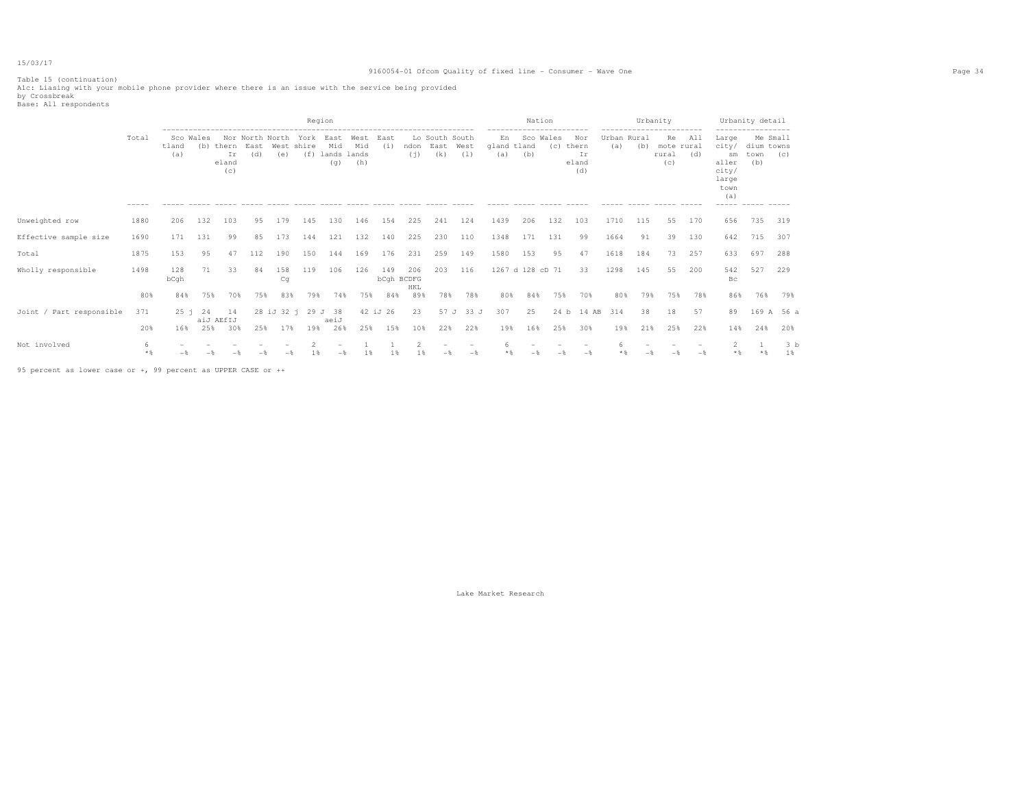15/03/17

Table 15 (continuation)
A1c: Liasing with your mobile phone provider where there is an issue with the service being provided
by Crossbreak
Base: All respondents

| | Total | Region | | | | | | | | | | | | Nation | | | | Urbanity | | | | Urbanity detail | | |
|---|---|---|---|---|---|---|---|---|---|---|---|---|---|---|---|---|---|---|---|---|---|---|---|---|
| | | Scotland (a) | Wales (b) | Northern Ireland (c) | North East (d) | North West (e) | Yorkshire (f) | East Midlands (g) | West Midlands (h) | East (i) | London (j) | South East (k) | South West (l) | England (a) | Scotland (b) | Wales (c) | Northern Ireland (d) | Urban (a) | Rural (b) | Remote rural (c) | All rural (d) | Large city/ smaller city/ large town (a) | Medium town (b) | Small towns (c) |
| Unweighted row | 1880 | 206 | 132 | 103 | 95 | 179 | 145 | 130 | 146 | 154 | 225 | 241 | 124 | 1439 | 206 | 132 | 103 | 1710 | 115 | 55 | 170 | 656 | 735 | 319 |
| Effective sample size | 1690 | 171 | 131 | 99 | 85 | 173 | 144 | 121 | 132 | 140 | 225 | 230 | 110 | 1348 | 171 | 131 | 99 | 1664 | 91 | 39 | 130 | 642 | 715 | 307 |
| Total | 1875 | 153 | 95 | 47 | 112 | 190 | 150 | 144 | 169 | 176 | 231 | 259 | 149 | 1580 | 153 | 95 | 47 | 1618 | 184 | 73 | 257 | 633 | 697 | 288 |
| Wholly responsible | 1498 | 128 bCgh | 71 | 33 | 84 | 158 Cg | 119 | 106 | 126 | 149 bCgh | 206 BCDFG HKL | 203 | 116 | 1267 d | 128 cD | 71 | 33 | 1298 | 145 | 55 | 200 | 542 Bc | 527 | 229 |
| | 80% | 84% | 75% | 70% | 75% | 83% | 79% | 74% | 75% | 84% | 89% | 78% | 78% | 80% | 84% | 75% | 70% | 80% | 79% | 75% | 78% | 86% | 76% | 79% |
| Joint / Part responsible | 371 | 25 j | 24 aiJ | 14 AEfIJ | 28 iJ | 32 j | 29 J | 38 aeiJ | 42 iJ | 26 | 23 | 57 J | 33 J | 307 | 25 | 24 b | 14 AB | 314 | 38 | 18 | 57 | 89 | 169 A | 56 a |
| | 20% | 16% | 25% | 30% | 25% | 17% | 19% | 26% | 25% | 15% | 10% | 22% | 22% | 19% | 16% | 25% | 30% | 19% | 21% | 25% | 22% | 14% | 24% | 20% |
| Not involved | 6 | - | - | - | - | - | 2 | - | 1 | 1 | 2 | - | - | 6 | - | - | - | 6 | - | - | - | 2 | 1 | 3 b |
| | *% | -% | -% | -% | -% | -% | 1% | -% | 1% | 1% | 1% | -% | -% | *% | -% | -% | -% | *% | -% | -% | -% | *% | *% | 1% |

95 percent as lower case or +, 99 percent as UPPER CASE or ++

Lake Market Research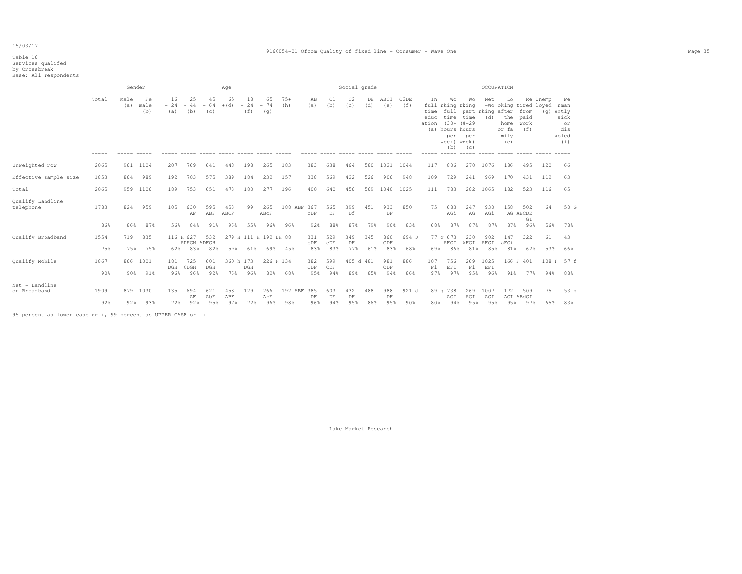Table 16
Services qualifed
by Crossbreak
Base: All respondents

| | Total | Gender: Male (a) | Gender: Female (b) | Age: 16 - 24 (a) | Age: 25 - 44 (b) | Age: 45 - 64 (c) | Age: 65 +(d) | Age: 18 - 24 (f) | Age: 65 - 74 (g) | Age: 75+ (h) | Social grade: AB (a) | Social grade: C1 (b) | Social grade: C2 (c) | Social grade: DE (d) | Social grade: ABC1 (e) | Social grade: C2DE (f) | Occupation: In full time education (a) | Occupation: Working full time (30+ hours per week) (b) | Occupation: Working part time (8-29 hours per week) (c) | Occupation: Net -Working (d) | Occupation: Looking after the home or family (e) | Occupation: Retired from paid work (f) | Occupation: Unemployed (g) | Occupation: Permanently sick or disabled (i) |
|---|---|---|---|---|---|---|---|---|---|---|---|---|---|---|---|---|---|---|---|---|---|---|---|---|
| Unweighted row | 2065 | 961 | 1104 | 207 | 769 | 641 | 448 | 198 | 265 | 183 | 383 | 638 | 464 | 580 | 1021 | 1044 | 117 | 806 | 270 | 1076 | 186 | 495 | 120 | 66 |
| Effective sample size | 1853 | 864 | 989 | 192 | 703 | 575 | 389 | 184 | 232 | 157 | 338 | 569 | 422 | 526 | 906 | 948 | 109 | 729 | 241 | 969 | 170 | 431 | 112 | 63 |
| Total | 2065 | 959 | 1106 | 189 | 753 | 651 | 473 | 180 | 277 | 196 | 400 | 640 | 456 | 569 | 1040 | 1025 | 111 | 783 | 282 | 1065 | 182 | 523 | 116 | 65 |
| Qualify Landline telephone | 1783 | 824 | 959 | 105 | 630 AF | 595 ABF | 453 ABCF | 99 | 265 ABcF | 188 ABF | 367 cDF | 565 DF | 399 Df | 451 | 933 DF | 850 | 75 | 683 AGi | 247 AG | 930 AGi | 158 AG | 502 ABCDE GI | 64 | 50 G |
| | 86% | 86% | 87% | 56% | 84% | 91% | 96% | 55% | 96% | 96% | 92% | 88% | 87% | 79% | 90% | 83% | 68% | 87% | 87% | 87% | 87% | 96% | 56% | 78% |
| Qualify Broadband | 1554 | 719 | 835 | 116 H | 627 ADFGH | 532 ADFGH | 279 H | 111 H | 192 DH | 88 | 331 cDF | 529 cDF | 349 DF | 345 | 860 CDF | 694 D | 77 g | 673 AFGI | 230 AFGI | 902 AFGI | 147 aFGi | 322 | 61 | 43 |
| | 75% | 75% | 75% | 62% | 83% | 82% | 59% | 61% | 69% | 45% | 83% | 83% | 77% | 61% | 83% | 68% | 69% | 86% | 81% | 85% | 81% | 62% | 53% | 66% |
| Qualify Mobile | 1867 | 866 | 1001 | 181 DGH | 725 CDGH | 601 DGH | 360 h | 173 DGH | 226 H | 134 | 382 CDF | 599 CDF | 405 d | 481 | 981 CDF | 886 | 107 Fi | 756 EFI | 269 Fi | 1025 EFI | 166 F | 401 | 108 F | 57 f |
| | 90% | 90% | 91% | 96% | 96% | 92% | 76% | 96% | 82% | 68% | 95% | 94% | 89% | 85% | 94% | 86% | 97% | 97% | 95% | 96% | 91% | 77% | 94% | 88% |
| Net - Landline or Broadband | 1909 | 879 | 1030 | 135 | 694 AF | 621 AbF | 458 ABF | 129 | 266 AbF | 192 ABF | 385 DF | 603 DF | 432 DF | 488 | 988 DF | 921 d | 89 g | 738 AGI | 269 AGI | 1007 AGI | 172 AGI | 509 ABdGI | 75 | 53 g |
| | 92% | 92% | 93% | 72% | 92% | 95% | 97% | 72% | 96% | 98% | 96% | 94% | 95% | 86% | 95% | 90% | 80% | 94% | 95% | 95% | 95% | 97% | 65% | 83% |

95 percent as lower case or +, 99 percent as UPPER CASE or ++

Lake Market Research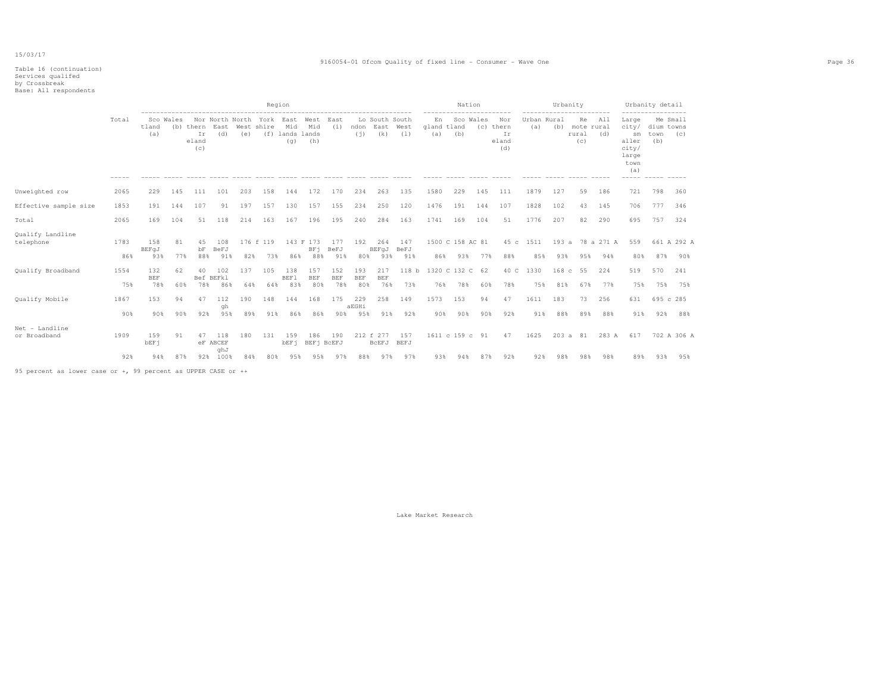Table 16 (continuation)
Services qualifed
by Crossbreak
Base: All respondents

| | Total | Region | | | | | | | | | | | | Nation | | | | Urbanity | | | | Urbanity detail | | |
|---|---|---|---|---|---|---|---|---|---|---|---|---|---|---|---|---|---|---|---|---|---|---|---|---|
| | | Scotland (a) | Wales (b) | Northern Ireland (c) | North East (d) | North West (e) | Yorkshire (f) | East Midlands (g) | West Midlands (h) | East (i) | London (j) | South East (k) | South West (l) | England (a) | Scotland (b) | Wales (c) | Northern Ireland (d) | Urban (a) | Rural (b) | Remote rural (c) | All rural (d) | Large city/ smaller city/ large town (a) | Medium town (b) | Small towns (c) |
| Unweighted row | 2065 | 229 | 145 | 111 | 101 | 203 | 158 | 144 | 172 | 170 | 234 | 263 | 135 | 1580 | 229 | 145 | 111 | 1879 | 127 | 59 | 186 | 721 | 798 | 360 |
| Effective sample size | 1853 | 191 | 144 | 107 | 91 | 197 | 157 | 130 | 157 | 155 | 234 | 250 | 120 | 1476 | 191 | 144 | 107 | 1828 | 102 | 43 | 145 | 706 | 777 | 346 |
| Total | 2065 | 169 | 104 | 51 | 118 | 214 | 163 | 167 | 196 | 195 | 240 | 284 | 163 | 1741 | 169 | 104 | 51 | 1776 | 207 | 82 | 290 | 695 | 757 | 324 |
| Qualify Landline telephone | 1783 | 158 BEFgJ | 81 | 45 bF | 108 BeFJ | 176 f | 119 | 143 F | 173 BFj | 177 BeFJ | 192 | 264 BEFgJ | 147 BeFJ | 1500 C | 158 AC | 81 | 45 c | 1511 | 193 a | 78 a | 271 A | 559 | 661 A | 292 A |
| | 86% | 93% | 77% | 88% | 91% | 82% | 73% | 86% | 88% | 91% | 80% | 93% | 91% | 86% | 93% | 77% | 88% | 85% | 93% | 95% | 94% | 80% | 87% | 90% |
| Qualify Broadband | 1554 | 132 BEF | 62 | 40 Bef | 102 BEFkl | 137 | 105 | 138 BEFl | 157 BEF | 152 BEF | 193 BEF | 217 BEF | 118 b | 1320 C | 132 C | 62 | 40 C | 1330 | 168 c | 55 | 224 | 519 | 570 | 241 |
| | 75% | 78% | 60% | 78% | 86% | 64% | 64% | 83% | 80% | 78% | 80% | 76% | 73% | 76% | 78% | 60% | 78% | 75% | 81% | 67% | 77% | 75% | 75% | 75% |
| Qualify Mobile | 1867 | 153 | 94 | 47 | 112 gh | 190 | 148 | 144 | 168 | 175 | 229 aEGHi | 258 | 149 | 1573 | 153 | 94 | 47 | 1611 | 183 | 73 | 256 | 631 | 695 c | 285 |
| | 90% | 90% | 90% | 92% | 95% | 89% | 91% | 86% | 86% | 90% | 95% | 91% | 92% | 90% | 90% | 90% | 92% | 91% | 88% | 89% | 88% | 91% | 92% | 88% |
| Net - Landline or Broadband | 1909 | 159 bEFj | 91 | 47 eF | 118 ABCEF ghJ | 180 | 131 | 159 bEFj | 186 BEFj | 190 BcEFJ | 212 f | 277 BcEFJ | 157 BEFJ | 1611 c | 159 c | 91 | 47 | 1625 | 203 a | 81 | 283 A | 617 | 702 A | 306 A |
| | 92% | 94% | 87% | 92% | 100% | 84% | 80% | 95% | 95% | 97% | 88% | 97% | 97% | 93% | 94% | 87% | 92% | 92% | 98% | 98% | 98% | 89% | 93% | 95% |

95 percent as lower case or +, 99 percent as UPPER CASE or ++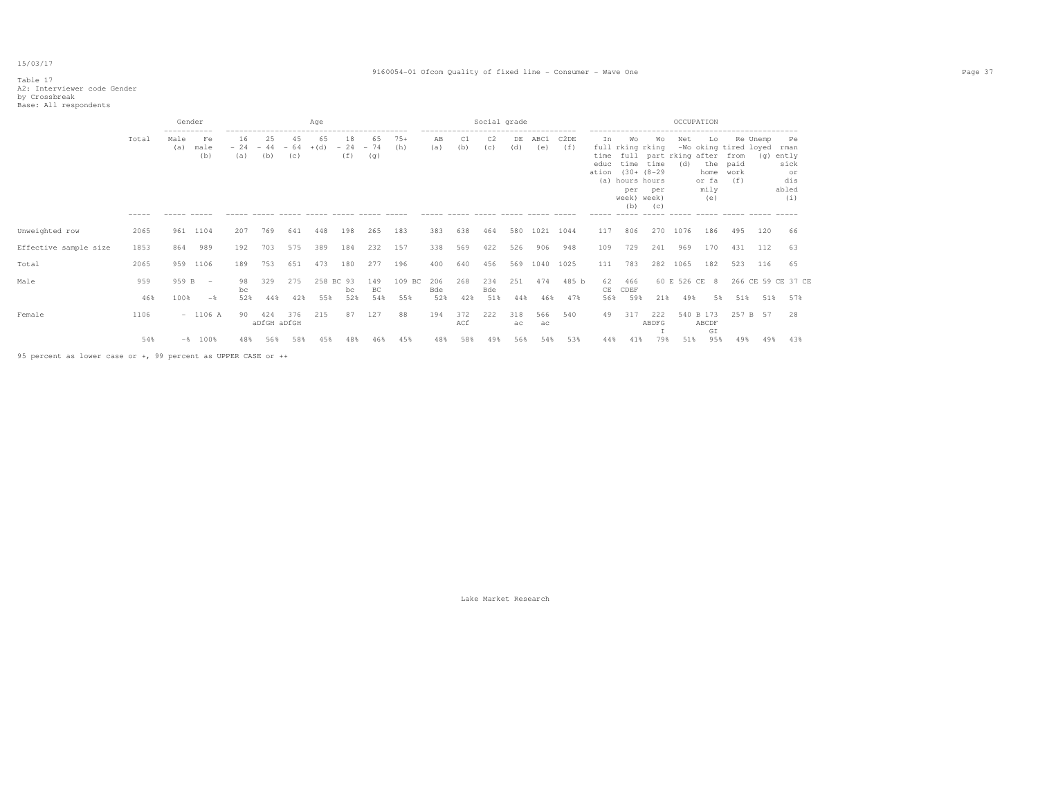15/03/17

Table 17
A2: Interviewer code Gender
by Crossbreak
Base: All respondents

| | Total | Gender | | Age | | | | | | | Social grade | | | | | | OCCUPATION | | | | | | | | |
|---|---|---|---|---|---|---|---|---|---|---|---|---|---|---|---|---|---|---|---|---|---|---|---|---|---|
| | | Male (a) | Female (b) | 16 - 24 (a) | 25 - 44 (b) | 45 - 64 (c) | 65 +(d) | 18 - 24 (f) | 65 - 74 (g) | 75+ (h) | AB (a) | C1 (b) | C2 (c) | DE (d) | ABC1 (e) | C2DE (f) | In full time education (a) | Working full time (30+ hours per week) (b) | Working part time (8-29 hours per week) (c) | Net -Working (d) | Looking after the home or family (e) | Retired from paid work (f) | Unemployed (g) | Permanently sick or disabled (i) |
| Unweighted row | 2065 | 961 | 1104 | 207 | 769 | 641 | 448 | 198 | 265 | 183 | 383 | 638 | 464 | 580 | 1021 | 1044 | 117 | 806 | 270 | 1076 | 186 | 495 | 120 | 66 |
| Effective sample size | 1853 | 864 | 989 | 192 | 703 | 575 | 389 | 184 | 232 | 157 | 338 | 569 | 422 | 526 | 906 | 948 | 109 | 729 | 241 | 969 | 170 | 431 | 112 | 63 |
| Total | 2065 | 959 | 1106 | 189 | 753 | 651 | 473 | 180 | 277 | 196 | 400 | 640 | 456 | 569 | 1040 | 1025 | 111 | 783 | 282 | 1065 | 182 | 523 | 116 | 65 |
| Male | 959 | 959 B | - | 98 bc | 329 | 275 | 258 BC | 93 bc | 149 BC | 109 BC | 206 Bde | 268 | 234 Bde | 251 | 474 | 485 b | 62 CE | 466 CDEF | 60 E | 526 CE | 8 | 266 CE | 59 CE | 37 CE |
| | 46% | 100% | -% | 52% | 44% | 42% | 55% | 52% | 54% | 55% | 52% | 42% | 51% | 44% | 46% | 47% | 56% | 59% | 21% | 49% | 5% | 51% | 51% | 57% |
| Female | 1106 | - | 1106 A | 90 | 424 aDfGH | 376 aDfGH | 215 | 87 | 127 | 88 | 194 | 372 ACf | 222 | 318 ac | 566 ac | 540 | 49 | 317 | 222 ABDFGI | 540 B | 173 ABCDFGI | 257 B | 57 | 28 |
| | 54% | -% | 100% | 48% | 56% | 58% | 45% | 48% | 46% | 45% | 48% | 58% | 49% | 56% | 54% | 53% | 44% | 41% | 79% | 51% | 95% | 49% | 49% | 43% |

95 percent as lower case or +, 99 percent as UPPER CASE or ++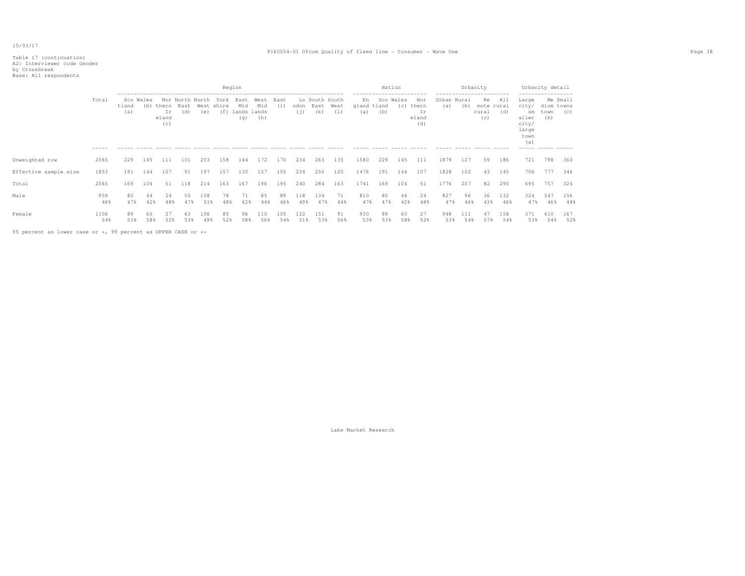Table 17 (continuation)
A2: Interviewer code Gender
by Crossbreak
Base: All respondents

| | Total | Region | | | | | | | | | | | | Nation | | | | Urbanity | | | | Urbanity detail | | |
|---|---|---|---|---|---|---|---|---|---|---|---|---|---|---|---|---|---|---|---|---|---|---|---|---|
| | | Scotland (a) | Wales (b) | Northern Ireland (c) | North East (d) | North West (e) | Yorkshire (f) | East Midlands (g) | West Midlands (h) | East (i) | London (j) | South East (k) | South West (l) | England (a) | Scotland (b) | Wales (c) | Northern Ireland (d) | Urban (a) | Rural (b) | Remote rural (c) | All rural (d) | Large city/ smaller city/ large town (a) | Medium town (b) | Small towns (c) |
| Unweighted row | 2065 | 229 | 145 | 111 | 101 | 203 | 158 | 144 | 172 | 170 | 234 | 263 | 135 | 1580 | 229 | 145 | 111 | 1879 | 127 | 59 | 186 | 721 | 798 | 360 |
| Effective sample size | 1853 | 191 | 144 | 107 | 91 | 197 | 157 | 130 | 157 | 155 | 234 | 250 | 120 | 1476 | 191 | 144 | 107 | 1828 | 102 | 43 | 145 | 706 | 777 | 346 |
| Total | 2065 | 169 | 104 | 51 | 118 | 214 | 163 | 167 | 196 | 195 | 240 | 284 | 163 | 1741 | 169 | 104 | 51 | 1776 | 207 | 82 | 290 | 695 | 757 | 324 |
| Male | 959 | 80 | 44 | 24 | 55 | 108 | 78 | 71 | 85 | 89 | 118 | 134 | 71 | 810 | 80 | 44 | 24 | 827 | 96 | 36 | 132 | 324 | 347 | 156 |
| | 46% | 47% | 42% | 48% | 47% | 51% | 48% | 42% | 44% | 46% | 49% | 47% | 44% | 47% | 47% | 42% | 48% | 47% | 46% | 43% | 46% | 47% | 46% | 48% |
| Female | 1106 | 89 | 60 | 27 | 63 | 106 | 85 | 96 | 110 | 105 | 122 | 151 | 91 | 930 | 89 | 60 | 27 | 948 | 111 | 47 | 158 | 371 | 410 | 167 |
| | 54% | 53% | 58% | 52% | 53% | 49% | 52% | 58% | 56% | 54% | 51% | 53% | 56% | 53% | 53% | 58% | 52% | 53% | 54% | 57% | 54% | 53% | 54% | 52% |

95 percent as lower case or +, 99 percent as UPPER CASE or ++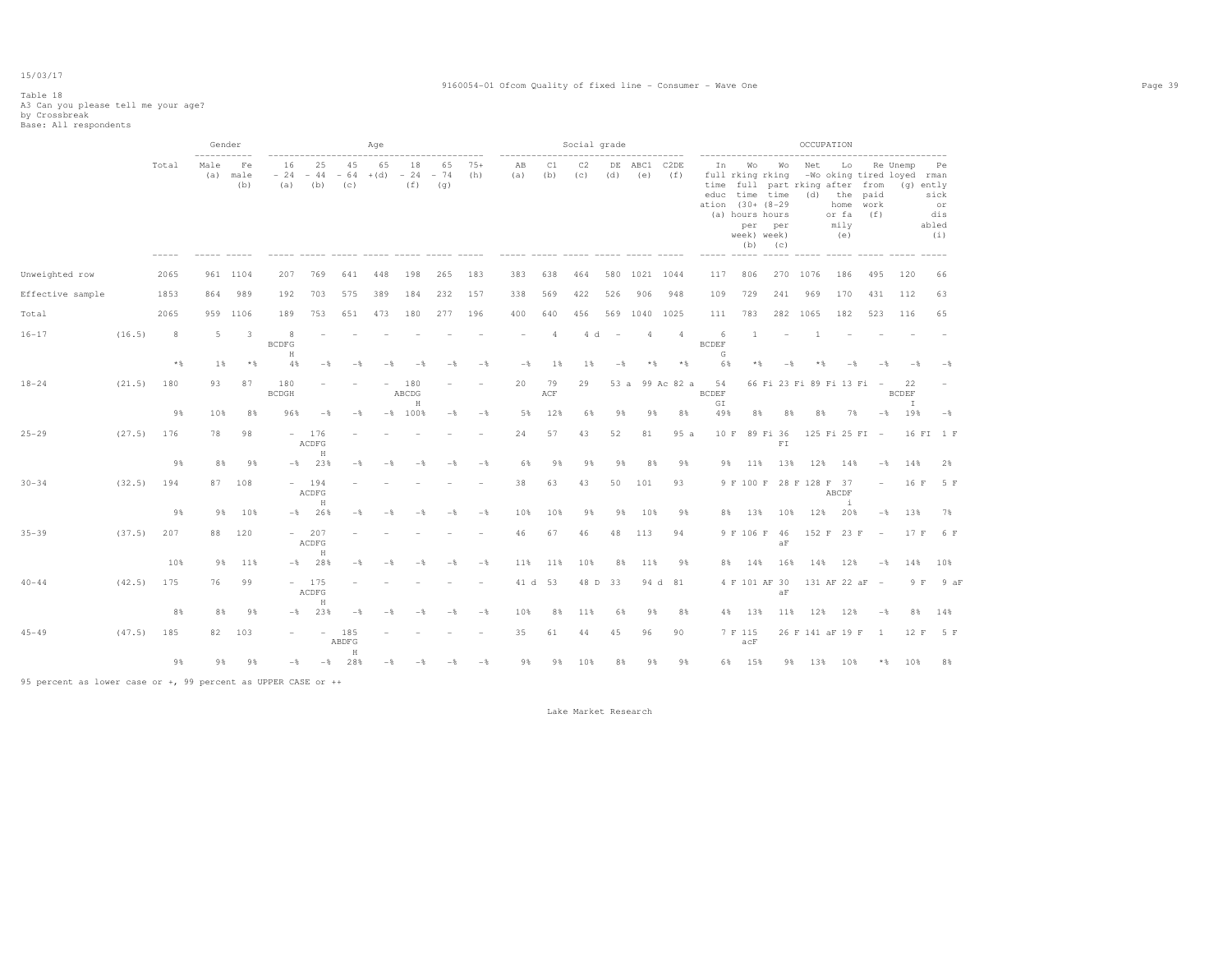15/03/17

Table 18
A3 Can you please tell me your age?
by Crossbreak
Base: All respondents

| | | Total | Gender: Male (a) | Gender: Female (b) | Age: 16-24 (a) | Age: 25-44 (b) | Age: 45-64 (c) | Age: 65+ (d) | Age: 18-24 (f) | Age: 65-74 (g) | Age: 75+ (h) | Social grade: AB (a) | Social grade: C1 (b) | Social grade: C2 (c) | Social grade: DE (d) | Social grade: ABC1 (e) | Social grade: C2DE (f) | OCCUPATION: In full time education (a) | OCCUPATION: Working full time (30+ hours per week) (b) | OCCUPATION: Working part time (8-29 hours per week) (c) | OCCUPATION: Net -Working (d) | OCCUPATION: Looking after the home or family (e) | OCCUPATION: Retired from paid work (f) | OCCUPATION: Unemployed (g) | OCCUPATION: Permanently sick or disabled (i) |
|---|---|---|---|---|---|---|---|---|---|---|---|---|---|---|---|---|---|---|---|---|---|---|---|---|---|
| Unweighted row | | 2065 | 961 | 1104 | 207 | 769 | 641 | 448 | 198 | 265 | 183 | 383 | 638 | 464 | 580 | 1021 | 1044 | 117 | 806 | 270 | 1076 | 186 | 495 | 120 | 66 |
| Effective sample | | 1853 | 864 | 989 | 192 | 703 | 575 | 389 | 184 | 232 | 157 | 338 | 569 | 422 | 526 | 906 | 948 | 109 | 729 | 241 | 969 | 170 | 431 | 112 | 63 |
| Total | | 2065 | 959 | 1106 | 189 | 753 | 651 | 473 | 180 | 277 | 196 | 400 | 640 | 456 | 569 | 1040 | 1025 | 111 | 783 | 282 | 1065 | 182 | 523 | 116 | 65 |
| 16-17 | (16.5) | 8 | 5 | 3 | 8 BCDFGH | - | - | - | - | - | - | - | 4 | 4 d | - | 4 | 4 | 6 BCDEFG | 1 | - | 1 | - | - | - | - |
| | | *% | 1% | *% | 4% | -% | -% | -% | -% | -% | -% | -% | 1% | 1% | -% | *% | *% | 6% | *% | -% | *% | -% | -% | -% | -% |
| 18-24 | (21.5) | 180 | 93 | 87 | 180 BCDGH | - | - | - | 180 ABCDGH | - | - | 20 | 79 ACF | 29 | 53 a | 99 Ac | 82 a | 54 BCDEFGI | 66 Fi | 23 Fi | 89 Fi | 13 Fi | - | 22 BCDEFI | - |
| | | 9% | 10% | 8% | 96% | -% | -% | -% | 100% | -% | -% | 5% | 12% | 6% | 9% | 9% | 8% | 49% | 8% | 8% | 8% | 7% | -% | 19% | -% |
| 25-29 | (27.5) | 176 | 78 | 98 | - | 176 ACDFGH | - | - | - | - | - | 24 | 57 | 43 | 52 | 81 | 95 a | 10 F | 89 Fi | 36 FI | 125 Fi | 25 FI | - | 16 FI | 1 F |
| | | 9% | 8% | 9% | -% | 23% | -% | -% | -% | -% | -% | 6% | 9% | 9% | 9% | 8% | 9% | 9% | 11% | 13% | 12% | 14% | -% | 14% | 2% |
| 30-34 | (32.5) | 194 | 87 | 108 | - | 194 ACDFGH | - | - | - | - | - | 38 | 63 | 43 | 50 | 101 | 93 | 9 F | 100 F | 28 F | 128 F | 37 ABCDFi | - | 16 F | 5 F |
| | | 9% | 9% | 10% | -% | 26% | -% | -% | -% | -% | -% | 10% | 10% | 9% | 9% | 10% | 9% | 8% | 13% | 10% | 12% | 20% | -% | 13% | 7% |
| 35-39 | (37.5) | 207 | 88 | 120 | - | 207 ACDFGH | - | - | - | - | - | 46 | 67 | 46 | 48 | 113 | 94 | 9 F | 106 F | 46 aF | 152 F | 23 F | - | 17 F | 6 F |
| | | 10% | 9% | 11% | -% | 28% | -% | -% | -% | -% | -% | 11% | 11% | 10% | 8% | 11% | 9% | 8% | 14% | 16% | 14% | 12% | -% | 14% | 10% |
| 40-44 | (42.5) | 175 | 76 | 99 | - | 175 ACDFGH | - | - | - | - | - | 41 d | 53 | 48 D | 33 | 94 d | 81 | 4 F | 101 AF | 30 aF | 131 AF | 22 aF | - | 9 F | 9 aF |
| | | 8% | 8% | 9% | -% | 23% | -% | -% | -% | -% | -% | 10% | 8% | 11% | 6% | 9% | 8% | 4% | 13% | 11% | 12% | 12% | -% | 8% | 14% |
| 45-49 | (47.5) | 185 | 82 | 103 | - | - | 185 ABDFGH | - | - | - | - | 35 | 61 | 44 | 45 | 96 | 90 | 7 F | 115 acF | 26 F | 141 aF | 19 F | 1 | 12 F | 5 F |
| | | 9% | 9% | 9% | -% | -% | 28% | -% | -% | -% | -% | 9% | 9% | 10% | 8% | 9% | 9% | 6% | 15% | 9% | 13% | 10% | *% | 10% | 8% |

95 percent as lower case or +, 99 percent as UPPER CASE or ++

Lake Market Research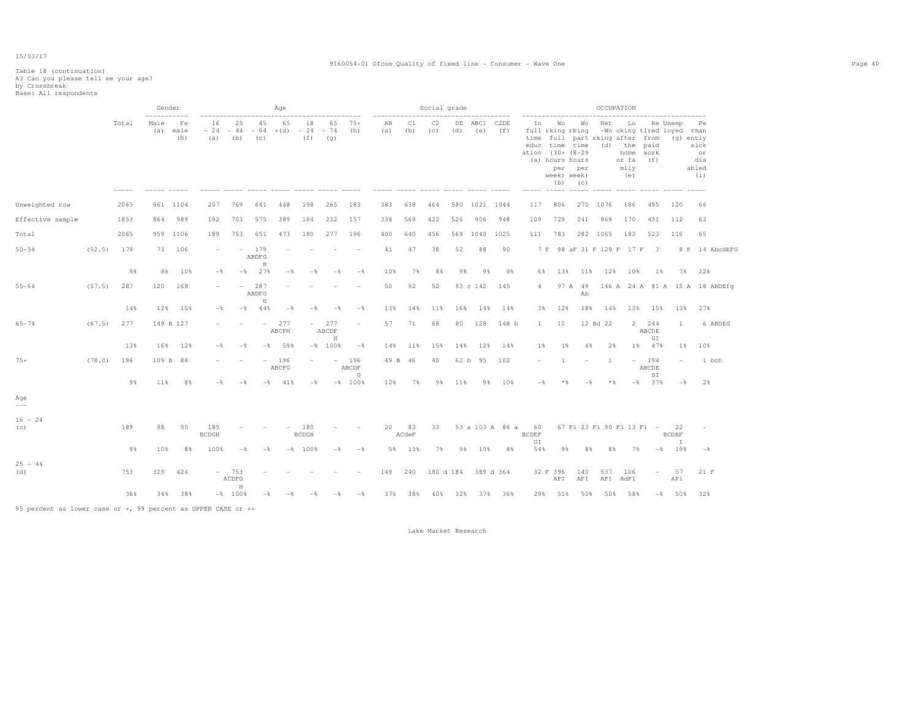15/03/17

Table 18 (continuation)
A3 Can you please tell me your age?
by Crossbreak
Base: All respondents

| | | Total | Gender | | Age | | | | | | | Social grade | | | | | | OCCUPATION | | | | | | | | |
|---|---|---|---|---|---|---|---|---|---|---|---|---|---|---|---|---|---|---|---|---|---|---|---|---|---|---|
| | | | Male (a) | Female (b) | 16 - 24 (a) | 25 - 44 (b) | 45 - 64 (c) | 65+ (d) | 18 - 24 (f) | 65 - 74 (g) | 75+ (h) | AB (a) | C1 (b) | C2 (c) | DE (d) | ABC1 (e) | C2DE (f) | In full time education (a) | Working full time (30+ hours per week) (b) | Working part time (8-29 hours per week) (c) | Net working (d) | Looking after the home or family (e) | Retired from paid work (f) | Unemployed (g) | Permanently sick or disabled (i) |
| Unweighted row | | 2065 | 961 | 1104 | 207 | 769 | 641 | 448 | 198 | 265 | 183 | 383 | 638 | 464 | 580 | 1021 | 1044 | 117 | 806 | 270 | 1076 | 186 | 495 | 120 | 66 |
| Effective sample | | 1853 | 864 | 989 | 192 | 703 | 575 | 389 | 184 | 232 | 157 | 338 | 569 | 422 | 526 | 906 | 948 | 109 | 729 | 241 | 969 | 170 | 431 | 112 | 63 |
| Total | | 2065 | 959 | 1106 | 189 | 753 | 651 | 473 | 180 | 277 | 196 | 400 | 640 | 456 | 569 | 1040 | 1025 | 111 | 783 | 282 | 1065 | 182 | 523 | 116 | 65 |
| 50-54 | (52.5) | 179 | 73 | 106 | - | - | 179 ABDFG H | - | - | - | - | 41 | 47 | 38 | 52 | 88 | 90 | 7 F | 98 aF | 31 F | 129 F | 17 F | 3 | 8 F | 14 AbcdEFG |
| | | 9% | 8% | 10% | -% | -% | 27% | -% | -% | -% | -% | 10% | 7% | 8% | 9% | 9% | 9% | 6% | 13% | 11% | 12% | 10% | 1% | 7% | 22% |
| 55-64 | (57.5) | 287 | 120 | 168 | - | - | 287 ABDFG H | - | - | - | - | 50 | 92 | 52 | 93 c | 142 | 145 | 4 | 97 A | 49 Ab | 146 A | 24 A | 81 A | 15 A | 18 ABDEfg |
| | | 14% | 12% | 15% | -% | -% | 44% | -% | -% | -% | -% | 13% | 14% | 11% | 16% | 14% | 14% | 3% | 12% | 18% | 14% | 13% | 15% | 13% | 27% |
| 65-74 | (67.5) | 277 | 149 B | 127 | - | - | - | 277 ABCFH | - | 277 ABCDF H | - | 57 | 71 | 68 | 80 | 128 | 148 b | 1 | 10 | 12 Bd | 22 | 2 | 244 ABCDE GI | 1 | 6 ABDEG |
| | | 13% | 16% | 12% | -% | -% | -% | 59% | -% | 100% | -% | 14% | 11% | 15% | 14% | 12% | 14% | 1% | 1% | 4% | 2% | 1% | 47% | 1% | 10% |
| 75+ | (78.0) | 196 | 109 B | 88 | - | - | - | 196 ABCFG | - | - | 196 ABCDF G | 49 B | 46 | 40 | 62 b | 95 | 102 | - | 1 | - | 1 | - | 194 ABCDE GI | - | 1 bcD |
| | | 9% | 11% | 8% | -% | -% | -% | 41% | -% | -% | 100% | 12% | 7% | 9% | 11% | 9% | 10% | -% | *% | -% | *% | -% | 37% | -% | 2% |
| Age | | | | | | | | | | | | | | | | | | | | | | | | | |
| 16 - 24 (c) | | 189 | 98 | 90 | 189 BCDGH | - | - | - | 180 BCDGH | - | - | 20 | 83 ACdeF | 33 | 53 a | 103 A | 86 a | 60 BCDEF GI | 67 Fi | 23 Fi | 90 Fi | 13 Fi | - | 22 BCDEF I | - |
| | | 9% | 10% | 8% | 100% | -% | -% | -% | 100% | -% | -% | 5% | 13% | 7% | 9% | 10% | 8% | 54% | 9% | 8% | 8% | 7% | -% | 19% | -% |
| 25 - 44 (d) | | 753 | 329 | 424 | - | 753 ACDFG H | - | - | - | - | - | 149 | 240 | 180 d | 184 | 389 d | 364 | 32 F | 396 AFI | 140 AFI | 537 AFI | 106 AdFI | - | 57 AFi | 21 F |
| | | 36% | 34% | 38% | -% | 100% | -% | -% | -% | -% | -% | 37% | 38% | 40% | 32% | 37% | 36% | 29% | 51% | 50% | 50% | 58% | -% | 50% | 32% |

95 percent as lower case or +, 99 percent as UPPER CASE or ++

Lake Market Research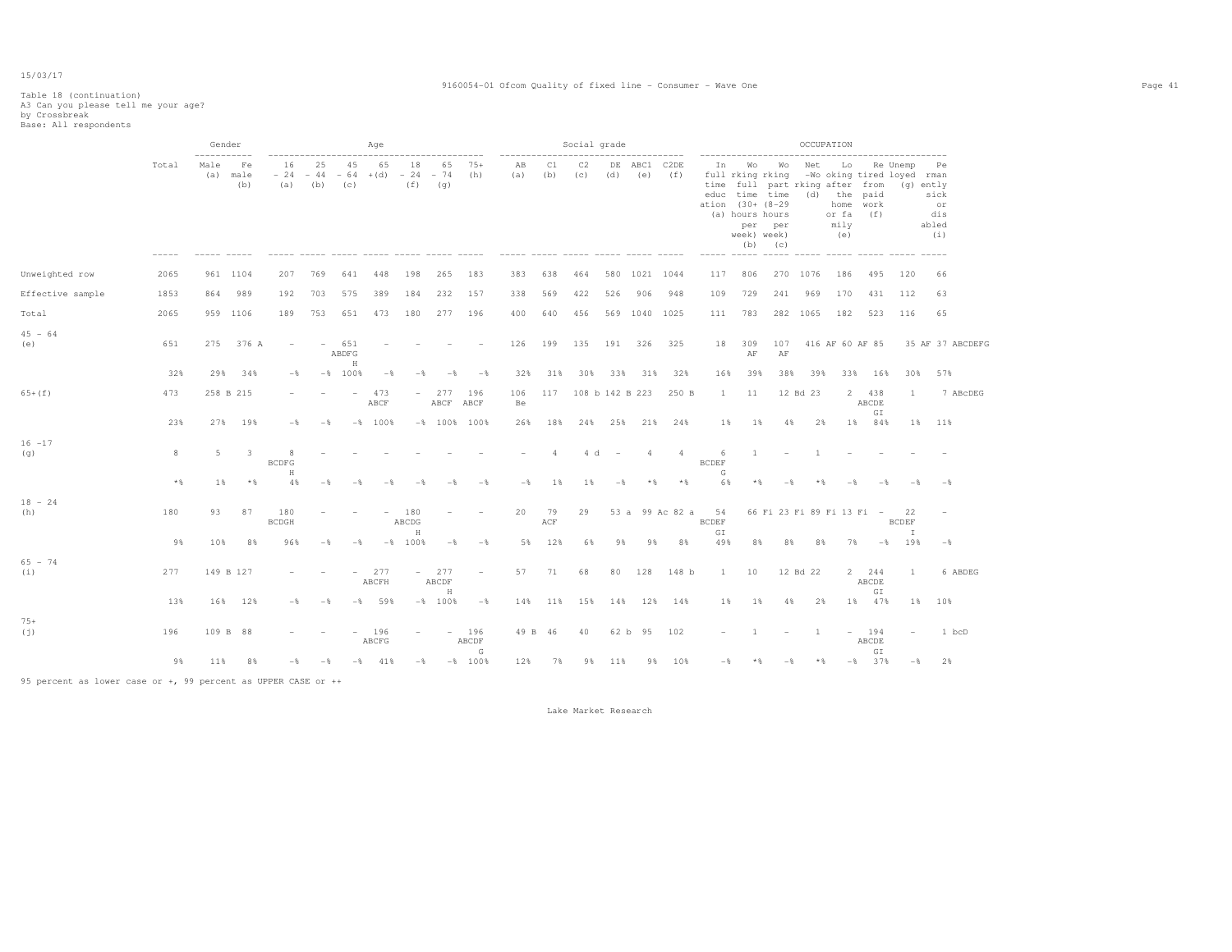Table 18 (continuation)
A3 Can you please tell me your age?
by Crossbreak
Base: All respondents

| | Total | Gender | | Age | | | | | | | Social grade | | | | | | OCCUPATION | | | | | | | |
|---|---|---|---|---|---|---|---|---|---|---|---|---|---|---|---|---|---|---|---|---|---|---|---|---|
| | | Male (a) | Female (b) | 16 - 24 (a) | 25 - 44 (b) | 45 - 64 (c) | 65 +(d) | 18 - 24 (f) | 65 - 74 (g) | 75+ (h) | AB (a) | C1 (b) | C2 (c) | DE (d) | ABC1 (e) | C2DE (f) | In full time education (a) | Working full time (30+ hours per week) (b) | Working part time (8-29 hours per week) (c) | Net working (d) | Looking after the home or family (e) | Retired from paid work (f) | Unemployed (g) | Permanently sick or disabled (i) |
| Unweighted row | 2065 | 961 | 1104 | 207 | 769 | 641 | 448 | 198 | 265 | 183 | 383 | 638 | 464 | 580 | 1021 | 1044 | 117 | 806 | 270 | 1076 | 186 | 495 | 120 | 66 |
| Effective sample | 1853 | 864 | 989 | 192 | 703 | 575 | 389 | 184 | 232 | 157 | 338 | 569 | 422 | 526 | 906 | 948 | 109 | 729 | 241 | 969 | 170 | 431 | 112 | 63 |
| Total | 2065 | 959 | 1106 | 189 | 753 | 651 | 473 | 180 | 277 | 196 | 400 | 640 | 456 | 569 | 1040 | 1025 | 111 | 783 | 282 | 1065 | 182 | 523 | 116 | 65 |
| 45 - 64 (e) | 651 | 275 | 376 A | - | - | 651 ABDFGH | - | - | - | - | 126 | 199 | 135 | 191 | 326 | 325 | 18 | 309 AF | 107 AF | 416 AF | 60 AF | 85 | 35 AF | 37 ABCDEFG |
| | 32% | 29% | 34% | -% | -% | 100% | -% | -% | -% | -% | 32% | 31% | 30% | 33% | 31% | 32% | 16% | 39% | 38% | 39% | 33% | 16% | 30% | 57% |
| 65+(f) | 473 | 258 B | 215 | - | - | - | 473 ABCF | - | 277 ABCF | 196 ABCF | 106 Be | 117 | 108 b | 142 B | 223 | 250 B | 1 | 11 | 12 Bd | 23 | 2 | 438 ABCDEGI | 1 | 7 ABcDEG |
| | 23% | 27% | 19% | -% | -% | -% | 100% | -% | 100% | 100% | 26% | 18% | 24% | 25% | 21% | 24% | 1% | 1% | 4% | 2% | 1% | 84% | 1% | 11% |
| 16 -17 (g) | 8 | 5 | 3 | 8 BCDFGH | - | - | - | - | - | - | - | 4 | 4 d | - | 4 | 4 | 6 BCDEFG | 1 | - | 1 | - | - | - | - |
| | *% | 1% | *% | 4% | -% | -% | -% | -% | -% | -% | -% | 1% | 1% | -% | *% | *% | 6% | *% | -% | *% | -% | -% | -% | -% |
| 18 - 24 (h) | 180 | 93 | 87 | 180 BCDGH | - | - | - | 180 ABCDGH | - | - | 20 | 79 ACF | 29 | 53 a | 99 Ac | 82 a | 54 BCDEFGI | 66 Fi | 23 Fi | 89 Fi | 13 Fi | - | 22 BCDEFI | - |
| | 9% | 10% | 8% | 96% | -% | -% | -% | 100% | -% | -% | 5% | 12% | 6% | 9% | 9% | 8% | 49% | 8% | 8% | 8% | 7% | -% | 19% | -% |
| 65 - 74 (i) | 277 | 149 B | 127 | - | - | - | 277 ABCFH | - | 277 ABCDFH | - | 57 | 71 | 68 | 80 | 128 | 148 b | 1 | 10 | 12 Bd | 22 | 2 | 244 ABCDEGI | 1 | 6 ABDEG |
| | 13% | 16% | 12% | -% | -% | -% | 59% | -% | 100% | -% | 14% | 11% | 15% | 14% | 12% | 14% | 1% | 1% | 4% | 2% | 1% | 47% | 1% | 10% |
| 75+ (j) | 196 | 109 B | 88 | - | - | - | 196 ABCFG | - | - | 196 ABCDFG | 49 B | 46 | 40 | 62 b | 95 | 102 | - | 1 | - | 1 | - | 194 ABCDEGI | - | 1 bcD |
| | 9% | 11% | 8% | -% | -% | -% | 41% | -% | -% | 100% | 12% | 7% | 9% | 11% | 9% | 10% | -% | *% | -% | *% | -% | 37% | -% | 2% |

95 percent as lower case or +, 99 percent as UPPER CASE or ++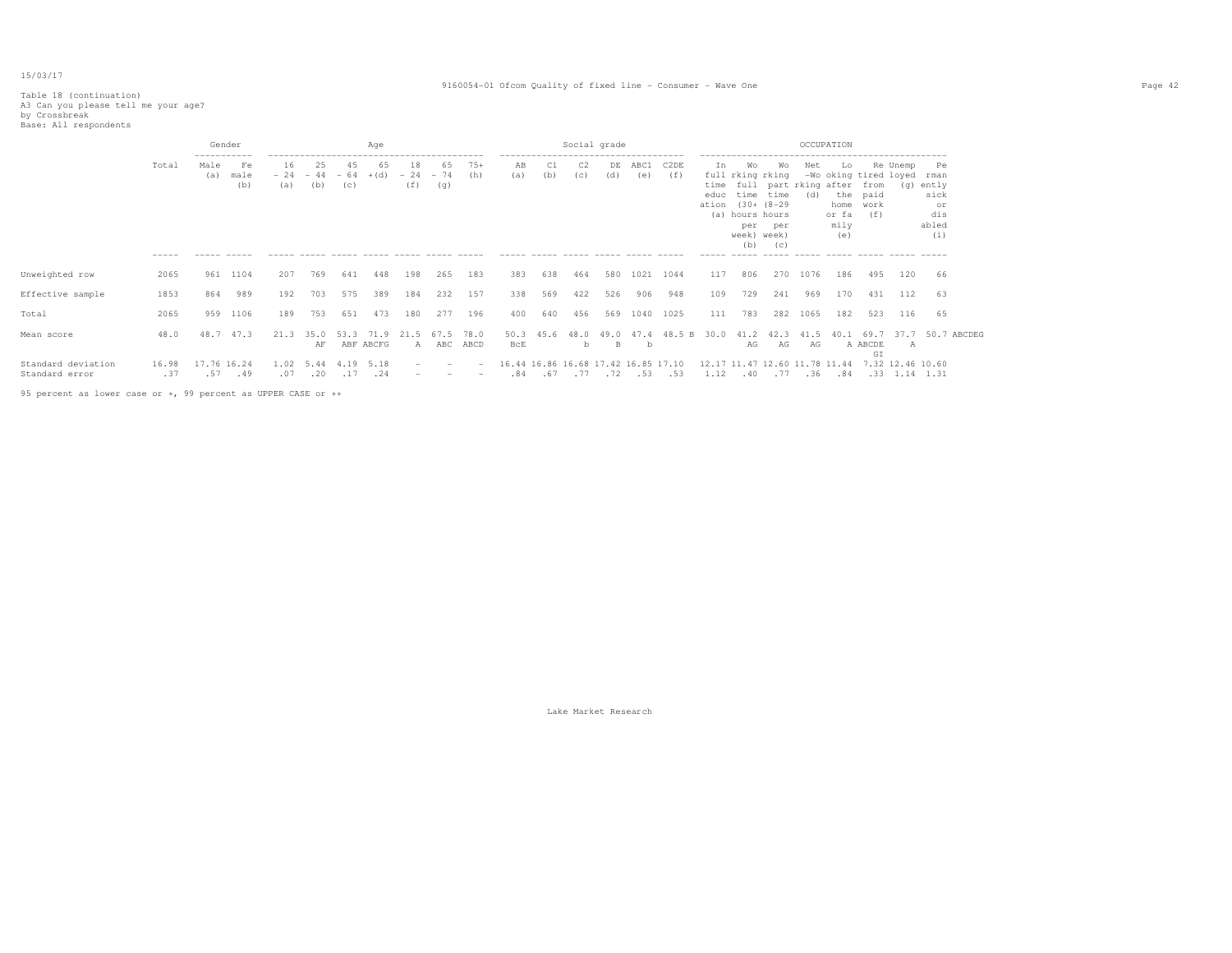Table 18 (continuation)
A3 Can you please tell me your age?
by Crossbreak
Base: All respondents

| | Total | Gender | | Age | | | | | | | Social grade | | | | | | OCCUPATION | | | | | | | | |
|---|---|---|---|---|---|---|---|---|---|---|---|---|---|---|---|---|---|---|---|---|---|---|---|---|---|
| | | Male (a) | Female (b) | 16 - 24 (a) | 25 - 44 (b) | 45 - 64 (c) | 65 +(d) | 18 - 24 (f) | 65 - 74 (g) | 75+ (h) | AB (a) | C1 (b) | C2 (c) | DE (d) | ABC1 (e) | C2DE (f) | In full time education (a) | Working full time (30+ hours per week) (b) | Working part time (8-29 hours per week) (c) | Net -Working (d) | Looking after the home or family (e) | Retired from paid work (f) | Unemployed (g) | Permanently sick or disabled (i) |
| Unweighted row | 2065 | 961 | 1104 | 207 | 769 | 641 | 448 | 198 | 265 | 183 | 383 | 638 | 464 | 580 | 1021 | 1044 | 117 | 806 | 270 | 1076 | 186 | 495 | 120 | 66 |
| Effective sample | 1853 | 864 | 989 | 192 | 703 | 575 | 389 | 184 | 232 | 157 | 338 | 569 | 422 | 526 | 906 | 948 | 109 | 729 | 241 | 969 | 170 | 431 | 112 | 63 |
| Total | 2065 | 959 | 1106 | 189 | 753 | 651 | 473 | 180 | 277 | 196 | 400 | 640 | 456 | 569 | 1040 | 1025 | 111 | 783 | 282 | 1065 | 182 | 523 | 116 | 65 |
| Mean score | 48.0 | 48.7 | 47.3 | 21.3 | 35.0 AF | 53.3 ABF | 71.9 ABCFG | 21.5 A | 67.5 ABC | 78.0 ABCD | 50.3 BcE | 45.6 | 48.0 b | 49.0 B | 47.4 b | 48.5 B | 30.0 | 41.2 AG | 42.3 AG | 41.5 AG | 40.1 A | 69.7 ABCDE GI | 37.7 A | 50.7 ABCDEG |
| Standard deviation | 16.98 | 17.76 | 16.24 | 1.02 | 5.44 | 4.19 | 5.18 | - | - | - | 16.44 | 16.86 | 16.68 | 17.42 | 16.85 | 17.10 | 12.17 | 11.47 | 12.60 | 11.78 | 11.44 | 7.32 | 12.46 | 10.60 |
| Standard error | .37 | .57 | .49 | .07 | .20 | .17 | .24 | - | - | - | .84 | .67 | .77 | .72 | .53 | .53 | 1.12 | .40 | .77 | .36 | .84 | .33 | 1.14 | 1.31 |

95 percent as lower case or +, 99 percent as UPPER CASE or ++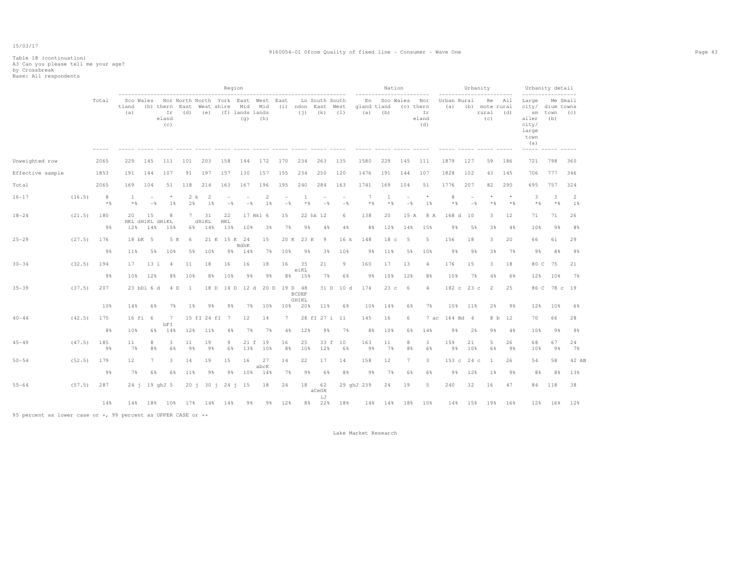15/03/17

9160054-01 Ofcom Quality of fixed line - Consumer - Wave One

Table 18 (continuation)
A3 Can you please tell me your age?
by Crossbreak
Base: All respondents

| | | Total | Region | | | | | | | | | | | | Nation | | | | Urbanity | | | | Urbanity detail | | |
|---|---|---|---|---|---|---|---|---|---|---|---|---|---|---|---|---|---|---|---|---|---|---|---|---|---|
| | | | Scotland (a) | Wales (b) | Northern Ireland (c) | North East (d) | North West (e) | Yorkshire (f) | East Midlands (g) | West Midlands (h) | East (i) | London (j) | South East (k) | South West (l) | England (a) | Scotland (b) | Wales (c) | Northern Ireland (d) | Urban (a) | Rural (b) | Remote rural (c) | All rural (d) | Large city/ smaller city/ large town (a) | Medium town (b) | Small towns (c) |
| Unweighted row | | 2065 | 229 | 145 | 111 | 101 | 203 | 158 | 144 | 172 | 170 | 234 | 263 | 135 | 1580 | 229 | 145 | 111 | 1879 | 127 | 59 | 186 | 721 | 798 | 360 |
| Effective sample | | 1853 | 191 | 144 | 107 | 91 | 197 | 157 | 130 | 157 | 155 | 234 | 250 | 120 | 1476 | 191 | 144 | 107 | 1828 | 102 | 43 | 145 | 706 | 777 | 346 |
| Total | | 2065 | 169 | 104 | 51 | 118 | 214 | 163 | 167 | 196 | 195 | 240 | 284 | 163 | 1741 | 169 | 104 | 51 | 1776 | 207 | 82 | 290 | 695 | 757 | 324 |
| 16-17 | (16.5) | 8 | 1 | - | * | 2 k | 2 | - | - | 2 | - | 1 | - | - | 7 | 1 | - | * | 8 | - | * | * | 3 | 3 | 2 |
| | | *% | *% | -% | 1% | 2% | 1% | -% | -% | 1% | -% | *% | -% | -% | *% | *% | -% | 1% | *% | -% | *% | *% | *% | *% | 1% |
| 18-24 | (21.5) | 180 | 20 HKL | 15 dHiKL | 8 dHiKL | 7 | 31 dHiKL | 22 HKL | 17 Hkl | 6 | 15 | 22 hk | 12 | 6 | 138 | 20 | 15 A | 8 A | 168 d | 10 | 3 | 12 | 71 | 71 | 26 |
| | | 9% | 12% | 14% | 15% | 6% | 14% | 13% | 10% | 3% | 7% | 9% | 4% | 4% | 8% | 12% | 14% | 15% | 9% | 5% | 3% | 4% | 10% | 9% | 8% |
| 25-29 | (27.5) | 176 | 18 bK | 5 | 5 K | 6 | 21 K | 15 K | 24 BdhK | 15 | 20 K | 23 K | 9 | 16 k | 148 | 18 c | 5 | 5 | 156 | 18 | 3 | 20 | 66 | 61 | 29 |
| | | 9% | 11% | 5% | 10% | 5% | 10% | 9% | 14% | 7% | 10% | 9% | 3% | 10% | 9% | 11% | 5% | 10% | 9% | 9% | 3% | 7% | 9% | 8% | 9% |
| 30-34 | (32.5) | 194 | 17 | 13 l | 4 | 11 | 18 | 16 | 16 | 18 | 16 | 35 eiKL | 21 | 9 | 160 | 17 | 13 | 4 | 176 | 15 | 3 | 18 | 80 C | 75 | 21 |
| | | 9% | 10% | 12% | 8% | 10% | 8% | 10% | 9% | 9% | 8% | 15% | 7% | 6% | 9% | 10% | 12% | 8% | 10% | 7% | 4% | 6% | 12% | 10% | 7% |
| 35-39 | (37.5) | 207 | 23 bDl | 6 d | 4 D | 1 | 18 D | 14 D | 12 d | 20 D | 19 D | 48 BCDEF GHIKL | 31 D | 10 d | 174 | 23 c | 6 | 4 | 182 c | 23 c | 2 | 25 | 86 C | 78 c | 19 |
| | | 10% | 14% | 6% | 7% | 1% | 9% | 9% | 7% | 10% | 10% | 20% | 11% | 6% | 10% | 14% | 6% | 7% | 10% | 11% | 2% | 9% | 12% | 10% | 6% |
| 40-44 | (42.5) | 175 | 16 fi | 6 | 7 bFI | 15 fI | 24 fI | 7 | 12 | 14 | 7 | 28 fI | 27 i | 11 | 145 | 16 | 6 | 7 ac | 164 Bd | 4 | 8 b | 12 | 70 | 66 | 28 |
| | | 8% | 10% | 6% | 14% | 12% | 11% | 4% | 7% | 7% | 4% | 12% | 9% | 7% | 8% | 10% | 6% | 14% | 9% | 2% | 9% | 4% | 10% | 9% | 9% |
| 45-49 | (47.5) | 185 | 11 | 8 | 3 | 11 | 19 | 9 | 21 f | 19 | 16 | 25 | 33 f | 10 | 163 | 11 | 8 | 3 | 159 | 21 | 5 | 26 | 68 | 67 | 24 |
| | | 9% | 7% | 8% | 6% | 9% | 9% | 6% | 13% | 10% | 8% | 10% | 12% | 6% | 9% | 7% | 8% | 6% | 9% | 10% | 6% | 9% | 10% | 9% | 7% |
| 50-54 | (52.5) | 179 | 12 | 7 | 3 | 14 | 19 | 15 | 16 | 27 abcK | 14 | 22 | 17 | 14 | 158 | 12 | 7 | 3 | 153 c | 24 c | 1 | 26 | 54 | 58 | 42 AB |
| | | 9% | 7% | 6% | 6% | 11% | 9% | 9% | 10% | 14% | 7% | 9% | 6% | 8% | 9% | 7% | 6% | 6% | 9% | 12% | 1% | 9% | 8% | 8% | 13% |
| 55-64 | (57.5) | 287 | 24 j | 19 ghJ | 5 | 20 j | 30 j | 24 j | 15 | 18 | 24 | 18 | 62 aCeGH iJ | 29 ghJ | 239 | 24 | 19 | 5 | 240 | 32 | 16 | 47 | 84 | 118 | 38 |
| | | 14% | 14% | 18% | 10% | 17% | 14% | 14% | 9% | 9% | 12% | 8% | 22% | 18% | 14% | 14% | 18% | 10% | 14% | 15% | 19% | 16% | 12% | 16% | 12% |

95 percent as lower case or +, 99 percent as UPPER CASE or ++

Lake Market Research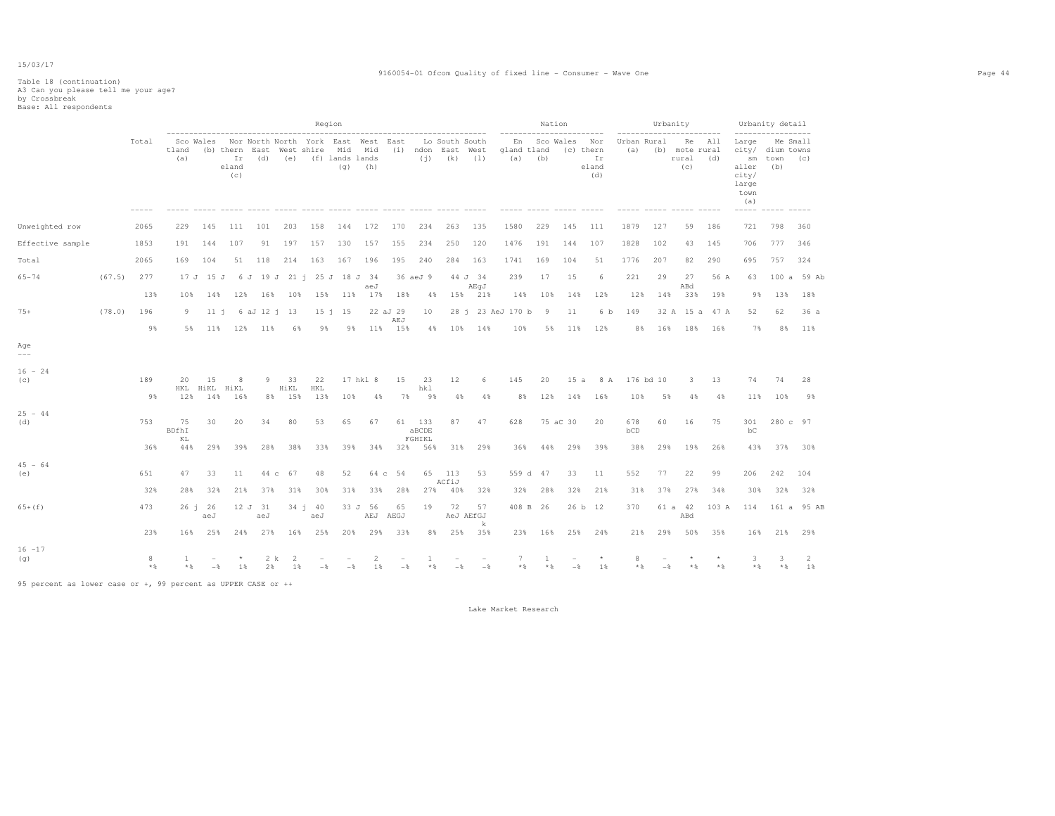Table 18 (continuation)
A3 Can you please tell me your age?
by Crossbreak
Base: All respondents

| | | Total | Region | | | | | | | | | | | | Nation | | | | Urbanity | | | | Urbanity detail | | |
|---|---|---|---|---|---|---|---|---|---|---|---|---|---|---|---|---|---|---|---|---|---|---|---|---|---|
| | | | Scotland (a) | Wales (b) | Northern Ireland (c) | North East (d) | North West (e) | Yorkshire (f) | East Midlands (g) | West Midlands (h) | East (i) | London (j) | South East (k) | South West (l) | England (a) | Scotland (b) | Wales (c) | Northern Ireland (d) | Urban (a) | Rural (b) | Remote rural (c) | All rural (d) | Large city/ smaller city/ large town (a) | Medium town (b) | Small towns (c) |
| Unweighted row | | 2065 | 229 | 145 | 111 | 101 | 203 | 158 | 144 | 172 | 170 | 234 | 263 | 135 | 1580 | 229 | 145 | 111 | 1879 | 127 | 59 | 186 | 721 | 798 | 360 |
| Effective sample | | 1853 | 191 | 144 | 107 | 91 | 197 | 157 | 130 | 157 | 155 | 234 | 250 | 120 | 1476 | 191 | 144 | 107 | 1828 | 102 | 43 | 145 | 706 | 777 | 346 |
| Total | | 2065 | 169 | 104 | 51 | 118 | 214 | 163 | 167 | 196 | 195 | 240 | 284 | 163 | 1741 | 169 | 104 | 51 | 1776 | 207 | 82 | 290 | 695 | 757 | 324 |
| 65-74 | (67.5) | 277 | 17 J | 15 J | 6 J | 19 J | 21 j | 25 J | 18 J | 34 aeJ | 36 aeJ | 9 | 44 J | 34 AEgJ | 239 | 17 | 15 | 6 | 221 | 29 | 27 ABd | 56 A | 63 | 100 a | 59 Ab |
| | | 13% | 10% | 14% | 12% | 16% | 10% | 15% | 11% | 17% | 18% | 4% | 15% | 21% | 14% | 10% | 14% | 12% | 12% | 14% | 33% | 19% | 9% | 13% | 18% |
| 75+ | (78.0) | 196 | 9 | 11 j | 6 aJ | 12 j | 13 | 15 j | 15 | 22 aJ | 29 AEJ | 10 | 28 j | 23 AeJ | 170 b | 9 | 11 | 6 b | 149 | 32 A | 15 a | 47 A | 52 | 62 | 36 a |
| | | 9% | 5% | 11% | 12% | 11% | 6% | 9% | 9% | 11% | 15% | 4% | 10% | 14% | 10% | 5% | 11% | 12% | 8% | 16% | 18% | 16% | 7% | 8% | 11% |
| **Age** | | | | | | | | | | | | | | | | | | | | | | | | | |
| 16 - 24 (c) | | 189 | 20 HKL | 15 HiKL | 8 HiKL | 9 | 33 HiKL | 22 HKL | 17 hkl | 8 | 15 | 23 hkl | 12 | 6 | 145 | 20 | 15 a | 8 A | 176 bd | 10 | 3 | 13 | 74 | 74 | 28 |
| | | 9% | 12% | 14% | 16% | 8% | 15% | 13% | 10% | 4% | 7% | 9% | 4% | 4% | 8% | 12% | 14% | 16% | 10% | 5% | 4% | 4% | 11% | 10% | 9% |
| 25 - 44 (d) | | 753 | 75 BDfhIKL | 30 | 20 | 34 | 80 | 53 | 65 | 67 | 61 | 133 aBCDEFGHIKL | 87 | 47 | 628 | 75 aC | 30 | 20 | 678 bCD | 60 | 16 | 75 | 301 bC | 280 c | 97 |
| | | 36% | 44% | 29% | 39% | 28% | 38% | 33% | 39% | 34% | 32% | 56% | 31% | 29% | 36% | 44% | 29% | 39% | 38% | 29% | 19% | 26% | 43% | 37% | 30% |
| 45 - 64 (e) | | 651 | 47 | 33 | 11 | 44 c | 67 | 48 | 52 | 64 c | 54 | 65 | 113 ACfiJ | 53 | 559 d | 47 | 33 | 11 | 552 | 77 | 22 | 99 | 206 | 242 | 104 |
| | | 32% | 28% | 32% | 21% | 37% | 31% | 30% | 31% | 33% | 28% | 27% | 40% | 32% | 32% | 28% | 32% | 21% | 31% | 37% | 27% | 34% | 30% | 32% | 32% |
| 65+(f) | | 473 | 26 j | 26 aeJ | 12 J | 31 aeJ | 34 j | 40 aeJ | 33 J | 56 AEJ | 65 AEGJ | 19 | 72 AeJ | 57 AEfGJk | 408 B | 26 | 26 b | 12 | 370 | 61 a | 42 ABd | 103 A | 114 | 161 a | 95 AB |
| | | 23% | 16% | 25% | 24% | 27% | 16% | 25% | 20% | 29% | 33% | 8% | 25% | 35% | 23% | 16% | 25% | 24% | 21% | 29% | 50% | 35% | 16% | 21% | 29% |
| 16 -17 (g) | | 8 | 1 | - | * | 2 k | 2 | - | - | 2 | - | 1 | - | - | 7 | 1 | - | * | 8 | - | * | * | 3 | 3 | 2 |
| | | *% | *% | -% | 1% | 2% | 1% | -% | -% | 1% | -% | *% | -% | -% | *% | *% | -% | 1% | *% | -% | *% | *% | *% | *% | 1% |

95 percent as lower case or +, 99 percent as UPPER CASE or ++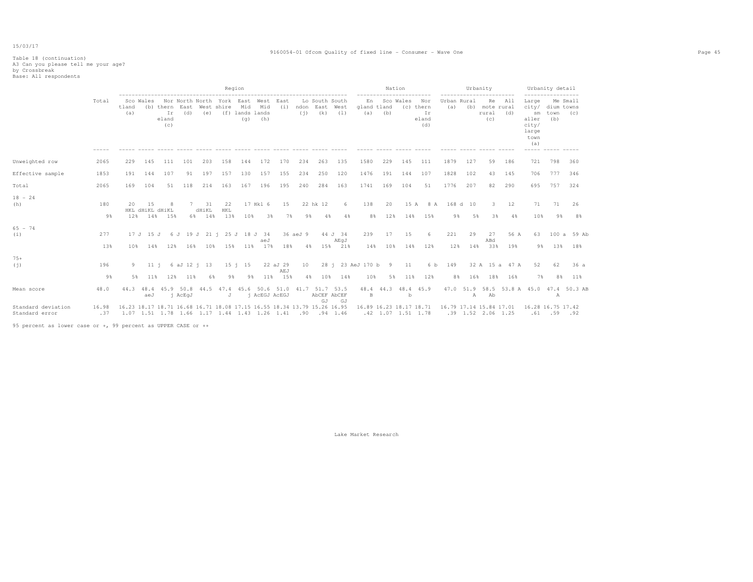15/03/17

9160054-01 Ofcom Quality of fixed line - Consumer - Wave One

Table 18 (continuation)
A3 Can you please tell me your age?
by Crossbreak
Base: All respondents

| | Total | Region | | | | | | | | | | | | Nation | | | | Urbanity | | | | Urbanity detail | | |
|---|---|---|---|---|---|---|---|---|---|---|---|---|---|---|---|---|---|---|---|---|---|---|---|---|
| | | Scotland (a) | Wales (b) | Northern Ireland (c) | North East (d) | North West (e) | Yorkshire (f) | East Midlands (g) | West Midlands (h) | East (i) | London (j) | South East (k) | South West (l) | England (a) | Scotland (b) | Wales (c) | Northern Ireland (d) | Urban (a) | Rural (b) | Remote rural (c) | All rural (d) | Large city/ smaller city/ large town (a) | Medium town (b) | Small towns (c) |
| Unweighted row | 2065 | 229 | 145 | 111 | 101 | 203 | 158 | 144 | 172 | 170 | 234 | 263 | 135 | 1580 | 229 | 145 | 111 | 1879 | 127 | 59 | 186 | 721 | 798 | 360 |
| Effective sample | 1853 | 191 | 144 | 107 | 91 | 197 | 157 | 130 | 157 | 155 | 234 | 250 | 120 | 1476 | 191 | 144 | 107 | 1828 | 102 | 43 | 145 | 706 | 777 | 346 |
| Total | 2065 | 169 | 104 | 51 | 118 | 214 | 163 | 167 | 196 | 195 | 240 | 284 | 163 | 1741 | 169 | 104 | 51 | 1776 | 207 | 82 | 290 | 695 | 757 | 324 |
| 18 - 24 (h) | 180 | 20 HKL | 15 dHiKL | 8 dHiKL | 7 | 31 dHiKL | 22 HKL | 17 Hkl | 6 | 15 | 22 hk | 12 | 6 | 138 | 20 | 15 A | 8 A | 168 d | 10 | 3 | 12 | 71 | 71 | 26 |
| | 9% | 12% | 14% | 15% | 6% | 14% | 13% | 10% | 3% | 7% | 9% | 4% | 4% | 8% | 12% | 14% | 15% | 9% | 5% | 3% | 4% | 10% | 9% | 8% |
| 65 - 74 (i) | 277 | 17 J | 15 J | 6 J | 19 J | 21 j | 25 J | 18 J | 34 aeJ | 36 aeJ | 9 | 44 J | 34 AEgJ | 239 | 17 | 15 | 6 | 221 | 29 | 27 ABd | 56 A | 63 | 100 a | 59 Ab |
| | 13% | 10% | 14% | 12% | 16% | 10% | 15% | 11% | 17% | 18% | 4% | 15% | 21% | 14% | 10% | 14% | 12% | 12% | 14% | 33% | 19% | 9% | 13% | 18% |
| 75+ (j) | 196 | 9 | 11 j | 6 aJ | 12 j | 13 | 15 j | 15 | 22 aJ | 29 AEJ | 10 | 28 j | 23 AeJ | 170 b | 9 | 11 | 6 b | 149 | 32 A | 15 a | 47 A | 52 | 62 | 36 a |
| | 9% | 5% | 11% | 12% | 11% | 6% | 9% | 9% | 11% | 15% | 4% | 10% | 14% | 10% | 5% | 11% | 12% | 8% | 16% | 18% | 16% | 7% | 8% | 11% |
| Mean score | 48.0 | 44.3 | 48.4 aeJ | 45.9 | 50.8 j AcEgJ | 44.5 | 47.4 J | 45.6 | 50.6 j AcEGJ | 51.0 AcEGJ | 41.7 | 51.7 AbCEF GJ | 53.5 AbCEF GJ | 48.4 B | 44.3 | 48.4 b | 45.9 | 47.0 | 51.9 A | 58.5 Ab | 53.8 A | 45.0 | 47.4 A | 50.3 AB |
| Standard deviation | 16.98 | 16.23 | 18.17 | 18.71 | 16.68 | 16.71 | 18.08 | 17.15 | 16.55 | 18.34 | 13.79 | 15.26 | 16.95 | 16.89 | 16.23 | 18.17 | 18.71 | 16.79 | 17.14 | 15.84 | 17.01 | 16.28 | 16.75 | 17.42 |
| Standard error | .37 | 1.07 | 1.51 | 1.78 | 1.66 | 1.17 | 1.44 | 1.43 | 1.26 | 1.41 | .90 | .94 | 1.46 | .42 | 1.07 | 1.51 | 1.78 | .39 | 1.52 | 2.06 | 1.25 | .61 | .59 | .92 |

95 percent as lower case or +, 99 percent as UPPER CASE or ++

Lake Market Research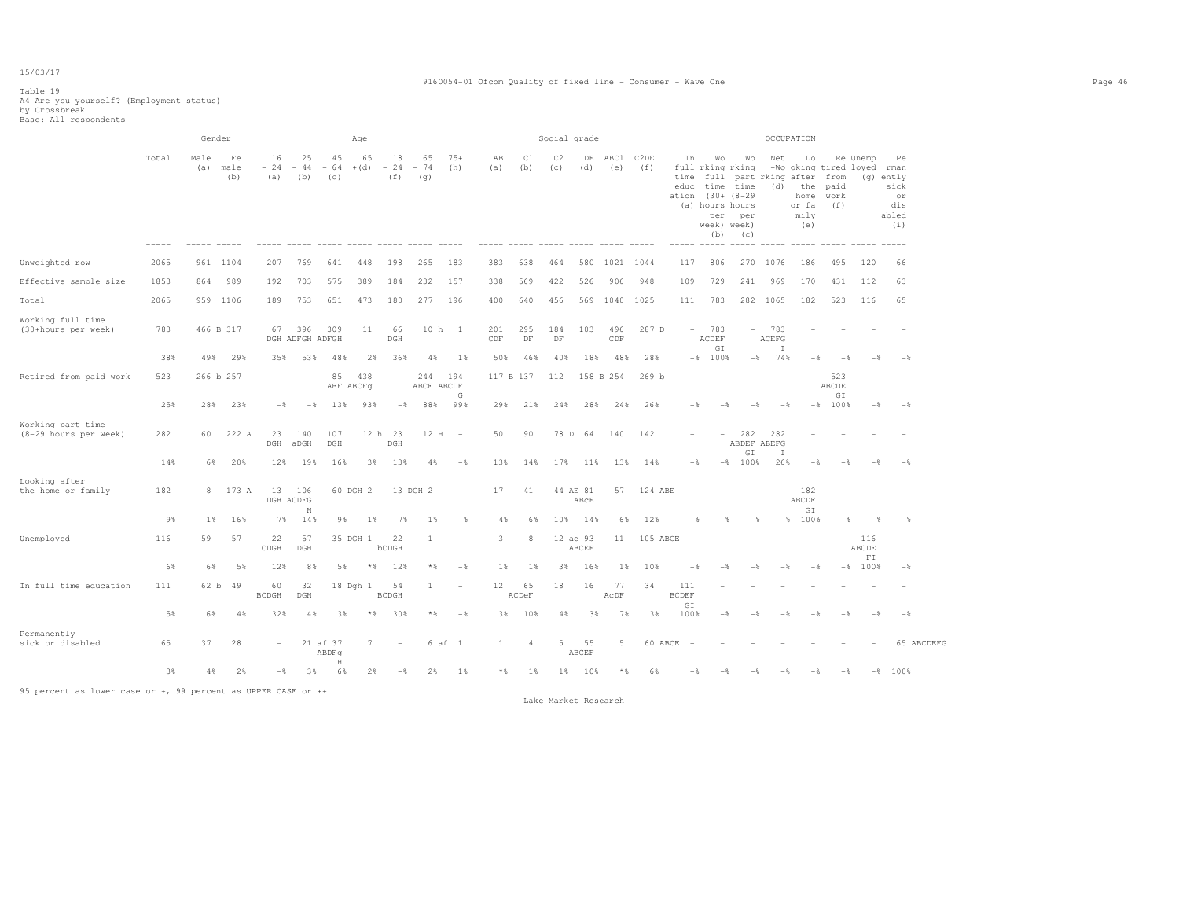Table 19
A4 Are you yourself? (Employment status)
by Crossbreak
Base: All respondents

| | Total | Gender | | Age | | | | | | | Social grade | | | | | | OCCUPATION | | | | | | | | |
|---|---|---|---|---|---|---|---|---|---|---|---|---|---|---|---|---|---|---|---|---|---|---|---|---|---|
| | | Male (a) | Female (b) | 16 - 24 (a) | 25 - 44 (b) | 45 - 64 (c) | 65 +(d) | 18 - 24 (f) | 65 - 74 (g) | 75+ (h) | AB (a) | C1 (b) | C2 (c) | DE (d) | ABC1 (e) | C2DE (f) | In full time education (a) | Working full time (30+ hours per week) (b) | Working part time (8-29 hours per week) (c) | Net -Working (d) | Looking after the home or family (e) | Retired from paid work (f) | Unemployed (g) | Permanently sick or disabled (i) |
| Unweighted row | 2065 | 961 | 1104 | 207 | 769 | 641 | 448 | 198 | 265 | 183 | 383 | 638 | 464 | 580 | 1021 | 1044 | 117 | 806 | 270 | 1076 | 186 | 495 | 120 | 66 |
| Effective sample size | 1853 | 864 | 989 | 192 | 703 | 575 | 389 | 184 | 232 | 157 | 338 | 569 | 422 | 526 | 906 | 948 | 109 | 729 | 241 | 969 | 170 | 431 | 112 | 63 |
| Total | 2065 | 959 | 1106 | 189 | 753 | 651 | 473 | 180 | 277 | 196 | 400 | 640 | 456 | 569 | 1040 | 1025 | 111 | 783 | 282 | 1065 | 182 | 523 | 116 | 65 |
| Working full time (30+hours per week) | 783 | 466 B | 317 | 67 DGH | 396 ADFGH | 309 ADFGH | 11 | 66 DGH | 10 h | 1 | 201 CDF | 295 DF | 184 DF | 103 | 496 CDF | 287 D | - | 783 ACDEF GI | - | 783 ACEFG I | - | - | - | - |
| | 38% | 49% | 29% | 35% | 53% | 48% | 2% | 36% | 4% | 1% | 50% | 46% | 40% | 18% | 48% | 28% | -% | 100% | -% | 74% | -% | -% | -% | -% |
| Retired from paid work | 523 | 266 b | 257 | - | - | 85 ABF | 438 ABCFg | - | 244 ABCF | 194 ABCDF G | 117 B | 137 | 112 | 158 B | 254 | 269 b | - | - | - | - | - | 523 ABCDE GI | - | - |
| | 25% | 28% | 23% | -% | -% | 13% | 93% | -% | 88% | 99% | 29% | 21% | 24% | 28% | 24% | 26% | -% | -% | -% | -% | -% | 100% | -% | -% |
| Working part time (8-29 hours per week) | 282 | 60 | 222 A | 23 DGH | 140 aDGH | 107 DGH | 12 h | 23 DGH | 12 H | - | 50 | 90 | 78 D | 64 | 140 | 142 | - | - | 282 ABDEF GI | 282 ABEFG I | - | - | - | - |
| | 14% | 6% | 20% | 12% | 19% | 16% | 3% | 13% | 4% | -% | 13% | 14% | 17% | 11% | 13% | 14% | -% | -% | 100% | 26% | -% | -% | -% | -% |
| Looking after the home or family | 182 | 8 | 173 A | 13 DGH | 106 ACDFG H | 60 DGH | 2 | 13 DGH | 2 | - | 17 | 41 | 44 AE | 81 ABcE | 57 | 124 ABE | - | - | - | - | 182 ABCDF GI | - | - | - |
| | 9% | 1% | 16% | 7% | 14% | 9% | 1% | 7% | 1% | -% | 4% | 6% | 10% | 14% | 6% | 12% | -% | -% | -% | -% | 100% | -% | -% | -% |
| Unemployed | 116 | 59 | 57 | 22 CDGH | 57 DGH | 35 DGH | 1 | 22 bCDGH | 1 | - | 3 | 8 | 12 ae | 93 ABCEF | 11 | 105 ABCE | - | - | - | - | - | - | 116 ABCDE FI | - |
| | 6% | 6% | 5% | 12% | 8% | 5% | *% | 12% | *% | -% | 1% | 1% | 3% | 16% | 1% | 10% | -% | -% | -% | -% | -% | -% | 100% | -% |
| In full time education | 111 | 62 b | 49 | 60 BCDGH | 32 DGH | 18 Dgh | 1 | 54 BCDGH | 1 | - | 12 | 65 ACDeF | 18 | 16 | 77 AcDF | 34 | 111 BCDEF GI | - | - | - | - | - | - | - |
| | 5% | 6% | 4% | 32% | 4% | 3% | *% | 30% | *% | -% | 3% | 10% | 4% | 3% | 7% | 3% | 100% | -% | -% | -% | -% | -% | -% | -% |
| Permanently sick or disabled | 65 | 37 | 28 | - | 21 af | 37 ABDFg H | 7 | - | 6 af | 1 | 1 | 4 | 5 | 55 ABCEF | 5 | 60 ABCE | - | - | - | - | - | - | - | 65 ABCDEFG |
| | 3% | 4% | 2% | -% | 3% | 6% | 2% | -% | 2% | 1% | *% | 1% | 1% | 10% | *% | 6% | -% | -% | -% | -% | -% | -% | -% | 100% |

95 percent as lower case or +, 99 percent as UPPER CASE or ++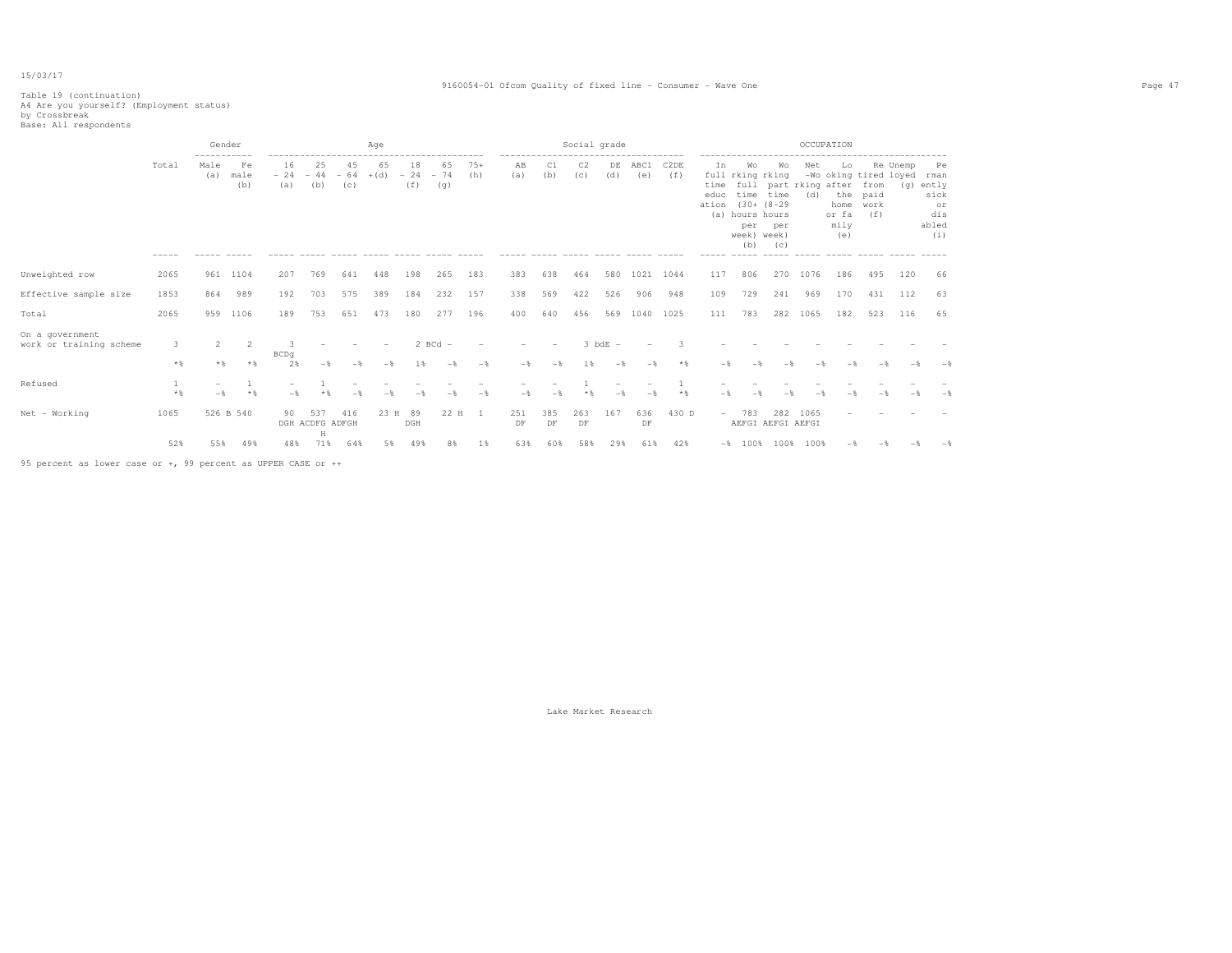Table 19 (continuation)
A4 Are you yourself? (Employment status)
by Crossbreak
Base: All respondents

| | Total | Gender | | Age | | | | | | | Social grade | | | | | | OCCUPATION | | | | | | | | |
|---|---|---|---|---|---|---|---|---|---|---|---|---|---|---|---|---|---|---|---|---|---|---|---|---|---|
| | | Male (a) | Female (b) | 16 - 24 (a) | 25 - 44 (b) | 45 - 64 (c) | 65 + (d) | 18 - 24 (f) | 65 - 74 (g) | 75+ (h) | AB (a) | C1 (b) | C2 (c) | DE (d) | ABC1 (e) | C2DE (f) | In full time education (a) | Working full time (30+ hours per week) (b) | Working part time (8-29 hours per week) (c) | Net -Working (d) | Looking after the home or family (e) | Retired from paid work (f) | Unemployed (g) | Permanently sick or disabled (i) |
| Unweighted row | 2065 | 961 | 1104 | 207 | 769 | 641 | 448 | 198 | 265 | 183 | 383 | 638 | 464 | 580 | 1021 | 1044 | 117 | 806 | 270 | 1076 | 186 | 495 | 120 | 66 |
| Effective sample size | 1853 | 864 | 989 | 192 | 703 | 575 | 389 | 184 | 232 | 157 | 338 | 569 | 422 | 526 | 906 | 948 | 109 | 729 | 241 | 969 | 170 | 431 | 112 | 63 |
| Total | 2065 | 959 | 1106 | 189 | 753 | 651 | 473 | 180 | 277 | 196 | 400 | 640 | 456 | 569 | 1040 | 1025 | 111 | 783 | 282 | 1065 | 182 | 523 | 116 | 65 |
| On a government work or training scheme | 3 | 2 | 2 | 3 BCDg | - | - | - | 2 BCd | - | - | - | - | 3 bdE | - | - | 3 | - | - | - | - | - | - | - | - |
| | *% | *% | *% | 2% | -% | -% | -% | 1% | -% | -% | -% | -% | 1% | -% | -% | *% | -% | -% | -% | -% | -% | -% | -% | -% |
| Refused | 1 | - | 1 | - | 1 | - | - | - | - | - | - | - | 1 | - | - | 1 | - | - | - | - | - | - | - | - |
| | *% | -% | *% | -% | *% | -% | -% | -% | -% | -% | -% | -% | *% | -% | -% | *% | -% | -% | -% | -% | -% | -% | -% | -% |
| Net - Working | 1065 | 526 B | 540 | 90 DGH | 537 ACDFGH | 416 ADFGH | 23 H | 89 DGH | 22 H | 1 | 251 DF | 385 DF | 263 DF | 167 | 636 DF | 430 D | - | 783 AEFGI | 282 AEFGI | 1065 AEFGI | - | - | - | - |
| | 52% | 55% | 49% | 48% | 71% | 64% | 5% | 49% | 8% | 1% | 63% | 60% | 58% | 29% | 61% | 42% | -% | 100% | 100% | 100% | -% | -% | -% | -% |

95 percent as lower case or +, 99 percent as UPPER CASE or ++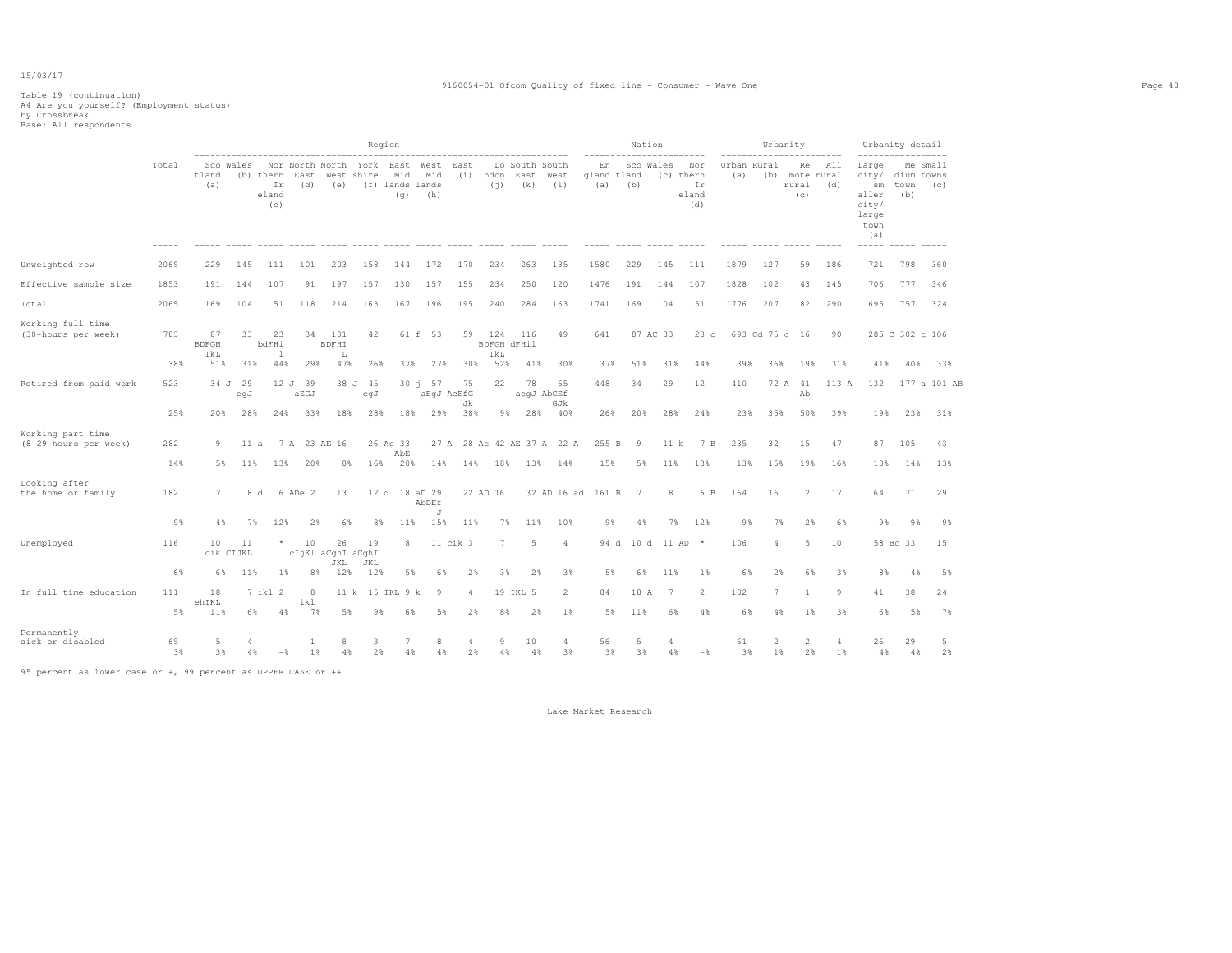15/03/17

9160054-01 Ofcom Quality of fixed line - Consumer - Wave One

Table 19 (continuation)
A4 Are you yourself? (Employment status)
by Crossbreak
Base: All respondents

| | Total | Region: Scotland (a) | Wales (b) | Northern Ireland (c) | North East (d) | North West (e) | Yorkshire (f) | East Midlands (g) | West Midlands (h) | East (i) | London (j) | South East (k) | South West (l) | Nation: England (a) | Scotland (b) | Wales (c) | Northern Ireland (d) | Urbanity: Urban (a) | Rural (b) | Remote rural (c) | All rural (d) | Urbanity detail: Large city/smaller city/large town (a) | Medium town (b) | Small towns (c) |
|---|---|---|---|---|---|---|---|---|---|---|---|---|---|---|---|---|---|---|---|---|---|---|---|---|
| Unweighted row | 2065 | 229 | 145 | 111 | 101 | 203 | 158 | 144 | 172 | 170 | 234 | 263 | 135 | 1580 | 229 | 145 | 111 | 1879 | 127 | 59 | 186 | 721 | 798 | 360 |
| Effective sample size | 1853 | 191 | 144 | 107 | 91 | 197 | 157 | 130 | 157 | 155 | 234 | 250 | 120 | 1476 | 191 | 144 | 107 | 1828 | 102 | 43 | 145 | 706 | 777 | 346 |
| Total | 2065 | 169 | 104 | 51 | 118 | 214 | 163 | 167 | 196 | 195 | 240 | 284 | 163 | 1741 | 169 | 104 | 51 | 1776 | 207 | 82 | 290 | 695 | 757 | 324 |
| Working full time (30+hours per week) | 783 | 87 BDFGH IkL | 33 | 23 bdFHi l | 34 | 101 BDFHI L | 42 | 61 f | 53 | 59 | 124 BDFGH IkL | 116 dFHil | 49 | 641 | 87 AC | 33 | 23 c | 693 Cd | 75 c | 16 | 90 | 285 C | 302 c | 106 |
| | 38% | 51% | 31% | 44% | 29% | 47% | 26% | 37% | 27% | 30% | 52% | 41% | 30% | 37% | 51% | 31% | 44% | 39% | 36% | 19% | 31% | 41% | 40% | 33% |
| Retired from paid work | 523 | 34 J | 29 egJ | 12 J | 39 aEGJ | 38 J | 45 egJ | 30 j | 57 aEgJ | 75 AcEfG Jk | 22 | 78 aegJ | 65 AbCEf GJk | 448 | 34 | 29 | 12 | 410 | 72 A | 41 Ab | 113 A | 132 | 177 a | 101 AB |
| | 25% | 20% | 28% | 24% | 33% | 18% | 28% | 18% | 29% | 38% | 9% | 28% | 40% | 26% | 20% | 28% | 24% | 23% | 35% | 50% | 39% | 19% | 23% | 31% |
| Working part time (8-29 hours per week) | 282 | 9 | 11 a | 7 A | 23 AE | 16 | 26 Ae | 33 AbE | 27 A | 28 Ae | 42 AE | 37 A | 22 A | 255 B | 9 | 11 b | 7 B | 235 | 32 | 15 | 47 | 87 | 105 | 43 |
| | 14% | 5% | 11% | 13% | 20% | 8% | 16% | 20% | 14% | 14% | 18% | 13% | 14% | 15% | 5% | 11% | 13% | 13% | 15% | 19% | 16% | 13% | 14% | 13% |
| Looking after the home or family | 182 | 7 | 8 d | 6 ADe | 2 | 13 | 12 d | 18 aD | 29 AbDEf J | 22 AD | 16 | 32 AD | 16 ad | 161 B | 7 | 8 | 6 B | 164 | 16 | 2 | 17 | 64 | 71 | 29 |
| | 9% | 4% | 7% | 12% | 2% | 6% | 8% | 11% | 15% | 11% | 7% | 11% | 10% | 9% | 4% | 7% | 12% | 9% | 7% | 2% | 6% | 9% | 9% | 9% |
| Unemployed | 116 | 10 cik | 11 CIJKL | * | 10 cIjKl | 26 aCghI JKL | 19 aCghI JKL | 8 | 11 cik | 3 | 7 | 5 | 4 | 94 d | 10 d | 11 AD | * | 106 | 4 | 5 | 10 | 58 Bc | 33 | 15 |
| | 6% | 6% | 11% | 1% | 8% | 12% | 12% | 5% | 6% | 2% | 3% | 2% | 3% | 5% | 6% | 11% | 1% | 6% | 2% | 6% | 3% | 8% | 4% | 5% |
| In full time education | 111 | 18 ehIKL | 7 ikl | 2 | 8 ikl | 11 k | 15 IKL | 9 k | 9 | 4 | 19 IKL | 5 | 2 | 84 | 18 A | 7 | 2 | 102 | 7 | 1 | 9 | 41 | 38 | 24 |
| | 5% | 11% | 6% | 4% | 7% | 5% | 9% | 6% | 5% | 2% | 8% | 2% | 1% | 5% | 11% | 6% | 4% | 6% | 4% | 1% | 3% | 6% | 5% | 7% |
| Permanently sick or disabled | 65 | 5 | 4 | - | 1 | 8 | 3 | 7 | 8 | 4 | 9 | 10 | 4 | 56 | 5 | 4 | - | 61 | 2 | 2 | 4 | 26 | 29 | 5 |
| | 3% | 3% | 4% | -% | 1% | 4% | 2% | 4% | 4% | 2% | 4% | 4% | 3% | 3% | 3% | 4% | -% | 3% | 1% | 2% | 1% | 4% | 4% | 2% |

95 percent as lower case or +, 99 percent as UPPER CASE or ++

Lake Market Research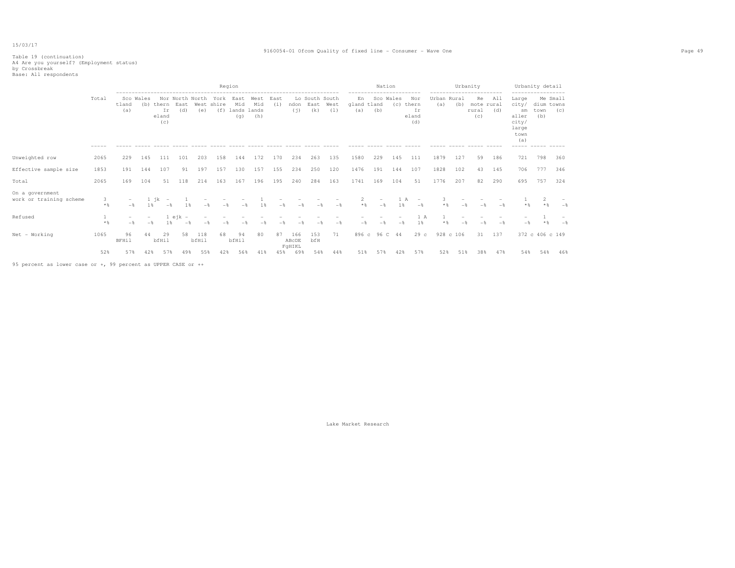15/03/17

9160054-01 Ofcom Quality of fixed line - Consumer - Wave One

Table 19 (continuation)
A4 Are you yourself? (Employment status)
by Crossbreak
Base: All respondents

| | Total | Region: Scotland (a) | Region: Wales (b) | Region: Northern Ireland (c) | Region: North East (d) | Region: North West (e) | Region: Yorkshire (f) | Region: East Midlands (g) | Region: West Midlands (h) | Region: East (i) | Region: London (j) | Region: South East (k) | Region: South West (l) | Nation: England (a) | Nation: Scotland (b) | Nation: Wales (c) | Nation: Northern Ireland (d) | Urbanity: Urban (a) | Urbanity: Rural (b) | Urbanity: Remote rural (c) | Urbanity: All rural (d) | Urbanity detail: Large city/ smaller city/ large town (a) | Urbanity detail: Medium town (b) | Urbanity detail: Small towns (c) |
|---|---|---|---|---|---|---|---|---|---|---|---|---|---|---|---|---|---|---|---|---|---|---|---|---|
| Unweighted row | 2065 | 229 | 145 | 111 | 101 | 203 | 158 | 144 | 172 | 170 | 234 | 263 | 135 | 1580 | 229 | 145 | 111 | 1879 | 127 | 59 | 186 | 721 | 798 | 360 |
| Effective sample size | 1853 | 191 | 144 | 107 | 91 | 197 | 157 | 130 | 157 | 155 | 234 | 250 | 120 | 1476 | 191 | 144 | 107 | 1828 | 102 | 43 | 145 | 706 | 777 | 346 |
| Total | 2065 | 169 | 104 | 51 | 118 | 214 | 163 | 167 | 196 | 195 | 240 | 284 | 163 | 1741 | 169 | 104 | 51 | 1776 | 207 | 82 | 290 | 695 | 757 | 324 |
| On a government work or training scheme | 3 | - | 1 jk | - | 1 | - | - | - | 1 | - | - | - | - | 2 | - | 1 A | - | 3 | - | - | - | 1 | 2 | - |
| | *% | -% | 1% | -% | 1% | -% | -% | -% | 1% | -% | -% | -% | -% | *% | -% | 1% | -% | *% | -% | -% | -% | *% | *% | -% |
| Refused | 1 | - | - | 1 ejk | - | - | - | - | - | - | - | - | - | - | - | - | 1 A | 1 | - | - | - | - | 1 | - |
| | *% | -% | -% | 1% | -% | -% | -% | -% | -% | -% | -% | -% | -% | -% | -% | -% | 1% | *% | -% | -% | -% | -% | *% | -% |
| Net - Working | 1065 | 96 BFHil | 44 | 29 bfHil | 58 | 118 bfHil | 68 | 94 bfHil | 80 | 87 | 166 ABcDE FgHIKL | 153 bfH | 71 | 896 c | 96 C | 44 | 29 c | 928 c | 106 | 31 | 137 | 372 c | 406 c | 149 |
| | 52% | 57% | 42% | 57% | 49% | 55% | 42% | 56% | 41% | 45% | 69% | 54% | 44% | 51% | 57% | 42% | 57% | 52% | 51% | 38% | 47% | 54% | 54% | 46% |

95 percent as lower case or +, 99 percent as UPPER CASE or ++

Lake Market Research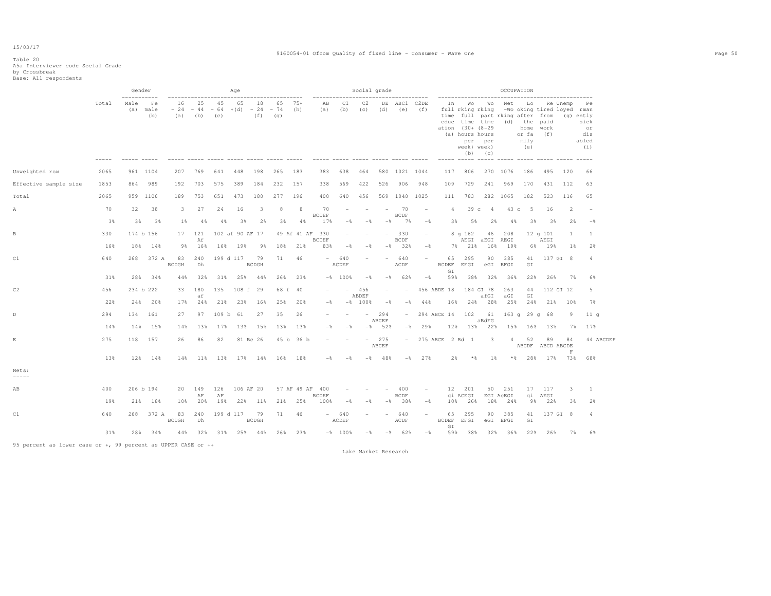15/03/17

9160054-01 Ofcom Quality of fixed line - Consumer - Wave One

Table 20
A5a Interviewer code Social Grade
by Crossbreak
Base: All respondents

| | Total | Gender: Male (a) | Gender: Female (b) | Age: 16-24 (a) | Age: 25-44 (b) | Age: 45-64 (c) | Age: 65+ (d) | Age: 18-24 (f) | Age: 65-74 (g) | Age: 75+ (h) | Social grade: AB (a) | Social grade: C1 (b) | Social grade: C2 (c) | Social grade: DE (d) | Social grade: ABC1 (e) | Social grade: C2DE (f) | OCCUPATION: In full time education (a) | OCCUPATION: Working full time (30+ hours per week) (b) | OCCUPATION: Working part time (8-29 hours per week) (c) | OCCUPATION: Net -Working (d) | OCCUPATION: Looking after the home or family (e) | OCCUPATION: Retired from paid work (f) | OCCUPATION: Unemployed (g) | OCCUPATION: Permanently sick or disabled (i) |
|---|---|---|---|---|---|---|---|---|---|---|---|---|---|---|---|---|---|---|---|---|---|---|---|---|
| Unweighted row | 2065 | 961 | 1104 | 207 | 769 | 641 | 448 | 198 | 265 | 183 | 383 | 638 | 464 | 580 | 1021 | 1044 | 117 | 806 | 270 | 1076 | 186 | 495 | 120 | 66 |
| Effective sample size | 1853 | 864 | 989 | 192 | 703 | 575 | 389 | 184 | 232 | 157 | 338 | 569 | 422 | 526 | 906 | 948 | 109 | 729 | 241 | 969 | 170 | 431 | 112 | 63 |
| Total | 2065 | 959 | 1106 | 189 | 753 | 651 | 473 | 180 | 277 | 196 | 400 | 640 | 456 | 569 | 1040 | 1025 | 111 | 783 | 282 | 1065 | 182 | 523 | 116 | 65 |
| A | 70 | 32 | 38 | 3 | 27 | 24 | 16 | 3 | 8 | 8 | 70 BCDEF | - | - | - | 70 BCDF | - | 4 | 39 c | 4 | 43 c | 5 | 16 | 2 | - |
| | 3% | 3% | 3% | 1% | 4% | 4% | 3% | 2% | 3% | 4% | 17% | -% | -% | -% | 7% | -% | 3% | 5% | 2% | 4% | 3% | 3% | 2% | -% |
| B | 330 | 174 b | 156 | 17 | 121 Af | 102 af | 90 AF | 17 | 49 Af | 41 AF | 330 BCDEF | - | - | - | 330 BCDF | - | 8 g | 162 AEGI | 46 aEGI | 208 AEGI | 12 g | 101 AEGI | 1 | 1 |
| | 16% | 18% | 14% | 9% | 16% | 16% | 19% | 9% | 18% | 21% | 83% | -% | -% | -% | 32% | -% | 7% | 21% | 16% | 19% | 6% | 19% | 1% | 2% |
| C1 | 640 | 268 | 372 A | 83 BCDGH | 240 Dh | 199 d | 117 | 79 BCDGH | 71 | 46 | - | 640 ACDEF | - | - | 640 ACDF | - | 65 BCDEF GI | 295 EFGI | 90 eGI | 385 EFGI | 41 GI | 137 GI | 8 | 4 |
| | 31% | 28% | 34% | 44% | 32% | 31% | 25% | 44% | 26% | 23% | -% | 100% | -% | -% | 62% | -% | 59% | 38% | 32% | 36% | 22% | 26% | 7% | 6% |
| C2 | 456 | 234 b | 222 | 33 | 180 af | 135 | 108 f | 29 | 68 f | 40 | - | - | 456 ABDEF | - | - | 456 ABDE | 18 | 184 GI | 78 afGI | 263 aGI | 44 GI | 112 GI | 12 | 5 |
| | 22% | 24% | 20% | 17% | 24% | 21% | 23% | 16% | 25% | 20% | -% | -% | 100% | -% | -% | 44% | 16% | 24% | 28% | 25% | 24% | 21% | 10% | 7% |
| D | 294 | 134 | 161 | 27 | 97 | 109 b | 61 | 27 | 35 | 26 | - | - | - | 294 ABCEF | - | 294 ABCE | 14 | 102 | 61 aBdFG | 163 g | 29 g | 68 | 9 | 11 g |
| | 14% | 14% | 15% | 14% | 13% | 17% | 13% | 15% | 13% | 13% | -% | -% | -% | 52% | -% | 29% | 12% | 13% | 22% | 15% | 16% | 13% | 7% | 17% |
| E | 275 | 118 | 157 | 26 | 86 | 82 | 81 Bc | 26 | 45 b | 36 b | - | - | - | 275 ABCEF | - | 275 ABCE | 2 Bd | 1 | 3 | 4 | 52 ABCDF | 89 ABCD | 84 ABCDE F | 44 ABCDEF |
| | 13% | 12% | 14% | 14% | 11% | 13% | 17% | 14% | 16% | 18% | -% | -% | -% | 48% | -% | 27% | 2% | *% | 1% | *% | 28% | 17% | 73% | 68% |
| **Nets:** | | | | | | | | | | | | | | | | | | | | | | | | |
| AB | 400 | 206 b | 194 | 20 | 149 AF | 126 AF | 106 AF | 20 | 57 AF | 49 AF | 400 BCDEF | - | - | - | 400 BCDF | - | 12 gi | 201 ACEGI | 50 EGI | 251 AcEGI | 17 gi | 117 AEGI | 3 | 1 |
| | 19% | 21% | 18% | 10% | 20% | 19% | 22% | 11% | 21% | 25% | 100% | -% | -% | -% | 38% | -% | 10% | 26% | 18% | 24% | 9% | 22% | 3% | 2% |
| C1 | 640 | 268 | 372 A | 83 BCDGH | 240 Dh | 199 d | 117 | 79 BCDGH | 71 | 46 | - | 640 ACDEF | - | - | 640 ACDF | - | 65 BCDEF GI | 295 EFGI | 90 eGI | 385 EFGI | 41 GI | 137 GI | 8 | 4 |
| | 31% | 28% | 34% | 44% | 32% | 31% | 25% | 44% | 26% | 23% | -% | 100% | -% | -% | 62% | -% | 59% | 38% | 32% | 36% | 22% | 26% | 7% | 6% |

95 percent as lower case or +, 99 percent as UPPER CASE or ++

Lake Market Research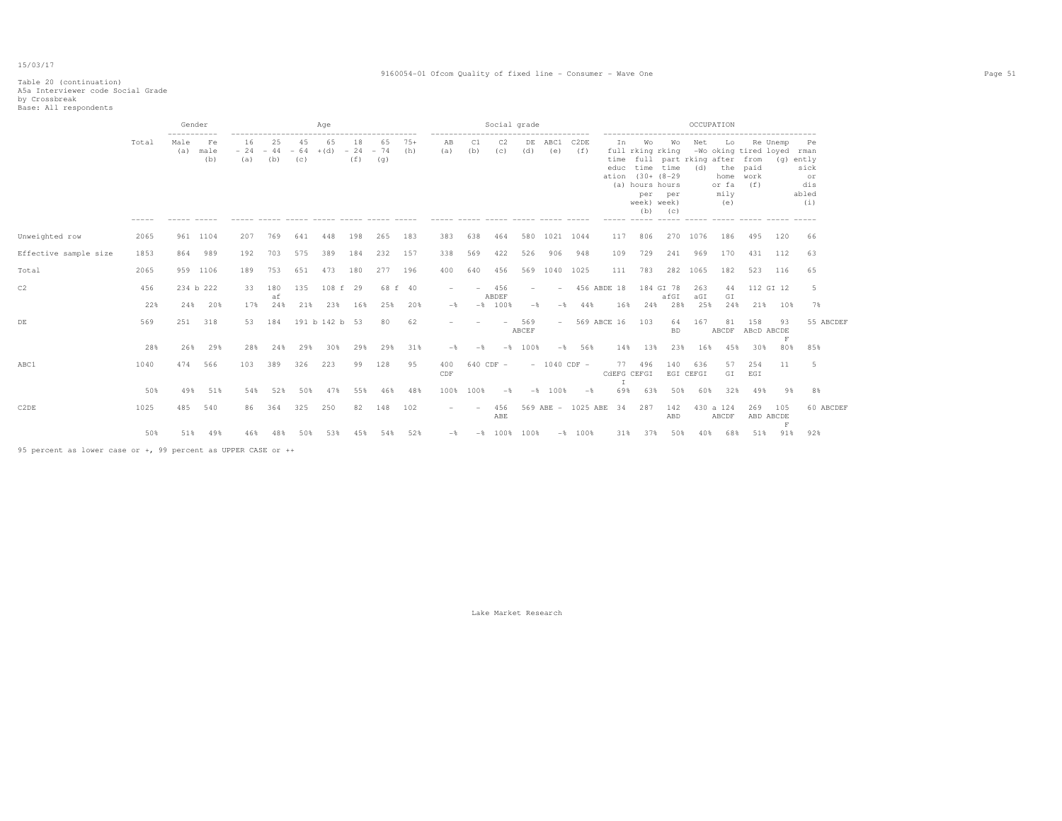Table 20 (continuation)
A5a Interviewer code Social Grade
by Crossbreak
Base: All respondents

| | Total | Gender | | Age | | | | | | | Social grade | | | | | | OCCUPATION | | | | | | | |
|---|---|---|---|---|---|---|---|---|---|---|---|---|---|---|---|---|---|---|---|---|---|---|---|---|
| | | Male (a) | Female (b) | 16 - 24 (a) | 25 - 44 (b) | 45 - 64 (c) | 65 +(d) | 18 - 24 (f) | 65 - 74 (g) | 75+ (h) | AB (a) | C1 (b) | C2 (c) | DE (d) | ABC1 (e) | C2DE (f) | In full time education (a) | Working full time (30+ hours per week) (b) | Working part time (8-29 hours per week) (c) | Net -Working (d) | Looking after the home or family (e) | Retired from paid work (f) | Unemployed (g) | Permanently sick or disabled (i) |
| Unweighted row | 2065 | 961 | 1104 | 207 | 769 | 641 | 448 | 198 | 265 | 183 | 383 | 638 | 464 | 580 | 1021 | 1044 | 117 | 806 | 270 | 1076 | 186 | 495 | 120 | 66 |
| Effective sample size | 1853 | 864 | 989 | 192 | 703 | 575 | 389 | 184 | 232 | 157 | 338 | 569 | 422 | 526 | 906 | 948 | 109 | 729 | 241 | 969 | 170 | 431 | 112 | 63 |
| Total | 2065 | 959 | 1106 | 189 | 753 | 651 | 473 | 180 | 277 | 196 | 400 | 640 | 456 | 569 | 1040 | 1025 | 111 | 783 | 282 | 1065 | 182 | 523 | 116 | 65 |
| C2 | 456 | 234 b | 222 | 33 | 180 af | 135 | 108 f | 29 | 68 f | 40 | - | - | 456 ABDEF | - | - | 456 ABDE | 18 | 184 GI | 78 afGI | 263 aGI | 44 GI | 112 GI | 12 | 5 |
| | 22% | 24% | 20% | 17% | 24% | 21% | 23% | 16% | 25% | 20% | -% | -% | 100% | -% | -% | 44% | 16% | 24% | 28% | 25% | 24% | 21% | 10% | 7% |
| DE | 569 | 251 | 318 | 53 | 184 | 191 b | 142 b | 53 | 80 | 62 | - | - | - | 569 ABCEF | - | 569 ABCE | 16 | 103 | 64 BD | 167 | 81 ABCDF | 158 ABcD | 93 ABCDE F | 55 ABCDEF |
| | 28% | 26% | 29% | 28% | 24% | 29% | 30% | 29% | 29% | 31% | -% | -% | -% | 100% | -% | 56% | 14% | 13% | 23% | 16% | 45% | 30% | 80% | 85% |
| ABC1 | 1040 | 474 | 566 | 103 | 389 | 326 | 223 | 99 | 128 | 95 | 400 CDF | 640 CDF | - | - | 1040 CDF | - | 77 CdEFG I | 496 CEFGI | 140 EGI | 636 CEFGI | 57 GI | 254 EGI | 11 | 5 |
| | 50% | 49% | 51% | 54% | 52% | 50% | 47% | 55% | 46% | 48% | 100% | 100% | -% | -% | 100% | -% | 69% | 63% | 50% | 60% | 32% | 49% | 9% | 8% |
| C2DE | 1025 | 485 | 540 | 86 | 364 | 325 | 250 | 82 | 148 | 102 | - | - | 456 ABE | 569 ABE | - | 1025 ABE | 34 | 287 | 142 ABD | 430 a | 124 ABCDF | 269 ABD | 105 ABCDE F | 60 ABCDEF |
| | 50% | 51% | 49% | 46% | 48% | 50% | 53% | 45% | 54% | 52% | -% | -% | 100% | 100% | -% | 100% | 31% | 37% | 50% | 40% | 68% | 51% | 91% | 92% |

95 percent as lower case or +, 99 percent as UPPER CASE or ++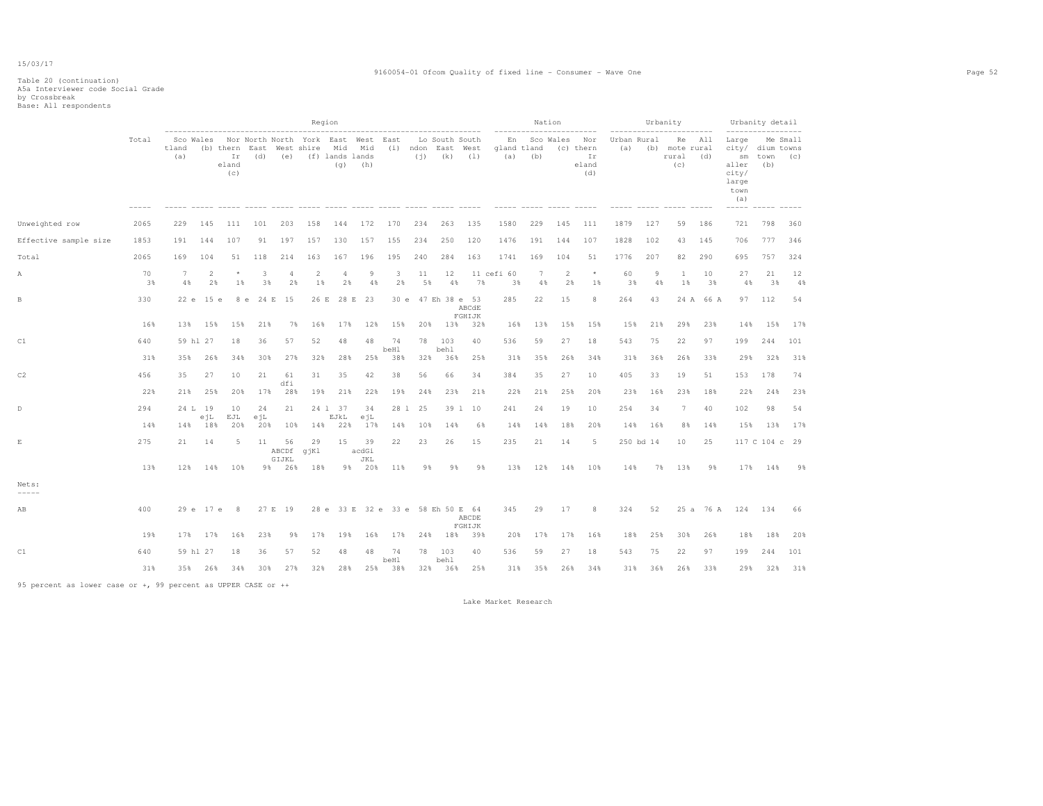15/03/17

Table 20 (continuation)
A5a Interviewer code Social Grade
by Crossbreak
Base: All respondents

9160054-01 Ofcom Quality of fixed line - Consumer - Wave One

| | Total | Region | | | | | | | | | | | | Nation | | | | Urbanity | | | | Urbanity detail | | |
|---|---|---|---|---|---|---|---|---|---|---|---|---|---|---|---|---|---|---|---|---|---|---|---|---|
| | | Scotland (a) | Wales (b) | Northern Ireland (c) | North East (d) | North West (e) | Yorkshire (f) | East Midlands (g) | West Midlands (h) | East (i) | London (j) | South East (k) | South West (l) | England (a) | Scotland (b) | Wales (c) | Northern Ireland (d) | Urban (a) | Rural (b) | Remote rural (c) | All rural (d) | Large city/ smaller city/ large town (a) | Medium town (b) | Small towns (c) |
| Unweighted row | 2065 | 229 | 145 | 111 | 101 | 203 | 158 | 144 | 172 | 170 | 234 | 263 | 135 | 1580 | 229 | 145 | 111 | 1879 | 127 | 59 | 186 | 721 | 798 | 360 |
| Effective sample size | 1853 | 191 | 144 | 107 | 91 | 197 | 157 | 130 | 157 | 155 | 234 | 250 | 120 | 1476 | 191 | 144 | 107 | 1828 | 102 | 43 | 145 | 706 | 777 | 346 |
| Total | 2065 | 169 | 104 | 51 | 118 | 214 | 163 | 167 | 196 | 195 | 240 | 284 | 163 | 1741 | 169 | 104 | 51 | 1776 | 207 | 82 | 290 | 695 | 757 | 324 |
| A | 70 | 7 | 2 | * | 3 | 4 | 2 | 4 | 9 | 3 | 11 | 12 | 11 cefi | 60 | 7 | 2 | * | 60 | 9 | 1 | 10 | 27 | 21 | 12 |
| | 3% | 4% | 2% | 1% | 3% | 2% | 1% | 2% | 4% | 2% | 5% | 4% | 7% | 3% | 4% | 2% | 1% | 3% | 4% | 1% | 3% | 4% | 3% | 4% |
| B | 330 | 22 e | 15 e | 8 e | 24 E | 15 | 26 E | 28 E | 23 | 30 e | 47 Eh | 38 e | 53 ABCdE FGHIJK | 285 | 22 | 15 | 8 | 264 | 43 | 24 A | 66 A | 97 | 112 | 54 |
| | 16% | 13% | 15% | 15% | 21% | 7% | 16% | 17% | 12% | 15% | 20% | 13% | 32% | 16% | 13% | 15% | 15% | 15% | 21% | 29% | 23% | 14% | 15% | 17% |
| C1 | 640 | 59 hl | 27 | 18 | 36 | 57 | 52 | 48 | 48 | 74 beHl | 78 | 103 behl | 40 | 536 | 59 | 27 | 18 | 543 | 75 | 22 | 97 | 199 | 244 | 101 |
| | 31% | 35% | 26% | 34% | 30% | 27% | 32% | 28% | 25% | 38% | 32% | 36% | 25% | 31% | 35% | 26% | 34% | 31% | 36% | 26% | 33% | 29% | 32% | 31% |
| C2 | 456 | 35 | 27 | 10 | 21 | 61 dfi | 31 | 35 | 42 | 38 | 56 | 66 | 34 | 384 | 35 | 27 | 10 | 405 | 33 | 19 | 51 | 153 | 178 | 74 |
| | 22% | 21% | 25% | 20% | 17% | 28% | 19% | 21% | 22% | 19% | 24% | 23% | 21% | 22% | 21% | 25% | 20% | 23% | 16% | 23% | 18% | 22% | 24% | 23% |
| D | 294 | 24 L | 19 ejL | 10 EJL | 24 ejL | 21 | 24 l | 37 EJkL | 34 ejL | 28 l | 25 | 39 l | 10 | 241 | 24 | 19 | 10 | 254 | 34 | 7 | 40 | 102 | 98 | 54 |
| | 14% | 14% | 18% | 20% | 20% | 10% | 14% | 22% | 17% | 14% | 10% | 14% | 6% | 14% | 14% | 18% | 20% | 14% | 16% | 8% | 14% | 15% | 13% | 17% |
| E | 275 | 21 | 14 | 5 | 11 | 56 ABCDf GIJKL | 29 gjKl | 15 | 39 acdGi JKL | 22 | 23 | 26 | 15 | 235 | 21 | 14 | 5 | 250 bd | 14 | 10 | 25 | 117 C | 104 c | 29 |
| | 13% | 12% | 14% | 10% | 9% | 26% | 18% | 9% | 20% | 11% | 9% | 9% | 9% | 13% | 12% | 14% | 10% | 14% | 7% | 13% | 9% | 17% | 14% | 9% |
| **Nets:** | | | | | | | | | | | | | | | | | | | | | | | | |
| AB | 400 | 29 e | 17 e | 8 | 27 E | 19 | 28 e | 33 E | 32 e | 33 e | 58 Eh | 50 E | 64 ABCDE FGHIJK | 345 | 29 | 17 | 8 | 324 | 52 | 25 a | 76 A | 124 | 134 | 66 |
| | 19% | 17% | 17% | 16% | 23% | 9% | 17% | 19% | 16% | 17% | 24% | 18% | 39% | 20% | 17% | 17% | 16% | 18% | 25% | 30% | 26% | 18% | 18% | 20% |
| C1 | 640 | 59 hl | 27 | 18 | 36 | 57 | 52 | 48 | 48 | 74 beHl | 78 | 103 behl | 40 | 536 | 59 | 27 | 18 | 543 | 75 | 22 | 97 | 199 | 244 | 101 |
| | 31% | 35% | 26% | 34% | 30% | 27% | 32% | 28% | 25% | 38% | 32% | 36% | 25% | 31% | 35% | 26% | 34% | 31% | 36% | 26% | 33% | 29% | 32% | 31% |

95 percent as lower case or +, 99 percent as UPPER CASE or ++

Lake Market Research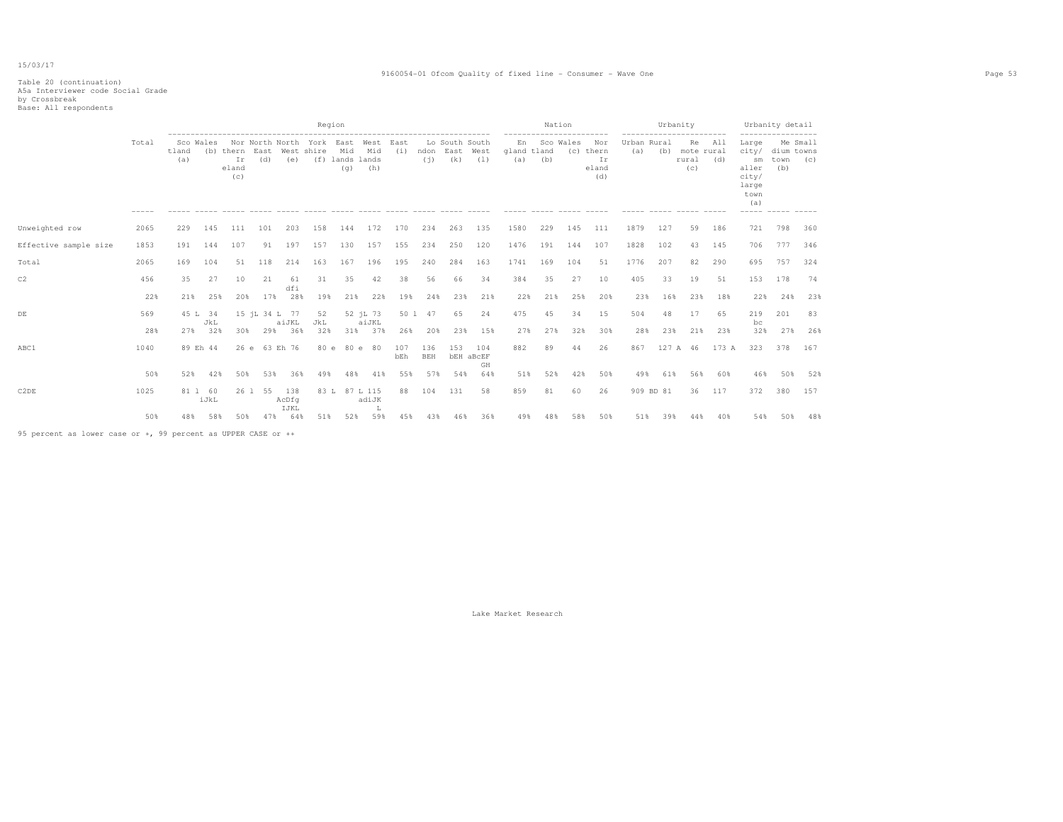15/03/17

9160054-01 Ofcom Quality of fixed line - Consumer - Wave One

Table 20 (continuation)
A5a Interviewer code Social Grade
by Crossbreak
Base: All respondents

| | Total | Region | | | | | | | | | | | | Nation | | | | Urbanity | | | | Urbanity detail | | |
|---|---|---|---|---|---|---|---|---|---|---|---|---|---|---|---|---|---|---|---|---|---|---|---|---|
| | | Scotland (a) | Wales (b) | Northern Ireland (c) | North East (d) | North West (e) | Yorkshire (f) | East Midlands (g) | West Midlands (h) | East (i) | London (j) | South East (k) | South West (l) | England (a) | Scotland (b) | Wales (c) | Northern Ireland (d) | Urban (a) | Rural (b) | Remote rural (c) | All rural (d) | Large city/ smaller city/ large town (a) | Medium town (b) | Small towns (c) |
| Unweighted row | 2065 | 229 | 145 | 111 | 101 | 203 | 158 | 144 | 172 | 170 | 234 | 263 | 135 | 1580 | 229 | 145 | 111 | 1879 | 127 | 59 | 186 | 721 | 798 | 360 |
| Effective sample size | 1853 | 191 | 144 | 107 | 91 | 197 | 157 | 130 | 157 | 155 | 234 | 250 | 120 | 1476 | 191 | 144 | 107 | 1828 | 102 | 43 | 145 | 706 | 777 | 346 |
| Total | 2065 | 169 | 104 | 51 | 118 | 214 | 163 | 167 | 196 | 195 | 240 | 284 | 163 | 1741 | 169 | 104 | 51 | 1776 | 207 | 82 | 290 | 695 | 757 | 324 |
| C2 | 456 | 35 | 27 | 10 | 21 | 61 dfi | 31 | 35 | 42 | 38 | 56 | 66 | 34 | 384 | 35 | 27 | 10 | 405 | 33 | 19 | 51 | 153 | 178 | 74 |
| | 22% | 21% | 25% | 20% | 17% | 28% | 19% | 21% | 22% | 19% | 24% | 23% | 21% | 22% | 21% | 25% | 20% | 23% | 16% | 23% | 18% | 22% | 24% | 23% |
| DE | 569 | 45 L | 34 JkL | 15 jL | 34 L | 77 aiJKL | 52 JkL | 52 jL | 73 aiJKL | 50 l | 47 | 65 | 24 | 475 | 45 | 34 | 15 | 504 | 48 | 17 | 65 | 219 bc | 201 | 83 |
| | 28% | 27% | 32% | 30% | 29% | 36% | 32% | 31% | 37% | 26% | 20% | 23% | 15% | 27% | 27% | 32% | 30% | 28% | 23% | 21% | 23% | 32% | 27% | 26% |
| ABC1 | 1040 | 89 Eh | 44 | 26 e | 63 Eh | 76 | 80 e | 80 e | 80 | 107 bEh | 136 BEH | 153 bEH | 104 aBcEF GH | 882 | 89 | 44 | 26 | 867 | 127 A | 46 | 173 A | 323 | 378 | 167 |
| | 50% | 52% | 42% | 50% | 53% | 36% | 49% | 48% | 41% | 55% | 57% | 54% | 64% | 51% | 52% | 42% | 50% | 49% | 61% | 56% | 60% | 46% | 50% | 52% |
| C2DE | 1025 | 81 l | 60 iJkL | 26 l | 55 | 138 AcDfg IJKL | 83 L | 87 L | 115 adiJK L | 88 | 104 | 131 | 58 | 859 | 81 | 60 | 26 | 909 BD | 81 | 36 | 117 | 372 | 380 | 157 |
| | 50% | 48% | 58% | 50% | 47% | 64% | 51% | 52% | 59% | 45% | 43% | 46% | 36% | 49% | 48% | 58% | 50% | 51% | 39% | 44% | 40% | 54% | 50% | 48% |

95 percent as lower case or +, 99 percent as UPPER CASE or ++

Lake Market Research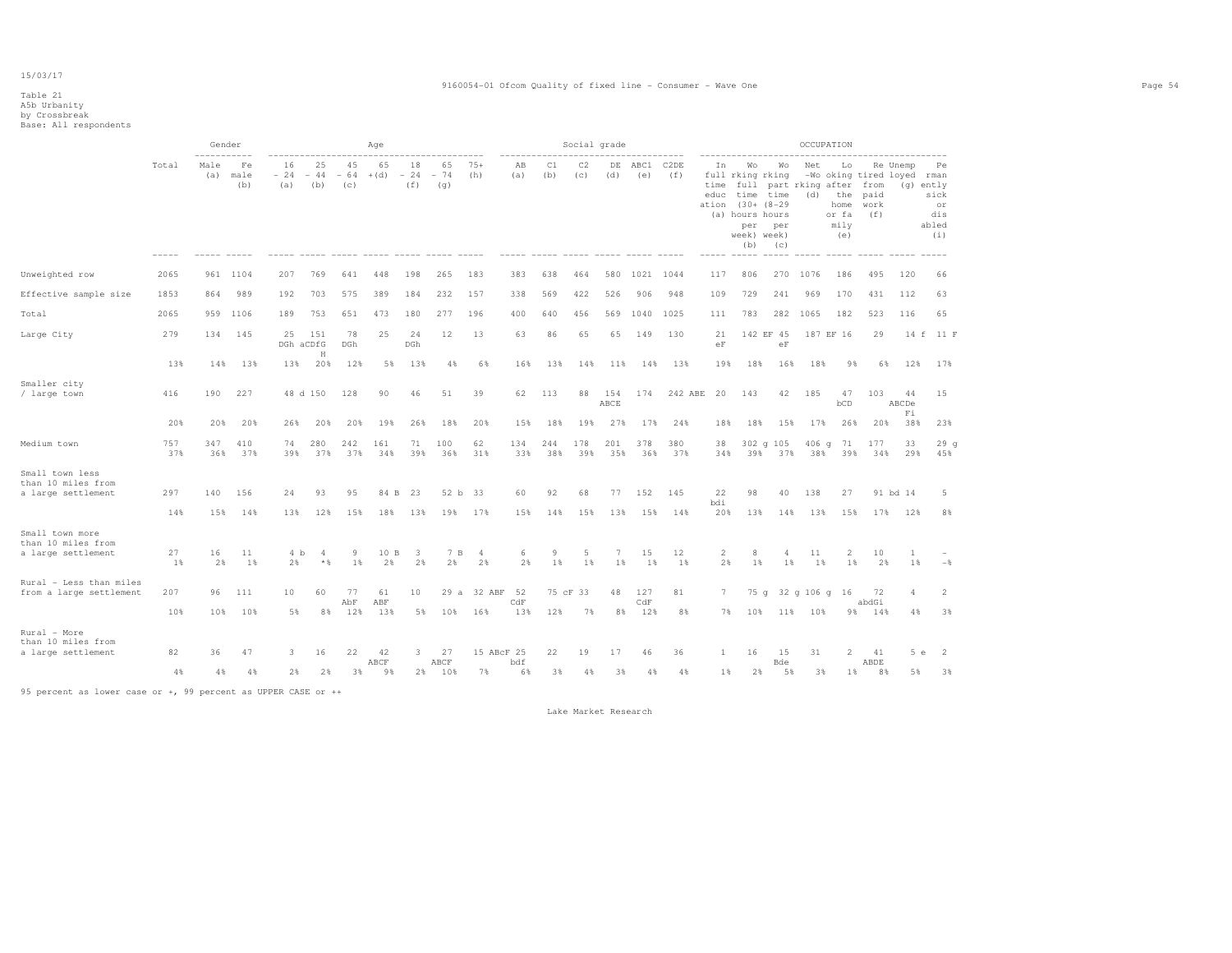15/03/17

9160054-01 Ofcom Quality of fixed line - Consumer - Wave One

Table 21
A5b Urbanity
by Crossbreak
Base: All respondents

| | Total | Gender: Male (a) | Gender: Female (b) | Age: 16-24 (a) | Age: 25-44 (b) | Age: 45-64 (c) | Age: 65+ (d) | Age: 18-24 (f) | Age: 65-74 (g) | Age: 75+ (h) | Social grade: AB (a) | Social grade: C1 (b) | Social grade: C2 (c) | Social grade: DE (d) | Social grade: ABC1 (e) | Social grade: C2DE (f) | OCCUPATION: In full time education (a) | OCCUPATION: Working full time (30+ hours per week) (b) | OCCUPATION: Working part time (8-29 hours per week) (c) | OCCUPATION: Net -Working (d) | OCCUPATION: Looking after the home or family (e) | OCCUPATION: Retired from paid work (f) | OCCUPATION: Unemployed (g) | OCCUPATION: Permanently sick or disabled (i) |
|---|---|---|---|---|---|---|---|---|---|---|---|---|---|---|---|---|---|---|---|---|---|---|---|---|
| Unweighted row | 2065 | 961 | 1104 | 207 | 769 | 641 | 448 | 198 | 265 | 183 | 383 | 638 | 464 | 580 | 1021 | 1044 | 117 | 806 | 270 | 1076 | 186 | 495 | 120 | 66 |
| Effective sample size | 1853 | 864 | 989 | 192 | 703 | 575 | 389 | 184 | 232 | 157 | 338 | 569 | 422 | 526 | 906 | 948 | 109 | 729 | 241 | 969 | 170 | 431 | 112 | 63 |
| Total | 2065 | 959 | 1106 | 189 | 753 | 651 | 473 | 180 | 277 | 196 | 400 | 640 | 456 | 569 | 1040 | 1025 | 111 | 783 | 282 | 1065 | 182 | 523 | 116 | 65 |
| Large City | 279 | 134 | 145 | 25 DGh | 151 aCDfG H | 78 DGh | 25 | 24 DGh | 12 | 13 | 63 | 86 | 65 | 65 | 149 | 130 | 21 eF | 142 EF | 45 eF | 187 EF | 16 | 29 | 14 f | 11 F |
| | 13% | 14% | 13% | 13% | 20% | 12% | 5% | 13% | 4% | 6% | 16% | 13% | 14% | 11% | 14% | 13% | 19% | 18% | 16% | 18% | 9% | 6% | 12% | 17% |
| Smaller city / large town | 416 | 190 | 227 | 48 d | 150 | 128 | 90 | 46 | 51 | 39 | 62 | 113 | 88 | 154 ABCE | 174 | 242 ABE | 20 | 143 | 42 | 185 | 47 bCD | 103 | 44 ABCDe Fi | 15 |
| | 20% | 20% | 20% | 26% | 20% | 20% | 19% | 26% | 18% | 20% | 15% | 18% | 19% | 27% | 17% | 24% | 18% | 18% | 15% | 17% | 26% | 20% | 38% | 23% |
| Medium town | 757 | 347 | 410 | 74 | 280 | 242 | 161 | 71 | 100 | 62 | 134 | 244 | 178 | 201 | 378 | 380 | 38 | 302 g | 105 | 406 g | 71 | 177 | 33 | 29 g |
| | 37% | 36% | 37% | 39% | 37% | 37% | 34% | 39% | 36% | 31% | 33% | 38% | 39% | 35% | 36% | 37% | 34% | 39% | 37% | 38% | 39% | 34% | 29% | 45% |
| Small town less than 10 miles from a large settlement | 297 | 140 | 156 | 24 | 93 | 95 | 84 B | 23 | 52 b | 33 | 60 | 92 | 68 | 77 | 152 | 145 | 22 bdi | 98 | 40 | 138 | 27 | 91 bd | 14 | 5 |
| | 14% | 15% | 14% | 13% | 12% | 15% | 18% | 13% | 19% | 17% | 15% | 14% | 15% | 13% | 15% | 14% | 20% | 13% | 14% | 13% | 15% | 17% | 12% | 8% |
| Small town more than 10 miles from a large settlement | 27 | 16 | 11 | 4 b | 4 | 9 | 10 B | 3 | 7 B | 4 | 6 | 9 | 5 | 7 | 15 | 12 | 2 | 8 | 4 | 11 | 2 | 10 | 1 | - |
| | 1% | 2% | 1% | 2% | *% | 1% | 2% | 2% | 2% | 2% | 2% | 1% | 1% | 1% | 1% | 1% | 2% | 1% | 1% | 1% | 1% | 2% | 1% | -% |
| Rural - Less than miles from a large settlement | 207 | 96 | 111 | 10 | 60 | 77 AbF | 61 ABF | 10 | 29 a | 32 ABF | 52 CdF | 75 cF | 33 | 48 | 127 CdF | 81 | 7 | 75 g | 32 g | 106 g | 16 | 72 abdGi | 4 | 2 |
| | 10% | 10% | 10% | 5% | 8% | 12% | 13% | 5% | 10% | 16% | 13% | 12% | 7% | 8% | 12% | 8% | 7% | 10% | 11% | 10% | 9% | 14% | 4% | 3% |
| Rural - More than 10 miles from a large settlement | 82 | 36 | 47 | 3 | 16 | 22 | 42 ABCF | 3 | 27 ABCF | 15 ABcF | 25 bdf | 22 | 19 | 17 | 46 | 36 | 1 | 16 | 15 Bde | 31 | 2 | 41 ABDE | 5 e | 2 |
| | 4% | 4% | 4% | 2% | 2% | 3% | 9% | 2% | 10% | 7% | 6% | 3% | 4% | 3% | 4% | 4% | 1% | 2% | 5% | 3% | 1% | 8% | 5% | 3% |

95 percent as lower case or +, 99 percent as UPPER CASE or ++

Lake Market Research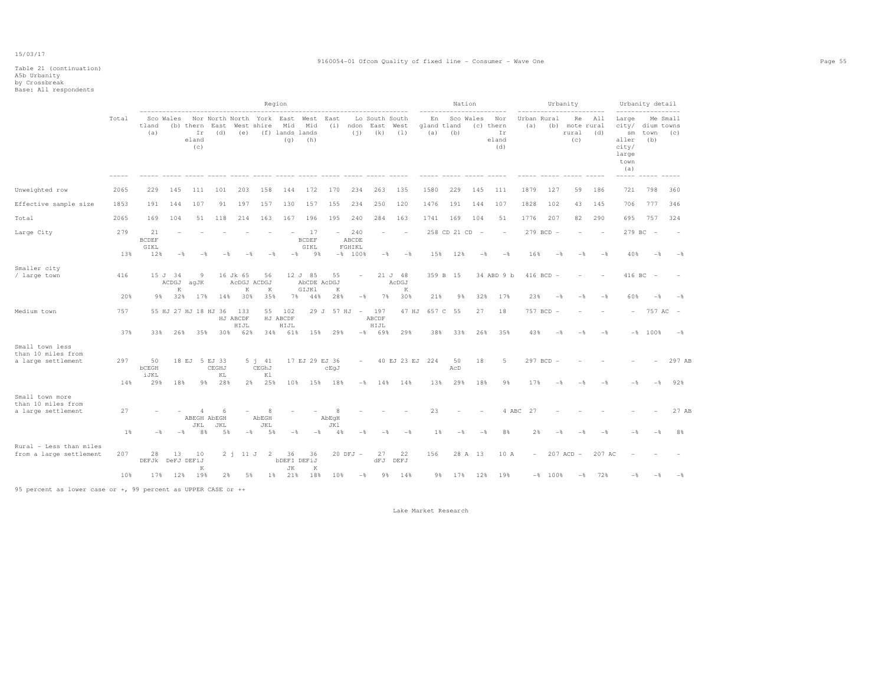Table 21 (continuation)
A5b Urbanity
by Crossbreak
Base: All respondents

| | Total | Region | | | | | | | | | | | | Nation | | | | Urbanity | | | | Urbanity detail | | |
|---|---|---|---|---|---|---|---|---|---|---|---|---|---|---|---|---|---|---|---|---|---|---|---|---|
| | | Scotland (a) | Wales (b) | Northern Ireland (c) | North East (d) | North West (e) | Yorkshire (f) | East Midlands (g) | West Midlands (h) | East (i) | London (j) | South East (k) | South West (l) | England (a) | Scotland (b) | Wales (c) | Northern Ireland (d) | Urban (a) | Rural (b) | Remote rural (c) | All rural (d) | Large city/ smaller city/ large town (a) | Medium town (b) | Small towns (c) |
| Unweighted row | 2065 | 229 | 145 | 111 | 101 | 203 | 158 | 144 | 172 | 170 | 234 | 263 | 135 | 1580 | 229 | 145 | 111 | 1879 | 127 | 59 | 186 | 721 | 798 | 360 |
| Effective sample size | 1853 | 191 | 144 | 107 | 91 | 197 | 157 | 130 | 157 | 155 | 234 | 250 | 120 | 1476 | 191 | 144 | 107 | 1828 | 102 | 43 | 145 | 706 | 777 | 346 |
| Total | 2065 | 169 | 104 | 51 | 118 | 214 | 163 | 167 | 196 | 195 | 240 | 284 | 163 | 1741 | 169 | 104 | 51 | 1776 | 207 | 82 | 290 | 695 | 757 | 324 |
| Large City | 279 | 21 BCDEF GIKL | - | - | - | - | - | - | 17 BCDEF GIKL | - | 240 ABCDE FGHIKL | - | - | 258 CD | 21 CD | - | - | 279 BCD | - | - | - | 279 BC | - | - |
| | 13% | 12% | -% | -% | -% | -% | -% | -% | 9% | -% | 100% | -% | -% | 15% | 12% | -% | -% | 16% | -% | -% | -% | 40% | -% | -% |
| Smaller city / large town | 416 | 15 J | 34 ACDGJ K | 9 agJK | 16 Jk | 65 AcDGJ K | 56 ACDGJ K | 12 J | 85 AbCDE GIJKl | 55 AcDGJ K | - | 21 J | 48 AcDGJ K | 359 B | 15 | 34 ABD | 9 b | 416 BCD | - | - | - | 416 BC | - | - |
| | 20% | 9% | 32% | 17% | 14% | 30% | 35% | 7% | 44% | 28% | -% | 7% | 30% | 21% | 9% | 32% | 17% | 23% | -% | -% | -% | 60% | -% | -% |
| Medium town | 757 | 55 HJ | 27 HJ | 18 HJ | 36 HJ | 133 ABCDF HIJL | 55 HJ | 102 ABCDF HIJL | 29 J | 57 HJ | - | 197 ABCDF HIJL | 47 HJ | 657 C | 55 | 27 | 18 | 757 BCD | - | - | - | - | 757 AC | - |
| | 37% | 33% | 26% | 35% | 30% | 62% | 34% | 61% | 15% | 29% | -% | 69% | 29% | 38% | 33% | 26% | 35% | 43% | -% | -% | -% | -% | 100% | -% |
| Small town less than 10 miles from a large settlement | 297 | 50 bCEGH iJKL | 18 EJ | 5 EJ | 33 CEGHJ KL | 5 j | 41 CEGhJ Kl | 17 EJ | 29 EJ | 36 cEgJ | - | 40 EJ | 23 EJ | 224 | 50 AcD | 18 | 5 | 297 BCD | - | - | - | - | - | 297 AB |
| | 14% | 29% | 18% | 9% | 28% | 2% | 25% | 10% | 15% | 18% | -% | 14% | 14% | 13% | 29% | 18% | 9% | 17% | -% | -% | -% | -% | -% | 92% |
| Small town more than 10 miles from a large settlement | 27 | - | - | 4 ABEGH JKL | 6 AbEGH JKL | - | 8 AbEGH JKL | - | - | 8 AbEgH JKl | - | - | - | 23 | - | - | 4 ABC | 27 | - | - | - | - | - | 27 AB |
| | 1% | -% | -% | 8% | 5% | -% | 5% | -% | -% | 4% | -% | -% | -% | 1% | -% | -% | 8% | 2% | -% | -% | -% | -% | -% | 8% |
| Rural - Less than miles from a large settlement | 207 | 28 DEFJk | 13 DeFJ | 10 DEFiJ K | 2 j | 11 J | 2 | 36 bDEFI JK | 36 DEFiJ K | 20 DFJ | - | 27 dFJ | 22 DEFJ | 156 | 28 A | 13 | 10 A | - | 207 ACD | - | 207 AC | - | - | - |
| | 10% | 17% | 12% | 19% | 2% | 5% | 1% | 21% | 18% | 10% | -% | 9% | 14% | 9% | 17% | 12% | 19% | -% | 100% | -% | 72% | -% | -% | -% |

95 percent as lower case or +, 99 percent as UPPER CASE or ++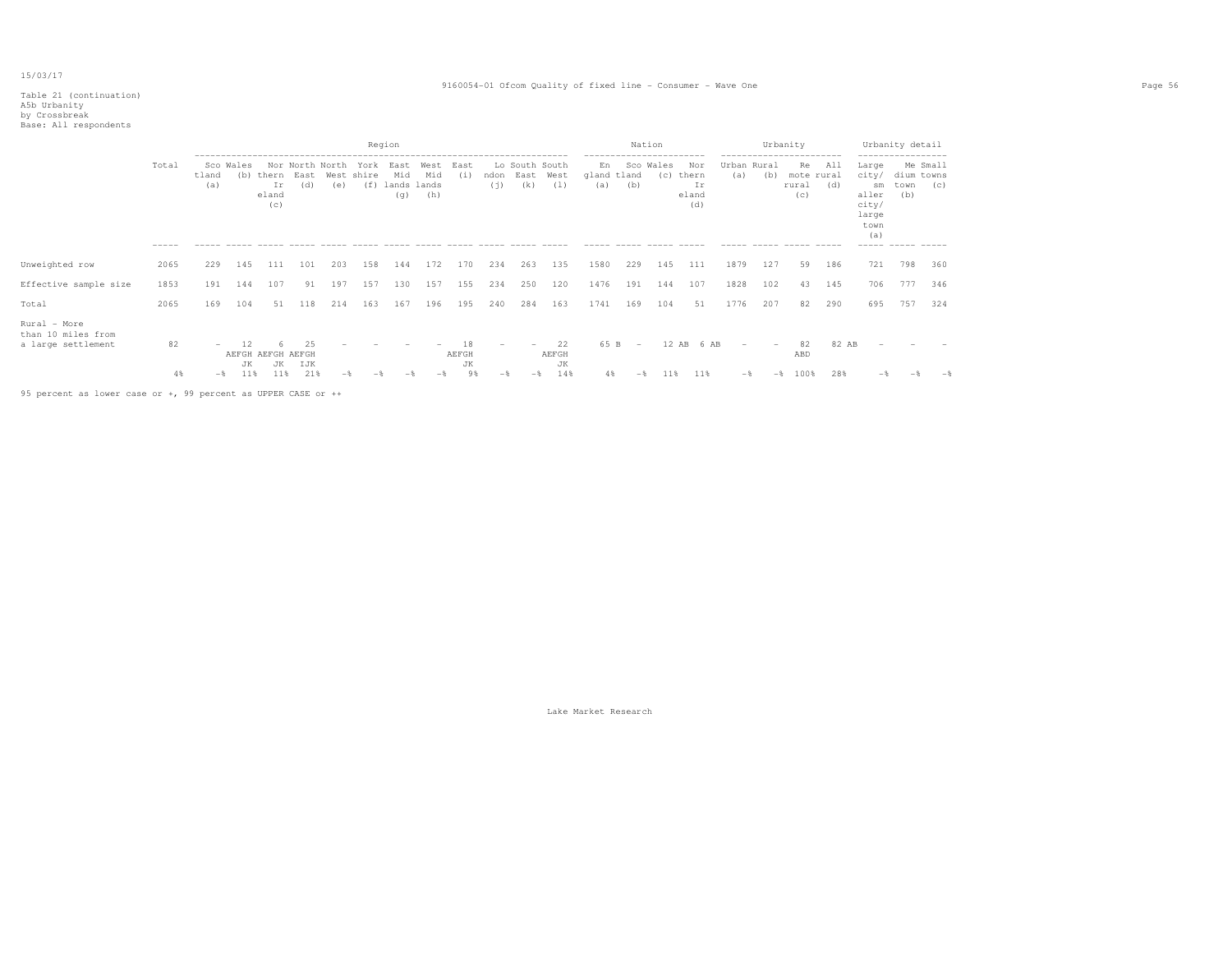Table 21 (continuation)
A5b Urbanity
by Crossbreak
Base: All respondents

| | Total | Region | | | | | | | | | | | | Nation | | | | Urbanity | | | | Urbanity detail | | |
|---|---|---|---|---|---|---|---|---|---|---|---|---|---|---|---|---|---|---|---|---|---|---|---|---|
| | | Scotland (a) | Wales (b) | Northern Ireland (c) | North East (d) | North West (e) | Yorkshire (f) | East Midlands (g) | West Midlands (h) | East (i) | London (j) | South East (k) | South West (l) | England (a) | Scotland (b) | Wales (c) | Northern Ireland (d) | Urban (a) | Rural (b) | Remote rural (c) | All rural (d) | Large city/ smaller city/ large town (a) | Medium town (b) | Small towns (c) |
| Unweighted row | 2065 | 229 | 145 | 111 | 101 | 203 | 158 | 144 | 172 | 170 | 234 | 263 | 135 | 1580 | 229 | 145 | 111 | 1879 | 127 | 59 | 186 | 721 | 798 | 360 |
| Effective sample size | 1853 | 191 | 144 | 107 | 91 | 197 | 157 | 130 | 157 | 155 | 234 | 250 | 120 | 1476 | 191 | 144 | 107 | 1828 | 102 | 43 | 145 | 706 | 777 | 346 |
| Total | 2065 | 169 | 104 | 51 | 118 | 214 | 163 | 167 | 196 | 195 | 240 | 284 | 163 | 1741 | 169 | 104 | 51 | 1776 | 207 | 82 | 290 | 695 | 757 | 324 |
| Rural - More than 10 miles from a large settlement | 82 | - | 12 AEFGH JK | 6 AEFGH JK | 25 AEFGH IJK | - | - | - | - | 18 AEFGH JK | - | - | 22 AEFGH JK | 65 B | - | 12 AB | 6 AB | - | - | 82 ABD | 82 AB | - | - | - |
| | 4% | -% | 11% | 11% | 21% | -% | -% | -% | -% | 9% | -% | -% | 14% | 4% | -% | 11% | 11% | -% | -% | 100% | 28% | -% | -% | -% |

95 percent as lower case or +, 99 percent as UPPER CASE or ++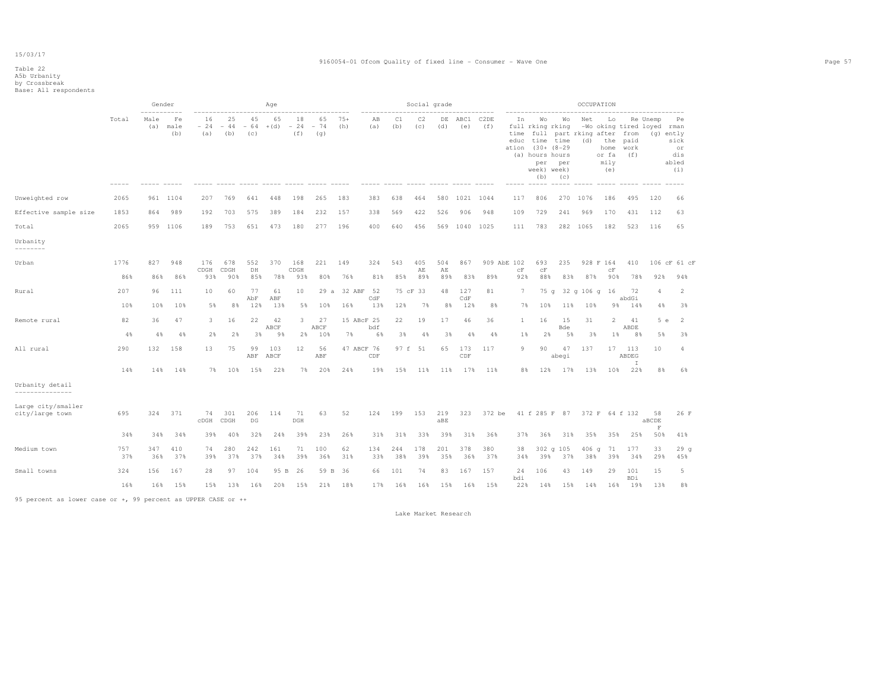15/03/17

9160054-01 Ofcom Quality of fixed line - Consumer - Wave One

Table 22
A5b Urbanity
by Crossbreak
Base: All respondents

| | Total | Gender | | Age | | | | | | | Social grade | | | | | | OCCUPATION | | | | | | | | |
|---|---|---|---|---|---|---|---|---|---|---|---|---|---|---|---|---|---|---|---|---|---|---|---|---|---|
| | | Male (a) | Female (b) | 16 - 24 (a) | 25 - 44 (b) | 45 - 64 (c) | 65 +(d) | 18 - 24 (f) | 65 - 74 (g) | 75+ (h) | AB (a) | C1 (b) | C2 (c) | DE (d) | ABC1 (e) | C2DE (f) | In full time education (a) | Working full time (30+ hours per week) (b) | Working part time (8-29 hours per week) (c) | Net -Working (d) | Looking after the home or family (e) | Retired from paid work (f) | Unemployed (g) | Permanently sick or disabled (i) |
| Unweighted row | 2065 | 961 | 1104 | 207 | 769 | 641 | 448 | 198 | 265 | 183 | 383 | 638 | 464 | 580 | 1021 | 1044 | 117 | 806 | 270 | 1076 | 186 | 495 | 120 | 66 |
| Effective sample size | 1853 | 864 | 989 | 192 | 703 | 575 | 389 | 184 | 232 | 157 | 338 | 569 | 422 | 526 | 906 | 948 | 109 | 729 | 241 | 969 | 170 | 431 | 112 | 63 |
| Total | 2065 | 959 | 1106 | 189 | 753 | 651 | 473 | 180 | 277 | 196 | 400 | 640 | 456 | 569 | 1040 | 1025 | 111 | 783 | 282 | 1065 | 182 | 523 | 116 | 65 |
| **Urbanity** | | | | | | | | | | | | | | | | | | | | | | | | |
| Urban | 1776 | 827 | 948 | 176 CDGH | 678 CDGH | 552 DH | 370 | 168 CDGH | 221 | 149 | 324 | 543 | 405 AE | 504 AE | 867 | 909 AbE | 102 cF | 693 cF | 235 | 928 F | 164 cF | 410 | 106 cF | 61 cF |
| | 86% | 86% | 86% | 93% | 90% | 85% | 78% | 93% | 80% | 76% | 81% | 85% | 89% | 89% | 83% | 89% | 92% | 88% | 83% | 87% | 90% | 78% | 92% | 94% |
| Rural | 207 | 96 | 111 | 10 | 60 | 77 AbF | 61 ABF | 10 | 29 a | 32 ABF | 52 CdF | 75 cF | 33 | 48 | 127 CdF | 81 | 7 | 75 g | 32 g | 106 g | 16 | 72 abdGi | 4 | 2 |
| | 10% | 10% | 10% | 5% | 8% | 12% | 13% | 5% | 10% | 16% | 13% | 12% | 7% | 8% | 12% | 8% | 7% | 10% | 11% | 10% | 9% | 14% | 4% | 3% |
| Remote rural | 82 | 36 | 47 | 3 | 16 | 22 | 42 ABCF | 3 | 27 ABCF | 15 ABcF | 25 bdf | 22 | 19 | 17 | 46 | 36 | 1 | 16 | 15 Bde | 31 | 2 | 41 ABDE | 5 e | 2 |
| | 4% | 4% | 4% | 2% | 2% | 3% | 9% | 2% | 10% | 7% | 6% | 3% | 4% | 3% | 4% | 4% | 1% | 2% | 5% | 3% | 1% | 8% | 5% | 3% |
| All rural | 290 | 132 | 158 | 13 | 75 | 99 ABF | 103 ABCF | 12 | 56 ABF | 47 ABCF | 76 CDF | 97 f | 51 | 65 | 173 CDF | 117 | 9 | 90 | 47 abegi | 137 | 17 | 113 ABDEG I | 10 | 4 |
| | 14% | 14% | 14% | 7% | 10% | 15% | 22% | 7% | 20% | 24% | 19% | 15% | 11% | 11% | 17% | 11% | 8% | 12% | 17% | 13% | 10% | 22% | 8% | 6% |
| **Urbanity detail** | | | | | | | | | | | | | | | | | | | | | | | | |
| Large city/smaller city/large town | 695 | 324 | 371 | 74 cDGH | 301 CDGH | 206 DG | 114 | 71 DGH | 63 | 52 | 124 | 199 | 153 | 219 aBE | 323 | 372 be | 41 f | 285 F | 87 | 372 F | 64 f | 132 | 58 aBCDE F | 26 F |
| | 34% | 34% | 34% | 39% | 40% | 32% | 24% | 39% | 23% | 26% | 31% | 31% | 33% | 39% | 31% | 36% | 37% | 36% | 31% | 35% | 35% | 25% | 50% | 41% |
| Medium town | 757 | 347 | 410 | 74 | 280 | 242 | 161 | 71 | 100 | 62 | 134 | 244 | 178 | 201 | 378 | 380 | 38 | 302 g | 105 | 406 g | 71 | 177 | 33 | 29 g |
| | 37% | 36% | 37% | 39% | 37% | 37% | 34% | 39% | 36% | 31% | 33% | 38% | 39% | 35% | 36% | 37% | 34% | 39% | 37% | 38% | 39% | 34% | 29% | 45% |
| Small towns | 324 | 156 | 167 | 28 | 97 | 104 | 95 B | 26 | 59 B | 36 | 66 | 101 | 74 | 83 | 167 | 157 | 24 bdi | 106 | 43 | 149 | 29 | 101 BDi | 15 | 5 |
| | 16% | 16% | 15% | 15% | 13% | 16% | 20% | 15% | 21% | 18% | 17% | 16% | 16% | 15% | 16% | 15% | 22% | 14% | 15% | 14% | 16% | 19% | 13% | 8% |

95 percent as lower case or +, 99 percent as UPPER CASE or ++

Lake Market Research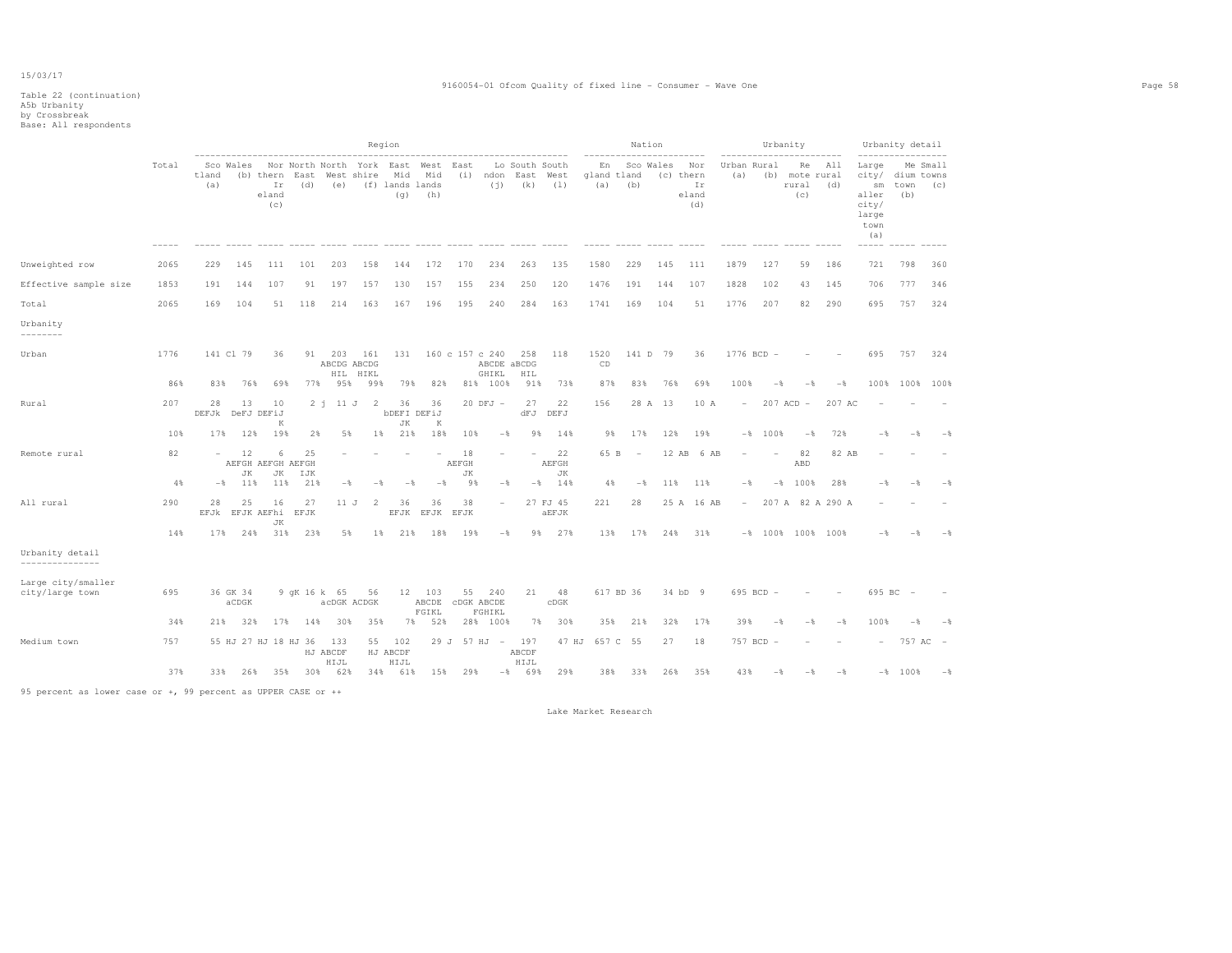Table 22 (continuation)
A5b Urbanity
by Crossbreak
Base: All respondents

9160054-01 Ofcom Quality of fixed line - Consumer - Wave One

| | Total | Region | | | | | | | | | | | | Nation | | | | Urbanity | | | | Urbanity detail | | |
|---|---|---|---|---|---|---|---|---|---|---|---|---|---|---|---|---|---|---|---|---|---|---|---|---|
| | | Scotland (a) | Wales (b) | Northern Ireland (c) | North East (d) | North West (e) | Yorkshire (f) | East Midlands (g) | West Midlands (h) | East (i) | London (j) | South East (k) | South West (l) | England (a) | Scotland (b) | Wales (c) | Northern Ireland (d) | Urban (a) | Rural (b) | Remote rural (c) | All rural (d) | Large city/smaller city/large town (a) | Medium town (b) | Small towns (c) |
| Unweighted row | 2065 | 229 | 145 | 111 | 101 | 203 | 158 | 144 | 172 | 170 | 234 | 263 | 135 | 1580 | 229 | 145 | 111 | 1879 | 127 | 59 | 186 | 721 | 798 | 360 |
| Effective sample size | 1853 | 191 | 144 | 107 | 91 | 197 | 157 | 130 | 157 | 155 | 234 | 250 | 120 | 1476 | 191 | 144 | 107 | 1828 | 102 | 43 | 145 | 706 | 777 | 346 |
| Total | 2065 | 169 | 104 | 51 | 118 | 214 | 163 | 167 | 196 | 195 | 240 | 284 | 163 | 1741 | 169 | 104 | 51 | 1776 | 207 | 82 | 290 | 695 | 757 | 324 |
| **Urbanity** | | | | | | | | | | | | | | | | | | | | | | | | |
| Urban | 1776 | 141 Cl | 79 | 36 | 91 | 203 ABCDG HIL | 161 ABCDG HIKL | 131 | 160 c | 157 c | 240 ABCDE GHIKL | 258 aBCDG HIL | 118 | 1520 CD | 141 D | 79 | 36 | 1776 BCD | - | - | - | 695 | 757 | 324 |
| | 86% | 83% | 76% | 69% | 77% | 95% | 99% | 79% | 82% | 81% | 100% | 91% | 73% | 87% | 83% | 76% | 69% | 100% | -% | -% | -% | 100% | 100% | 100% |
| Rural | 207 | 28 DEFJk | 13 DeFJ | 10 DEFiJ K | 2 j | 11 J | 2 | 36 bDEFI JK | 36 DEFiJ K | 20 DFJ | - | 27 dFJ | 22 DEFJ | 156 | 28 A | 13 | 10 A | - | 207 ACD | - | 207 AC | - | - | - |
| | 10% | 17% | 12% | 19% | 2% | 5% | 1% | 21% | 18% | 10% | -% | 9% | 14% | 9% | 17% | 12% | 19% | -% | 100% | -% | 72% | -% | -% | -% |
| Remote rural | 82 | - | 12 AEFGH JK | 6 AEFGH JK | 25 AEFGH IJK | - | - | - | - | 18 AEFGH JK | - | - | 22 AEFGH JK | 65 B | - | 12 AB | 6 AB | - | - | 82 ABD | 82 AB | - | - | - |
| | 4% | -% | 11% | 11% | 21% | -% | -% | -% | -% | 9% | -% | -% | 14% | 4% | -% | 11% | 11% | -% | -% | 100% | 28% | -% | -% | -% |
| All rural | 290 | 28 EFJk | 25 EFJK | 16 AEFhi JK | 27 EFJK | 11 J | 2 | 36 EFJK | 36 EFJK | 38 EFJK | - | 27 FJ | 45 aEFJK | 221 | 28 | 25 A | 16 AB | - | 207 A | 82 A | 290 A | - | - | - |
| | 14% | 17% | 24% | 31% | 23% | 5% | 1% | 21% | 18% | 19% | -% | 9% | 27% | 13% | 17% | 24% | 31% | -% | 100% | 100% | 100% | -% | -% | -% |
| **Urbanity detail** | | | | | | | | | | | | | | | | | | | | | | | | |
| Large city/smaller city/large town | 695 | 36 GK | 34 aCDGK | 9 gK | 16 k | 65 acDGK | 56 ACDGK | 12 | 103 ABCDE FGIKL | 55 cDGK | 240 ABCDE FGHIKL | 21 | 48 cDGK | 617 BD | 36 | 34 bD | 9 | 695 BCD | - | - | - | 695 BC | - | - |
| | 34% | 21% | 32% | 17% | 14% | 30% | 35% | 7% | 52% | 28% | 100% | 7% | 30% | 35% | 21% | 32% | 17% | 39% | -% | -% | -% | 100% | -% | -% |
| Medium town | 757 | 55 HJ | 27 HJ | 18 HJ | 36 | 133 HJ ABCDF HIJL | 55 HJ | 102 ABCDF HIJL | 29 J | 57 HJ | - | 197 ABCDF HIJL | 47 HJ | 657 C | 55 | 27 | 18 | 757 BCD | - | - | - | - | 757 AC | - |
| | 37% | 33% | 26% | 35% | 30% | 62% | 34% | 61% | 15% | 29% | -% | 69% | 29% | 38% | 33% | 26% | 35% | 43% | -% | -% | -% | -% | 100% | -% |

95 percent as lower case or +, 99 percent as UPPER CASE or ++

Lake Market Research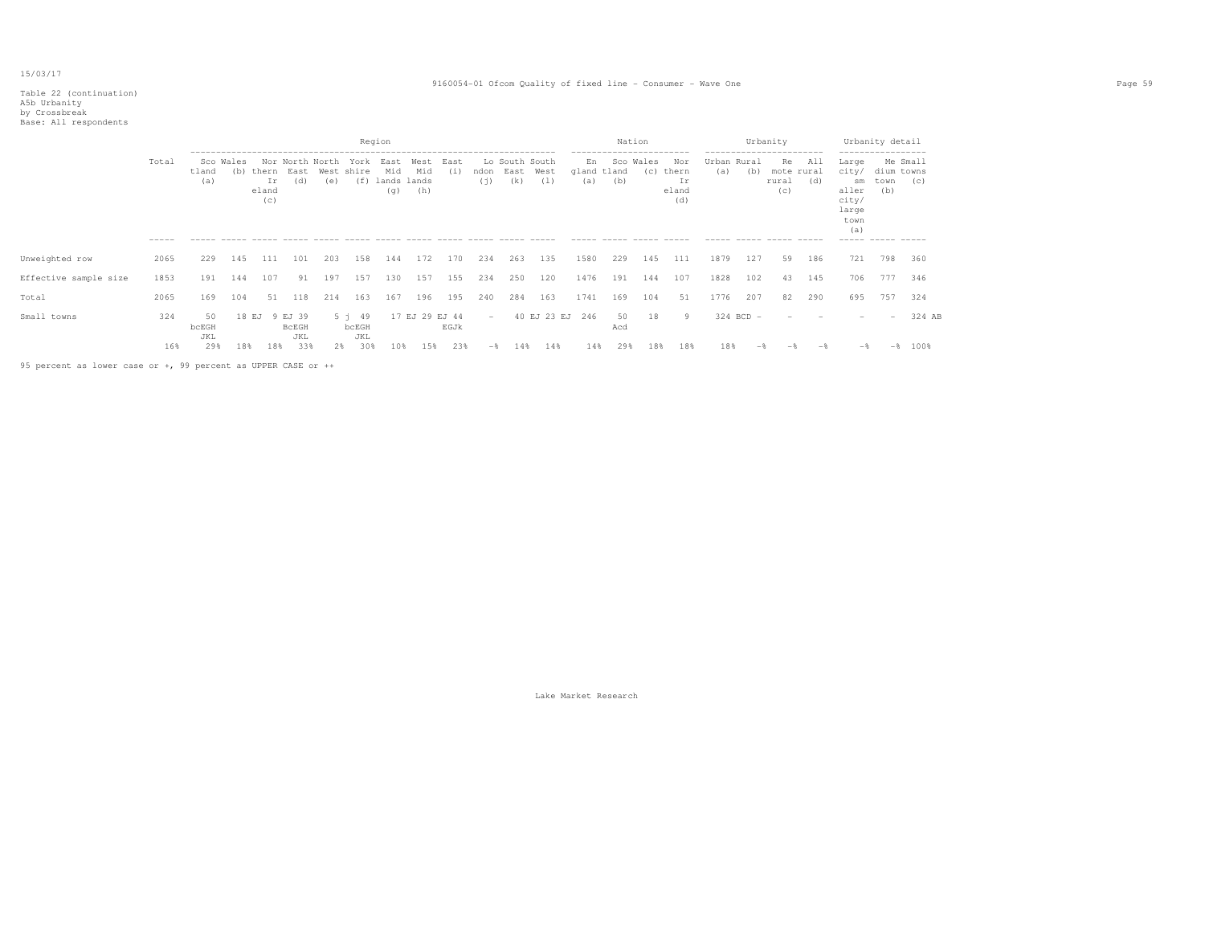Table 22 (continuation)
A5b Urbanity
by Crossbreak
Base: All respondents

| | Total | Region | | | | | | | | | | | | Nation | | | | Urbanity | | | | Urbanity detail | | |
|---|---|---|---|---|---|---|---|---|---|---|---|---|---|---|---|---|---|---|---|---|---|---|---|---|
| | | Scotland (a) | Wales (b) | Northern Ireland (c) | North East (d) | North West (e) | Yorkshire (f) | East Midlands (g) | West Midlands (h) | East (i) | London (j) | South East (k) | South West (l) | England (a) | Scotland (b) | Wales (c) | Northern Ireland (d) | Urban (a) | Rural (b) | Remote rural (c) | All rural (d) | Large city/ smaller city/ large town (a) | Medium town (b) | Small towns (c) |
| Unweighted row | 2065 | 229 | 145 | 111 | 101 | 203 | 158 | 144 | 172 | 170 | 234 | 263 | 135 | 1580 | 229 | 145 | 111 | 1879 | 127 | 59 | 186 | 721 | 798 | 360 |
| Effective sample size | 1853 | 191 | 144 | 107 | 91 | 197 | 157 | 130 | 157 | 155 | 234 | 250 | 120 | 1476 | 191 | 144 | 107 | 1828 | 102 | 43 | 145 | 706 | 777 | 346 |
| Total | 2065 | 169 | 104 | 51 | 118 | 214 | 163 | 167 | 196 | 195 | 240 | 284 | 163 | 1741 | 169 | 104 | 51 | 1776 | 207 | 82 | 290 | 695 | 757 | 324 |
| Small towns | 324 | 50 bcEGH JKL | 18 EJ | 9 EJ | 39 BcEGH JKL | 5 j | 49 bcEGH JKL | 17 EJ | 29 EJ | 44 EGJk | - | 40 EJ | 23 EJ | 246 | 50 Acd | 18 | 9 | 324 BCD | - | - | - | - | - | 324 AB |
| | 16% | 29% | 18% | 18% | 33% | 2% | 30% | 10% | 15% | 23% | -% | 14% | 14% | 14% | 29% | 18% | 18% | 18% | -% | -% | -% | -% | -% | 100% |

95 percent as lower case or +, 99 percent as UPPER CASE or ++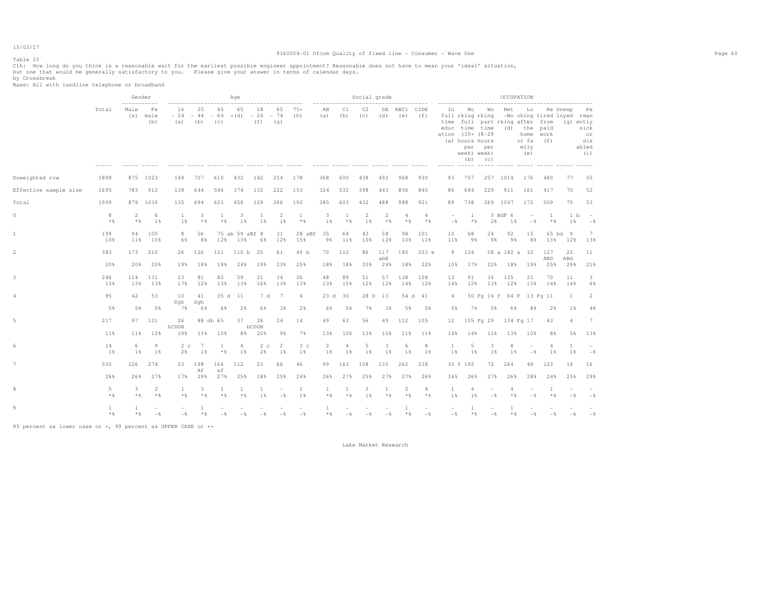15/03/17

9160054-01 Ofcom Quality of fixed line - Consumer - Wave One

Table 23

C1h: How long do you think is a reasonable wait for the earliest possible engineer appointment? Reasonable does not have to mean your 'ideal' situation, but one that would be generally satisfactory to you. Please give your answer in terms of calendar days.

by Crossbreak

Base: All with landline telephone or broadband

| | Total | Gender | | Age | | | | | | | Social grade | | | | | | OCCUPATION | | | | | | | |
|---|---|---|---|---|---|---|---|---|---|---|---|---|---|---|---|---|---|---|---|---|---|---|---|---|
| | | Male (a) | Female (b) | 16 - 24 (a) | 25 - 44 (b) | 45 - 64 (c) | 65 +(d) | 18 - 24 (f) | 65 - 74 (g) | 75+ (h) | AB (a) | C1 (b) | C2 (c) | DE (d) | ABC1 (e) | C2DE (f) | In full time education (a) | Working full time (30+ hours per week) (b) | Working part time (8-29 hours per week) (c) | Net -Working (d) | Looking after the home or family (e) | Retired from paid work (f) | Unemployed (g) | Permanently sick or disabled (i) |
| Unweighted row | 1898 | 875 | 1023 | 149 | 707 | 610 | 432 | 142 | 254 | 178 | 368 | 600 | 438 | 492 | 968 | 930 | 93 | 757 | 257 | 1014 | 176 | 480 | 77 | 55 |
| Effective sample size | 1695 | 783 | 912 | 138 | 644 | 546 | 374 | 132 | 222 | 153 | 324 | 532 | 398 | 443 | 856 | 840 | 86 | 684 | 229 | 911 | 161 | 417 | 70 | 52 |
| Total | 1909 | 879 | 1030 | 135 | 694 | 621 | 458 | 129 | 266 | 192 | 385 | 603 | 432 | 488 | 988 | 921 | 89 | 738 | 269 | 1007 | 172 | 509 | 75 | 53 |
| 0 | 8 | 2 | 6 | 1 | 3 | 1 | 3 | 1 | 2 | 1 | 3 | 1 | 2 | 2 | 4 | 4 | - | 1 | 5 BdF | 6 | - | 1 | 1 b | - |
| | *% | *% | 1% | 1% | *% | *% | 1% | 1% | 1% | *% | 1% | *% | 1% | *% | *% | *% | -% | *% | 2% | 1% | -% | *% | 1% | -% |
| 1 | 199 | 94 | 105 | 8 | 56 | 75 ab | 59 aBf | 8 | 31 | 28 aBf | 35 | 64 | 43 | 58 | 98 | 101 | 10 | 68 | 24 | 92 | 15 | 65 bd | 9 | 7 |
| | 10% | 11% | 10% | 6% | 8% | 12% | 13% | 6% | 12% | 15% | 9% | 11% | 10% | 12% | 10% | 11% | 11% | 9% | 9% | 9% | 8% | 13% | 12% | 13% |
| 2 | 383 | 173 | 210 | 26 | 126 | 121 | 110 b | 25 | 61 | 49 b | 70 | 110 | 86 | 117 abE | 180 | 203 e | 9 | 124 | 58 a | 182 a | 32 | 127 ABD | 22 ABd | 11 |
| | 20% | 20% | 20% | 19% | 18% | 19% | 24% | 19% | 23% | 25% | 18% | 18% | 20% | 24% | 18% | 22% | 10% | 17% | 22% | 18% | 19% | 25% | 29% | 21% |
| 3 | 246 | 114 | 131 | 23 | 81 | 82 | 59 | 21 | 34 | 26 | 48 | 89 | 51 | 57 | 138 | 108 | 13 | 91 | 34 | 125 | 23 | 70 | 11 | 3 |
| | 13% | 13% | 13% | 17% | 12% | 13% | 13% | 16% | 13% | 13% | 13% | 15% | 12% | 12% | 14% | 12% | 14% | 12% | 13% | 12% | 13% | 14% | 14% | 6% |
| 4 | 95 | 42 | 53 | 10 Dgh | 41 Dgh | 35 d | 11 | 7 d | 7 | 4 | 23 d | 30 | 28 D | 13 | 54 d | 41 | 4 | 50 Fg | 14 f | 64 F | 13 Fg | 11 | 1 | 2 |
| | 5% | 5% | 5% | 7% | 6% | 6% | 2% | 6% | 3% | 2% | 6% | 5% | 7% | 3% | 5% | 5% | 5% | 7% | 5% | 6% | 8% | 2% | 1% | 4% |
| 5 | 217 | 97 | 121 | 26 bCDGH | 88 dh | 65 | 37 | 26 bCDGH | 24 | 14 | 49 | 63 | 56 | 49 | 112 | 105 | 12 | 105 Fg | 29 | 134 Fg | 17 | 43 | 4 | 7 |
| | 11% | 11% | 12% | 19% | 13% | 10% | 8% | 20% | 9% | 7% | 13% | 10% | 13% | 10% | 11% | 11% | 14% | 14% | 11% | 13% | 10% | 8% | 5% | 13% |
| 6 | 14 | 6 | 9 | 2 c | 7 | 1 | 4 | 2 c | 2 | 3 c | 2 | 4 | 5 | 3 | 6 | 8 | 1 | 5 | 3 | 8 | - | 4 | 1 | - |
| | 1% | 1% | 1% | 2% | 1% | *% | 1% | 2% | 1% | 1% | 1% | 1% | 1% | 1% | 1% | 1% | 1% | 1% | 1% | 1% | -% | 1% | 1% | -% |
| 7 | 500 | 226 | 274 | 23 | 198 Af | 166 af | 112 | 23 | 66 | 46 | 99 | 163 | 108 | 130 | 262 | 238 | 30 f | 192 | 72 | 264 | 49 | 123 | 19 | 16 |
| | 26% | 26% | 27% | 17% | 29% | 27% | 25% | 18% | 25% | 24% | 26% | 27% | 25% | 27% | 27% | 26% | 34% | 26% | 27% | 26% | 28% | 24% | 25% | 29% |
| 8 | 5 | 3 | 2 | 1 | 3 | 1 | 1 | 1 | - | 1 | 1 | 1 | 3 | 1 | 2 | 4 | 1 | 4 | - | 4 | - | 1 | - | - |
| | *% | *% | *% | *% | *% | *% | *% | 1% | -% | 1% | *% | *% | 1% | *% | *% | *% | 1% | 1% | -% | *% | -% | *% | -% | -% |
| 9 | 1 | 1 | - | - | 1 | - | - | - | - | - | 1 | - | - | - | 1 | - | - | 1 | - | 1 | - | - | - | - |
| | *% | *% | -% | -% | *% | -% | -% | -% | -% | -% | *% | -% | -% | -% | *% | -% | -% | *% | -% | *% | -% | -% | -% | -% |

95 percent as lower case or +, 99 percent as UPPER CASE or ++

Lake Market Research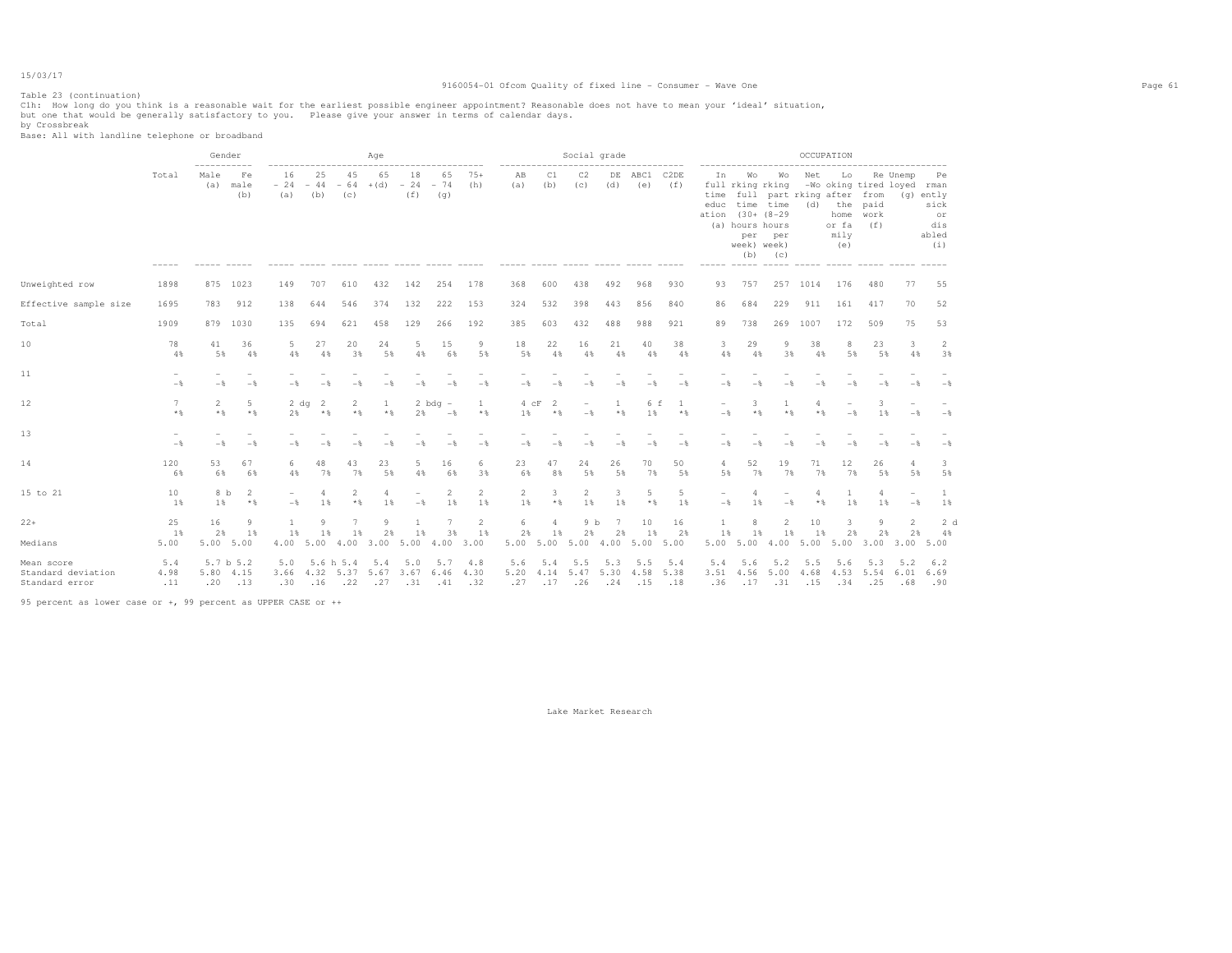15/03/17

Table 23 (continuation)

C1h: How long do you think is a reasonable wait for the earliest possible engineer appointment? Reasonable does not have to mean your 'ideal' situation, but one that would be generally satisfactory to you. Please give your answer in terms of calendar days.

by Crossbreak

Base: All with landline telephone or broadband

| | Total | Gender | | Age | | | | | | | Social grade | | | | | | OCCUPATION | | | | | | | |
|---|---|---|---|---|---|---|---|---|---|---|---|---|---|---|---|---|---|---|---|---|---|---|---|---|
| | | Male (a) | Female (b) | 16 - 24 (a) | 25 - 44 (b) | 45 - 64 (c) | 65 +(d) | 18 - 24 (f) | 65 - 74 (g) | 75+ (h) | AB (a) | C1 (b) | C2 (c) | DE (d) | ABC1 (e) | C2DE (f) | In full time education (a) | Working full time (30+ hours per week) (b) | Working part time (8-29 hours per week) (c) | Net -Working (d) | Looking after the home or family (e) | Retired from paid work (f) | Unemployed (g) | Permanently sick or disabled (i) |
| Unweighted row | 1898 | 875 | 1023 | 149 | 707 | 610 | 432 | 142 | 254 | 178 | 368 | 600 | 438 | 492 | 968 | 930 | 93 | 757 | 257 | 1014 | 176 | 480 | 77 | 55 |
| Effective sample size | 1695 | 783 | 912 | 138 | 644 | 546 | 374 | 132 | 222 | 153 | 324 | 532 | 398 | 443 | 856 | 840 | 86 | 684 | 229 | 911 | 161 | 417 | 70 | 52 |
| Total | 1909 | 879 | 1030 | 135 | 694 | 621 | 458 | 129 | 266 | 192 | 385 | 603 | 432 | 488 | 988 | 921 | 89 | 738 | 269 | 1007 | 172 | 509 | 75 | 53 |
| 10 | 78 | 41 | 36 | 5 | 27 | 20 | 24 | 5 | 15 | 9 | 18 | 22 | 16 | 21 | 40 | 38 | 3 | 29 | 9 | 38 | 8 | 23 | 3 | 2 |
| | 4% | 5% | 4% | 4% | 4% | 3% | 5% | 4% | 6% | 5% | 5% | 4% | 4% | 4% | 4% | 4% | 4% | 4% | 3% | 4% | 5% | 5% | 4% | 3% |
| 11 | - | - | - | - | - | - | - | - | - | - | - | - | - | - | - | - | - | - | - | - | - | - | - | - |
| | -% | -% | -% | -% | -% | -% | -% | -% | -% | -% | -% | -% | -% | -% | -% | -% | -% | -% | -% | -% | -% | -% | -% | -% |
| 12 | 7 | 2 | 5 | 2 dg | 2 | 2 | 1 | 2 bdg | - | 1 | 4 cF | 2 | - | 1 | 6 f | 1 | - | 3 | 1 | 4 | - | 3 | - | - |
| | *% | *% | *% | 2% | *% | *% | *% | 2% | -% | *% | 1% | *% | -% | *% | 1% | *% | -% | *% | *% | *% | -% | 1% | -% | -% |
| 13 | - | - | - | - | - | - | - | - | - | - | - | - | - | - | - | - | - | - | - | - | - | - | - | - |
| | -% | -% | -% | -% | -% | -% | -% | -% | -% | -% | -% | -% | -% | -% | -% | -% | -% | -% | -% | -% | -% | -% | -% | -% |
| 14 | 120 | 53 | 67 | 6 | 48 | 43 | 23 | 5 | 16 | 6 | 23 | 47 | 24 | 26 | 70 | 50 | 4 | 52 | 19 | 71 | 12 | 26 | 4 | 3 |
| | 6% | 6% | 6% | 4% | 7% | 7% | 5% | 4% | 6% | 3% | 6% | 8% | 5% | 5% | 7% | 5% | 5% | 7% | 7% | 7% | 7% | 5% | 5% | 5% |
| 15 to 21 | 10 | 8 b | 2 | - | 4 | 2 | 4 | - | 2 | 2 | 2 | 3 | 2 | 3 | 5 | 5 | - | 4 | - | 4 | 1 | 4 | - | 1 |
| | 1% | 1% | *% | -% | 1% | *% | 1% | -% | 1% | 1% | 1% | *% | 1% | 1% | *% | 1% | -% | 1% | -% | *% | 1% | 1% | -% | 1% |
| 22+ | 25 | 16 | 9 | 1 | 9 | 7 | 9 | 1 | 7 | 2 | 6 | 4 | 9 b | 7 | 10 | 16 | 1 | 8 | 2 | 10 | 3 | 9 | 2 | 2 d |
| | 1% | 2% | 1% | 1% | 1% | 1% | 2% | 1% | 3% | 1% | 2% | 1% | 2% | 2% | 1% | 2% | 1% | 1% | 1% | 1% | 2% | 2% | 2% | 4% |
| Medians | 5.00 | 5.00 | 5.00 | 4.00 | 5.00 | 4.00 | 3.00 | 5.00 | 4.00 | 3.00 | 5.00 | 5.00 | 5.00 | 4.00 | 5.00 | 5.00 | 5.00 | 5.00 | 4.00 | 5.00 | 5.00 | 3.00 | 3.00 | 5.00 |
| Mean score | 5.4 | 5.7 b | 5.2 | 5.0 | 5.6 h | 5.4 | 5.4 | 5.0 | 5.7 | 4.8 | 5.6 | 5.4 | 5.5 | 5.3 | 5.5 | 5.4 | 5.4 | 5.6 | 5.2 | 5.5 | 5.6 | 5.3 | 5.2 | 6.2 |
| Standard deviation | 4.98 | 5.80 | 4.15 | 3.66 | 4.32 | 5.37 | 5.67 | 3.67 | 6.46 | 4.30 | 5.20 | 4.14 | 5.47 | 5.30 | 4.58 | 5.38 | 3.51 | 4.56 | 5.00 | 4.68 | 4.53 | 5.54 | 6.01 | 6.69 |
| Standard error | .11 | .20 | .13 | .30 | .16 | .22 | .27 | .31 | .41 | .32 | .27 | .17 | .26 | .24 | .15 | .18 | .36 | .17 | .31 | .15 | .34 | .25 | .68 | .90 |

95 percent as lower case or +, 99 percent as UPPER CASE or ++

Lake Market Research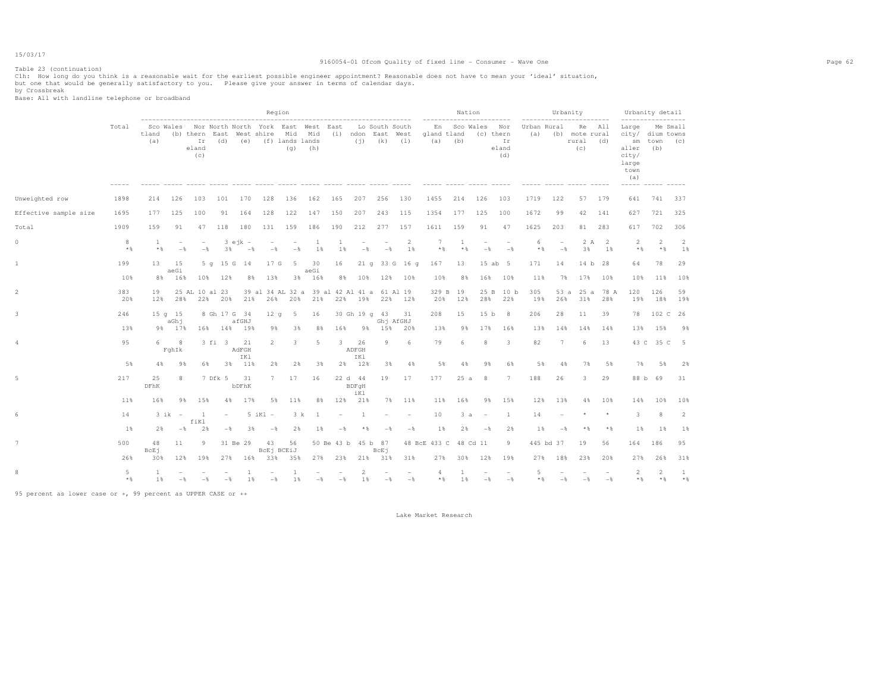Table 23 (continuation)

C1h: How long do you think is a reasonable wait for the earliest possible engineer appointment? Reasonable does not have to mean your 'ideal' situation, but one that would be generally satisfactory to you. Please give your answer in terms of calendar days.

by Crossbreak

Base: All with landline telephone or broadband

| | Total | Region | | | | | | | | | | | | Nation | | | | Urbanity | | | | Urbanity detail | | |
|---|---|---|---|---|---|---|---|---|---|---|---|---|---|---|---|---|---|---|---|---|---|---|---|---|
| | | Scotland (a) | Wales (b) | Northern Ireland (c) | North East (d) | North West (e) | Yorkshire (f) | East Midlands (g) | West Midlands (h) | East (i) | London (j) | South East (k) | South West (l) | England (a) | Scotland (b) | Wales (c) | Northern Ireland (d) | Urban (a) | Rural (b) | Remote rural (c) | All rural (d) | Large city/ smaller city/ large town (a) | Medium town (b) | Small towns (c) |
| Unweighted row | 1898 | 214 | 126 | 103 | 101 | 170 | 128 | 136 | 162 | 165 | 207 | 256 | 130 | 1455 | 214 | 126 | 103 | 1719 | 122 | 57 | 179 | 641 | 741 | 337 |
| Effective sample size | 1695 | 177 | 125 | 100 | 91 | 164 | 128 | 122 | 147 | 150 | 207 | 243 | 115 | 1354 | 177 | 125 | 100 | 1672 | 99 | 42 | 141 | 627 | 721 | 325 |
| Total | 1909 | 159 | 91 | 47 | 118 | 180 | 131 | 159 | 186 | 190 | 212 | 277 | 157 | 1611 | 159 | 91 | 47 | 1625 | 203 | 81 | 283 | 617 | 702 | 306 |
| 0 | 8 | 1 | - | - | 3 ejk | - | - | - | 1 | 1 | - | - | 2 | 7 | 1 | - | - | 6 | - | 2 A | 2 | 2 | 2 | 2 |
| | *% | *% | -% | -% | 3% | -% | -% | -% | 1% | 1% | -% | -% | 1% | *% | *% | -% | -% | *% | -% | 3% | 1% | *% | *% | 1% |
| 1 | 199 | 13 | 15 aeGi | 5 g | 15 G | 14 | 17 G | 5 | 30 aeGi | 16 | 21 g | 33 G | 16 g | 167 | 13 | 15 ab | 5 | 171 | 14 | 14 b | 28 | 64 | 78 | 29 |
| | 10% | 8% | 16% | 10% | 12% | 8% | 13% | 3% | 16% | 8% | 10% | 12% | 10% | 10% | 8% | 16% | 10% | 11% | 7% | 17% | 10% | 10% | 11% | 10% |
| 2 | 383 | 19 | 25 AL | 10 al | 23 | 39 al | 34 AL | 32 a | 39 al | 42 Al | 41 a | 61 Al | 19 | 329 B | 19 | 25 B | 10 b | 305 | 53 a | 25 a | 78 A | 120 | 126 | 59 |
| | 20% | 12% | 28% | 22% | 20% | 21% | 26% | 20% | 21% | 22% | 19% | 22% | 12% | 20% | 12% | 28% | 22% | 19% | 26% | 31% | 28% | 19% | 18% | 19% |
| 3 | 246 | 15 g | 15 aGhj | 8 Gh | 17 G | 34 afGHJ | 12 g | 5 | 16 | 30 Gh | 19 g | 43 Ghj | 31 AfGHJ | 208 | 15 | 15 b | 8 | 206 | 28 | 11 | 39 | 78 | 102 C | 26 |
| | 13% | 9% | 17% | 16% | 14% | 19% | 9% | 3% | 8% | 16% | 9% | 15% | 20% | 13% | 9% | 17% | 16% | 13% | 14% | 14% | 14% | 13% | 15% | 9% |
| 4 | 95 | 6 | 8 FghIk | 3 fi | 3 | 21 AdFGH IKl | 2 | 3 | 5 | 3 | 26 ADFGH IKl | 9 | 6 | 79 | 6 | 8 | 3 | 82 | 7 | 6 | 13 | 43 C | 35 C | 5 |
| | 5% | 4% | 9% | 6% | 3% | 11% | 2% | 2% | 3% | 2% | 12% | 3% | 4% | 5% | 4% | 9% | 6% | 5% | 4% | 7% | 5% | 7% | 5% | 2% |
| 5 | 217 | 25 DFhK | 8 | 7 Dfk | 5 | 31 bDFhK | 7 | 17 | 16 | 22 d | 44 BDFgH iKl | 19 | 17 | 177 | 25 a | 8 | 7 | 188 | 26 | 3 | 29 | 88 b | 69 | 31 |
| | 11% | 16% | 9% | 15% | 4% | 17% | 5% | 11% | 8% | 12% | 21% | 7% | 11% | 11% | 16% | 9% | 15% | 12% | 13% | 4% | 10% | 14% | 10% | 10% |
| 6 | 14 | 3 ik | - | 1 fiKl | - | 5 iKl | - | 3 k | 1 | - | 1 | - | - | 10 | 3 a | - | 1 | 14 | - | * | * | 3 | 8 | 2 |
| | 1% | 2% | -% | 2% | -% | 3% | -% | 2% | 1% | -% | *% | -% | -% | 1% | 2% | -% | 2% | 1% | -% | *% | *% | 1% | 1% | 1% |
| 7 | 500 | 48 BcEj | 11 | 9 | 31 Be | 29 | 43 BcEj | 56 BCEiJ | 50 Be | 43 b | 45 b | 87 BcEj | 48 BcE | 433 C | 48 Cd | 11 | 9 | 445 bd | 37 | 19 | 56 | 164 | 186 | 95 |
| | 26% | 30% | 12% | 19% | 27% | 16% | 33% | 35% | 27% | 23% | 21% | 31% | 31% | 27% | 30% | 12% | 19% | 27% | 18% | 23% | 20% | 27% | 26% | 31% |
| 8 | 5 | 1 | - | - | - | 1 | - | 1 | - | - | 2 | - | - | 4 | 1 | - | - | 5 | - | - | - | 2 | 2 | 1 |
| | *% | 1% | -% | -% | -% | 1% | -% | 1% | -% | -% | 1% | -% | -% | *% | 1% | -% | -% | *% | -% | -% | -% | *% | *% | *% |

95 percent as lower case or +, 99 percent as UPPER CASE or ++

Lake Market Research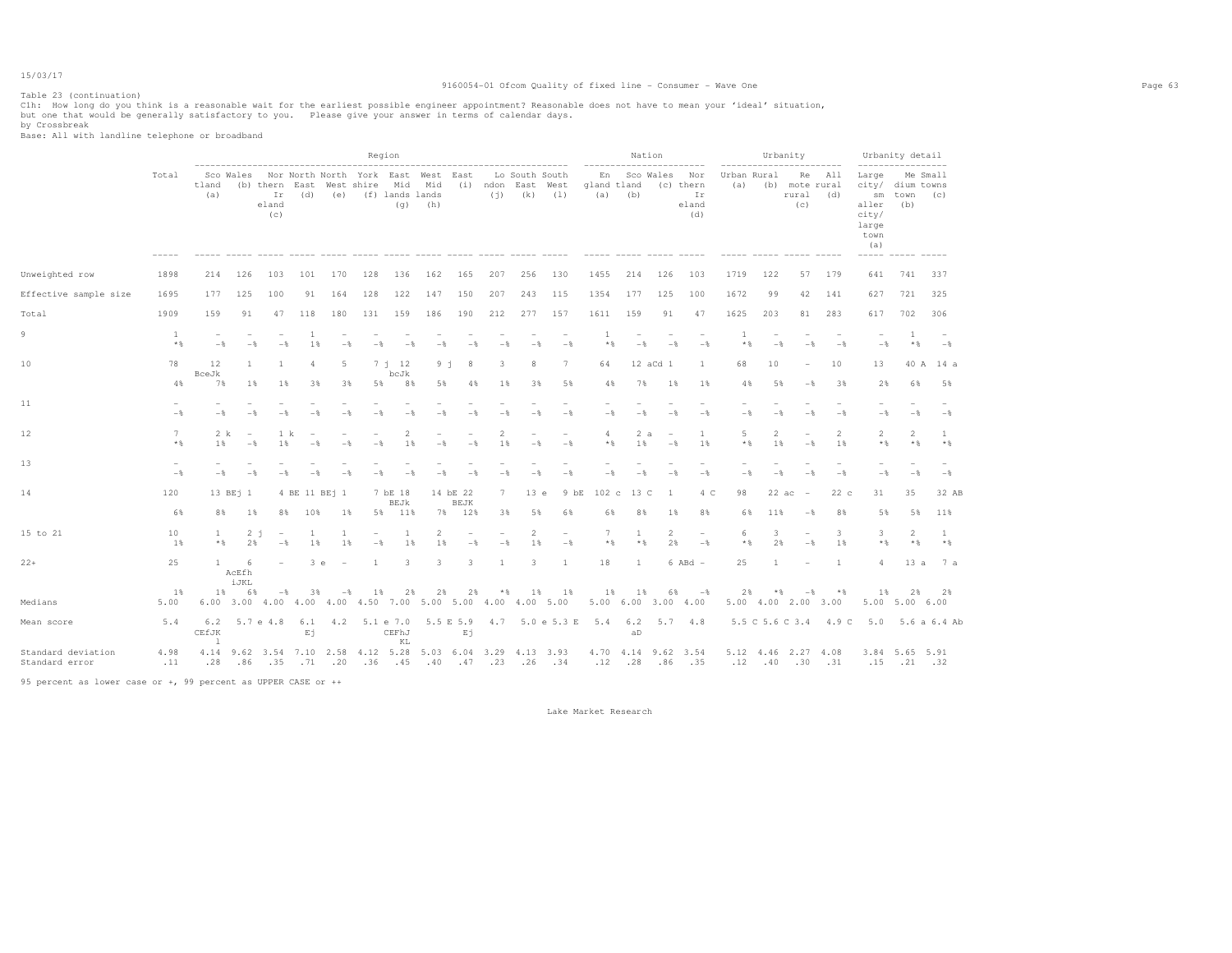Table 23 (continuation)

C1h: How long do you think is a reasonable wait for the earliest possible engineer appointment? Reasonable does not have to mean your 'ideal' situation, but one that would be generally satisfactory to you. Please give your answer in terms of calendar days.

by Crossbreak

Base: All with landline telephone or broadband

| | Total | Region | | | | | | | | | | | | Nation | | | | Urbanity | | | | Urbanity detail | | |
|---|---|---|---|---|---|---|---|---|---|---|---|---|---|---|---|---|---|---|---|---|---|---|---|---|
| | | Scotland (a) | Wales (b) | Northern Ireland (c) | North East (d) | North West (e) | Yorkshire (f) | East Midlands (g) | West Midlands (h) | East (i) | London (j) | South East (k) | South West (l) | England (a) | Scotland (b) | Wales (c) | Northern Ireland (d) | Urban (a) | Rural (b) | Remote rural (c) | All rural (d) | Large city/ smaller city/ large town (a) | Medium town (b) | Small towns (c) |
| Unweighted row | 1898 | 214 | 126 | 103 | 101 | 170 | 128 | 136 | 162 | 165 | 207 | 256 | 130 | 1455 | 214 | 126 | 103 | 1719 | 122 | 57 | 179 | 641 | 741 | 337 |
| Effective sample size | 1695 | 177 | 125 | 100 | 91 | 164 | 128 | 122 | 147 | 150 | 207 | 243 | 115 | 1354 | 177 | 125 | 100 | 1672 | 99 | 42 | 141 | 627 | 721 | 325 |
| Total | 1909 | 159 | 91 | 47 | 118 | 180 | 131 | 159 | 186 | 190 | 212 | 277 | 157 | 1611 | 159 | 91 | 47 | 1625 | 203 | 81 | 283 | 617 | 702 | 306 |
| 9 | 1 | - | - | - | 1 | - | - | - | - | - | - | - | - | 1 | - | - | - | 1 | - | - | - | - | 1 | - |
| | *% | -% | -% | -% | 1% | -% | -% | -% | -% | -% | -% | -% | -% | *% | -% | -% | -% | *% | -% | -% | -% | -% | *% | -% |
| 10 | 78 | 12 BceJk | 1 | 1 | 4 | 5 | 7 j | 12 bcJk | 9 j | 8 | 3 | 8 | 7 | 64 | 12 aCd | 1 | 1 | 68 | 10 | - | 10 | 13 | 40 A | 14 a |
| | 4% | 7% | 1% | 1% | 3% | 3% | 5% | 8% | 5% | 4% | 1% | 3% | 5% | 4% | 7% | 1% | 1% | 4% | 5% | -% | 3% | 2% | 6% | 5% |
| 11 | - | - | - | - | - | - | - | - | - | - | - | - | - | - | - | - | - | - | - | - | - | - | - | - |
| | -% | -% | -% | -% | -% | -% | -% | -% | -% | -% | -% | -% | -% | -% | -% | -% | -% | -% | -% | -% | -% | -% | -% | -% |
| 12 | 7 | 2 k | - | 1 k | - | - | - | 2 | - | - | 2 | - | - | 4 | 2 a | - | 1 | 5 | 2 | - | 2 | 2 | 2 | 1 |
| | *% | 1% | -% | 1% | -% | -% | -% | 1% | -% | -% | 1% | -% | -% | *% | 1% | -% | 1% | *% | 1% | -% | 1% | *% | *% | *% |
| 13 | - | - | - | - | - | - | - | - | - | - | - | - | - | - | - | - | - | - | - | - | - | - | - | - |
| | -% | -% | -% | -% | -% | -% | -% | -% | -% | -% | -% | -% | -% | -% | -% | -% | -% | -% | -% | -% | -% | -% | -% | -% |
| 14 | 120 | 13 BEj | 1 | 4 BE | 11 BEj | 1 | 7 bE | 18 BEJk | 14 bE | 22 BEJK | 7 | 13 e | 9 bE | 102 c | 13 C | 1 | 4 C | 98 | 22 ac | - | 22 c | 31 | 35 | 32 AB |
| | 6% | 8% | 1% | 8% | 10% | 1% | 5% | 11% | 7% | 12% | 3% | 5% | 6% | 6% | 8% | 1% | 8% | 6% | 11% | -% | 8% | 5% | 5% | 11% |
| 15 to 21 | 10 | 1 | 2 j | - | 1 | 1 | - | 1 | 2 | - | - | 2 | - | 7 | 1 | 2 | - | 6 | 3 | - | 3 | 3 | 2 | 1 |
| | 1% | *% | 2% | -% | 1% | 1% | -% | 1% | 1% | -% | -% | 1% | -% | *% | *% | 2% | -% | *% | 2% | -% | 1% | *% | *% | *% |
| 22+ | 25 | 1 | 6 AcEfh iJKL | - | 3 e | - | 1 | 3 | 3 | 3 | 1 | 3 | 1 | 18 | 1 | 6 ABd | - | 25 | 1 | - | 1 | 4 | 13 a | 7 a |
| | 1% | 1% | 6% | -% | 3% | -% | 1% | 2% | 2% | 2% | *% | 1% | 1% | 1% | 1% | 6% | -% | 2% | *% | -% | *% | 1% | 2% | 2% |
| Medians | 5.00 | 6.00 | 3.00 | 4.00 | 4.00 | 4.00 | 4.50 | 7.00 | 5.00 | 5.00 | 4.00 | 4.00 | 5.00 | 5.00 | 6.00 | 3.00 | 4.00 | 5.00 | 4.00 | 2.00 | 3.00 | 5.00 | 5.00 | 6.00 |
| Mean score | 5.4 | 6.2 CEfJK l | 5.7 e | 4.8 | 6.1 Ej | 4.2 | 5.1 e | 7.0 CEFhJ KL | 5.5 E | 5.9 Ej | 4.7 | 5.0 e | 5.3 E | 5.4 | 6.2 aD | 5.7 | 4.8 | 5.5 C | 5.6 C | 3.4 | 4.9 C | 5.0 | 5.6 a | 6.4 Ab |
| Standard deviation | 4.98 | 4.14 | 9.62 | 3.54 | 7.10 | 2.58 | 4.12 | 5.28 | 5.03 | 6.04 | 3.29 | 4.13 | 3.93 | 4.70 | 4.14 | 9.62 | 3.54 | 5.12 | 4.46 | 2.27 | 4.08 | 3.84 | 5.65 | 5.91 |
| Standard error | .11 | .28 | .86 | .35 | .71 | .20 | .36 | .45 | .40 | .47 | .23 | .26 | .34 | .12 | .28 | .86 | .35 | .12 | .40 | .30 | .31 | .15 | .21 | .32 |

95 percent as lower case or +, 99 percent as UPPER CASE or ++

Lake Market Research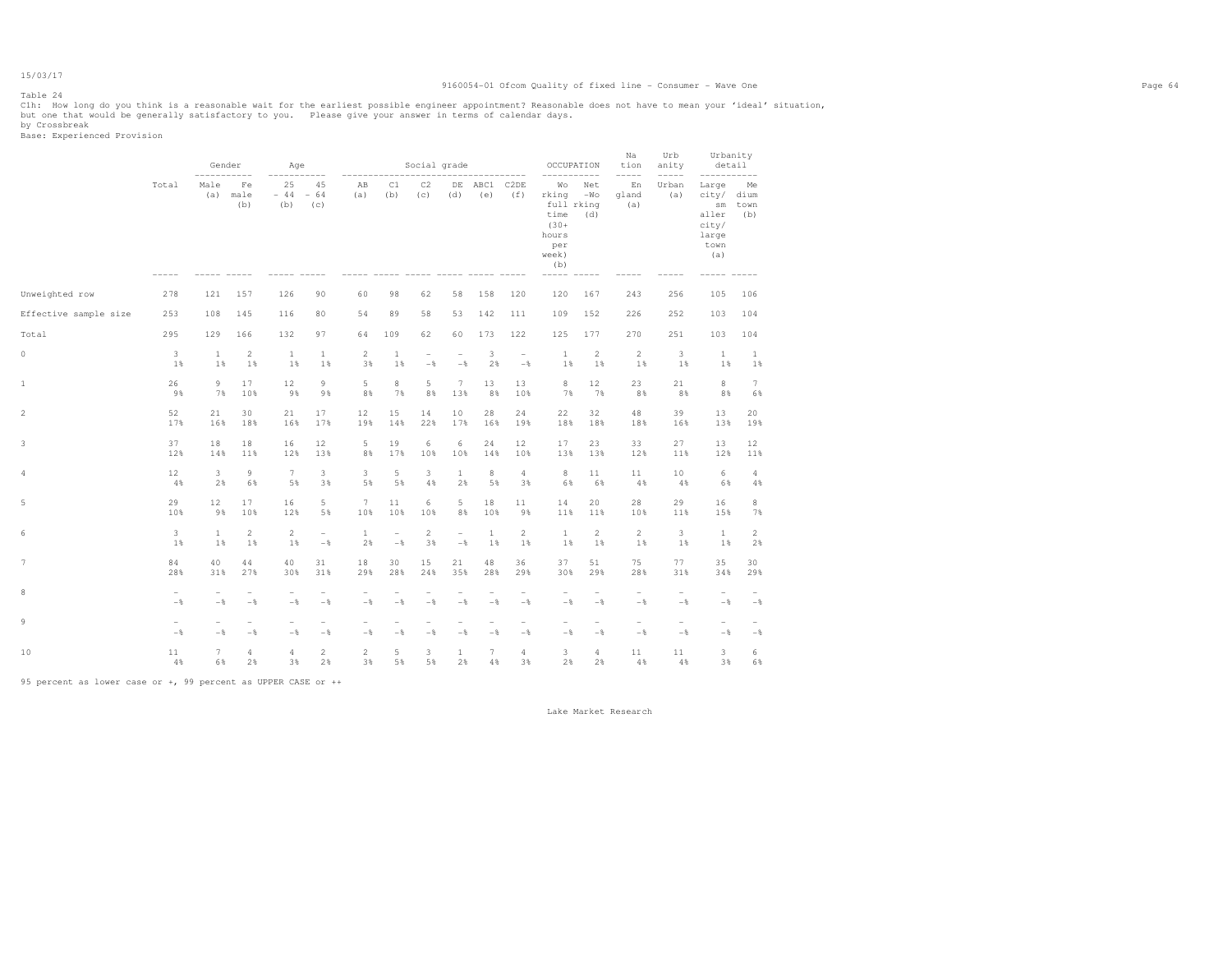Table 24

C1h: How long do you think is a reasonable wait for the earliest possible engineer appointment? Reasonable does not have to mean your 'ideal' situation, but one that would be generally satisfactory to you. Please give your answer in terms of calendar days.

by Crossbreak

Base: Experienced Provision

| | Total | Gender | | Age | | Social grade | | | | | | OCCUPATION | | Nation | Urbanity | Urbanity detail | |
|---|---|---|---|---|---|---|---|---|---|---|---|---|---|---|---|---|---|
| | | Male (a) | Female (b) | 25 - 44 (b) | 45 - 64 (c) | AB (a) | C1 (b) | C2 (c) | DE (d) | ABC1 (e) | C2DE (f) | Working full time (30+ hours per week) (b) | Net-Working (d) | England (a) | Urban (a) | Large city/ smaller city/ large town (a) | Medium town (b) |
| Unweighted row | 278 | 121 | 157 | 126 | 90 | 60 | 98 | 62 | 58 | 158 | 120 | 120 | 167 | 243 | 256 | 105 | 106 |
| Effective sample size | 253 | 108 | 145 | 116 | 80 | 54 | 89 | 58 | 53 | 142 | 111 | 109 | 152 | 226 | 252 | 103 | 104 |
| Total | 295 | 129 | 166 | 132 | 97 | 64 | 109 | 62 | 60 | 173 | 122 | 125 | 177 | 270 | 251 | 103 | 104 |
| 0 | 3 | 1 | 2 | 1 | 1 | 2 | 1 | - | - | 3 | - | 1 | 2 | 2 | 3 | 1 | 1 |
| | 1% | 1% | 1% | 1% | 1% | 3% | 1% | -% | -% | 2% | -% | 1% | 1% | 1% | 1% | 1% | 1% |
| 1 | 26 | 9 | 17 | 12 | 9 | 5 | 8 | 5 | 7 | 13 | 13 | 8 | 12 | 23 | 21 | 8 | 7 |
| | 9% | 7% | 10% | 9% | 9% | 8% | 7% | 8% | 13% | 8% | 10% | 7% | 7% | 8% | 8% | 8% | 6% |
| 2 | 52 | 21 | 30 | 21 | 17 | 12 | 15 | 14 | 10 | 28 | 24 | 22 | 32 | 48 | 39 | 13 | 20 |
| | 17% | 16% | 18% | 16% | 17% | 19% | 14% | 22% | 17% | 16% | 19% | 18% | 18% | 18% | 16% | 13% | 19% |
| 3 | 37 | 18 | 18 | 16 | 12 | 5 | 19 | 6 | 6 | 24 | 12 | 17 | 23 | 33 | 27 | 13 | 12 |
| | 12% | 14% | 11% | 12% | 13% | 8% | 17% | 10% | 10% | 14% | 10% | 13% | 13% | 12% | 11% | 12% | 11% |
| 4 | 12 | 3 | 9 | 7 | 3 | 3 | 5 | 3 | 1 | 8 | 4 | 8 | 11 | 11 | 10 | 6 | 4 |
| | 4% | 2% | 6% | 5% | 3% | 5% | 5% | 4% | 2% | 5% | 3% | 6% | 6% | 4% | 4% | 6% | 4% |
| 5 | 29 | 12 | 17 | 16 | 5 | 7 | 11 | 6 | 5 | 18 | 11 | 14 | 20 | 28 | 29 | 16 | 8 |
| | 10% | 9% | 10% | 12% | 5% | 10% | 10% | 10% | 8% | 10% | 9% | 11% | 11% | 10% | 11% | 15% | 7% |
| 6 | 3 | 1 | 2 | 2 | - | 1 | - | 2 | - | 1 | 2 | 1 | 2 | 2 | 3 | 1 | 2 |
| | 1% | 1% | 1% | 1% | -% | 2% | -% | 3% | -% | 1% | 1% | 1% | 1% | 1% | 1% | 1% | 2% |
| 7 | 84 | 40 | 44 | 40 | 31 | 18 | 30 | 15 | 21 | 48 | 36 | 37 | 51 | 75 | 77 | 35 | 30 |
| | 28% | 31% | 27% | 30% | 31% | 29% | 28% | 24% | 35% | 28% | 29% | 30% | 29% | 28% | 31% | 34% | 29% |
| 8 | - | - | - | - | - | - | - | - | - | - | - | - | - | - | - | - | - |
| | -% | -% | -% | -% | -% | -% | -% | -% | -% | -% | -% | -% | -% | -% | -% | -% | -% |
| 9 | - | - | - | - | - | - | - | - | - | - | - | - | - | - | - | - | - |
| | -% | -% | -% | -% | -% | -% | -% | -% | -% | -% | -% | -% | -% | -% | -% | -% | -% |
| 10 | 11 | 7 | 4 | 4 | 2 | 2 | 5 | 3 | 1 | 7 | 4 | 3 | 4 | 11 | 11 | 3 | 6 |
| | 4% | 6% | 2% | 3% | 2% | 3% | 5% | 5% | 2% | 4% | 3% | 2% | 2% | 4% | 4% | 3% | 6% |

95 percent as lower case or +, 99 percent as UPPER CASE or ++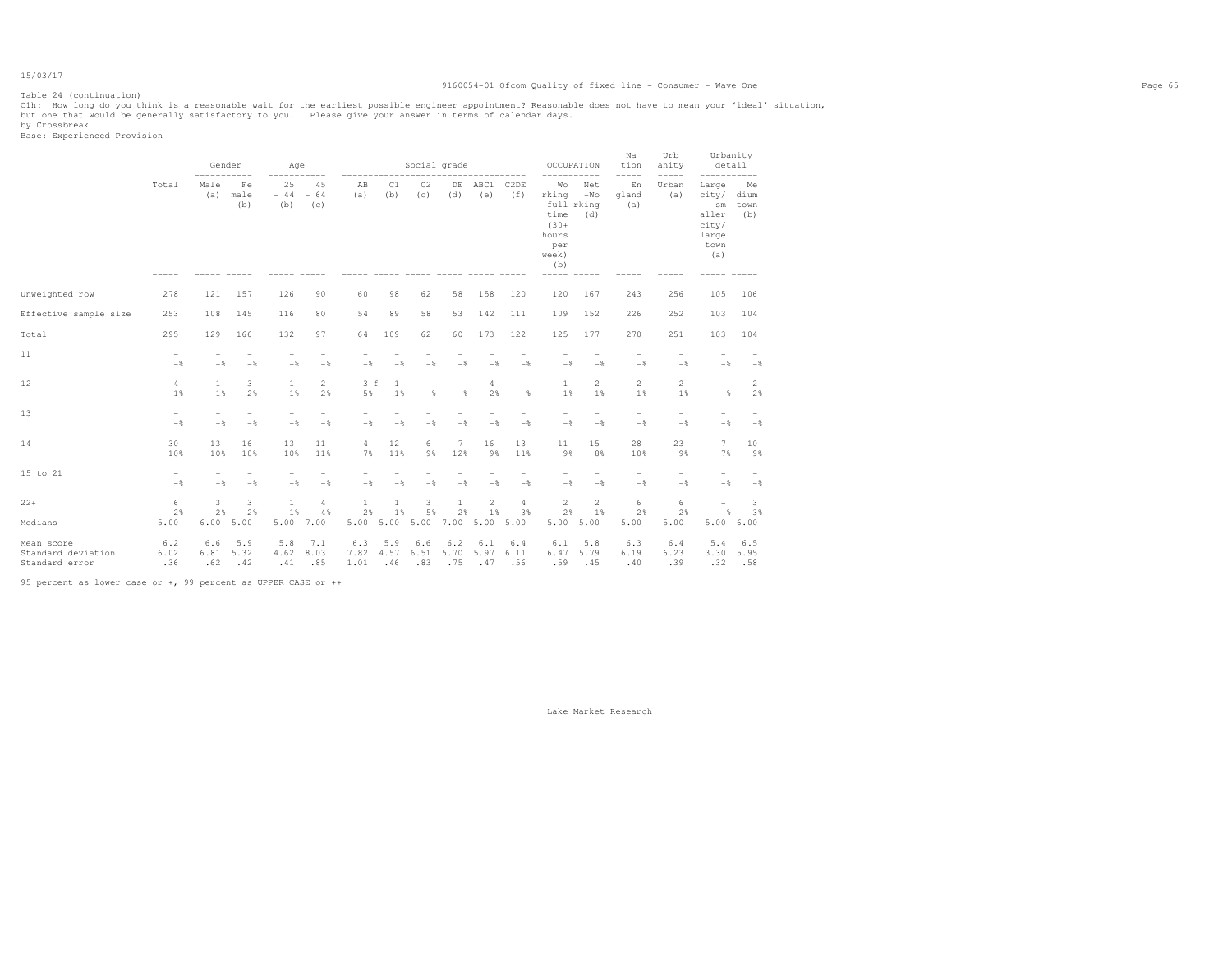Table 24 (continuation)

C1h: How long do you think is a reasonable wait for the earliest possible engineer appointment? Reasonable does not have to mean your 'ideal' situation, but one that would be generally satisfactory to you. Please give your answer in terms of calendar days.

by Crossbreak

Base: Experienced Provision

| | Total | Gender | | Age | | Social grade | | | | | | OCCUPATION | | Nation | Urbanity | Urbanity detail | |
|---|---|---|---|---|---|---|---|---|---|---|---|---|---|---|---|---|---|
| | | Male (a) | Female (b) | 25 - 44 (b) | 45 - 64 (c) | AB (a) | C1 (b) | C2 (c) | DE (d) | ABC1 (e) | C2DE (f) | Working full time (30+ hours per week) (b) | Net-Working (d) | England (a) | Urban (a) | Large city/ smaller city/ large town (a) | Medium town (b) |
| Unweighted row | 278 | 121 | 157 | 126 | 90 | 60 | 98 | 62 | 58 | 158 | 120 | 120 | 167 | 243 | 256 | 105 | 106 |
| Effective sample size | 253 | 108 | 145 | 116 | 80 | 54 | 89 | 58 | 53 | 142 | 111 | 109 | 152 | 226 | 252 | 103 | 104 |
| Total | 295 | 129 | 166 | 132 | 97 | 64 | 109 | 62 | 60 | 173 | 122 | 125 | 177 | 270 | 251 | 103 | 104 |
| 11 | - | - | - | - | - | - | - | - | - | - | - | - | - | - | - | - | - |
| | -% | -% | -% | -% | -% | -% | -% | -% | -% | -% | -% | -% | -% | -% | -% | -% | -% |
| 12 | 4 | 1 | 3 | 1 | 2 | 3 f | 1 | - | - | 4 | - | 1 | 2 | 2 | 2 | - | 2 |
| | 1% | 1% | 2% | 1% | 2% | 5% | 1% | -% | -% | 2% | -% | 1% | 1% | 1% | 1% | -% | 2% |
| 13 | - | - | - | - | - | - | - | - | - | - | - | - | - | - | - | - | - |
| | -% | -% | -% | -% | -% | -% | -% | -% | -% | -% | -% | -% | -% | -% | -% | -% | -% |
| 14 | 30 | 13 | 16 | 13 | 11 | 4 | 12 | 6 | 7 | 16 | 13 | 11 | 15 | 28 | 23 | 7 | 10 |
| | 10% | 10% | 10% | 10% | 11% | 7% | 11% | 9% | 12% | 9% | 11% | 9% | 8% | 10% | 9% | 7% | 9% |
| 15 to 21 | - | - | - | - | - | - | - | - | - | - | - | - | - | - | - | - | - |
| | -% | -% | -% | -% | -% | -% | -% | -% | -% | -% | -% | -% | -% | -% | -% | -% | -% |
| 22+ | 6 | 3 | 3 | 1 | 4 | 1 | 1 | 3 | 1 | 2 | 4 | 2 | 2 | 6 | 6 | - | 3 |
| | 2% | 2% | 2% | 1% | 4% | 2% | 1% | 5% | 2% | 1% | 3% | 2% | 1% | 2% | 2% | -% | 3% |
| Medians | 5.00 | 6.00 | 5.00 | 5.00 | 7.00 | 5.00 | 5.00 | 5.00 | 7.00 | 5.00 | 5.00 | 5.00 | 5.00 | 5.00 | 5.00 | 5.00 | 6.00 |
| Mean score | 6.2 | 6.6 | 5.9 | 5.8 | 7.1 | 6.3 | 5.9 | 6.6 | 6.2 | 6.1 | 6.4 | 6.1 | 5.8 | 6.3 | 6.4 | 5.4 | 6.5 |
| Standard deviation | 6.02 | 6.81 | 5.32 | 4.62 | 8.03 | 7.82 | 4.57 | 6.51 | 5.70 | 5.97 | 6.11 | 6.47 | 5.79 | 6.19 | 6.23 | 3.30 | 5.95 |
| Standard error | .36 | .62 | .42 | .41 | .85 | 1.01 | .46 | .83 | .75 | .47 | .56 | .59 | .45 | .40 | .39 | .32 | .58 |

95 percent as lower case or +, 99 percent as UPPER CASE or ++

Lake Market Research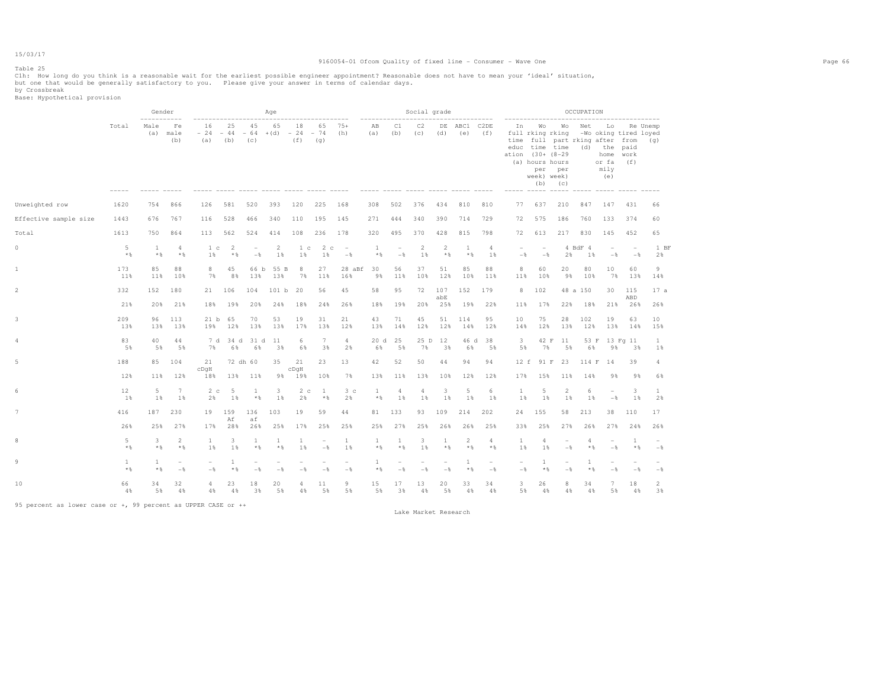Table 25

C1h: How long do you think is a reasonable wait for the earliest possible engineer appointment? Reasonable does not have to mean your 'ideal' situation, but one that would be generally satisfactory to you. Please give your answer in terms of calendar days.

by Crossbreak

Base: Hypothetical provision

| | Total | Gender: Male (a) | Gender: Female (b) | Age: 16 - 24 (a) | Age: 25 - 44 (b) | Age: 45 - 64 (c) | Age: 65 +(d) | Age: 18 - 24 (f) | Age: 65 - 74 (g) | Age: 75+ (h) | Social grade: AB (a) | Social grade: C1 (b) | Social grade: C2 (c) | Social grade: DE (d) | Social grade: ABC1 (e) | Social grade: C2DE (f) | OCCUPATION: In full time education (a) | OCCUPATION: Working full time (30+ hours per week) (b) | OCCUPATION: Working part time (8-29 hours per week) (c) | OCCUPATION: Net -Working (d) | OCCUPATION: Looking after the home or family (e) | OCCUPATION: Retired from paid work (f) | OCCUPATION: Unemployed (g) |
|---|---|---|---|---|---|---|---|---|---|---|---|---|---|---|---|---|---|---|---|---|---|---|---|
| Unweighted row | 1620 | 754 | 866 | 126 | 581 | 520 | 393 | 120 | 225 | 168 | 308 | 502 | 376 | 434 | 810 | 810 | 77 | 637 | 210 | 847 | 147 | 431 | 66 |
| Effective sample size | 1443 | 676 | 767 | 116 | 528 | 466 | 340 | 110 | 195 | 145 | 271 | 444 | 340 | 390 | 714 | 729 | 72 | 575 | 186 | 760 | 133 | 374 | 60 |
| Total | 1613 | 750 | 864 | 113 | 562 | 524 | 414 | 108 | 236 | 178 | 320 | 495 | 370 | 428 | 815 | 798 | 72 | 613 | 217 | 830 | 145 | 452 | 65 |
| 0 | 5 | 1 | 4 | 1 c | 2 | - | 2 | 1 c | 2 c | - | 1 | - | 2 | 2 | 1 | 4 | - | - | 4 BdF | 4 | - | - | 1 BF |
| | *% | *% | *% | 1% | *% | -% | 1% | 1% | 1% | -% | *% | -% | 1% | *% | *% | 1% | -% | -% | 2% | 1% | -% | -% | 2% |
| 1 | 173 | 85 | 88 | 8 | 45 | 66 b | 55 B | 8 | 27 | 28 aBf | 30 | 56 | 37 | 51 | 85 | 88 | 8 | 60 | 20 | 80 | 10 | 60 | 9 |
| | 11% | 11% | 10% | 7% | 8% | 13% | 13% | 7% | 11% | 16% | 9% | 11% | 10% | 12% | 10% | 11% | 11% | 10% | 9% | 10% | 7% | 13% | 14% |
| 2 | 332 | 152 | 180 | 21 | 106 | 104 | 101 b | 20 | 56 | 45 | 58 | 95 | 72 | 107 abE | 152 | 179 | 8 | 102 | 48 a | 150 | 30 | 115 ABD | 17 a |
| | 21% | 20% | 21% | 18% | 19% | 20% | 24% | 18% | 24% | 26% | 18% | 19% | 20% | 25% | 19% | 22% | 11% | 17% | 22% | 18% | 21% | 26% | 26% |
| 3 | 209 | 96 | 113 | 21 b | 65 | 70 | 53 | 19 | 31 | 21 | 43 | 71 | 45 | 51 | 114 | 95 | 10 | 75 | 28 | 102 | 19 | 63 | 10 |
| | 13% | 13% | 13% | 19% | 12% | 13% | 13% | 17% | 13% | 12% | 13% | 14% | 12% | 12% | 14% | 12% | 14% | 12% | 13% | 12% | 13% | 14% | 15% |
| 4 | 83 | 40 | 44 | 7 d | 34 d | 31 d | 11 | 6 | 7 | 4 | 20 d | 25 | 25 D | 12 | 46 d | 38 | 3 | 42 F | 11 | 53 F | 13 Fg | 11 | 1 |
| | 5% | 5% | 5% | 7% | 6% | 6% | 3% | 6% | 3% | 2% | 6% | 5% | 7% | 3% | 6% | 5% | 5% | 7% | 5% | 6% | 9% | 3% | 1% |
| 5 | 188 | 85 | 104 | 21 cDgH | 72 dh | 60 | 35 | 21 cDgH | 23 | 13 | 42 | 52 | 50 | 44 | 94 | 94 | 12 f | 91 F | 23 | 114 F | 14 | 39 | 4 |
| | 12% | 11% | 12% | 18% | 13% | 11% | 9% | 19% | 10% | 7% | 13% | 11% | 13% | 10% | 12% | 12% | 17% | 15% | 11% | 14% | 9% | 9% | 6% |
| 6 | 12 | 5 | 7 | 2 c | 5 | 1 | 3 | 2 c | 1 | 3 c | 1 | 4 | 4 | 3 | 5 | 6 | 1 | 5 | 2 | 6 | - | 3 | 1 |
| | 1% | 1% | 1% | 2% | 1% | *% | 1% | 2% | *% | 2% | *% | 1% | 1% | 1% | 1% | 1% | 1% | 1% | 1% | 1% | -% | 1% | 2% |
| 7 | 416 | 187 | 230 | 19 | 159 Af | 136 af | 103 | 19 | 59 | 44 | 81 | 133 | 93 | 109 | 214 | 202 | 24 | 155 | 58 | 213 | 38 | 110 | 17 |
| | 26% | 25% | 27% | 17% | 28% | 26% | 25% | 17% | 25% | 25% | 25% | 27% | 25% | 26% | 26% | 25% | 33% | 25% | 27% | 26% | 27% | 24% | 26% |
| 8 | 5 | 3 | 2 | 1 | 3 | 1 | 1 | 1 | - | 1 | 1 | 1 | 3 | 1 | 2 | 4 | 1 | 4 | - | 4 | - | 1 | - |
| | *% | *% | *% | 1% | 1% | *% | *% | 1% | -% | 1% | *% | *% | 1% | *% | *% | *% | 1% | 1% | -% | *% | -% | *% | -% |
| 9 | 1 | 1 | - | - | 1 | - | - | - | - | - | 1 | - | - | - | 1 | - | - | 1 | - | 1 | - | - | - |
| | *% | *% | -% | -% | *% | -% | -% | -% | -% | -% | *% | -% | -% | -% | *% | -% | -% | *% | -% | *% | -% | -% | -% |
| 10 | 66 | 34 | 32 | 4 | 23 | 18 | 20 | 4 | 11 | 9 | 15 | 17 | 13 | 20 | 33 | 34 | 3 | 26 | 8 | 34 | 7 | 18 | 2 |
| | 4% | 5% | 4% | 4% | 4% | 3% | 5% | 4% | 5% | 5% | 5% | 3% | 4% | 5% | 4% | 4% | 5% | 4% | 4% | 4% | 5% | 4% | 3% |

95 percent as lower case or +, 99 percent as UPPER CASE or ++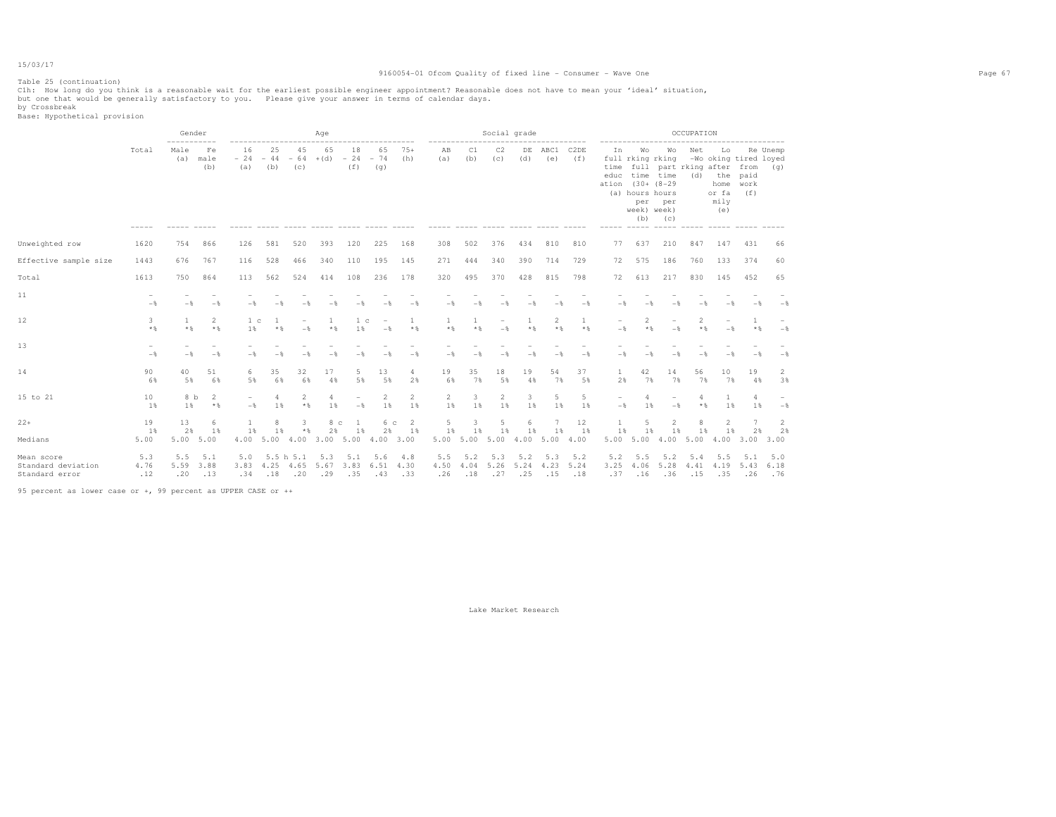Table 25 (continuation)

C1h: How long do you think is a reasonable wait for the earliest possible engineer appointment? Reasonable does not have to mean your 'ideal' situation, but one that would be generally satisfactory to you. Please give your answer in terms of calendar days.

by Crossbreak

Base: Hypothetical provision

| | Total | Gender | | Age | | | | | | | Social grade | | | | | | OCCUPATION | | | | | | |
|---|---|---|---|---|---|---|---|---|---|---|---|---|---|---|---|---|---|---|---|---|---|---|---|
| | | Male (a) | Female (b) | 16 - 24 (a) | 25 - 44 (b) | 45 - 64 (c) | 65 + (d) | 18 - 24 (f) | 65 - 74 (g) | 75+ (h) | AB (a) | C1 (b) | C2 (c) | DE (d) | ABC1 (e) | C2DE (f) | In full time education (a) | Working full time (30+ hours per week) (b) | Working part time (8-29 hours per week) (c) | Net -Working (d) | Looking after the home or family (e) | Retired from paid work (f) | Unemployed (g) |
| Unweighted row | 1620 | 754 | 866 | 126 | 581 | 520 | 393 | 120 | 225 | 168 | 308 | 502 | 376 | 434 | 810 | 810 | 77 | 637 | 210 | 847 | 147 | 431 | 66 |
| Effective sample size | 1443 | 676 | 767 | 116 | 528 | 466 | 340 | 110 | 195 | 145 | 271 | 444 | 340 | 390 | 714 | 729 | 72 | 575 | 186 | 760 | 133 | 374 | 60 |
| Total | 1613 | 750 | 864 | 113 | 562 | 524 | 414 | 108 | 236 | 178 | 320 | 495 | 370 | 428 | 815 | 798 | 72 | 613 | 217 | 830 | 145 | 452 | 65 |
| 11 | - | - | - | - | - | - | - | - | - | - | - | - | - | - | - | - | - | - | - | - | - | - | - |
| | -% | -% | -% | -% | -% | -% | -% | -% | -% | -% | -% | -% | -% | -% | -% | -% | -% | -% | -% | -% | -% | -% | -% |
| 12 | 3 | 1 | 2 | 1 c | 1 | - | 1 | 1 c | - | 1 | 1 | 1 | - | 1 | 2 | 1 | - | 2 | - | 2 | - | 1 | - |
| | *% | *% | *% | 1% | *% | -% | *% | 1% | -% | *% | *% | *% | -% | *% | *% | *% | -% | *% | -% | *% | -% | *% | -% |
| 13 | - | - | - | - | - | - | - | - | - | - | - | - | - | - | - | - | - | - | - | - | - | - | - |
| | -% | -% | -% | -% | -% | -% | -% | -% | -% | -% | -% | -% | -% | -% | -% | -% | -% | -% | -% | -% | -% | -% | -% |
| 14 | 90 | 40 | 51 | 6 | 35 | 32 | 17 | 5 | 13 | 4 | 19 | 35 | 18 | 19 | 54 | 37 | 1 | 42 | 14 | 56 | 10 | 19 | 2 |
| | 6% | 5% | 6% | 5% | 6% | 6% | 4% | 5% | 5% | 2% | 6% | 7% | 5% | 4% | 7% | 5% | 2% | 7% | 7% | 7% | 7% | 4% | 3% |
| 15 to 21 | 10 | 8 b | 2 | - | 4 | 2 | 4 | - | 2 | 2 | 2 | 3 | 2 | 3 | 5 | 5 | - | 4 | - | 4 | 1 | 4 | - |
| | 1% | 1% | *% | -% | 1% | *% | 1% | -% | 1% | 1% | 1% | 1% | 1% | 1% | 1% | 1% | -% | 1% | -% | *% | 1% | 1% | -% |
| 22+ | 19 | 13 | 6 | 1 | 8 | 3 | 8 c | 1 | 6 c | 2 | 5 | 3 | 5 | 6 | 7 | 12 | 1 | 5 | 2 | 8 | 2 | 7 | 2 |
| | 1% | 2% | 1% | 1% | 1% | *% | 2% | 1% | 2% | 1% | 1% | 1% | 1% | 1% | 1% | 1% | 1% | 1% | 1% | 1% | 1% | 2% | 2% |
| Medians | 5.00 | 5.00 | 5.00 | 4.00 | 5.00 | 4.00 | 3.00 | 5.00 | 4.00 | 3.00 | 5.00 | 5.00 | 5.00 | 4.00 | 5.00 | 4.00 | 5.00 | 5.00 | 4.00 | 5.00 | 4.00 | 3.00 | 3.00 |
| Mean score | 5.3 | 5.5 | 5.1 | 5.0 | 5.5 h | 5.1 | 5.3 | 5.1 | 5.6 | 4.8 | 5.5 | 5.2 | 5.3 | 5.2 | 5.3 | 5.2 | 5.2 | 5.5 | 5.2 | 5.4 | 5.5 | 5.1 | 5.0 |
| Standard deviation | 4.76 | 5.59 | 3.88 | 3.83 | 4.25 | 4.65 | 5.67 | 3.83 | 6.51 | 4.30 | 4.50 | 4.04 | 5.26 | 5.24 | 4.23 | 5.24 | 3.25 | 4.06 | 5.28 | 4.41 | 4.19 | 5.43 | 6.18 |
| Standard error | .12 | .20 | .13 | .34 | .18 | .20 | .29 | .35 | .43 | .33 | .26 | .18 | .27 | .25 | .15 | .18 | .37 | .16 | .36 | .15 | .35 | .26 | .76 |

95 percent as lower case or +, 99 percent as UPPER CASE or ++

Lake Market Research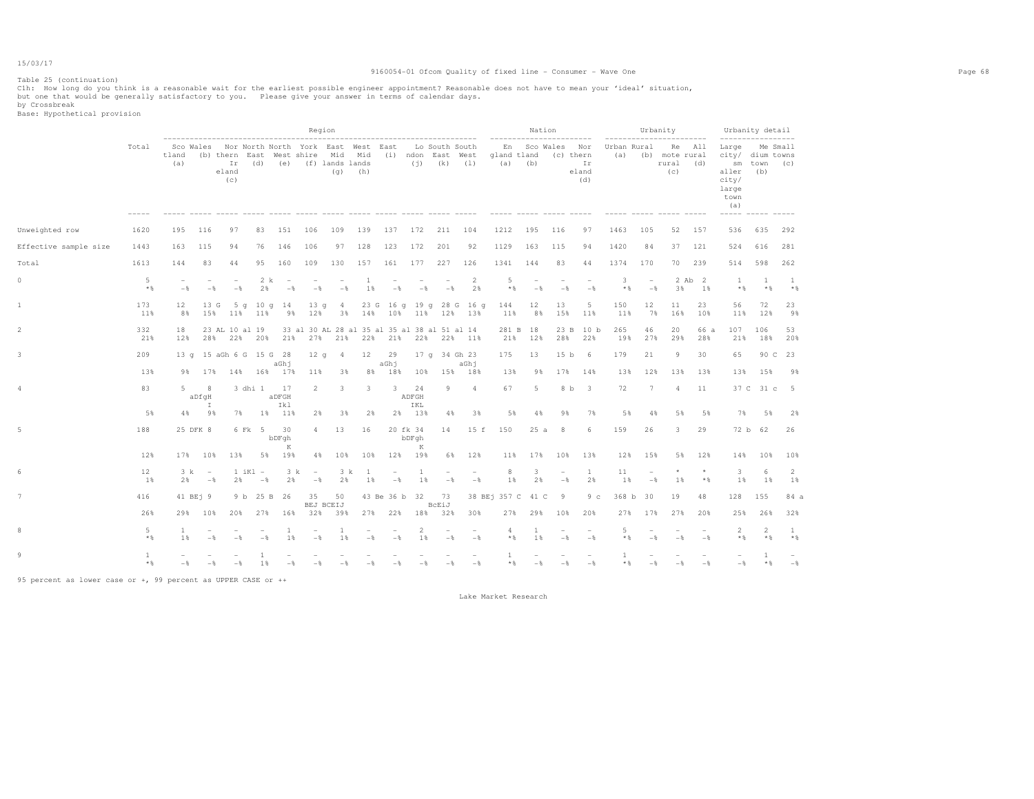Table 25 (continuation)

C1h: How long do you think is a reasonable wait for the earliest possible engineer appointment? Reasonable does not have to mean your 'ideal' situation, but one that would be generally satisfactory to you. Please give your answer in terms of calendar days.

by Crossbreak

Base: Hypothetical provision

| | Total | Region | | | | | | | | | | | | Nation | | | | Urbanity | | | | Urbanity detail | | |
|---|---|---|---|---|---|---|---|---|---|---|---|---|---|---|---|---|---|---|---|---|---|---|---|---|
| | | Scotland (a) | Wales (b) | Northern Ireland (c) | North East (d) | North West (e) | Yorkshire (f) | East Midlands (g) | West Midlands (h) | East (i) | London (j) | South East (k) | South West (l) | England (a) | Scotland (b) | Wales (c) | Northern Ireland (d) | Urban (a) | Rural (b) | Remote rural (c) | All rural (d) | Large city/ smaller city/ large town (a) | Medium town (b) | Small towns (c) |
| Unweighted row | 1620 | 195 | 116 | 97 | 83 | 151 | 106 | 109 | 139 | 137 | 172 | 211 | 104 | 1212 | 195 | 116 | 97 | 1463 | 105 | 52 | 157 | 536 | 635 | 292 |
| Effective sample size | 1443 | 163 | 115 | 94 | 76 | 146 | 106 | 97 | 128 | 123 | 172 | 201 | 92 | 1129 | 163 | 115 | 94 | 1420 | 84 | 37 | 121 | 524 | 616 | 281 |
| Total | 1613 | 144 | 83 | 44 | 95 | 160 | 109 | 130 | 157 | 161 | 177 | 227 | 126 | 1341 | 144 | 83 | 44 | 1374 | 170 | 70 | 239 | 514 | 598 | 262 |
| 0 | 5 | - | - | - | 2 k | - | - | - | 1 | - | - | - | 2 | 5 | - | - | - | 3 | - | 2 Ab | 2 | 1 | 1 | 1 |
| | *% | -% | -% | -% | 2% | -% | -% | -% | 1% | -% | -% | -% | 2% | *% | -% | -% | -% | *% | -% | 3% | 1% | *% | *% | *% |
| 1 | 173 | 12 | 13 G | 5 g | 10 g | 14 | 13 g | 4 | 23 G | 16 g | 19 g | 28 G | 16 g | 144 | 12 | 13 | 5 | 150 | 12 | 11 | 23 | 56 | 72 | 23 |
| | 11% | 8% | 15% | 11% | 11% | 9% | 12% | 3% | 14% | 10% | 11% | 12% | 13% | 11% | 8% | 15% | 11% | 11% | 7% | 16% | 10% | 11% | 12% | 9% |
| 2 | 332 | 18 | 23 AL | 10 al | 19 | 33 al | 30 AL | 28 al | 35 al | 35 al | 38 al | 51 al | 14 | 281 B | 18 | 23 B | 10 b | 265 | 46 | 20 | 66 a | 107 | 106 | 53 |
| | 21% | 12% | 28% | 22% | 20% | 21% | 27% | 21% | 22% | 21% | 22% | 22% | 11% | 21% | 12% | 28% | 22% | 19% | 27% | 29% | 28% | 21% | 18% | 20% |
| 3 | 209 | 13 g | 15 aGh | 6 G | 15 G | 28 aGhj | 12 g | 4 | 12 | 29 aGhj | 17 g | 34 Gh | 23 aGhj | 175 | 13 | 15 b | 6 | 179 | 21 | 9 | 30 | 65 | 90 C | 23 |
| | 13% | 9% | 17% | 14% | 16% | 17% | 11% | 3% | 8% | 18% | 10% | 15% | 18% | 13% | 9% | 17% | 14% | 13% | 12% | 13% | 13% | 13% | 15% | 9% |
| 4 | 83 | 5 | 8 aDfgHI | 3 dhi | 1 | 17 aDFGHIkl | 2 | 3 | 3 | 3 | 24 ADFGHIKL | 9 | 4 | 67 | 5 | 8 b | 3 | 72 | 7 | 4 | 11 | 37 C | 31 c | 5 |
| | 5% | 4% | 9% | 7% | 1% | 11% | 2% | 3% | 2% | 2% | 13% | 4% | 3% | 5% | 4% | 9% | 7% | 5% | 4% | 5% | 5% | 7% | 5% | 2% |
| 5 | 188 | 25 DFK | 8 | 6 Fk | 5 | 30 bDFghK | 4 | 13 | 16 | 20 fk | 34 bDFghK | 14 | 15 f | 150 | 25 a | 8 | 6 | 159 | 26 | 3 | 29 | 72 b | 62 | 26 |
| | 12% | 17% | 10% | 13% | 5% | 19% | 4% | 10% | 10% | 12% | 19% | 6% | 12% | 11% | 17% | 10% | 13% | 12% | 15% | 5% | 12% | 14% | 10% | 10% |
| 6 | 12 | 3 k | - | 1 iKl | - | 3 k | - | 3 k | 1 | - | 1 | - | - | 8 | 3 | - | 1 | 11 | - | * | * | 3 | 6 | 2 |
| | 1% | 2% | -% | 2% | -% | 2% | -% | 2% | 1% | -% | 1% | -% | -% | 1% | 2% | -% | 2% | 1% | -% | 1% | *% | 1% | 1% | 1% |
| 7 | 416 | 41 BEj | 9 | 9 b | 25 B | 26 | 35 BEJ | 50 BCEIJ | 43 Be | 36 b | 32 | 73 BcEiJ | 38 BEj | 357 C | 41 C | 9 | 9 c | 368 b | 30 | 19 | 48 | 128 | 155 | 84 a |
| | 26% | 29% | 10% | 20% | 27% | 16% | 32% | 39% | 27% | 22% | 18% | 32% | 30% | 27% | 29% | 10% | 20% | 27% | 17% | 27% | 20% | 25% | 26% | 32% |
| 8 | 5 | 1 | - | - | - | 1 | - | 1 | - | - | 2 | - | - | 4 | 1 | - | - | 5 | - | - | - | 2 | 2 | 1 |
| | *% | 1% | -% | -% | -% | 1% | -% | 1% | -% | -% | 1% | -% | -% | *% | 1% | -% | -% | *% | -% | -% | -% | *% | *% | *% |
| 9 | 1 | - | - | - | 1 | - | - | - | - | - | - | - | - | 1 | - | - | - | 1 | - | - | - | - | 1 | - |
| | *% | -% | -% | -% | 1% | -% | -% | -% | -% | -% | -% | -% | -% | *% | -% | -% | -% | *% | -% | -% | -% | -% | *% | -% |

95 percent as lower case or +, 99 percent as UPPER CASE or ++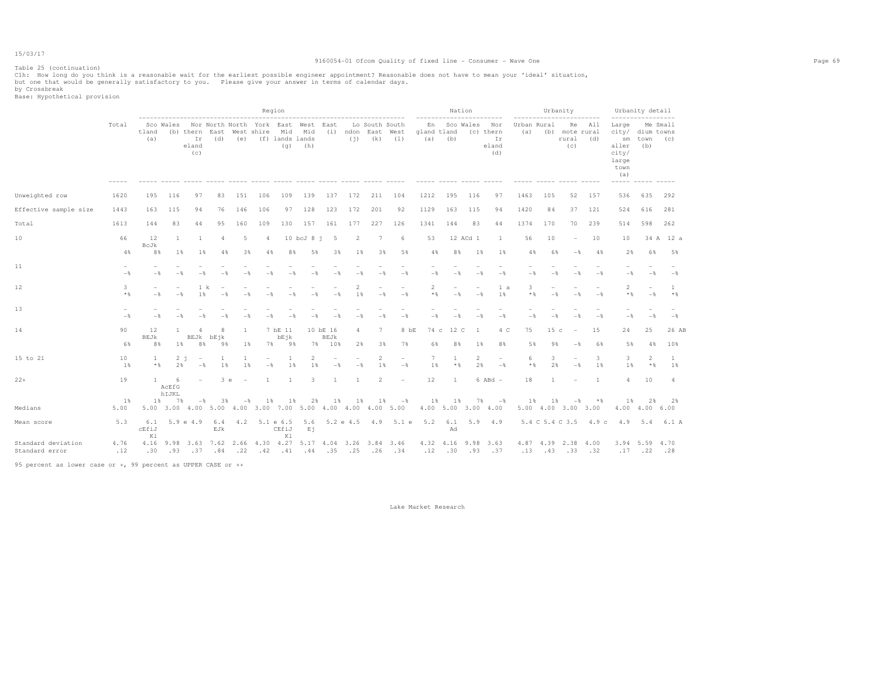Table 25 (continuation)
C1h: How long do you think is a reasonable wait for the earliest possible engineer appointment? Reasonable does not have to mean your 'ideal' situation, but one that would be generally satisfactory to you. Please give your answer in terms of calendar days.
by Crossbreak
Base: Hypothetical provision

| | Total | Region | | | | | | | | | | | | Nation | | | | Urbanity | | | | Urbanity detail | | |
|---|---|---|---|---|---|---|---|---|---|---|---|---|---|---|---|---|---|---|---|---|---|---|---|---|
| | | Scotland (a) | Wales (b) | Northern Ireland (c) | North East (d) | North West (e) | Yorkshire (f) | East Midlands (g) | West Midlands (h) | East (i) | London (j) | South East (k) | South West (l) | England (a) | Scotland (b) | Wales (c) | Northern Ireland (d) | Urban (a) | Rural (b) | Remote rural (c) | All rural (d) | Large city/ smaller city/ large town (a) | Medium town (b) | Small towns (c) |
| Unweighted row | 1620 | 195 | 116 | 97 | 83 | 151 | 106 | 109 | 139 | 137 | 172 | 211 | 104 | 1212 | 195 | 116 | 97 | 1463 | 105 | 52 | 157 | 536 | 635 | 292 |
| Effective sample size | 1443 | 163 | 115 | 94 | 76 | 146 | 106 | 97 | 128 | 123 | 172 | 201 | 92 | 1129 | 163 | 115 | 94 | 1420 | 84 | 37 | 121 | 524 | 616 | 281 |
| Total | 1613 | 144 | 83 | 44 | 95 | 160 | 109 | 130 | 157 | 161 | 177 | 227 | 126 | 1341 | 144 | 83 | 44 | 1374 | 170 | 70 | 239 | 514 | 598 | 262 |
| 10 | 66 | 12 BcJk | 1 | 1 | 4 | 5 | 4 | 10 bcJ | 8 j | 5 | 2 | 7 | 6 | 53 | 12 ACd | 1 | 1 | 56 | 10 | - | 10 | 10 | 34 A | 12 a |
| | 4% | 8% | 1% | 1% | 4% | 3% | 4% | 8% | 5% | 3% | 1% | 3% | 5% | 4% | 8% | 1% | 1% | 4% | 6% | -% | 4% | 2% | 6% | 5% |
| 11 | - | - | - | - | - | - | - | - | - | - | - | - | - | - | - | - | - | - | - | - | - | - | - | - |
| | -% | -% | -% | -% | -% | -% | -% | -% | -% | -% | -% | -% | -% | -% | -% | -% | -% | -% | -% | -% | -% | -% | -% | -% |
| 12 | 3 | - | - | 1 k | - | - | - | - | - | - | 2 | - | - | 2 | - | - | 1 a | 3 | - | - | - | 2 | - | 1 |
| | *% | -% | -% | 1% | -% | -% | -% | -% | -% | -% | 1% | -% | -% | *% | -% | -% | 1% | *% | -% | -% | -% | *% | -% | *% |
| 13 | - | - | - | - | - | - | - | - | - | - | - | - | - | - | - | - | - | - | - | - | - | - | - | - |
| | -% | -% | -% | -% | -% | -% | -% | -% | -% | -% | -% | -% | -% | -% | -% | -% | -% | -% | -% | -% | -% | -% | -% | -% |
| 14 | 90 | 12 BEJk | 1 | 4 BEJk | 8 bEjk | 1 | 7 bE | 11 bEjk | 10 bE | 16 BEJk | 4 | 7 | 8 bE | 74 c | 12 C | 1 | 4 C | 75 | 15 c | - | 15 | 24 | 25 | 26 AB |
| | 6% | 8% | 1% | 8% | 9% | 1% | 7% | 9% | 7% | 10% | 2% | 3% | 7% | 6% | 8% | 1% | 8% | 5% | 9% | -% | 6% | 5% | 4% | 10% |
| 15 to 21 | 10 | 1 | 2 j | - | 1 | 1 | - | 1 | 2 | - | - | 2 | - | 7 | 1 | 2 | - | 6 | 3 | - | 3 | 3 | 2 | 1 |
| | 1% | *% | 2% | -% | 1% | 1% | -% | 1% | 1% | -% | -% | 1% | -% | 1% | *% | 2% | -% | *% | 2% | -% | 1% | 1% | *% | 1% |
| 22+ | 19 | 1 | 6 AcEfG hIJKL | - | 3 e | - | 1 | 1 | 3 | 1 | 1 | 2 | - | 12 | 1 | 6 ABd | - | 18 | 1 | - | 1 | 4 | 10 | 4 |
| | 1% | 1% | 7% | -% | 3% | -% | 1% | 1% | 2% | 1% | 1% | 1% | -% | 1% | 1% | 7% | -% | 1% | 1% | -% | *% | 1% | 2% | 2% |
| Medians | 5.00 | 5.00 | 3.00 | 4.00 | 5.00 | 4.00 | 3.00 | 7.00 | 5.00 | 4.00 | 4.00 | 4.00 | 5.00 | 4.00 | 5.00 | 3.00 | 4.00 | 5.00 | 4.00 | 3.00 | 3.00 | 4.00 | 4.00 | 6.00 |
| Mean score | 5.3 | 6.1 cEfiJ Kl | 5.9 e | 4.9 | 6.4 EJk | 4.2 | 5.1 e | 6.5 CEfiJ Kl | 5.6 Ej | 5.2 e | 4.5 | 4.9 | 5.1 e | 5.2 | 6.1 Ad | 5.9 | 4.9 | 5.4 C | 5.4 C | 3.5 | 4.9 c | 4.9 | 5.4 | 6.1 A |
| Standard deviation | 4.76 | 4.16 | 9.98 | 3.63 | 7.62 | 2.66 | 4.30 | 4.27 | 5.17 | 4.04 | 3.26 | 3.84 | 3.46 | 4.32 | 4.16 | 9.98 | 3.63 | 4.87 | 4.39 | 2.38 | 4.00 | 3.94 | 5.59 | 4.70 |
| Standard error | .12 | .30 | .93 | .37 | .84 | .22 | .42 | .41 | .44 | .35 | .25 | .26 | .34 | .12 | .30 | .93 | .37 | .13 | .43 | .33 | .32 | .17 | .22 | .28 |

95 percent as lower case or +, 99 percent as UPPER CASE or ++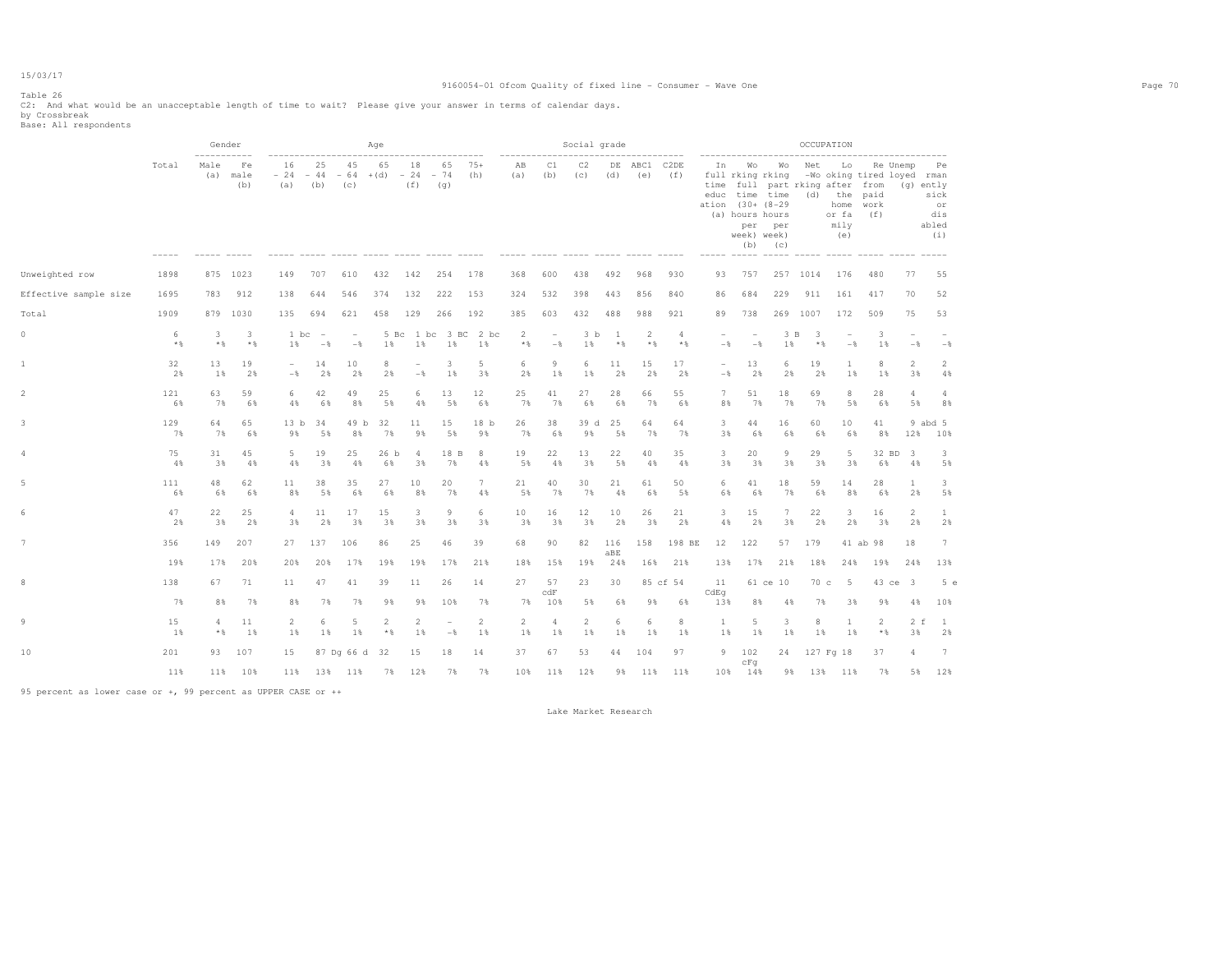Table 26
C2: And what would be an unacceptable length of time to wait? Please give your answer in terms of calendar days.
by Crossbreak
Base: All respondents

| | Total | Gender: Male (a) | Gender: Female (b) | Age: 16 - 24 (a) | Age: 25 - 44 (b) | Age: 45 - 64 (c) | Age: 65 +(d) | Age: 18 - 24 (f) | Age: 65 - 74 (g) | Age: 75+ (h) | Social grade: AB (a) | Social grade: C1 (b) | Social grade: C2 (c) | Social grade: DE (d) | Social grade: ABC1 (e) | Social grade: C2DE (f) | Occupation: In full time education (a) | Occupation: Working full time (30+ hours per week) (b) | Occupation: Working part time (8-29 hours per week) (c) | Occupation: Net -Working (d) | Occupation: Looking after home or family (e) | Occupation: Retired from paid work (f) | Occupation: Unemployed (g) | Occupation: Permanently sick or disabled (i) |
|---|---|---|---|---|---|---|---|---|---|---|---|---|---|---|---|---|---|---|---|---|---|---|---|---|
| Unweighted row | 1898 | 875 | 1023 | 149 | 707 | 610 | 432 | 142 | 254 | 178 | 368 | 600 | 438 | 492 | 968 | 930 | 93 | 757 | 257 | 1014 | 176 | 480 | 77 | 55 |
| Effective sample size | 1695 | 783 | 912 | 138 | 644 | 546 | 374 | 132 | 222 | 153 | 324 | 532 | 398 | 443 | 856 | 840 | 86 | 684 | 229 | 911 | 161 | 417 | 70 | 52 |
| Total | 1909 | 879 | 1030 | 135 | 694 | 621 | 458 | 129 | 266 | 192 | 385 | 603 | 432 | 488 | 988 | 921 | 89 | 738 | 269 | 1007 | 172 | 509 | 75 | 53 |
| 0 | 6 | 3 | 3 | 1 bc | - | - | 5 Bc | 1 bc | 3 BC | 2 bc | 2 | - | 3 b | 1 | 2 | 4 | - | - | 3 B | 3 | - | 3 | - | - |
| | *% | *% | *% | 1% | -% | -% | 1% | 1% | 1% | 1% | *% | -% | 1% | *% | *% | *% | -% | -% | 1% | *% | -% | 1% | -% | -% |
| 1 | 32 | 13 | 19 | - | 14 | 10 | 8 | - | 3 | 5 | 6 | 9 | 6 | 11 | 15 | 17 | - | 13 | 6 | 19 | 1 | 8 | 2 | 2 |
| | 2% | 1% | 2% | -% | 2% | 2% | 2% | -% | 1% | 3% | 2% | 1% | 1% | 2% | 2% | 2% | -% | 2% | 2% | 2% | 1% | 1% | 3% | 4% |
| 2 | 121 | 63 | 59 | 6 | 42 | 49 | 25 | 6 | 13 | 12 | 25 | 41 | 27 | 28 | 66 | 55 | 7 | 51 | 18 | 69 | 8 | 28 | 4 | 4 |
| | 6% | 7% | 6% | 4% | 6% | 8% | 5% | 4% | 5% | 6% | 7% | 7% | 6% | 6% | 7% | 6% | 8% | 7% | 7% | 7% | 5% | 6% | 5% | 8% |
| 3 | 129 | 64 | 65 | 13 b | 34 | 49 b | 32 | 11 | 15 | 18 b | 26 | 38 | 39 d | 25 | 64 | 64 | 3 | 44 | 16 | 60 | 10 | 41 | 9 abd | 5 |
| | 7% | 7% | 6% | 9% | 5% | 8% | 7% | 9% | 5% | 9% | 7% | 6% | 9% | 5% | 7% | 7% | 3% | 6% | 6% | 6% | 6% | 8% | 12% | 10% |
| 4 | 75 | 31 | 45 | 5 | 19 | 25 | 26 b | 4 | 18 B | 8 | 19 | 22 | 13 | 22 | 40 | 35 | 3 | 20 | 9 | 29 | 5 | 32 BD | 3 | 3 |
| | 4% | 3% | 4% | 4% | 3% | 4% | 6% | 3% | 7% | 4% | 5% | 4% | 3% | 5% | 4% | 4% | 3% | 3% | 3% | 3% | 3% | 6% | 4% | 5% |
| 5 | 111 | 48 | 62 | 11 | 38 | 35 | 27 | 10 | 20 | 7 | 21 | 40 | 30 | 21 | 61 | 50 | 6 | 41 | 18 | 59 | 14 | 28 | 1 | 3 |
| | 6% | 6% | 6% | 8% | 5% | 6% | 6% | 8% | 7% | 4% | 5% | 7% | 7% | 4% | 6% | 5% | 6% | 6% | 7% | 6% | 8% | 6% | 2% | 5% |
| 6 | 47 | 22 | 25 | 4 | 11 | 17 | 15 | 3 | 9 | 6 | 10 | 16 | 12 | 10 | 26 | 21 | 3 | 15 | 7 | 22 | 3 | 16 | 2 | 1 |
| | 2% | 3% | 2% | 3% | 2% | 3% | 3% | 3% | 3% | 3% | 3% | 3% | 3% | 2% | 3% | 2% | 4% | 2% | 3% | 2% | 2% | 3% | 2% | 2% |
| 7 | 356 | 149 | 207 | 27 | 137 | 106 | 86 | 25 | 46 | 39 | 68 | 90 | 82 | 116 aBE | 158 | 198 BE | 12 | 122 | 57 | 179 | 41 ab | 98 | 18 | 7 |
| | 19% | 17% | 20% | 20% | 20% | 17% | 19% | 19% | 17% | 21% | 18% | 15% | 19% | 24% | 16% | 21% | 13% | 17% | 21% | 18% | 24% | 19% | 24% | 13% |
| 8 | 138 | 67 | 71 | 11 | 47 | 41 | 39 | 11 | 26 | 14 | 27 | 57 cdF | 23 | 30 | 85 cf | 54 | 11 CdEg | 61 ce | 10 | 70 c | 5 | 43 ce | 3 | 5 e |
| | 7% | 8% | 7% | 8% | 7% | 7% | 9% | 9% | 10% | 7% | 7% | 10% | 5% | 6% | 9% | 6% | 13% | 8% | 4% | 7% | 3% | 9% | 4% | 10% |
| 9 | 15 | 4 | 11 | 2 | 6 | 5 | 2 | 2 | - | 2 | 2 | 4 | 2 | 6 | 6 | 8 | 1 | 5 | 3 | 8 | 1 | 2 | 2 f | 1 |
| | 1% | *% | 1% | 1% | 1% | 1% | *% | 1% | -% | 1% | 1% | 1% | 1% | 1% | 1% | 1% | 1% | 1% | 1% | 1% | 1% | *% | 3% | 2% |
| 10 | 201 | 93 | 107 | 15 | 87 Dg | 66 d | 32 | 15 | 18 | 14 | 37 | 67 | 53 | 44 | 104 | 97 | 9 | 102 cFg | 24 | 127 Fg | 18 | 37 | 4 | 7 |
| | 11% | 11% | 10% | 11% | 13% | 11% | 7% | 12% | 7% | 7% | 10% | 11% | 12% | 9% | 11% | 11% | 10% | 14% | 9% | 13% | 11% | 7% | 5% | 12% |

95 percent as lower case or +, 99 percent as UPPER CASE or ++

Lake Market Research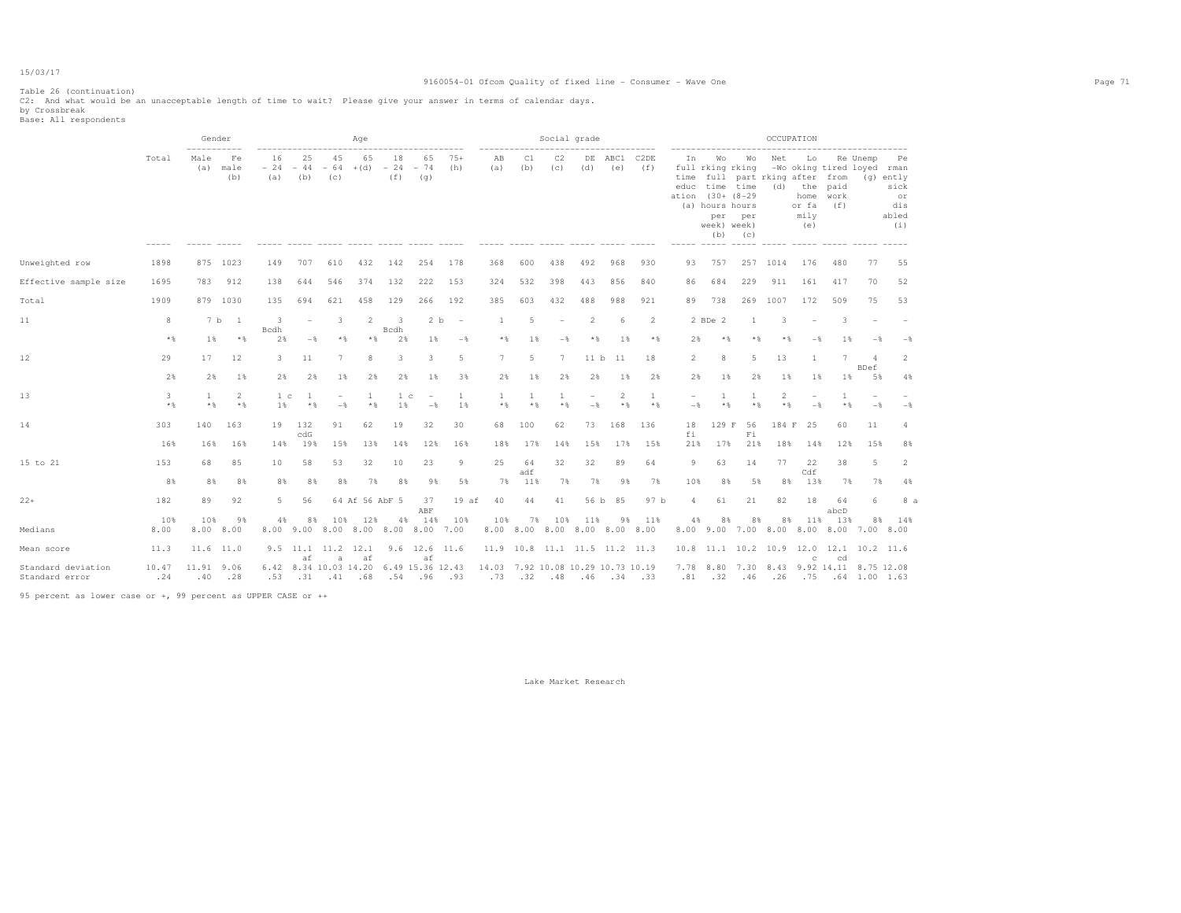Table 26 (continuation)
C2: And what would be an unacceptable length of time to wait? Please give your answer in terms of calendar days.
by Crossbreak
Base: All respondents

| | Total | Gender | | Age | | | | | | | Social grade | | | | | | OCCUPATION | | | | | | | | |
|---|---|---|---|---|---|---|---|---|---|---|---|---|---|---|---|---|---|---|---|---|---|---|---|---|---|
| | | Male (a) | Female (b) | 16 - 24 (a) | 25 - 44 (b) | 45 - 64 (c) | 65 +(d) | 18 - 24 (f) | 65 - 74 (g) | 75+ (h) | AB (a) | C1 (b) | C2 (c) | DE (d) | ABC1 (e) | C2DE (f) | In full time education (a) | Working full time (30+ hours per week) (b) | Working part time (8-29 hours per week) (c) | Net -Working (d) | Looking after the home or family (e) | Retired from paid work (f) | Unemployed (g) | Permanently sick or disabled (i) |
| Unweighted row | 1898 | 875 | 1023 | 149 | 707 | 610 | 432 | 142 | 254 | 178 | 368 | 600 | 438 | 492 | 968 | 930 | 93 | 757 | 257 | 1014 | 176 | 480 | 77 | 55 |
| Effective sample size | 1695 | 783 | 912 | 138 | 644 | 546 | 374 | 132 | 222 | 153 | 324 | 532 | 398 | 443 | 856 | 840 | 86 | 684 | 229 | 911 | 161 | 417 | 70 | 52 |
| Total | 1909 | 879 | 1030 | 135 | 694 | 621 | 458 | 129 | 266 | 192 | 385 | 603 | 432 | 488 | 988 | 921 | 89 | 738 | 269 | 1007 | 172 | 509 | 75 | 53 |
| 11 | 8 | 7 b | 1 | 3 Bcdh | - | 3 | 2 | 3 Bcdh | 2 b | - | 1 | 5 | - | 2 | 6 | 2 | 2 BDe | 2 | 1 | 3 | - | 3 | - | - |
| | *% | 1% | *% | 2% | -% | *% | *% | 2% | 1% | -% | *% | 1% | -% | *% | 1% | *% | 2% | *% | *% | *% | -% | 1% | -% | -% |
| 12 | 29 | 17 | 12 | 3 | 11 | 7 | 8 | 3 | 3 | 5 | 7 | 5 | 7 | 11 b | 11 | 18 | 2 | 8 | 5 | 13 | 1 | 7 | 4 BDef | 2 |
| | 2% | 2% | 1% | 2% | 2% | 1% | 2% | 2% | 1% | 3% | 2% | 1% | 2% | 2% | 1% | 2% | 2% | 1% | 2% | 1% | 1% | 1% | 5% | 4% |
| 13 | 3 | 1 | 2 | 1 c | 1 | - | 1 | 1 c | - | 1 | 1 | 1 | 1 | - | 2 | 1 | - | 1 | 1 | 2 | - | 1 | - | - |
| | *% | *% | *% | 1% | *% | -% | *% | 1% | -% | 1% | *% | *% | *% | -% | *% | *% | -% | *% | *% | *% | -% | *% | -% | -% |
| 14 | 303 | 140 | 163 | 19 | 132 cdG | 91 | 62 | 19 | 32 | 30 | 68 | 100 | 62 | 73 | 168 | 136 | 18 fi | 129 F | 56 Fi | 184 F | 25 | 60 | 11 | 4 |
| | 16% | 16% | 16% | 14% | 19% | 15% | 13% | 14% | 12% | 16% | 18% | 17% | 14% | 15% | 17% | 15% | 21% | 17% | 21% | 18% | 14% | 12% | 15% | 8% |
| 15 to 21 | 153 | 68 | 85 | 10 | 58 | 53 | 32 | 10 | 23 | 9 | 25 | 64 adf | 32 | 32 | 89 | 64 | 9 | 63 | 14 | 77 | 22 Cdf | 38 | 5 | 2 |
| | 8% | 8% | 8% | 8% | 8% | 8% | 7% | 8% | 9% | 5% | 7% | 11% | 7% | 7% | 9% | 7% | 10% | 8% | 5% | 8% | 13% | 7% | 7% | 4% |
| 22+ | 182 | 89 | 92 | 5 | 56 | 64 Af | 56 AbF | 5 | 37 ABF | 19 af | 40 | 44 | 41 | 56 b | 85 | 97 b | 4 | 61 | 21 | 82 | 18 | 64 abcD | 6 | 8 a |
| | 10% | 10% | 9% | 4% | 8% | 10% | 12% | 4% | 14% | 10% | 10% | 7% | 10% | 11% | 9% | 11% | 4% | 8% | 8% | 8% | 11% | 13% | 8% | 14% |
| Medians | 8.00 | 8.00 | 8.00 | 8.00 | 9.00 | 8.00 | 8.00 | 8.00 | 8.00 | 7.00 | 8.00 | 8.00 | 8.00 | 8.00 | 8.00 | 8.00 | 8.00 | 9.00 | 7.00 | 8.00 | 8.00 | 8.00 | 7.00 | 8.00 |
| Mean score | 11.3 | 11.6 | 11.0 | 9.5 | 11.1 af | 11.2 a | 12.1 af | 9.6 | 12.6 af | 11.6 | 11.9 | 10.8 | 11.1 | 11.5 | 11.2 | 11.3 | 10.8 | 11.1 | 10.2 | 10.9 | 12.0 c | 12.1 cd | 10.2 | 11.6 |
| Standard deviation | 10.47 | 11.91 | 9.06 | 6.42 | 8.34 | 10.03 | 14.20 | 6.49 | 15.36 | 12.43 | 14.03 | 7.92 | 10.08 | 10.29 | 10.73 | 10.19 | 7.78 | 8.80 | 7.30 | 8.43 | 9.92 | 14.11 | 8.75 | 12.08 |
| Standard error | .24 | .40 | .28 | .53 | .31 | .41 | .68 | .54 | .96 | .93 | .73 | .32 | .48 | .46 | .34 | .33 | .81 | .32 | .46 | .26 | .75 | .64 | 1.00 | 1.63 |

95 percent as lower case or +, 99 percent as UPPER CASE or ++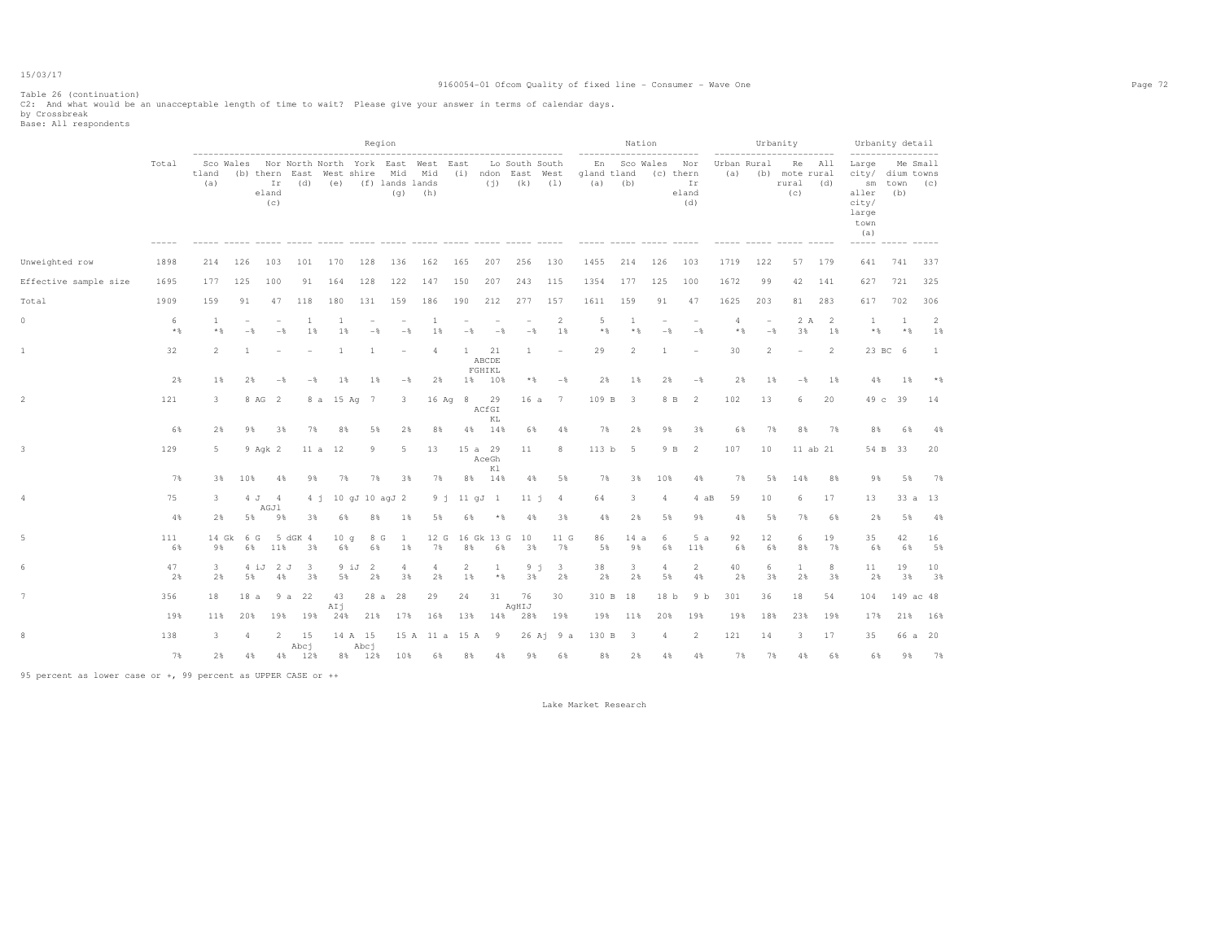Table 26 (continuation)
C2: And what would be an unacceptable length of time to wait? Please give your answer in terms of calendar days.
by Crossbreak
Base: All respondents

| | Total | Region | | | | | | | | | | | | Nation | | | | Urbanity | | | | Urbanity detail | | |
|---|---|---|---|---|---|---|---|---|---|---|---|---|---|---|---|---|---|---|---|---|---|---|---|---|
| | | Scotland (a) | Wales (b) | Northern Ireland (c) | North East (d) | North West (e) | Yorkshire (f) | East Midlands (g) | West Midlands (h) | East (i) | London (j) | South East (k) | South West (l) | England (a) | Scotland (b) | Wales (c) | Northern Ireland (d) | Urban (a) | Rural (b) | Remote rural (c) | All rural (d) | Large city/ smaller city/ large town (a) | Medium town (b) | Small towns (c) |
| Unweighted row | 1898 | 214 | 126 | 103 | 101 | 170 | 128 | 136 | 162 | 165 | 207 | 256 | 130 | 1455 | 214 | 126 | 103 | 1719 | 122 | 57 | 179 | 641 | 741 | 337 |
| Effective sample size | 1695 | 177 | 125 | 100 | 91 | 164 | 128 | 122 | 147 | 150 | 207 | 243 | 115 | 1354 | 177 | 125 | 100 | 1672 | 99 | 42 | 141 | 627 | 721 | 325 |
| Total | 1909 | 159 | 91 | 47 | 118 | 180 | 131 | 159 | 186 | 190 | 212 | 277 | 157 | 1611 | 159 | 91 | 47 | 1625 | 203 | 81 | 283 | 617 | 702 | 306 |
| 0 | 6 | 1 | - | - | 1 | 1 | - | - | 1 | - | - | - | 2 | 5 | 1 | - | - | 4 | - | 2 A | 2 | 1 | 1 | 2 |
| | *% | *% | -% | -% | 1% | 1% | -% | -% | 1% | -% | -% | -% | 1% | *% | *% | -% | -% | *% | -% | 3% | 1% | *% | *% | 1% |
| 1 | 32 | 2 | 1 | - | - | 1 | 1 | - | 4 | 1 | 21 ABCDE FGHIKL | 1 | - | 29 | 2 | 1 | - | 30 | 2 | - | 2 | 23 BC | 6 | 1 |
| | 2% | 1% | 2% | -% | -% | 1% | 1% | -% | 2% | 1% | 10% | *% | -% | 2% | 1% | 2% | -% | 2% | 1% | -% | 1% | 4% | 1% | *% |
| 2 | 121 | 3 | 8 AG | 2 | 8 a | 15 Ag | 7 | 3 | 16 Ag | 8 | 29 ACfGI KL | 16 a | 7 | 109 B | 3 | 8 B | 2 | 102 | 13 | 6 | 20 | 49 c | 39 | 14 |
| | 6% | 2% | 9% | 3% | 7% | 8% | 5% | 2% | 8% | 4% | 14% | 6% | 4% | 7% | 2% | 9% | 3% | 6% | 7% | 8% | 7% | 8% | 6% | 4% |
| 3 | 129 | 5 | 9 Agk | 2 | 11 a | 12 | 9 | 5 | 13 | 15 a | 29 AceGh Kl | 11 | 8 | 113 b | 5 | 9 B | 2 | 107 | 10 | 11 ab | 21 | 54 B | 33 | 20 |
| | 7% | 3% | 10% | 4% | 9% | 7% | 7% | 3% | 7% | 8% | 14% | 4% | 5% | 7% | 3% | 10% | 4% | 7% | 5% | 14% | 8% | 9% | 5% | 7% |
| 4 | 75 | 3 | 4 J | 4 AGJl | 4 j | 10 gJ | 10 agJ | 2 | 9 j | 11 gJ | 1 | 11 j | 4 | 64 | 3 | 4 | 4 aB | 59 | 10 | 6 | 17 | 13 | 33 a | 13 |
| | 4% | 2% | 5% | 9% | 3% | 6% | 8% | 1% | 5% | 6% | *% | 4% | 3% | 4% | 2% | 5% | 9% | 4% | 5% | 7% | 6% | 2% | 5% | 4% |
| 5 | 111 | 14 Gk | 6 G | 5 dGK | 4 | 10 g | 8 G | 1 | 12 G | 16 Gk | 13 G | 10 | 11 G | 86 | 14 a | 6 | 5 a | 92 | 12 | 6 | 19 | 35 | 42 | 16 |
| | 6% | 9% | 6% | 11% | 3% | 6% | 6% | 1% | 7% | 8% | 6% | 3% | 7% | 5% | 9% | 6% | 11% | 6% | 6% | 8% | 7% | 6% | 6% | 5% |
| 6 | 47 | 3 | 4 iJ | 2 J | 3 | 9 iJ | 2 | 4 | 4 | 2 | 1 | 9 j | 3 | 38 | 3 | 4 | 2 | 40 | 6 | 1 | 8 | 11 | 19 | 10 |
| | 2% | 2% | 5% | 4% | 3% | 5% | 2% | 3% | 2% | 1% | *% | 3% | 2% | 2% | 2% | 5% | 4% | 2% | 3% | 2% | 3% | 2% | 3% | 3% |
| 7 | 356 | 18 | 18 a | 9 a | 22 | 43 AIj | 28 a | 28 | 29 | 24 | 31 | 76 AgHIJ | 30 | 310 B | 18 | 18 b | 9 b | 301 | 36 | 18 | 54 | 104 | 149 ac | 48 |
| | 19% | 11% | 20% | 19% | 19% | 24% | 21% | 17% | 16% | 13% | 14% | 28% | 19% | 19% | 11% | 20% | 19% | 19% | 18% | 23% | 19% | 17% | 21% | 16% |
| 8 | 138 | 3 | 4 | 2 | 15 Abcj | 14 A | 15 Abcj | 15 A | 11 a | 15 A | 9 | 26 Aj | 9 a | 130 B | 3 | 4 | 2 | 121 | 14 | 3 | 17 | 35 | 66 a | 20 |
| | 7% | 2% | 4% | 4% | 12% | 8% | 12% | 10% | 6% | 8% | 4% | 9% | 6% | 8% | 2% | 4% | 4% | 7% | 7% | 4% | 6% | 6% | 9% | 7% |

95 percent as lower case or +, 99 percent as UPPER CASE or ++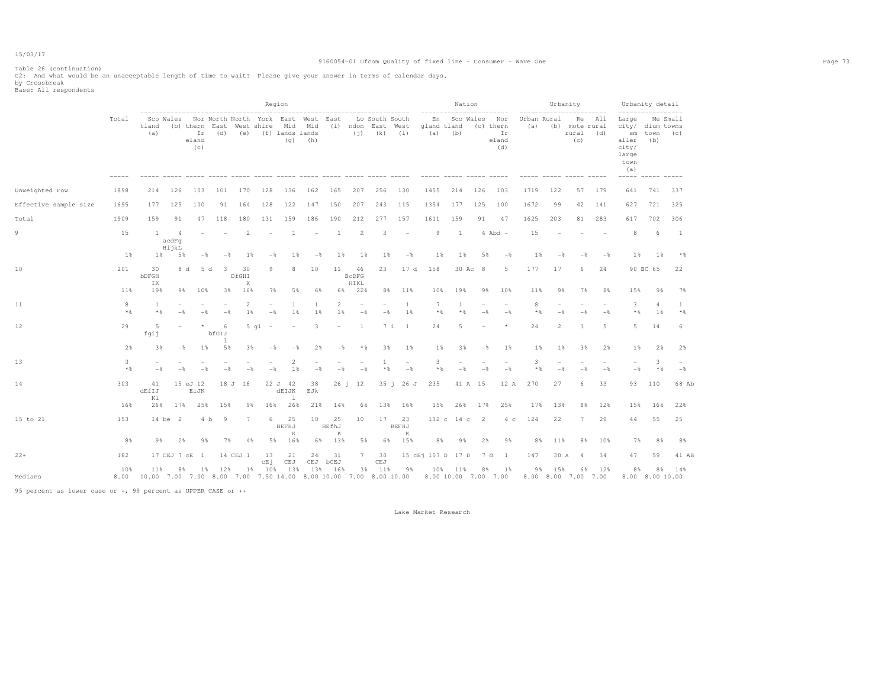Table 26 (continuation)
C2: And what would be an unacceptable length of time to wait? Please give your answer in terms of calendar days.
by Crossbreak
Base: All respondents

| | Total | Region | | | | | | | | | | | | Nation | | | | Urbanity | | | | Urbanity detail | | |
|---|---|---|---|---|---|---|---|---|---|---|---|---|---|---|---|---|---|---|---|---|---|---|---|---|
| | | Scotland (a) | Wales (b) | Northern Ireland (c) | North East (d) | North West (e) | Yorkshire (f) | East Midlands (g) | West Midlands (h) | East (i) | London (j) | South East (k) | South West (l) | England (a) | Scotland (b) | Wales (c) | Northern Ireland (d) | Urban (a) | Rural (b) | Remote rural (c) | All rural (d) | Large city/smaller city/large town (a) | Medium town (b) | Small towns (c) |
| Unweighted row | 1898 | 214 | 126 | 103 | 101 | 170 | 128 | 136 | 162 | 165 | 207 | 256 | 130 | 1455 | 214 | 126 | 103 | 1719 | 122 | 57 | 179 | 641 | 741 | 337 |
| Effective sample size | 1695 | 177 | 125 | 100 | 91 | 164 | 128 | 122 | 147 | 150 | 207 | 243 | 115 | 1354 | 177 | 125 | 100 | 1672 | 99 | 42 | 141 | 627 | 721 | 325 |
| Total | 1909 | 159 | 91 | 47 | 118 | 180 | 131 | 159 | 186 | 190 | 212 | 277 | 157 | 1611 | 159 | 91 | 47 | 1625 | 203 | 81 | 283 | 617 | 702 | 306 |
| 9 | 15 | 1 | 4 acdFg HijkL | - | - | 2 | - | 1 | - | 1 | 2 | 3 | - | 9 | 1 | 4 Abd | - | 15 | - | - | - | 8 | 6 | 1 |
| | 1% | 1% | 5% | -% | -% | 1% | -% | 1% | -% | 1% | 1% | 1% | -% | 1% | 1% | 5% | -% | 1% | -% | -% | -% | 1% | 1% | *% |
| 10 | 201 | 30 bDFGH IK | 8 d | 5 d | 3 | 30 DfGHI K | 9 | 8 | 10 | 11 | 46 BcDFG HIKL | 23 | 17 d | 158 | 30 Ac | 8 | 5 | 177 | 17 | 6 | 24 | 90 BC | 65 | 22 |
| | 11% | 19% | 9% | 10% | 3% | 16% | 7% | 5% | 6% | 6% | 22% | 8% | 11% | 10% | 19% | 9% | 10% | 11% | 9% | 7% | 8% | 15% | 9% | 7% |
| 11 | 8 | 1 | - | - | - | 2 | - | 1 | 1 | 2 | - | - | 1 | 7 | 1 | - | - | 8 | - | - | - | 3 | 4 | 1 |
| | *% | *% | -% | -% | -% | 1% | -% | 1% | 1% | 1% | -% | -% | 1% | *% | *% | -% | -% | *% | -% | -% | -% | *% | 1% | *% |
| 12 | 29 | 5 fgij | - | * | 6 bfGIJ l | 5 gi | - | - | 3 | - | 1 | 7 i | 1 | 24 | 5 | - | * | 24 | 2 | 3 | 5 | 5 | 14 | 6 |
| | 2% | 3% | -% | 1% | 5% | 3% | -% | -% | 2% | -% | *% | 3% | 1% | 1% | 3% | -% | 1% | 1% | 1% | 3% | 2% | 1% | 2% | 2% |
| 13 | 3 | - | - | - | - | - | - | 2 | - | - | - | 1 | - | 3 | - | - | - | 3 | - | - | - | - | 3 | - |
| | *% | -% | -% | -% | -% | -% | -% | 1% | -% | -% | -% | *% | -% | *% | -% | -% | -% | *% | -% | -% | -% | -% | *% | -% |
| 14 | 303 | 41 dEfIJ Kl | 15 eJ | 12 EiJK | 18 J | 16 | 22 J | 42 dEIJK l | 38 EJk | 26 j | 12 | 35 j | 26 J | 235 | 41 A | 15 | 12 A | 270 | 27 | 6 | 33 | 93 | 110 | 68 Ab |
| | 16% | 26% | 17% | 25% | 15% | 9% | 16% | 26% | 21% | 14% | 6% | 13% | 16% | 15% | 26% | 17% | 25% | 17% | 13% | 8% | 12% | 15% | 16% | 22% |
| 15 to 21 | 153 | 14 be | 2 | 4 b | 9 | 7 | 6 | 25 BEFHJ K | 10 | 25 BEfhJ K | 10 | 17 | 23 BEFHJ K | 132 c | 14 c | 2 | 4 c | 124 | 22 | 7 | 29 | 44 | 55 | 25 |
| | 8% | 9% | 2% | 9% | 7% | 4% | 5% | 16% | 6% | 13% | 5% | 6% | 15% | 8% | 9% | 2% | 9% | 8% | 11% | 8% | 10% | 7% | 8% | 8% |
| 22+ | 182 | 17 CEJ | 7 cE | 1 | 14 CEJ | 1 | 13 cEj | 21 CEJ | 24 CEJ | 31 bCEJ | 7 | 30 CEJ | 15 cEj | 157 D | 17 D | 7 d | 1 | 147 | 30 a | 4 | 34 | 47 | 59 | 41 AB |
| | 10% | 11% | 8% | 1% | 12% | 1% | 10% | 13% | 13% | 16% | 3% | 11% | 9% | 10% | 11% | 8% | 1% | 9% | 15% | 6% | 12% | 8% | 8% | 14% |
| Medians | 8.00 | 10.00 | 7.00 | 7.00 | 8.00 | 7.00 | 7.50 | 14.00 | 8.00 | 10.00 | 7.00 | 8.00 | 10.00 | 8.00 | 10.00 | 7.00 | 7.00 | 8.00 | 8.00 | 7.00 | 7.00 | 8.00 | 8.00 | 10.00 |

95 percent as lower case or +, 99 percent as UPPER CASE or ++

Lake Market Research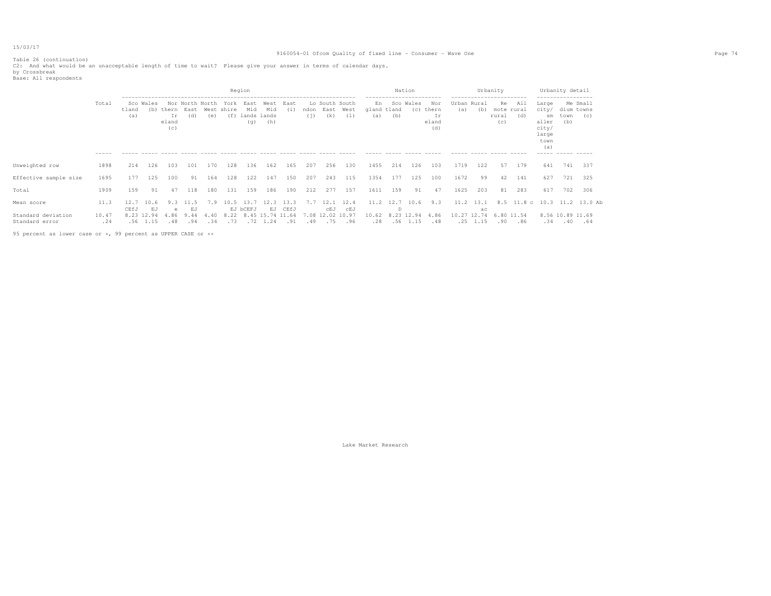Table 26 (continuation)
C2: And what would be an unacceptable length of time to wait? Please give your answer in terms of calendar days.
by Crossbreak
Base: All respondents

| | Total | Region | | | | | | | | | | | | Nation | | | | Urbanity | | | | Urbanity detail | | |
|---|---|---|---|---|---|---|---|---|---|---|---|---|---|---|---|---|---|---|---|---|---|---|---|---|
| | | Scotland (a) | Wales (b) | Northern Ireland (c) | North East (d) | North West (e) | Yorkshire (f) | East Midlands (g) | West Midlands (h) | East (i) | London (j) | South East (k) | South West (l) | England (a) | Scotland (b) | Wales (c) | Northern Ireland (d) | Urban (a) | Rural (b) | Remote rural (c) | All rural (d) | Large city/ smaller city/ large town (a) | Medium town (b) | Small towns (c) |
| Unweighted row | 1898 | 214 | 126 | 103 | 101 | 170 | 128 | 136 | 162 | 165 | 207 | 256 | 130 | 1455 | 214 | 126 | 103 | 1719 | 122 | 57 | 179 | 641 | 741 | 337 |
| Effective sample size | 1695 | 177 | 125 | 100 | 91 | 164 | 128 | 122 | 147 | 150 | 207 | 243 | 115 | 1354 | 177 | 125 | 100 | 1672 | 99 | 42 | 141 | 627 | 721 | 325 |
| Total | 1909 | 159 | 91 | 47 | 118 | 180 | 131 | 159 | 186 | 190 | 212 | 277 | 157 | 1611 | 159 | 91 | 47 | 1625 | 203 | 81 | 283 | 617 | 702 | 306 |
| Mean score | 11.3 | 12.7 CEfJ | 10.6 EJ | 9.3 e | 11.5 EJ | 7.9 | 10.5 EJ | 13.7 bCEFJ | 12.3 EJ | 13.3 CEfJ | 7.7 | 12.1 cEJ | 12.4 cEJ | 11.2 | 12.7 D | 10.6 | 9.3 | 11.2 | 13.1 ac | 8.5 | 11.8 c | 10.3 | 11.2 | 13.0 Ab |
| Standard deviation | 10.47 | 8.23 | 12.94 | 4.86 | 9.44 | 4.40 | 8.22 | 8.45 | 15.74 | 11.64 | 7.08 | 12.02 | 10.97 | 10.62 | 8.23 | 12.94 | 4.86 | 10.27 | 12.74 | 6.80 | 11.54 | 8.56 | 10.89 | 11.69 |
| Standard error | .24 | .56 | 1.15 | .48 | .94 | .34 | .73 | .72 | 1.24 | .91 | .49 | .75 | .96 | .28 | .56 | 1.15 | .48 | .25 | 1.15 | .90 | .86 | .34 | .40 | .64 |

95 percent as lower case or +, 99 percent as UPPER CASE or ++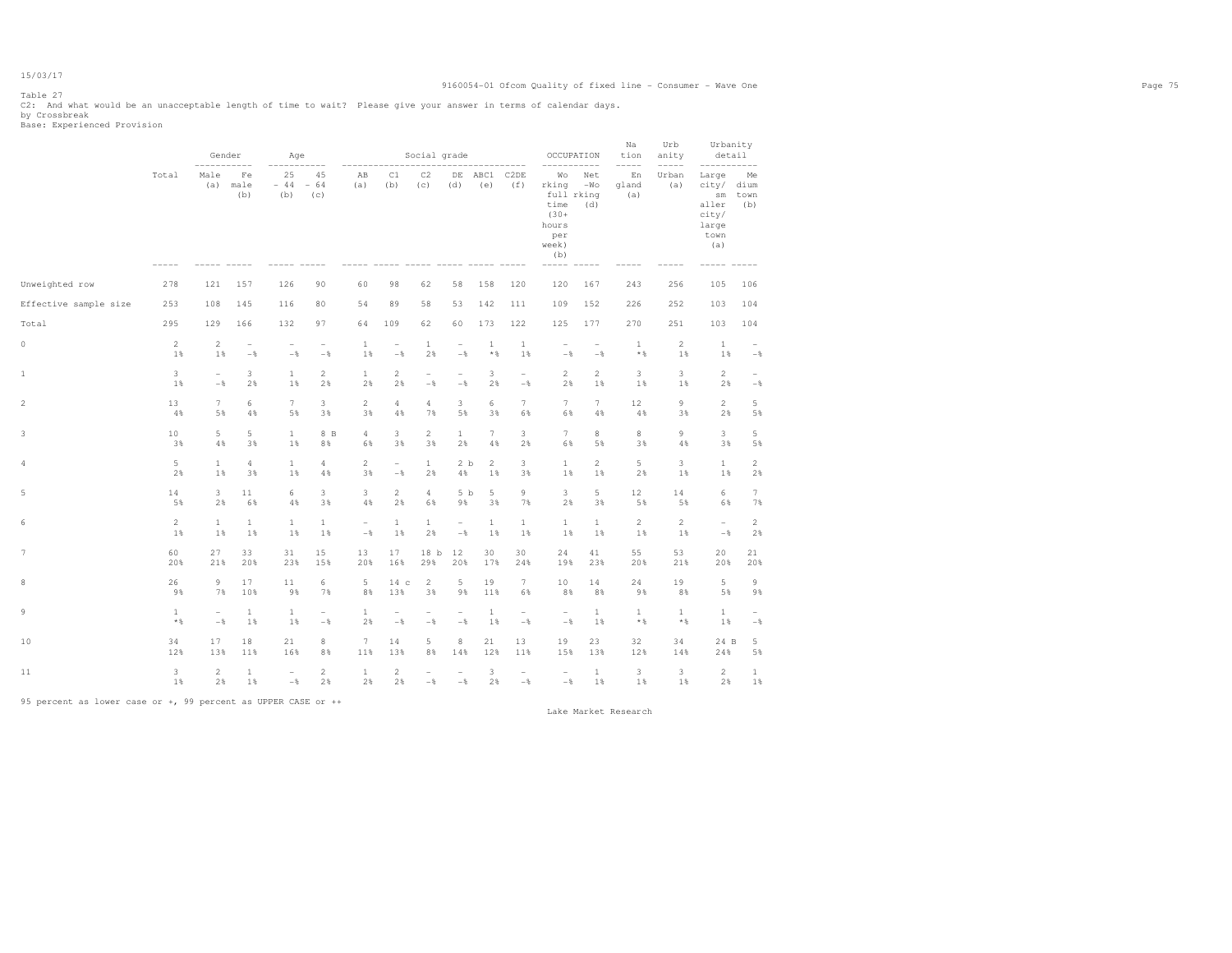Table 27
C2: And what would be an unacceptable length of time to wait? Please give your answer in terms of calendar days.
by Crossbreak
Base: Experienced Provision

| | Total | Gender | | Age | | Social grade | | | | | | OCCUPATION | | Nation | Urbanity | Urbanity detail | |
|---|---|---|---|---|---|---|---|---|---|---|---|---|---|---|---|---|---|
| | | Male (a) | Female (b) | 25 - 44 (b) | 45 - 64 (c) | AB (a) | C1 (b) | C2 (c) | DE (d) | ABC1 (e) | C2DE (f) | Working full time (30+ hours per week) (b) | Net-Working (d) | England (a) | Urban (a) | Large city/ smaller city/ large town (a) | Medium town (b) |
| Unweighted row | 278 | 121 | 157 | 126 | 90 | 60 | 98 | 62 | 58 | 158 | 120 | 120 | 167 | 243 | 256 | 105 | 106 |
| Effective sample size | 253 | 108 | 145 | 116 | 80 | 54 | 89 | 58 | 53 | 142 | 111 | 109 | 152 | 226 | 252 | 103 | 104 |
| Total | 295 | 129 | 166 | 132 | 97 | 64 | 109 | 62 | 60 | 173 | 122 | 125 | 177 | 270 | 251 | 103 | 104 |
| 0 | 2 | 2 | - | - | - | 1 | - | 1 | - | 1 | 1 | - | - | 1 | 2 | 1 | - |
| | 1% | 1% | -% | -% | -% | 1% | -% | 2% | -% | *% | 1% | -% | -% | *% | 1% | 1% | -% |
| 1 | 3 | - | 3 | 1 | 2 | 1 | 2 | - | - | 3 | - | 2 | 2 | 3 | 3 | 2 | - |
| | 1% | -% | 2% | 1% | 2% | 2% | 2% | -% | -% | 2% | -% | 2% | 1% | 1% | 1% | 2% | -% |
| 2 | 13 | 7 | 6 | 7 | 3 | 2 | 4 | 4 | 3 | 6 | 7 | 7 | 7 | 12 | 9 | 2 | 5 |
| | 4% | 5% | 4% | 5% | 3% | 3% | 4% | 7% | 5% | 3% | 6% | 6% | 4% | 4% | 3% | 2% | 5% |
| 3 | 10 | 5 | 5 | 1 | 8 B | 4 | 3 | 2 | 1 | 7 | 3 | 7 | 8 | 8 | 9 | 3 | 5 |
| | 3% | 4% | 3% | 1% | 8% | 6% | 3% | 3% | 2% | 4% | 2% | 6% | 5% | 3% | 4% | 3% | 5% |
| 4 | 5 | 1 | 4 | 1 | 4 | 2 | - | 1 | 2 b | 2 | 3 | 1 | 2 | 5 | 3 | 1 | 2 |
| | 2% | 1% | 3% | 1% | 4% | 3% | -% | 2% | 4% | 1% | 3% | 1% | 1% | 2% | 1% | 1% | 2% |
| 5 | 14 | 3 | 11 | 6 | 3 | 3 | 2 | 4 | 5 b | 5 | 9 | 3 | 5 | 12 | 14 | 6 | 7 |
| | 5% | 2% | 6% | 4% | 3% | 4% | 2% | 6% | 9% | 3% | 7% | 2% | 3% | 5% | 5% | 6% | 7% |
| 6 | 2 | 1 | 1 | 1 | 1 | - | 1 | 1 | - | 1 | 1 | 1 | 1 | 2 | 2 | - | 2 |
| | 1% | 1% | 1% | 1% | 1% | -% | 1% | 2% | -% | 1% | 1% | 1% | 1% | 1% | 1% | -% | 2% |
| 7 | 60 | 27 | 33 | 31 | 15 | 13 | 17 | 18 b | 12 | 30 | 30 | 24 | 41 | 55 | 53 | 20 | 21 |
| | 20% | 21% | 20% | 23% | 15% | 20% | 16% | 29% | 20% | 17% | 24% | 19% | 23% | 20% | 21% | 20% | 20% |
| 8 | 26 | 9 | 17 | 11 | 6 | 5 | 14 c | 2 | 5 | 19 | 7 | 10 | 14 | 24 | 19 | 5 | 9 |
| | 9% | 7% | 10% | 9% | 7% | 8% | 13% | 3% | 9% | 11% | 6% | 8% | 8% | 9% | 8% | 5% | 9% |
| 9 | 1 | - | 1 | 1 | - | 1 | - | - | - | 1 | - | - | 1 | 1 | 1 | 1 | - |
| | *% | -% | 1% | 1% | -% | 2% | -% | -% | -% | 1% | -% | -% | 1% | *% | *% | 1% | -% |
| 10 | 34 | 17 | 18 | 21 | 8 | 7 | 14 | 5 | 8 | 21 | 13 | 19 | 23 | 32 | 34 | 24 B | 5 |
| | 12% | 13% | 11% | 16% | 8% | 11% | 13% | 8% | 14% | 12% | 11% | 15% | 13% | 12% | 14% | 24% | 5% |
| 11 | 3 | 2 | 1 | - | 2 | 1 | 2 | - | - | 3 | - | - | 1 | 3 | 3 | 2 | 1 |
| | 1% | 2% | 1% | -% | 2% | 2% | 2% | -% | -% | 2% | -% | -% | 1% | 1% | 1% | 2% | 1% |

95 percent as lower case or +, 99 percent as UPPER CASE or ++

Lake Market Research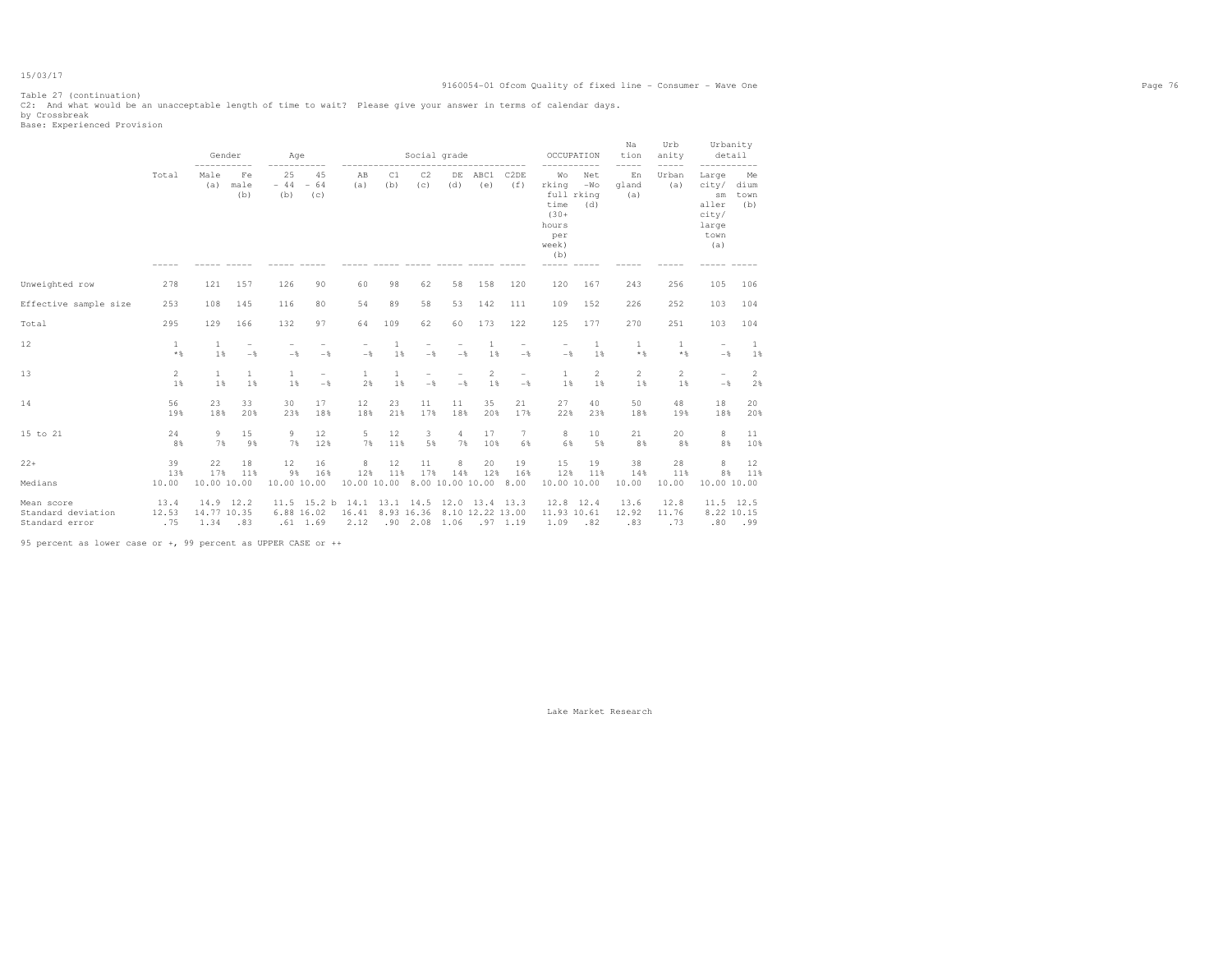Table 27 (continuation)
C2: And what would be an unacceptable length of time to wait? Please give your answer in terms of calendar days.
by Crossbreak
Base: Experienced Provision

| | Total | Gender | | Age | | Social grade | | | | | | OCCUPATION | | Nation | Urbanity | Urbanity detail | |
|---|---|---|---|---|---|---|---|---|---|---|---|---|---|---|---|---|---|
| | | Male (a) | Female (b) | 25 - 44 (b) | 45 - 64 (c) | AB (a) | C1 (b) | C2 (c) | DE (d) | ABC1 (e) | C2DE (f) | Working full time (30+ hours per week) (b) | Net-Working (d) | England (a) | Urban (a) | Large city/ smaller city/ large town (a) | Medium town (b) |
| Unweighted row | 278 | 121 | 157 | 126 | 90 | 60 | 98 | 62 | 58 | 158 | 120 | 120 | 167 | 243 | 256 | 105 | 106 |
| Effective sample size | 253 | 108 | 145 | 116 | 80 | 54 | 89 | 58 | 53 | 142 | 111 | 109 | 152 | 226 | 252 | 103 | 104 |
| Total | 295 | 129 | 166 | 132 | 97 | 64 | 109 | 62 | 60 | 173 | 122 | 125 | 177 | 270 | 251 | 103 | 104 |
| 12 | 1 | 1 | - | - | - | - | 1 | - | - | 1 | - | - | 1 | 1 | 1 | - | 1 |
| | *% | 1% | -% | -% | -% | -% | 1% | -% | -% | 1% | -% | -% | 1% | *% | *% | -% | 1% |
| 13 | 2 | 1 | 1 | 1 | - | 1 | 1 | - | - | 2 | - | 1 | 2 | 2 | 2 | - | 2 |
| | 1% | 1% | 1% | 1% | -% | 2% | 1% | -% | -% | 1% | -% | 1% | 1% | 1% | 1% | -% | 2% |
| 14 | 56 | 23 | 33 | 30 | 17 | 12 | 23 | 11 | 11 | 35 | 21 | 27 | 40 | 50 | 48 | 18 | 20 |
| | 19% | 18% | 20% | 23% | 18% | 18% | 21% | 17% | 18% | 20% | 17% | 22% | 23% | 18% | 19% | 18% | 20% |
| 15 to 21 | 24 | 9 | 15 | 9 | 12 | 5 | 12 | 3 | 4 | 17 | 7 | 8 | 10 | 21 | 20 | 8 | 11 |
| | 8% | 7% | 9% | 7% | 12% | 7% | 11% | 5% | 7% | 10% | 6% | 6% | 5% | 8% | 8% | 8% | 10% |
| 22+ | 39 | 22 | 18 | 12 | 16 | 8 | 12 | 11 | 8 | 20 | 19 | 15 | 19 | 38 | 28 | 8 | 12 |
| | 13% | 17% | 11% | 9% | 16% | 12% | 11% | 17% | 14% | 12% | 16% | 12% | 11% | 14% | 11% | 8% | 11% |
| Medians | 10.00 | 10.00 | 10.00 | 10.00 | 10.00 | 10.00 | 10.00 | 8.00 | 10.00 | 10.00 | 8.00 | 10.00 | 10.00 | 10.00 | 10.00 | 10.00 | 10.00 |
| Mean score | 13.4 | 14.9 | 12.2 | 11.5 | 15.2 b | 14.1 | 13.1 | 14.5 | 12.0 | 13.4 | 13.3 | 12.8 | 12.4 | 13.6 | 12.8 | 11.5 | 12.5 |
| Standard deviation | 12.53 | 14.77 | 10.35 | 6.88 | 16.02 | 16.41 | 8.93 | 16.36 | 8.10 | 12.22 | 13.00 | 11.93 | 10.61 | 12.92 | 11.76 | 8.22 | 10.15 |
| Standard error | .75 | 1.34 | .83 | .61 | 1.69 | 2.12 | .90 | 2.08 | 1.06 | .97 | 1.19 | 1.09 | .82 | .83 | .73 | .80 | .99 |

95 percent as lower case or +, 99 percent as UPPER CASE or ++

Lake Market Research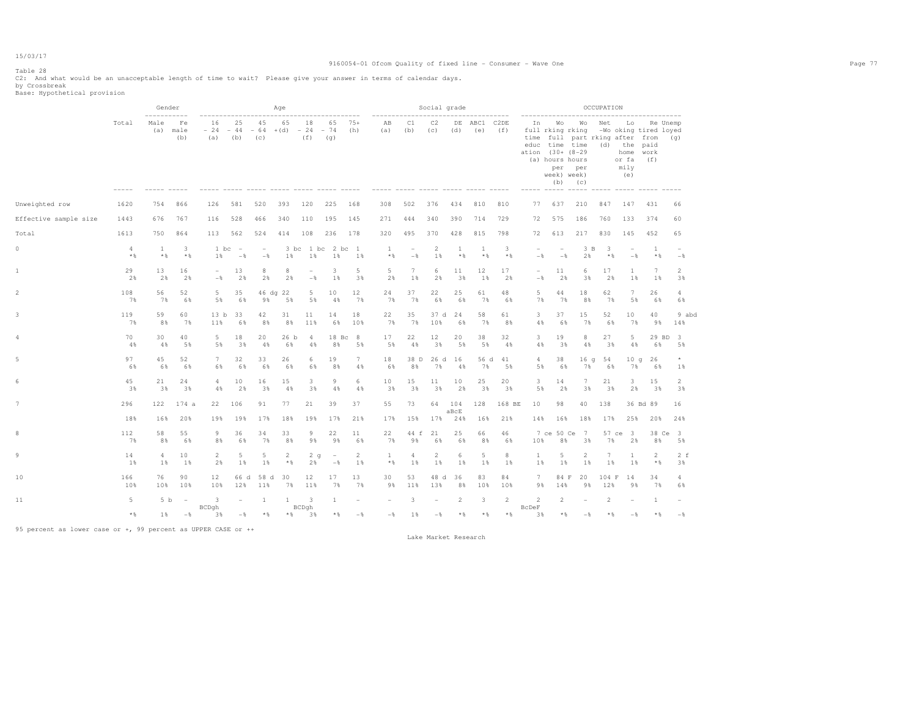Table 28
C2: And what would be an unacceptable length of time to wait? Please give your answer in terms of calendar days.
by Crossbreak
Base: Hypothetical provision

| | Total | Gender | | Age | | | | | | | Social grade | | | | | | OCCUPATION | | | | | | |
|---|---|---|---|---|---|---|---|---|---|---|---|---|---|---|---|---|---|---|---|---|---|---|---|
| | | Male (a) | Female (b) | 16 - 24 (a) | 25 - 44 (b) | 45 - 64 (c) | 65 +(d) | 18 - 24 (f) | 65 - 74 (g) | 75+ (h) | AB (a) | C1 (b) | C2 (c) | DE (d) | ABC1 (e) | C2DE (f) | In full time education (a) | Working full time (30+ hours per week) (b) | Working part time (8-29 hours per week) (c) | Net working (d) | Looking after home or family (e) | Retired from paid work (f) | Unemployed (g) |
| Unweighted row | 1620 | 754 | 866 | 126 | 581 | 520 | 393 | 120 | 225 | 168 | 308 | 502 | 376 | 434 | 810 | 810 | 77 | 637 | 210 | 847 | 147 | 431 | 66 |
| Effective sample size | 1443 | 676 | 767 | 116 | 528 | 466 | 340 | 110 | 195 | 145 | 271 | 444 | 340 | 390 | 714 | 729 | 72 | 575 | 186 | 760 | 133 | 374 | 60 |
| Total | 1613 | 750 | 864 | 113 | 562 | 524 | 414 | 108 | 236 | 178 | 320 | 495 | 370 | 428 | 815 | 798 | 72 | 613 | 217 | 830 | 145 | 452 | 65 |
| 0 | 4 | 1 | 3 | 1 bc | - | - | 3 bc | 1 bc | 2 bc | 1 | 1 | - | 2 | 1 | 1 | 3 | - | - | 3 B | 3 | - | 1 | - |
| | *% | *% | *% | 1% | -% | -% | 1% | 1% | 1% | 1% | *% | -% | 1% | *% | *% | *% | -% | -% | 2% | *% | -% | *% | -% |
| 1 | 29 | 13 | 16 | - | 13 | 8 | 8 | - | 3 | 5 | 5 | 7 | 6 | 11 | 12 | 17 | - | 11 | 6 | 17 | 1 | 7 | 2 |
| | 2% | 2% | 2% | -% | 2% | 2% | 2% | -% | 1% | 3% | 2% | 1% | 2% | 3% | 1% | 2% | -% | 2% | 3% | 2% | 1% | 1% | 3% |
| 2 | 108 | 56 | 52 | 5 | 35 | 46 dg | 22 | 5 | 10 | 12 | 24 | 37 | 22 | 25 | 61 | 48 | 5 | 44 | 18 | 62 | 7 | 26 | 4 |
| | 7% | 7% | 6% | 5% | 6% | 9% | 5% | 5% | 4% | 7% | 7% | 7% | 6% | 6% | 7% | 6% | 7% | 7% | 8% | 7% | 5% | 6% | 6% |
| 3 | 119 | 59 | 60 | 13 b | 33 | 42 | 31 | 11 | 14 | 18 | 22 | 35 | 37 d | 24 | 58 | 61 | 3 | 37 | 15 | 52 | 10 | 40 | 9 abd |
| | 7% | 8% | 7% | 11% | 6% | 8% | 8% | 11% | 6% | 10% | 7% | 7% | 10% | 6% | 7% | 8% | 4% | 6% | 7% | 6% | 7% | 9% | 14% |
| 4 | 70 | 30 | 40 | 5 | 18 | 20 | 26 b | 4 | 18 Bc | 8 | 17 | 22 | 12 | 20 | 38 | 32 | 3 | 19 | 8 | 27 | 5 | 29 BD | 3 |
| | 4% | 4% | 5% | 5% | 3% | 4% | 6% | 4% | 8% | 5% | 5% | 4% | 3% | 5% | 5% | 4% | 4% | 3% | 4% | 3% | 4% | 6% | 5% |
| 5 | 97 | 45 | 52 | 7 | 32 | 33 | 26 | 6 | 19 | 7 | 18 | 38 D | 26 d | 16 | 56 d | 41 | 4 | 38 | 16 g | 54 | 10 g | 26 | * |
| | 6% | 6% | 6% | 6% | 6% | 6% | 6% | 6% | 8% | 4% | 6% | 8% | 7% | 4% | 7% | 5% | 5% | 6% | 7% | 6% | 7% | 6% | 1% |
| 6 | 45 | 21 | 24 | 4 | 10 | 16 | 15 | 3 | 9 | 6 | 10 | 15 | 11 | 10 | 25 | 20 | 3 | 14 | 7 | 21 | 3 | 15 | 2 |
| | 3% | 3% | 3% | 4% | 2% | 3% | 4% | 3% | 4% | 4% | 3% | 3% | 3% | 2% | 3% | 3% | 5% | 2% | 3% | 3% | 2% | 3% | 3% |
| 7 | 296 | 122 | 174 a | 22 | 106 | 91 | 77 | 21 | 39 | 37 | 55 | 73 | 64 | 104 aBcE | 128 | 168 BE | 10 | 98 | 40 | 138 | 36 Bd | 89 | 16 |
| | 18% | 16% | 20% | 19% | 19% | 17% | 18% | 19% | 17% | 21% | 17% | 15% | 17% | 24% | 16% | 21% | 14% | 16% | 18% | 17% | 25% | 20% | 24% |
| 8 | 112 | 58 | 55 | 9 | 36 | 34 | 33 | 9 | 22 | 11 | 22 | 44 f | 21 | 25 | 66 | 46 | 7 ce | 50 Ce | 7 | 57 ce | 3 | 38 Ce | 3 |
| | 7% | 8% | 6% | 8% | 6% | 7% | 8% | 9% | 9% | 6% | 7% | 9% | 6% | 6% | 8% | 6% | 10% | 8% | 3% | 7% | 2% | 8% | 5% |
| 9 | 14 | 4 | 10 | 2 | 5 | 5 | 2 | 2 g | - | 2 | 1 | 4 | 2 | 6 | 5 | 8 | 1 | 5 | 2 | 7 | 1 | 2 | 2 f |
| | 1% | 1% | 1% | 2% | 1% | 1% | *% | 2% | -% | 1% | *% | 1% | 1% | 1% | 1% | 1% | 1% | 1% | 1% | 1% | 1% | *% | 3% |
| 10 | 166 | 76 | 90 | 12 | 66 d | 58 d | 30 | 12 | 17 | 13 | 30 | 53 | 48 d | 36 | 83 | 84 | 7 | 84 F | 20 | 104 F | 14 | 34 | 4 |
| | 10% | 10% | 10% | 10% | 12% | 11% | 7% | 11% | 7% | 7% | 9% | 11% | 13% | 8% | 10% | 10% | 9% | 14% | 9% | 12% | 9% | 7% | 6% |
| 11 | 5 | 5 b | - | 3 BCDgh | - | 1 | 1 | 3 BCDgh | 1 | - | - | 3 | - | 2 | 3 | 2 | 2 BcDeF | 2 | - | 2 | - | 1 | - |
| | *% | 1% | -% | 3% | -% | *% | *% | 3% | *% | -% | -% | 1% | -% | *% | *% | *% | 3% | *% | -% | *% | -% | *% | -% |

95 percent as lower case or +, 99 percent as UPPER CASE or ++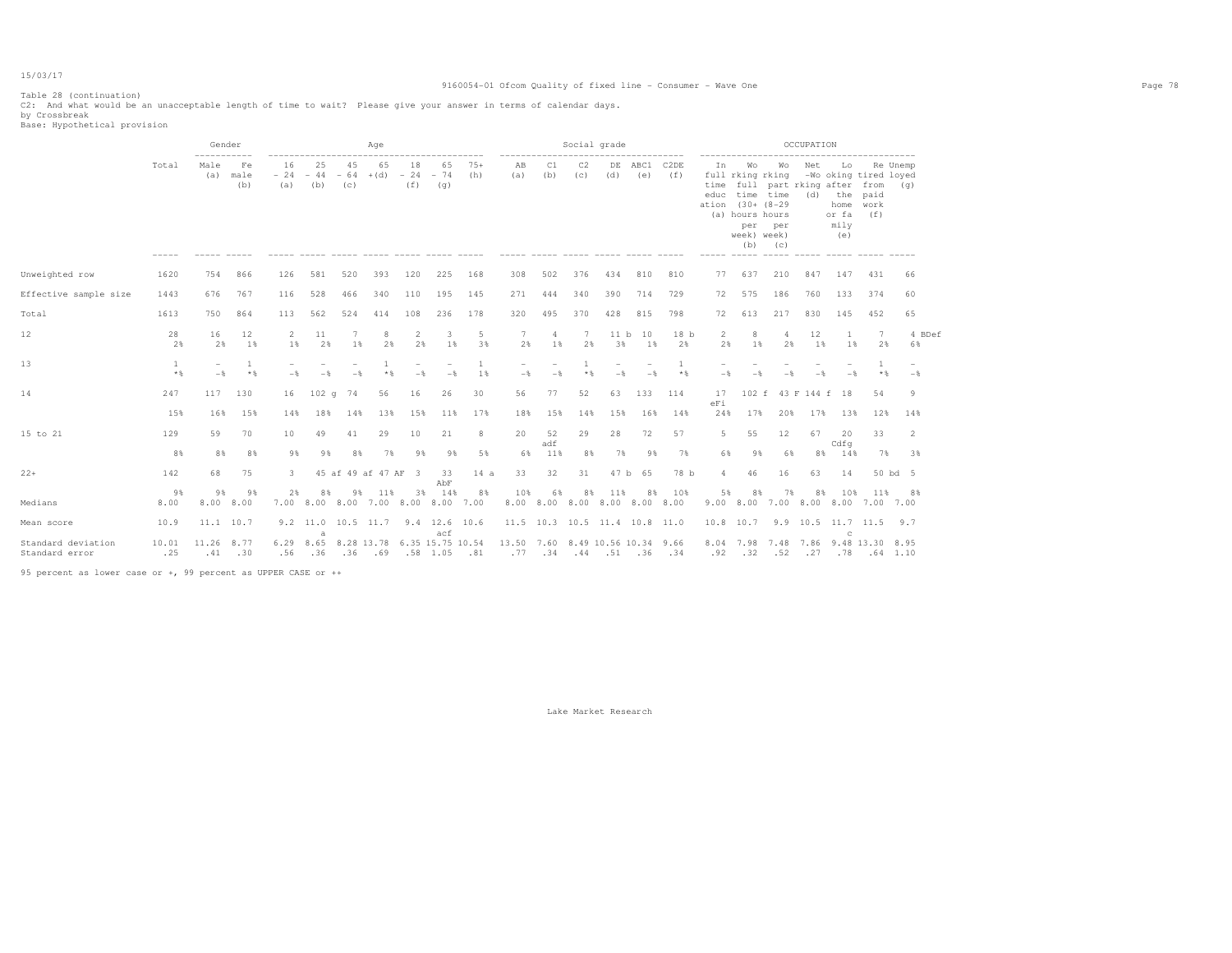Table 28 (continuation)

C2: And what would be an unacceptable length of time to wait? Please give your answer in terms of calendar days.

by Crossbreak

Base: Hypothetical provision

| | Total | Gender | | Age | | | | | | | Social grade | | | | | | OCCUPATION | | | | | | |
|---|---|---|---|---|---|---|---|---|---|---|---|---|---|---|---|---|---|---|---|---|---|---|---|
| | | Male (a) | Female (b) | 16 - 24 (a) | 25 - 44 (b) | 45 - 64 (c) | 65 +(d) | 18 - 24 (f) | 65 - 74 (g) | 75+ (h) | AB (a) | C1 (b) | C2 (c) | DE (d) | ABC1 (e) | C2DE (f) | In full time education (a) | Working full time (30+ hours per week) (b) | Working part time (8-29 hours per week) (c) | Net -Working (d) | Looking after the home or family (e) | Retired from paid work (f) | Unemployed (g) |
| Unweighted row | 1620 | 754 | 866 | 126 | 581 | 520 | 393 | 120 | 225 | 168 | 308 | 502 | 376 | 434 | 810 | 810 | 77 | 637 | 210 | 847 | 147 | 431 | 66 |
| Effective sample size | 1443 | 676 | 767 | 116 | 528 | 466 | 340 | 110 | 195 | 145 | 271 | 444 | 340 | 390 | 714 | 729 | 72 | 575 | 186 | 760 | 133 | 374 | 60 |
| Total | 1613 | 750 | 864 | 113 | 562 | 524 | 414 | 108 | 236 | 178 | 320 | 495 | 370 | 428 | 815 | 798 | 72 | 613 | 217 | 830 | 145 | 452 | 65 |
| 12 | 28 | 16 | 12 | 2 | 11 | 7 | 8 | 2 | 3 | 5 | 7 | 4 | 7 | 11 b | 10 | 18 b | 2 | 8 | 4 | 12 | 1 | 7 | 4 BDef |
| | 2% | 2% | 1% | 1% | 2% | 1% | 2% | 2% | 1% | 3% | 2% | 1% | 2% | 3% | 1% | 2% | 2% | 1% | 2% | 1% | 1% | 2% | 6% |
| 13 | 1 | - | 1 | - | - | - | 1 | - | - | 1 | - | - | 1 | - | - | 1 | - | - | - | - | - | 1 | - |
| | *% | -% | *% | -% | -% | -% | *% | -% | -% | 1% | -% | -% | *% | -% | -% | *% | -% | -% | -% | -% | -% | *% | -% |
| 14 | 247 | 117 | 130 | 16 | 102 g | 74 | 56 | 16 | 26 | 30 | 56 | 77 | 52 | 63 | 133 | 114 | 17 eFi | 102 f | 43 F | 144 f | 18 | 54 | 9 |
| | 15% | 16% | 15% | 14% | 18% | 14% | 13% | 15% | 11% | 17% | 18% | 15% | 14% | 15% | 16% | 14% | 24% | 17% | 20% | 17% | 13% | 12% | 14% |
| 15 to 21 | 129 | 59 | 70 | 10 | 49 | 41 | 29 | 10 | 21 | 8 | 20 | 52 adf | 29 | 28 | 72 | 57 | 5 | 55 | 12 | 67 | 20 Cdfg | 33 | 2 |
| | 8% | 8% | 8% | 9% | 9% | 8% | 7% | 9% | 9% | 5% | 6% | 11% | 8% | 7% | 9% | 7% | 6% | 9% | 6% | 8% | 14% | 7% | 3% |
| 22+ | 142 | 68 | 75 | 3 | 45 af | 49 af | 47 AF | 3 | 33 AbF | 14 a | 33 | 32 | 31 | 47 b | 65 | 78 b | 4 | 46 | 16 | 63 | 14 | 50 bd | 5 |
| | 9% | 9% | 9% | 2% | 8% | 9% | 11% | 3% | 14% | 8% | 10% | 6% | 8% | 11% | 8% | 10% | 5% | 8% | 7% | 8% | 10% | 11% | 8% |
| Medians | 8.00 | 8.00 | 8.00 | 7.00 | 8.00 | 8.00 | 7.00 | 8.00 | 8.00 | 7.00 | 8.00 | 8.00 | 8.00 | 8.00 | 8.00 | 8.00 | 9.00 | 8.00 | 7.00 | 8.00 | 8.00 | 7.00 | 7.00 |
| Mean score | 10.9 | 11.1 | 10.7 | 9.2 | 11.0 a | 10.5 | 11.7 | 9.4 | 12.6 acf | 10.6 | 11.5 | 10.3 | 10.5 | 11.4 | 10.8 | 11.0 | 10.8 | 10.7 | 9.9 | 10.5 | 11.7 c | 11.5 | 9.7 |
| Standard deviation | 10.01 | 11.26 | 8.77 | 6.29 | 8.65 | 8.28 | 13.78 | 6.35 | 15.75 | 10.54 | 13.50 | 7.60 | 8.49 | 10.56 | 10.34 | 9.66 | 8.04 | 7.98 | 7.48 | 7.86 | 9.48 | 13.30 | 8.95 |
| Standard error | .25 | .41 | .30 | .56 | .36 | .36 | .69 | .58 | 1.05 | .81 | .77 | .34 | .44 | .51 | .36 | .34 | .92 | .32 | .52 | .27 | .78 | .64 | 1.10 |

95 percent as lower case or +, 99 percent as UPPER CASE or ++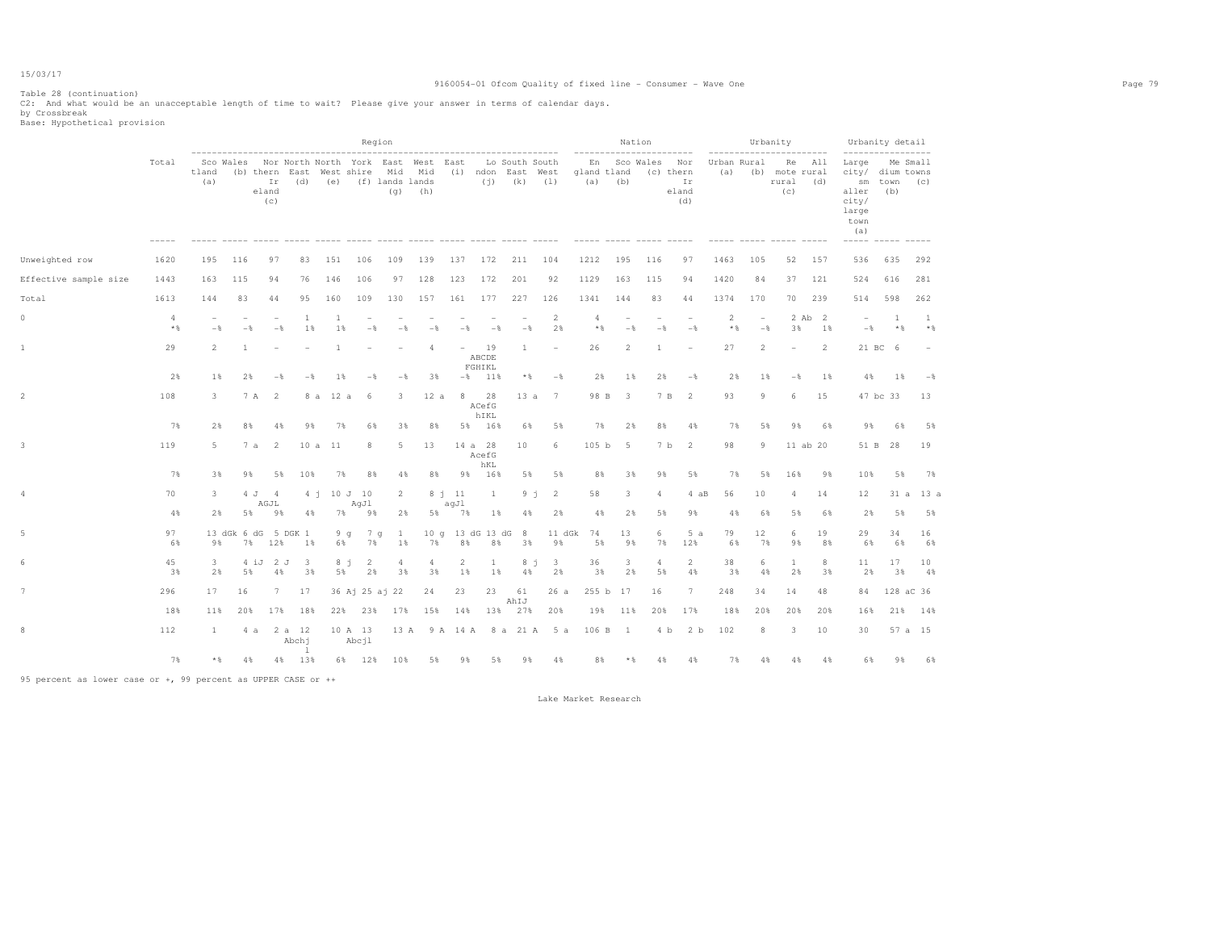Table 28 (continuation)
C2: And what would be an unacceptable length of time to wait? Please give your answer in terms of calendar days.
by Crossbreak
Base: Hypothetical provision

| | Total | Region | | | | | | | | | | | | Nation | | | | Urbanity | | | | Urbanity detail | | |
|---|---|---|---|---|---|---|---|---|---|---|---|---|---|---|---|---|---|---|---|---|---|---|---|---|
| | | Scotland (a) | Wales (b) | Northern Ireland (c) | North East (d) | North West (e) | Yorkshire (f) | East Midlands (g) | West Midlands (h) | East (i) | London (j) | South East (k) | South West (l) | England (a) | Scotland (b) | Wales (c) | Northern Ireland (d) | Urban (a) | Rural (b) | Remote rural (c) | All rural (d) | Large city/smaller city/large town (a) | Medium town (b) | Small towns (c) |
| Unweighted row | 1620 | 195 | 116 | 97 | 83 | 151 | 106 | 109 | 139 | 137 | 172 | 211 | 104 | 1212 | 195 | 116 | 97 | 1463 | 105 | 52 | 157 | 536 | 635 | 292 |
| Effective sample size | 1443 | 163 | 115 | 94 | 76 | 146 | 106 | 97 | 128 | 123 | 172 | 201 | 92 | 1129 | 163 | 115 | 94 | 1420 | 84 | 37 | 121 | 524 | 616 | 281 |
| Total | 1613 | 144 | 83 | 44 | 95 | 160 | 109 | 130 | 157 | 161 | 177 | 227 | 126 | 1341 | 144 | 83 | 44 | 1374 | 170 | 70 | 239 | 514 | 598 | 262 |
| 0 | 4 | - | - | - | 1 | 1 | - | - | - | - | - | - | 2 | 4 | - | - | - | 2 | - | 2 Ab | 2 | - | 1 | 1 |
| | *% | -% | -% | -% | 1% | 1% | -% | -% | -% | -% | -% | -% | 2% | *% | -% | -% | -% | *% | -% | 3% | 1% | -% | *% | *% |
| 1 | 29 | 2 | 1 | - | - | 1 | - | - | 4 | - | 19 ABCDE FGHIKL | 1 | - | 26 | 2 | 1 | - | 27 | 2 | - | 2 | 21 BC | 6 | - |
| | 2% | 1% | 2% | -% | -% | 1% | -% | -% | 3% | -% | 11% | *% | -% | 2% | 1% | 2% | -% | 2% | 1% | -% | 1% | 4% | 1% | -% |
| 2 | 108 | 3 | 7 A | 2 | 8 a | 12 a | 6 | 3 | 12 a | 8 | 28 ACefG hIKL | 13 a | 7 | 98 B | 3 | 7 B | 2 | 93 | 9 | 6 | 15 | 47 bc | 33 | 13 |
| | 7% | 2% | 8% | 4% | 9% | 7% | 6% | 3% | 8% | 5% | 16% | 6% | 5% | 7% | 2% | 8% | 4% | 7% | 5% | 9% | 6% | 9% | 6% | 5% |
| 3 | 119 | 5 | 7 a | 2 | 10 a | 11 | 8 | 5 | 13 | 14 a | 28 AcefG hKL | 10 | 6 | 105 b | 5 | 7 b | 2 | 98 | 9 | 11 ab | 20 | 51 B | 28 | 19 |
| | 7% | 3% | 9% | 5% | 10% | 7% | 8% | 4% | 8% | 9% | 16% | 5% | 5% | 8% | 3% | 9% | 5% | 7% | 5% | 16% | 9% | 10% | 5% | 7% |
| 4 | 70 | 3 | 4 J | 4 AGJL | 4 j | 10 J | 10 AgJl | 2 | 8 j | 11 agJl | 1 | 9 j | 2 | 58 | 3 | 4 | 4 aB | 56 | 10 | 4 | 14 | 12 | 31 a | 13 a |
| | 4% | 2% | 5% | 9% | 4% | 7% | 9% | 2% | 5% | 7% | 1% | 4% | 2% | 4% | 2% | 5% | 9% | 4% | 6% | 5% | 6% | 2% | 5% | 5% |
| 5 | 97 | 13 dGk | 6 dG | 5 DGK | 1 | 9 g | 7 g | 1 | 10 g | 13 dG | 13 dG | 8 | 11 dGk | 74 | 13 | 6 | 5 a | 79 | 12 | 6 | 19 | 29 | 34 | 16 |
| | 6% | 9% | 7% | 12% | 1% | 6% | 7% | 1% | 7% | 8% | 8% | 3% | 9% | 5% | 9% | 7% | 12% | 6% | 7% | 9% | 8% | 6% | 6% | 6% |
| 6 | 45 | 3 | 4 iJ | 2 J | 3 | 8 j | 2 | 4 | 4 | 2 | 1 | 8 j | 3 | 36 | 3 | 4 | 2 | 38 | 6 | 1 | 8 | 11 | 17 | 10 |
| | 3% | 2% | 5% | 4% | 3% | 5% | 2% | 3% | 3% | 1% | 1% | 4% | 2% | 3% | 2% | 5% | 4% | 3% | 4% | 2% | 3% | 2% | 3% | 4% |
| 7 | 296 | 17 | 16 | 7 | 17 | 36 Aj | 25 aj | 22 | 24 | 23 | 23 | 61 AhIJ | 26 a | 255 b | 17 | 16 | 7 | 248 | 34 | 14 | 48 | 84 | 128 aC | 36 |
| | 18% | 11% | 20% | 17% | 18% | 22% | 23% | 17% | 15% | 14% | 13% | 27% | 20% | 19% | 11% | 20% | 17% | 18% | 20% | 20% | 20% | 16% | 21% | 14% |
| 8 | 112 | 1 | 4 a | 2 a | 12 Abchj l | 10 A | 13 Abcjl | 13 A | 9 A | 14 A | 8 a | 21 A | 5 a | 106 B | 1 | 4 b | 2 b | 102 | 8 | 3 | 10 | 30 | 57 a | 15 |
| | 7% | *% | 4% | 4% | 13% | 6% | 12% | 10% | 5% | 9% | 5% | 9% | 4% | 8% | *% | 4% | 4% | 7% | 4% | 4% | 4% | 6% | 9% | 6% |

95 percent as lower case or +, 99 percent as UPPER CASE or ++

Lake Market Research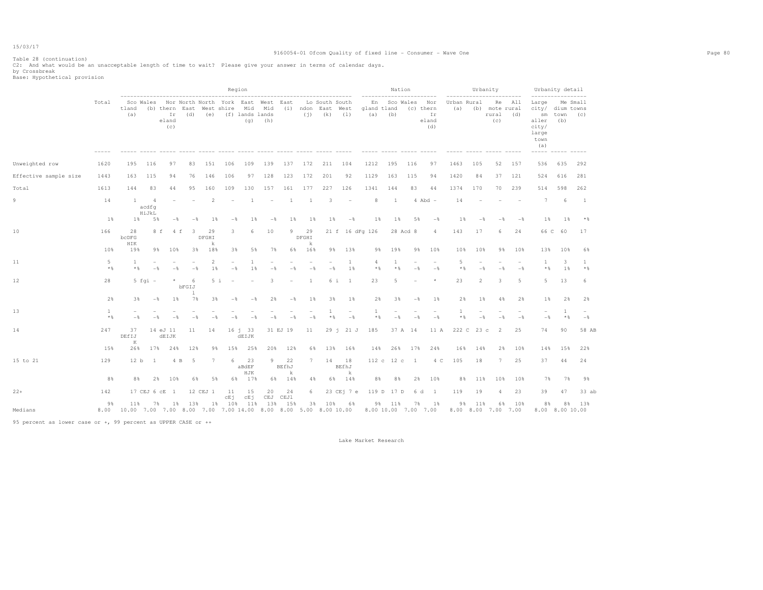Table 28 (continuation)
C2: And what would be an unacceptable length of time to wait? Please give your answer in terms of calendar days.
by Crossbreak
Base: Hypothetical provision

| | Total | Region | | | | | | | | | | | | Nation | | | | Urbanity | | | | Urbanity detail | | |
|---|---|---|---|---|---|---|---|---|---|---|---|---|---|---|---|---|---|---|---|---|---|---|---|---|
| | | Scotland (a) | Wales (b) | Northern Ireland (c) | North East (d) | North West (e) | Yorkshire (f) | East Midlands (g) | West Midlands (h) | East (i) | London (j) | South East (k) | South West (l) | England (a) | Scotland (b) | Wales (c) | Northern Ireland (d) | Urban (a) | Rural (b) | Remote rural (c) | All rural (d) | Large city/ smaller city/ large town (a) | Medium town (b) | Small town (c) |
| Unweighted row | 1620 | 195 | 116 | 97 | 83 | 151 | 106 | 109 | 139 | 137 | 172 | 211 | 104 | 1212 | 195 | 116 | 97 | 1463 | 105 | 52 | 157 | 536 | 635 | 292 |
| Effective sample size | 1443 | 163 | 115 | 94 | 76 | 146 | 106 | 97 | 128 | 123 | 172 | 201 | 92 | 1129 | 163 | 115 | 94 | 1420 | 84 | 37 | 121 | 524 | 616 | 281 |
| Total | 1613 | 144 | 83 | 44 | 95 | 160 | 109 | 130 | 157 | 161 | 177 | 227 | 126 | 1341 | 144 | 83 | 44 | 1374 | 170 | 70 | 239 | 514 | 598 | 262 |
| 9 | 14 | 1 | 4 acdfg HiJkL | - | - | 2 | - | 1 | - | 1 | 1 | 3 | - | 8 | 1 | 4 Abd | - | 14 | - | - | - | 7 | 6 | 1 |
| | 1% | 1% | 5% | -% | -% | 1% | -% | 1% | -% | 1% | 1% | 1% | -% | 1% | 1% | 5% | -% | 1% | -% | -% | -% | 1% | 1% | *% |
| 10 | 166 | 28 bcDFG HIK | 8 f | 4 f | 3 | 29 DFGHI k | 3 | 6 | 10 | 9 | 29 DFGHI k | 21 f | 16 dFg | 126 | 28 Acd | 8 | 4 | 143 | 17 | 6 | 24 | 66 C | 60 | 17 |
| | 10% | 19% | 9% | 10% | 3% | 18% | 3% | 5% | 7% | 6% | 16% | 9% | 13% | 9% | 19% | 9% | 10% | 10% | 10% | 9% | 10% | 13% | 10% | 6% |
| 11 | 5 | 1 | - | - | - | 2 | - | 1 | - | - | - | - | 1 | 4 | 1 | - | - | 5 | - | - | - | 1 | 3 | 1 |
| | *% | *% | -% | -% | -% | 1% | -% | 1% | -% | -% | -% | -% | 1% | *% | *% | -% | -% | *% | -% | -% | -% | *% | 1% | *% |
| 12 | 28 | 5 fgi | - | * | 6 bFGIJ l | 5 i | - | - | 3 | - | 1 | 6 i | 1 | 23 | 5 | - | * | 23 | 2 | 3 | 5 | 5 | 13 | 6 |
| | 2% | 3% | -% | 1% | 7% | 3% | -% | -% | 2% | -% | 1% | 3% | 1% | 2% | 3% | -% | 1% | 2% | 1% | 4% | 2% | 1% | 2% | 2% |
| 13 | 1 | - | - | - | - | - | - | - | - | - | - | 1 | - | 1 | - | - | - | 1 | - | - | - | - | 1 | - |
| | *% | -% | -% | -% | -% | -% | -% | -% | -% | -% | -% | *% | -% | *% | -% | -% | -% | *% | -% | -% | -% | -% | *% | -% |
| 14 | 247 | 37 DEfIJ K | 14 eJ | 11 dEIJK | 11 | 14 | 16 j | 33 dEIJK | 31 EJ | 19 | 11 | 29 j | 21 J | 185 | 37 A | 14 | 11 A | 222 C | 23 c | 2 | 25 | 74 | 90 | 58 AB |
| | 15% | 26% | 17% | 24% | 12% | 9% | 15% | 25% | 20% | 12% | 6% | 13% | 16% | 14% | 26% | 17% | 24% | 16% | 14% | 2% | 10% | 14% | 15% | 22% |
| 15 to 21 | 129 | 12 b | 1 | 4 B | 5 | 7 | 6 | 23 aBdEF HJK | 9 | 22 BEfhJ k | 7 | 14 | 18 BEfhJ k | 112 c | 12 c | 1 | 4 C | 105 | 18 | 7 | 25 | 37 | 44 | 24 |
| | 8% | 8% | 2% | 10% | 6% | 5% | 6% | 17% | 6% | 14% | 4% | 6% | 14% | 8% | 8% | 2% | 10% | 8% | 11% | 10% | 10% | 7% | 7% | 9% |
| 22+ | 142 | 17 CEJ | 6 cE | 1 | 12 CEJ | 1 | 11 cEj | 15 cEj | 20 CEJ | 24 CEJl | 6 | 23 CEj | 7 e | 119 D | 17 D | 6 d | 1 | 119 | 19 | 4 | 23 | 39 | 47 | 33 ab |
| | 9% | 11% | 7% | 1% | 13% | 1% | 10% | 11% | 13% | 15% | 3% | 10% | 6% | 9% | 11% | 7% | 1% | 9% | 11% | 6% | 10% | 8% | 8% | 13% |
| Medians | 8.00 | 10.00 | 7.00 | 7.00 | 8.00 | 7.00 | 7.00 | 14.00 | 8.00 | 8.00 | 5.00 | 8.00 | 10.00 | 8.00 | 10.00 | 7.00 | 7.00 | 8.00 | 8.00 | 7.00 | 7.00 | 8.00 | 8.00 | 10.00 |

95 percent as lower case or +, 99 percent as UPPER CASE or ++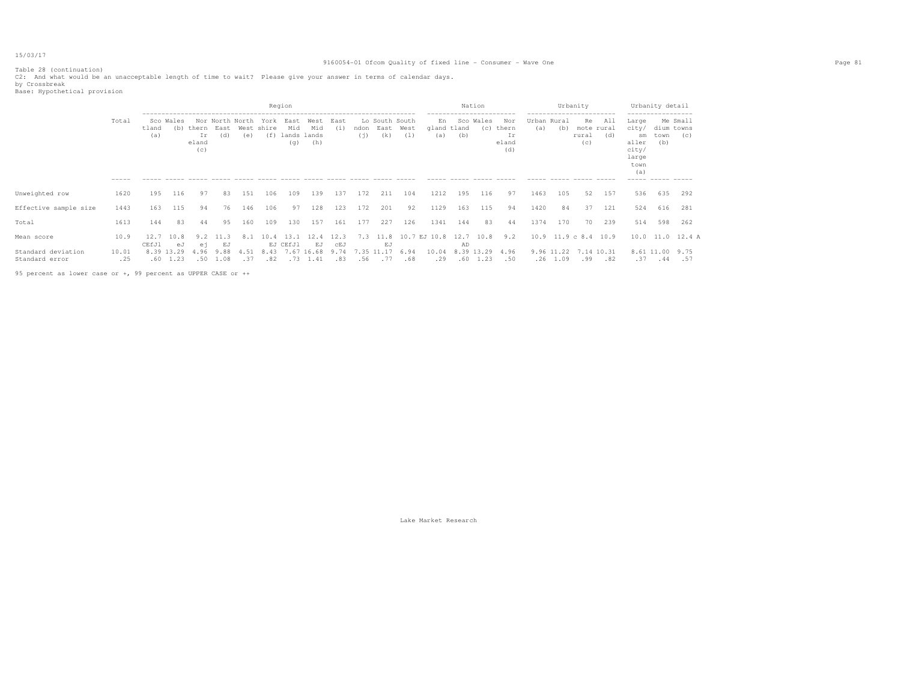Table 28 (continuation)

C2: And what would be an unacceptable length of time to wait? Please give your answer in terms of calendar days.

by Crossbreak

Base: Hypothetical provision

| | Total | Region | | | | | | | | | | | | Nation | | | | Urbanity | | | | Urbanity detail | | |
|---|---|---|---|---|---|---|---|---|---|---|---|---|---|---|---|---|---|---|---|---|---|---|---|---|
| | | Scotland (a) | Wales (b) | Northern Ireland (c) | North East (d) | North West (e) | Yorkshire (f) | East Midlands (g) | West Midlands (h) | East (i) | London (j) | South East (k) | South West (l) | England (a) | Scotland (b) | Wales (c) | Northern Ireland (d) | Urban (a) | Rural (b) | Remote rural (c) | All rural (d) | Large city/ smaller city/ large town (a) | Medium town (b) | Small towns (c) |
| Unweighted row | 1620 | 195 | 116 | 97 | 83 | 151 | 106 | 109 | 139 | 137 | 172 | 211 | 104 | 1212 | 195 | 116 | 97 | 1463 | 105 | 52 | 157 | 536 | 635 | 292 |
| Effective sample size | 1443 | 163 | 115 | 94 | 76 | 146 | 106 | 97 | 128 | 123 | 172 | 201 | 92 | 1129 | 163 | 115 | 94 | 1420 | 84 | 37 | 121 | 524 | 616 | 281 |
| Total | 1613 | 144 | 83 | 44 | 95 | 160 | 109 | 130 | 157 | 161 | 177 | 227 | 126 | 1341 | 144 | 83 | 44 | 1374 | 170 | 70 | 239 | 514 | 598 | 262 |
| Mean score | 10.9 | 12.7 CEfJl | 10.8 eJ | 9.2 ej | 11.3 EJ | 8.1 | 10.4 EJ | 13.1 CEfJl | 12.4 EJ | 12.3 cEJ | 7.3 | 11.8 EJ | 10.7 EJ | 10.8 | 12.7 AD | 10.8 | 9.2 | 10.9 | 11.9 c | 8.4 | 10.9 | 10.0 | 11.0 | 12.4 A |
| Standard deviation | 10.01 | 8.39 | 13.29 | 4.96 | 9.88 | 4.51 | 8.43 | 7.67 | 16.68 | 9.74 | 7.35 | 11.17 | 6.94 | 10.04 | 8.39 | 13.29 | 4.96 | 9.96 | 11.22 | 7.14 | 10.31 | 8.61 | 11.00 | 9.75 |
| Standard error | .25 | .60 | 1.23 | .50 | 1.08 | .37 | .82 | .73 | 1.41 | .83 | .56 | .77 | .68 | .29 | .60 | 1.23 | .50 | .26 | 1.09 | .99 | .82 | .37 | .44 | .57 |

95 percent as lower case or +, 99 percent as UPPER CASE or ++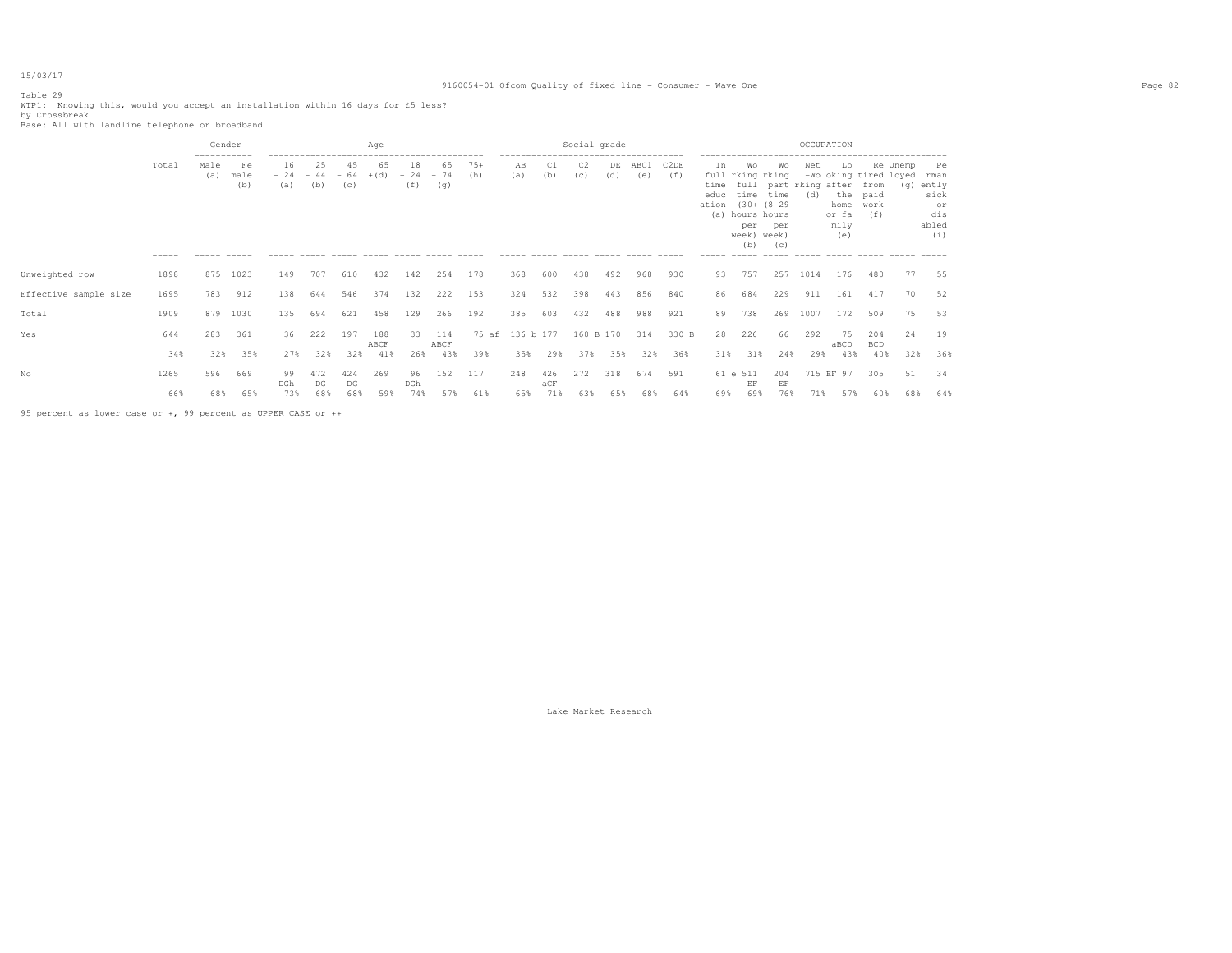Table 29
WTP1: Knowing this, would you accept an installation within 16 days for £5 less?
by Crossbreak
Base: All with landline telephone or broadband

| | Total | Gender: Male (a) | Gender: Female (b) | Age: 16-24 (a) | Age: 25-44 (b) | Age: 45-64 (c) | Age: 65+ (d) | Age: 18-24 (f) | Age: 65-74 (g) | Age: 75+ (h) | Social grade: AB (a) | Social grade: C1 (b) | Social grade: C2 (c) | Social grade: DE (d) | Social grade: ABC1 (e) | Social grade: C2DE (f) | OCCUPATION: In full time education (a) | OCCUPATION: Working full time (30+ hours per week) (b) | OCCUPATION: Working part time (8-29 hours per week) (c) | OCCUPATION: Net -Working (d) | OCCUPATION: Looking after the home or family (e) | OCCUPATION: Retired from paid work (f) | OCCUPATION: Unemployed (g) | OCCUPATION: Permanently sick or disabled (i) |
|---|---|---|---|---|---|---|---|---|---|---|---|---|---|---|---|---|---|---|---|---|---|---|---|---|
| Unweighted row | 1898 | 875 | 1023 | 149 | 707 | 610 | 432 | 142 | 254 | 178 | 368 | 600 | 438 | 492 | 968 | 930 | 93 | 757 | 257 | 1014 | 176 | 480 | 77 | 55 |
| Effective sample size | 1695 | 783 | 912 | 138 | 644 | 546 | 374 | 132 | 222 | 153 | 324 | 532 | 398 | 443 | 856 | 840 | 86 | 684 | 229 | 911 | 161 | 417 | 70 | 52 |
| Total | 1909 | 879 | 1030 | 135 | 694 | 621 | 458 | 129 | 266 | 192 | 385 | 603 | 432 | 488 | 988 | 921 | 89 | 738 | 269 | 1007 | 172 | 509 | 75 | 53 |
| Yes | 644 | 283 | 361 | 36 | 222 | 197 | 188 ABCF | 33 | 114 ABCF | 75 af | 136 b | 177 | 160 B | 170 | 314 | 330 B | 28 | 226 | 66 | 292 | 75 aBCD | 204 BCD | 24 | 19 |
| | 34% | 32% | 35% | 27% | 32% | 32% | 41% | 26% | 43% | 39% | 35% | 29% | 37% | 35% | 32% | 36% | 31% | 31% | 24% | 29% | 43% | 40% | 32% | 36% |
| No | 1265 | 596 | 669 | 99 DGh | 472 DG | 424 DG | 269 | 96 DGh | 152 | 117 | 248 | 426 aCF | 272 | 318 | 674 | 591 | 61 e | 511 EF | 204 EF | 715 EF | 97 | 305 | 51 | 34 |
| | 66% | 68% | 65% | 73% | 68% | 68% | 59% | 74% | 57% | 61% | 65% | 71% | 63% | 65% | 68% | 64% | 69% | 69% | 76% | 71% | 57% | 60% | 68% | 64% |

95 percent as lower case or +, 99 percent as UPPER CASE or ++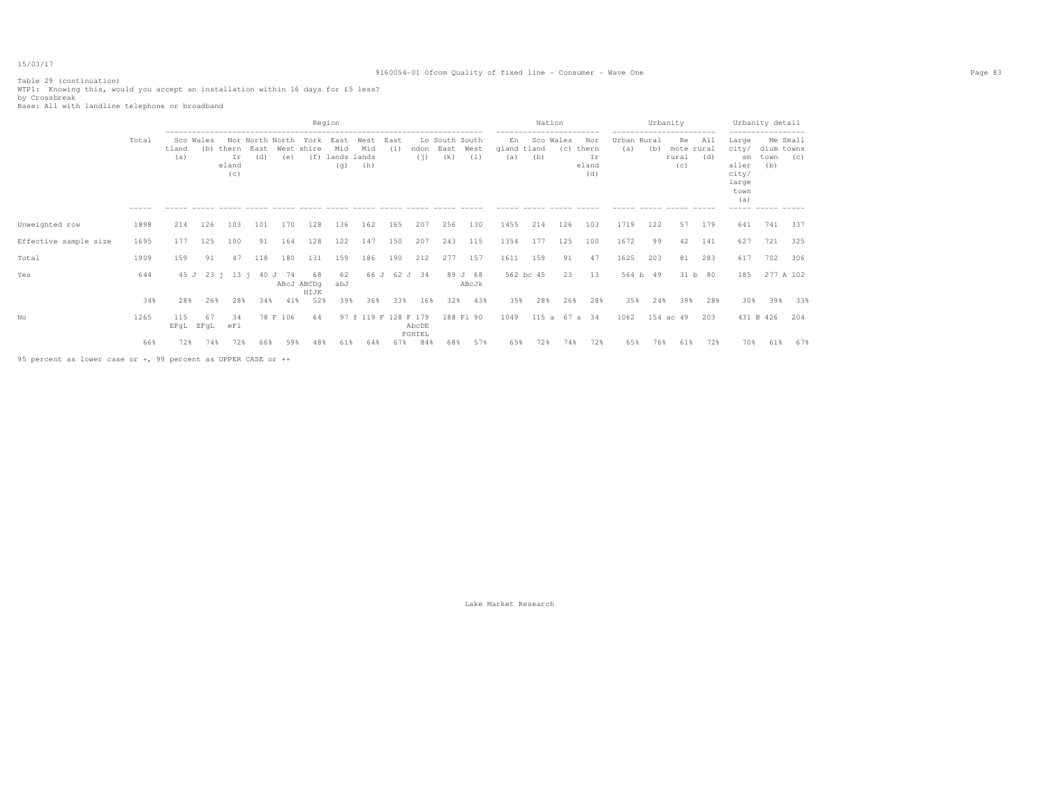Table 29 (continuation)
WTP1: Knowing this, would you accept an installation within 16 days for £5 less?
by Crossbreak
Base: All with landline telephone or broadband

| | Total | Region | | | | | | | | | | | | Nation | | | | Urbanity | | | | Urbanity detail | | |
|---|---|---|---|---|---|---|---|---|---|---|---|---|---|---|---|---|---|---|---|---|---|---|---|---|
| | | Scotland (a) | Wales (b) | Northern Ireland (c) | North East (d) | North West (e) | Yorkshire (f) | East Midlands (g) | West Midlands (h) | East (i) | London (j) | South East (k) | South West (l) | England (a) | Scotland (b) | Wales (c) | Northern Ireland (d) | Urban (a) | Rural (b) | Remote rural (c) | All rural (d) | Large city/smaller city/large town (a) | Medium town (b) | Small towns (c) |
| Unweighted row | 1898 | 214 | 126 | 103 | 101 | 170 | 128 | 136 | 162 | 165 | 207 | 256 | 130 | 1455 | 214 | 126 | 103 | 1719 | 122 | 57 | 179 | 641 | 741 | 337 |
| Effective sample size | 1695 | 177 | 125 | 100 | 91 | 164 | 128 | 122 | 147 | 150 | 207 | 243 | 115 | 1354 | 177 | 125 | 100 | 1672 | 99 | 42 | 141 | 627 | 721 | 325 |
| Total | 1909 | 159 | 91 | 47 | 118 | 180 | 131 | 159 | 186 | 190 | 212 | 277 | 157 | 1611 | 159 | 91 | 47 | 1625 | 203 | 81 | 283 | 617 | 702 | 306 |
| Yes | 644 | 45 J | 23 j | 13 j | 40 J | 74 ABcJ | 68 ABCDg HIJK | 62 abJ | 66 J | 62 J | 34 | 89 J | 68 ABcJk | 562 bc | 45 | 23 | 13 | 564 b | 49 | 31 b | 80 | 185 | 277 A | 102 |
| | 34% | 28% | 26% | 28% | 34% | 41% | 52% | 39% | 36% | 33% | 16% | 32% | 43% | 35% | 28% | 26% | 28% | 35% | 24% | 39% | 28% | 30% | 39% | 33% |
| No | 1265 | 115 EFgL | 67 EFgL | 34 eFl | 78 F | 106 | 64 | 97 f | 119 F | 128 F | 179 AbcDE FGHIKL | 188 Fl | 90 | 1049 | 115 a | 67 a | 34 | 1062 | 154 ac | 49 | 203 | 431 B | 426 | 204 |
| | 66% | 72% | 74% | 72% | 66% | 59% | 48% | 61% | 64% | 67% | 84% | 68% | 57% | 65% | 72% | 74% | 72% | 65% | 76% | 61% | 72% | 70% | 61% | 67% |

95 percent as lower case or +, 99 percent as UPPER CASE or ++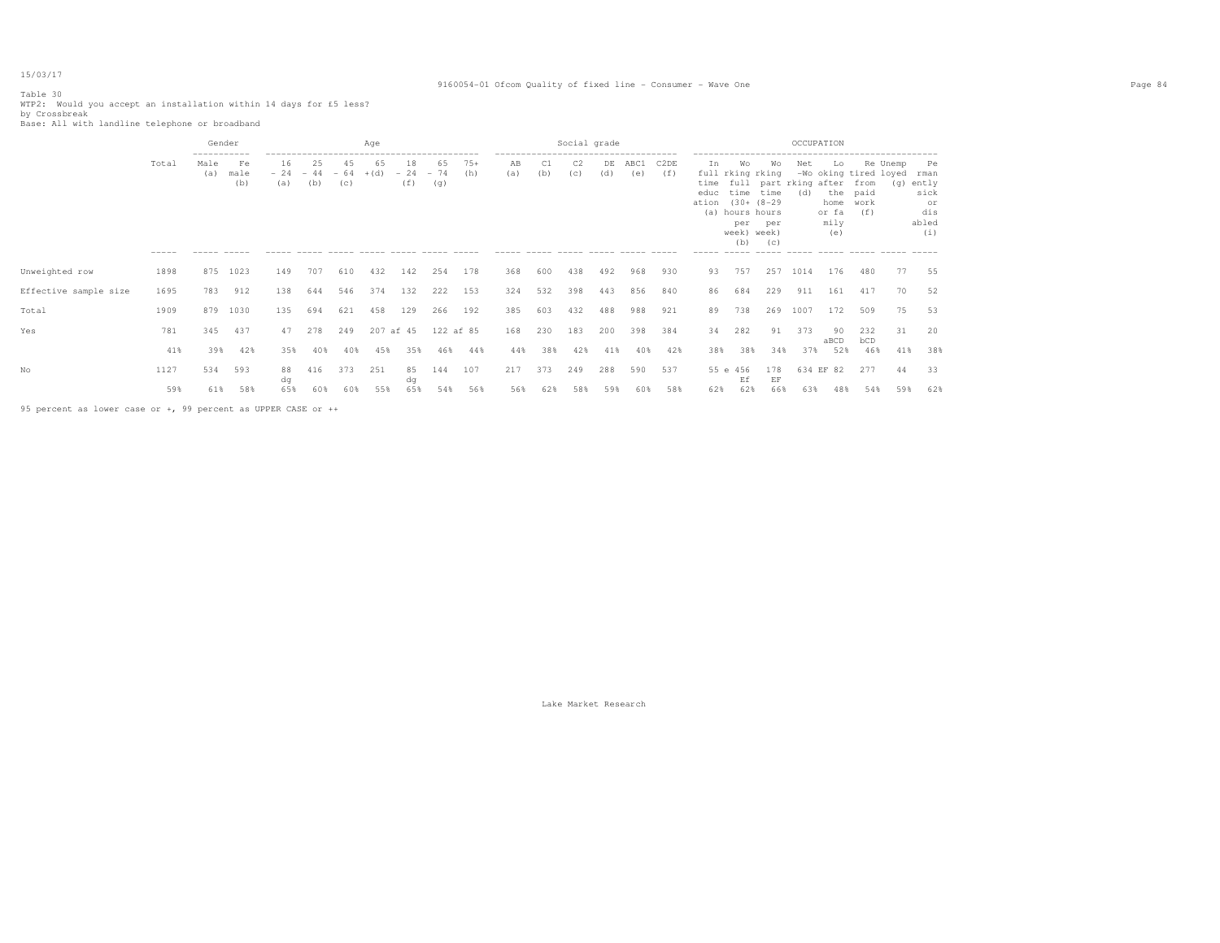Table 30
WTP2: Would you accept an installation within 14 days for £5 less?
by Crossbreak
Base: All with landline telephone or broadband

| | Total | Gender | | Age | | | | | | | Social grade | | | | | | OCCUPATION | | | | | | | | |
|---|---|---|---|---|---|---|---|---|---|---|---|---|---|---|---|---|---|---|---|---|---|---|---|---|---|
| | | Male (a) | Female (b) | 16 - 24 (a) | 25 - 44 (b) | 45 - 64 (c) | 65 +(d) | 18 - 24 (f) | 65 - 74 (g) | 75+ (h) | AB (a) | C1 (b) | C2 (c) | DE (d) | ABC1 (e) | C2DE (f) | In full time education (a) | Working full time (30+ hours per week) (b) | Working part time (8-29 hours per week) (c) | Net -Working (d) | Looking after the home or family (e) | Retired from paid work (f) | Unemployed (g) | Permanently sick or disabled (i) |
| Unweighted row | 1898 | 875 | 1023 | 149 | 707 | 610 | 432 | 142 | 254 | 178 | 368 | 600 | 438 | 492 | 968 | 930 | 93 | 757 | 257 | 1014 | 176 | 480 | 77 | 55 |
| Effective sample size | 1695 | 783 | 912 | 138 | 644 | 546 | 374 | 132 | 222 | 153 | 324 | 532 | 398 | 443 | 856 | 840 | 86 | 684 | 229 | 911 | 161 | 417 | 70 | 52 |
| Total | 1909 | 879 | 1030 | 135 | 694 | 621 | 458 | 129 | 266 | 192 | 385 | 603 | 432 | 488 | 988 | 921 | 89 | 738 | 269 | 1007 | 172 | 509 | 75 | 53 |
| Yes | 781 | 345 | 437 | 47 | 278 | 249 | 207 af | 45 | 122 af | 85 | 168 | 230 | 183 | 200 | 398 | 384 | 34 | 282 | 91 | 373 | 90 aBCD | 232 bCD | 31 | 20 |
| | 41% | 39% | 42% | 35% | 40% | 40% | 45% | 35% | 46% | 44% | 44% | 38% | 42% | 41% | 40% | 42% | 38% | 38% | 34% | 37% | 52% | 46% | 41% | 38% |
| No | 1127 | 534 | 593 | 88 dg | 416 | 373 | 251 | 85 dg | 144 | 107 | 217 | 373 | 249 | 288 | 590 | 537 | 55 e | 456 Ef | 178 EF | 634 EF | 82 | 277 | 44 | 33 |
| | 59% | 61% | 58% | 65% | 60% | 60% | 55% | 65% | 54% | 56% | 56% | 62% | 58% | 59% | 60% | 58% | 62% | 62% | 66% | 63% | 48% | 54% | 59% | 62% |

95 percent as lower case or +, 99 percent as UPPER CASE or ++

Lake Market Research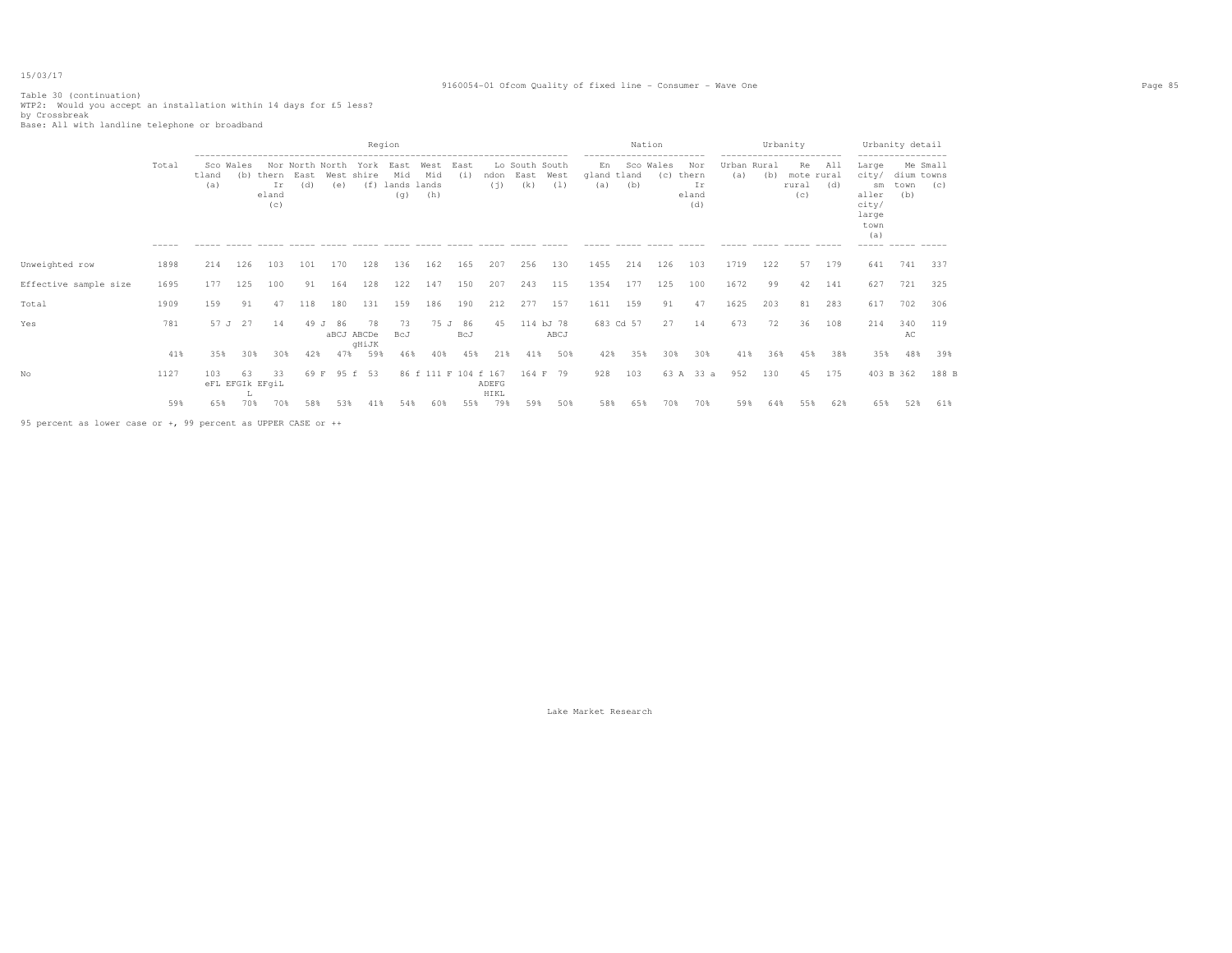Table 30 (continuation)
WTP2: Would you accept an installation within 14 days for £5 less?
by Crossbreak
Base: All with landline telephone or broadband

| | Total | Region | | | | | | | | | | | | Nation | | | | Urbanity | | | | Urbanity detail | | |
|---|---|---|---|---|---|---|---|---|---|---|---|---|---|---|---|---|---|---|---|---|---|---|---|---|
| | | Scotland (a) | Wales (b) | Northern Ireland (c) | North East (d) | North West (e) | Yorkshire (f) | East Midlands (g) | West Midlands (h) | East (i) | London (j) | South East (k) | South West (l) | England (a) | Scotland (b) | Wales (c) | Northern Ireland (d) | Urban (a) | Rural (b) | Remote rural (c) | All rural (d) | Large city/smaller city/large town (a) | Medium town (b) | Small towns (c) |
| Unweighted row | 1898 | 214 | 126 | 103 | 101 | 170 | 128 | 136 | 162 | 165 | 207 | 256 | 130 | 1455 | 214 | 126 | 103 | 1719 | 122 | 57 | 179 | 641 | 741 | 337 |
| Effective sample size | 1695 | 177 | 125 | 100 | 91 | 164 | 128 | 122 | 147 | 150 | 207 | 243 | 115 | 1354 | 177 | 125 | 100 | 1672 | 99 | 42 | 141 | 627 | 721 | 325 |
| Total | 1909 | 159 | 91 | 47 | 118 | 180 | 131 | 159 | 186 | 190 | 212 | 277 | 157 | 1611 | 159 | 91 | 47 | 1625 | 203 | 81 | 283 | 617 | 702 | 306 |
| Yes | 781 | 57 J | 27 | 14 | 49 J | 86 aBCJ | 78 ABCDe gHiJK | 73 BcJ | 75 J | 86 BcJ | 45 | 114 bJ | 78 ABCJ | 683 Cd | 57 | 27 | 14 | 673 | 72 | 36 | 108 | 214 | 340 AC | 119 |
| | 41% | 35% | 30% | 30% | 42% | 47% | 59% | 46% | 40% | 45% | 21% | 41% | 50% | 42% | 35% | 30% | 30% | 41% | 36% | 45% | 38% | 35% | 48% | 39% |
| No | 1127 | 103 eFL | 63 EFGIk L | 33 EFgiL | 69 F | 95 f | 53 | 86 f | 111 F | 104 f | 167 ADEFG HIKL | 164 F | 79 | 928 | 103 | 63 A | 33 a | 952 | 130 | 45 | 175 | 403 B | 362 | 188 B |
| | 59% | 65% | 70% | 70% | 58% | 53% | 41% | 54% | 60% | 55% | 79% | 59% | 50% | 58% | 65% | 70% | 70% | 59% | 64% | 55% | 62% | 65% | 52% | 61% |

95 percent as lower case or +, 99 percent as UPPER CASE or ++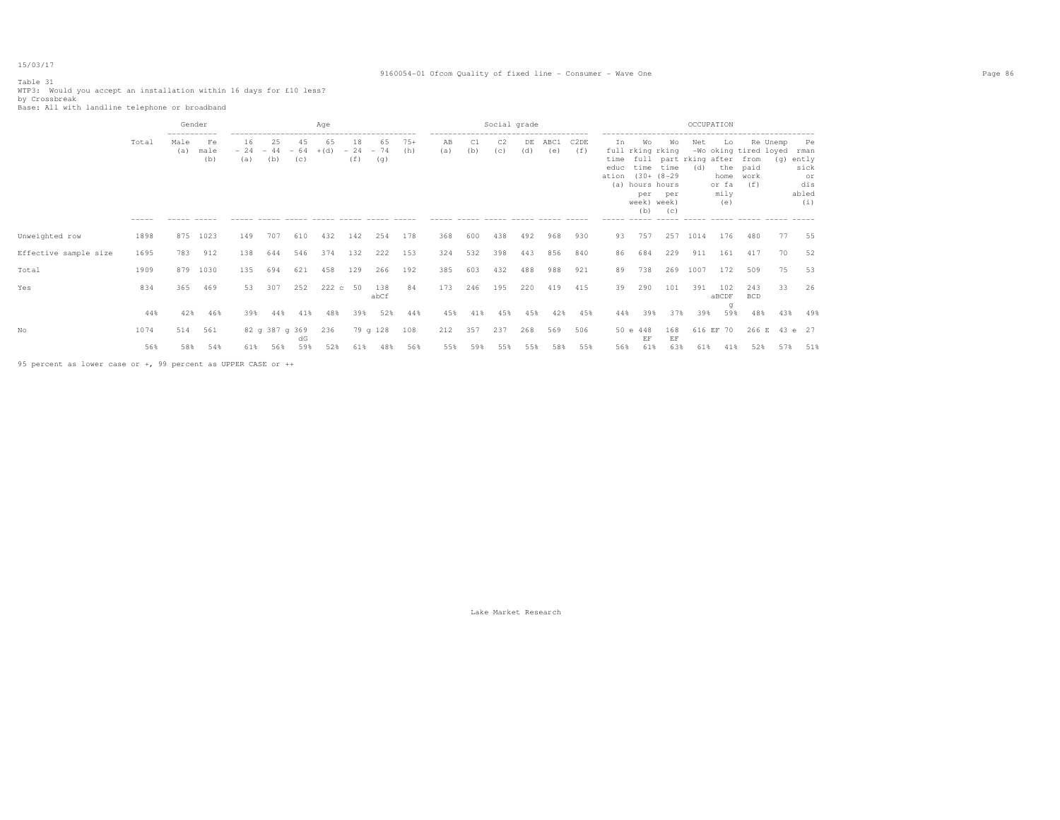15/03/17

Table 31
WTP3: Would you accept an installation within 16 days for £10 less?
by Crossbreak
Base: All with landline telephone or broadband

| | Total | Gender | | Age | | | | | | | Social grade | | | | | | OCCUPATION | | | | | | | | |
|---|---|---|---|---|---|---|---|---|---|---|---|---|---|---|---|---|---|---|---|---|---|---|---|---|---|
| | | Male (a) | Female (b) | 16 - 24 (a) | 25 - 44 (b) | 45 - 64 (c) | 65 +(d) | 18 - 24 (f) | 65 - 74 (g) | 75+ (h) | AB (a) | C1 (b) | C2 (c) | DE (d) | ABC1 (e) | C2DE (f) | In full time education (a) | Working full time (30+ hours per week) (b) | Working part time (8-29 hours per week) (c) | Net -Working (d) | Looking after the home or family (e) | Retired from paid work (f) | Unemployed (g) | Permanently sick or disabled (i) |
| Unweighted row | 1898 | 875 | 1023 | 149 | 707 | 610 | 432 | 142 | 254 | 178 | 368 | 600 | 438 | 492 | 968 | 930 | 93 | 757 | 257 | 1014 | 176 | 480 | 77 | 55 |
| Effective sample size | 1695 | 783 | 912 | 138 | 644 | 546 | 374 | 132 | 222 | 153 | 324 | 532 | 398 | 443 | 856 | 840 | 86 | 684 | 229 | 911 | 161 | 417 | 70 | 52 |
| Total | 1909 | 879 | 1030 | 135 | 694 | 621 | 458 | 129 | 266 | 192 | 385 | 603 | 432 | 488 | 988 | 921 | 89 | 738 | 269 | 1007 | 172 | 509 | 75 | 53 |
| Yes | 834 | 365 | 469 | 53 | 307 | 252 | 222 c | 50 | 138 abCf | 84 | 173 | 246 | 195 | 220 | 419 | 415 | 39 | 290 | 101 | 391 | 102 aBCDF g | 243 BCD | 33 | 26 |
| | 44% | 42% | 46% | 39% | 44% | 41% | 48% | 39% | 52% | 44% | 45% | 41% | 45% | 45% | 42% | 45% | 44% | 39% | 37% | 39% | 59% | 48% | 43% | 49% |
| No | 1074 | 514 | 561 | 82 g | 387 g | 369 dG | 236 | 79 g | 128 | 108 | 212 | 357 | 237 | 268 | 569 | 506 | 50 e | 448 EF | 168 EF | 616 EF | 70 | 266 E | 43 e | 27 |
| | 56% | 58% | 54% | 61% | 56% | 59% | 52% | 61% | 48% | 56% | 55% | 59% | 55% | 55% | 58% | 55% | 56% | 61% | 63% | 61% | 41% | 52% | 57% | 51% |

95 percent as lower case or +, 99 percent as UPPER CASE or ++

Lake Market Research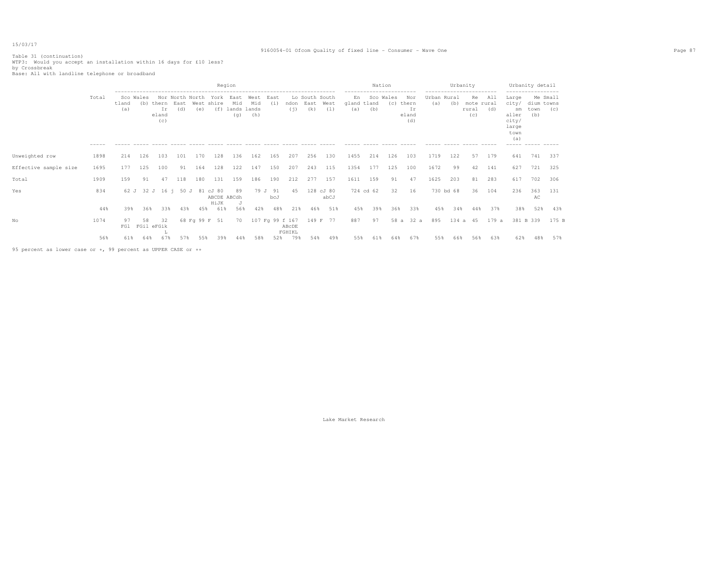Table 31 (continuation)
WTP3: Would you accept an installation within 16 days for £10 less?
by Crossbreak
Base: All with landline telephone or broadband

| | Total | Region | | | | | | | | | | | | Nation | | | | Urbanity | | | | Urbanity detail | | |
|---|---|---|---|---|---|---|---|---|---|---|---|---|---|---|---|---|---|---|---|---|---|---|---|---|
| | | Scotland (a) | Wales (b) | Northern Ireland (c) | North East (d) | North West (e) | Yorkshire (f) | East Midlands (g) | West Midlands (h) | East (i) | London (j) | South East (k) | South West (l) | England (a) | Scotland (b) | Wales (c) | Northern Ireland (d) | Urban (a) | Rural (b) | Remote rural (c) | All rural (d) | Large city/ smaller city/ large town (a) | Medium town (b) | Small towns (c) |
| Unweighted row | 1898 | 214 | 126 | 103 | 101 | 170 | 128 | 136 | 162 | 165 | 207 | 256 | 130 | 1455 | 214 | 126 | 103 | 1719 | 122 | 57 | 179 | 641 | 741 | 337 |
| Effective sample size | 1695 | 177 | 125 | 100 | 91 | 164 | 128 | 122 | 147 | 150 | 207 | 243 | 115 | 1354 | 177 | 125 | 100 | 1672 | 99 | 42 | 141 | 627 | 721 | 325 |
| Total | 1909 | 159 | 91 | 47 | 118 | 180 | 131 | 159 | 186 | 190 | 212 | 277 | 157 | 1611 | 159 | 91 | 47 | 1625 | 203 | 81 | 283 | 617 | 702 | 306 |
| Yes | 834 | 62 J | 32 J | 16 j | 50 J | 81 cJ | 80 ABCDE HiJK | 89 ABCdh J | 79 J | 91 bcJ | 45 | 128 cJ | 80 abCJ | 724 cd | 62 | 32 | 16 | 730 bd | 68 | 36 | 104 | 236 | 363 AC | 131 |
| | 44% | 39% | 36% | 33% | 43% | 45% | 61% | 56% | 42% | 48% | 21% | 46% | 51% | 45% | 39% | 36% | 33% | 45% | 34% | 44% | 37% | 38% | 52% | 43% |
| No | 1074 | 97 FGl | 58 FGil | 32 eFGik L | 68 Fg | 99 F | 51 | 70 | 107 Fg | 99 f | 167 ABcDE FGHIKL | 149 F | 77 | 887 | 97 | 58 a | 32 a | 895 | 134 a | 45 | 179 a | 381 B | 339 | 175 B |
| | 56% | 61% | 64% | 67% | 57% | 55% | 39% | 44% | 58% | 52% | 79% | 54% | 49% | 55% | 61% | 64% | 67% | 55% | 66% | 56% | 63% | 62% | 48% | 57% |

95 percent as lower case or +, 99 percent as UPPER CASE or ++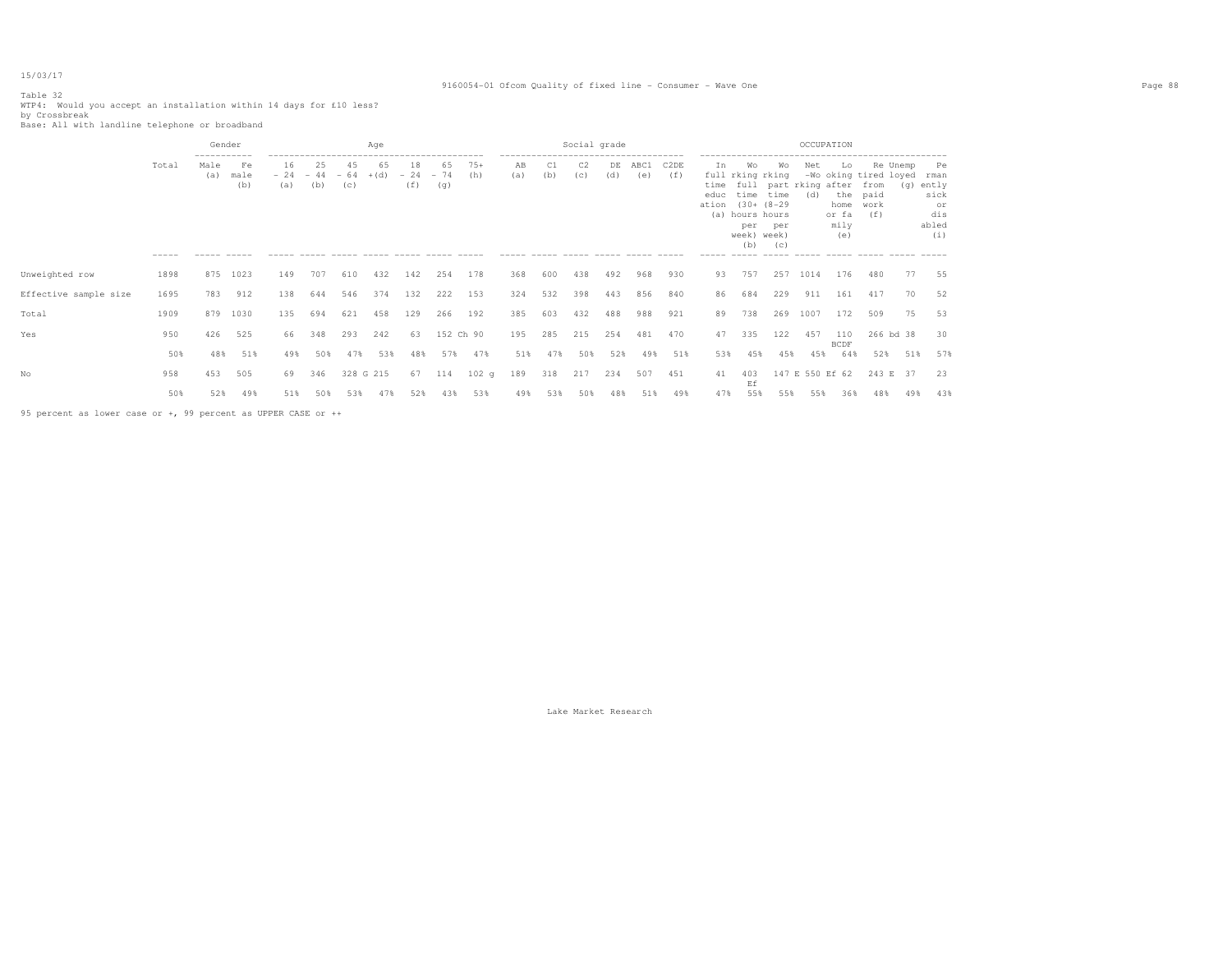Table 32
WTP4: Would you accept an installation within 14 days for £10 less?
by Crossbreak
Base: All with landline telephone or broadband

| | Total | Gender | | Age | | | | | | | | Social grade | | | | | | OCCUPATION | | | | | | | | |
|---|---|---|---|---|---|---|---|---|---|---|---|---|---|---|---|---|---|---|---|---|---|---|---|---|---|---|
| | | Male (a) | Female (b) | 16 - 24 (a) | 25 - 44 (b) | 45 - 64 (c) | 65 +(d) | 18 - 24 (f) | 65 - 74 (g) | 75+ (h) | | AB (a) | C1 (b) | C2 (c) | DE (d) | ABC1 (e) | C2DE (f) | In full time education (a) | Working full time (30+ hours per week) (b) | Working part time (8-29 hours per week) (c) | Net -Working (d) | Looking after the home or family (e) | Retired from paid work (f) | Unemployed (g) | Permanently sick or disabled (i) |
| Unweighted row | 1898 | 875 | 1023 | 149 | 707 | 610 | 432 | 142 | 254 | 178 | | 368 | 600 | 438 | 492 | 968 | 930 | 93 | 757 | 257 | 1014 | 176 | 480 | 77 | 55 |
| Effective sample size | 1695 | 783 | 912 | 138 | 644 | 546 | 374 | 132 | 222 | 153 | | 324 | 532 | 398 | 443 | 856 | 840 | 86 | 684 | 229 | 911 | 161 | 417 | 70 | 52 |
| Total | 1909 | 879 | 1030 | 135 | 694 | 621 | 458 | 129 | 266 | 192 | | 385 | 603 | 432 | 488 | 988 | 921 | 89 | 738 | 269 | 1007 | 172 | 509 | 75 | 53 |
| Yes | 950 | 426 | 525 | 66 | 348 | 293 | 242 | 63 | 152 Ch | 90 | | 195 | 285 | 215 | 254 | 481 | 470 | 47 | 335 | 122 | 457 | 110 BCDF | 266 bd | 38 | 30 |
| | 50% | 48% | 51% | 49% | 50% | 47% | 53% | 48% | 57% | 47% | | 51% | 47% | 50% | 52% | 49% | 51% | 53% | 45% | 45% | 45% | 64% | 52% | 51% | 57% |
| No | 958 | 453 | 505 | 69 | 346 | 328 G | 215 | 67 | 114 | 102 g | | 189 | 318 | 217 | 234 | 507 | 451 | 41 | 403 Ef | 147 E | 550 Ef | 62 | 243 E | 37 | 23 |
| | 50% | 52% | 49% | 51% | 50% | 53% | 47% | 52% | 43% | 53% | | 49% | 53% | 50% | 48% | 51% | 49% | 47% | 55% | 55% | 55% | 36% | 48% | 49% | 43% |

95 percent as lower case or +, 99 percent as UPPER CASE or ++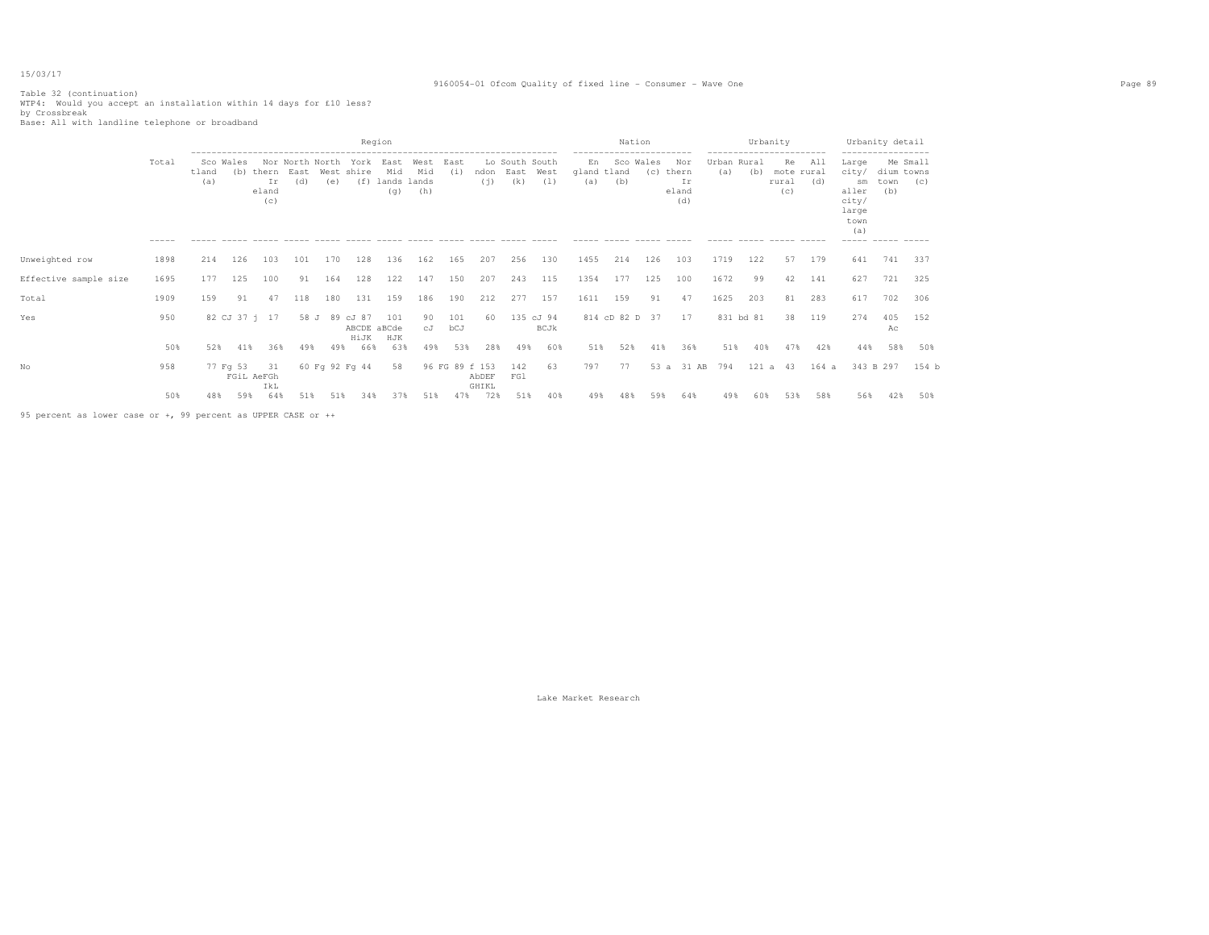15/03/17

9160054-01 Ofcom Quality of fixed line - Consumer - Wave One

Table 32 (continuation)
WTP4: Would you accept an installation within 14 days for £10 less?
by Crossbreak
Base: All with landline telephone or broadband

| | Total | Region | | | | | | | | | | | | Nation | | | | Urbanity | | | | Urbanity detail | | |
|---|---|---|---|---|---|---|---|---|---|---|---|---|---|---|---|---|---|---|---|---|---|---|---|---|
| | | Scotland (a) | Wales (b) | Northern Ireland (c) | North East (d) | North West (e) | Yorkshire (f) | East Midlands (g) | West Midlands (h) | East (i) | London (j) | South East (k) | South West (l) | England (a) | Scotland (b) | Wales (c) | Northern Ireland (d) | Urban (a) | Rural (b) | Remote rural (c) | All rural (d) | Large city/ smaller city/ large town (a) | Medium town (b) | Small towns (c) |
| Unweighted row | 1898 | 214 | 126 | 103 | 101 | 170 | 128 | 136 | 162 | 165 | 207 | 256 | 130 | 1455 | 214 | 126 | 103 | 1719 | 122 | 57 | 179 | 641 | 741 | 337 |
| Effective sample size | 1695 | 177 | 125 | 100 | 91 | 164 | 128 | 122 | 147 | 150 | 207 | 243 | 115 | 1354 | 177 | 125 | 100 | 1672 | 99 | 42 | 141 | 627 | 721 | 325 |
| Total | 1909 | 159 | 91 | 47 | 118 | 180 | 131 | 159 | 186 | 190 | 212 | 277 | 157 | 1611 | 159 | 91 | 47 | 1625 | 203 | 81 | 283 | 617 | 702 | 306 |
| Yes | 950 | 82 CJ | 37 j | 17 | 58 J | 89 cJ | 87 ABCDE HiJK | 101 aBCde HJK | 90 cJ | 101 bCJ | 60 | 135 cJ | 94 BCJk | 814 cD | 82 D | 37 | 17 | 831 bd | 81 | 38 | 119 | 274 | 405 Ac | 152 |
| | 50% | 52% | 41% | 36% | 49% | 49% | 66% | 63% | 49% | 53% | 28% | 49% | 60% | 51% | 52% | 41% | 36% | 51% | 40% | 47% | 42% | 44% | 58% | 50% |
| No | 958 | 77 Fg | 53 FGiL | 31 AeFGh IkL | 60 Fg | 92 Fg | 44 | 58 | 96 FG | 89 f | 153 AbDEF GHIKL | 142 FGl | 63 | 797 | 77 | 53 a | 31 AB | 794 | 121 a | 43 | 164 a | 343 B | 297 | 154 b |
| | 50% | 48% | 59% | 64% | 51% | 51% | 34% | 37% | 51% | 47% | 72% | 51% | 40% | 49% | 48% | 59% | 64% | 49% | 60% | 53% | 58% | 56% | 42% | 50% |

95 percent as lower case or +, 99 percent as UPPER CASE or ++

Lake Market Research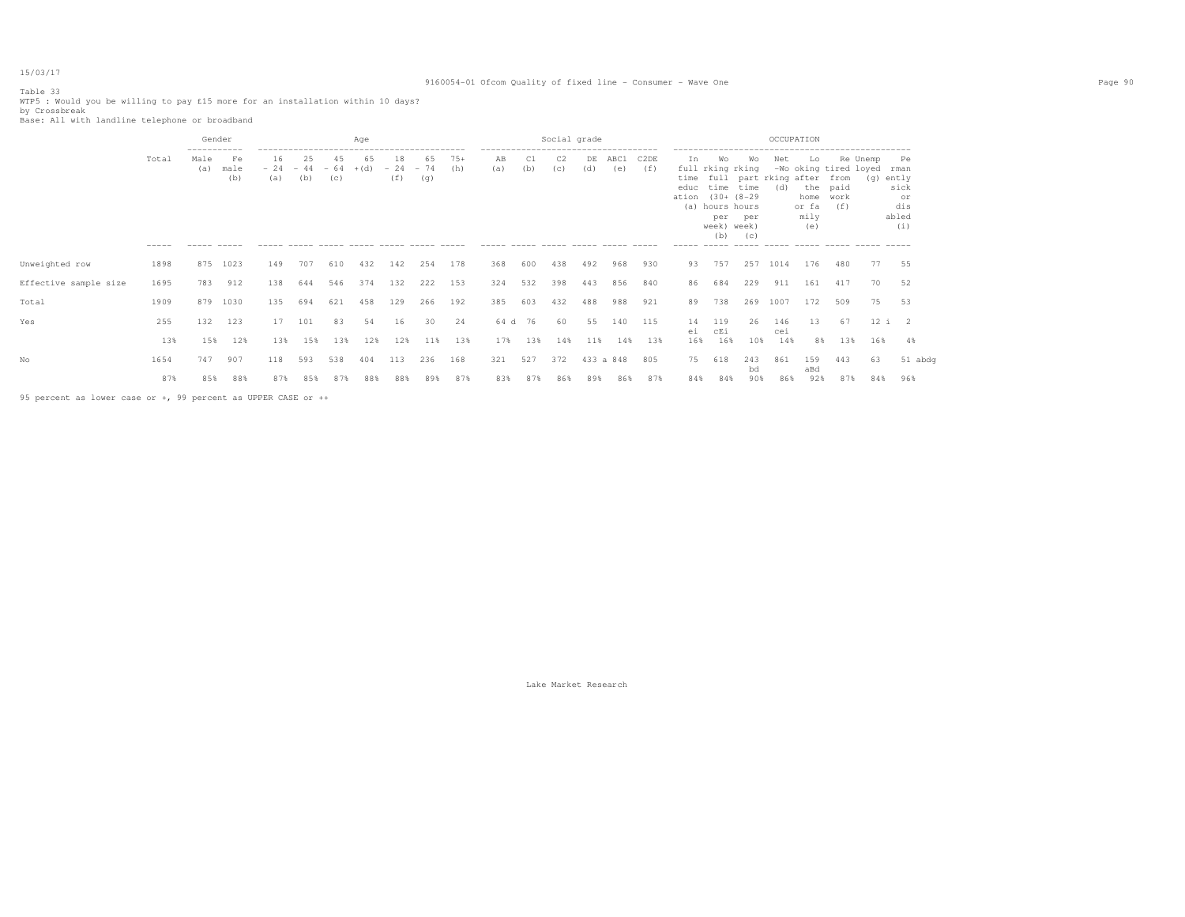Table 33

WTP5 : Would you be willing to pay £15 more for an installation within 10 days?

by Crossbreak

Base: All with landline telephone or broadband

| | Total | Gender | | Age | | | | | | | Social grade | | | | | | OCCUPATION | | | | | | | | |
|---|---|---|---|---|---|---|---|---|---|---|---|---|---|---|---|---|---|---|---|---|---|---|---|---|---|
| | | Male (a) | Female (b) | 16 - 24 (a) | 25 - 44 (b) | 45 - 64 (c) | 65 + (d) | 18 - 24 (f) | 65 - 74 (g) | 75+ (h) | AB (a) | C1 (b) | C2 (c) | DE (d) | ABC1 (e) | C2DE (f) | In full time education (a) | Working full time (30+ hours per week) (b) | Working part time (8-29 hours per week) (c) | Net -Working (d) | Looking after the home or family (e) | Retired from paid work (f) | Unemployed (g) | Permanently sick or disabled (i) |
| Unweighted row | 1898 | 875 | 1023 | 149 | 707 | 610 | 432 | 142 | 254 | 178 | 368 | 600 | 438 | 492 | 968 | 930 | 93 | 757 | 257 | 1014 | 176 | 480 | 77 | 55 |
| Effective sample size | 1695 | 783 | 912 | 138 | 644 | 546 | 374 | 132 | 222 | 153 | 324 | 532 | 398 | 443 | 856 | 840 | 86 | 684 | 229 | 911 | 161 | 417 | 70 | 52 |
| Total | 1909 | 879 | 1030 | 135 | 694 | 621 | 458 | 129 | 266 | 192 | 385 | 603 | 432 | 488 | 988 | 921 | 89 | 738 | 269 | 1007 | 172 | 509 | 75 | 53 |
| Yes | 255 | 132 | 123 | 17 | 101 | 83 | 54 | 16 | 30 | 24 | 64 d | 76 | 60 | 55 | 140 | 115 | 14 ei | 119 cEi | 26 | 146 cei | 13 | 67 | 12 i | 2 |
| | 13% | 15% | 12% | 13% | 15% | 13% | 12% | 12% | 11% | 13% | 17% | 13% | 14% | 11% | 14% | 13% | 16% | 16% | 10% | 14% | 8% | 13% | 16% | 4% |
| No | 1654 | 747 | 907 | 118 | 593 | 538 | 404 | 113 | 236 | 168 | 321 | 527 | 372 | 433 a | 848 | 805 | 75 | 618 | 243 bd | 861 | 159 aBd | 443 | 63 | 51 abdg |
| | 87% | 85% | 88% | 87% | 85% | 87% | 88% | 88% | 89% | 87% | 83% | 87% | 86% | 89% | 86% | 87% | 84% | 84% | 90% | 86% | 92% | 87% | 84% | 96% |

95 percent as lower case or +, 99 percent as UPPER CASE or ++

Lake Market Research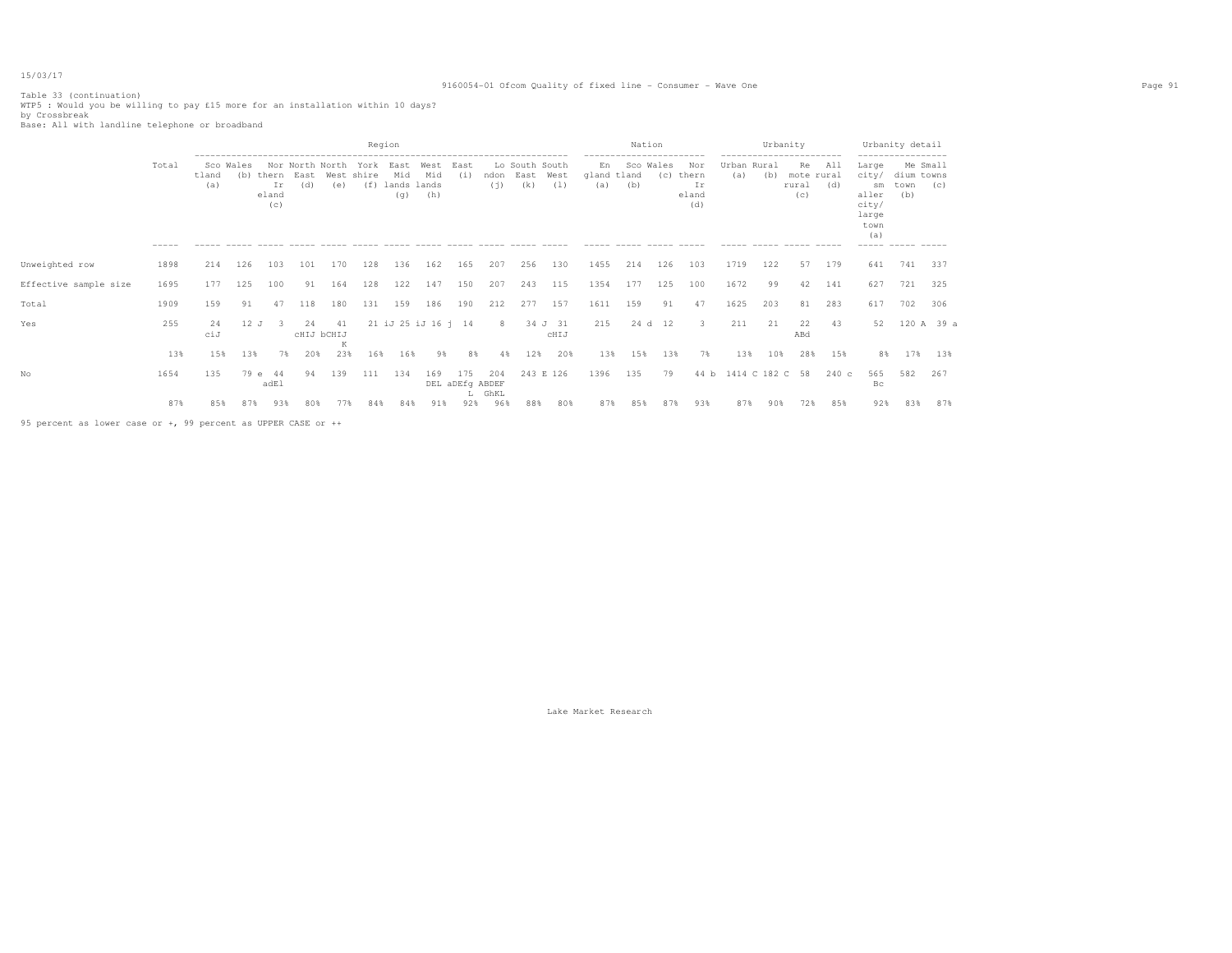15/03/17

9160054-01 Ofcom Quality of fixed line - Consumer - Wave One

Table 33 (continuation)
WTP5 : Would you be willing to pay £15 more for an installation within 10 days?
by Crossbreak
Base: All with landline telephone or broadband

| | Total | Region | | | | | | | | | | | | Nation | | | | Urbanity | | | | Urbanity detail | | |
|---|---|---|---|---|---|---|---|---|---|---|---|---|---|---|---|---|---|---|---|---|---|---|---|---|
| | | Scotland (a) | Wales (b) | Northern Ireland (c) | North East (d) | North West (e) | Yorkshire (f) | East Midlands (g) | West Midlands (h) | East (i) | London (j) | South East (k) | South West (l) | England (a) | Scotland (b) | Wales (c) | Northern Ireland (d) | Urban (a) | Rural (b) | Remote rural (c) | All rural (d) | Large city/ smaller city/ large town (a) | Medium town (b) | Small towns (c) |
| Unweighted row | 1898 | 214 | 126 | 103 | 101 | 170 | 128 | 136 | 162 | 165 | 207 | 256 | 130 | 1455 | 214 | 126 | 103 | 1719 | 122 | 57 | 179 | 641 | 741 | 337 |
| Effective sample size | 1695 | 177 | 125 | 100 | 91 | 164 | 128 | 122 | 147 | 150 | 207 | 243 | 115 | 1354 | 177 | 125 | 100 | 1672 | 99 | 42 | 141 | 627 | 721 | 325 |
| Total | 1909 | 159 | 91 | 47 | 118 | 180 | 131 | 159 | 186 | 190 | 212 | 277 | 157 | 1611 | 159 | 91 | 47 | 1625 | 203 | 81 | 283 | 617 | 702 | 306 |
| Yes | 255 | 24 ciJ | 12 J | 3 | 24 cHIJ | 41 bCHIJ K | 21 iJ | 25 iJ | 16 j | 14 | 8 | 34 J | 31 cHIJ | 215 | 24 d | 12 | 3 | 211 | 21 | 22 ABd | 43 | 52 | 120 A | 39 a |
| | 13% | 15% | 13% | 7% | 20% | 23% | 16% | 16% | 9% | 8% | 4% | 12% | 20% | 13% | 15% | 13% | 7% | 13% | 10% | 28% | 15% | 8% | 17% | 13% |
| No | 1654 | 135 | 79 e | 44 adEl | 94 | 139 | 111 | 134 | 169 DEL | 175 aDEfg L | 204 ABDEF GhKL | 243 E | 126 | 1396 | 135 | 79 | 44 b | 1414 C | 182 C | 58 | 240 c | 565 Bc | 582 | 267 |
| | 87% | 85% | 87% | 93% | 80% | 77% | 84% | 84% | 91% | 92% | 96% | 88% | 80% | 87% | 85% | 87% | 93% | 87% | 90% | 72% | 85% | 92% | 83% | 87% |

95 percent as lower case or +, 99 percent as UPPER CASE or ++

Lake Market Research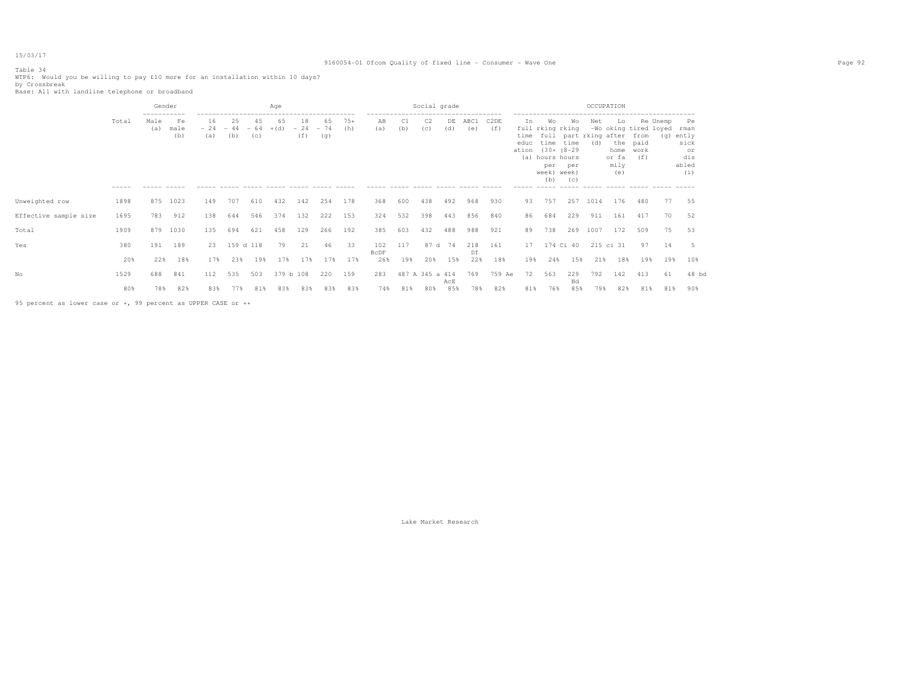15/03/17

Table 34
WTP6: Would you be willing to pay £10 more for an installation within 10 days?
by Crossbreak
Base: All with landline telephone or broadband

| | Total | Gender | | Age | | | | | | | | Social grade | | | | | | OCCUPATION | | | | | | | | |
|---|---|---|---|---|---|---|---|---|---|---|---|---|---|---|---|---|---|---|---|---|---|---|---|---|---|---|
| | | Male (a) | Female (b) | 16 - 24 (a) | 25 - 44 (b) | 45 - 64 (c) | 65 +(d) | 18 - 24 (f) | 65 - 74 (g) | 75+ (h) | | AB (a) | C1 (b) | C2 (c) | DE (d) | ABC1 (e) | C2DE (f) | In full time education (a) | Working full time (30+ hours per week) (b) | Working part time (8-29 hours per week) (c) | Net -Working (d) | Looking after the home or family (e) | Retired from paid work (f) | Unemployed (g) | Permanently sick or disabled (i) |
| Unweighted row | 1898 | 875 | 1023 | 149 | 707 | 610 | 432 | 142 | 254 | 178 | | 368 | 600 | 438 | 492 | 968 | 930 | 93 | 757 | 257 | 1014 | 176 | 480 | 77 | 55 |
| Effective sample size | 1695 | 783 | 912 | 138 | 644 | 546 | 374 | 132 | 222 | 153 | | 324 | 532 | 398 | 443 | 856 | 840 | 86 | 684 | 229 | 911 | 161 | 417 | 70 | 52 |
| Total | 1909 | 879 | 1030 | 135 | 694 | 621 | 458 | 129 | 266 | 192 | | 385 | 603 | 432 | 488 | 988 | 921 | 89 | 738 | 269 | 1007 | 172 | 509 | 75 | 53 |
| Yes | 380 | 191 | 189 | 23 | 159 d | 118 | 79 | 21 | 46 | 33 | | 102 BcDF | 117 | 87 d | 74 | 218 Df | 161 | 17 | 174 Ci | 40 | 215 ci | 31 | 97 | 14 | 5 |
| | 20% | 22% | 18% | 17% | 23% | 19% | 17% | 17% | 17% | 17% | | 26% | 19% | 20% | 15% | 22% | 18% | 19% | 24% | 15% | 21% | 18% | 19% | 19% | 10% |
| No | 1529 | 688 | 841 | 112 | 535 | 503 | 379 b | 108 | 220 | 159 | | 283 | 487 A | 345 a | 414 AcE | 769 | 759 Ae | 72 | 563 | 229 Bd | 792 | 142 | 413 | 61 | 48 bd |
| | 80% | 78% | 82% | 83% | 77% | 81% | 83% | 83% | 83% | 83% | | 74% | 81% | 80% | 85% | 78% | 82% | 81% | 76% | 85% | 79% | 82% | 81% | 81% | 90% |

95 percent as lower case or +, 99 percent as UPPER CASE or ++

Lake Market Research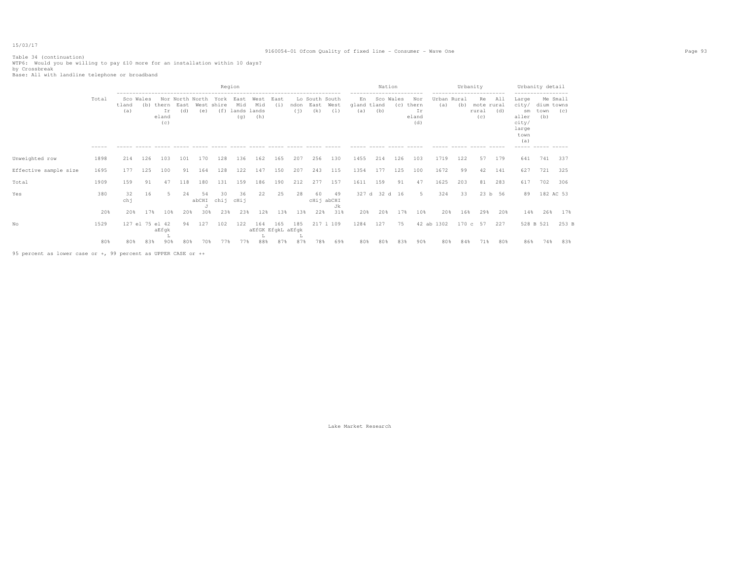Table 34 (continuation)
WTP6: Would you be willing to pay £10 more for an installation within 10 days?
by Crossbreak
Base: All with landline telephone or broadband

| | Total | Region: Scotland (a) | Wales (b) | Northern Ireland (c) | North East (d) | North West (e) | Yorkshire (f) | East Midlands (g) | West Midlands (h) | East (i) | London (j) | South East (k) | South West (l) | Nation: England (a) | Scotland (b) | Wales (c) | Northern Ireland (d) | Urbanity: Urban (a) | Rural (b) | Remote rural (c) | All rural (d) | Urbanity detail: Large city/smaller city/large town (a) | Medium town (b) | Small towns (c) |
|---|---|---|---|---|---|---|---|---|---|---|---|---|---|---|---|---|---|---|---|---|---|---|---|---|
| Unweighted row | 1898 | 214 | 126 | 103 | 101 | 170 | 128 | 136 | 162 | 165 | 207 | 256 | 130 | 1455 | 214 | 126 | 103 | 1719 | 122 | 57 | 179 | 641 | 741 | 337 |
| Effective sample size | 1695 | 177 | 125 | 100 | 91 | 164 | 128 | 122 | 147 | 150 | 207 | 243 | 115 | 1354 | 177 | 125 | 100 | 1672 | 99 | 42 | 141 | 627 | 721 | 325 |
| Total | 1909 | 159 | 91 | 47 | 118 | 180 | 131 | 159 | 186 | 190 | 212 | 277 | 157 | 1611 | 159 | 91 | 47 | 1625 | 203 | 81 | 283 | 617 | 702 | 306 |
| Yes | 380 | 32 chj | 16 | 5 | 24 | 54 abCHIJ | 30 chij | 36 cHij | 22 | 25 | 28 | 60 cHij | 49 abCHIJk | 327 d | 32 d | 16 | 5 | 324 | 33 | 23 b | 56 | 89 | 182 AC | 53 |
| | 20% | 20% | 17% | 10% | 20% | 30% | 23% | 23% | 12% | 13% | 13% | 22% | 31% | 20% | 20% | 17% | 10% | 20% | 16% | 29% | 20% | 14% | 26% | 17% |
| No | 1529 | 127 el | 75 el | 42 aEfgkL | 94 | 127 | 102 | 122 | 164 aEfGKL | 165 EfgkL | 185 aEfgkL | 217 l | 109 | 1284 | 127 | 75 | 42 ab | 1302 | 170 c | 57 | 227 | 528 B | 521 | 253 B |
| | 80% | 80% | 83% | 90% | 80% | 70% | 77% | 77% | 88% | 87% | 87% | 78% | 69% | 80% | 80% | 83% | 90% | 80% | 84% | 71% | 80% | 86% | 74% | 83% |

95 percent as lower case or +, 99 percent as UPPER CASE or ++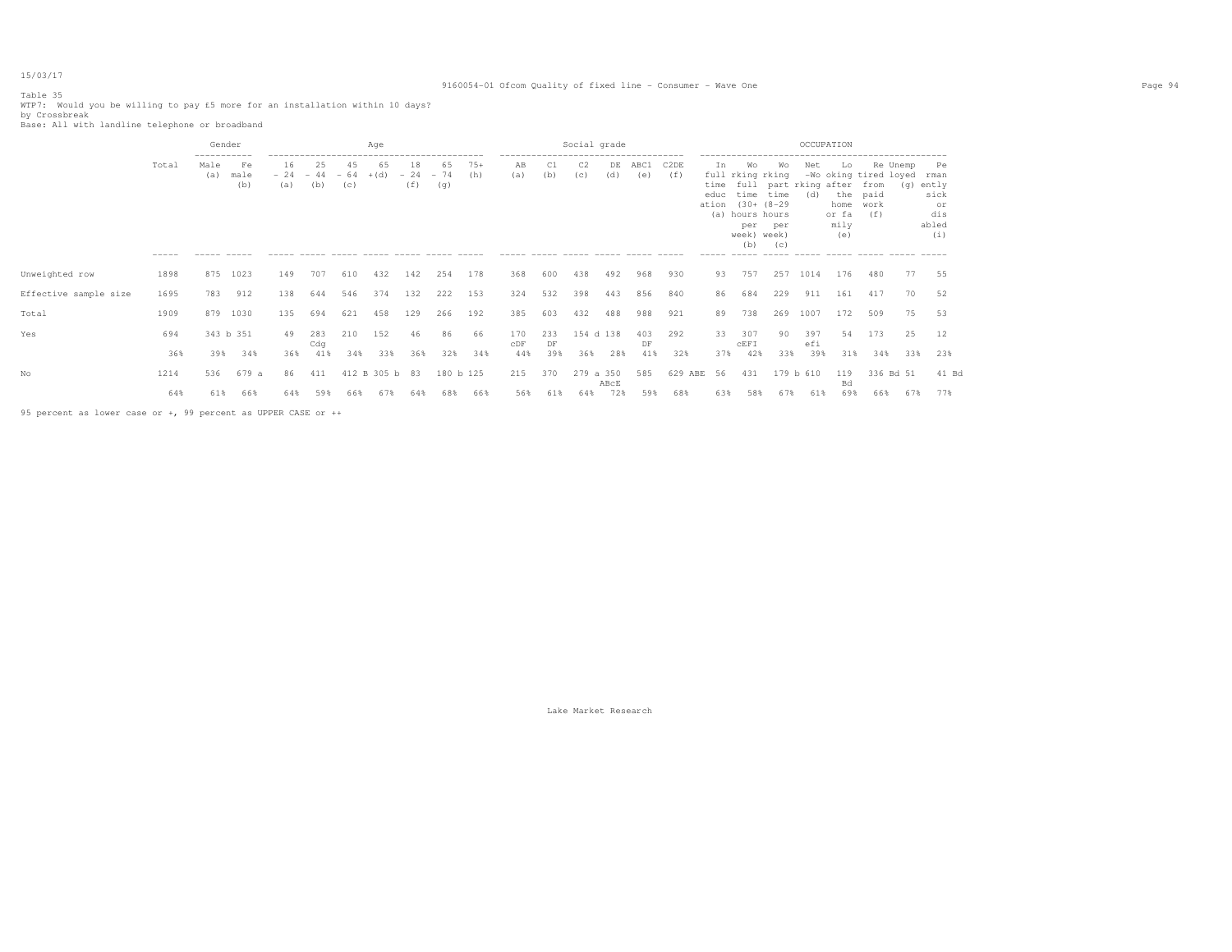Table 35
WTP7: Would you be willing to pay £5 more for an installation within 10 days?
by Crossbreak
Base: All with landline telephone or broadband

| | Total | Gender: Male (a) | Gender: Female (b) | Age: 16 - 24 (a) | Age: 25 - 44 (b) | Age: 45 - 64 (c) | Age: 65 +(d) | Age: 18 - 24 (f) | Age: 65 - 74 (g) | Age: 75+ (h) | Social grade: AB (a) | Social grade: C1 (b) | Social grade: C2 (c) | Social grade: DE (d) | Social grade: ABC1 (e) | Social grade: C2DE (f) | Occupation: In full time education (a) | Occupation: Working full time (30+ hours per week) (b) | Occupation: Working part time (8-29 hours per week) (c) | Occupation: Net -Working (d) | Occupation: Looking after the home or family (e) | Occupation: Retired from paid work (f) | Occupation: Unemployed (g) | Occupation: Permanently sick or disabled (i) |
|---|---|---|---|---|---|---|---|---|---|---|---|---|---|---|---|---|---|---|---|---|---|---|---|---|
| Unweighted row | 1898 | 875 | 1023 | 149 | 707 | 610 | 432 | 142 | 254 | 178 | 368 | 600 | 438 | 492 | 968 | 930 | 93 | 757 | 257 | 1014 | 176 | 480 | 77 | 55 |
| Effective sample size | 1695 | 783 | 912 | 138 | 644 | 546 | 374 | 132 | 222 | 153 | 324 | 532 | 398 | 443 | 856 | 840 | 86 | 684 | 229 | 911 | 161 | 417 | 70 | 52 |
| Total | 1909 | 879 | 1030 | 135 | 694 | 621 | 458 | 129 | 266 | 192 | 385 | 603 | 432 | 488 | 988 | 921 | 89 | 738 | 269 | 1007 | 172 | 509 | 75 | 53 |
| Yes | 694 | 343 b | 351 | 49 | 283 Cdg | 210 | 152 | 46 | 86 | 66 | 170 cDF | 233 DF | 154 d | 138 | 403 DF | 292 | 33 | 307 cEFI | 90 | 397 efi | 54 | 173 | 25 | 12 |
| | 36% | 39% | 34% | 36% | 41% | 34% | 33% | 36% | 32% | 34% | 44% | 39% | 36% | 28% | 41% | 32% | 37% | 42% | 33% | 39% | 31% | 34% | 33% | 23% |
| No | 1214 | 536 | 679 a | 86 | 411 | 412 B | 305 b | 83 | 180 b | 125 | 215 | 370 | 279 a | 350 ABcE | 585 | 629 ABE | 56 | 431 | 179 b | 610 | 119 Bd | 336 Bd | 51 | 41 Bd |
| | 64% | 61% | 66% | 64% | 59% | 66% | 67% | 64% | 68% | 66% | 56% | 61% | 64% | 72% | 59% | 68% | 63% | 58% | 67% | 61% | 69% | 66% | 67% | 77% |

95 percent as lower case or +, 99 percent as UPPER CASE or ++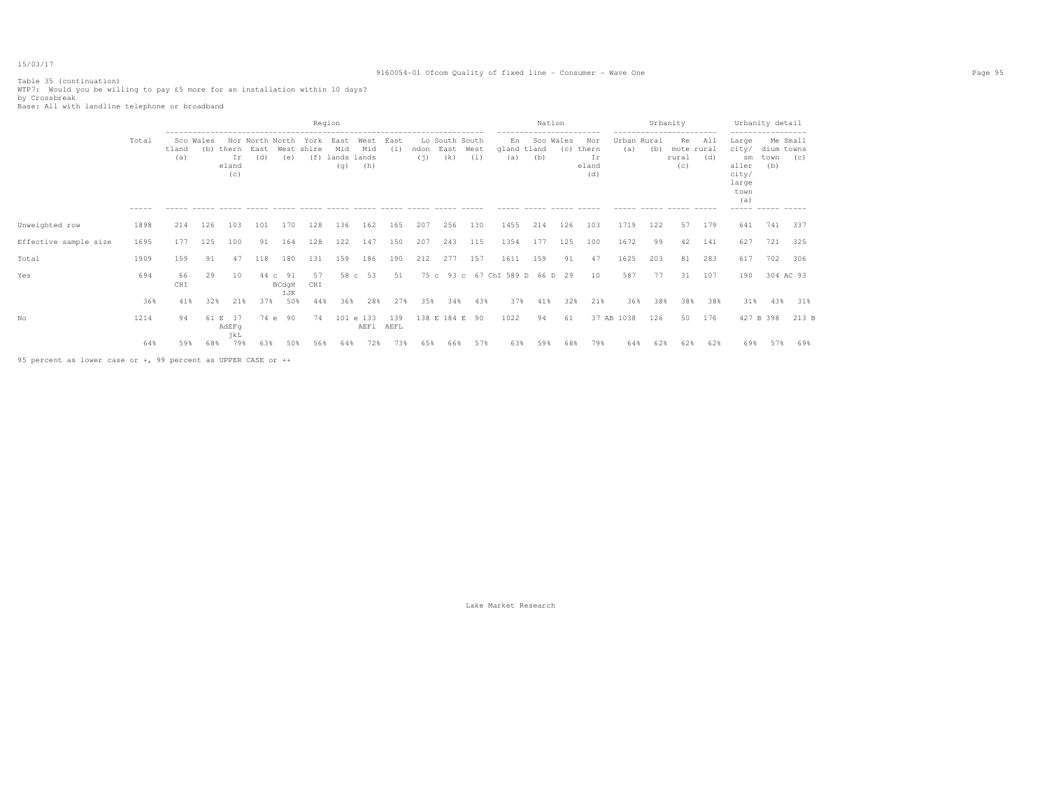15/03/17

Table 35 (continuation)
WTP7: Would you be willing to pay £5 more for an installation within 10 days?
by Crossbreak
Base: All with landline telephone or broadband

| | Total | Region: Scotland (a) | Region: Wales (b) | Region: Northern Ireland (c) | Region: North East (d) | Region: North West (e) | Region: Yorkshire (f) | Region: East Midlands (g) | Region: West Midlands (h) | Region: East (i) | Region: London (j) | Region: South East (k) | Region: South West (l) | Nation: England (a) | Nation: Scotland (b) | Nation: Wales (c) | Nation: Northern Ireland (d) | Urbanity: Urban (a) | Urbanity: Rural (b) | Urbanity: Remote rural (c) | Urbanity: All rural (d) | Urbanity detail: Large city/smaller city/large town (a) | Urbanity detail: Medium town (b) | Urbanity detail: Small towns (c) |
|---|---|---|---|---|---|---|---|---|---|---|---|---|---|---|---|---|---|---|---|---|---|---|---|---|
| Unweighted row | 1898 | 214 | 126 | 103 | 101 | 170 | 128 | 136 | 162 | 165 | 207 | 256 | 130 | 1455 | 214 | 126 | 103 | 1719 | 122 | 57 | 179 | 641 | 741 | 337 |
| Effective sample size | 1695 | 177 | 125 | 100 | 91 | 164 | 128 | 122 | 147 | 150 | 207 | 243 | 115 | 1354 | 177 | 125 | 100 | 1672 | 99 | 42 | 141 | 627 | 721 | 325 |
| Total | 1909 | 159 | 91 | 47 | 118 | 180 | 131 | 159 | 186 | 190 | 212 | 277 | 157 | 1611 | 159 | 91 | 47 | 1625 | 203 | 81 | 283 | 617 | 702 | 306 |
| Yes | 694 | 66 CHI | 29 | 10 | 44 c | 91 BCdgH IJK | 57 CHI | 58 c | 53 | 51 | 75 c | 93 c | 67 ChI | 589 D | 66 D | 29 | 10 | 587 | 77 | 31 | 107 | 190 | 304 AC | 93 |
| | 36% | 41% | 32% | 21% | 37% | 50% | 44% | 36% | 28% | 27% | 35% | 34% | 43% | 37% | 41% | 32% | 21% | 36% | 38% | 38% | 38% | 31% | 43% | 31% |
| No | 1214 | 94 | 61 E | 37 AdEFg jkL | 74 e | 90 | 74 | 101 e | 133 AEFl | 139 AEFL | 138 E | 184 E | 90 | 1022 | 94 | 61 | 37 AB | 1038 | 126 | 50 | 176 | 427 B | 398 | 213 B |
| | 64% | 59% | 68% | 79% | 63% | 50% | 56% | 64% | 72% | 73% | 65% | 66% | 57% | 63% | 59% | 68% | 79% | 64% | 62% | 62% | 62% | 69% | 57% | 69% |

95 percent as lower case or +, 99 percent as UPPER CASE or ++

Lake Market Research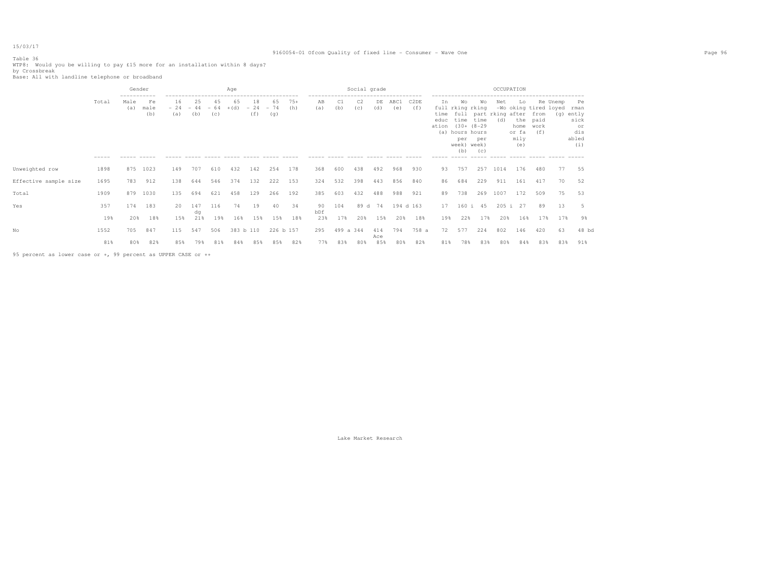Table 36

WTP8: Would you be willing to pay £15 more for an installation within 8 days?

by Crossbreak

Base: All with landline telephone or broadband

| | Total | Gender | | Age | | | | | | | Social grade | | | | | | OCCUPATION | | | | | | | | |
|---|---|---|---|---|---|---|---|---|---|---|---|---|---|---|---|---|---|---|---|---|---|---|---|---|---|
| | | Male (a) | Female (b) | 16 - 24 (a) | 25 - 44 (b) | 45 - 64 (c) | 65 +(d) | 18 - 24 (f) | 65 - 74 (g) | 75+ (h) | AB (a) | C1 (b) | C2 (c) | DE (d) | ABC1 (e) | C2DE (f) | In full time education (a) | Working full time (30+ hours per week) (b) | Working part time (8-29 hours per week) (c) | Net -Working (d) | Looking after the home or family (e) | Retired from paid work (f) | Unemployed (g) | Permanently sick or disabled (i) |
| Unweighted row | 1898 | 875 | 1023 | 149 | 707 | 610 | 432 | 142 | 254 | 178 | 368 | 600 | 438 | 492 | 968 | 930 | 93 | 757 | 257 | 1014 | 176 | 480 | 77 | 55 |
| Effective sample size | 1695 | 783 | 912 | 138 | 644 | 546 | 374 | 132 | 222 | 153 | 324 | 532 | 398 | 443 | 856 | 840 | 86 | 684 | 229 | 911 | 161 | 417 | 70 | 52 |
| Total | 1909 | 879 | 1030 | 135 | 694 | 621 | 458 | 129 | 266 | 192 | 385 | 603 | 432 | 488 | 988 | 921 | 89 | 738 | 269 | 1007 | 172 | 509 | 75 | 53 |
| Yes | 357 | 174 | 183 | 20 | 147 dg | 116 | 74 | 19 | 40 | 34 | 90 bDf | 104 | 89 d | 74 | 194 d | 163 | 17 | 160 i | 45 | 205 i | 27 | 89 | 13 | 5 |
| | 19% | 20% | 18% | 15% | 21% | 19% | 16% | 15% | 15% | 18% | 23% | 17% | 20% | 15% | 20% | 18% | 19% | 22% | 17% | 20% | 16% | 17% | 17% | 9% |
| No | 1552 | 705 | 847 | 115 | 547 | 506 | 383 b | 110 | 226 b | 157 | 295 | 499 a | 344 | 414 Ace | 794 | 758 a | 72 | 577 | 224 | 802 | 146 | 420 | 63 | 48 bd |
| | 81% | 80% | 82% | 85% | 79% | 81% | 84% | 85% | 85% | 82% | 77% | 83% | 80% | 85% | 80% | 82% | 81% | 78% | 83% | 80% | 84% | 83% | 83% | 91% |

95 percent as lower case or +, 99 percent as UPPER CASE or ++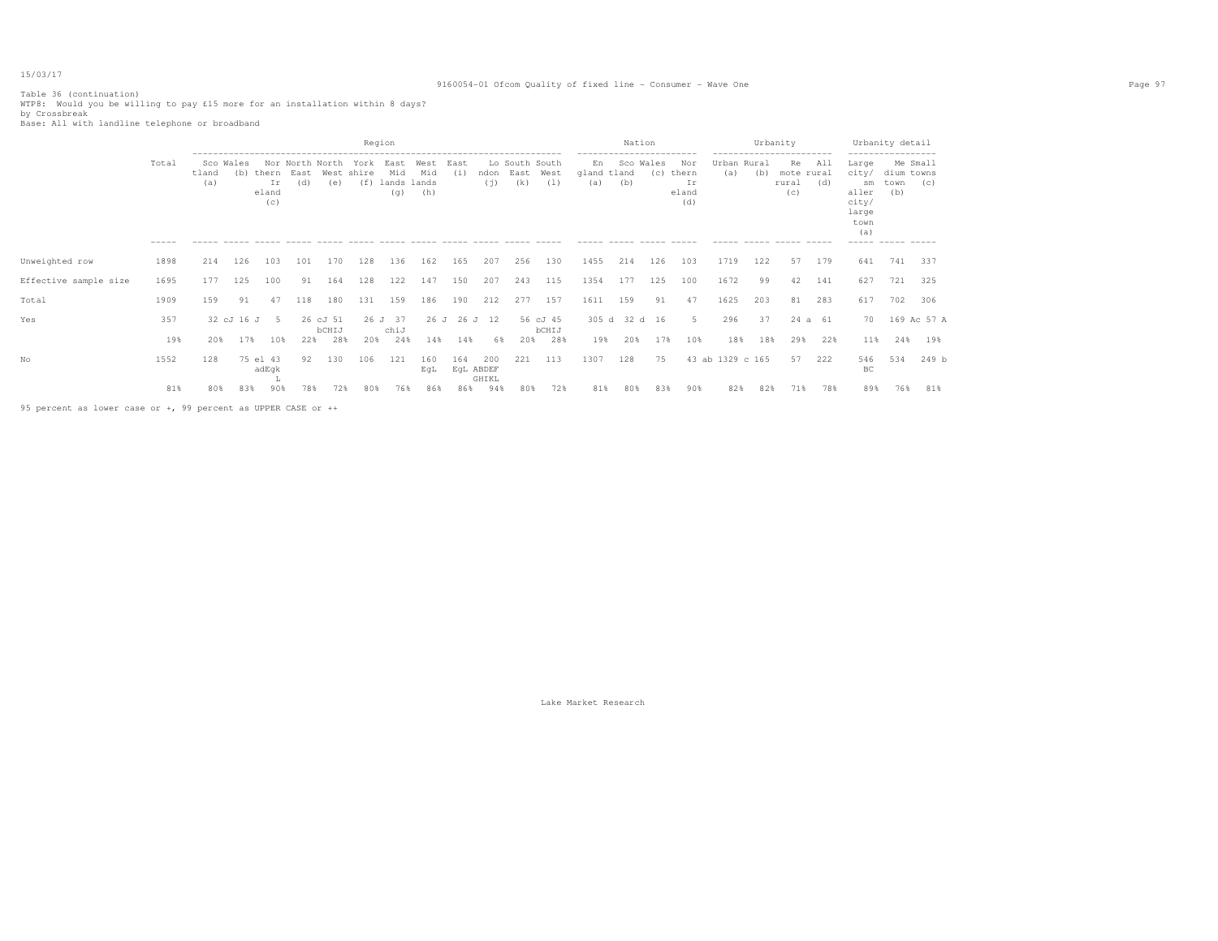15/03/17

Table 36 (continuation)
WTP8: Would you be willing to pay £15 more for an installation within 8 days?
by Crossbreak
Base: All with landline telephone or broadband

| | Total | Region | | | | | | | | | | | | Nation | | | | Urbanity | | | | Urbanity detail | | |
|---|---|---|---|---|---|---|---|---|---|---|---|---|---|---|---|---|---|---|---|---|---|---|---|---|
| | | Scotland (a) | Wales (b) | Northern Ireland (c) | North East (d) | North West (e) | Yorkshire (f) | East Midlands (g) | West Midlands (h) | East (i) | London (j) | South East (k) | South West (l) | England (a) | Scotland (b) | Wales (c) | Northern Ireland (d) | Urban (a) | Rural (b) | Remote rural (c) | All rural (d) | Large city/ smaller city/ large town (a) | Medium town (b) | Small towns (c) |
| Unweighted row | 1898 | 214 | 126 | 103 | 101 | 170 | 128 | 136 | 162 | 165 | 207 | 256 | 130 | 1455 | 214 | 126 | 103 | 1719 | 122 | 57 | 179 | 641 | 741 | 337 |
| Effective sample size | 1695 | 177 | 125 | 100 | 91 | 164 | 128 | 122 | 147 | 150 | 207 | 243 | 115 | 1354 | 177 | 125 | 100 | 1672 | 99 | 42 | 141 | 627 | 721 | 325 |
| Total | 1909 | 159 | 91 | 47 | 118 | 180 | 131 | 159 | 186 | 190 | 212 | 277 | 157 | 1611 | 159 | 91 | 47 | 1625 | 203 | 81 | 283 | 617 | 702 | 306 |
| Yes | 357 | 32 cJ | 16 J | 5 | 26 cJ | 51 bCHIJ | 26 J | 37 chiJ | 26 J | 26 J | 12 | 56 cJ | 45 bCHIJ | 305 d | 32 d | 16 | 5 | 296 | 37 | 24 a | 61 | 70 | 169 Ac | 57 A |
| | 19% | 20% | 17% | 10% | 22% | 28% | 20% | 24% | 14% | 14% | 6% | 20% | 28% | 19% | 20% | 17% | 10% | 18% | 18% | 29% | 22% | 11% | 24% | 19% |
| No | 1552 | 128 | 75 el | 43 adEgk L | 92 | 130 | 106 | 121 | 160 EgL | 164 EgL | 200 ABDEF GHIKL | 221 | 113 | 1307 | 128 | 75 | 43 ab | 1329 c | 165 | 57 | 222 | 546 BC | 534 | 249 b |
| | 81% | 80% | 83% | 90% | 78% | 72% | 80% | 76% | 86% | 86% | 94% | 80% | 72% | 81% | 80% | 83% | 90% | 82% | 82% | 71% | 78% | 89% | 76% | 81% |

95 percent as lower case or +, 99 percent as UPPER CASE or ++

Lake Market Research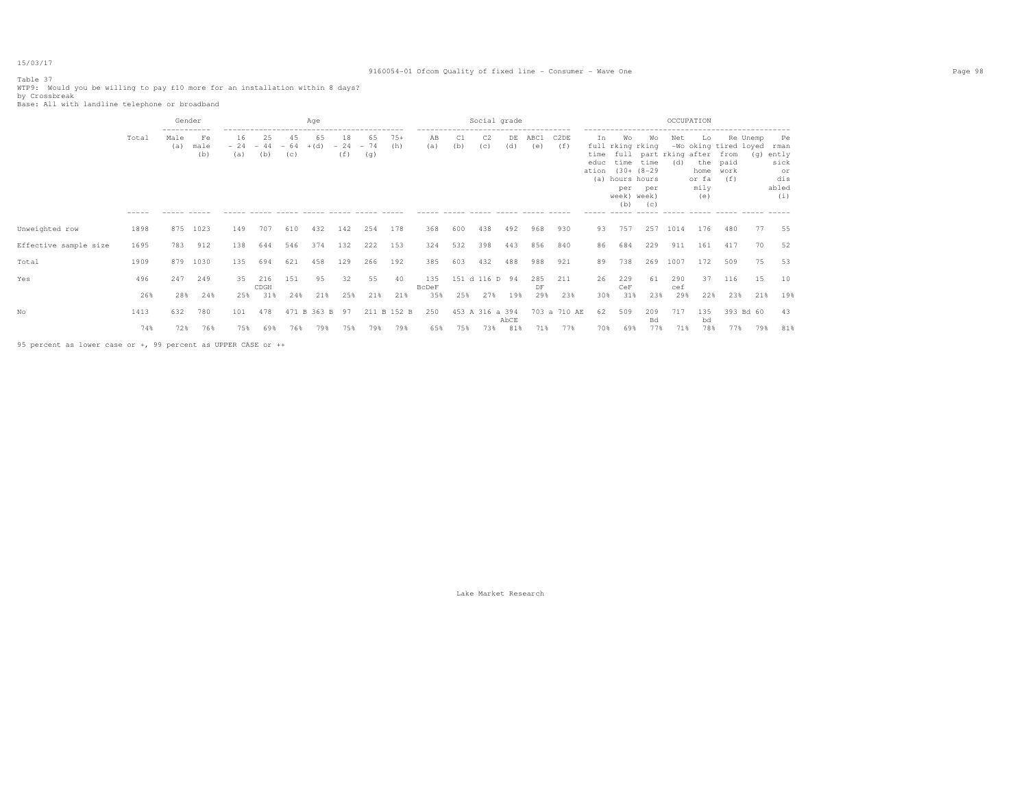Table 37
WTP9: Would you be willing to pay £10 more for an installation within 8 days?
by Crossbreak
Base: All with landline telephone or broadband

| | Total | Gender: Male (a) | Gender: Female (b) | Age: 16 - 24 (a) | Age: 25 - 44 (b) | Age: 45 - 64 (c) | Age: 65 +(d) | Age: 18 - 24 (f) | Age: 65 - 74 (g) | Age: 75+ (h) | Social grade: AB (a) | Social grade: C1 (b) | Social grade: C2 (c) | Social grade: DE (d) | Social grade: ABC1 (e) | Social grade: C2DE (f) | OCCUPATION: In full time education (a) | OCCUPATION: Working full time (30+ hours per week) (b) | OCCUPATION: Working part time (8-29 hours per week) (c) | OCCUPATION: Net -Working (d) | OCCUPATION: Looking after the home or family (e) | OCCUPATION: Retired from paid work (f) | OCCUPATION: Unemployed (g) | OCCUPATION: Permanently sick or disabled (i) |
|---|---|---|---|---|---|---|---|---|---|---|---|---|---|---|---|---|---|---|---|---|---|---|---|---|
| Unweighted row | 1898 | 875 | 1023 | 149 | 707 | 610 | 432 | 142 | 254 | 178 | 368 | 600 | 438 | 492 | 968 | 930 | 93 | 757 | 257 | 1014 | 176 | 480 | 77 | 55 |
| Effective sample size | 1695 | 783 | 912 | 138 | 644 | 546 | 374 | 132 | 222 | 153 | 324 | 532 | 398 | 443 | 856 | 840 | 86 | 684 | 229 | 911 | 161 | 417 | 70 | 52 |
| Total | 1909 | 879 | 1030 | 135 | 694 | 621 | 458 | 129 | 266 | 192 | 385 | 603 | 432 | 488 | 988 | 921 | 89 | 738 | 269 | 1007 | 172 | 509 | 75 | 53 |
| Yes | 496 | 247 | 249 | 35 | 216 CDGH | 151 | 95 | 32 | 55 | 40 | 135 BcDeF | 151 d | 116 D | 94 | 285 DF | 211 | 26 | 229 CeF | 61 | 290 cef | 37 | 116 | 15 | 10 |
| | 26% | 28% | 24% | 25% | 31% | 24% | 21% | 25% | 21% | 21% | 35% | 25% | 27% | 19% | 29% | 23% | 30% | 31% | 23% | 29% | 22% | 23% | 21% | 19% |
| No | 1413 | 632 | 780 | 101 | 478 | 471 B | 363 B | 97 | 211 B | 152 B | 250 | 453 A | 316 a | 394 AbCE | 703 a | 710 AE | 62 | 509 | 209 Bd | 717 | 135 bd | 393 Bd | 60 | 43 |
| | 74% | 72% | 76% | 75% | 69% | 76% | 79% | 75% | 79% | 79% | 65% | 75% | 73% | 81% | 71% | 77% | 70% | 69% | 77% | 71% | 78% | 77% | 79% | 81% |

95 percent as lower case or +, 99 percent as UPPER CASE or ++

Lake Market Research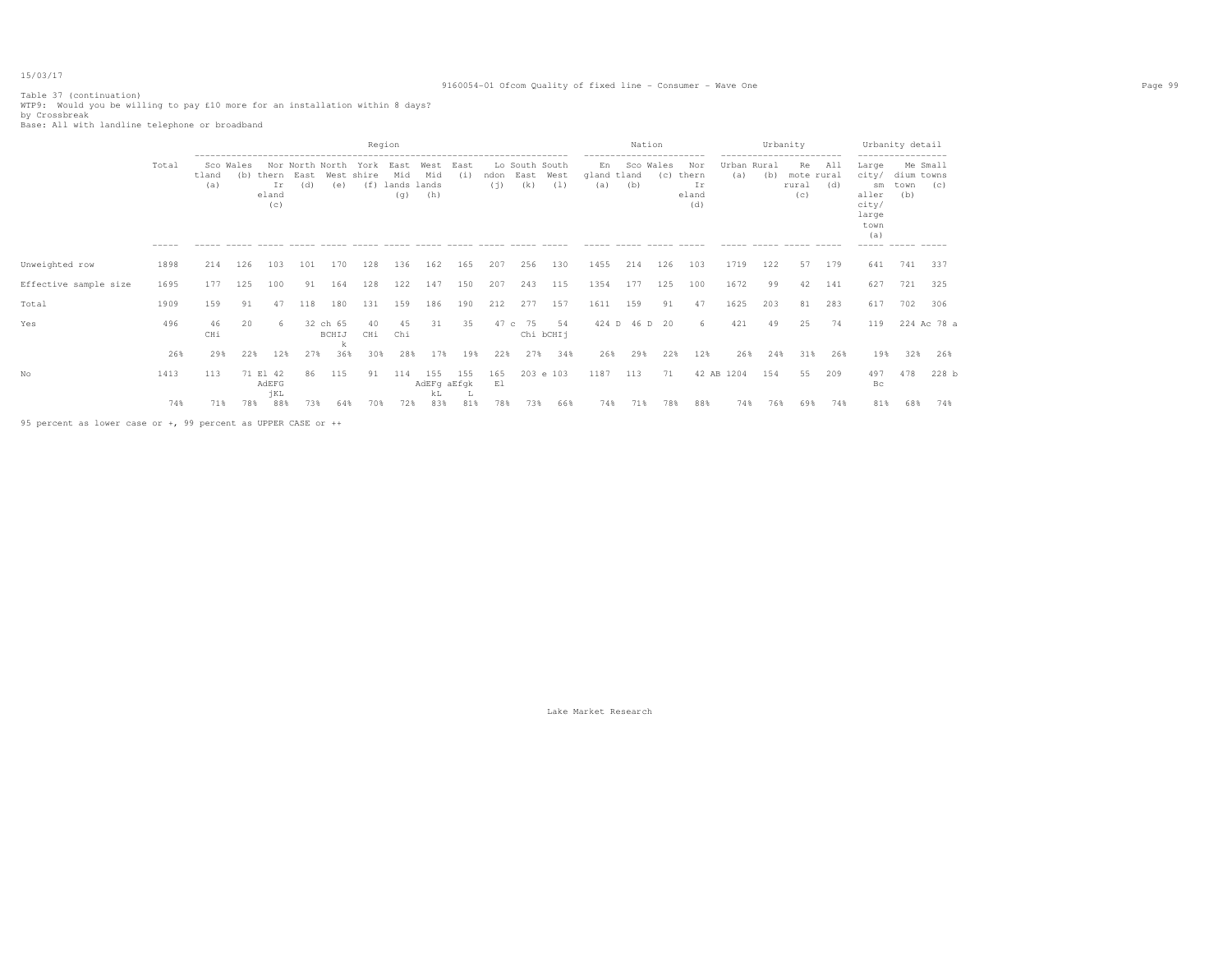Table 37 (continuation)
WTP9: Would you be willing to pay £10 more for an installation within 8 days?
by Crossbreak
Base: All with landline telephone or broadband

| | Total | Region | | | | | | | | | | | | Nation | | | | Urbanity | | | | Urbanity detail | | |
|---|---|---|---|---|---|---|---|---|---|---|---|---|---|---|---|---|---|---|---|---|---|---|---|---|
| | | Scotland (a) | Wales (b) | Northern Ireland (c) | North East (d) | North West (e) | Yorkshire (f) | East Midlands (g) | West Midlands (h) | East (i) | London (j) | South East (k) | South West (l) | England (a) | Scotland (b) | Wales (c) | Northern Ireland (d) | Urban (a) | Rural (b) | Remote rural (c) | All rural (d) | Large city/ smaller city/ large town (a) | Medium town (b) | Small towns (c) |
| Unweighted row | 1898 | 214 | 126 | 103 | 101 | 170 | 128 | 136 | 162 | 165 | 207 | 256 | 130 | 1455 | 214 | 126 | 103 | 1719 | 122 | 57 | 179 | 641 | 741 | 337 |
| Effective sample size | 1695 | 177 | 125 | 100 | 91 | 164 | 128 | 122 | 147 | 150 | 207 | 243 | 115 | 1354 | 177 | 125 | 100 | 1672 | 99 | 42 | 141 | 627 | 721 | 325 |
| Total | 1909 | 159 | 91 | 47 | 118 | 180 | 131 | 159 | 186 | 190 | 212 | 277 | 157 | 1611 | 159 | 91 | 47 | 1625 | 203 | 81 | 283 | 617 | 702 | 306 |
| Yes | 496 | 46 CHi | 20 | 6 | 32 ch | 65 BCHIJ k | 40 CHi | 45 Chi | 31 | 35 | 47 c | 75 Chi | 54 bCHIj | 424 D | 46 D | 20 | 6 | 421 | 49 | 25 | 74 | 119 | 224 Ac | 78 a |
| | 26% | 29% | 22% | 12% | 27% | 36% | 30% | 28% | 17% | 19% | 22% | 27% | 34% | 26% | 29% | 22% | 12% | 26% | 24% | 31% | 26% | 19% | 32% | 26% |
| No | 1413 | 113 | 71 El | 42 AdEFG jKL | 86 | 115 | 91 | 114 | 155 AdEFg kL | 155 aEfgk L | 165 El | 203 e | 103 | 1187 | 113 | 71 | 42 AB | 1204 | 154 | 55 | 209 | 497 Bc | 478 | 228 b |
| | 74% | 71% | 78% | 88% | 73% | 64% | 70% | 72% | 83% | 81% | 78% | 73% | 66% | 74% | 71% | 78% | 88% | 74% | 76% | 69% | 74% | 81% | 68% | 74% |

95 percent as lower case or +, 99 percent as UPPER CASE or ++

Lake Market Research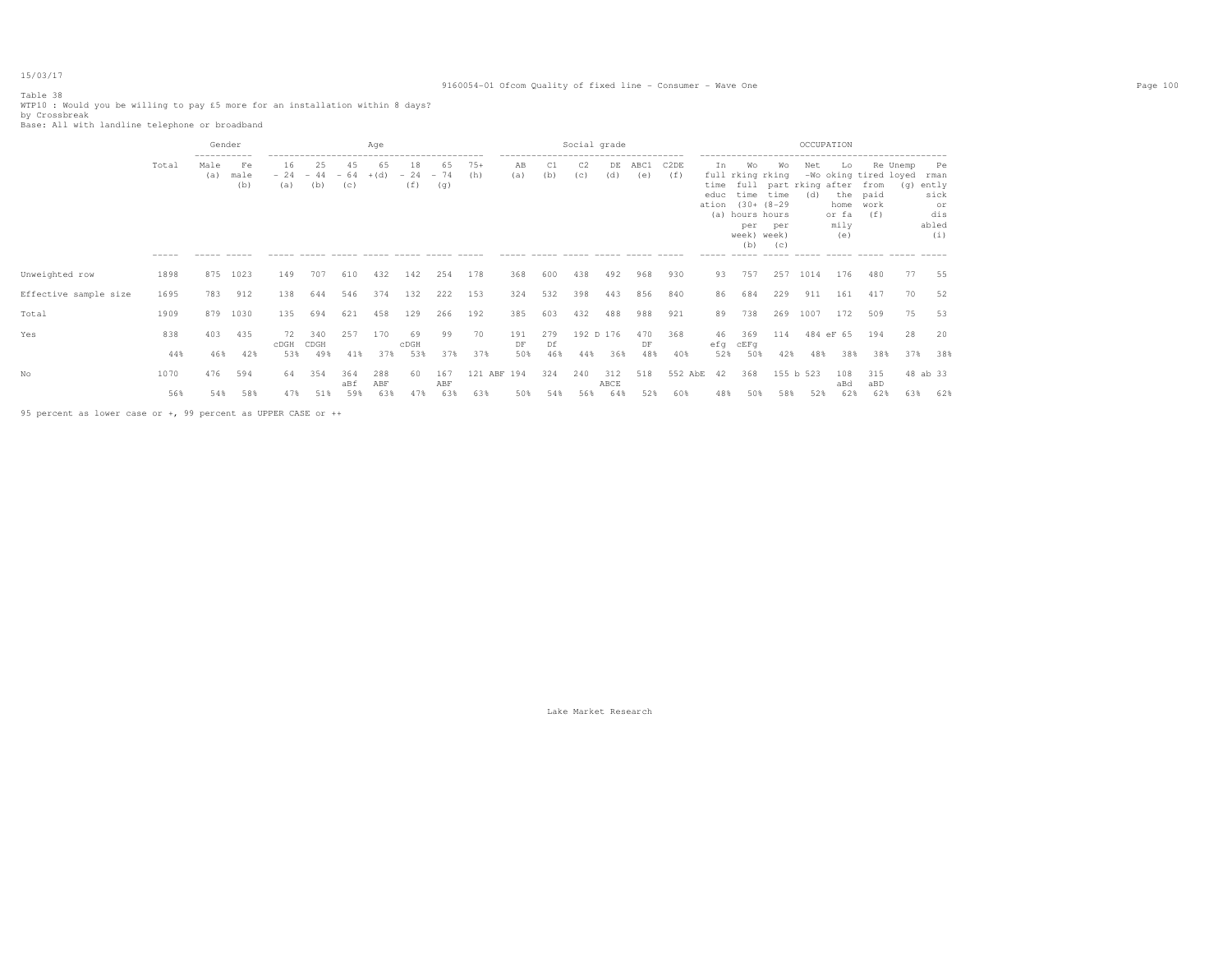Table 38
WTP10 : Would you be willing to pay £5 more for an installation within 8 days?
by Crossbreak
Base: All with landline telephone or broadband

| | Total | Gender | | Age | | | | | | | Social grade | | | | | | OCCUPATION | | | | | | | | |
|---|---|---|---|---|---|---|---|---|---|---|---|---|---|---|---|---|---|---|---|---|---|---|---|---|---|
| | | Male (a) | Female (b) | 16 - 24 (a) | 25 - 44 (b) | 45 - 64 (c) | 65 +(d) | 18 - 24 (f) | 65 - 74 (g) | 75+ (h) | AB (a) | C1 (b) | C2 (c) | DE (d) | ABC1 (e) | C2DE (f) | In full time education (a) | Working full time (30+ hours per week) (b) | Working part time (8-29 hours per week) (c) | Net -Working (d) | Looking after the home or family (e) | Retired from paid work (f) | Unemployed (g) | Permanently sick or disabled (i) |
| Unweighted row | 1898 | 875 | 1023 | 149 | 707 | 610 | 432 | 142 | 254 | 178 | 368 | 600 | 438 | 492 | 968 | 930 | 93 | 757 | 257 | 1014 | 176 | 480 | 77 | 55 |
| Effective sample size | 1695 | 783 | 912 | 138 | 644 | 546 | 374 | 132 | 222 | 153 | 324 | 532 | 398 | 443 | 856 | 840 | 86 | 684 | 229 | 911 | 161 | 417 | 70 | 52 |
| Total | 1909 | 879 | 1030 | 135 | 694 | 621 | 458 | 129 | 266 | 192 | 385 | 603 | 432 | 488 | 988 | 921 | 89 | 738 | 269 | 1007 | 172 | 509 | 75 | 53 |
| Yes | 838 | 403 | 435 | 72 cDGH | 340 CDGH | 257 | 170 | 69 cDGH | 99 | 70 | 191 DF | 279 Df | 192 D | 176 | 470 DF | 368 | 46 efg | 369 cEFg | 114 | 484 eF | 65 | 194 | 28 | 20 |
| | 44% | 46% | 42% | 53% | 49% | 41% | 37% | 53% | 37% | 37% | 50% | 46% | 44% | 36% | 48% | 40% | 52% | 50% | 42% | 48% | 38% | 38% | 37% | 38% |
| No | 1070 | 476 | 594 | 64 | 354 | 364 aBf | 288 ABF | 60 | 167 ABF | 121 ABF | 194 | 324 | 240 | 312 ABCE | 518 | 552 AbE | 42 | 368 | 155 b | 523 | 108 aBd | 315 aBD | 48 ab | 33 |
| | 56% | 54% | 58% | 47% | 51% | 59% | 63% | 47% | 63% | 63% | 50% | 54% | 56% | 64% | 52% | 60% | 48% | 50% | 58% | 52% | 62% | 62% | 63% | 62% |

95 percent as lower case or +, 99 percent as UPPER CASE or ++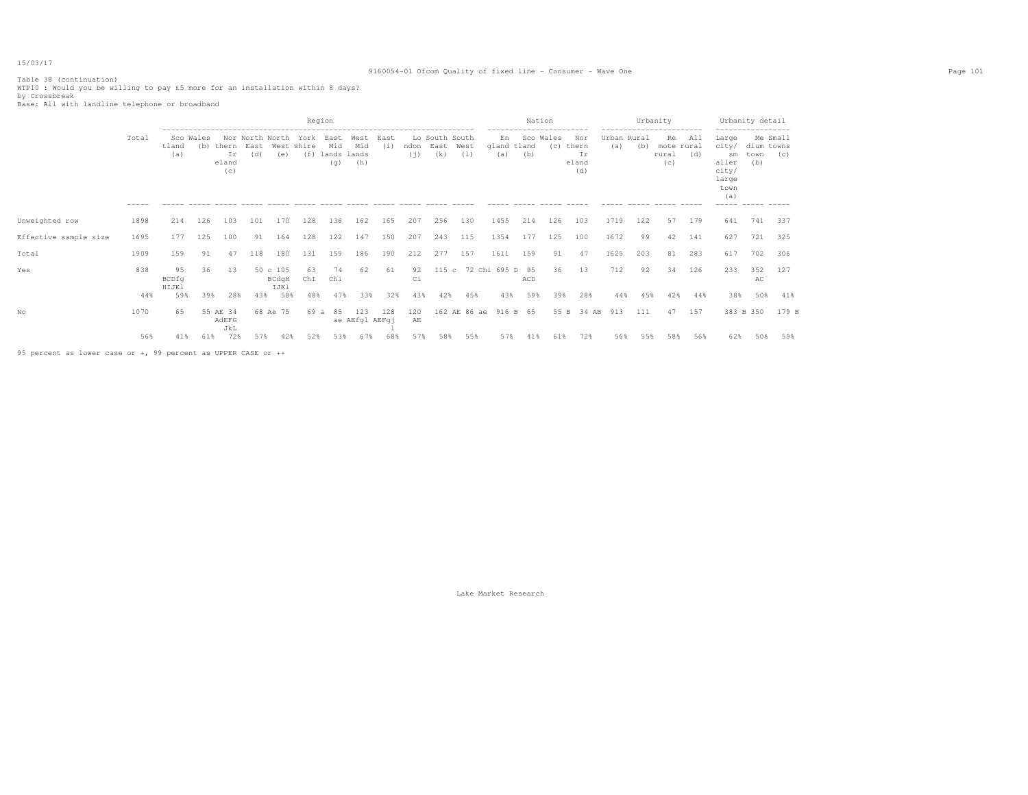15/03/17

Table 38 (continuation)
WTP10 : Would you be willing to pay £5 more for an installation within 8 days?
by Crossbreak
Base: All with landline telephone or broadband

| | Total | Region | | | | | | | | | | | | Nation | | | | Urbanity | | | | Urbanity detail | | |
|---|---|---|---|---|---|---|---|---|---|---|---|---|---|---|---|---|---|---|---|---|---|---|---|---|
| | | Scotland (a) | Wales (b) | Northern Ireland (c) | North East (d) | North West (e) | York shire (f) | East Midlands (g) | West Midlands (h) | East (i) | London (j) | South East (k) | South West (l) | England (a) | Scotland (b) | Wales (c) | Northern Ireland (d) | Urban (a) | Rural (b) | Remote rural (c) | All rural (d) | Large city/ smaller city/ large town (a) | Medium town (b) | Small towns (c) |
| Unweighted row | 1898 | 214 | 126 | 103 | 101 | 170 | 128 | 136 | 162 | 165 | 207 | 256 | 130 | 1455 | 214 | 126 | 103 | 1719 | 122 | 57 | 179 | 641 | 741 | 337 |
| Effective sample size | 1695 | 177 | 125 | 100 | 91 | 164 | 128 | 122 | 147 | 150 | 207 | 243 | 115 | 1354 | 177 | 125 | 100 | 1672 | 99 | 42 | 141 | 627 | 721 | 325 |
| Total | 1909 | 159 | 91 | 47 | 118 | 180 | 131 | 159 | 186 | 190 | 212 | 277 | 157 | 1611 | 159 | 91 | 47 | 1625 | 203 | 81 | 283 | 617 | 702 | 306 |
| Yes | 838 | 95 BCDfg HIJKl | 36 | 13 | 50 c | 105 BCdgH IJKl | 63 ChI | 74 Chi | 62 | 61 | 92 Ci | 115 c | 72 Chi | 695 D | 95 ACD | 36 | 13 | 712 | 92 | 34 | 126 | 233 | 352 AC | 127 |
| | 44% | 59% | 39% | 28% | 43% | 58% | 48% | 47% | 33% | 32% | 43% | 42% | 45% | 43% | 59% | 39% | 28% | 44% | 45% | 42% | 44% | 38% | 50% | 41% |
| No | 1070 | 65 | 55 AE | 34 AdEFG JkL | 68 Ae | 75 | 69 a | 85 ae | 123 AEfgl | 128 AEFgj l | 120 AE | 162 AE | 86 ae | 916 B | 65 | 55 B | 34 AB | 913 | 111 | 47 | 157 | 383 B | 350 | 179 B |
| | 56% | 41% | 61% | 72% | 57% | 42% | 52% | 53% | 67% | 68% | 57% | 58% | 55% | 57% | 41% | 61% | 72% | 56% | 55% | 58% | 56% | 62% | 50% | 59% |

95 percent as lower case or +, 99 percent as UPPER CASE or ++

Lake Market Research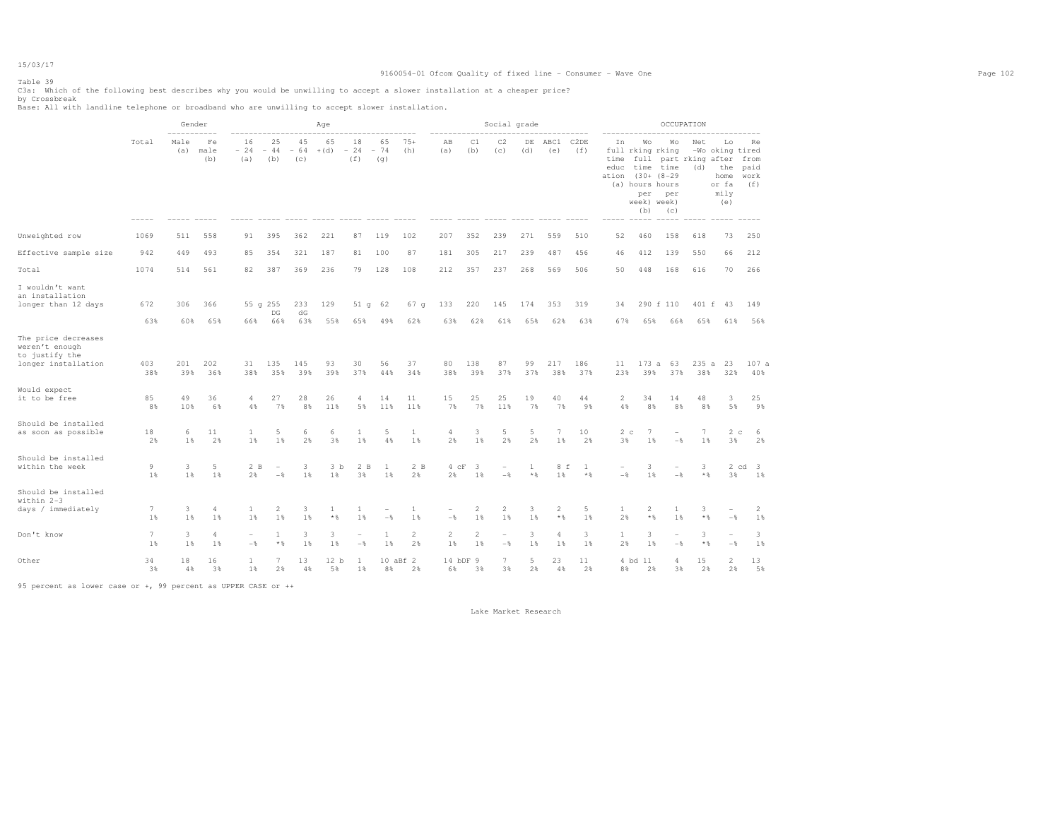Table 39

C3a: Which of the following best describes why you would be unwilling to accept a slower installation at a cheaper price?

by Crossbreak

Base: All with landline telephone or broadband who are unwilling to accept slower installation.

| | Total | Gender | | Age | | | | | | | Social grade | | | | | | OCCUPATION | | | | | |
|---|---|---|---|---|---|---|---|---|---|---|---|---|---|---|---|---|---|---|---|---|---|---|
| | | Male (a) | Female (b) | 16 - 24 (a) | 25 - 44 (b) | 45 - 64 (c) | 65 +(d) | 18 - 24 (f) | 65 - 74 (g) | 75+ (h) | AB (a) | C1 (b) | C2 (c) | DE (d) | ABC1 (e) | C2DE (f) | In full time education (a) | Working full time (30+ hours per week) (b) | Working part time (8-29 hours per week) (c) | Net working (d) | Looking after the home or family (e) | Retired from paid work (f) |
| Unweighted row | 1069 | 511 | 558 | 91 | 395 | 362 | 221 | 87 | 119 | 102 | 207 | 352 | 239 | 271 | 559 | 510 | 52 | 460 | 158 | 618 | 73 | 250 |
| Effective sample size | 942 | 449 | 493 | 85 | 354 | 321 | 187 | 81 | 100 | 87 | 181 | 305 | 217 | 239 | 487 | 456 | 46 | 412 | 139 | 550 | 66 | 212 |
| Total | 1074 | 514 | 561 | 82 | 387 | 369 | 236 | 79 | 128 | 108 | 212 | 357 | 237 | 268 | 569 | 506 | 50 | 448 | 168 | 616 | 70 | 266 |
| I wouldn't want an installation longer than 12 days | 672 | 306 | 366 | 55 g | 255 DG | 233 dG | 129 | 51 g | 62 | 67 g | 133 | 220 | 145 | 174 | 353 | 319 | 34 | 290 f | 110 | 401 f | 43 | 149 |
| | 63% | 60% | 65% | 66% | 66% | 63% | 55% | 65% | 49% | 62% | 63% | 62% | 61% | 65% | 62% | 63% | 67% | 65% | 66% | 65% | 61% | 56% |
| The price decreases weren't enough to justify the longer installation | 403 | 201 | 202 | 31 | 135 | 145 | 93 | 30 | 56 | 37 | 80 | 138 | 87 | 99 | 217 | 186 | 11 | 173 a | 63 | 235 a | 23 | 107 a |
| | 38% | 39% | 36% | 38% | 35% | 39% | 39% | 37% | 44% | 34% | 38% | 39% | 37% | 37% | 38% | 37% | 23% | 39% | 37% | 38% | 32% | 40% |
| Would expect it to be free | 85 | 49 | 36 | 4 | 27 | 28 | 26 | 4 | 14 | 11 | 15 | 25 | 25 | 19 | 40 | 44 | 2 | 34 | 14 | 48 | 3 | 25 |
| | 8% | 10% | 6% | 4% | 7% | 8% | 11% | 5% | 11% | 11% | 7% | 7% | 11% | 7% | 7% | 9% | 4% | 8% | 8% | 8% | 5% | 9% |
| Should be installed as soon as possible | 18 | 6 | 11 | 1 | 5 | 6 | 6 | 1 | 5 | 1 | 4 | 3 | 5 | 5 | 7 | 10 | 2 c | 7 | - | 7 | 2 c | 6 |
| | 2% | 1% | 2% | 1% | 1% | 2% | 3% | 1% | 4% | 1% | 2% | 1% | 2% | 2% | 1% | 2% | 3% | 1% | -% | 1% | 3% | 2% |
| Should be installed within the week | 9 | 3 | 5 | 2 B | - | 3 | 3 b | 2 B | 1 | 2 B | 4 cF | 3 | - | 1 | 8 f | 1 | - | 3 | - | 3 | 2 cd | 3 |
| | 1% | 1% | 1% | 2% | -% | 1% | 1% | 3% | 1% | 2% | 2% | 1% | -% | *% | 1% | *% | -% | 1% | -% | *% | 3% | 1% |
| Should be installed within 2-3 days / immediately | 7 | 3 | 4 | 1 | 2 | 3 | 1 | 1 | - | 1 | - | 2 | 2 | 3 | 2 | 5 | 1 | 2 | 1 | 3 | - | 2 |
| | 1% | 1% | 1% | 1% | 1% | 1% | *% | 1% | -% | 1% | -% | 1% | 1% | 1% | *% | 1% | 2% | *% | 1% | *% | -% | 1% |
| Don't know | 7 | 3 | 4 | - | 1 | 3 | 3 | - | 1 | 2 | 2 | 2 | - | 3 | 4 | 3 | 1 | 3 | - | 3 | - | 3 |
| | 1% | 1% | 1% | -% | *% | 1% | 1% | -% | 1% | 2% | 1% | 1% | -% | 1% | 1% | 1% | 2% | 1% | -% | *% | -% | 1% |
| Other | 34 | 18 | 16 | 1 | 7 | 13 | 12 b | 1 | 10 aBf | 2 | 14 bDF | 9 | 7 | 5 | 23 | 11 | 4 bd | 11 | 4 | 15 | 2 | 13 |
| | 3% | 4% | 3% | 1% | 2% | 4% | 5% | 1% | 8% | 2% | 6% | 3% | 3% | 2% | 4% | 2% | 8% | 2% | 3% | 2% | 2% | 5% |

95 percent as lower case or +, 99 percent as UPPER CASE or ++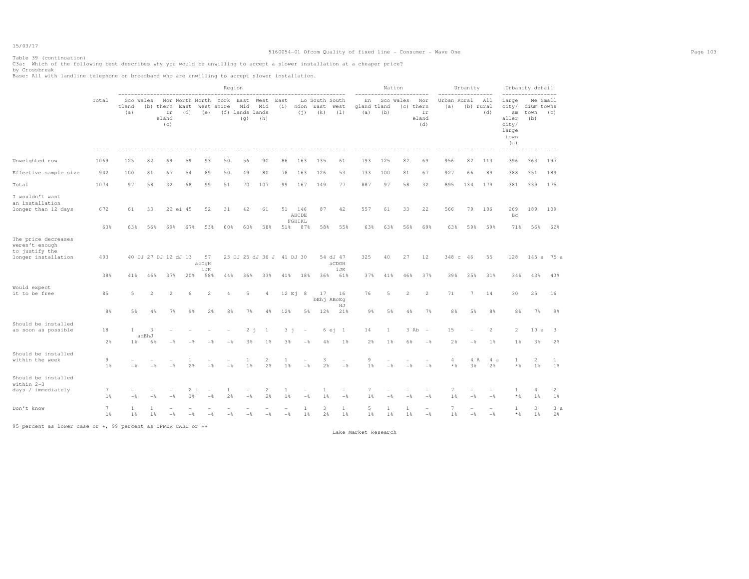Table 39 (continuation)
C3a: Which of the following best describes why you would be unwilling to accept a slower installation at a cheaper price?
by Crossbreak
Base: All with landline telephone or broadband who are unwilling to accept slower installation.

| | Total | Region: Scotland (a) | Wales (b) | Northern Ireland (c) | North East (d) | North West (e) | Yorkshire (f) | East Midlands (g) | West Midlands (h) | East (i) | London (j) | South East (k) | South West (l) | Nation: England (a) | Scotland (b) | Wales (c) | Northern Ireland (d) | Urbanity: Urban (a) | Rural (b) | All rural (d) | Urbanity detail: Large city/smaller city/large town (a) | Medium town (b) | Small towns (c) |
|---|---|---|---|---|---|---|---|---|---|---|---|---|---|---|---|---|---|---|---|---|---|---|---|
| Unweighted row | 1069 | 125 | 82 | 69 | 59 | 93 | 50 | 56 | 90 | 86 | 163 | 135 | 61 | 793 | 125 | 82 | 69 | 956 | 82 | 113 | 396 | 363 | 197 |
| Effective sample size | 942 | 100 | 81 | 67 | 54 | 89 | 50 | 49 | 80 | 78 | 163 | 126 | 53 | 733 | 100 | 81 | 67 | 927 | 66 | 89 | 388 | 351 | 189 |
| Total | 1074 | 97 | 58 | 32 | 68 | 99 | 51 | 70 | 107 | 99 | 167 | 149 | 77 | 887 | 97 | 58 | 32 | 895 | 134 | 179 | 381 | 339 | 175 |
| I wouldn't want an installation longer than 12 days | 672 | 61 | 33 | 22 ei | 45 | 52 | 31 | 42 | 61 | 51 | 146 ABCDE FGHIKL | 87 | 42 | 557 | 61 | 33 | 22 | 566 | 79 | 106 | 269 Bc | 189 | 109 |
| | 63% | 63% | 56% | 69% | 67% | 53% | 60% | 60% | 58% | 51% | 87% | 58% | 55% | 63% | 63% | 56% | 69% | 63% | 59% | 59% | 71% | 56% | 62% |
| The price decreases weren't enough to justify the longer installation | 403 | 40 DJ | 27 DJ | 12 dJ | 13 | 57 acDgH iJK | 23 DJ | 25 dJ | 36 J | 41 DJ | 30 | 54 dJ | 47 aCDGH iJK | 325 | 40 | 27 | 12 | 348 c | 46 | 55 | 128 | 145 a | 75 a |
| | 38% | 41% | 46% | 37% | 20% | 58% | 44% | 36% | 33% | 41% | 18% | 36% | 61% | 37% | 41% | 46% | 37% | 39% | 35% | 31% | 34% | 43% | 43% |
| Would expect it to be free | 85 | 5 | 2 | 2 | 6 | 2 | 4 | 5 | 4 | 12 Ej | 8 | 17 bEhj | 16 ABcEg HJ | 76 | 5 | 2 | 2 | 71 | 7 | 14 | 30 | 25 | 16 |
| | 8% | 5% | 4% | 7% | 9% | 2% | 8% | 7% | 4% | 12% | 5% | 12% | 21% | 9% | 5% | 4% | 7% | 8% | 5% | 8% | 8% | 7% | 9% |
| Should be installed as soon as possible | 18 | 1 | 3 adEhJ | - | - | - | - | 2 j | 1 | 3 j | - | 6 ej | 1 | 14 | 1 | 3 Ab | - | 15 | - | 2 | 2 | 10 a | 3 |
| | 2% | 1% | 6% | -% | -% | -% | -% | 3% | 1% | 3% | -% | 4% | 1% | 2% | 1% | 6% | -% | 2% | -% | 1% | 1% | 3% | 2% |
| Should be installed within the week | 9 | - | - | - | 1 | - | - | 1 | 2 | 1 | - | 3 | - | 9 | - | - | - | 4 | 4 A | 4 a | 1 | 2 | 1 |
| | 1% | -% | -% | -% | 2% | -% | -% | 1% | 2% | 1% | -% | 2% | -% | 1% | -% | -% | -% | *% | 3% | 2% | *% | 1% | 1% |
| Should be installed within 2-3 days / immediately | 7 | - | - | - | 2 j | - | 1 | - | 2 | 1 | - | 1 | - | 7 | - | - | - | 7 | - | - | 1 | 4 | 2 |
| | 1% | -% | -% | -% | 3% | -% | 2% | -% | 2% | 1% | -% | 1% | -% | 1% | -% | -% | -% | 1% | -% | -% | *% | 1% | 1% |
| Don't know | 7 | 1 | 1 | - | - | - | - | - | - | - | 1 | 3 | 1 | 5 | 1 | 1 | - | 7 | - | - | 1 | 3 | 3 a |
| | 1% | 1% | 1% | -% | -% | -% | -% | -% | -% | -% | 1% | 2% | 1% | 1% | 1% | 1% | -% | 1% | -% | -% | *% | 1% | 2% |

95 percent as lower case or +, 99 percent as UPPER CASE or ++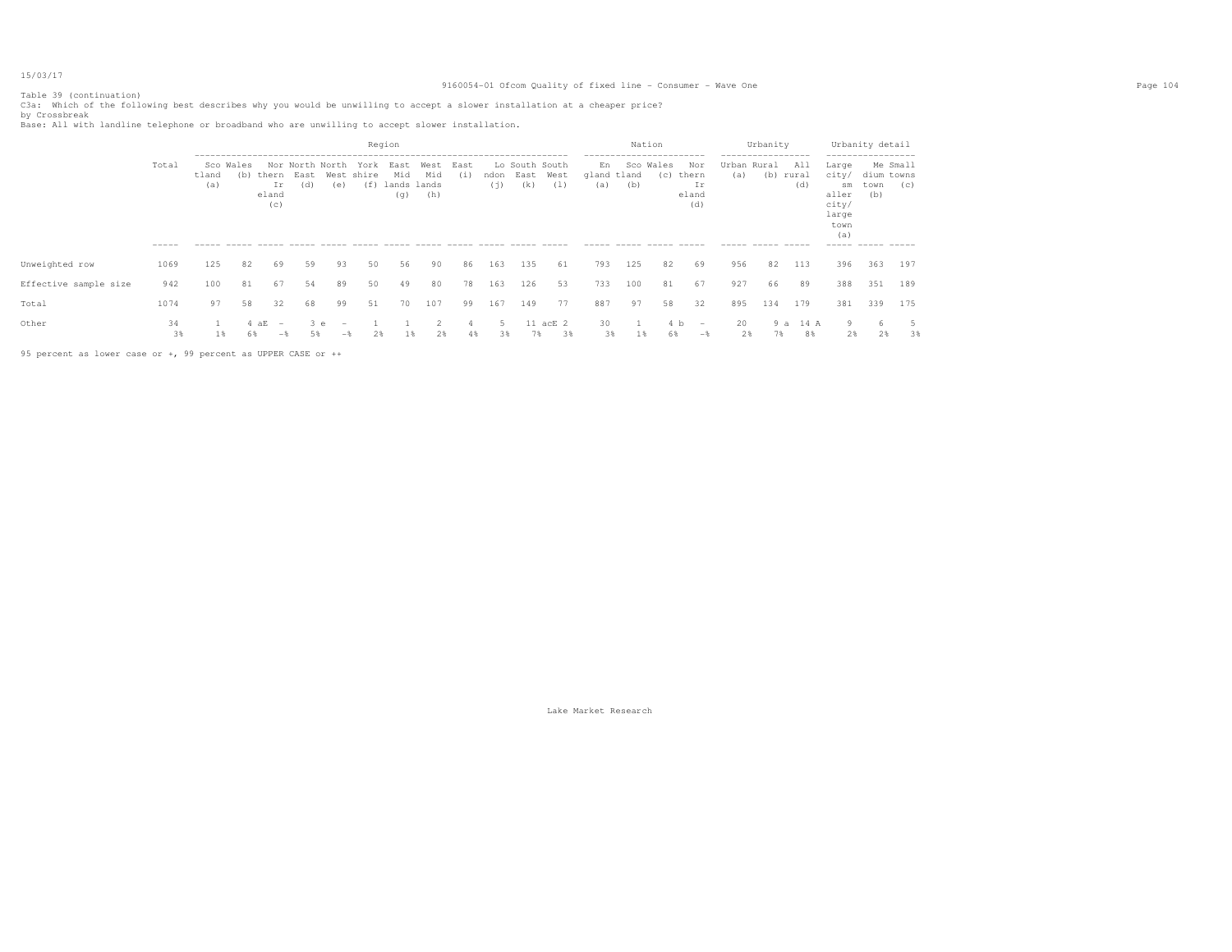Table 39 (continuation)

C3a: Which of the following best describes why you would be unwilling to accept a slower installation at a cheaper price?

by Crossbreak

Base: All with landline telephone or broadband who are unwilling to accept slower installation.

| | Total | Region | | | | | | | | | | | | Nation | | | | Urbanity | | | Urbanity detail | | |
|---|---|---|---|---|---|---|---|---|---|---|---|---|---|---|---|---|---|---|---|---|---|---|---|
| | | Scotland (a) | Wales (b) | Northern Ireland (c) | North East (d) | North West (e) | Yorkshire (f) | East Midlands (g) | West Midlands (h) | East (i) | London (j) | South East (k) | South West (l) | England (a) | Scotland (b) | Wales (c) | Northern Ireland (d) | Urban (a) | Rural (b) | All rural (d) | Large city/ smaller city/ large town (a) | Medium town (b) | Small towns (c) |
| Unweighted row | 1069 | 125 | 82 | 69 | 59 | 93 | 50 | 56 | 90 | 86 | 163 | 135 | 61 | 793 | 125 | 82 | 69 | 956 | 82 | 113 | 396 | 363 | 197 |
| Effective sample size | 942 | 100 | 81 | 67 | 54 | 89 | 50 | 49 | 80 | 78 | 163 | 126 | 53 | 733 | 100 | 81 | 67 | 927 | 66 | 89 | 388 | 351 | 189 |
| Total | 1074 | 97 | 58 | 32 | 68 | 99 | 51 | 70 | 107 | 99 | 167 | 149 | 77 | 887 | 97 | 58 | 32 | 895 | 134 | 179 | 381 | 339 | 175 |
| Other | 34 | 1 | 4 aE | - | 3 e | - | 1 | 1 | 2 | 4 | 5 | 11 acE | 2 | 30 | 1 | 4 b | - | 20 | 9 a | 14 A | 9 | 6 | 5 |
| | 3% | 1% | 6% | -% | 5% | -% | 2% | 1% | 2% | 4% | 3% | 7% | 3% | 3% | 1% | 6% | -% | 2% | 7% | 8% | 2% | 2% | 3% |

95 percent as lower case or +, 99 percent as UPPER CASE or ++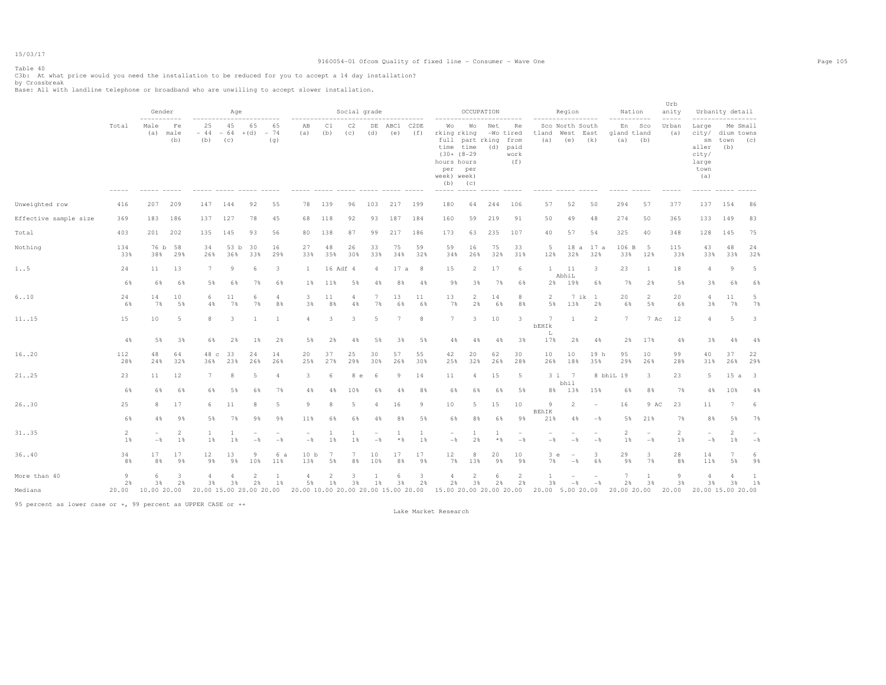Table 40

C3b: At what price would you need the installation to be reduced for you to accept a 14 day installation?

by Crossbreak

Base: All with landline telephone or broadband who are unwilling to accept slower installation.

| | Total | Gender: Male (a) | Gender: Female (b) | Age: 25-44 (b) | Age: 45-64 (c) | Age: 65+ (d) | Age: 65-74 (g) | Social grade: AB (a) | Social grade: C1 (b) | Social grade: C2 (c) | Social grade: DE (d) | Social grade: ABC1 (e) | Social grade: C2DE (f) | Occupation: Working full time (30+ hours per week) (b) | Occupation: Working part time (8-29 hours per week) (c) | Occupation: Net Working (d) | Occupation: Retired from paid work (f) | Region: Scotland (a) | Region: North West (e) | Region: South East (k) | Nation: England (a) | Nation: Scotland (b) | Urbanity: Urban (a) | Urbanity detail: Large city/smaller city/large town (a) | Urbanity detail: Medium town (b) | Urbanity detail: Small towns (c) |
|---|---|---|---|---|---|---|---|---|---|---|---|---|---|---|---|---|---|---|---|---|---|---|---|---|---|---|
| Unweighted row | 416 | 207 | 209 | 147 | 144 | 92 | 55 | 78 | 139 | 96 | 103 | 217 | 199 | 180 | 64 | 244 | 106 | 57 | 52 | 50 | 294 | 57 | 377 | 137 | 154 | 86 |
| Effective sample size | 369 | 183 | 186 | 137 | 127 | 78 | 45 | 68 | 118 | 92 | 93 | 187 | 184 | 160 | 59 | 219 | 91 | 50 | 49 | 48 | 274 | 50 | 365 | 133 | 149 | 83 |
| Total | 403 | 201 | 202 | 135 | 145 | 93 | 56 | 80 | 138 | 87 | 99 | 217 | 186 | 173 | 63 | 235 | 107 | 40 | 57 | 54 | 325 | 40 | 348 | 128 | 145 | 75 |
| Nothing | 134 | 76 b | 58 | 34 | 53 b | 30 | 16 | 27 | 48 | 26 | 33 | 75 | 59 | 59 | 16 | 75 | 33 | 5 | 18 a | 17 a | 106 B | 5 | 115 | 43 | 48 | 24 |
| | 33% | 38% | 29% | 26% | 36% | 33% | 29% | 33% | 35% | 30% | 33% | 34% | 32% | 34% | 26% | 32% | 31% | 12% | 32% | 32% | 33% | 12% | 33% | 33% | 33% | 32% |
| 1..5 | 24 | 11 | 13 | 7 | 9 | 6 | 3 | 1 | 16 Adf | 4 | 4 | 17 a | 8 | 15 | 2 | 17 | 6 | 1 | 11 AbhiL | 3 | 23 | 1 | 18 | 4 | 9 | 5 |
| | 6% | 6% | 6% | 5% | 6% | 7% | 6% | 1% | 11% | 5% | 4% | 8% | 4% | 9% | 3% | 7% | 6% | 2% | 19% | 6% | 7% | 2% | 5% | 3% | 6% | 6% |
| 6..10 | 24 | 14 | 10 | 6 | 11 | 6 | 4 | 3 | 11 | 4 | 7 | 13 | 11 | 13 | 2 | 14 | 8 | 2 | 7 ik | 1 | 20 | 2 | 20 | 4 | 11 | 5 |
| | 6% | 7% | 5% | 4% | 7% | 7% | 8% | 3% | 8% | 4% | 7% | 6% | 6% | 7% | 2% | 6% | 8% | 5% | 13% | 2% | 6% | 5% | 6% | 3% | 7% | 7% |
| 11..15 | 15 | 10 | 5 | 8 | 3 | 1 | 1 | 4 | 3 | 3 | 5 | 7 | 8 | 7 | 3 | 10 | 3 | 7 bEHIk L | 1 | 2 | 7 | 7 Ac | 12 | 4 | 5 | 3 |
| | 4% | 5% | 3% | 6% | 2% | 1% | 2% | 5% | 2% | 4% | 5% | 3% | 5% | 4% | 4% | 4% | 3% | 17% | 2% | 4% | 2% | 17% | 4% | 3% | 4% | 4% |
| 16..20 | 112 | 48 | 64 | 48 c | 33 | 24 | 14 | 20 | 37 | 25 | 30 | 57 | 55 | 42 | 20 | 62 | 30 | 10 | 10 | 19 h | 95 | 10 | 99 | 40 | 37 | 22 |
| | 28% | 24% | 32% | 36% | 23% | 26% | 26% | 25% | 27% | 29% | 30% | 26% | 30% | 25% | 32% | 26% | 28% | 26% | 18% | 35% | 29% | 26% | 28% | 31% | 26% | 29% |
| 21..25 | 23 | 11 | 12 | 7 | 8 | 5 | 4 | 3 | 6 | 8 e | 6 | 9 | 14 | 11 | 4 | 15 | 5 | 3 l | 7 bhil | 8 bhiL | 19 | 3 | 23 | 5 | 15 a | 3 |
| | 6% | 6% | 6% | 6% | 5% | 6% | 7% | 4% | 4% | 10% | 6% | 4% | 8% | 6% | 6% | 6% | 5% | 8% | 13% | 15% | 6% | 8% | 7% | 4% | 10% | 4% |
| 26..30 | 25 | 8 | 17 | 6 | 11 | 8 | 5 | 9 | 8 | 5 | 4 | 16 | 9 | 10 | 5 | 15 | 10 | 9 BEhIK | 2 | - | 16 | 9 AC | 23 | 11 | 7 | 6 |
| | 6% | 4% | 9% | 5% | 7% | 9% | 9% | 11% | 6% | 6% | 4% | 8% | 5% | 6% | 8% | 6% | 9% | 21% | 4% | -% | 5% | 21% | 7% | 8% | 5% | 7% |
| 31..35 | 2 | - | 2 | 1 | 1 | - | - | - | 1 | 1 | - | 1 | 1 | - | 1 | 1 | - | - | - | - | 2 | - | 2 | - | 2 | - |
| | 1% | -% | 1% | 1% | 1% | -% | -% | -% | 1% | 1% | -% | *% | 1% | -% | 2% | *% | -% | -% | -% | -% | 1% | -% | 1% | -% | 1% | -% |
| 36..40 | 34 | 17 | 17 | 12 | 13 | 9 | 6 a | 10 b | 7 | 7 | 10 | 17 | 17 | 12 | 8 | 20 | 10 | 3 e | - | 3 | 29 | 3 | 28 | 14 | 7 | 6 |
| | 8% | 8% | 9% | 9% | 9% | 10% | 11% | 13% | 5% | 8% | 10% | 8% | 9% | 7% | 13% | 9% | 9% | 7% | -% | 6% | 9% | 7% | 8% | 11% | 5% | 9% |
| More than 40 | 9 | 6 | 3 | 4 | 4 | 2 | 1 | 4 | 2 | 3 | 1 | 6 | 3 | 4 | 2 | 6 | 2 | 1 | - | - | 7 | 1 | 9 | 4 | 4 | 1 |
| | 2% | 3% | 2% | 3% | 3% | 2% | 1% | 5% | 1% | 3% | 1% | 3% | 2% | 2% | 3% | 2% | 2% | 3% | -% | -% | 2% | 3% | 3% | 3% | 3% | 1% |
| Medians | 20.00 | 10.00 | 20.00 | 20.00 | 15.00 | 20.00 | 20.00 | 20.00 | 10.00 | 20.00 | 20.00 | 15.00 | 20.00 | 15.00 | 20.00 | 20.00 | 20.00 | 20.00 | 5.00 | 20.00 | 20.00 | 20.00 | 20.00 | 20.00 | 15.00 | 20.00 |

95 percent as lower case or +, 99 percent as UPPER CASE or ++

Lake Market Research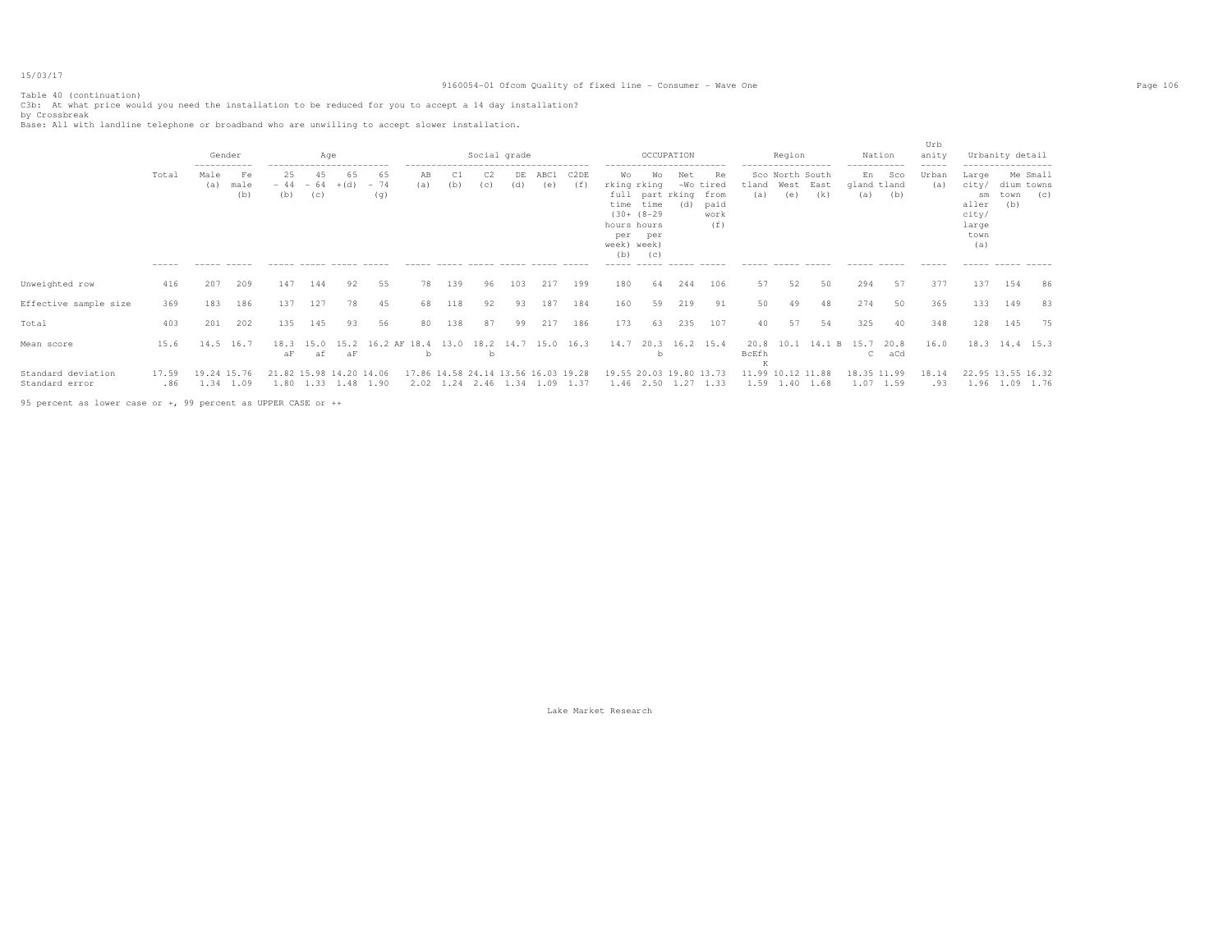Table 40 (continuation)
C3b: At what price would you need the installation to be reduced for you to accept a 14 day installation?
by Crossbreak
Base: All with landline telephone or broadband who are unwilling to accept slower installation.

| | Total | Gender | | Age | | | | Social grade | | | | | | OCCUPATION | | | | Region | | | Nation | | Urbanity | Urbanity detail | | |
|---|---|---|---|---|---|---|---|---|---|---|---|---|---|---|---|---|---|---|---|---|---|---|---|---|---|---|
| | | Male (a) | Female (b) | 25 - 44 (b) | 45 - 64 (c) | 65 +(d) | 65 - 74 (g) | AB (a) | C1 (b) | C2 (c) | DE (d) | ABC1 (e) | C2DE (f) | Working full time (30+ hours per week) (b) | Working part time (8-29 hours per week) (c) | Net -Working (d) | Retired from paid work (f) | Scotland (a) | North West (e) | South East (k) | England (a) | Scotland (b) | Urban (a) | Large city/ smaller city/ large town (a) | Medium town (b) | Small towns (c) |
| Unweighted row | 416 | 207 | 209 | 147 | 144 | 92 | 55 | 78 | 139 | 96 | 103 | 217 | 199 | 180 | 64 | 244 | 106 | 57 | 52 | 50 | 294 | 57 | 377 | 137 | 154 | 86 |
| Effective sample size | 369 | 183 | 186 | 137 | 127 | 78 | 45 | 68 | 118 | 92 | 93 | 187 | 184 | 160 | 59 | 219 | 91 | 50 | 49 | 48 | 274 | 50 | 365 | 133 | 149 | 83 |
| Total | 403 | 201 | 202 | 135 | 145 | 93 | 56 | 80 | 138 | 87 | 99 | 217 | 186 | 173 | 63 | 235 | 107 | 40 | 57 | 54 | 325 | 40 | 348 | 128 | 145 | 75 |
| Mean score | 15.6 | 14.5 | 16.7 | 18.3 aF | 15.0 af | 15.2 aF | 16.2 AF | 18.4 b | 13.0 | 18.2 b | 14.7 | 15.0 | 16.3 | 14.7 | 20.3 b | 16.2 | 15.4 | 20.8 BcEfhK | 10.1 | 14.1 B | 15.7 C | 20.8 aCd | 16.0 | 18.3 | 14.4 | 15.3 |
| Standard deviation | 17.59 | 19.24 | 15.76 | 21.82 | 15.98 | 14.20 | 14.06 | 17.86 | 14.58 | 24.14 | 13.56 | 16.03 | 19.28 | 19.55 | 20.03 | 19.80 | 13.73 | 11.99 | 10.12 | 11.88 | 18.35 | 11.99 | 18.14 | 22.95 | 13.55 | 16.32 |
| Standard error | .86 | 1.34 | 1.09 | 1.80 | 1.33 | 1.48 | 1.90 | 2.02 | 1.24 | 2.46 | 1.34 | 1.09 | 1.37 | 1.46 | 2.50 | 1.27 | 1.33 | 1.59 | 1.40 | 1.68 | 1.07 | 1.59 | .93 | 1.96 | 1.09 | 1.76 |

95 percent as lower case or +, 99 percent as UPPER CASE or ++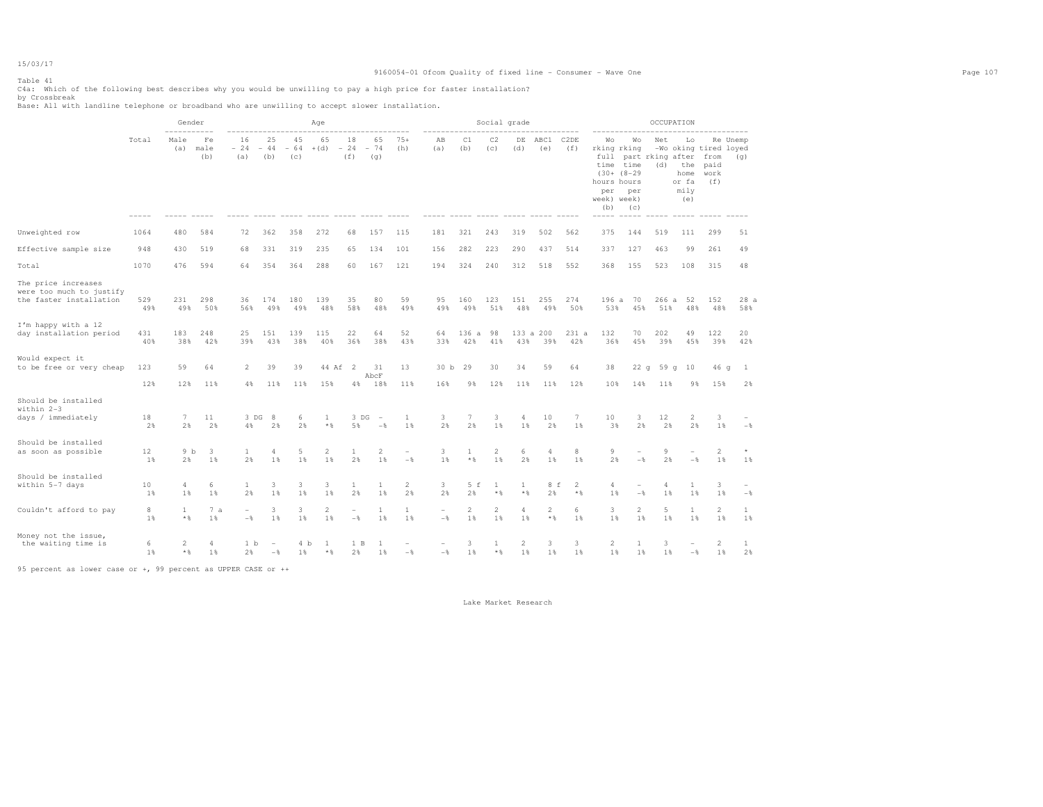15/03/17

9160054-01 Ofcom Quality of fixed line - Consumer - Wave One

Table 41

C4a: Which of the following best describes why you would be unwilling to pay a high price for faster installation?

by Crossbreak

Base: All with landline telephone or broadband who are unwilling to accept slower installation.

| | Total | Gender | | Age | | | | | | | Social grade | | | | | | OCCUPATION | | | | | |
|---|---|---|---|---|---|---|---|---|---|---|---|---|---|---|---|---|---|---|---|---|---|---|
| | | Male (a) | Female (b) | 16 - 24 (a) | 25 - 44 (b) | 45 - 64 (c) | 65 +(d) | 18 - 24 (f) | 65 - 74 (g) | 75+ (h) | AB (a) | C1 (b) | C2 (c) | DE (d) | ABC1 (e) | C2DE (f) | Working full time (30+ hours per week) (b) | Working part time (8-29 hours per week) (c) | Net -Working (d) | Looking after the home or family (e) | Retired from paid work (f) | Unemployed (g) |
| Unweighted row | 1064 | 480 | 584 | 72 | 362 | 358 | 272 | 68 | 157 | 115 | 181 | 321 | 243 | 319 | 502 | 562 | 375 | 144 | 519 | 111 | 299 | 51 |
| Effective sample size | 948 | 430 | 519 | 68 | 331 | 319 | 235 | 65 | 134 | 101 | 156 | 282 | 223 | 290 | 437 | 514 | 337 | 127 | 463 | 99 | 261 | 49 |
| Total | 1070 | 476 | 594 | 64 | 354 | 364 | 288 | 60 | 167 | 121 | 194 | 324 | 240 | 312 | 518 | 552 | 368 | 155 | 523 | 108 | 315 | 48 |
| The price increases were too much to justify the faster installation | 529 | 231 | 298 | 36 | 174 | 180 | 139 | 35 | 80 | 59 | 95 | 160 | 123 | 151 | 255 | 274 | 196 a | 70 | 266 a | 52 | 152 | 28 a |
| | 49% | 49% | 50% | 56% | 49% | 49% | 48% | 58% | 48% | 49% | 49% | 49% | 51% | 48% | 49% | 50% | 53% | 45% | 51% | 48% | 48% | 58% |
| I'm happy with a 12 day installation period | 431 | 183 | 248 | 25 | 151 | 139 | 115 | 22 | 64 | 52 | 64 | 136 a | 98 | 133 a | 200 | 231 a | 132 | 70 | 202 | 49 | 122 | 20 |
| | 40% | 38% | 42% | 39% | 43% | 38% | 40% | 36% | 38% | 43% | 33% | 42% | 41% | 43% | 39% | 42% | 36% | 45% | 39% | 45% | 39% | 42% |
| Would expect it to be free or very cheap | 123 | 59 | 64 | 2 | 39 | 39 | 44 Af | 2 | 31 AbcF | 13 | 30 b | 29 | 30 | 34 | 59 | 64 | 38 | 22 g | 59 g | 10 | 46 g | 1 |
| | 12% | 12% | 11% | 4% | 11% | 11% | 15% | 4% | 18% | 11% | 16% | 9% | 12% | 11% | 11% | 12% | 10% | 14% | 11% | 9% | 15% | 2% |
| Should be installed within 2-3 days / immediately | 18 | 7 | 11 | 3 DG | 8 | 6 | 1 | 3 DG | - | 1 | 3 | 7 | 3 | 4 | 10 | 7 | 10 | 3 | 12 | 2 | 3 | - |
| | 2% | 2% | 2% | 4% | 2% | 2% | *% | 5% | -% | 1% | 2% | 2% | 1% | 1% | 2% | 1% | 3% | 2% | 2% | 2% | 1% | -% |
| Should be installed as soon as possible | 12 | 9 b | 3 | 1 | 4 | 5 | 2 | 1 | 2 | - | 3 | 1 | 2 | 6 | 4 | 8 | 9 | - | 9 | - | 2 | * |
| | 1% | 2% | 1% | 2% | 1% | 1% | 1% | 2% | 1% | -% | 1% | *% | 1% | 2% | 1% | 1% | 2% | -% | 2% | -% | 1% | 1% |
| Should be installed within 5-7 days | 10 | 4 | 6 | 1 | 3 | 3 | 3 | 1 | 1 | 2 | 3 | 5 f | 1 | 1 | 8 f | 2 | 4 | - | 4 | 1 | 3 | - |
| | 1% | 1% | 1% | 2% | 1% | 1% | 1% | 2% | 1% | 2% | 2% | 2% | *% | *% | 2% | *% | 1% | -% | 1% | 1% | 1% | -% |
| Couldn't afford to pay | 8 | 1 | 7 a | - | 3 | 3 | 2 | - | 1 | 1 | - | 2 | 2 | 4 | 2 | 6 | 3 | 2 | 5 | 1 | 2 | 1 |
| | 1% | *% | 1% | -% | 1% | 1% | 1% | -% | 1% | 1% | -% | 1% | 1% | 1% | *% | 1% | 1% | 1% | 1% | 1% | 1% | 1% |
| Money not the issue, the waiting time is | 6 | 2 | 4 | 1 b | - | 4 b | 1 | 1 B | 1 | - | - | 3 | 1 | 2 | 3 | 3 | 2 | 1 | 3 | - | 2 | 1 |
| | 1% | *% | 1% | 2% | -% | 1% | *% | 2% | 1% | -% | -% | 1% | *% | 1% | 1% | 1% | 1% | 1% | 1% | -% | 1% | 2% |

95 percent as lower case or +, 99 percent as UPPER CASE or ++

Lake Market Research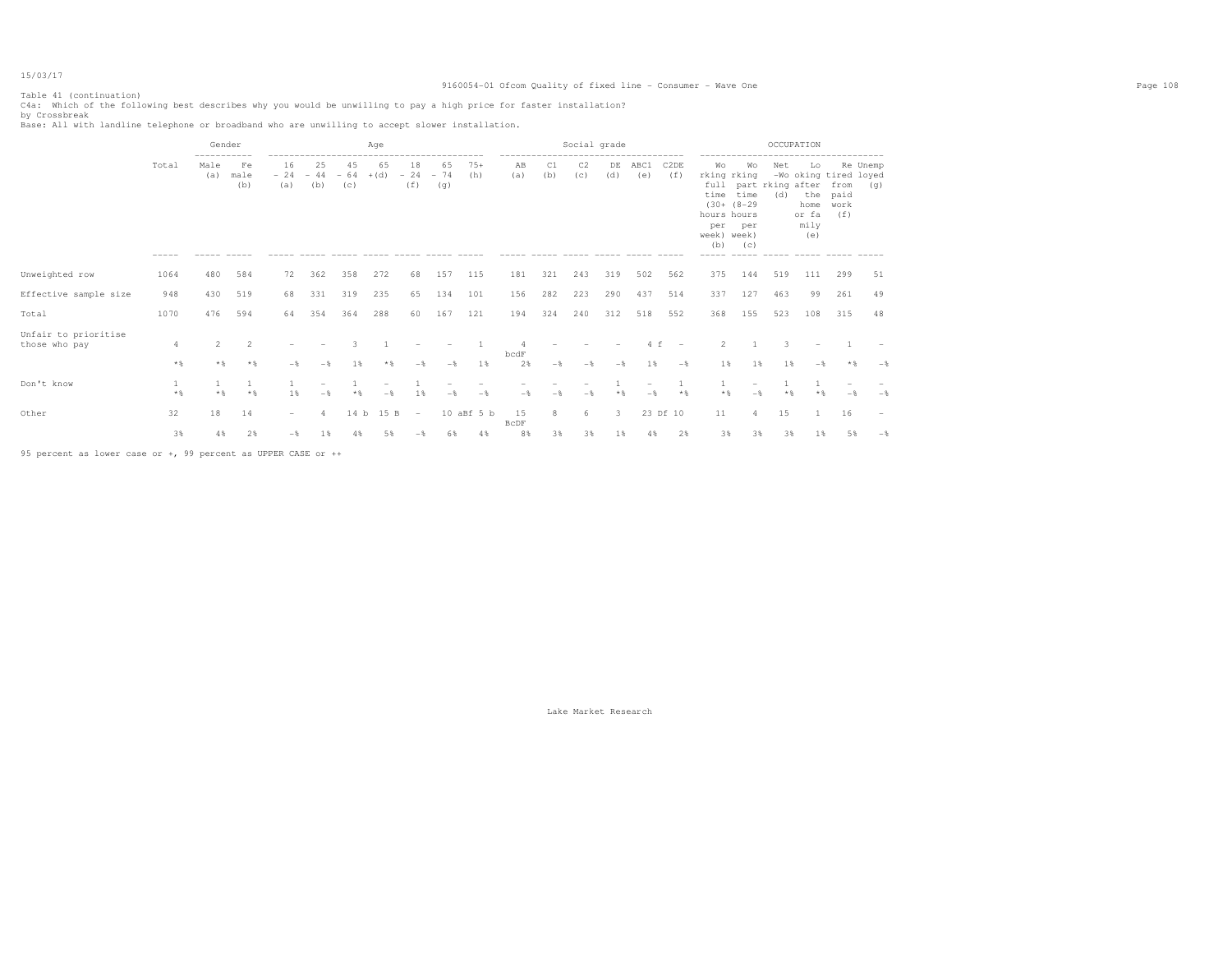Table 41 (continuation)
C4a: Which of the following best describes why you would be unwilling to pay a high price for faster installation?
by Crossbreak
Base: All with landline telephone or broadband who are unwilling to accept slower installation.

| | Total | Gender: Male (a) | Gender: Female (b) | Age: 16 - 24 (a) | Age: 25 - 44 (b) | Age: 45 - 64 (c) | Age: 65 + (d) | Age: 18 - 24 (f) | Age: 65 - 74 (g) | Age: 75+ (h) | Social grade: AB (a) | Social grade: C1 (b) | Social grade: C2 (c) | Social grade: DE (d) | Social grade: ABC1 (e) | Social grade: C2DE (f) | OCCUPATION: Working full time (30+ hours per week) (b) | OCCUPATION: Working part time (8-29 hours per week) (c) | OCCUPATION: Net -Working (d) | OCCUPATION: Looking after the home or family (e) | OCCUPATION: Retired from paid work (f) | OCCUPATION: Unemployed (g) |
|---|---|---|---|---|---|---|---|---|---|---|---|---|---|---|---|---|---|---|---|---|---|---|
| Unweighted row | 1064 | 480 | 584 | 72 | 362 | 358 | 272 | 68 | 157 | 115 | 181 | 321 | 243 | 319 | 502 | 562 | 375 | 144 | 519 | 111 | 299 | 51 |
| Effective sample size | 948 | 430 | 519 | 68 | 331 | 319 | 235 | 65 | 134 | 101 | 156 | 282 | 223 | 290 | 437 | 514 | 337 | 127 | 463 | 99 | 261 | 49 |
| Total | 1070 | 476 | 594 | 64 | 354 | 364 | 288 | 60 | 167 | 121 | 194 | 324 | 240 | 312 | 518 | 552 | 368 | 155 | 523 | 108 | 315 | 48 |
| Unfair to prioritise those who pay | 4 | 2 | 2 | - | - | 3 | 1 | - | - | 1 | 4 bcdF | - | - | - | 4 f | - | 2 | 1 | 3 | - | 1 | - |
| | *% | *% | *% | -% | -% | 1% | *% | -% | -% | 1% | 2% | -% | -% | -% | 1% | -% | 1% | 1% | 1% | -% | *% | -% |
| Don't know | 1 | 1 | 1 | 1 | - | 1 | - | 1 | - | - | - | - | - | 1 | - | 1 | 1 | - | 1 | 1 | - | - |
| | *% | *% | *% | 1% | -% | *% | -% | 1% | -% | -% | -% | -% | -% | *% | -% | *% | *% | -% | *% | *% | -% | -% |
| Other | 32 | 18 | 14 | - | 4 | 14 b | 15 B | - | 10 aBf | 5 b | 15 BcDF | 8 | 6 | 3 | 23 Df | 10 | 11 | 4 | 15 | 1 | 16 | - |
| | 3% | 4% | 2% | -% | 1% | 4% | 5% | -% | 6% | 4% | 8% | 3% | 3% | 1% | 4% | 2% | 3% | 3% | 3% | 1% | 5% | -% |

95 percent as lower case or +, 99 percent as UPPER CASE or ++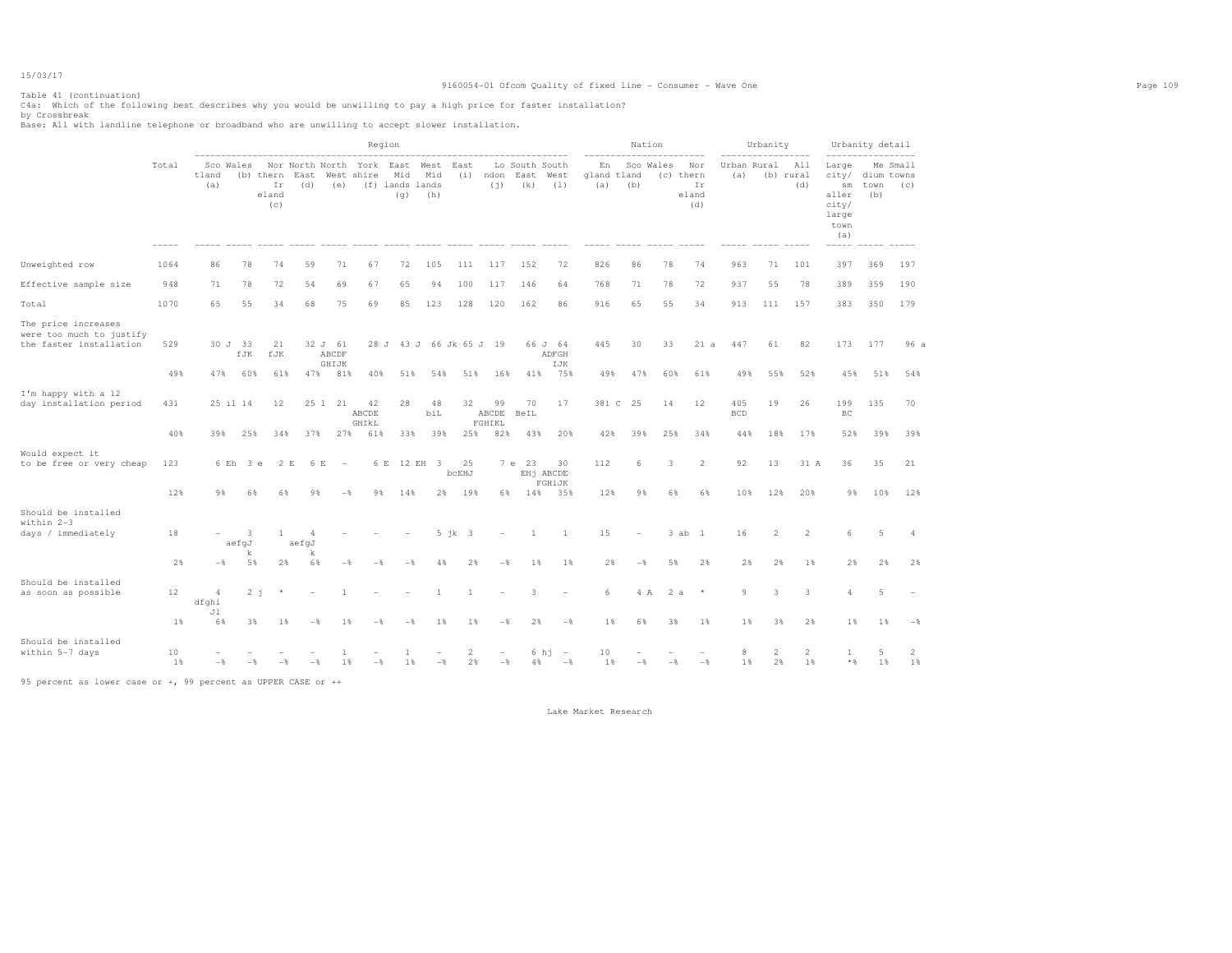Table 41 (continuation)
C4a: Which of the following best describes why you would be unwilling to pay a high price for faster installation?
by Crossbreak
Base: All with landline telephone or broadband who are unwilling to accept slower installation.

| | Total | Region | | | | | | | | | | | | Nation | | | | Urbanity | | | Urbanity detail | | |
|---|---|---|---|---|---|---|---|---|---|---|---|---|---|---|---|---|---|---|---|---|---|---|---|
| | | Scotland (a) | Wales (b) | Northern Ireland (c) | North East (d) | North West (e) | Yorkshire (f) | East Midlands (g) | West Midlands (h) | East (i) | London (j) | South East (k) | South West (l) | England (a) | Scotland (b) | Wales (c) | Northern Ireland (d) | Urban (a) | Rural (b) | All rural (d) | Large city/ smaller city/ large town (a) | Medium town (b) | Small towns (c) |
| Unweighted row | 1064 | 86 | 78 | 74 | 59 | 71 | 67 | 72 | 105 | 111 | 117 | 152 | 72 | 826 | 86 | 78 | 74 | 963 | 71 | 101 | 397 | 369 | 197 |
| Effective sample size | 948 | 71 | 78 | 72 | 54 | 69 | 67 | 65 | 94 | 100 | 117 | 146 | 64 | 768 | 71 | 78 | 72 | 937 | 55 | 78 | 389 | 359 | 190 |
| Total | 1070 | 65 | 55 | 34 | 68 | 75 | 69 | 85 | 123 | 128 | 120 | 162 | 86 | 916 | 65 | 55 | 34 | 913 | 111 | 157 | 383 | 350 | 179 |
| The price increases were too much to justify the faster installation | 529 | 30 J | 33 fJK | 21 fJK | 32 J | 61 ABCDF GHIJK | 28 J | 43 J | 66 Jk | 65 J | 19 | 66 J | 64 ADFGH IJK | 445 | 30 | 33 | 21 a | 447 | 61 | 82 | 173 | 177 | 96 a |
| | 49% | 47% | 60% | 61% | 47% | 81% | 40% | 51% | 54% | 51% | 16% | 41% | 75% | 49% | 47% | 60% | 61% | 49% | 55% | 52% | 45% | 51% | 54% |
| I'm happy with a 12 day installation period | 431 | 25 il | 14 | 12 | 25 l | 21 | 42 ABCDE GHIkL | 28 | 48 biL | 32 | 99 ABCDE FGHIKL | 70 BeIL | 17 | 381 C | 25 | 14 | 12 | 405 BCD | 19 | 26 | 199 BC | 135 | 70 |
| | 40% | 39% | 25% | 34% | 37% | 27% | 61% | 33% | 39% | 25% | 82% | 43% | 20% | 42% | 39% | 25% | 34% | 44% | 18% | 17% | 52% | 39% | 39% |
| Would expect it to be free or very cheap | 123 | 6 Eh | 3 e | 2 E | 6 E | - | 6 E | 12 EH | 3 | 25 bcEHJ | 7 e | 23 EHj | 30 ABCDE FGHiJK | 112 | 6 | 3 | 2 | 92 | 13 | 31 A | 36 | 35 | 21 |
| | 12% | 9% | 6% | 6% | 9% | -% | 9% | 14% | 2% | 19% | 6% | 14% | 35% | 12% | 9% | 6% | 6% | 10% | 12% | 20% | 9% | 10% | 12% |
| Should be installed within 2-3 days / immediately | 18 | - | 3 aefgJ k | 1 | 4 aefgJ k | - | - | - | 5 jk | 3 | - | 1 | 1 | 15 | - | 3 ab | 1 | 16 | 2 | 2 | 6 | 5 | 4 |
| | 2% | -% | 5% | 2% | 6% | -% | -% | -% | 4% | 2% | -% | 1% | 1% | 2% | -% | 5% | 2% | 2% | 2% | 1% | 2% | 2% | 2% |
| Should be installed as soon as possible | 12 | 4 dfghi Jl | 2 j | * | - | 1 | - | - | 1 | 1 | - | 3 | - | 6 | 4 A | 2 a | * | 9 | 3 | 3 | 4 | 5 | - |
| | 1% | 6% | 3% | 1% | -% | 1% | -% | -% | 1% | 1% | -% | 2% | -% | 1% | 6% | 3% | 1% | 1% | 3% | 2% | 1% | 1% | -% |
| Should be installed within 5-7 days | 10 | - | - | - | - | 1 | - | 1 | - | 2 | - | 6 hj | - | 10 | - | - | - | 8 | 2 | 2 | 1 | 5 | 2 |
| | 1% | -% | -% | -% | -% | 1% | -% | 1% | -% | 2% | -% | 4% | -% | 1% | -% | -% | -% | 1% | 2% | 1% | *% | 1% | 1% |

95 percent as lower case or +, 99 percent as UPPER CASE or ++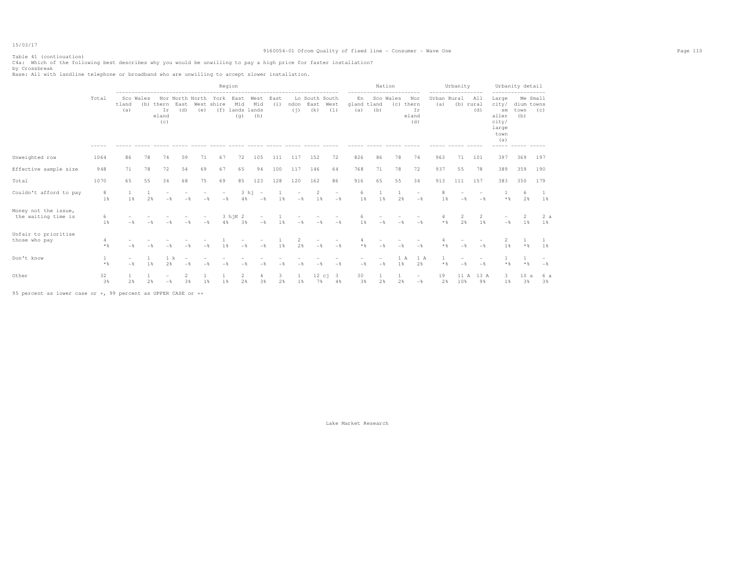Table 41 (continuation)
C4a: Which of the following best describes why you would be unwilling to pay a high price for faster installation?
by Crossbreak
Base: All with landline telephone or broadband who are unwilling to accept slower installation.

| | Total | Region | | | | | | | | | | | | Nation | | | | Urbanity | | | Urbanity detail | | |
|---|---|---|---|---|---|---|---|---|---|---|---|---|---|---|---|---|---|---|---|---|---|---|---|
| | | Scotland (a) | Wales (b) | Northern Ireland (c) | North East (d) | North West (e) | Yorkshire (f) | East Midlands (g) | West Midlands (h) | East (i) | London (j) | South East (k) | South West (l) | England (a) | Scotland (b) | Wales (c) | Northern Ireland (d) | Urban (a) | Rural (b) | All rural (d) | Large city/ smaller city/ large town (a) | Medium town (b) | Small towns (c) |
| Unweighted row | 1064 | 86 | 78 | 74 | 59 | 71 | 67 | 72 | 105 | 111 | 117 | 152 | 72 | 826 | 86 | 78 | 74 | 963 | 71 | 101 | 397 | 369 | 197 |
| Effective sample size | 948 | 71 | 78 | 72 | 54 | 69 | 67 | 65 | 94 | 100 | 117 | 146 | 64 | 768 | 71 | 78 | 72 | 937 | 55 | 78 | 389 | 359 | 190 |
| Total | 1070 | 65 | 55 | 34 | 68 | 75 | 69 | 85 | 123 | 128 | 120 | 162 | 86 | 916 | 65 | 55 | 34 | 913 | 111 | 157 | 383 | 350 | 179 |
| Couldn't afford to pay | 8 | 1 | 1 | - | - | - | - | 3 hj | - | 1 | - | 2 | - | 6 | 1 | 1 | - | 8 | - | - | 1 | 6 | 1 |
| | 1% | 1% | 2% | -% | -% | -% | -% | 4% | -% | 1% | -% | 1% | -% | 1% | 1% | 2% | -% | 1% | -% | -% | *% | 2% | 1% |
| Money not the issue, the waiting time is | 6 | - | - | - | - | - | 3 hjK | 2 | - | 1 | - | - | - | 6 | - | - | - | 4 | 2 | 2 | - | 2 | 2 a |
| | 1% | -% | -% | -% | -% | -% | 4% | 3% | -% | 1% | -% | -% | -% | 1% | -% | -% | -% | *% | 2% | 1% | -% | 1% | 1% |
| Unfair to prioritise those who pay | 4 | - | - | - | - | - | 1 | - | - | 1 | 2 | - | - | 4 | - | - | - | 4 | - | - | 2 | 1 | 1 |
| | *% | -% | -% | -% | -% | -% | 1% | -% | -% | 1% | 2% | -% | -% | *% | -% | -% | -% | *% | -% | -% | 1% | *% | 1% |
| Don't know | 1 | - | 1 | 1 k | - | - | - | - | - | - | - | - | - | - | - | 1 A | 1 A | 1 | - | - | 1 | 1 | - |
| | *% | -% | 1% | 2% | -% | -% | -% | -% | -% | -% | -% | -% | -% | -% | -% | 1% | 2% | *% | -% | -% | *% | *% | -% |
| Other | 32 | 1 | 1 | - | 2 | 1 | 1 | 2 | 4 | 3 | 1 | 12 cj | 3 | 30 | 1 | 1 | - | 19 | 11 A | 13 A | 3 | 10 a | 6 a |
| | 3% | 2% | 2% | -% | 3% | 1% | 1% | 2% | 3% | 2% | 1% | 7% | 4% | 3% | 2% | 2% | -% | 2% | 10% | 9% | 1% | 3% | 3% |

95 percent as lower case or +, 99 percent as UPPER CASE or ++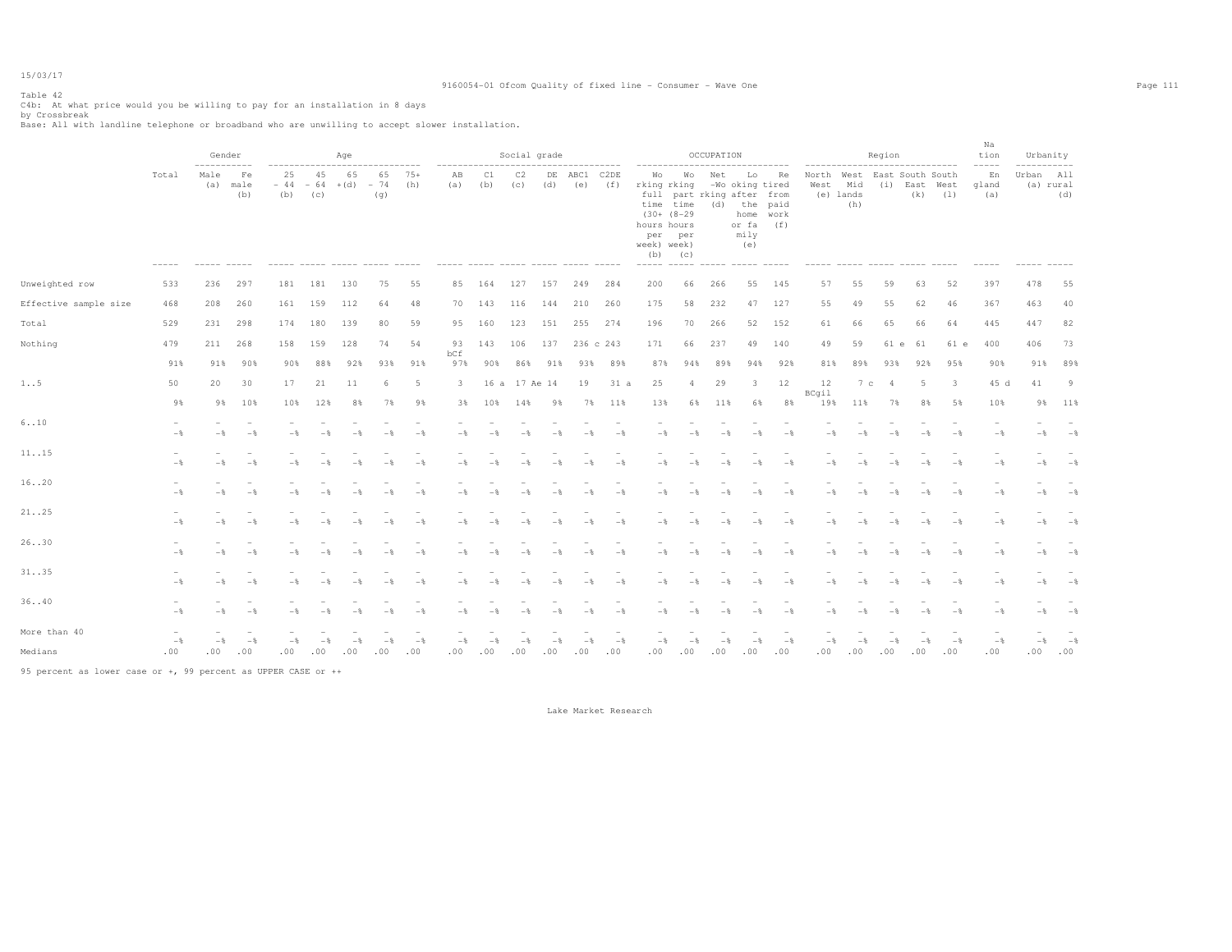Table 42

C4b: At what price would you be willing to pay for an installation in 8 days

by Crossbreak

Base: All with landline telephone or broadband who are unwilling to accept slower installation.

| | Total | Gender | | Age | | | | | Social grade | | | | | | OCCUPATION | | | | | Region | | | | | Nation | Urbanity | |
|---|---|---|---|---|---|---|---|---|---|---|---|---|---|---|---|---|---|---|---|---|---|---|---|---|---|---|---|
| | | Male (a) | Female (b) | 25 - 44 (b) | 45 - 64 (c) | 65 +(d) | 65 - 74 (g) | 75+ (h) | AB (a) | C1 (b) | C2 (c) | DE (d) | ABC1 (e) | C2DE (f) | Working full time (30+ hours per week) (b) | Working part time (8-29 hours per week) (c) | Net -Working (d) | Looking after the home or family (e) | Retired from paid work (f) | North West (e) | West Midlands (h) | East (i) | South East (k) | South West (l) | England (a) | Urban (a) | All rural (d) |
| Unweighted row | 533 | 236 | 297 | 181 | 181 | 130 | 75 | 55 | 85 | 164 | 127 | 157 | 249 | 284 | 200 | 66 | 266 | 55 | 145 | 57 | 55 | 59 | 63 | 52 | 397 | 478 | 55 |
| Effective sample size | 468 | 208 | 260 | 161 | 159 | 112 | 64 | 48 | 70 | 143 | 116 | 144 | 210 | 260 | 175 | 58 | 232 | 47 | 127 | 55 | 49 | 55 | 62 | 46 | 367 | 463 | 40 |
| Total | 529 | 231 | 298 | 174 | 180 | 139 | 80 | 59 | 95 | 160 | 123 | 151 | 255 | 274 | 196 | 70 | 266 | 52 | 152 | 61 | 66 | 65 | 66 | 64 | 445 | 447 | 82 |
| Nothing | 479 | 211 | 268 | 158 | 159 | 128 | 74 | 54 | 93 bCf | 143 | 106 | 137 | 236 c | 243 | 171 | 66 | 237 | 49 | 140 | 49 | 59 | 61 e | 61 | 61 e | 400 | 406 | 73 |
| | 91% | 91% | 90% | 90% | 88% | 92% | 93% | 91% | 97% | 90% | 86% | 91% | 93% | 89% | 87% | 94% | 89% | 94% | 92% | 81% | 89% | 93% | 92% | 95% | 90% | 91% | 89% |
| 1..5 | 50 | 20 | 30 | 17 | 21 | 11 | 6 | 5 | 3 | 16 a | 17 Ae | 14 | 19 | 31 a | 25 | 4 | 29 | 3 | 12 | 12 BCgil | 7 c | 4 | 5 | 3 | 45 d | 41 | 9 |
| | 9% | 9% | 10% | 10% | 12% | 8% | 7% | 9% | 3% | 10% | 14% | 9% | 7% | 11% | 13% | 6% | 11% | 6% | 8% | 19% | 11% | 7% | 8% | 5% | 10% | 9% | 11% |
| 6..10 | - | - | - | - | - | - | - | - | - | - | - | - | - | - | - | - | - | - | - | - | - | - | - | - | - | - | - |
| | -% | -% | -% | -% | -% | -% | -% | -% | -% | -% | -% | -% | -% | -% | -% | -% | -% | -% | -% | -% | -% | -% | -% | -% | -% | -% | -% |
| 11..15 | - | - | - | - | - | - | - | - | - | - | - | - | - | - | - | - | - | - | - | - | - | - | - | - | - | - | - |
| | -% | -% | -% | -% | -% | -% | -% | -% | -% | -% | -% | -% | -% | -% | -% | -% | -% | -% | -% | -% | -% | -% | -% | -% | -% | -% | -% |
| 16..20 | - | - | - | - | - | - | - | - | - | - | - | - | - | - | - | - | - | - | - | - | - | - | - | - | - | - | - |
| | -% | -% | -% | -% | -% | -% | -% | -% | -% | -% | -% | -% | -% | -% | -% | -% | -% | -% | -% | -% | -% | -% | -% | -% | -% | -% | -% |
| 21..25 | - | - | - | - | - | - | - | - | - | - | - | - | - | - | - | - | - | - | - | - | - | - | - | - | - | - | - |
| | -% | -% | -% | -% | -% | -% | -% | -% | -% | -% | -% | -% | -% | -% | -% | -% | -% | -% | -% | -% | -% | -% | -% | -% | -% | -% | -% |
| 26..30 | - | - | - | - | - | - | - | - | - | - | - | - | - | - | - | - | - | - | - | - | - | - | - | - | - | - | - |
| | -% | -% | -% | -% | -% | -% | -% | -% | -% | -% | -% | -% | -% | -% | -% | -% | -% | -% | -% | -% | -% | -% | -% | -% | -% | -% | -% |
| 31..35 | - | - | - | - | - | - | - | - | - | - | - | - | - | - | - | - | - | - | - | - | - | - | - | - | - | - | - |
| | -% | -% | -% | -% | -% | -% | -% | -% | -% | -% | -% | -% | -% | -% | -% | -% | -% | -% | -% | -% | -% | -% | -% | -% | -% | -% | -% |
| 36..40 | - | - | - | - | - | - | - | - | - | - | - | - | - | - | - | - | - | - | - | - | - | - | - | - | - | - | - |
| | -% | -% | -% | -% | -% | -% | -% | -% | -% | -% | -% | -% | -% | -% | -% | -% | -% | -% | -% | -% | -% | -% | -% | -% | -% | -% | -% |
| More than 40 | - | - | - | - | - | - | - | - | - | - | - | - | - | - | - | - | - | - | - | - | - | - | - | - | - | - | - |
| | -% | -% | -% | -% | -% | -% | -% | -% | -% | -% | -% | -% | -% | -% | -% | -% | -% | -% | -% | -% | -% | -% | -% | -% | -% | -% | -% |
| Medians | .00 | .00 | .00 | .00 | .00 | .00 | .00 | .00 | .00 | .00 | .00 | .00 | .00 | .00 | .00 | .00 | .00 | .00 | .00 | .00 | .00 | .00 | .00 | .00 | .00 | .00 | .00 |

95 percent as lower case or +, 99 percent as UPPER CASE or ++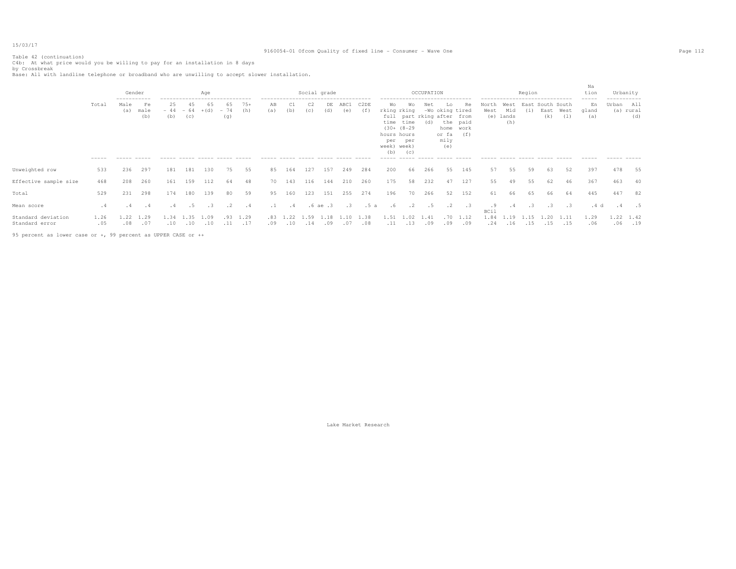Table 42 (continuation)
C4b: At what price would you be willing to pay for an installation in 8 days
by Crossbreak
Base: All with landline telephone or broadband who are unwilling to accept slower installation.

| | Total | Gender | | Age | | | | | Social grade | | | | | | OCCUPATION | | | | | Region | | | | | Nation | Urbanity | |
|---|---|---|---|---|---|---|---|---|---|---|---|---|---|---|---|---|---|---|---|---|---|---|---|---|---|---|---|
| | | Male (a) | Female (b) | 25 - 44 (b) | 45 - 64 (c) | 65 +(d) | 65 - 74 (g) | 75+ (h) | AB (a) | C1 (b) | C2 (c) | DE (d) | ABC1 (e) | C2DE (f) | Working full time (30+ hours per week) (b) | Working part time (8-29 hours per week) (c) | Net-Working (d) | Looking after the home or family (e) | Retired from paid work (f) | North West (e) | West Midlands (h) | East (i) | South East (k) | South West (l) | England (a) | Urban (a) | All rural (d) |
| Unweighted row | 533 | 236 | 297 | 181 | 181 | 130 | 75 | 55 | 85 | 164 | 127 | 157 | 249 | 284 | 200 | 66 | 266 | 55 | 145 | 57 | 55 | 59 | 63 | 52 | 397 | 478 | 55 |
| Effective sample size | 468 | 208 | 260 | 161 | 159 | 112 | 64 | 48 | 70 | 143 | 116 | 144 | 210 | 260 | 175 | 58 | 232 | 47 | 127 | 55 | 49 | 55 | 62 | 46 | 367 | 463 | 40 |
| Total | 529 | 231 | 298 | 174 | 180 | 139 | 80 | 59 | 95 | 160 | 123 | 151 | 255 | 274 | 196 | 70 | 266 | 52 | 152 | 61 | 66 | 65 | 66 | 64 | 445 | 447 | 82 |
| Mean score | .4 | .4 | .4 | .4 | .5 | .3 | .2 | .4 | .1 | .4 | .6 ae | .3 | .3 | .5 a | .6 | .2 | .5 | .2 | .3 | .9 BCil | .4 | .3 | .3 | .3 | .4 d | .4 | .5 |
| Standard deviation | 1.26 | 1.22 | 1.29 | 1.34 | 1.35 | 1.09 | .93 | 1.29 | .83 | 1.22 | 1.59 | 1.18 | 1.10 | 1.38 | 1.51 | 1.02 | 1.41 | .70 | 1.12 | 1.84 | 1.19 | 1.15 | 1.20 | 1.11 | 1.29 | 1.22 | 1.42 |
| Standard error | .05 | .08 | .07 | .10 | .10 | .10 | .11 | .17 | .09 | .10 | .14 | .09 | .07 | .08 | .11 | .13 | .09 | .09 | .09 | .24 | .16 | .15 | .15 | .15 | .06 | .06 | .19 |

95 percent as lower case or +, 99 percent as UPPER CASE or ++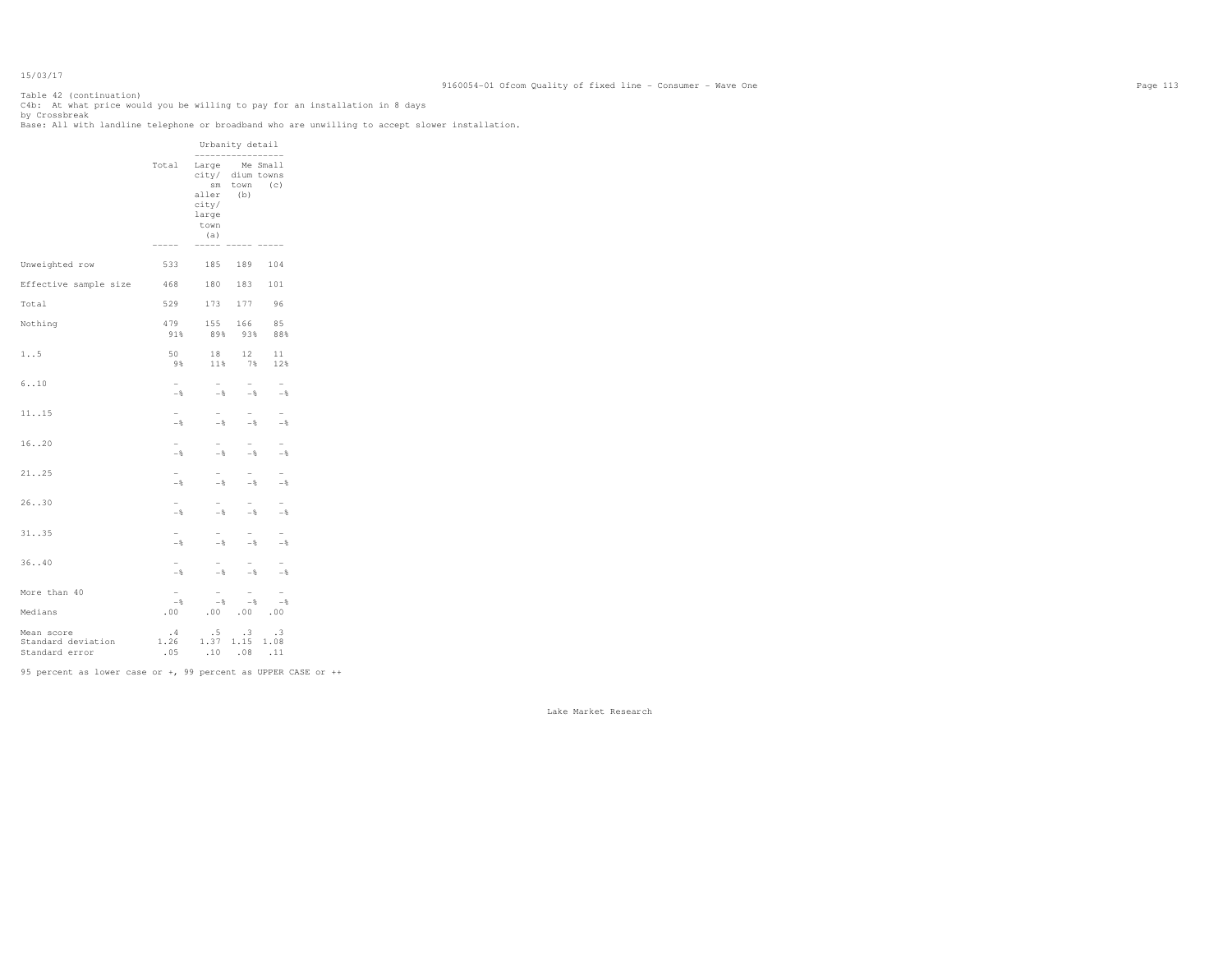Table 42 (continuation)
C4b: At what price would you be willing to pay for an installation in 8 days
by Crossbreak
Base: All with landline telephone or broadband who are unwilling to accept slower installation.

| | Total | Urbanity detail | | |
|---|---|---|---|---|
| | | Large city/ smaller city/ large town (a) | Medium town (b) | Small towns (c) |
| Unweighted row | 533 | 185 | 189 | 104 |
| Effective sample size | 468 | 180 | 183 | 101 |
| Total | 529 | 173 | 177 | 96 |
| Nothing | 479 | 155 | 166 | 85 |
| | 91% | 89% | 93% | 88% |
| 1..5 | 50 | 18 | 12 | 11 |
| | 9% | 11% | 7% | 12% |
| 6..10 | - | - | - | - |
| | -% | -% | -% | -% |
| 11..15 | - | - | - | - |
| | -% | -% | -% | -% |
| 16..20 | - | - | - | - |
| | -% | -% | -% | -% |
| 21..25 | - | - | - | - |
| | -% | -% | -% | -% |
| 26..30 | - | - | - | - |
| | -% | -% | -% | -% |
| 31..35 | - | - | - | - |
| | -% | -% | -% | -% |
| 36..40 | - | - | - | - |
| | -% | -% | -% | -% |
| More than 40 | - | - | - | - |
| | -% | -% | -% | -% |
| Medians | .00 | .00 | .00 | .00 |
| Mean score | .4 | .5 | .3 | .3 |
| Standard deviation | 1.26 | 1.37 | 1.15 | 1.08 |
| Standard error | .05 | .10 | .08 | .11 |

95 percent as lower case or +, 99 percent as UPPER CASE or ++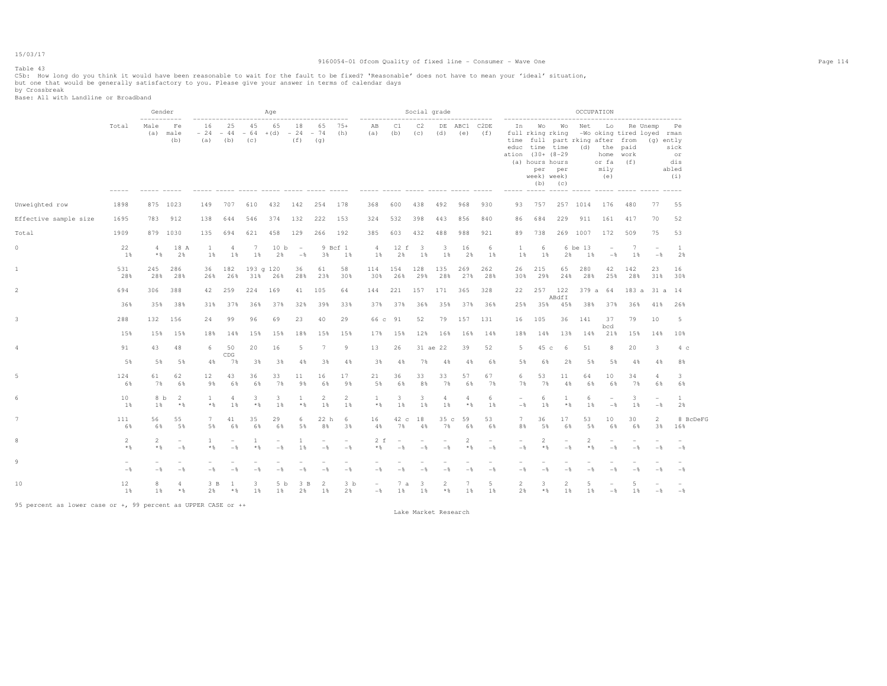Table 43

C5b: How long do you think it would have been reasonable to wait for the fault to be fixed? 'Reasonable' does not have to mean your 'ideal' situation, but one that would be generally satisfactory to you. Please give your answer in terms of calendar days

by Crossbreak

Base: All with Landline or Broadband

| | Total | Gender | | Age | | | | | | | Social grade | | | | | | OCCUPATION | | | | | | | |
|---|---|---|---|---|---|---|---|---|---|---|---|---|---|---|---|---|---|---|---|---|---|---|---|---|
| | | Male (a) | Female (b) | 16 - 24 (a) | 25 - 44 (b) | 45 - 64 (c) | 65 + (d) | 18 - 24 (f) | 65 - 74 (g) | 75+ (h) | AB (a) | C1 (b) | C2 (c) | DE (d) | ABC1 (e) | C2DE (f) | In full time education (a) | Working full time (30+ hours per week) (b) | Working part time (8-29 hours per week) (c) | Net -Working (d) | Looking after the home or family (e) | Retired from paid work (f) | Unemployed (g) | Permanently sick or disabled (i) |
| Unweighted row | 1898 | 875 | 1023 | 149 | 707 | 610 | 432 | 142 | 254 | 178 | 368 | 600 | 438 | 492 | 968 | 930 | 93 | 757 | 257 | 1014 | 176 | 480 | 77 | 55 |
| Effective sample size | 1695 | 783 | 912 | 138 | 644 | 546 | 374 | 132 | 222 | 153 | 324 | 532 | 398 | 443 | 856 | 840 | 86 | 684 | 229 | 911 | 161 | 417 | 70 | 52 |
| Total | 1909 | 879 | 1030 | 135 | 694 | 621 | 458 | 129 | 266 | 192 | 385 | 603 | 432 | 488 | 988 | 921 | 89 | 738 | 269 | 1007 | 172 | 509 | 75 | 53 |
| 0 | 22 | 4 | 18 A | 1 | 4 | 7 | 10 b | - | 9 Bcf | 1 | 4 | 12 f | 3 | 3 | 16 | 6 | 1 | 6 | 6 be | 13 | - | 7 | - | 1 |
| | 1% | *% | 2% | 1% | 1% | 1% | 2% | -% | 3% | 1% | 1% | 2% | 1% | 1% | 2% | 1% | 1% | 1% | 2% | 1% | -% | 1% | -% | 2% |
| 1 | 531 | 245 | 286 | 36 | 182 | 193 g | 120 | 36 | 61 | 58 | 114 | 154 | 128 | 135 | 269 | 262 | 26 | 215 | 65 | 280 | 42 | 142 | 23 | 16 |
| | 28% | 28% | 28% | 26% | 26% | 31% | 26% | 28% | 23% | 30% | 30% | 26% | 29% | 28% | 27% | 28% | 30% | 29% | 24% | 28% | 25% | 28% | 31% | 30% |
| 2 | 694 | 306 | 388 | 42 | 259 | 224 | 169 | 41 | 105 | 64 | 144 | 221 | 157 | 171 | 365 | 328 | 22 | 257 | 122 ABdfI | 379 a | 64 | 183 a | 31 a | 14 |
| | 36% | 35% | 38% | 31% | 37% | 36% | 37% | 32% | 39% | 33% | 37% | 37% | 36% | 35% | 37% | 36% | 25% | 35% | 45% | 38% | 37% | 36% | 41% | 26% |
| 3 | 288 | 132 | 156 | 24 | 99 | 96 | 69 | 23 | 40 | 29 | 66 c | 91 | 52 | 79 | 157 | 131 | 16 | 105 | 36 | 141 | 37 bcd | 79 | 10 | 5 |
| | 15% | 15% | 15% | 18% | 14% | 15% | 15% | 18% | 15% | 15% | 17% | 15% | 12% | 16% | 16% | 14% | 18% | 14% | 13% | 14% | 21% | 15% | 14% | 10% |
| 4 | 91 | 43 | 48 | 6 | 50 CDG | 20 | 16 | 5 | 7 | 9 | 13 | 26 | 31 ae | 22 | 39 | 52 | 5 | 45 c | 6 | 51 | 8 | 20 | 3 | 4 c |
| | 5% | 5% | 5% | 4% | 7% | 3% | 3% | 4% | 3% | 4% | 3% | 4% | 7% | 4% | 4% | 6% | 5% | 6% | 2% | 5% | 5% | 4% | 4% | 8% |
| 5 | 124 | 61 | 62 | 12 | 43 | 36 | 33 | 11 | 16 | 17 | 21 | 36 | 33 | 33 | 57 | 67 | 6 | 53 | 11 | 64 | 10 | 34 | 4 | 3 |
| | 6% | 7% | 6% | 9% | 6% | 6% | 7% | 9% | 6% | 9% | 5% | 6% | 8% | 7% | 6% | 7% | 7% | 7% | 4% | 6% | 6% | 7% | 6% | 6% |
| 6 | 10 | 8 b | 2 | 1 | 4 | 3 | 3 | 1 | 2 | 2 | 1 | 3 | 3 | 4 | 4 | 6 | - | 6 | 1 | 6 | - | 3 | - | 1 |
| | 1% | 1% | *% | *% | 1% | *% | 1% | *% | 1% | 1% | *% | 1% | 1% | 1% | *% | 1% | -% | 1% | *% | 1% | -% | 1% | -% | 2% |
| 7 | 111 | 56 | 55 | 7 | 41 | 35 | 29 | 6 | 22 h | 6 | 16 | 42 c | 18 | 35 c | 59 | 53 | 7 | 36 | 17 | 53 | 10 | 30 | 2 | 8 BcDeFG |
| | 6% | 6% | 5% | 5% | 6% | 6% | 6% | 5% | 8% | 3% | 4% | 7% | 4% | 7% | 6% | 6% | 8% | 5% | 6% | 5% | 6% | 6% | 3% | 16% |
| 8 | 2 | 2 | - | 1 | - | 1 | - | 1 | - | - | 2 f | - | - | - | 2 | - | - | 2 | - | 2 | - | - | - | - |
| | *% | *% | -% | *% | -% | *% | -% | 1% | -% | -% | *% | -% | -% | -% | *% | -% | -% | *% | -% | *% | -% | -% | -% | -% |
| 9 | - | - | - | - | - | - | - | - | - | - | - | - | - | - | - | - | - | - | - | - | - | - | - | - |
| | -% | -% | -% | -% | -% | -% | -% | -% | -% | -% | -% | -% | -% | -% | -% | -% | -% | -% | -% | -% | -% | -% | -% | -% |
| 10 | 12 | 8 | 4 | 3 B | 1 | 3 | 5 b | 3 B | 2 | 3 b | - | 7 a | 3 | 2 | 7 | 5 | 2 | 3 | 2 | 5 | - | 5 | - | - |
| | 1% | 1% | *% | 2% | *% | 1% | 1% | 2% | 1% | 2% | -% | 1% | 1% | *% | 1% | 1% | 2% | *% | 1% | 1% | -% | 1% | -% | -% |

95 percent as lower case or +, 99 percent as UPPER CASE or ++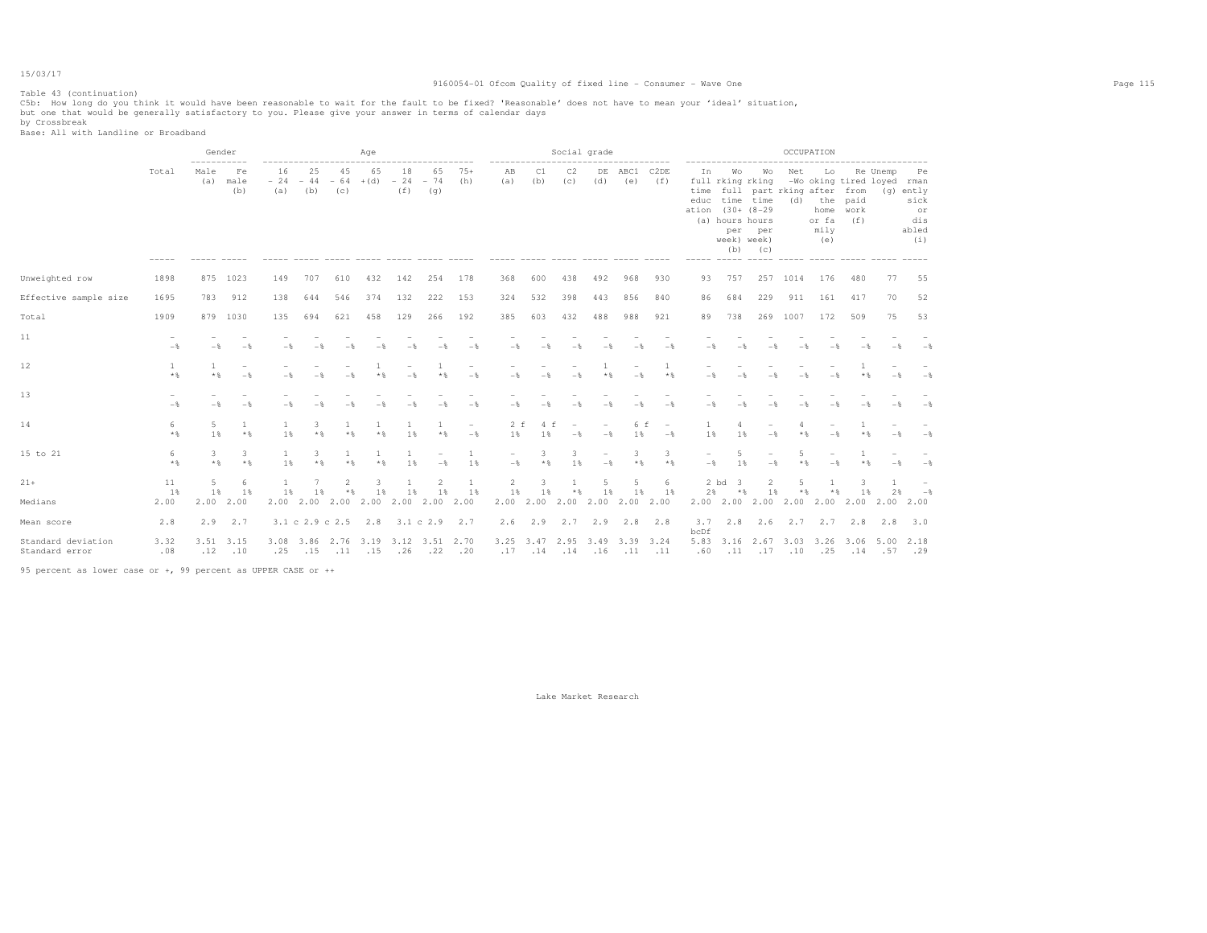Table 43 (continuation)

C5b: How long do you think it would have been reasonable to wait for the fault to be fixed? 'Reasonable' does not have to mean your 'ideal' situation, but one that would be generally satisfactory to you. Please give your answer in terms of calendar days

by Crossbreak

Base: All with Landline or Broadband

| | Total | Gender | | Age | | | | | | | Social grade | | | | | | OCCUPATION | | | | | | | |
|---|---|---|---|---|---|---|---|---|---|---|---|---|---|---|---|---|---|---|---|---|---|---|---|---|
| | | Male (a) | Female (b) | 16 - 24 (a) | 25 - 44 (b) | 45 - 64 (c) | 65 +(d) | 18 - 24 (f) | 65 - 74 (g) | 75+ (h) | AB (a) | C1 (b) | C2 (c) | DE (d) | ABC1 (e) | C2DE (f) | In full time education (a) | Working full time (30+ hours per week) (b) | Working part time (8-29 hours per week) (c) | Net -Working (d) | Looking after the home or family (e) | Retired from paid work (f) | Unemployed (g) | Permanently sick or disabled (i) |
| Unweighted row | 1898 | 875 | 1023 | 149 | 707 | 610 | 432 | 142 | 254 | 178 | 368 | 600 | 438 | 492 | 968 | 930 | 93 | 757 | 257 | 1014 | 176 | 480 | 77 | 55 |
| Effective sample size | 1695 | 783 | 912 | 138 | 644 | 546 | 374 | 132 | 222 | 153 | 324 | 532 | 398 | 443 | 856 | 840 | 86 | 684 | 229 | 911 | 161 | 417 | 70 | 52 |
| Total | 1909 | 879 | 1030 | 135 | 694 | 621 | 458 | 129 | 266 | 192 | 385 | 603 | 432 | 488 | 988 | 921 | 89 | 738 | 269 | 1007 | 172 | 509 | 75 | 53 |
| 11 | - | - | - | - | - | - | - | - | - | - | - | - | - | - | - | - | - | - | - | - | - | - | - | - |
| | -% | -% | -% | -% | -% | -% | -% | -% | -% | -% | -% | -% | -% | -% | -% | -% | -% | -% | -% | -% | -% | -% | -% | -% |
| 12 | 1 | 1 | - | - | - | - | 1 | - | 1 | - | - | - | - | 1 | - | 1 | - | - | - | - | - | 1 | - | - |
| | *% | *% | -% | -% | -% | -% | *% | -% | *% | -% | -% | -% | -% | *% | -% | *% | -% | -% | -% | -% | -% | *% | -% | -% |
| 13 | - | - | - | - | - | - | - | - | - | - | - | - | - | - | - | - | - | - | - | - | - | - | - | - |
| | -% | -% | -% | -% | -% | -% | -% | -% | -% | -% | -% | -% | -% | -% | -% | -% | -% | -% | -% | -% | -% | -% | -% | -% |
| 14 | 6 | 5 | 1 | 1 | 3 | 1 | 1 | 1 | 1 | - | 2 f | 4 f | - | - | 6 f | - | 1 | 4 | - | 4 | - | 1 | - | - |
| | *% | 1% | *% | 1% | *% | *% | *% | 1% | *% | -% | 1% | 1% | -% | -% | 1% | -% | 1% | 1% | -% | *% | -% | *% | -% | -% |
| 15 to 21 | 6 | 3 | 3 | 1 | 3 | 1 | 1 | 1 | - | 1 | - | 3 | 3 | - | 3 | 3 | - | 5 | - | 5 | - | 1 | - | - |
| | *% | *% | *% | 1% | *% | *% | *% | 1% | -% | 1% | -% | *% | 1% | -% | *% | *% | -% | 1% | -% | *% | -% | *% | -% | -% |
| 21+ | 11 | 5 | 6 | 1 | 7 | 2 | 3 | 1 | 2 | 1 | 2 | 3 | 1 | 5 | 5 | 6 | 2 bd | 3 | 2 | 5 | 1 | 3 | 1 | - |
| | 1% | 1% | 1% | 1% | 1% | *% | 1% | 1% | 1% | 1% | 1% | 1% | *% | 1% | 1% | 1% | 2% | *% | 1% | *% | *% | 1% | 2% | -% |
| Medians | 2.00 | 2.00 | 2.00 | 2.00 | 2.00 | 2.00 | 2.00 | 2.00 | 2.00 | 2.00 | 2.00 | 2.00 | 2.00 | 2.00 | 2.00 | 2.00 | 2.00 | 2.00 | 2.00 | 2.00 | 2.00 | 2.00 | 2.00 | 2.00 |
| Mean score | 2.8 | 2.9 | 2.7 | 3.1 c | 2.9 c | 2.5 | 2.8 | 3.1 c | 2.9 | 2.7 | 2.6 | 2.9 | 2.7 | 2.9 | 2.8 | 2.8 | 3.7 bcDf | 2.8 | 2.6 | 2.7 | 2.7 | 2.8 | 2.8 | 3.0 |
| Standard deviation | 3.32 | 3.51 | 3.15 | 3.08 | 3.86 | 2.76 | 3.19 | 3.12 | 3.51 | 2.70 | 3.25 | 3.47 | 2.95 | 3.49 | 3.39 | 3.24 | 5.83 | 3.16 | 2.67 | 3.03 | 3.26 | 3.06 | 5.00 | 2.18 |
| Standard error | .08 | .12 | .10 | .25 | .15 | .11 | .15 | .26 | .22 | .20 | .17 | .14 | .14 | .16 | .11 | .11 | .60 | .11 | .17 | .10 | .25 | .14 | .57 | .29 |

95 percent as lower case or +, 99 percent as UPPER CASE or ++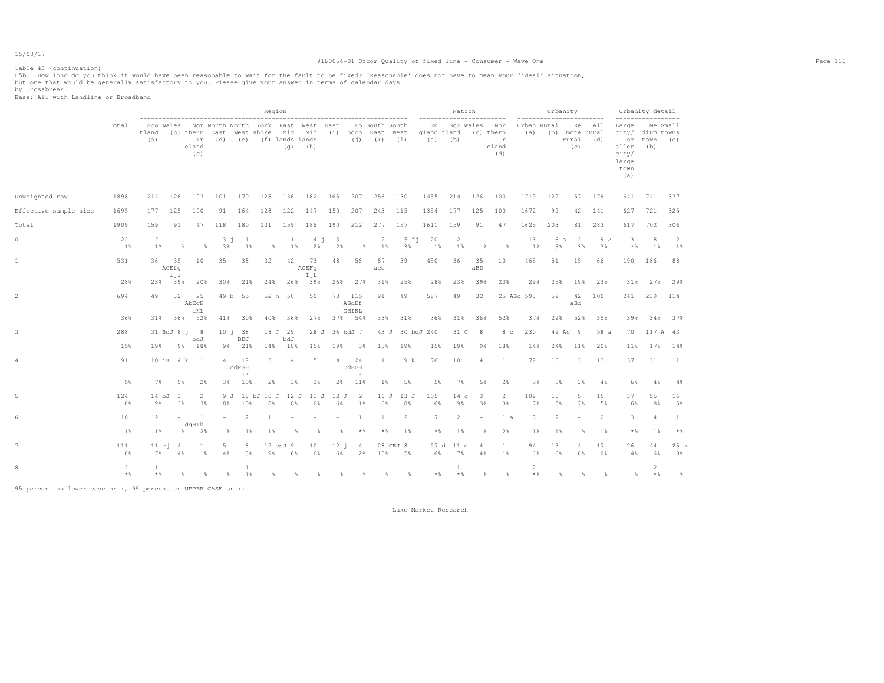Table 43 (continuation)

C5b: How long do you think it would have been reasonable to wait for the fault to be fixed? 'Reasonable' does not have to mean your 'ideal' situation, but one that would be generally satisfactory to you. Please give your answer in terms of calendar days

by Crossbreak

Base: All with Landline or Broadband

| | Total | Region | | | | | | | | | | | | Nation | | | | Urbanity | | | | Urbanity detail | | |
|---|---|---|---|---|---|---|---|---|---|---|---|---|---|---|---|---|---|---|---|---|---|---|---|---|
| | | Scotland (a) | Wales (b) | Northern Ireland (c) | North East (d) | North West (e) | Yorkshire (f) | East Midlands (g) | West Midlands (h) | East (i) | London (j) | South East (k) | South West (l) | England (a) | Scotland (b) | Wales (c) | Northern Ireland (d) | Urban (a) | Rural (b) | Remote rural (c) | All rural (d) | Large city/ smaller city/ large town (a) | Medium town (b) | Small towns (c) |
| Unweighted row | 1898 | 214 | 126 | 103 | 101 | 170 | 128 | 136 | 162 | 165 | 207 | 256 | 130 | 1455 | 214 | 126 | 103 | 1719 | 122 | 57 | 179 | 641 | 741 | 337 |
| Effective sample size | 1695 | 177 | 125 | 100 | 91 | 164 | 128 | 122 | 147 | 150 | 207 | 243 | 115 | 1354 | 177 | 125 | 100 | 1672 | 99 | 42 | 141 | 627 | 721 | 325 |
| Total | 1909 | 159 | 91 | 47 | 118 | 180 | 131 | 159 | 186 | 190 | 212 | 277 | 157 | 1611 | 159 | 91 | 47 | 1625 | 203 | 81 | 283 | 617 | 702 | 306 |
| 0 | 22 | 2 | - | - | 3 j | 1 | - | 1 | 4 j | 3 | - | 2 | 5 fj | 20 | 2 | - | - | 13 | 6 a | 2 | 9 A | 3 | 8 | 2 |
| | 1% | 1% | -% | -% | 3% | 1% | -% | 1% | 2% | 2% | -% | 1% | 3% | 1% | 1% | -% | -% | 1% | 3% | 3% | 3% | *% | 1% | 1% |
| 1 | 531 | 36 | 35 ACEfg ijl | 10 | 35 | 38 | 32 | 42 | 73 ACEFg IjL | 48 | 56 | 87 ace | 39 | 450 | 36 | 35 aBD | 10 | 465 | 51 | 15 | 66 | 190 | 186 | 88 |
| | 28% | 23% | 39% | 20% | 30% | 21% | 24% | 26% | 39% | 26% | 27% | 31% | 25% | 28% | 23% | 39% | 20% | 29% | 25% | 19% | 23% | 31% | 27% | 29% |
| 2 | 694 | 49 | 32 | 25 AbEgH iKL | 49 h | 55 | 52 h | 58 | 50 | 70 | 115 ABdEf GHIKL | 91 | 49 | 587 | 49 | 32 | 25 ABc | 593 | 59 | 42 aBd | 100 | 241 | 239 | 114 |
| | 36% | 31% | 36% | 52% | 41% | 30% | 40% | 36% | 27% | 37% | 54% | 33% | 31% | 36% | 31% | 36% | 52% | 37% | 29% | 52% | 35% | 39% | 34% | 37% |
| 3 | 288 | 31 BdJ | 8 j | 8 bdJ | 10 j | 38 BDJ | 18 J | 29 bdJ | 28 J | 36 bdJ | 7 | 43 J | 30 bdJ | 240 | 31 C | 8 | 8 c | 230 | 49 Ac | 9 | 58 a | 70 | 117 A | 43 |
| | 15% | 19% | 9% | 18% | 9% | 21% | 14% | 18% | 15% | 19% | 3% | 15% | 19% | 15% | 19% | 9% | 18% | 14% | 24% | 11% | 20% | 11% | 17% | 14% |
| 4 | 91 | 10 iK | 4 k | 1 | 4 | 19 cdFGH IK | 3 | 4 | 5 | 4 | 24 CdFGH IK | 4 | 9 k | 76 | 10 | 4 | 1 | 79 | 10 | 3 | 13 | 37 | 31 | 11 |
| | 5% | 7% | 5% | 2% | 3% | 10% | 2% | 3% | 3% | 2% | 11% | 1% | 5% | 5% | 7% | 5% | 2% | 5% | 5% | 3% | 4% | 6% | 4% | 4% |
| 5 | 124 | 14 bJ | 3 | 2 | 9 J | 18 bJ | 10 J | 12 J | 11 J | 12 J | 2 | 16 J | 13 J | 105 | 14 c | 3 | 2 | 109 | 10 | 5 | 15 | 37 | 55 | 16 |
| | 6% | 9% | 3% | 3% | 8% | 10% | 8% | 8% | 6% | 6% | 1% | 6% | 8% | 6% | 9% | 3% | 3% | 7% | 5% | 7% | 5% | 6% | 8% | 5% |
| 6 | 10 | 2 | - | 1 dgHIk | - | 2 | 1 | - | - | - | 1 | 1 | 2 | 7 | 2 | - | 1 a | 8 | 2 | - | 2 | 3 | 4 | 1 |
| | 1% | 1% | -% | 2% | -% | 1% | 1% | -% | -% | -% | *% | *% | 1% | *% | 1% | -% | 2% | 1% | 1% | -% | 1% | *% | 1% | *% |
| 7 | 111 | 11 cj | 4 | 1 | 5 | 6 | 12 ceJ | 9 | 10 | 12 j | 4 | 28 CEJ | 8 | 97 d | 11 d | 4 | 1 | 94 | 13 | 4 | 17 | 26 | 44 | 25 a |
| | 6% | 7% | 4% | 1% | 4% | 3% | 9% | 6% | 6% | 6% | 2% | 10% | 5% | 6% | 7% | 4% | 1% | 6% | 6% | 6% | 6% | 4% | 6% | 8% |
| 8 | 2 | 1 | - | - | - | 1 | - | - | - | - | - | - | - | 1 | 1 | - | - | 2 | - | - | - | - | 2 | - |
| | *% | *% | -% | -% | -% | 1% | -% | -% | -% | -% | -% | -% | -% | *% | *% | -% | -% | *% | -% | -% | -% | -% | *% | -% |

95 percent as lower case or +, 99 percent as UPPER CASE or ++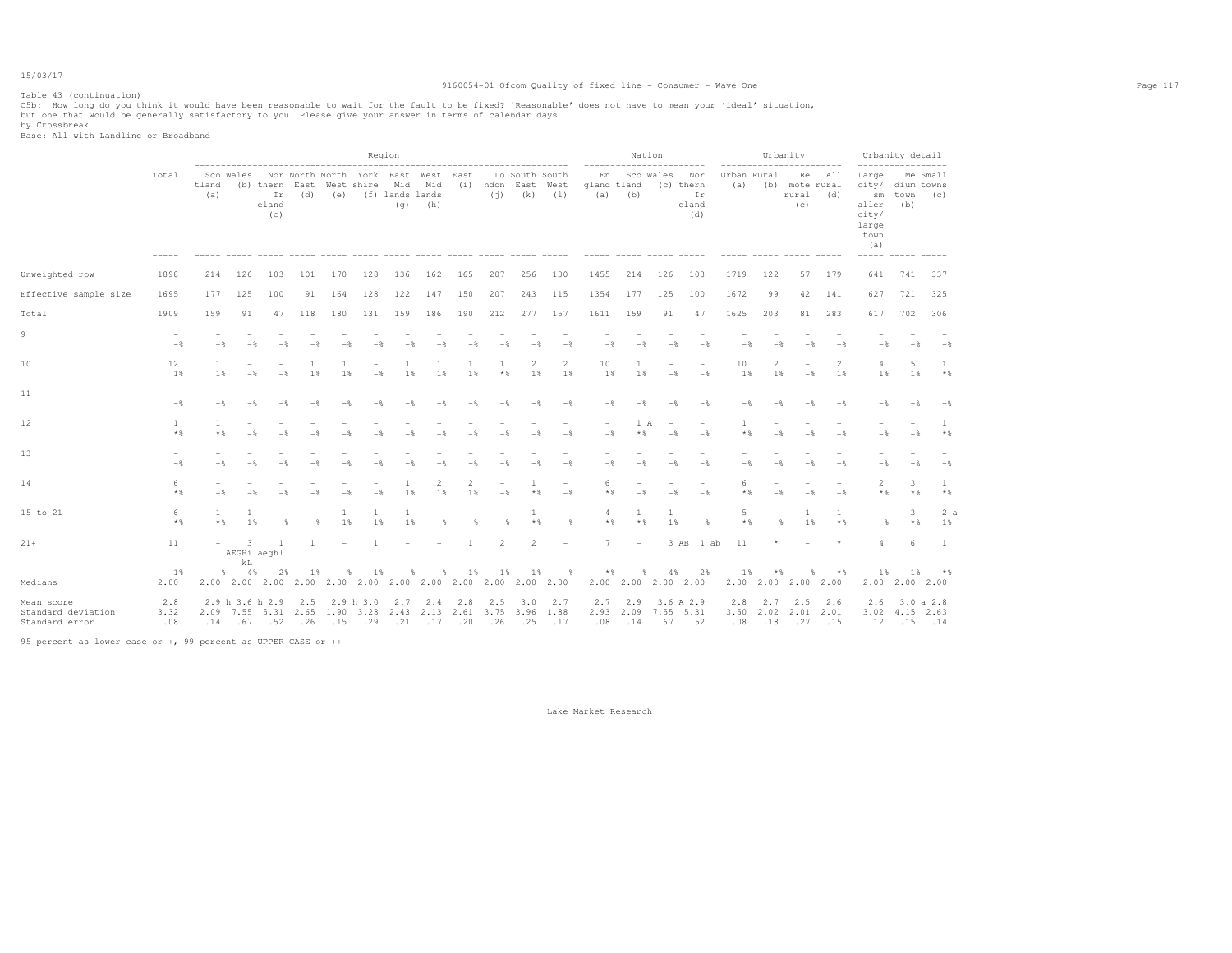Table 43 (continuation)

C5b: How long do you think it would have been reasonable to wait for the fault to be fixed? 'Reasonable' does not have to mean your 'ideal' situation, but one that would be generally satisfactory to you. Please give your answer in terms of calendar days

by Crossbreak

Base: All with Landline or Broadband

| | Total | Region | | | | | | | | | | | | Nation | | | | Urbanity | | | | Urbanity detail | | |
|---|---|---|---|---|---|---|---|---|---|---|---|---|---|---|---|---|---|---|---|---|---|---|---|---|
| | | Scotland (a) | Wales (b) | Northern Ireland (c) | North East (d) | North West (e) | Yorkshire (f) | East Midlands (g) | West Midlands (h) | East (i) | London (j) | South East (k) | South West (l) | England (a) | Scotland (b) | Wales (c) | Northern Ireland (d) | Urban (a) | Rural (b) | Remote rural (c) | All rural (d) | Large city/ smaller city/ large town (a) | Medium town (b) | Small towns (c) |
| Unweighted row | 1898 | 214 | 126 | 103 | 101 | 170 | 128 | 136 | 162 | 165 | 207 | 256 | 130 | 1455 | 214 | 126 | 103 | 1719 | 122 | 57 | 179 | 641 | 741 | 337 |
| Effective sample size | 1695 | 177 | 125 | 100 | 91 | 164 | 128 | 122 | 147 | 150 | 207 | 243 | 115 | 1354 | 177 | 125 | 100 | 1672 | 99 | 42 | 141 | 627 | 721 | 325 |
| Total | 1909 | 159 | 91 | 47 | 118 | 180 | 131 | 159 | 186 | 190 | 212 | 277 | 157 | 1611 | 159 | 91 | 47 | 1625 | 203 | 81 | 283 | 617 | 702 | 306 |
| 9 | - | - | - | - | - | - | - | - | - | - | - | - | - | - | - | - | - | - | - | - | - | - | - | - |
| | -% | -% | -% | -% | -% | -% | -% | -% | -% | -% | -% | -% | -% | -% | -% | -% | -% | -% | -% | -% | -% | -% | -% | -% |
| 10 | 12 | 1 | - | - | 1 | 1 | - | 1 | 1 | 1 | 1 | 2 | 2 | 10 | 1 | - | - | 10 | 2 | - | 2 | 4 | 5 | 1 |
| | 1% | 1% | -% | -% | 1% | 1% | -% | 1% | 1% | 1% | *% | 1% | 1% | 1% | 1% | -% | -% | 1% | 1% | -% | 1% | 1% | 1% | *% |
| 11 | - | - | - | - | - | - | - | - | - | - | - | - | - | - | - | - | - | - | - | - | - | - | - | - |
| | -% | -% | -% | -% | -% | -% | -% | -% | -% | -% | -% | -% | -% | -% | -% | -% | -% | -% | -% | -% | -% | -% | -% | -% |
| 12 | 1 | 1 | - | - | - | - | - | - | - | - | - | - | - | - | 1 A | - | - | 1 | - | - | - | - | - | 1 |
| | *% | *% | -% | -% | -% | -% | -% | -% | -% | -% | -% | -% | -% | -% | *% | -% | -% | *% | -% | -% | -% | -% | -% | *% |
| 13 | - | - | - | - | - | - | - | - | - | - | - | - | - | - | - | - | - | - | - | - | - | - | - | - |
| | -% | -% | -% | -% | -% | -% | -% | -% | -% | -% | -% | -% | -% | -% | -% | -% | -% | -% | -% | -% | -% | -% | -% | -% |
| 14 | 6 | - | - | - | - | - | - | 1 | 2 | 2 | - | 1 | - | 6 | - | - | - | 6 | - | - | - | 2 | 3 | 1 |
| | *% | -% | -% | -% | -% | -% | -% | 1% | 1% | 1% | -% | *% | -% | *% | -% | -% | -% | *% | -% | -% | -% | *% | *% | *% |
| 15 to 21 | 6 | 1 | 1 | - | - | 1 | 1 | 1 | - | - | - | 1 | - | 4 | 1 | 1 | - | 5 | - | 1 | 1 | - | 3 | 2 a |
| | *% | *% | 1% | -% | -% | 1% | 1% | 1% | -% | -% | -% | *% | -% | *% | *% | 1% | -% | *% | -% | 1% | *% | -% | *% | 1% |
| 21+ | 11 | - | 3 AEGHi kL | 1 aeghl | 1 | - | 1 | - | - | 1 | 2 | 2 | - | 7 | - | 3 AB | 1 ab | 11 | * | - | * | 4 | 6 | 1 |
| | 1% | -% | 4% | 2% | 1% | -% | 1% | -% | -% | 1% | 1% | 1% | -% | *% | -% | 4% | 2% | 1% | *% | -% | *% | 1% | 1% | *% |
| Medians | 2.00 | 2.00 | 2.00 | 2.00 | 2.00 | 2.00 | 2.00 | 2.00 | 2.00 | 2.00 | 2.00 | 2.00 | 2.00 | 2.00 | 2.00 | 2.00 | 2.00 | 2.00 | 2.00 | 2.00 | 2.00 | 2.00 | 2.00 | 2.00 |
| Mean score | 2.8 | 2.9 h | 3.6 h | 2.9 | 2.5 | 2.9 h | 3.0 | 2.7 | 2.4 | 2.8 | 2.5 | 3.0 | 2.7 | 2.7 | 2.9 | 3.6 A | 2.9 | 2.8 | 2.7 | 2.5 | 2.6 | 2.6 | 3.0 a | 2.8 |
| Standard deviation | 3.32 | 2.09 | 7.55 | 5.31 | 2.65 | 1.90 | 3.28 | 2.43 | 2.13 | 2.61 | 3.75 | 3.96 | 1.88 | 2.93 | 2.09 | 7.55 | 5.31 | 3.50 | 2.02 | 2.01 | 2.01 | 3.02 | 4.15 | 2.63 |
| Standard error | .08 | .14 | .67 | .52 | .26 | .15 | .29 | .21 | .17 | .20 | .26 | .25 | .17 | .08 | .14 | .67 | .52 | .08 | .18 | .27 | .15 | .12 | .15 | .14 |

95 percent as lower case or +, 99 percent as UPPER CASE or ++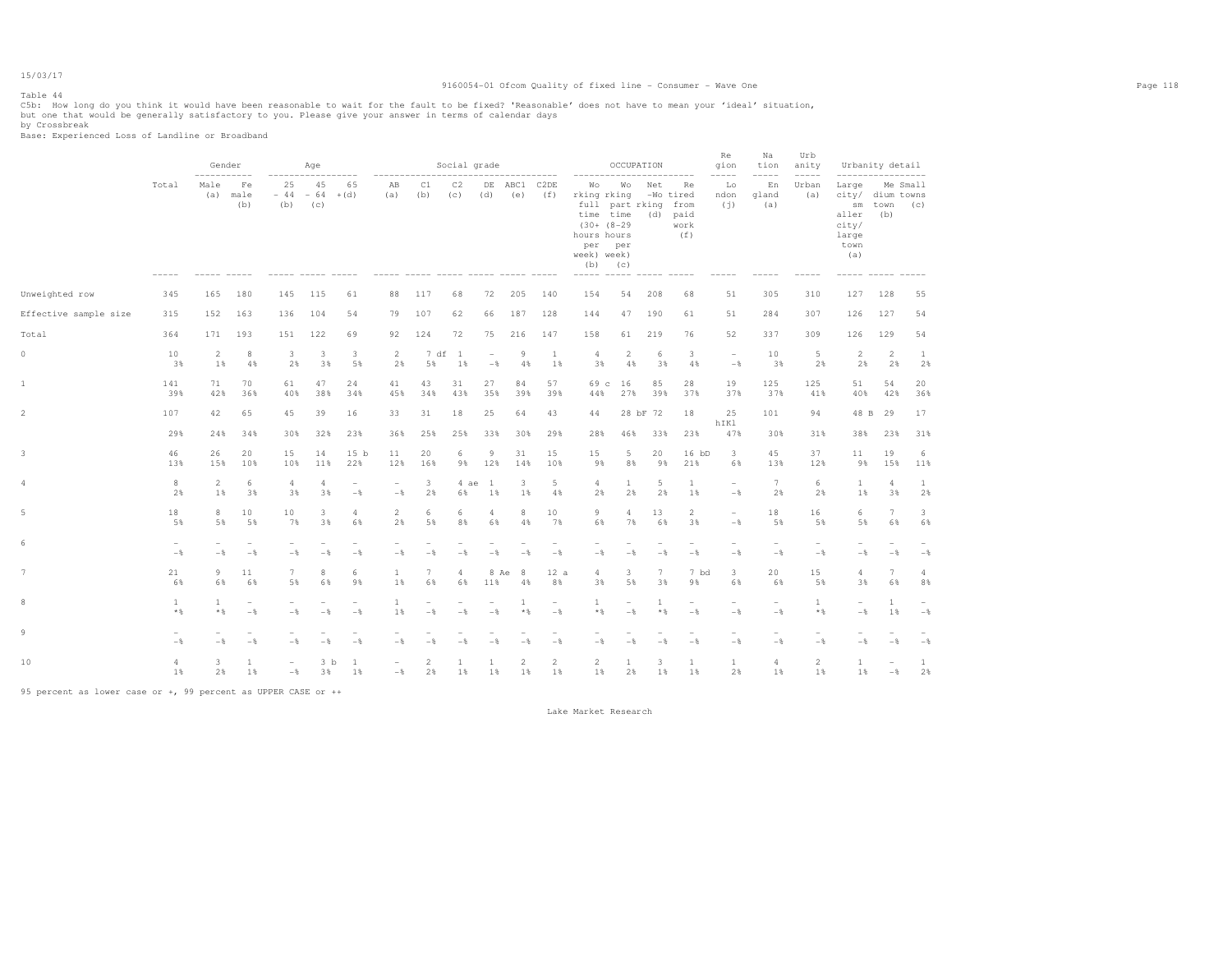Table 44

C5b: How long do you think it would have been reasonable to wait for the fault to be fixed? 'Reasonable' does not have to mean your 'ideal' situation, but one that would be generally satisfactory to you. Please give your answer in terms of calendar days

by Crossbreak

Base: Experienced Loss of Landline or Broadband

| | Total | Gender | | Age | | | Social grade | | | | | | OCCUPATION | | | | Region | Nation | Urbanity | Urbanity detail | | |
|---|---|---|---|---|---|---|---|---|---|---|---|---|---|---|---|---|---|---|---|---|---|---|
| | | Male (a) | Female (b) | 25 - 44 (b) | 45 - 64 (c) | 65 + (d) | AB (a) | C1 (b) | C2 (c) | DE (d) | ABC1 (e) | C2DE (f) | Working full time (30+ hours per week) (b) | Working part time (8-29 hours per week) (c) | Net -Working (d) | Retired from paid work (f) | London (j) | England (a) | Urban (a) | Large city/ smaller city/ large town (a) | Medium town (b) | Small towns (c) |
| Unweighted row | 345 | 165 | 180 | 145 | 115 | 61 | 88 | 117 | 68 | 72 | 205 | 140 | 154 | 54 | 208 | 68 | 51 | 305 | 310 | 127 | 128 | 55 |
| Effective sample size | 315 | 152 | 163 | 136 | 104 | 54 | 79 | 107 | 62 | 66 | 187 | 128 | 144 | 47 | 190 | 61 | 51 | 284 | 307 | 126 | 127 | 54 |
| Total | 364 | 171 | 193 | 151 | 122 | 69 | 92 | 124 | 72 | 75 | 216 | 147 | 158 | 61 | 219 | 76 | 52 | 337 | 309 | 126 | 129 | 54 |
| 0 | 10 | 2 | 8 | 3 | 3 | 3 | 2 | 7 df | 1 | - | 9 | 1 | 4 | 2 | 6 | 3 | - | 10 | 5 | 2 | 2 | 1 |
| | 3% | 1% | 4% | 2% | 3% | 5% | 2% | 5% | 1% | -% | 4% | 1% | 3% | 4% | 3% | 4% | -% | 3% | 2% | 2% | 2% | 2% |
| 1 | 141 | 71 | 70 | 61 | 47 | 24 | 41 | 43 | 31 | 27 | 84 | 57 | 69 c | 16 | 85 | 28 | 19 | 125 | 125 | 51 | 54 | 20 |
| | 39% | 42% | 36% | 40% | 38% | 34% | 45% | 34% | 43% | 35% | 39% | 39% | 44% | 27% | 39% | 37% | 37% | 37% | 41% | 40% | 42% | 36% |
| 2 | 107 | 42 | 65 | 45 | 39 | 16 | 33 | 31 | 18 | 25 | 64 | 43 | 44 | 28 bF | 72 | 18 | 25 hIKl | 101 | 94 | 48 B | 29 | 17 |
| | 29% | 24% | 34% | 30% | 32% | 23% | 36% | 25% | 25% | 33% | 30% | 29% | 28% | 46% | 33% | 23% | 47% | 30% | 31% | 38% | 23% | 31% |
| 3 | 46 | 26 | 20 | 15 | 14 | 15 b | 11 | 20 | 6 | 9 | 31 | 15 | 15 | 5 | 20 | 16 bD | 3 | 45 | 37 | 11 | 19 | 6 |
| | 13% | 15% | 10% | 10% | 11% | 22% | 12% | 16% | 9% | 12% | 14% | 10% | 9% | 8% | 9% | 21% | 6% | 13% | 12% | 9% | 15% | 11% |
| 4 | 8 | 2 | 6 | 4 | 4 | - | - | 3 | 4 ae | 1 | 3 | 5 | 4 | 1 | 5 | 1 | - | 7 | 6 | 1 | 4 | 1 |
| | 2% | 1% | 3% | 3% | 3% | -% | -% | 2% | 6% | 1% | 1% | 4% | 2% | 2% | 2% | 1% | -% | 2% | 2% | 1% | 3% | 2% |
| 5 | 18 | 8 | 10 | 10 | 3 | 4 | 2 | 6 | 6 | 4 | 8 | 10 | 9 | 4 | 13 | 2 | - | 18 | 16 | 6 | 7 | 3 |
| | 5% | 5% | 5% | 7% | 3% | 6% | 2% | 5% | 8% | 6% | 4% | 7% | 6% | 7% | 6% | 3% | -% | 5% | 5% | 5% | 6% | 6% |
| 6 | - | - | - | - | - | - | - | - | - | - | - | - | - | - | - | - | - | - | - | - | - | - |
| | -% | -% | -% | -% | -% | -% | -% | -% | -% | -% | -% | -% | -% | -% | -% | -% | -% | -% | -% | -% | -% | -% |
| 7 | 21 | 9 | 11 | 7 | 8 | 6 | 1 | 7 | 4 | 8 Ae | 8 | 12 a | 4 | 3 | 7 | 7 bd | 3 | 20 | 15 | 4 | 7 | 4 |
| | 6% | 6% | 6% | 5% | 6% | 9% | 1% | 6% | 6% | 11% | 4% | 8% | 3% | 5% | 3% | 9% | 6% | 6% | 5% | 3% | 6% | 8% |
| 8 | 1 | 1 | - | - | - | - | 1 | - | - | - | 1 | - | 1 | - | 1 | - | - | - | 1 | - | 1 | - |
| | *% | *% | -% | -% | -% | -% | 1% | -% | -% | -% | *% | -% | *% | -% | *% | -% | -% | -% | *% | -% | 1% | -% |
| 9 | - | - | - | - | - | - | - | - | - | - | - | - | - | - | - | - | - | - | - | - | - | - |
| | -% | -% | -% | -% | -% | -% | -% | -% | -% | -% | -% | -% | -% | -% | -% | -% | -% | -% | -% | -% | -% | -% |
| 10 | 4 | 3 | 1 | - | 3 b | 1 | - | 2 | 1 | 1 | 2 | 2 | 2 | 1 | 3 | 1 | 1 | 4 | 2 | 1 | - | 1 |
| | 1% | 2% | 1% | -% | 3% | 1% | -% | 2% | 1% | 1% | 1% | 1% | 1% | 2% | 1% | 1% | 2% | 1% | 1% | 1% | -% | 2% |

95 percent as lower case or +, 99 percent as UPPER CASE or ++

Lake Market Research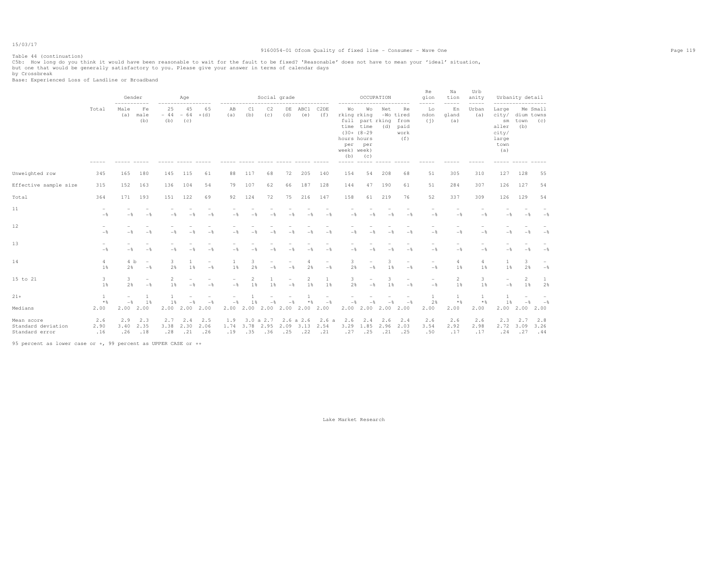Table 44 (continuation)

C5b: How long do you think it would have been reasonable to wait for the fault to be fixed? 'Reasonable' does not have to mean your 'ideal' situation, but one that would be generally satisfactory to you. Please give your answer in terms of calendar days

by Crossbreak

Base: Experienced Loss of Landline or Broadband

| | Total | Gender | | Age | | | Social grade | | | | | | OCCUPATION | | | | Region | Nation | Urbanity | Urbanity detail | | |
|---|---|---|---|---|---|---|---|---|---|---|---|---|---|---|---|---|---|---|---|---|---|---|
| | | Male (a) | Female (b) | 25 - 44 (b) | 45 - 64 (c) | 65 + (d) | AB (a) | C1 (b) | C2 (c) | DE (d) | ABC1 (e) | C2DE (f) | Working full time (30+ hours per week) (b) | Working part time (8-29 hours per week) (c) | Net -Working (d) | Retired from paid work (f) | London (j) | England (a) | Urban (a) | Large city/ smaller city/ large town (a) | Medium town (b) | Small towns (c) |
| Unweighted row | 345 | 165 | 180 | 145 | 115 | 61 | 88 | 117 | 68 | 72 | 205 | 140 | 154 | 54 | 208 | 68 | 51 | 305 | 310 | 127 | 128 | 55 |
| Effective sample size | 315 | 152 | 163 | 136 | 104 | 54 | 79 | 107 | 62 | 66 | 187 | 128 | 144 | 47 | 190 | 61 | 51 | 284 | 307 | 126 | 127 | 54 |
| Total | 364 | 171 | 193 | 151 | 122 | 69 | 92 | 124 | 72 | 75 | 216 | 147 | 158 | 61 | 219 | 76 | 52 | 337 | 309 | 126 | 129 | 54 |
| 11 | - | - | - | - | - | - | - | - | - | - | - | - | - | - | - | - | - | - | - | - | - | - |
| | -% | -% | -% | -% | -% | -% | -% | -% | -% | -% | -% | -% | -% | -% | -% | -% | -% | -% | -% | -% | -% | -% |
| 12 | - | - | - | - | - | - | - | - | - | - | - | - | - | - | - | - | - | - | - | - | - | - |
| | -% | -% | -% | -% | -% | -% | -% | -% | -% | -% | -% | -% | -% | -% | -% | -% | -% | -% | -% | -% | -% | -% |
| 13 | - | - | - | - | - | - | - | - | - | - | - | - | - | - | - | - | - | - | - | - | - | - |
| | -% | -% | -% | -% | -% | -% | -% | -% | -% | -% | -% | -% | -% | -% | -% | -% | -% | -% | -% | -% | -% | -% |
| 14 | 4 | 4 b | - | 3 | 1 | - | 1 | 3 | - | - | 4 | - | 3 | - | 3 | - | - | 4 | 4 | 1 | 3 | - |
| | 1% | 2% | -% | 2% | 1% | -% | 1% | 2% | -% | -% | 2% | -% | 2% | -% | 1% | -% | -% | 1% | 1% | 1% | 2% | -% |
| 15 to 21 | 3 | 3 | - | 2 | - | - | - | 2 | 1 | - | 2 | 1 | 3 | - | 3 | - | - | 2 | 3 | - | 2 | 1 |
| | 1% | 2% | -% | 1% | -% | -% | -% | 1% | 1% | -% | 1% | 1% | 2% | -% | 1% | -% | -% | 1% | 1% | -% | 1% | 2% |
| 21+ | 1 | - | 1 | 1 | - | - | - | 1 | - | - | 1 | - | - | - | - | - | 1 | 1 | 1 | 1 | - | - |
| | *% | -% | 1% | 1% | -% | -% | -% | 1% | -% | -% | *% | -% | -% | -% | -% | -% | 2% | *% | *% | 1% | -% | -% |
| Medians | 2.00 | 2.00 | 2.00 | 2.00 | 2.00 | 2.00 | 2.00 | 2.00 | 2.00 | 2.00 | 2.00 | 2.00 | 2.00 | 2.00 | 2.00 | 2.00 | 2.00 | 2.00 | 2.00 | 2.00 | 2.00 | 2.00 |
| Mean score | 2.6 | 2.9 | 2.3 | 2.7 | 2.4 | 2.5 | 1.9 | 3.0 a | 2.7 | 2.6 a | 2.6 | 2.6 a | 2.6 | 2.4 | 2.6 | 2.4 | 2.6 | 2.6 | 2.6 | 2.3 | 2.7 | 2.8 |
| Standard deviation | 2.90 | 3.40 | 2.35 | 3.38 | 2.30 | 2.06 | 1.74 | 3.78 | 2.95 | 2.09 | 3.13 | 2.54 | 3.29 | 1.85 | 2.96 | 2.03 | 3.54 | 2.92 | 2.98 | 2.72 | 3.09 | 3.26 |
| Standard error | .16 | .26 | .18 | .28 | .21 | .26 | .19 | .35 | .36 | .25 | .22 | .21 | .27 | .25 | .21 | .25 | .50 | .17 | .17 | .24 | .27 | .44 |

95 percent as lower case or +, 99 percent as UPPER CASE or ++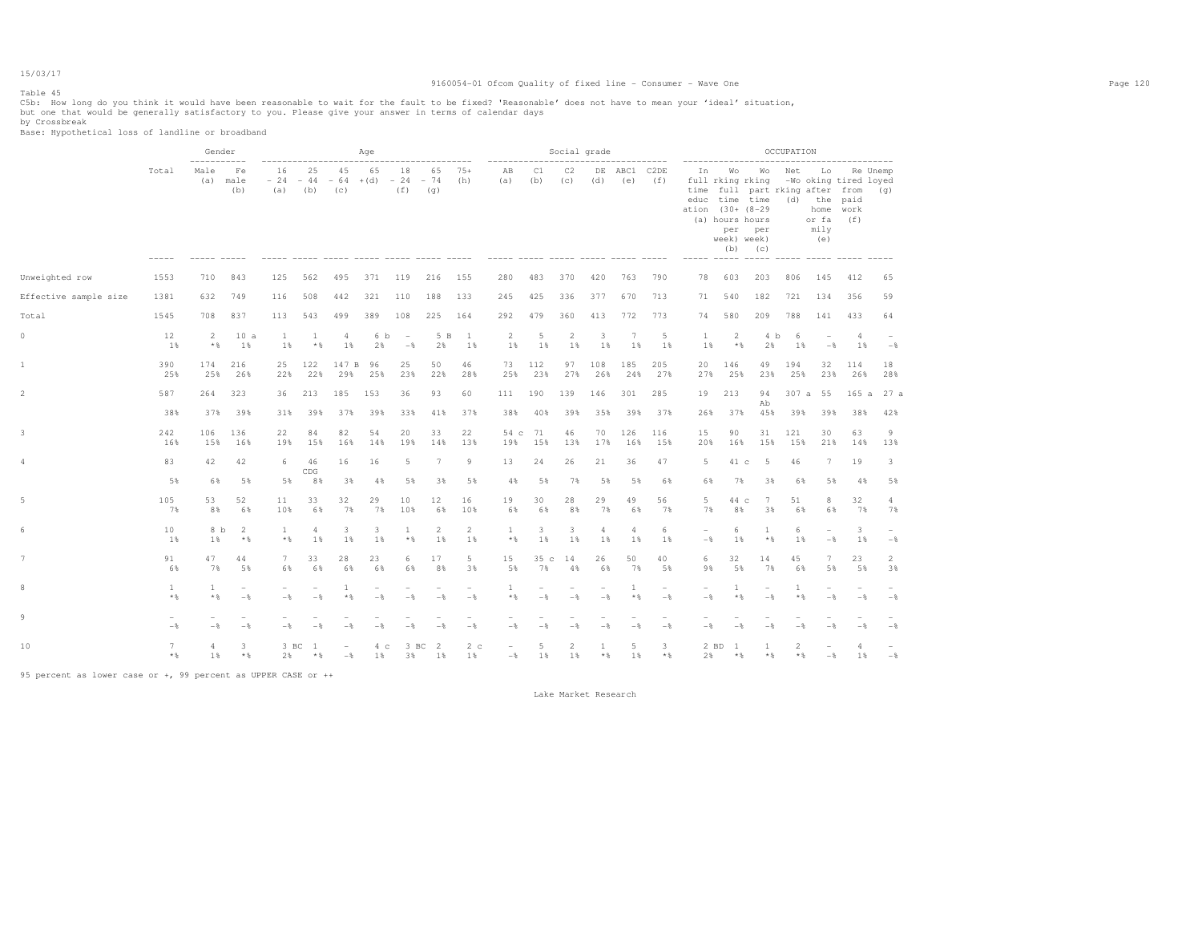15/03/17

9160054-01 Ofcom Quality of fixed line - Consumer - Wave One

Table 45

C5b: How long do you think it would have been reasonable to wait for the fault to be fixed? 'Reasonable' does not have to mean your 'ideal' situation, but one that would be generally satisfactory to you. Please give your answer in terms of calendar days

by Crossbreak

Base: Hypothetical loss of landline or broadband

| | Total | Gender | | Age | | | | | | | Social grade | | | | | | OCCUPATION | | | | | | |
|---|---|---|---|---|---|---|---|---|---|---|---|---|---|---|---|---|---|---|---|---|---|---|---|
| | | Male (a) | Female (b) | 16 - 24 (a) | 25 - 44 (b) | 45 - 64 (c) | 65 +(d) | 18 - 24 (f) | 65 - 74 (g) | 75+ (h) | AB (a) | C1 (b) | C2 (c) | DE (d) | ABC1 (e) | C2DE (f) | In full time education (a) | Working full time (30+ hours per week) (b) | Working part time (8-29 hours per week) (c) | Net working (d) | Not working - looking after the home or family (e) | Retired from paid work (f) | Unemployed (g) |
| Unweighted row | 1553 | 710 | 843 | 125 | 562 | 495 | 371 | 119 | 216 | 155 | 280 | 483 | 370 | 420 | 763 | 790 | 78 | 603 | 203 | 806 | 145 | 412 | 65 |
| Effective sample size | 1381 | 632 | 749 | 116 | 508 | 442 | 321 | 110 | 188 | 133 | 245 | 425 | 336 | 377 | 670 | 713 | 71 | 540 | 182 | 721 | 134 | 356 | 59 |
| Total | 1545 | 708 | 837 | 113 | 543 | 499 | 389 | 108 | 225 | 164 | 292 | 479 | 360 | 413 | 772 | 773 | 74 | 580 | 209 | 788 | 141 | 433 | 64 |
| 0 | 12 | 2 | 10 a | 1 | 1 | 4 | 6 b | - | 5 B | 1 | 2 | 5 | 2 | 3 | 7 | 5 | 1 | 2 | 4 b | 6 | - | 4 | - |
| | 1% | *% | 1% | 1% | *% | 1% | 2% | -% | 2% | 1% | 1% | 1% | 1% | 1% | 1% | 1% | 1% | *% | 2% | 1% | -% | 1% | -% |
| 1 | 390 | 174 | 216 | 25 | 122 | 147 B | 96 | 25 | 50 | 46 | 73 | 112 | 97 | 108 | 185 | 205 | 20 | 146 | 49 | 194 | 32 | 114 | 18 |
| | 25% | 25% | 26% | 22% | 22% | 29% | 25% | 23% | 22% | 28% | 25% | 23% | 27% | 26% | 24% | 27% | 27% | 25% | 23% | 25% | 23% | 26% | 28% |
| 2 | 587 | 264 | 323 | 36 | 213 | 185 | 153 | 36 | 93 | 60 | 111 | 190 | 139 | 146 | 301 | 285 | 19 | 213 | 94 Ab | 307 a | 55 | 165 a | 27 a |
| | 38% | 37% | 39% | 31% | 39% | 37% | 39% | 33% | 41% | 37% | 38% | 40% | 39% | 35% | 39% | 37% | 26% | 37% | 45% | 39% | 39% | 38% | 42% |
| 3 | 242 | 106 | 136 | 22 | 84 | 82 | 54 | 20 | 33 | 22 | 54 c | 71 | 46 | 70 | 126 | 116 | 15 | 90 | 31 | 121 | 30 | 63 | 9 |
| | 16% | 15% | 16% | 19% | 15% | 16% | 14% | 19% | 14% | 13% | 19% | 15% | 13% | 17% | 16% | 15% | 20% | 16% | 15% | 15% | 21% | 14% | 13% |
| 4 | 83 | 42 | 42 | 6 | 46 CDG | 16 | 16 | 5 | 7 | 9 | 13 | 24 | 26 | 21 | 36 | 47 | 5 | 41 c | 5 | 46 | 7 | 19 | 3 |
| | 5% | 6% | 5% | 5% | 8% | 3% | 4% | 5% | 3% | 5% | 4% | 5% | 7% | 5% | 5% | 6% | 6% | 7% | 3% | 6% | 5% | 4% | 5% |
| 5 | 105 | 53 | 52 | 11 | 33 | 32 | 29 | 10 | 12 | 16 | 19 | 30 | 28 | 29 | 49 | 56 | 5 | 44 c | 7 | 51 | 8 | 32 | 4 |
| | 7% | 8% | 6% | 10% | 6% | 7% | 7% | 10% | 6% | 10% | 6% | 6% | 8% | 7% | 6% | 7% | 7% | 8% | 3% | 6% | 6% | 7% | 7% |
| 6 | 10 | 8 b | 2 | 1 | 4 | 3 | 3 | 1 | 2 | 2 | 1 | 3 | 3 | 4 | 4 | 6 | - | 6 | 1 | 6 | - | 3 | - |
| | 1% | 1% | *% | *% | 1% | 1% | 1% | *% | 1% | 1% | *% | 1% | 1% | 1% | 1% | 1% | -% | 1% | *% | 1% | -% | 1% | -% |
| 7 | 91 | 47 | 44 | 7 | 33 | 28 | 23 | 6 | 17 | 5 | 15 | 35 c | 14 | 26 | 50 | 40 | 6 | 32 | 14 | 45 | 7 | 23 | 2 |
| | 6% | 7% | 5% | 6% | 6% | 6% | 6% | 6% | 8% | 3% | 5% | 7% | 4% | 6% | 7% | 5% | 9% | 5% | 7% | 6% | 5% | 5% | 3% |
| 8 | 1 | 1 | - | - | - | 1 | - | - | - | - | 1 | - | - | - | 1 | - | - | 1 | - | 1 | - | - | - |
| | *% | *% | -% | -% | -% | *% | -% | -% | -% | -% | *% | -% | -% | -% | *% | -% | -% | *% | -% | *% | -% | -% | -% |
| 9 | - | - | - | - | - | - | - | - | - | - | - | - | - | - | - | - | - | - | - | - | - | - | - |
| | -% | -% | -% | -% | -% | -% | -% | -% | -% | -% | -% | -% | -% | -% | -% | -% | -% | -% | -% | -% | -% | -% | -% |
| 10 | 7 | 4 | 3 | 3 BC | 1 | - | 4 c | 3 BC | 2 | 2 c | - | 5 | 2 | 1 | 5 | 3 | 2 BD | 1 | 1 | 2 | - | 4 | - |
| | *% | 1% | *% | 2% | *% | -% | 1% | 3% | 1% | 1% | -% | 1% | 1% | *% | 1% | *% | 2% | *% | *% | *% | -% | 1% | -% |

95 percent as lower case or +, 99 percent as UPPER CASE or ++

Lake Market Research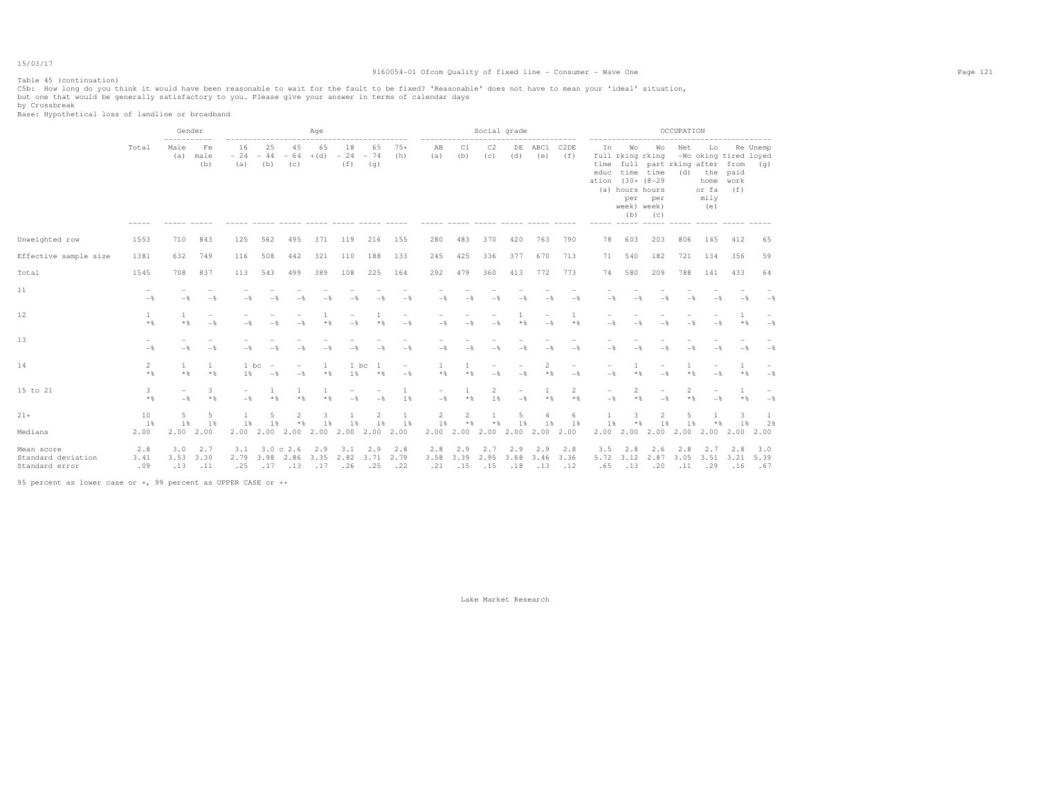Table 45 (continuation)

C5b: How long do you think it would have been reasonable to wait for the fault to be fixed? 'Reasonable' does not have to mean your 'ideal' situation, but one that would be generally satisfactory to you. Please give your answer in terms of calendar days

by Crossbreak

Base: Hypothetical loss of landline or broadband

| | Total | Gender | | Age | | | | | | | Social grade | | | | | | OCCUPATION | | | | | | |
|---|---|---|---|---|---|---|---|---|---|---|---|---|---|---|---|---|---|---|---|---|---|---|---|
| | | Male (a) | Female (b) | 16 - 24 (a) | 25 - 44 (b) | 45 - 64 (c) | 65 +(d) | 18 - 24 (f) | 65 - 74 (g) | 75+ (h) | AB (a) | C1 (b) | C2 (c) | DE (d) | ABC1 (e) | C2DE (f) | In full time education (a) | Working full time (30+ hours per week) (b) | Working part time (8-29 hours per week) (c) | Net -Working (d) | Looking after the home or family (e) | Retired from paid work (f) | Unemployed (g) |
| Unweighted row | 1553 | 710 | 843 | 125 | 562 | 495 | 371 | 119 | 216 | 155 | 280 | 483 | 370 | 420 | 763 | 790 | 78 | 603 | 203 | 806 | 145 | 412 | 65 |
| Effective sample size | 1381 | 632 | 749 | 116 | 508 | 442 | 321 | 110 | 188 | 133 | 245 | 425 | 336 | 377 | 670 | 713 | 71 | 540 | 182 | 721 | 134 | 356 | 59 |
| Total | 1545 | 708 | 837 | 113 | 543 | 499 | 389 | 108 | 225 | 164 | 292 | 479 | 360 | 413 | 772 | 773 | 74 | 580 | 209 | 788 | 141 | 433 | 64 |
| 11 | - | - | - | - | - | - | - | - | - | - | - | - | - | - | - | - | - | - | - | - | - | - | - |
| | -% | -% | -% | -% | -% | -% | -% | -% | -% | -% | -% | -% | -% | -% | -% | -% | -% | -% | -% | -% | -% | -% | -% |
| 12 | 1 | 1 | - | - | - | - | 1 | - | 1 | - | - | - | - | 1 | - | 1 | - | - | - | - | - | 1 | - |
| | *% | *% | -% | -% | -% | -% | *% | -% | *% | -% | -% | -% | -% | *% | -% | *% | -% | -% | -% | -% | -% | *% | -% |
| 13 | - | - | - | - | - | - | - | - | - | - | - | - | - | - | - | - | - | - | - | - | - | - | - |
| | -% | -% | -% | -% | -% | -% | -% | -% | -% | -% | -% | -% | -% | -% | -% | -% | -% | -% | -% | -% | -% | -% | -% |
| 14 | 2 | 1 | 1 | 1 bc | - | - | 1 | 1 bc | 1 | - | 1 | 1 | - | - | 2 | - | - | 1 | - | 1 | - | 1 | - |
| | *% | *% | *% | 1% | -% | -% | *% | 1% | *% | -% | *% | *% | -% | -% | *% | -% | -% | *% | -% | *% | -% | *% | -% |
| 15 to 21 | 3 | - | 3 | - | 1 | 1 | 1 | - | - | 1 | - | 1 | 2 | - | 1 | 2 | - | 2 | - | 2 | - | 1 | - |
| | *% | -% | *% | -% | *% | *% | *% | -% | -% | 1% | -% | *% | 1% | -% | *% | *% | -% | *% | -% | *% | -% | *% | -% |
| 21+ | 10 | 5 | 5 | 1 | 5 | 2 | 3 | 1 | 2 | 1 | 2 | 2 | 1 | 5 | 4 | 6 | 1 | 3 | 2 | 5 | 1 | 3 | 1 |
| | 1% | 1% | 1% | 1% | 1% | *% | 1% | 1% | 1% | 1% | 1% | *% | *% | 1% | 1% | 1% | 1% | *% | 1% | 1% | *% | 1% | 2% |
| Medians | 2.00 | 2.00 | 2.00 | 2.00 | 2.00 | 2.00 | 2.00 | 2.00 | 2.00 | 2.00 | 2.00 | 2.00 | 2.00 | 2.00 | 2.00 | 2.00 | 2.00 | 2.00 | 2.00 | 2.00 | 2.00 | 2.00 | 2.00 |
| Mean score | 2.8 | 3.0 | 2.7 | 3.1 | 3.0 c | 2.6 | 2.9 | 3.1 | 2.9 | 2.8 | 2.8 | 2.9 | 2.7 | 2.9 | 2.9 | 2.8 | 3.5 | 2.8 | 2.6 | 2.8 | 2.7 | 2.8 | 3.0 |
| Standard deviation | 3.41 | 3.53 | 3.30 | 2.79 | 3.98 | 2.86 | 3.35 | 2.82 | 3.71 | 2.79 | 3.58 | 3.39 | 2.95 | 3.68 | 3.46 | 3.36 | 5.72 | 3.12 | 2.87 | 3.05 | 3.51 | 3.21 | 5.39 |
| Standard error | .09 | .13 | .11 | .25 | .17 | .13 | .17 | .26 | .25 | .22 | .21 | .15 | .15 | .18 | .13 | .12 | .65 | .13 | .20 | .11 | .29 | .16 | .67 |

95 percent as lower case or +, 99 percent as UPPER CASE or ++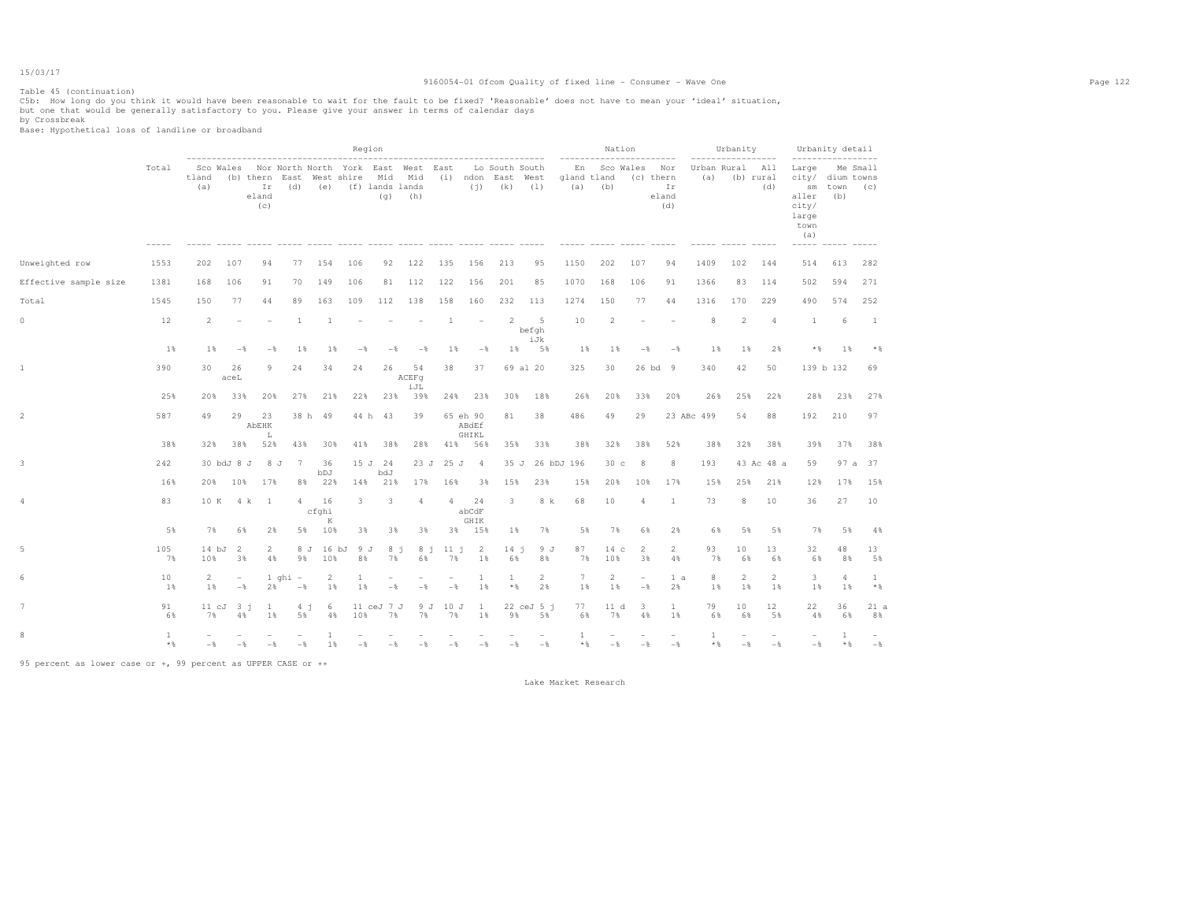15/03/17

Table 45 (continuation)
C5b: How long do you think it would have been reasonable to wait for the fault to be fixed? 'Reasonable' does not have to mean your 'ideal' situation, but one that would be generally satisfactory to you. Please give your answer in terms of calendar days
by Crossbreak
Base: Hypothetical loss of landline or broadband

| | Total | Region | | | | | | | | | | | | Nation | | | | Urbanity | | | Urbanity detail | | |
|---|---|---|---|---|---|---|---|---|---|---|---|---|---|---|---|---|---|---|---|---|---|---|---|
| | | Scotland (a) | Wales (b) | Northern Ireland (c) | North East (d) | North West (e) | Yorkshire (f) | East Midlands (g) | West Midlands (h) | East (i) | London (j) | South East (k) | South West (l) | England (a) | Scotland (b) | Wales (c) | Northern Ireland (d) | Urban (a) | Rural (b) | All rural (d) | Large city/ smaller city/ large town (a) | Medium town (b) | Small towns (c) |
| Unweighted row | 1553 | 202 | 107 | 94 | 77 | 154 | 106 | 92 | 122 | 135 | 156 | 213 | 95 | 1150 | 202 | 107 | 94 | 1409 | 102 | 144 | 514 | 613 | 282 |
| Effective sample size | 1381 | 168 | 106 | 91 | 70 | 149 | 106 | 81 | 112 | 122 | 156 | 201 | 85 | 1070 | 168 | 106 | 91 | 1366 | 83 | 114 | 502 | 594 | 271 |
| Total | 1545 | 150 | 77 | 44 | 89 | 163 | 109 | 112 | 138 | 158 | 160 | 232 | 113 | 1274 | 150 | 77 | 44 | 1316 | 170 | 229 | 490 | 574 | 252 |
| 0 | 12 | 2 | - | - | 1 | 1 | - | - | - | 1 | - | 2 | 5 befgh iJk | 10 | 2 | - | - | 8 | 2 | 4 | 1 | 6 | 1 |
| | 1% | 1% | -% | -% | 1% | 1% | -% | -% | -% | 1% | -% | 1% | 5% | 1% | 1% | -% | -% | 1% | 1% | 2% | *% | 1% | *% |
| 1 | 390 | 30 | 26 aceL | 9 | 24 | 34 | 24 | 26 | 54 ACEFg iJL | 38 | 37 | 69 al | 20 | 325 | 30 | 26 bd | 9 | 340 | 42 | 50 | 139 b | 132 | 69 |
| | 25% | 20% | 33% | 20% | 27% | 21% | 22% | 23% | 39% | 24% | 23% | 30% | 18% | 26% | 20% | 33% | 20% | 26% | 25% | 22% | 28% | 23% | 27% |
| 2 | 587 | 49 | 29 | 23 AbEHK L | 38 h | 49 | 44 h | 43 | 39 | 65 eh | 90 ABdEf GHIKL | 81 | 38 | 486 | 49 | 29 | 23 ABc | 499 | 54 | 88 | 192 | 210 | 97 |
| | 38% | 32% | 38% | 52% | 43% | 30% | 41% | 38% | 28% | 41% | 56% | 35% | 33% | 38% | 32% | 38% | 52% | 38% | 32% | 38% | 39% | 37% | 38% |
| 3 | 242 | 30 bdJ | 8 J | 8 J | 7 | 36 bDJ | 15 J | 24 bdJ | 23 J | 25 J | 4 | 35 J | 26 bDJ | 196 | 30 c | 8 | 8 | 193 | 43 Ac | 48 a | 59 | 97 a | 37 |
| | 16% | 20% | 10% | 17% | 8% | 22% | 14% | 21% | 17% | 16% | 3% | 15% | 23% | 15% | 20% | 10% | 17% | 15% | 25% | 21% | 12% | 17% | 15% |
| 4 | 83 | 10 K | 4 k | 1 | 4 | 16 cfghi K | 3 | 3 | 4 | 4 | 24 abCdF GHIK | 3 | 8 k | 68 | 10 | 4 | 1 | 73 | 8 | 10 | 36 | 27 | 10 |
| | 5% | 7% | 6% | 2% | 5% | 10% | 3% | 3% | 3% | 3% | 15% | 1% | 7% | 5% | 7% | 6% | 2% | 6% | 5% | 5% | 7% | 5% | 4% |
| 5 | 105 | 14 bJ | 2 | 2 | 8 J | 16 bJ | 9 J | 8 j | 8 j | 11 j | 2 | 14 j | 9 J | 87 | 14 c | 2 | 2 | 93 | 10 | 13 | 32 | 48 | 13 |
| | 7% | 10% | 3% | 4% | 9% | 10% | 8% | 7% | 6% | 7% | 1% | 6% | 8% | 7% | 10% | 3% | 4% | 7% | 6% | 6% | 6% | 8% | 5% |
| 6 | 10 | 2 | - | 1 ghi | - | 2 | 1 | - | - | - | 1 | 1 | 2 | 7 | 2 | - | 1 a | 8 | 2 | 2 | 3 | 4 | 1 |
| | 1% | 1% | -% | 2% | -% | 1% | 1% | -% | -% | -% | 1% | *% | 2% | 1% | 1% | -% | 2% | 1% | 1% | 1% | 1% | 1% | *% |
| 7 | 91 | 11 cJ | 3 j | 1 | 4 j | 6 | 11 ceJ | 7 J | 9 J | 10 J | 1 | 22 ceJ | 5 j | 77 | 11 d | 3 | 1 | 79 | 10 | 12 | 22 | 36 | 21 a |
| | 6% | 7% | 4% | 1% | 5% | 4% | 10% | 7% | 7% | 7% | 1% | 9% | 5% | 6% | 7% | 4% | 1% | 6% | 6% | 5% | 4% | 6% | 8% |
| 8 | 1 | - | - | - | - | 1 | - | - | - | - | - | - | - | 1 | - | - | - | 1 | - | - | - | 1 | - |
| | *% | -% | -% | -% | -% | 1% | -% | -% | -% | -% | -% | -% | -% | *% | -% | -% | -% | *% | -% | -% | -% | *% | -% |

95 percent as lower case or +, 99 percent as UPPER CASE or ++

Lake Market Research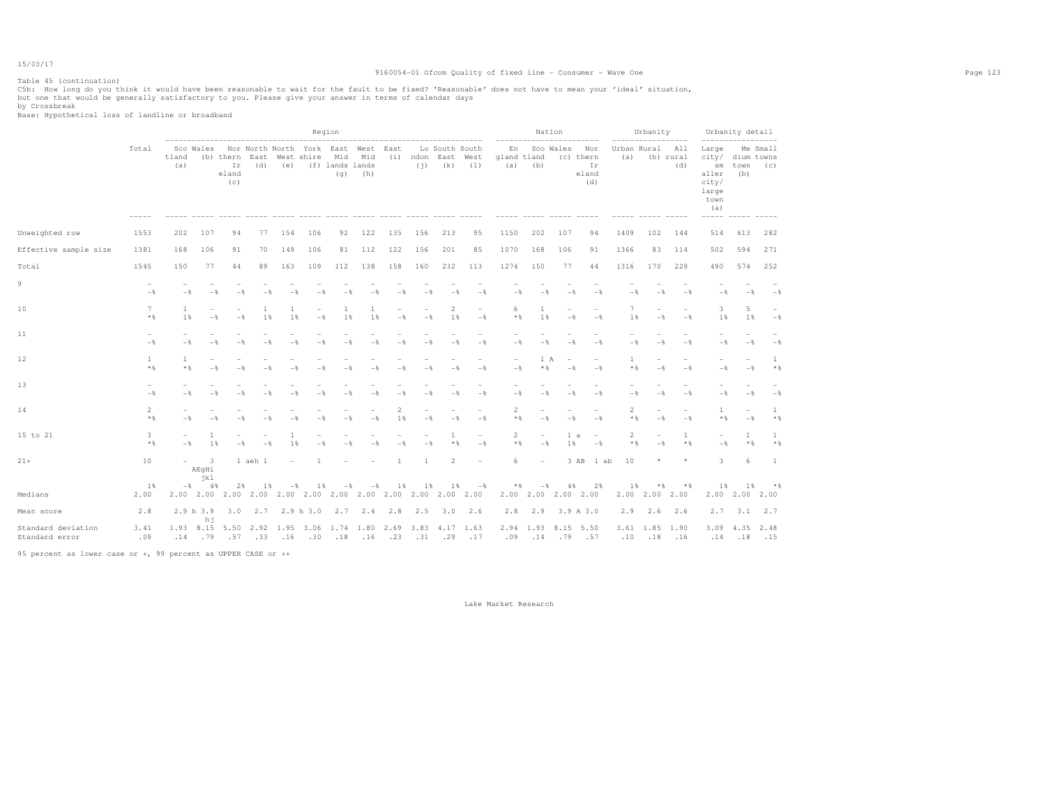Table 45 (continuation)

C5b: How long do you think it would have been reasonable to wait for the fault to be fixed? 'Reasonable' does not have to mean your 'ideal' situation, but one that would be generally satisfactory to you. Please give your answer in terms of calendar days

by Crossbreak

Base: Hypothetical loss of landline or broadband

| | Total | Region | | | | | | | | | | | | Nation | | | | Urbanity | | | Urbanity detail | | |
|---|---|---|---|---|---|---|---|---|---|---|---|---|---|---|---|---|---|---|---|---|---|---|---|
| | | Scotland (a) | Wales (b) | Northern Ireland (c) | North East (d) | North West (e) | York shire (f) | East Mid lands (g) | West Mid lands (h) | East (i) | London (j) | South East (k) | South West (l) | England (a) | Scotland (b) | Wales (c) | Northern Ireland (d) | Urban (a) | Rural (b) | All rural (d) | Large city/ smaller city/ large town (a) | Medium town (b) | Small towns (c) |
| Unweighted row | 1553 | 202 | 107 | 94 | 77 | 154 | 106 | 92 | 122 | 135 | 156 | 213 | 95 | 1150 | 202 | 107 | 94 | 1409 | 102 | 144 | 514 | 613 | 282 |
| Effective sample size | 1381 | 168 | 106 | 91 | 70 | 149 | 106 | 81 | 112 | 122 | 156 | 201 | 85 | 1070 | 168 | 106 | 91 | 1366 | 83 | 114 | 502 | 594 | 271 |
| Total | 1545 | 150 | 77 | 44 | 89 | 163 | 109 | 112 | 138 | 158 | 160 | 232 | 113 | 1274 | 150 | 77 | 44 | 1316 | 170 | 229 | 490 | 574 | 252 |
| 9 | - -% | - -% | - -% | - -% | - -% | - -% | - -% | - -% | - -% | - -% | - -% | - -% | - -% | - -% | - -% | - -% | - -% | - -% | - -% | - -% | - -% | - -% | - -% |
| 10 | 7 *% | 1 1% | - -% | - -% | 1 1% | 1 1% | - -% | 1 1% | 1 1% | - -% | - -% | 2 1% | - -% | 6 *% | 1 1% | - -% | - -% | 7 1% | - -% | - -% | 3 1% | 5 1% | - -% |
| 11 | - -% | - -% | - -% | - -% | - -% | - -% | - -% | - -% | - -% | - -% | - -% | - -% | - -% | - -% | - -% | - -% | - -% | - -% | - -% | - -% | - -% | - -% | - -% |
| 12 | 1 *% | 1 *% | - -% | - -% | - -% | - -% | - -% | - -% | - -% | - -% | - -% | - -% | - -% | - -% | 1 A *% | - -% | - -% | 1 *% | - -% | - -% | - -% | - -% | 1 *% |
| 13 | - -% | - -% | - -% | - -% | - -% | - -% | - -% | - -% | - -% | - -% | - -% | - -% | - -% | - -% | - -% | - -% | - -% | - -% | - -% | - -% | - -% | - -% | - -% |
| 14 | 2 *% | - -% | - -% | - -% | - -% | - -% | - -% | - -% | - -% | 2 1% | - -% | - -% | - -% | 2 *% | - -% | - -% | - -% | 2 *% | - -% | - -% | 1 *% | - -% | 1 *% |
| 15 to 21 | 3 *% | - -% | 1 1% | - -% | - -% | 1 1% | - -% | - -% | - -% | - -% | - -% | 1 *% | - -% | 2 *% | - -% | 1 a 1% | - -% | 2 *% | - -% | 1 *% | - -% | 1 *% | 1 *% |
| 21+ | 10 1% | - -% | 3 AEgHi jkl 4% | 1 aeh 2% | 1 1% | - -% | 1 1% | - -% | - -% | 1 1% | 1 1% | 2 1% | - -% | 6 *% | - -% | 3 AB 4% | 1 ab 2% | 10 1% | * *% | * *% | 3 1% | 6 1% | 1 *% |
| Medians | 2.00 | 2.00 | 2.00 | 2.00 | 2.00 | 2.00 | 2.00 | 2.00 | 2.00 | 2.00 | 2.00 | 2.00 | 2.00 | 2.00 | 2.00 | 2.00 | 2.00 | 2.00 | 2.00 | 2.00 | 2.00 | 2.00 | 2.00 |
| Mean score | 2.8 | 2.9 h | 3.9 hj | 3.0 | 2.7 | 2.9 h | 3.0 | 2.7 | 2.4 | 2.8 | 2.5 | 3.0 | 2.6 | 2.8 | 2.9 | 3.9 A | 3.0 | 2.9 | 2.6 | 2.6 | 2.7 | 3.1 | 2.7 |
| Standard deviation | 3.41 | 1.93 | 8.15 | 5.50 | 2.92 | 1.95 | 3.06 | 1.74 | 1.80 | 2.69 | 3.83 | 4.17 | 1.63 | 2.94 | 1.93 | 8.15 | 5.50 | 3.61 | 1.85 | 1.90 | 3.09 | 4.35 | 2.48 |
| Standard error | .09 | .14 | .79 | .57 | .33 | .16 | .30 | .18 | .16 | .23 | .31 | .29 | .17 | .09 | .14 | .79 | .57 | .10 | .18 | .16 | .14 | .18 | .15 |

95 percent as lower case or +, 99 percent as UPPER CASE or ++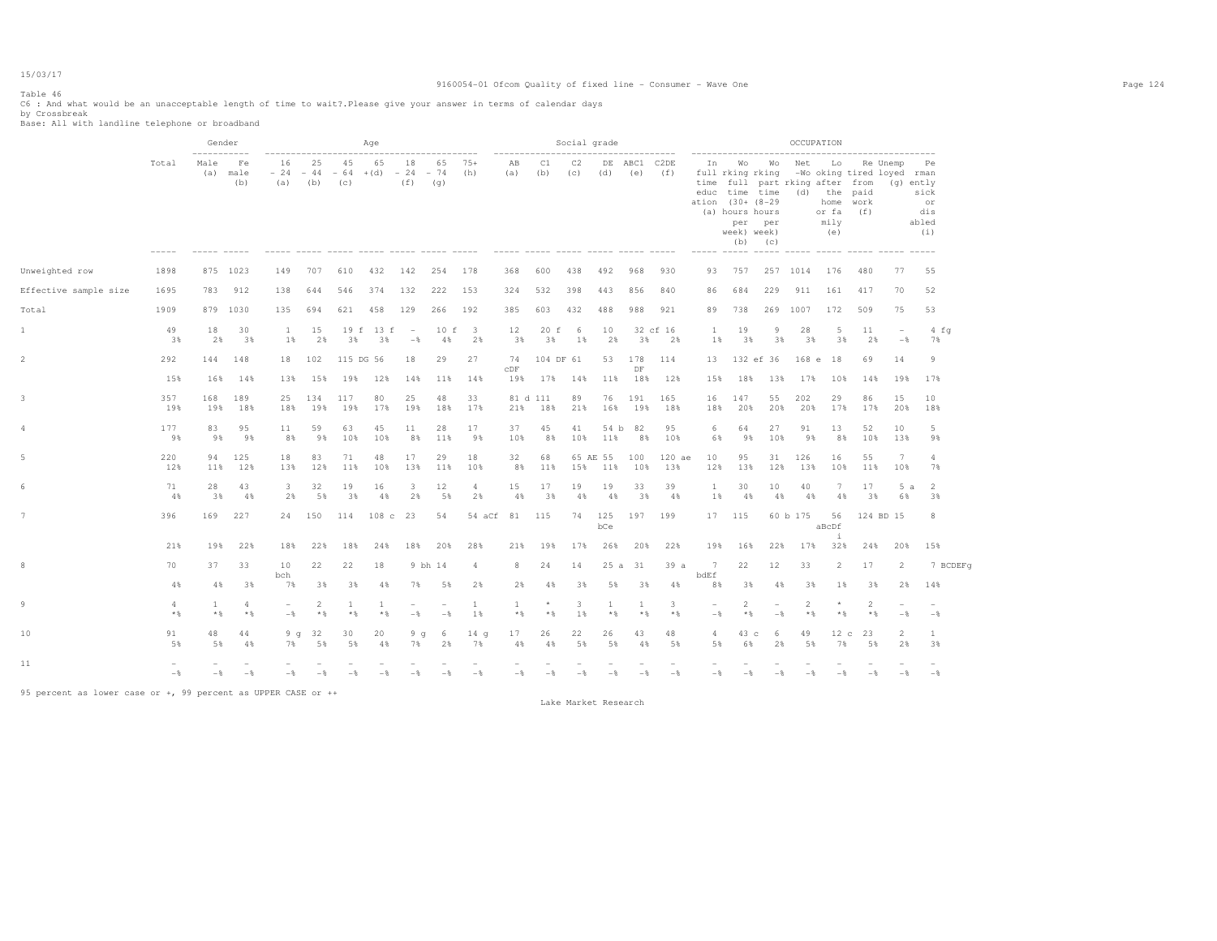15/03/17

Table 46
C6 : And what would be an unacceptable length of time to wait?.Please give your answer in terms of calendar days
by Crossbreak
Base: All with landline telephone or broadband

| | Total | Gender: Male (a) | Gender: Female (b) | Age: 16-24 (a) | Age: 25-44 (b) | Age: 45-64 (c) | Age: 65+ (d) | Age: 18-24 (f) | Age: 65-74 (g) | Age: 75+ (h) | Social grade: AB (a) | Social grade: C1 (b) | Social grade: C2 (c) | Social grade: DE (d) | Social grade: ABC1 (e) | Social grade: C2DE (f) | OCCUPATION: In full time education (a) | OCCUPATION: Working full time (30+ hours per week) (b) | OCCUPATION: Working part time (8-29 hours per week) (c) | OCCUPATION: Net working (d) | OCCUPATION: Looking after the home or family (e) | OCCUPATION: Retired from paid work (f) | OCCUPATION: Unemployed (g) | OCCUPATION: Permanently sick or disabled (i) |
|---|---|---|---|---|---|---|---|---|---|---|---|---|---|---|---|---|---|---|---|---|---|---|---|---|
| Unweighted row | 1898 | 875 | 1023 | 149 | 707 | 610 | 432 | 142 | 254 | 178 | 368 | 600 | 438 | 492 | 968 | 930 | 93 | 757 | 257 | 1014 | 176 | 480 | 77 | 55 |
| Effective sample size | 1695 | 783 | 912 | 138 | 644 | 546 | 374 | 132 | 222 | 153 | 324 | 532 | 398 | 443 | 856 | 840 | 86 | 684 | 229 | 911 | 161 | 417 | 70 | 52 |
| Total | 1909 | 879 | 1030 | 135 | 694 | 621 | 458 | 129 | 266 | 192 | 385 | 603 | 432 | 488 | 988 | 921 | 89 | 738 | 269 | 1007 | 172 | 509 | 75 | 53 |
| 1 | 49 | 18 | 30 | 1 | 15 | 19 f | 13 f | - | 10 f | 3 | 12 | 20 f | 6 | 10 | 32 cf | 16 | 1 | 19 | 9 | 28 | 5 | 11 | - | 4 fg |
| | 3% | 2% | 3% | 1% | 2% | 3% | 3% | -% | 4% | 2% | 3% | 3% | 1% | 2% | 3% | 2% | 1% | 3% | 3% | 3% | 3% | 2% | -% | 7% |
| 2 | 292 | 144 | 148 | 18 | 102 | 115 DG | 56 | 18 | 29 | 27 | 74 cDF | 104 DF | 61 | 53 | 178 DF | 114 | 13 | 132 ef | 36 | 168 e | 18 | 69 | 14 | 9 |
| | 15% | 16% | 14% | 13% | 15% | 19% | 12% | 14% | 11% | 14% | 19% | 17% | 14% | 11% | 18% | 12% | 15% | 18% | 13% | 17% | 10% | 14% | 19% | 17% |
| 3 | 357 | 168 | 189 | 25 | 134 | 117 | 80 | 25 | 48 | 33 | 81 d | 111 | 89 | 76 | 191 | 165 | 16 | 147 | 55 | 202 | 29 | 86 | 15 | 10 |
| | 19% | 19% | 18% | 18% | 19% | 19% | 17% | 19% | 18% | 17% | 21% | 18% | 21% | 16% | 19% | 18% | 18% | 20% | 20% | 20% | 17% | 17% | 20% | 18% |
| 4 | 177 | 83 | 95 | 11 | 59 | 63 | 45 | 11 | 28 | 17 | 37 | 45 | 41 | 54 b | 82 | 95 | 6 | 64 | 27 | 91 | 13 | 52 | 10 | 5 |
| | 9% | 9% | 9% | 8% | 9% | 10% | 10% | 8% | 11% | 9% | 10% | 8% | 10% | 11% | 8% | 10% | 6% | 9% | 10% | 9% | 8% | 10% | 13% | 9% |
| 5 | 220 | 94 | 125 | 18 | 83 | 71 | 48 | 17 | 29 | 18 | 32 | 68 | 65 AE | 55 | 100 | 120 ae | 10 | 95 | 31 | 126 | 16 | 55 | 7 | 4 |
| | 12% | 11% | 12% | 13% | 12% | 11% | 10% | 13% | 11% | 10% | 8% | 11% | 15% | 11% | 10% | 13% | 12% | 13% | 12% | 13% | 10% | 11% | 10% | 7% |
| 6 | 71 | 28 | 43 | 3 | 32 | 19 | 16 | 3 | 12 | 4 | 15 | 17 | 19 | 19 | 33 | 39 | 1 | 30 | 10 | 40 | 7 | 17 | 5 a | 2 |
| | 4% | 3% | 4% | 2% | 5% | 3% | 4% | 2% | 5% | 2% | 4% | 3% | 4% | 4% | 3% | 4% | 1% | 4% | 4% | 4% | 4% | 3% | 6% | 3% |
| 7 | 396 | 169 | 227 | 24 | 150 | 114 | 108 c | 23 | 54 | 54 aCf | 81 | 115 | 74 | 125 bCe | 197 | 199 | 17 | 115 | 60 b | 175 | 56 aBcDf i | 124 BD | 15 | 8 |
| | 21% | 19% | 22% | 18% | 22% | 18% | 24% | 18% | 20% | 28% | 21% | 19% | 17% | 26% | 20% | 22% | 19% | 16% | 22% | 17% | 32% | 24% | 20% | 15% |
| 8 | 70 | 37 | 33 | 10 bch | 22 | 22 | 18 | 9 bh | 14 | 4 | 8 | 24 | 14 | 25 a | 31 | 39 a | 7 bdEf | 22 | 12 | 33 | 2 | 17 | 2 | 7 BCDEFg |
| | 4% | 4% | 3% | 7% | 3% | 3% | 4% | 7% | 5% | 2% | 2% | 4% | 3% | 5% | 3% | 4% | 8% | 3% | 4% | 3% | 1% | 3% | 2% | 14% |
| 9 | 4 | 1 | 4 | - | 2 | 1 | 1 | - | - | 1 | 1 | * | 3 | 1 | 1 | 3 | - | 2 | - | 2 | * | 2 | - | - |
| | *% | *% | *% | -% | *% | *% | *% | -% | -% | 1% | *% | *% | 1% | *% | *% | *% | -% | *% | -% | *% | *% | *% | -% | -% |
| 10 | 91 | 48 | 44 | 9 g | 32 | 30 | 20 | 9 g | 6 | 14 g | 17 | 26 | 22 | 26 | 43 | 48 | 4 | 43 c | 6 | 49 | 12 c | 23 | 2 | 1 |
| | 5% | 5% | 4% | 7% | 5% | 5% | 4% | 7% | 2% | 7% | 4% | 4% | 5% | 5% | 4% | 5% | 5% | 6% | 2% | 5% | 7% | 5% | 2% | 3% |
| 11 | - | - | - | - | - | - | - | - | - | - | - | - | - | - | - | - | - | - | - | - | - | - | - | - |
| | -% | -% | -% | -% | -% | -% | -% | -% | -% | -% | -% | -% | -% | -% | -% | -% | -% | -% | -% | -% | -% | -% | -% | -% |

95 percent as lower case or +, 99 percent as UPPER CASE or ++

Lake Market Research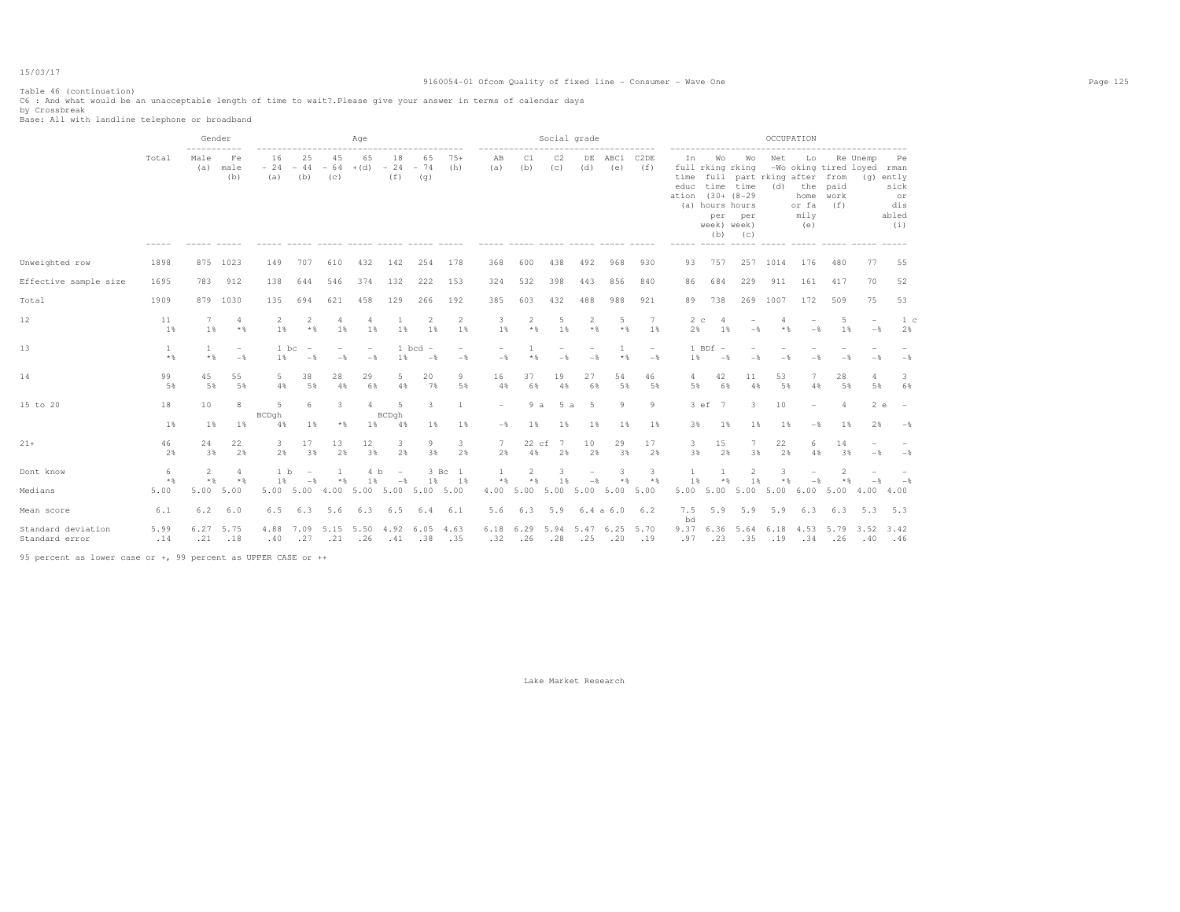Table 46 (continuation)
C6 : And what would be an unacceptable length of time to wait?.Please give your answer in terms of calendar days
by Crossbreak
Base: All with landline telephone or broadband

| | Total | Gender: Male (a) | Gender: Female (b) | Age: 16 - 24 (a) | Age: 25 - 44 (b) | Age: 45 - 64 (c) | Age: 65 +(d) | Age: 18 - 24 (f) | Age: 65 - 74 (g) | Age: 75+ (h) | Social grade: AB (a) | Social grade: C1 (b) | Social grade: C2 (c) | Social grade: DE (d) | Social grade: ABC1 (e) | Social grade: C2DE (f) | OCCUPATION: In full time education (a) | OCCUPATION: Working full time (30+ hours per week) (b) | OCCUPATION: Working part time (8-29 hours per week) (c) | OCCUPATION: Net working (d) | OCCUPATION: Looking after the home or family (e) | OCCUPATION: Retired from paid work (f) | OCCUPATION: Unemployed (g) | OCCUPATION: Permanently sick or disabled (i) |
|---|---|---|---|---|---|---|---|---|---|---|---|---|---|---|---|---|---|---|---|---|---|---|---|---|
| Unweighted row | 1898 | 875 | 1023 | 149 | 707 | 610 | 432 | 142 | 254 | 178 | 368 | 600 | 438 | 492 | 968 | 930 | 93 | 757 | 257 | 1014 | 176 | 480 | 77 | 55 |
| Effective sample size | 1695 | 783 | 912 | 138 | 644 | 546 | 374 | 132 | 222 | 153 | 324 | 532 | 398 | 443 | 856 | 840 | 86 | 684 | 229 | 911 | 161 | 417 | 70 | 52 |
| Total | 1909 | 879 | 1030 | 135 | 694 | 621 | 458 | 129 | 266 | 192 | 385 | 603 | 432 | 488 | 988 | 921 | 89 | 738 | 269 | 1007 | 172 | 509 | 75 | 53 |
| 12 | 11 | 7 | 4 | 2 | 2 | 4 | 4 | 1 | 2 | 2 | 3 | 2 | 5 | 2 | 5 | 7 | 2 c | 4 | - | 4 | - | 5 | - | 1 c |
| | 1% | 1% | *% | 1% | *% | 1% | 1% | 1% | 1% | 1% | 1% | *% | 1% | *% | *% | 1% | 2% | 1% | -% | *% | -% | 1% | -% | 2% |
| 13 | 1 | 1 | - | 1 bc | - | - | - | 1 bcd | - | - | - | 1 | - | - | 1 | - | 1 BDf | - | - | - | - | - | - | - |
| | *% | *% | -% | 1% | -% | -% | -% | 1% | -% | -% | -% | *% | -% | -% | *% | -% | 1% | -% | -% | -% | -% | -% | -% | -% |
| 14 | 99 | 45 | 55 | 5 | 38 | 28 | 29 | 5 | 20 | 9 | 16 | 37 | 19 | 27 | 54 | 46 | 4 | 42 | 11 | 53 | 7 | 28 | 4 | 3 |
| | 5% | 5% | 5% | 4% | 5% | 4% | 6% | 4% | 7% | 5% | 4% | 6% | 4% | 6% | 5% | 5% | 5% | 6% | 4% | 5% | 4% | 5% | 5% | 6% |
| 15 to 20 | 18 | 10 | 8 | 5 BCDgh | 6 | 3 | 4 | 5 BCDgh | 3 | 1 | - | 9 a | 5 a | 5 | 9 | 9 | 3 ef | 7 | 3 | 10 | - | 4 | 2 e | - |
| | 1% | 1% | 1% | 4% | 1% | *% | 1% | 4% | 1% | 1% | -% | 1% | 1% | 1% | 1% | 1% | 3% | 1% | 1% | 1% | -% | 1% | 2% | -% |
| 21+ | 46 | 24 | 22 | 3 | 17 | 13 | 12 | 3 | 9 | 3 | 7 | 22 cf | 7 | 10 | 29 | 17 | 3 | 15 | 7 | 22 | 6 | 14 | - | - |
| | 2% | 3% | 2% | 2% | 3% | 2% | 3% | 2% | 3% | 2% | 2% | 4% | 2% | 2% | 3% | 2% | 3% | 2% | 3% | 2% | 4% | 3% | -% | -% |
| Dont know | 6 | 2 | 4 | 1 b | - | 1 | 4 b | - | 3 Bc | 1 | 1 | 2 | 3 | - | 3 | 3 | 1 | 1 | 2 | 3 | - | 2 | - | - |
| | *% | *% | *% | 1% | -% | *% | 1% | -% | 1% | 1% | *% | *% | 1% | -% | *% | *% | 1% | *% | 1% | *% | -% | *% | -% | -% |
| Medians | 5.00 | 5.00 | 5.00 | 5.00 | 5.00 | 4.00 | 5.00 | 5.00 | 5.00 | 5.00 | 4.00 | 5.00 | 5.00 | 5.00 | 5.00 | 5.00 | 5.00 | 5.00 | 5.00 | 5.00 | 6.00 | 5.00 | 4.00 | 4.00 |
| Mean score | 6.1 | 6.2 | 6.0 | 6.5 | 6.3 | 5.6 | 6.3 | 6.5 | 6.4 | 6.1 | 5.6 | 6.3 | 5.9 | 6.4 a | 6.0 | 6.2 | 7.5 bd | 5.9 | 5.9 | 5.9 | 6.3 | 6.3 | 5.3 | 5.3 |
| Standard deviation | 5.99 | 6.27 | 5.75 | 4.88 | 7.09 | 5.15 | 5.50 | 4.92 | 6.05 | 4.63 | 6.18 | 6.29 | 5.94 | 5.47 | 6.25 | 5.70 | 9.37 | 6.36 | 5.64 | 6.18 | 4.53 | 5.79 | 3.52 | 3.42 |
| Standard error | .14 | .21 | .18 | .40 | .27 | .21 | .26 | .41 | .38 | .35 | .32 | .26 | .28 | .25 | .20 | .19 | .97 | .23 | .35 | .19 | .34 | .26 | .40 | .46 |

95 percent as lower case or +, 99 percent as UPPER CASE or ++

Lake Market Research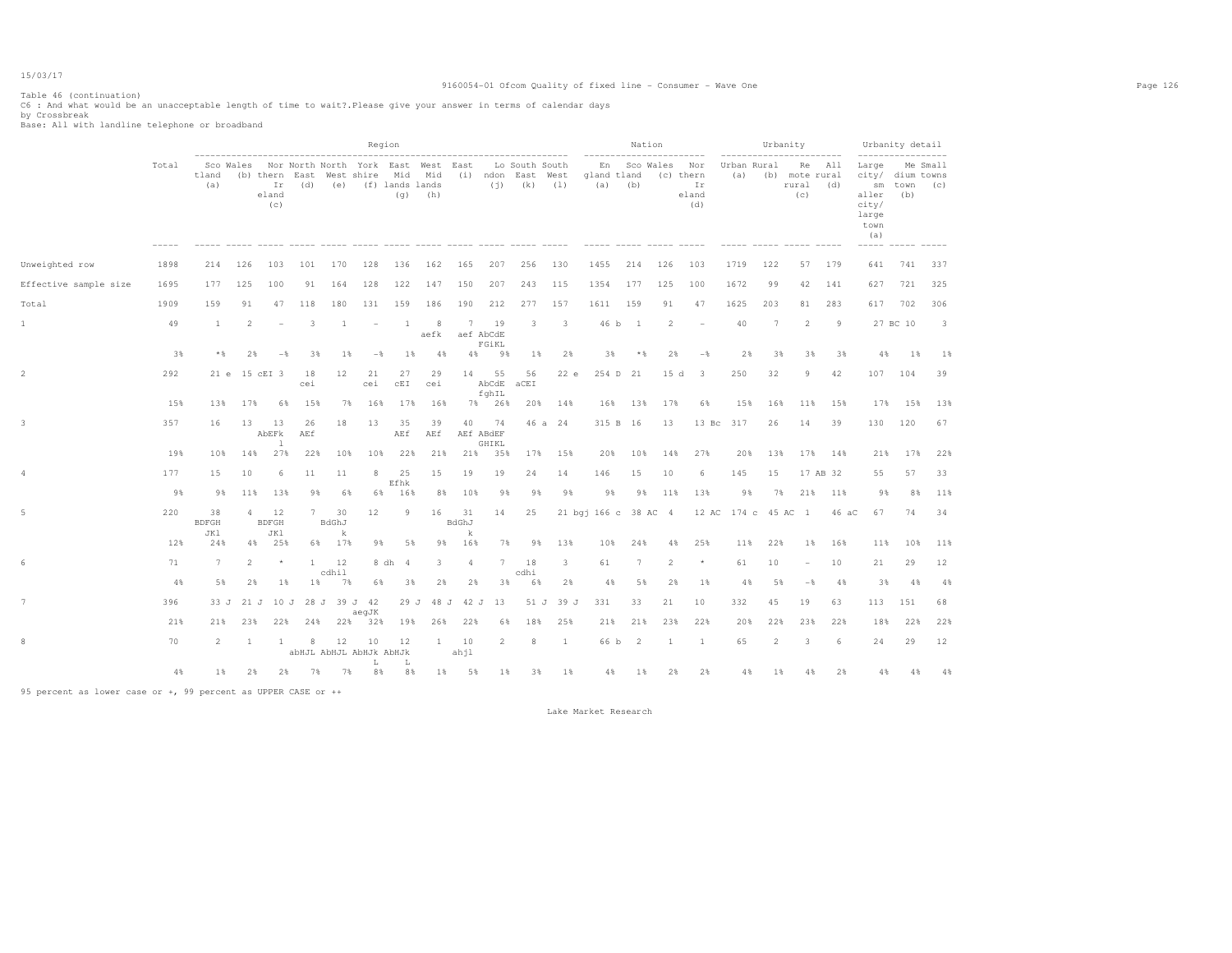Table 46 (continuation)
C6 : And what would be an unacceptable length of time to wait?.Please give your answer in terms of calendar days
by Crossbreak
Base: All with landline telephone or broadband

| | Total | Region | | | | | | | | | | | | Nation | | | | Urbanity | | | | Urbanity detail | | |
|---|---|---|---|---|---|---|---|---|---|---|---|---|---|---|---|---|---|---|---|---|---|---|---|---|
| | | Scotland (a) | Wales (b) | Northern Ireland (c) | North East (d) | North West (e) | Yorkshire (f) | East Midlands (g) | West Midlands (h) | East (i) | London (j) | South East (k) | South West (l) | England (a) | Scotland (b) | Wales (c) | Northern Ireland (d) | Urban (a) | Rural (b) | Remote rural (c) | All rural (d) | Large city/smaller city/large town (a) | Medium town (b) | Small towns (c) |
| Unweighted row | 1898 | 214 | 126 | 103 | 101 | 170 | 128 | 136 | 162 | 165 | 207 | 256 | 130 | 1455 | 214 | 126 | 103 | 1719 | 122 | 57 | 179 | 641 | 741 | 337 |
| Effective sample size | 1695 | 177 | 125 | 100 | 91 | 164 | 128 | 122 | 147 | 150 | 207 | 243 | 115 | 1354 | 177 | 125 | 100 | 1672 | 99 | 42 | 141 | 627 | 721 | 325 |
| Total | 1909 | 159 | 91 | 47 | 118 | 180 | 131 | 159 | 186 | 190 | 212 | 277 | 157 | 1611 | 159 | 91 | 47 | 1625 | 203 | 81 | 283 | 617 | 702 | 306 |
| 1 | 49 | 1 | 2 | - | 3 | 1 | - | 1 | 8 aefk | 7 aef | 19 AbCdE FGiKL | 3 | 3 | 46 b | 1 | 2 | - | 40 | 7 | 2 | 9 | 27 BC | 10 | 3 |
| | 3% | *% | 2% | -% | 3% | 1% | -% | 1% | 4% | 4% | 9% | 1% | 2% | 3% | *% | 2% | -% | 2% | 3% | 3% | 3% | 4% | 1% | 1% |
| 2 | 292 | 21 e | 15 cEI | 3 | 18 cei | 12 | 21 cei | 27 cEI | 29 cei | 14 | 55 AbCdE fghIL | 56 aCEI | 22 e | 254 D | 21 | 15 d | 3 | 250 | 32 | 9 | 42 | 107 | 104 | 39 |
| | 15% | 13% | 17% | 6% | 15% | 7% | 16% | 17% | 16% | 7% | 26% | 20% | 14% | 16% | 13% | 17% | 6% | 15% | 16% | 11% | 15% | 17% | 15% | 13% |
| 3 | 357 | 16 | 13 | 13 AbEFk l | 26 AEf | 18 | 13 | 35 AEf | 39 AEf | 40 AEf | 74 ABdEF GHIKL | 46 a | 24 | 315 B | 16 | 13 | 13 Bc | 317 | 26 | 14 | 39 | 130 | 120 | 67 |
| | 19% | 10% | 14% | 27% | 22% | 10% | 10% | 22% | 21% | 21% | 35% | 17% | 15% | 20% | 10% | 14% | 27% | 20% | 13% | 17% | 14% | 21% | 17% | 22% |
| 4 | 177 | 15 | 10 | 6 | 11 | 11 | 8 | 25 Efhk | 15 | 19 | 19 | 24 | 14 | 146 | 15 | 10 | 6 | 145 | 15 | 17 AB | 32 | 55 | 57 | 33 |
| | 9% | 9% | 11% | 13% | 9% | 6% | 6% | 16% | 8% | 10% | 9% | 9% | 9% | 9% | 9% | 11% | 13% | 9% | 7% | 21% | 11% | 9% | 8% | 11% |
| 5 | 220 | 38 BDFGH JKl | 4 | 12 BDFGH JKl | 7 | 30 BdGhJ k | 12 | 9 | 16 | 31 BdGhJ k | 14 | 25 | 21 bgj | 166 c | 38 AC | 4 | 12 AC | 174 c | 45 AC | 1 | 46 aC | 67 | 74 | 34 |
| | 12% | 24% | 4% | 25% | 6% | 17% | 9% | 5% | 9% | 16% | 7% | 9% | 13% | 10% | 24% | 4% | 25% | 11% | 22% | 1% | 16% | 11% | 10% | 11% |
| 6 | 71 | 7 | 2 | * | 1 | 12 cdhil | 8 dh | 4 | 3 | 4 | 7 | 18 cdhi | 3 | 61 | 7 | 2 | * | 61 | 10 | - | 10 | 21 | 29 | 12 |
| | 4% | 5% | 2% | 1% | 1% | 7% | 6% | 3% | 2% | 2% | 3% | 6% | 2% | 4% | 5% | 2% | 1% | 4% | 5% | -% | 4% | 3% | 4% | 4% |
| 7 | 396 | 33 J | 21 J | 10 J | 28 J | 39 J | 42 aegJK | 29 J | 48 J | 42 J | 13 | 51 J | 39 J | 331 | 33 | 21 | 10 | 332 | 45 | 19 | 63 | 113 | 151 | 68 |
| | 21% | 21% | 23% | 22% | 24% | 22% | 32% | 19% | 26% | 22% | 6% | 18% | 25% | 21% | 21% | 23% | 22% | 20% | 22% | 23% | 22% | 18% | 22% | 22% |
| 8 | 70 | 2 | 1 | 1 | 8 abHJL | 12 AbHJL | 10 AbHJk L | 12 AbHJk L | 1 | 10 ahjl | 2 | 8 | 1 | 66 b | 2 | 1 | 1 | 65 | 2 | 3 | 6 | 24 | 29 | 12 |
| | 4% | 1% | 2% | 2% | 7% | 7% | 8% | 8% | 1% | 5% | 1% | 3% | 1% | 4% | 1% | 2% | 2% | 4% | 1% | 4% | 2% | 4% | 4% | 4% |

95 percent as lower case or +, 99 percent as UPPER CASE or ++

Lake Market Research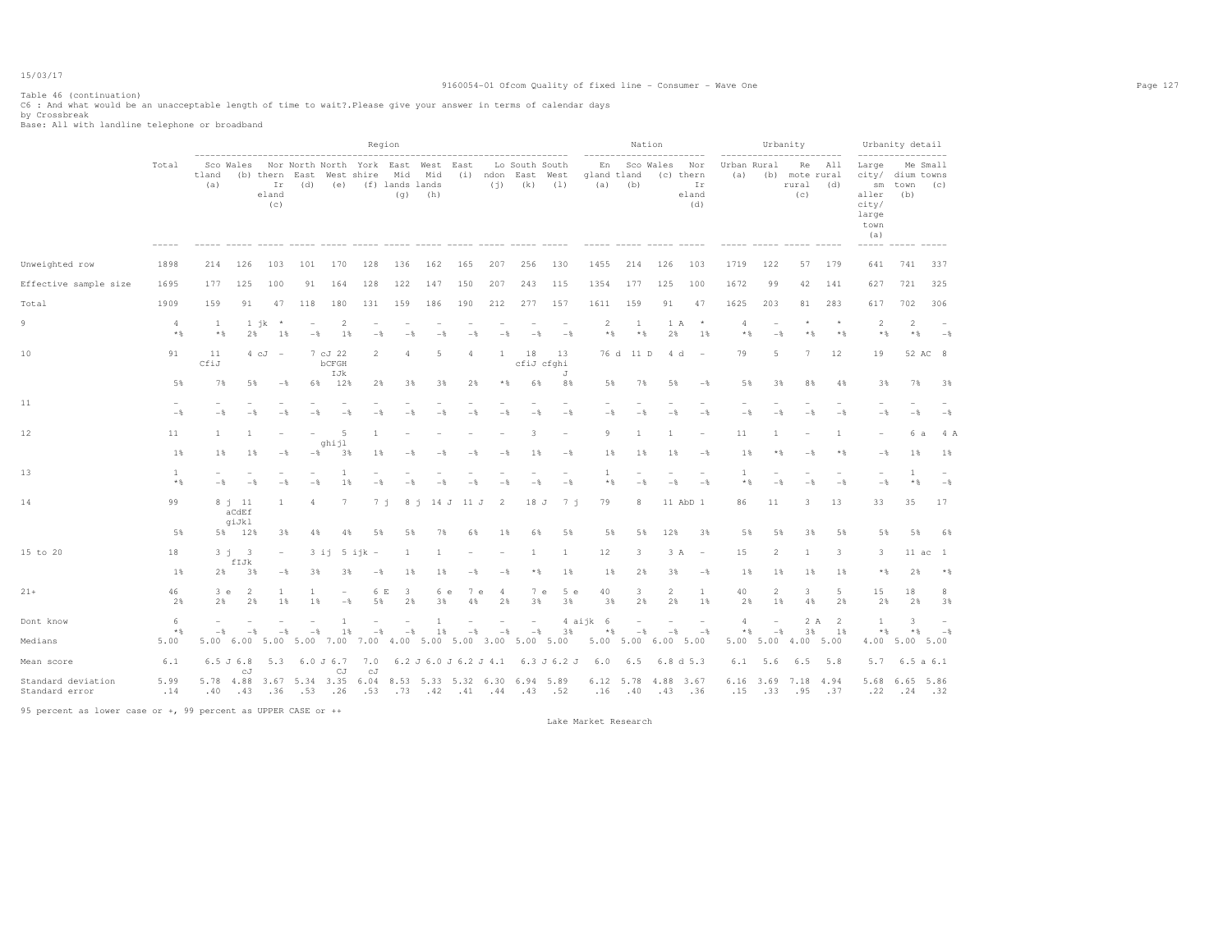Table 46 (continuation)
C6 : And what would be an unacceptable length of time to wait?.Please give your answer in terms of calendar days
by Crossbreak
Base: All with landline telephone or broadband

| | Total | Region | | | | | | | | | | | | Nation | | | | Urbanity | | | | Urbanity detail | | |
|---|---|---|---|---|---|---|---|---|---|---|---|---|---|---|---|---|---|---|---|---|---|---|---|---|
| | | Scotland (a) | Wales (b) | Northern Ireland (c) | North East (d) | North West (e) | Yorkshire (f) | East Midlands (g) | West Midlands (h) | East (i) | London (j) | South East (k) | South West (l) | England (a) | Scotland (b) | Wales (c) | Northern Ireland (d) | Urban (a) | Rural (b) | Remote rural (c) | All rural (d) | Large city/smaller city/large town (a) | Medium town (b) | Small towns (c) |
| Unweighted row | 1898 | 214 | 126 | 103 | 101 | 170 | 128 | 136 | 162 | 165 | 207 | 256 | 130 | 1455 | 214 | 126 | 103 | 1719 | 122 | 57 | 179 | 641 | 741 | 337 |
| Effective sample size | 1695 | 177 | 125 | 100 | 91 | 164 | 128 | 122 | 147 | 150 | 207 | 243 | 115 | 1354 | 177 | 125 | 100 | 1672 | 99 | 42 | 141 | 627 | 721 | 325 |
| Total | 1909 | 159 | 91 | 47 | 118 | 180 | 131 | 159 | 186 | 190 | 212 | 277 | 157 | 1611 | 159 | 91 | 47 | 1625 | 203 | 81 | 283 | 617 | 702 | 306 |
| 9 | 4 | 1 | 1 jk | * | - | 2 | - | - | - | - | - | - | - | 2 | 1 | 1 A | * | 4 | - | * | * | 2 | 2 | - |
| | *% | *% | 2% | 1% | -% | 1% | -% | -% | -% | -% | -% | -% | -% | *% | *% | 2% | 1% | *% | -% | *% | *% | *% | *% | -% |
| 10 | 91 | 11 CfiJ | 4 cJ | - | 7 cJ | 22 bCFGH IJk | 2 | 4 | 5 | 4 | 1 | 18 cfiJ | 13 cfghi J | 76 d | 11 D | 4 d | - | 79 | 5 | 7 | 12 | 19 | 52 AC | 8 |
| | 5% | 7% | 5% | -% | 6% | 12% | 2% | 3% | 3% | 2% | *% | 6% | 8% | 5% | 7% | 5% | -% | 5% | 3% | 8% | 4% | 3% | 7% | 3% |
| 11 | - | - | - | - | - | - | - | - | - | - | - | - | - | - | - | - | - | - | - | - | - | - | - | - |
| | -% | -% | -% | -% | -% | -% | -% | -% | -% | -% | -% | -% | -% | -% | -% | -% | -% | -% | -% | -% | -% | -% | -% | -% |
| 12 | 11 | 1 | 1 | - | - | 5 ghijl | 1 | - | - | - | - | 3 | - | 9 | 1 | 1 | - | 11 | 1 | - | 1 | - | 6 a | 4 A |
| | 1% | 1% | 1% | -% | -% | 3% | 1% | -% | -% | -% | -% | 1% | -% | 1% | 1% | 1% | -% | 1% | *% | -% | *% | -% | 1% | 1% |
| 13 | 1 | - | - | - | - | 1 | - | - | - | - | - | - | - | 1 | - | - | - | 1 | - | - | - | - | 1 | - |
| | *% | -% | -% | -% | -% | 1% | -% | -% | -% | -% | -% | -% | -% | *% | -% | -% | -% | *% | -% | -% | -% | -% | *% | -% |
| 14 | 99 | 8 j | 11 aCdEf giJkl | 1 | 4 | 7 | 7 j | 8 j | 14 J | 11 J | 2 | 18 J | 7 j | 79 | 8 | 11 AbD | 1 | 86 | 11 | 3 | 13 | 33 | 35 | 17 |
| | 5% | 5% | 12% | 3% | 4% | 4% | 5% | 5% | 7% | 6% | 1% | 6% | 5% | 5% | 5% | 12% | 3% | 5% | 5% | 3% | 5% | 5% | 5% | 6% |
| 15 to 20 | 18 | 3 j | 3 fIJk | - | 3 ij | 5 ijk | - | 1 | 1 | - | - | 1 | 1 | 12 | 3 | 3 A | - | 15 | 2 | 1 | 3 | 3 | 11 ac | 1 |
| | 1% | 2% | 3% | -% | 3% | 3% | -% | 1% | 1% | -% | -% | *% | 1% | 1% | 2% | 3% | -% | 1% | 1% | 1% | 1% | *% | 2% | *% |
| 21+ | 46 | 3 e | 2 | 1 | 1 | - | 6 E | 3 | 6 e | 7 e | 4 | 7 e | 5 e | 40 | 3 | 2 | 1 | 40 | 2 | 3 | 5 | 15 | 18 | 8 |
| | 2% | 2% | 2% | 1% | 1% | -% | 5% | 2% | 3% | 4% | 2% | 3% | 3% | 3% | 2% | 2% | 1% | 2% | 1% | 4% | 2% | 2% | 2% | 3% |
| Dont know | 6 | - | - | - | - | 1 | - | - | 1 | - | - | - | 4 aijk | 6 | - | - | - | 4 | - | 2 A | 2 | 1 | 3 | - |
| | *% | -% | -% | -% | -% | 1% | -% | -% | 1% | -% | -% | -% | 3% | *% | -% | -% | -% | *% | -% | 3% | 1% | *% | *% | -% |
| Medians | 5.00 | 5.00 | 6.00 | 5.00 | 5.00 | 7.00 | 7.00 | 4.00 | 5.00 | 5.00 | 3.00 | 5.00 | 5.00 | 5.00 | 5.00 | 6.00 | 5.00 | 5.00 | 5.00 | 4.00 | 5.00 | 4.00 | 5.00 | 5.00 |
| Mean score | 6.1 | 6.5 J | 6.8 cJ | 5.3 | 6.0 J | 6.7 CJ | 7.0 cJ | 6.2 J | 6.0 J | 6.2 J | 4.1 | 6.3 J | 6.2 J | 6.0 | 6.5 | 6.8 d | 5.3 | 6.1 | 5.6 | 6.5 | 5.8 | 5.7 | 6.5 a | 6.1 |
| Standard deviation | 5.99 | 5.78 | 4.88 | 3.67 | 5.34 | 3.35 | 6.04 | 8.53 | 5.33 | 5.32 | 6.30 | 6.94 | 5.89 | 6.12 | 5.78 | 4.88 | 3.67 | 6.16 | 3.69 | 7.18 | 4.94 | 5.68 | 6.65 | 5.86 |
| Standard error | .14 | .40 | .43 | .36 | .53 | .26 | .53 | .73 | .42 | .41 | .44 | .43 | .52 | .16 | .40 | .43 | .36 | .15 | .33 | .95 | .37 | .22 | .24 | .32 |

95 percent as lower case or +, 99 percent as UPPER CASE or ++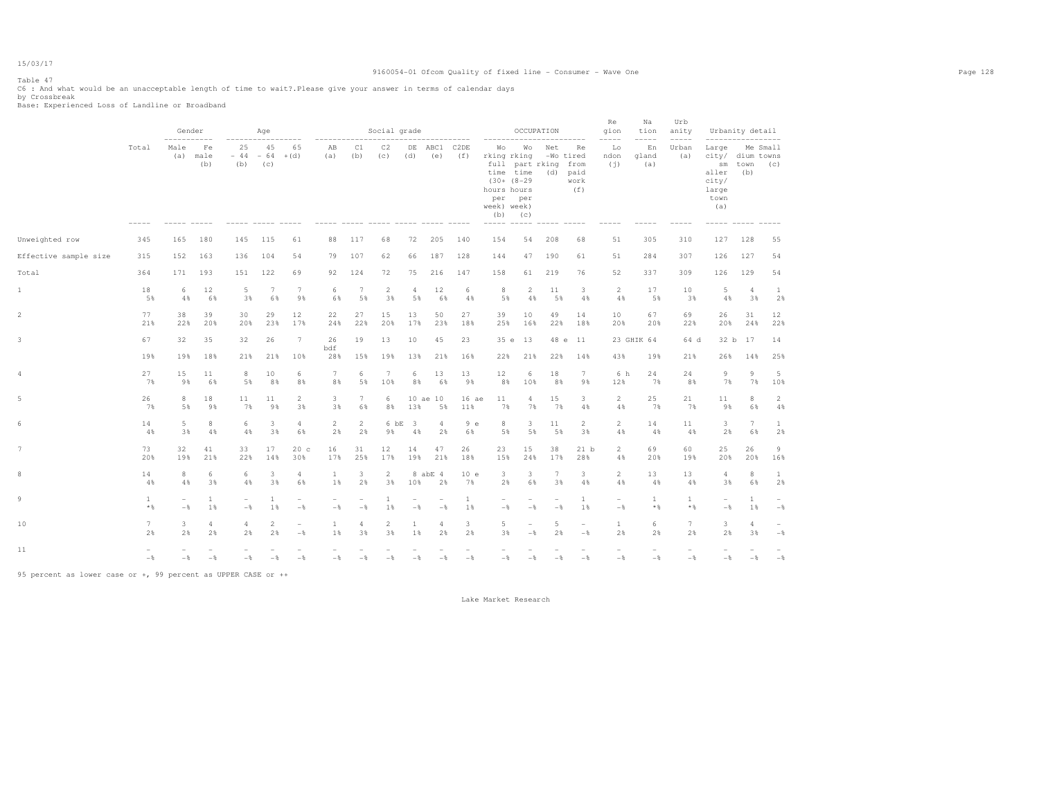Table 47

C6 : And what would be an unacceptable length of time to wait?.Please give your answer in terms of calendar days

by Crossbreak

Base: Experienced Loss of Landline or Broadband

| | Total | Gender | | Age | | | Social grade | | | | | | OCCUPATION | | | | Region | Nation | Urbanity | Urbanity detail | | |
|---|---|---|---|---|---|---|---|---|---|---|---|---|---|---|---|---|---|---|---|---|---|---|
| | | Male (a) | Female (b) | 25 - 44 (b) | 45 - 64 (c) | 65 +(d) | AB (a) | C1 (b) | C2 (c) | DE (d) | ABC1 (e) | C2DE (f) | Working full time (30+ hours per week) (b) | Working part time (8-29 hours per week) (c) | Net -Working (d) | Retired from paid work (f) | London (j) | England (a) | Urban (a) | Large city/ smaller city/ large town (a) | Medium town (b) | Small towns (c) |
| Unweighted row | 345 | 165 | 180 | 145 | 115 | 61 | 88 | 117 | 68 | 72 | 205 | 140 | 154 | 54 | 208 | 68 | 51 | 305 | 310 | 127 | 128 | 55 |
| Effective sample size | 315 | 152 | 163 | 136 | 104 | 54 | 79 | 107 | 62 | 66 | 187 | 128 | 144 | 47 | 190 | 61 | 51 | 284 | 307 | 126 | 127 | 54 |
| Total | 364 | 171 | 193 | 151 | 122 | 69 | 92 | 124 | 72 | 75 | 216 | 147 | 158 | 61 | 219 | 76 | 52 | 337 | 309 | 126 | 129 | 54 |
| 1 | 18 | 6 | 12 | 5 | 7 | 7 | 6 | 7 | 2 | 4 | 12 | 6 | 8 | 2 | 11 | 3 | 2 | 17 | 10 | 5 | 4 | 1 |
| | 5% | 4% | 6% | 3% | 6% | 9% | 6% | 5% | 3% | 5% | 6% | 4% | 5% | 4% | 5% | 4% | 4% | 5% | 3% | 4% | 3% | 2% |
| 2 | 77 | 38 | 39 | 30 | 29 | 12 | 22 | 27 | 15 | 13 | 50 | 27 | 39 | 10 | 49 | 14 | 10 | 67 | 69 | 26 | 31 | 12 |
| | 21% | 22% | 20% | 20% | 23% | 17% | 24% | 22% | 20% | 17% | 23% | 18% | 25% | 16% | 22% | 18% | 20% | 20% | 22% | 20% | 24% | 22% |
| 3 | 67 | 32 | 35 | 32 | 26 | 7 | 26 bdf | 19 | 13 | 10 | 45 | 23 | 35 e | 13 | 48 e | 11 | 23 GHIK | 64 | 64 d | 32 b | 17 | 14 |
| | 19% | 19% | 18% | 21% | 21% | 10% | 28% | 15% | 19% | 13% | 21% | 16% | 22% | 21% | 22% | 14% | 43% | 19% | 21% | 26% | 14% | 25% |
| 4 | 27 | 15 | 11 | 8 | 10 | 6 | 7 | 6 | 7 | 6 | 13 | 13 | 12 | 6 | 18 | 7 | 6 h | 24 | 24 | 9 | 9 | 5 |
| | 7% | 9% | 6% | 5% | 8% | 8% | 8% | 5% | 10% | 8% | 6% | 9% | 8% | 10% | 8% | 9% | 12% | 7% | 8% | 7% | 7% | 10% |
| 5 | 26 | 8 | 18 | 11 | 11 | 2 | 3 | 7 | 6 | 10 ae | 10 | 16 ae | 11 | 4 | 15 | 3 | 2 | 25 | 21 | 11 | 8 | 2 |
| | 7% | 5% | 9% | 7% | 9% | 3% | 3% | 6% | 8% | 13% | 5% | 11% | 7% | 7% | 7% | 4% | 4% | 7% | 7% | 9% | 6% | 4% |
| 6 | 14 | 5 | 8 | 6 | 3 | 4 | 2 | 2 | 6 bE | 3 | 4 | 9 e | 8 | 3 | 11 | 2 | 2 | 14 | 11 | 3 | 7 | 1 |
| | 4% | 3% | 4% | 4% | 3% | 6% | 2% | 2% | 9% | 4% | 2% | 6% | 5% | 5% | 5% | 3% | 4% | 4% | 4% | 2% | 6% | 2% |
| 7 | 73 | 32 | 41 | 33 | 17 | 20 c | 16 | 31 | 12 | 14 | 47 | 26 | 23 | 15 | 38 | 21 b | 2 | 69 | 60 | 25 | 26 | 9 |
| | 20% | 19% | 21% | 22% | 14% | 30% | 17% | 25% | 17% | 19% | 21% | 18% | 15% | 24% | 17% | 28% | 4% | 20% | 19% | 20% | 20% | 16% |
| 8 | 14 | 8 | 6 | 6 | 3 | 4 | 1 | 3 | 2 | 8 abE | 4 | 10 e | 3 | 3 | 7 | 3 | 2 | 13 | 13 | 4 | 8 | 1 |
| | 4% | 4% | 3% | 4% | 3% | 6% | 1% | 2% | 3% | 10% | 2% | 7% | 2% | 6% | 3% | 4% | 4% | 4% | 4% | 3% | 6% | 2% |
| 9 | 1 | - | 1 | - | 1 | - | - | - | 1 | - | - | 1 | - | - | - | 1 | - | 1 | 1 | - | 1 | - |
| | *% | -% | 1% | -% | 1% | -% | -% | -% | 1% | -% | -% | 1% | -% | -% | -% | 1% | -% | *% | *% | -% | 1% | -% |
| 10 | 7 | 3 | 4 | 4 | 2 | - | 1 | 4 | 2 | 1 | 4 | 3 | 5 | - | 5 | - | 1 | 6 | 7 | 3 | 4 | - |
| | 2% | 2% | 2% | 2% | 2% | -% | 1% | 3% | 3% | 1% | 2% | 2% | 3% | -% | 2% | -% | 2% | 2% | 2% | 2% | 3% | -% |
| 11 | - | - | - | - | - | - | - | - | - | - | - | - | - | - | - | - | - | - | - | - | - | - |
| | -% | -% | -% | -% | -% | -% | -% | -% | -% | -% | -% | -% | -% | -% | -% | -% | -% | -% | -% | -% | -% | -% |

95 percent as lower case or +, 99 percent as UPPER CASE or ++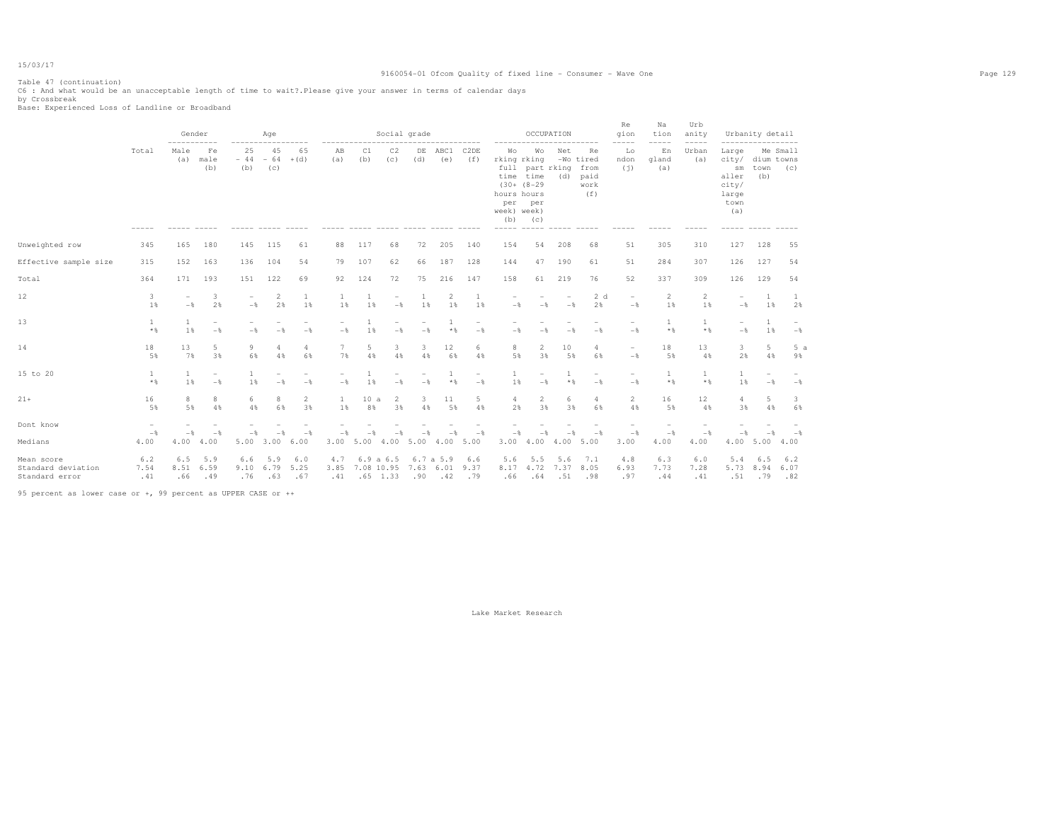15/03/17

9160054-01 Ofcom Quality of fixed line - Consumer - Wave One

Table 47 (continuation)
C6 : And what would be an unacceptable length of time to wait?.Please give your answer in terms of calendar days
by Crossbreak
Base: Experienced Loss of Landline or Broadband

| | Total | Gender | | Age | | | Social grade | | | | | | OCCUPATION | | | | Region | Nation | Urbanity | Urbanity detail | | |
|---|---|---|---|---|---|---|---|---|---|---|---|---|---|---|---|---|---|---|---|---|---|---|
| | Total | Male (a) | Female (b) | 25 - 44 (b) | 45 - 64 (c) | 65 + (d) | AB (a) | C1 (b) | C2 (c) | DE (d) | ABC1 (e) | C2DE (f) | Working full time (30+ hours per week) (b) | Working part time (8-29 hours per week) (c) | Net -Working (d) | Retired from paid work (f) | London (j) | England (a) | Urban (a) | Large city/ smaller city/ large town (a) | Medium town (b) | Small towns (c) |
| Unweighted row | 345 | 165 | 180 | 145 | 115 | 61 | 88 | 117 | 68 | 72 | 205 | 140 | 154 | 54 | 208 | 68 | 51 | 305 | 310 | 127 | 128 | 55 |
| Effective sample size | 315 | 152 | 163 | 136 | 104 | 54 | 79 | 107 | 62 | 66 | 187 | 128 | 144 | 47 | 190 | 61 | 51 | 284 | 307 | 126 | 127 | 54 |
| Total | 364 | 171 | 193 | 151 | 122 | 69 | 92 | 124 | 72 | 75 | 216 | 147 | 158 | 61 | 219 | 76 | 52 | 337 | 309 | 126 | 129 | 54 |
| 12 | 3 | - | 3 | - | 2 | 1 | 1 | 1 | - | 1 | 2 | 1 | - | - | - | 2 d | - | 2 | 2 | - | 1 | 1 |
| | 1% | -% | 2% | -% | 2% | 1% | 1% | 1% | -% | 1% | 1% | 1% | -% | -% | -% | 2% | -% | 1% | 1% | -% | 1% | 2% |
| 13 | 1 | 1 | - | - | - | - | - | 1 | - | - | 1 | - | - | - | - | - | - | 1 | 1 | - | 1 | - |
| | *% | 1% | -% | -% | -% | -% | -% | 1% | -% | -% | *% | -% | -% | -% | -% | -% | -% | *% | *% | -% | 1% | -% |
| 14 | 18 | 13 | 5 | 9 | 4 | 4 | 7 | 5 | 3 | 3 | 12 | 6 | 8 | 2 | 10 | 4 | - | 18 | 13 | 3 | 5 | 5 a |
| | 5% | 7% | 3% | 6% | 4% | 6% | 7% | 4% | 4% | 4% | 6% | 4% | 5% | 3% | 5% | 6% | -% | 5% | 4% | 2% | 4% | 9% |
| 15 to 20 | 1 | 1 | - | 1 | - | - | - | 1 | - | - | 1 | - | 1 | - | 1 | - | - | 1 | 1 | 1 | - | - |
| | *% | 1% | -% | 1% | -% | -% | -% | 1% | -% | -% | *% | -% | 1% | -% | *% | -% | -% | *% | *% | 1% | -% | -% |
| 21+ | 16 | 8 | 8 | 6 | 8 | 2 | 1 | 10 a | 2 | 3 | 11 | 5 | 4 | 2 | 6 | 4 | 2 | 16 | 12 | 4 | 5 | 3 |
| | 5% | 5% | 4% | 4% | 6% | 3% | 1% | 8% | 3% | 4% | 5% | 4% | 2% | 3% | 3% | 6% | 4% | 5% | 4% | 3% | 4% | 6% |
| Dont know | - | - | - | - | - | - | - | - | - | - | - | - | - | - | - | - | - | - | - | - | - | - |
| | -% | -% | -% | -% | -% | -% | -% | -% | -% | -% | -% | -% | -% | -% | -% | -% | -% | -% | -% | -% | -% | -% |
| Medians | 4.00 | 4.00 | 4.00 | 5.00 | 3.00 | 6.00 | 3.00 | 5.00 | 4.00 | 5.00 | 4.00 | 5.00 | 3.00 | 4.00 | 4.00 | 5.00 | 3.00 | 4.00 | 4.00 | 4.00 | 5.00 | 4.00 |
| Mean score | 6.2 | 6.5 | 5.9 | 6.6 | 5.9 | 6.0 | 4.7 | 6.9 a | 6.5 | 6.7 a | 5.9 | 6.6 | 5.6 | 5.5 | 5.6 | 7.1 | 4.8 | 6.3 | 6.0 | 5.4 | 6.5 | 6.2 |
| Standard deviation | 7.54 | 8.51 | 6.59 | 9.10 | 6.79 | 5.25 | 3.85 | 7.08 | 10.95 | 7.63 | 6.01 | 9.37 | 8.17 | 4.72 | 7.37 | 8.05 | 6.93 | 7.73 | 7.28 | 5.73 | 8.94 | 6.07 |
| Standard error | .41 | .66 | .49 | .76 | .63 | .67 | .41 | .65 | 1.33 | .90 | .42 | .79 | .66 | .64 | .51 | .98 | .97 | .44 | .41 | .51 | .79 | .82 |

95 percent as lower case or +, 99 percent as UPPER CASE or ++

Lake Market Research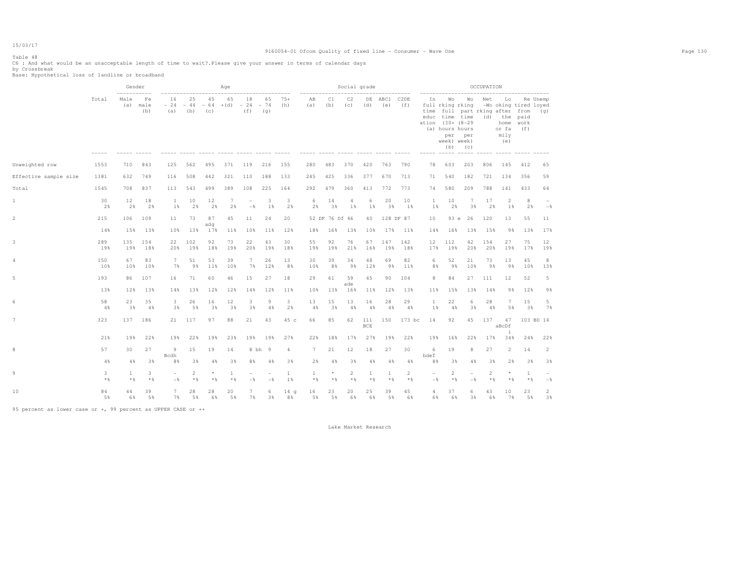Table 48

C6 : And what would be an unacceptable length of time to wait?.Please give your answer in terms of calendar days

by Crossbreak

Base: Hypothetical loss of landline or broadband

| | Total | Gender | | Age | | | | | | | Social grade | | | | | | OCCUPATION | | | | | | |
|---|---|---|---|---|---|---|---|---|---|---|---|---|---|---|---|---|---|---|---|---|---|---|---|
| | | Male (a) | Female (b) | 16 - 24 (a) | 25 - 44 (b) | 45 - 64 (c) | 65 +(d) | 18 - 24 (f) | 65 - 74 (g) | 75+ (h) | AB (a) | C1 (b) | C2 (c) | DE (d) | ABC1 (e) | C2DE (f) | In full time education (a) | Working full time (30+ hours per week) (b) | Working part time (8-29 hours per week) (c) | Net working (d) | Looking after the home or family (e) | Retired from paid work (f) | Unemployed (g) |
| Unweighted row | 1553 | 710 | 843 | 125 | 562 | 495 | 371 | 119 | 216 | 155 | 280 | 483 | 370 | 420 | 763 | 790 | 78 | 603 | 203 | 806 | 145 | 412 | 65 |
| Effective sample size | 1381 | 632 | 749 | 116 | 508 | 442 | 321 | 110 | 188 | 133 | 245 | 425 | 336 | 377 | 670 | 713 | 71 | 540 | 182 | 721 | 134 | 356 | 59 |
| Total | 1545 | 708 | 837 | 113 | 543 | 499 | 389 | 108 | 225 | 164 | 292 | 479 | 360 | 413 | 772 | 773 | 74 | 580 | 209 | 788 | 141 | 433 | 64 |
| 1 | 30 | 12 | 18 | 1 | 10 | 12 | 7 | - | 3 | 3 | 6 | 14 | 4 | 6 | 20 | 10 | 1 | 10 | 7 | 17 | 2 | 8 | - |
| | 2% | 2% | 2% | 1% | 2% | 2% | 2% | -% | 1% | 2% | 2% | 3% | 1% | 1% | 3% | 1% | 1% | 2% | 3% | 2% | 1% | 2% | -% |
| 2 | 215 | 106 | 109 | 11 | 73 | 87 adg | 45 | 11 | 24 | 20 | 52 DF | 76 Df | 46 | 40 | 128 DF | 87 | 10 | 93 e | 26 | 120 | 13 | 55 | 11 |
| | 14% | 15% | 13% | 10% | 13% | 17% | 11% | 10% | 11% | 12% | 18% | 16% | 13% | 10% | 17% | 11% | 14% | 16% | 13% | 15% | 9% | 13% | 17% |
| 3 | 289 | 135 | 154 | 22 | 102 | 92 | 73 | 22 | 43 | 30 | 55 | 92 | 76 | 67 | 147 | 142 | 12 | 112 | 42 | 154 | 27 | 75 | 12 |
| | 19% | 19% | 18% | 20% | 19% | 18% | 19% | 20% | 19% | 18% | 19% | 19% | 21% | 16% | 19% | 18% | 17% | 19% | 20% | 20% | 19% | 17% | 19% |
| 4 | 150 | 67 | 83 | 7 | 51 | 53 | 39 | 7 | 26 | 13 | 30 | 39 | 34 | 48 | 69 | 82 | 6 | 52 | 21 | 73 | 13 | 45 | 8 |
| | 10% | 10% | 10% | 7% | 9% | 11% | 10% | 7% | 12% | 8% | 10% | 8% | 9% | 12% | 9% | 11% | 8% | 9% | 10% | 9% | 9% | 10% | 13% |
| 5 | 193 | 86 | 107 | 16 | 71 | 60 | 46 | 15 | 27 | 18 | 29 | 61 | 59 ade | 45 | 90 | 104 | 8 | 84 | 27 | 111 | 12 | 52 | 5 |
| | 13% | 12% | 13% | 14% | 13% | 12% | 12% | 14% | 12% | 11% | 10% | 13% | 16% | 11% | 12% | 13% | 11% | 15% | 13% | 14% | 9% | 12% | 9% |
| 6 | 58 | 23 | 35 | 3 | 26 | 16 | 12 | 3 | 9 | 3 | 13 | 15 | 13 | 16 | 28 | 29 | 1 | 22 | 6 | 28 | 7 | 15 | 5 |
| | 4% | 3% | 4% | 3% | 5% | 3% | 3% | 3% | 4% | 2% | 4% | 3% | 4% | 4% | 4% | 4% | 1% | 4% | 3% | 4% | 5% | 3% | 7% |
| 7 | 323 | 137 | 186 | 21 | 117 | 97 | 88 | 21 | 43 | 45 c | 66 | 85 | 62 | 111 BCE | 150 | 173 bc | 14 | 92 | 45 | 137 | 47 aBcDf i | 103 BD | 14 |
| | 21% | 19% | 22% | 19% | 22% | 19% | 23% | 19% | 19% | 27% | 22% | 18% | 17% | 27% | 19% | 22% | 19% | 16% | 22% | 17% | 34% | 24% | 22% |
| 8 | 57 | 30 | 27 | 9 Bcdh | 15 | 19 | 14 | 8 bh | 9 | 4 | 7 | 21 | 12 | 18 | 27 | 30 | 6 bdef | 19 | 8 | 27 | 2 | 14 | 2 |
| | 4% | 4% | 3% | 8% | 3% | 4% | 3% | 8% | 4% | 3% | 2% | 4% | 3% | 4% | 4% | 4% | 8% | 3% | 4% | 3% | 2% | 3% | 3% |
| 9 | 3 | 1 | 3 | - | 2 | * | 1 | - | - | 1 | 1 | * | 2 | 1 | 1 | 2 | - | 2 | - | 2 | * | 1 | - |
| | *% | *% | *% | -% | *% | *% | *% | -% | -% | 1% | *% | *% | *% | *% | *% | *% | -% | *% | -% | *% | *% | *% | -% |
| 10 | 84 | 44 | 39 | 7 | 28 | 28 | 20 | 7 | 6 | 14 g | 16 | 23 | 20 | 25 | 39 | 45 | 4 | 37 | 6 | 43 | 10 | 23 | 2 |
| | 5% | 6% | 5% | 7% | 5% | 6% | 5% | 7% | 3% | 8% | 5% | 5% | 6% | 6% | 5% | 6% | 6% | 6% | 3% | 6% | 7% | 5% | 3% |

95 percent as lower case or +, 99 percent as UPPER CASE or ++

Lake Market Research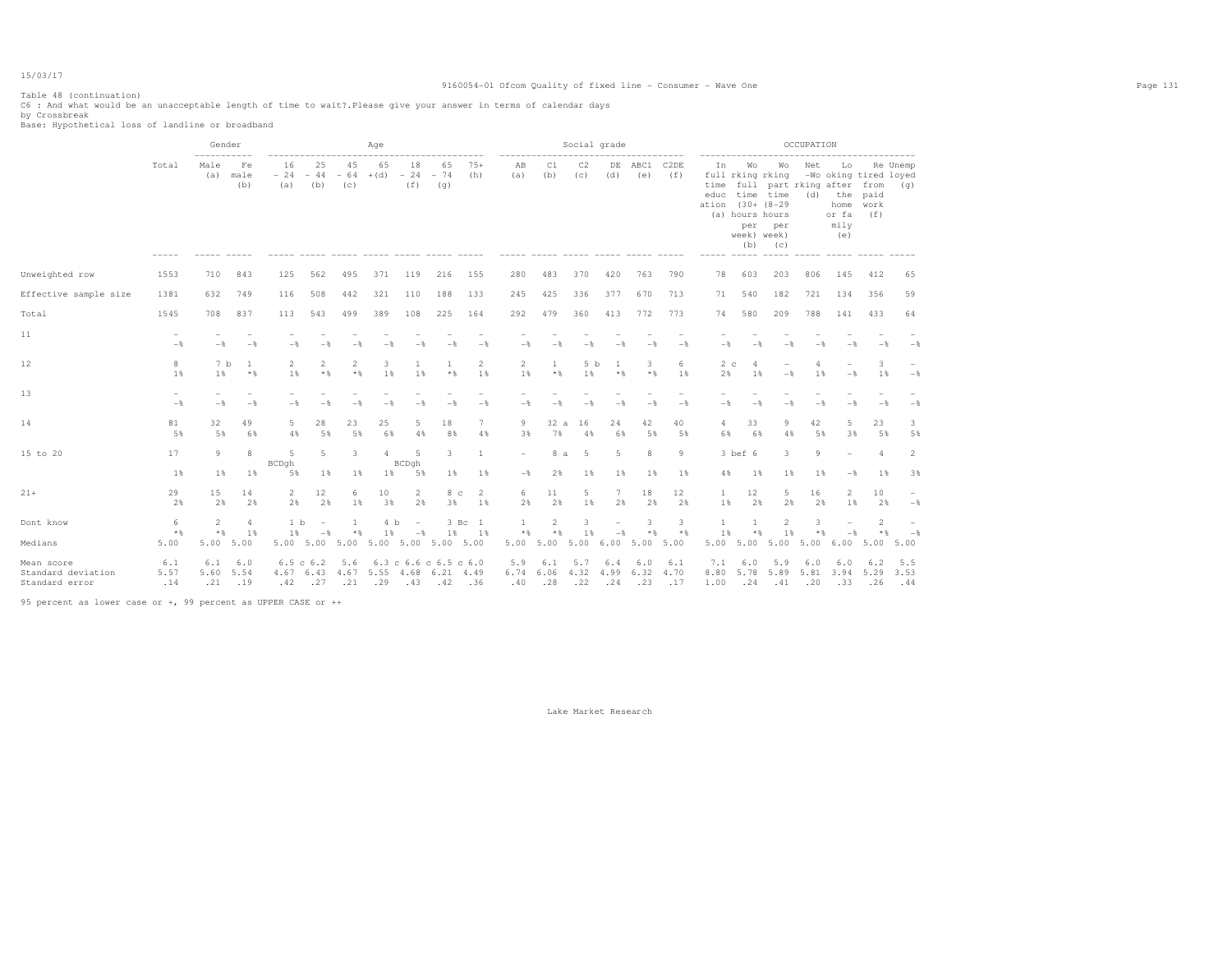Table 48 (continuation)
C6 : And what would be an unacceptable length of time to wait?.Please give your answer in terms of calendar days
by Crossbreak
Base: Hypothetical loss of landline or broadband

| | Total | Gender | | Age | | | | | | | Social grade | | | | | | OCCUPATION | | | | | | |
|---|---|---|---|---|---|---|---|---|---|---|---|---|---|---|---|---|---|---|---|---|---|---|---|
| | | Male (a) | Female (b) | 16 - 24 (a) | 25 - 44 (b) | 45 - 64 (c) | 65 +(d) | 18 - 24 (f) | 65 - 74 (g) | 75+ (h) | AB (a) | C1 (b) | C2 (c) | DE (d) | ABC1 (e) | C2DE (f) | In full time education (a) | Working full time (30+ hours per week) (b) | Working part time (8-29 hours per week) (c) | Net working (d) | Looking after the home or family (e) | Retired from paid work (f) | Unemployed (g) |
| Unweighted row | 1553 | 710 | 843 | 125 | 562 | 495 | 371 | 119 | 216 | 155 | 280 | 483 | 370 | 420 | 763 | 790 | 78 | 603 | 203 | 806 | 145 | 412 | 65 |
| Effective sample size | 1381 | 632 | 749 | 116 | 508 | 442 | 321 | 110 | 188 | 133 | 245 | 425 | 336 | 377 | 670 | 713 | 71 | 540 | 182 | 721 | 134 | 356 | 59 |
| Total | 1545 | 708 | 837 | 113 | 543 | 499 | 389 | 108 | 225 | 164 | 292 | 479 | 360 | 413 | 772 | 773 | 74 | 580 | 209 | 788 | 141 | 433 | 64 |
| 11 | - | - | - | - | - | - | - | - | - | - | - | - | - | - | - | - | - | - | - | - | - | - | - |
| | -% | -% | -% | -% | -% | -% | -% | -% | -% | -% | -% | -% | -% | -% | -% | -% | -% | -% | -% | -% | -% | -% | -% |
| 12 | 8 | 7 b | 1 | 2 | 2 | 2 | 3 | 1 | 1 | 2 | 2 | 1 | 5 b | 1 | 3 | 6 | 2 c | 4 | - | 4 | - | 3 | - |
| | 1% | 1% | *% | 1% | *% | *% | 1% | 1% | *% | 1% | 1% | *% | 1% | *% | *% | 1% | 2% | 1% | -% | 1% | -% | 1% | -% |
| 13 | - | - | - | - | - | - | - | - | - | - | - | - | - | - | - | - | - | - | - | - | - | - | - |
| | -% | -% | -% | -% | -% | -% | -% | -% | -% | -% | -% | -% | -% | -% | -% | -% | -% | -% | -% | -% | -% | -% | -% |
| 14 | 81 | 32 | 49 | 5 | 28 | 23 | 25 | 5 | 18 | 7 | 9 | 32 a | 16 | 24 | 42 | 40 | 4 | 33 | 9 | 42 | 5 | 23 | 3 |
| | 5% | 5% | 6% | 4% | 5% | 5% | 6% | 4% | 8% | 4% | 3% | 7% | 4% | 6% | 5% | 5% | 6% | 6% | 4% | 5% | 3% | 5% | 5% |
| 15 to 20 | 17 | 9 | 8 | 5 BCDgh | 5 | 3 | 4 | 5 BCDgh | 3 | 1 | - | 8 a | 5 | 5 | 8 | 9 | 3 bef | 6 | 3 | 9 | - | 4 | 2 |
| | 1% | 1% | 1% | 5% | 1% | 1% | 1% | 5% | 1% | 1% | -% | 2% | 1% | 1% | 1% | 1% | 4% | 1% | 1% | 1% | -% | 1% | 3% |
| 21+ | 29 | 15 | 14 | 2 | 12 | 6 | 10 | 2 | 8 c | 2 | 6 | 11 | 5 | 7 | 18 | 12 | 1 | 12 | 5 | 16 | 2 | 10 | - |
| | 2% | 2% | 2% | 2% | 2% | 1% | 3% | 2% | 3% | 1% | 2% | 2% | 1% | 2% | 2% | 2% | 1% | 2% | 2% | 2% | 1% | 2% | -% |
| Dont know | 6 | 2 | 4 | 1 b | - | 1 | 4 b | - | 3 Bc | 1 | 1 | 2 | 3 | - | 3 | 3 | 1 | 1 | 2 | 3 | - | 2 | - |
| | *% | *% | 1% | 1% | -% | *% | 1% | -% | 1% | 1% | *% | *% | 1% | -% | *% | *% | 1% | *% | 1% | *% | -% | *% | -% |
| Medians | 5.00 | 5.00 | 5.00 | 5.00 | 5.00 | 5.00 | 5.00 | 5.00 | 5.00 | 5.00 | 5.00 | 5.00 | 5.00 | 6.00 | 5.00 | 5.00 | 5.00 | 5.00 | 5.00 | 5.00 | 6.00 | 5.00 | 5.00 |
| Mean score | 6.1 | 6.1 | 6.0 | 6.5 c | 6.2 | 5.6 | 6.3 c | 6.6 c | 6.5 c | 6.0 | 5.9 | 6.1 | 5.7 | 6.4 | 6.0 | 6.1 | 7.1 | 6.0 | 5.9 | 6.0 | 6.0 | 6.2 | 5.5 |
| Standard deviation | 5.57 | 5.60 | 5.54 | 4.67 | 6.43 | 4.67 | 5.55 | 4.68 | 6.21 | 4.49 | 6.74 | 6.06 | 4.32 | 4.99 | 6.32 | 4.70 | 8.80 | 5.78 | 5.89 | 5.81 | 3.94 | 5.29 | 3.53 |
| Standard error | .14 | .21 | .19 | .42 | .27 | .21 | .29 | .43 | .42 | .36 | .40 | .28 | .22 | .24 | .23 | .17 | 1.00 | .24 | .41 | .20 | .33 | .26 | .44 |

95 percent as lower case or +, 99 percent as UPPER CASE or ++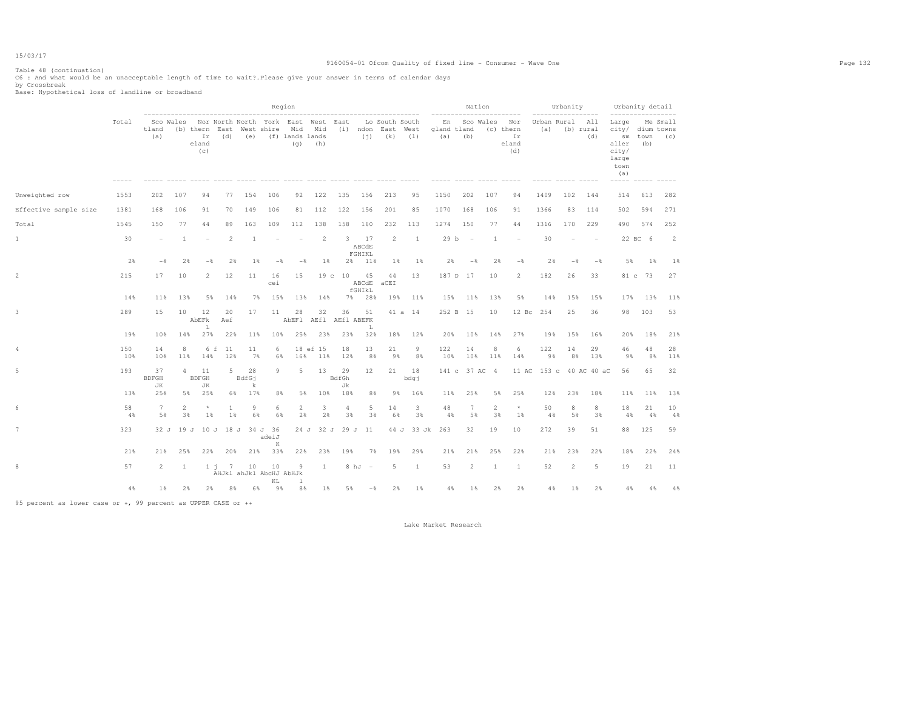Table 48 (continuation)
C6 : And what would be an unacceptable length of time to wait?.Please give your answer in terms of calendar days
by Crossbreak
Base: Hypothetical loss of landline or broadband

| | Total | Region | | | | | | | | | | | | Nation | | | | Urbanity | | | Urbanity detail | | |
|---|---|---|---|---|---|---|---|---|---|---|---|---|---|---|---|---|---|---|---|---|---|---|---|
| | | Scotland (a) | Wales (b) | Northern Ireland (c) | North East (d) | North West (e) | Yorkshire (f) | East Midlands (g) | West Midlands (h) | East (i) | London (j) | South East (k) | South West (l) | England (a) | Scotland (b) | Wales (c) | Northern Ireland (d) | Urban (a) | Rural (b) | All rural (d) | Large city/smaller city/large town (a) | Medium town (b) | Small towns (c) |
| Unweighted row | 1553 | 202 | 107 | 94 | 77 | 154 | 106 | 92 | 122 | 135 | 156 | 213 | 95 | 1150 | 202 | 107 | 94 | 1409 | 102 | 144 | 514 | 613 | 282 |
| Effective sample size | 1381 | 168 | 106 | 91 | 70 | 149 | 106 | 81 | 112 | 122 | 156 | 201 | 85 | 1070 | 168 | 106 | 91 | 1366 | 83 | 114 | 502 | 594 | 271 |
| Total | 1545 | 150 | 77 | 44 | 89 | 163 | 109 | 112 | 138 | 158 | 160 | 232 | 113 | 1274 | 150 | 77 | 44 | 1316 | 170 | 229 | 490 | 574 | 252 |
| 1 | 30 | - | 1 | - | 2 | 1 | - | - | 2 | 3 | 17 ABCdE FGHIKL | 2 | 1 | 29 b | - | 1 | - | 30 | - | - | 22 BC | 6 | 2 |
| | 2% | -% | 2% | -% | 2% | 1% | -% | -% | 1% | 2% | 11% | 1% | 1% | 2% | -% | 2% | -% | 2% | -% | -% | 5% | 1% | 1% |
| 2 | 215 | 17 | 10 | 2 | 12 | 11 | 16 cei | 15 | 19 c | 10 | 45 ABCdE fGHIkL | 44 aCEI | 13 | 187 D | 17 | 10 | 2 | 182 | 26 | 33 | 81 c | 73 | 27 |
| | 14% | 11% | 13% | 5% | 14% | 7% | 15% | 13% | 14% | 7% | 28% | 19% | 11% | 15% | 11% | 13% | 5% | 14% | 15% | 15% | 17% | 13% | 11% |
| 3 | 289 | 15 | 10 | 12 AbEFk L | 20 Aef | 17 | 11 | 28 AbEFl | 32 AEfl | 36 AEfl | 51 ABEFK L | 41 a | 14 | 252 B | 15 | 10 | 12 Bc | 254 | 25 | 36 | 98 | 103 | 53 |
| | 19% | 10% | 14% | 27% | 22% | 11% | 10% | 25% | 23% | 23% | 32% | 18% | 12% | 20% | 10% | 14% | 27% | 19% | 15% | 16% | 20% | 18% | 21% |
| 4 | 150 | 14 | 8 | 6 f | 11 | 11 | 6 | 18 ef | 15 | 18 | 13 | 21 | 9 | 122 | 14 | 8 | 6 | 122 | 14 | 29 | 46 | 48 | 28 |
| | 10% | 10% | 11% | 14% | 12% | 7% | 6% | 16% | 11% | 12% | 8% | 9% | 8% | 10% | 10% | 11% | 14% | 9% | 8% | 13% | 9% | 8% | 11% |
| 5 | 193 | 37 BDFGH JK | 4 | 11 BDFGH JK | 5 | 28 BdfGj k | 9 | 5 | 13 | 29 BdfGh Jk | 12 | 21 | 18 bdgj | 141 c | 37 AC | 4 | 11 AC | 153 c | 40 AC | 40 aC | 56 | 65 | 32 |
| | 13% | 25% | 5% | 25% | 6% | 17% | 8% | 5% | 10% | 18% | 8% | 9% | 16% | 11% | 25% | 5% | 25% | 12% | 23% | 18% | 11% | 11% | 13% |
| 6 | 58 | 7 | 2 | * | 1 | 9 | 6 | 2 | 3 | 4 | 5 | 14 | 3 | 48 | 7 | 2 | * | 50 | 8 | 8 | 18 | 21 | 10 |
| | 4% | 5% | 3% | 1% | 1% | 6% | 6% | 2% | 2% | 3% | 3% | 6% | 3% | 4% | 5% | 3% | 1% | 4% | 5% | 3% | 4% | 4% | 4% |
| 7 | 323 | 32 J | 19 J | 10 J | 18 J | 34 J | 36 adeiJ K | 24 J | 32 J | 29 J | 11 | 44 J | 33 Jk | 263 | 32 | 19 | 10 | 272 | 39 | 51 | 88 | 125 | 59 |
| | 21% | 21% | 25% | 22% | 20% | 21% | 33% | 22% | 23% | 19% | 7% | 19% | 29% | 21% | 21% | 25% | 22% | 21% | 23% | 22% | 18% | 22% | 24% |
| 8 | 57 | 2 | 1 | 1 j | 7 AHJkl | 10 ahJkl | 10 AbcHJ KL | 9 AbHJk l | 1 | 8 hJ | - | 5 | 1 | 53 | 2 | 1 | 1 | 52 | 2 | 5 | 19 | 21 | 11 |
| | 4% | 1% | 2% | 2% | 8% | 6% | 9% | 8% | 1% | 5% | -% | 2% | 1% | 4% | 1% | 2% | 2% | 4% | 1% | 2% | 4% | 4% | 4% |

95 percent as lower case or +, 99 percent as UPPER CASE or ++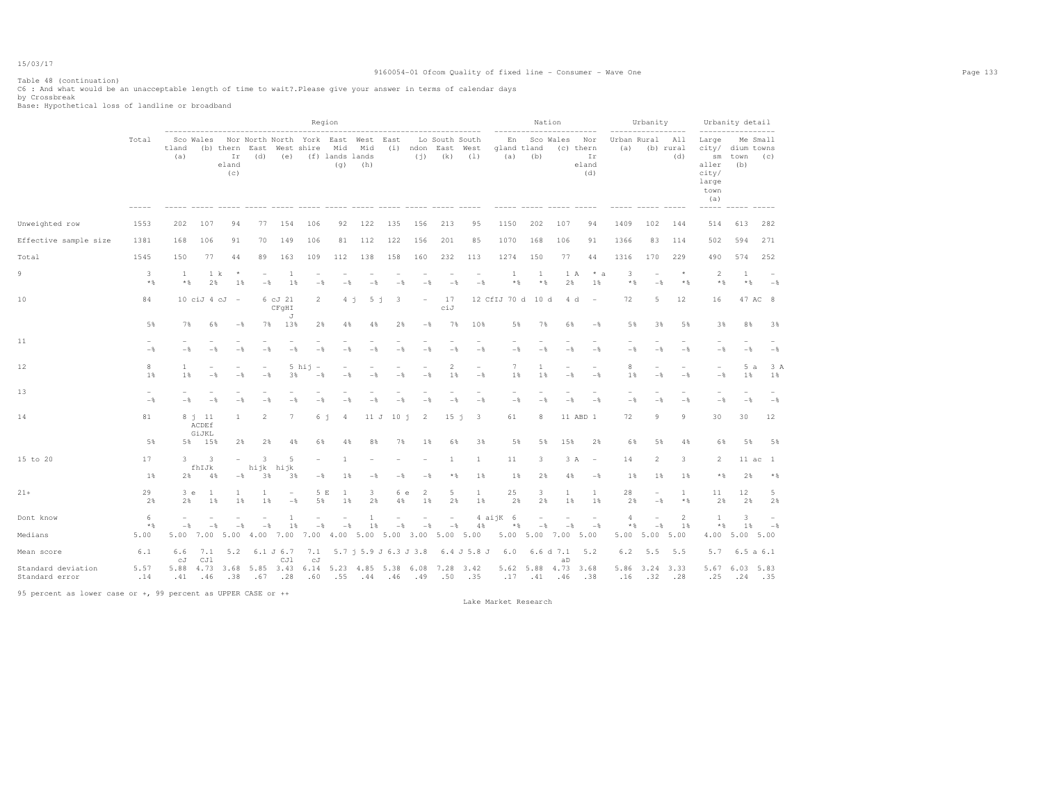Table 48 (continuation)
C6 : And what would be an unacceptable length of time to wait?.Please give your answer in terms of calendar days
by Crossbreak
Base: Hypothetical loss of landline or broadband

| | Total | Region | | | | | | | | | | | | Nation | | | | Urbanity | | | Urbanity detail | | |
|---|---|---|---|---|---|---|---|---|---|---|---|---|---|---|---|---|---|---|---|---|---|---|---|
| | | Scotland (a) | Wales (b) | Northern Ireland (c) | North East (d) | North West (e) | Yorkshire (f) | East Midlands (g) | West Midlands (h) | East (i) | London (j) | South East (k) | South West (l) | England (a) | Scotland (b) | Wales (c) | Northern Ireland (d) | Urban (a) | Rural (b) | All rural (d) | Large city/ smaller city/ large town (a) | Medium town (b) | Small towns (c) |
| Unweighted row | 1553 | 202 | 107 | 94 | 77 | 154 | 106 | 92 | 122 | 135 | 156 | 213 | 95 | 1150 | 202 | 107 | 94 | 1409 | 102 | 144 | 514 | 613 | 282 |
| Effective sample size | 1381 | 168 | 106 | 91 | 70 | 149 | 106 | 81 | 112 | 122 | 156 | 201 | 85 | 1070 | 168 | 106 | 91 | 1366 | 83 | 114 | 502 | 594 | 271 |
| Total | 1545 | 150 | 77 | 44 | 89 | 163 | 109 | 112 | 138 | 158 | 160 | 232 | 113 | 1274 | 150 | 77 | 44 | 1316 | 170 | 229 | 490 | 574 | 252 |
| 9 | 3 | 1 | 1 k | * | - | 1 | - | - | - | - | - | - | - | 1 | 1 | 1 A | * a | 3 | - | * | 2 | 1 | - |
| | *% | *% | 2% | 1% | -% | 1% | -% | -% | -% | -% | -% | -% | -% | *% | *% | 2% | 1% | *% | -% | *% | *% | *% | -% |
| 10 | 84 | 10 ciJ | 4 cJ | - | 6 cJ | 21 CFgHIJ | 2 | 4 j | 5 j | 3 | - | 17 ciJ | 12 CfIJ | 70 d | 10 d | 4 d | - | 72 | 5 | 12 | 16 | 47 AC | 8 |
| | 5% | 7% | 6% | -% | 7% | 13% | 2% | 4% | 4% | 2% | -% | 7% | 10% | 5% | 7% | 6% | -% | 5% | 3% | 5% | 3% | 8% | 3% |
| 11 | - | - | - | - | - | - | - | - | - | - | - | - | - | - | - | - | - | - | - | - | - | - | - |
| | -% | -% | -% | -% | -% | -% | -% | -% | -% | -% | -% | -% | -% | -% | -% | -% | -% | -% | -% | -% | -% | -% | -% |
| 12 | 8 | 1 | - | - | - | 5 hij | - | - | - | - | - | 2 | - | 7 | 1 | - | - | 8 | - | - | - | 5 a | 3 A |
| | 1% | 1% | -% | -% | -% | 3% | -% | -% | -% | -% | -% | 1% | -% | 1% | 1% | -% | -% | 1% | -% | -% | -% | 1% | 1% |
| 13 | - | - | - | - | - | - | - | - | - | - | - | - | - | - | - | - | - | - | - | - | - | - | - |
| | -% | -% | -% | -% | -% | -% | -% | -% | -% | -% | -% | -% | -% | -% | -% | -% | -% | -% | -% | -% | -% | -% | -% |
| 14 | 81 | 8 j | 11 ACDEfGiJKL | 1 | 2 | 7 | 6 j | 4 | 11 J | 10 j | 2 | 15 j | 3 | 61 | 8 | 11 ABD | 1 | 72 | 9 | 9 | 30 | 30 | 12 |
| | 5% | 5% | 15% | 2% | 2% | 4% | 6% | 4% | 8% | 7% | 1% | 6% | 3% | 5% | 5% | 15% | 2% | 6% | 5% | 4% | 6% | 5% | 5% |
| 15 to 20 | 17 | 3 | 3 fhIJk | - | 3 hijk | 5 hijk | - | 1 | - | - | - | 1 | 1 | 11 | 3 | 3 A | - | 14 | 2 | 3 | 2 | 11 ac | 1 |
| | 1% | 2% | 4% | -% | 3% | 3% | -% | 1% | -% | -% | -% | *% | 1% | 1% | 2% | 4% | -% | 1% | 1% | 1% | *% | 2% | *% |
| 21+ | 29 | 3 e | 1 | 1 | 1 | - | 5 E | 1 | 3 | 6 e | 2 | 5 | 1 | 25 | 3 | 1 | 1 | 28 | - | 1 | 11 | 12 | 5 |
| | 2% | 2% | 1% | 1% | 1% | -% | 5% | 1% | 2% | 4% | 1% | 2% | 1% | 2% | 2% | 1% | 1% | 2% | -% | *% | 2% | 2% | 2% |
| Dont know | 6 | - | - | - | - | 1 | - | - | 1 | - | - | - | 4 aijK | 6 | - | - | - | 4 | - | 2 | 1 | 3 | - |
| | *% | -% | -% | -% | -% | 1% | -% | -% | 1% | -% | -% | -% | 4% | *% | -% | -% | -% | *% | -% | 1% | *% | 1% | -% |
| Medians | 5.00 | 5.00 | 7.00 | 5.00 | 4.00 | 7.00 | 7.00 | 4.00 | 5.00 | 5.00 | 3.00 | 5.00 | 5.00 | 5.00 | 5.00 | 7.00 | 5.00 | 5.00 | 5.00 | 5.00 | 4.00 | 5.00 | 5.00 |
| Mean score | 6.1 | 6.6 cJ | 7.1 CJl | 5.2 | 6.1 J | 6.7 CJl | 7.1 cJ | 5.7 j | 5.9 J | 6.3 J | 3.8 | 6.4 J | 5.8 J | 6.0 | 6.6 d | 7.1 aD | 5.2 | 6.2 | 5.5 | 5.5 | 5.7 | 6.5 a | 6.1 |
| Standard deviation | 5.57 | 5.88 | 4.73 | 3.68 | 5.85 | 3.43 | 6.14 | 5.23 | 4.85 | 5.38 | 6.08 | 7.28 | 3.42 | 5.62 | 5.88 | 4.73 | 3.68 | 5.86 | 3.24 | 3.33 | 5.67 | 6.03 | 5.83 |
| Standard error | .14 | .41 | .46 | .38 | .67 | .28 | .60 | .55 | .44 | .46 | .49 | .50 | .35 | .17 | .41 | .46 | .38 | .16 | .32 | .28 | .25 | .24 | .35 |

95 percent as lower case or +, 99 percent as UPPER CASE or ++

Lake Market Research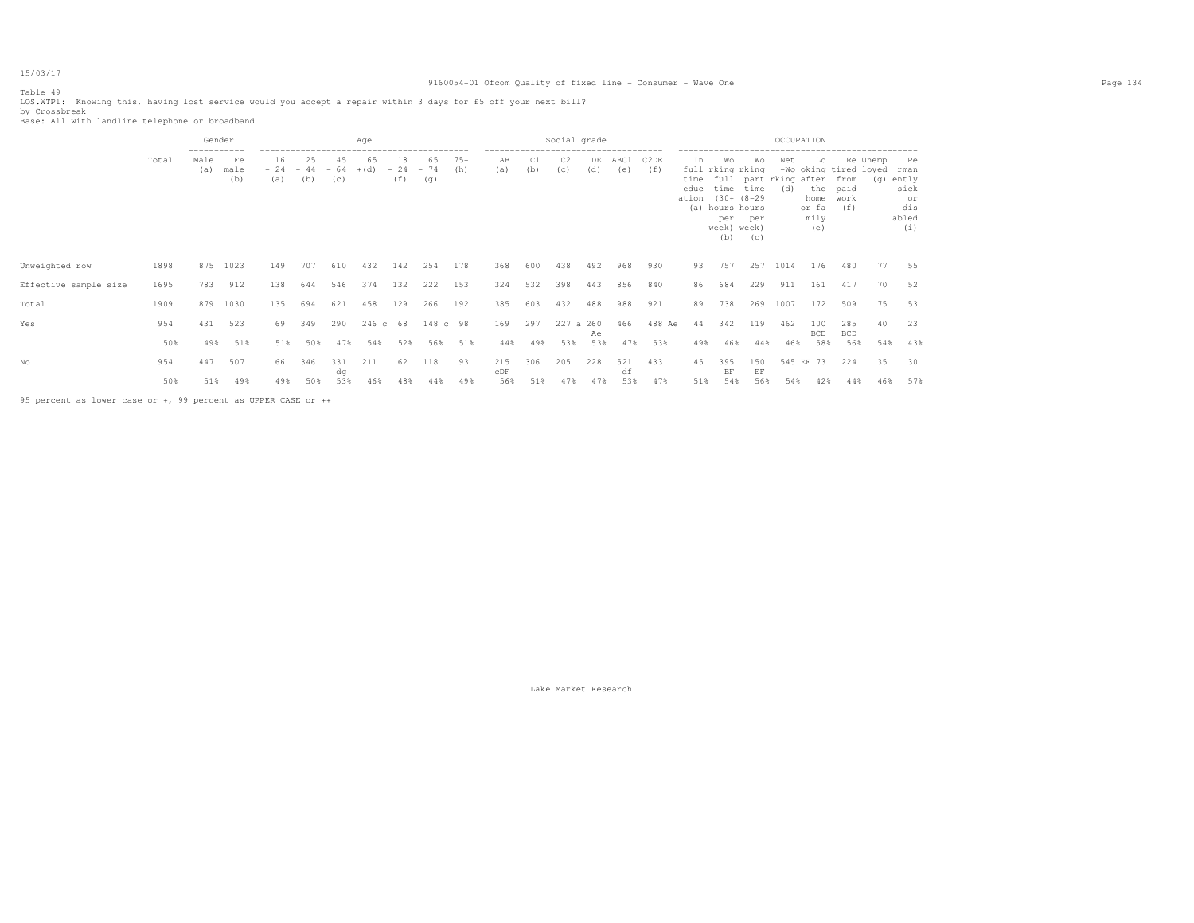Table 49
LOS.WTP1: Knowing this, having lost service would you accept a repair within 3 days for £5 off your next bill?
by Crossbreak
Base: All with landline telephone or broadband

| | Total | Gender | | Age | | | | | | | Social grade | | | | | | OCCUPATION | | | | | | | | |
|---|---|---|---|---|---|---|---|---|---|---|---|---|---|---|---|---|---|---|---|---|---|---|---|---|---|
| | | Male (a) | Female (b) | 16 - 24 (a) | 25 - 44 (b) | 45 - 64 (c) | 65 +(d) | 18 - 24 (f) | 65 - 74 (g) | 75+ (h) | AB (a) | C1 (b) | C2 (c) | DE (d) | ABC1 (e) | C2DE (f) | In full time education (a) | Working full time (30+ hours per week) (b) | Working part time (8-29 hours per week) (c) | Net -Working (d) | Looking after the home or family (e) | Retired from paid work (f) | Unemployed (g) | Permanently sick or disabled (i) |
| Unweighted row | 1898 | 875 | 1023 | 149 | 707 | 610 | 432 | 142 | 254 | 178 | 368 | 600 | 438 | 492 | 968 | 930 | 93 | 757 | 257 | 1014 | 176 | 480 | 77 | 55 |
| Effective sample size | 1695 | 783 | 912 | 138 | 644 | 546 | 374 | 132 | 222 | 153 | 324 | 532 | 398 | 443 | 856 | 840 | 86 | 684 | 229 | 911 | 161 | 417 | 70 | 52 |
| Total | 1909 | 879 | 1030 | 135 | 694 | 621 | 458 | 129 | 266 | 192 | 385 | 603 | 432 | 488 | 988 | 921 | 89 | 738 | 269 | 1007 | 172 | 509 | 75 | 53 |
| Yes | 954 | 431 | 523 | 69 | 349 | 290 | 246 c | 68 | 148 c | 98 | 169 | 297 | 227 a | 260 Ae | 466 | 488 Ae | 44 | 342 | 119 | 462 | 100 BCD | 285 BCD | 40 | 23 |
| | 50% | 49% | 51% | 51% | 50% | 47% | 54% | 52% | 56% | 51% | 44% | 49% | 53% | 53% | 47% | 53% | 49% | 46% | 44% | 46% | 58% | 56% | 54% | 43% |
| No | 954 | 447 | 507 | 66 | 346 | 331 dg | 211 | 62 | 118 | 93 | 215 cDF | 306 | 205 | 228 | 521 df | 433 | 45 | 395 EF | 150 EF | 545 EF | 73 | 224 | 35 | 30 |
| | 50% | 51% | 49% | 49% | 50% | 53% | 46% | 48% | 44% | 49% | 56% | 51% | 47% | 47% | 53% | 47% | 51% | 54% | 56% | 54% | 42% | 44% | 46% | 57% |

95 percent as lower case or +, 99 percent as UPPER CASE or ++

Lake Market Research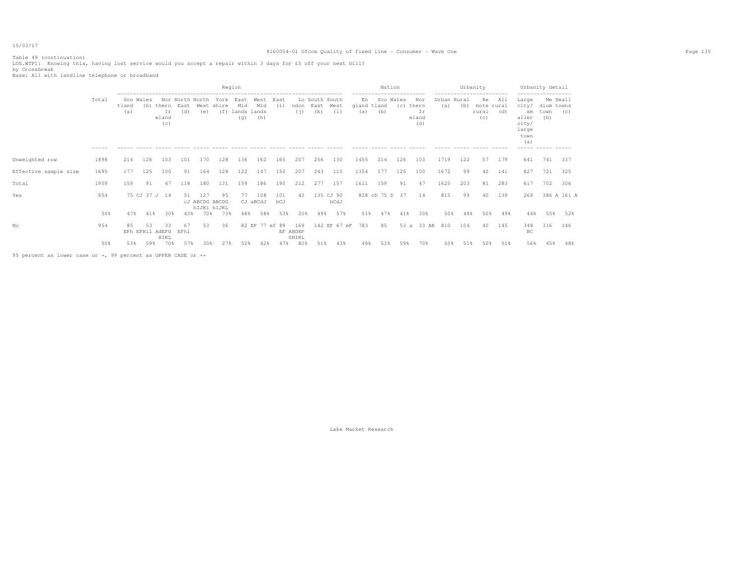Table 49 (continuation)
LOS.WTP1: Knowing this, having lost service would you accept a repair within 3 days for £5 off your next bill?
by Crossbreak
Base: All with landline telephone or broadband

| | Total | Region: Scotland (a) | Region: Wales (b) | Region: Northern Ireland (c) | Region: North East (d) | Region: North West (e) | Region: Yorkshire (f) | Region: East Midlands (g) | Region: West Midlands (h) | Region: East (i) | Region: London (j) | Region: South East (k) | Region: South West (l) | Nation: England (a) | Nation: Scotland (b) | Nation: Wales (c) | Nation: Northern Ireland (d) | Urbanity: Urban (a) | Urbanity: Rural (b) | Urbanity: Remote rural (c) | Urbanity: All rural (d) | Urbanity detail: Large city/ smaller city/ large town (a) | Urbanity detail: Medium town (b) | Urbanity detail: Small towns (c) |
|---|---|---|---|---|---|---|---|---|---|---|---|---|---|---|---|---|---|---|---|---|---|---|---|---|
| Unweighted row | 1898 | 214 | 126 | 103 | 101 | 170 | 128 | 136 | 162 | 165 | 207 | 256 | 130 | 1455 | 214 | 126 | 103 | 1719 | 122 | 57 | 179 | 641 | 741 | 337 |
| Effective sample size | 1695 | 177 | 125 | 100 | 91 | 164 | 128 | 122 | 147 | 150 | 207 | 243 | 115 | 1354 | 177 | 125 | 100 | 1672 | 99 | 42 | 141 | 627 | 721 | 325 |
| Total | 1909 | 159 | 91 | 47 | 118 | 180 | 131 | 159 | 186 | 190 | 212 | 277 | 157 | 1611 | 159 | 91 | 47 | 1625 | 203 | 81 | 283 | 617 | 702 | 306 |
| Yes | 954 | 75 CJ | 37 J | 14 | 51 cJ | 127 ABCDG hIJKl | 95 ABCDG hIJKL | 77 | 108 CJ aBCdJ | 101 bCJ | 43 | 135 CJ | 90 bCdJ | 828 cD | 75 D | 37 | 14 | 815 | 99 | 40 | 139 | 269 | 386 A | 161 A |
| | 50% | 47% | 41% | 30% | 43% | 70% | 73% | 48% | 58% | 53% | 20% | 49% | 57% | 51% | 47% | 41% | 30% | 50% | 49% | 50% | 49% | 44% | 55% | 52% |
| No | 954 | 85 EFh | 53 EFHil | 33 AdEFG HIKL | 67 EFhl | 53 | 36 | 82 EF | 77 ef | 89 EF | 169 ABDEF GHIKL | 142 EF | 67 eF | 783 | 85 | 53 a | 33 AB | 810 | 104 | 40 | 145 | 348 BC | 316 | 146 |
| | 50% | 53% | 59% | 70% | 57% | 30% | 27% | 52% | 42% | 47% | 80% | 51% | 43% | 49% | 53% | 59% | 70% | 50% | 51% | 50% | 51% | 56% | 45% | 48% |

95 percent as lower case or +, 99 percent as UPPER CASE or ++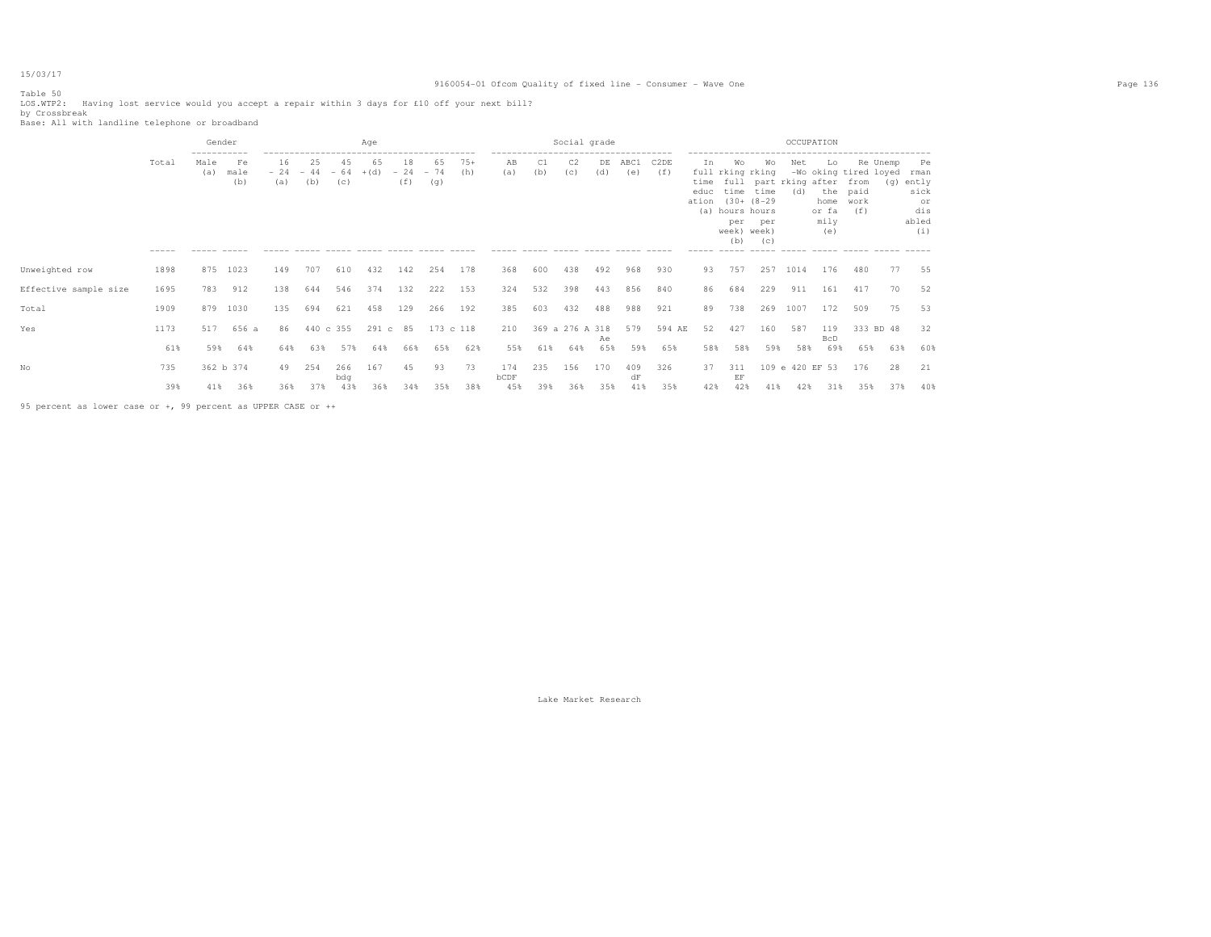Table 50
LOS.WTP2: Having lost service would you accept a repair within 3 days for £10 off your next bill?
by Crossbreak
Base: All with landline telephone or broadband

| | Total | Gender: Male (a) | Gender: Female (b) | Age: 16 - 24 (a) | Age: 25 - 44 (b) | Age: 45 - 64 (c) | Age: 65 + (d) | Age: 18 - 24 (f) | Age: 65 - 74 (g) | Age: 75+ (h) | Social grade: AB (a) | Social grade: C1 (b) | Social grade: C2 (c) | Social grade: DE (d) | Social grade: ABC1 (e) | Social grade: C2DE (f) | OCCUPATION: In full time education (a) | OCCUPATION: Working full time (30+ hours per week) (b) | OCCUPATION: Working part time (8-29 hours per week) (c) | OCCUPATION: Net -Working (d) | OCCUPATION: Looking after the home or family (e) | OCCUPATION: Retired from paid work (f) | OCCUPATION: Unemployed (g) | OCCUPATION: Permanently sick or disabled (i) |
|---|---|---|---|---|---|---|---|---|---|---|---|---|---|---|---|---|---|---|---|---|---|---|---|---|
| Unweighted row | 1898 | 875 | 1023 | 149 | 707 | 610 | 432 | 142 | 254 | 178 | 368 | 600 | 438 | 492 | 968 | 930 | 93 | 757 | 257 | 1014 | 176 | 480 | 77 | 55 |
| Effective sample size | 1695 | 783 | 912 | 138 | 644 | 546 | 374 | 132 | 222 | 153 | 324 | 532 | 398 | 443 | 856 | 840 | 86 | 684 | 229 | 911 | 161 | 417 | 70 | 52 |
| Total | 1909 | 879 | 1030 | 135 | 694 | 621 | 458 | 129 | 266 | 192 | 385 | 603 | 432 | 488 | 988 | 921 | 89 | 738 | 269 | 1007 | 172 | 509 | 75 | 53 |
| Yes | 1173 | 517 | 656 a | 86 | 440 c | 355 | 291 c | 85 | 173 c | 118 | 210 | 369 a | 276 A | 318 Ae | 579 | 594 AE | 52 | 427 | 160 | 587 | 119 BcD | 333 BD | 48 | 32 |
| | 61% | 59% | 64% | 64% | 63% | 57% | 64% | 66% | 65% | 62% | 55% | 61% | 64% | 65% | 59% | 65% | 58% | 58% | 59% | 58% | 69% | 65% | 63% | 60% |
| No | 735 | 362 b | 374 | 49 | 254 | 266 bdg | 167 | 45 | 93 | 73 | 174 bCDF | 235 | 156 | 170 | 409 dF | 326 | 37 | 311 EF | 109 e | 420 EF | 53 | 176 | 28 | 21 |
| | 39% | 41% | 36% | 36% | 37% | 43% | 36% | 34% | 35% | 38% | 45% | 39% | 36% | 35% | 41% | 35% | 42% | 42% | 41% | 42% | 31% | 35% | 37% | 40% |

95 percent as lower case or +, 99 percent as UPPER CASE or ++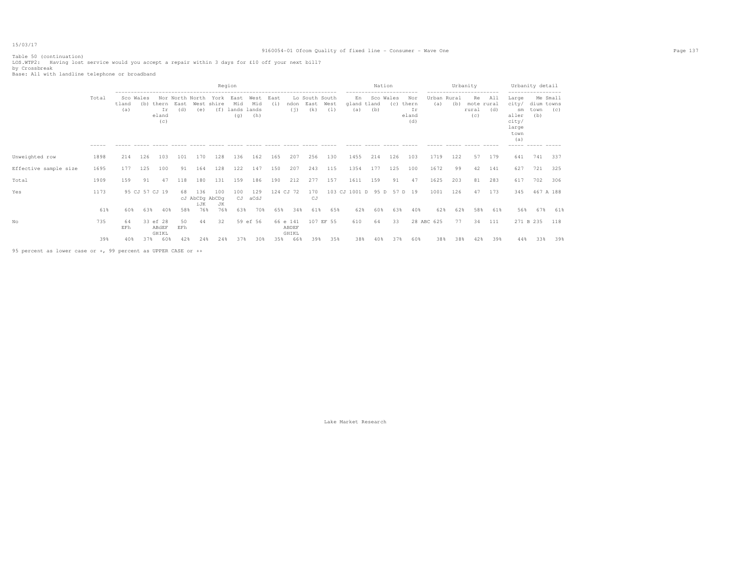Table 50 (continuation)
LOS.WTP2: Having lost service would you accept a repair within 3 days for £10 off your next bill?
by Crossbreak
Base: All with landline telephone or broadband

| | Total | Region | | | | | | | | | | | | Nation | | | | Urbanity | | | | Urbanity detail | | |
|---|---|---|---|---|---|---|---|---|---|---|---|---|---|---|---|---|---|---|---|---|---|---|---|---|
| | | Scotland (a) | Wales (b) | Northern Ireland (c) | North East (d) | North West (e) | Yorkshire (f) | East Midlands (g) | West Midlands (h) | East (i) | London (j) | South East (k) | South West (l) | England (a) | Scotland (b) | Wales (c) | Northern Ireland (d) | Urban (a) | Rural (b) | Remote rural (c) | All rural (d) | Large city/ smaller city/ large town (a) | Medium town (b) | Small towns (c) |
| Unweighted row | 1898 | 214 | 126 | 103 | 101 | 170 | 128 | 136 | 162 | 165 | 207 | 256 | 130 | 1455 | 214 | 126 | 103 | 1719 | 122 | 57 | 179 | 641 | 741 | 337 |
| Effective sample size | 1695 | 177 | 125 | 100 | 91 | 164 | 128 | 122 | 147 | 150 | 207 | 243 | 115 | 1354 | 177 | 125 | 100 | 1672 | 99 | 42 | 141 | 627 | 721 | 325 |
| Total | 1909 | 159 | 91 | 47 | 118 | 180 | 131 | 159 | 186 | 190 | 212 | 277 | 157 | 1611 | 159 | 91 | 47 | 1625 | 203 | 81 | 283 | 617 | 702 | 306 |
| Yes | 1173 | 95 CJ | 57 CJ | 19 | 68 cJ | 136 AbCDg iJK | 100 AbCDg JK | 100 CJ | 129 aCdJ | 124 CJ | 72 | 170 CJ | 103 CJ | 1001 D | 95 D | 57 D | 19 | 1001 | 126 | 47 | 173 | 345 | 467 A | 188 |
| | 61% | 60% | 63% | 40% | 58% | 76% | 76% | 63% | 70% | 65% | 34% | 61% | 65% | 62% | 60% | 63% | 40% | 62% | 62% | 58% | 61% | 56% | 67% | 61% |
| No | 735 | 64 EFh | 33 ef | 28 ABdEF GHIKL | 50 EFh | 44 | 32 | 59 ef | 56 | 66 e | 141 ABDEF GHIKL | 107 EF | 55 | 610 | 64 | 33 | 28 ABC | 625 | 77 | 34 | 111 | 271 B | 235 | 118 |
| | 39% | 40% | 37% | 60% | 42% | 24% | 24% | 37% | 30% | 35% | 66% | 39% | 35% | 38% | 40% | 37% | 60% | 38% | 38% | 42% | 39% | 44% | 33% | 39% |

95 percent as lower case or +, 99 percent as UPPER CASE or ++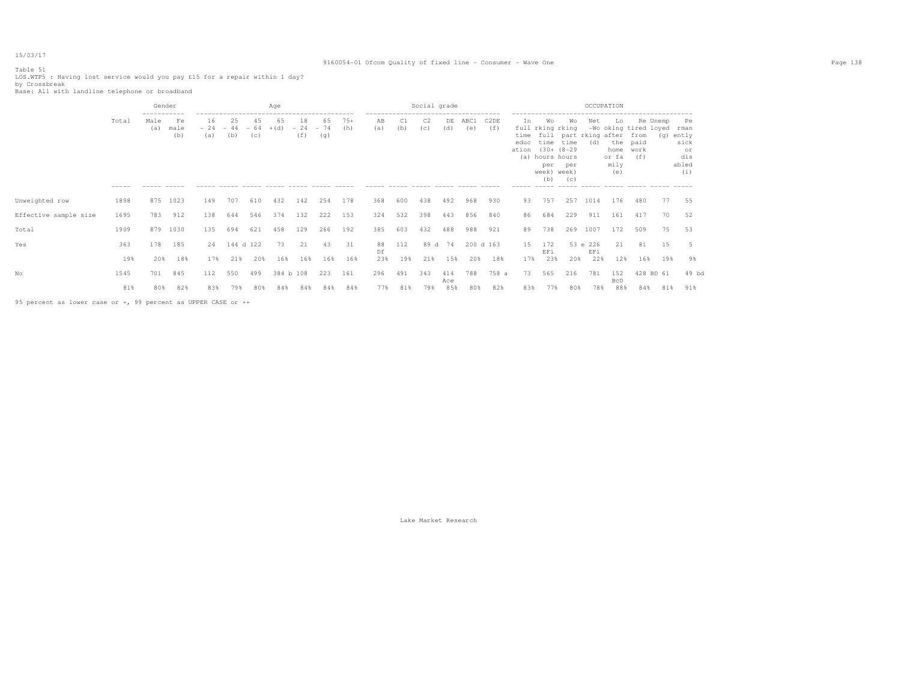Table 51
LOS.WTP5 : Having lost service would you pay £15 for a repair within 1 day?
by Crossbreak
Base: All with landline telephone or broadband

| | Total | Gender | | Age | | | | | | | Social grade | | | | | | OCCUPATION | | | | | | | | |
|---|---|---|---|---|---|---|---|---|---|---|---|---|---|---|---|---|---|---|---|---|---|---|---|---|---|
| | | Male (a) | Female (b) | 16 - 24 (a) | 25 - 44 (b) | 45 - 64 (c) | 65 +(d) | 18 - 24 (f) | 65 - 74 (g) | 75+ (h) | AB (a) | C1 (b) | C2 (c) | DE (d) | ABC1 (e) | C2DE (f) | In full time education (a) | Working full time (30+ hours per week) (b) | Working part time (8-29 hours per week) (c) | Net -Working (d) | Looking after the home or family (e) | Retired from paid work (f) | Unemployed (g) | Permanently sick or disabled (i) |
| Unweighted row | 1898 | 875 | 1023 | 149 | 707 | 610 | 432 | 142 | 254 | 178 | 368 | 600 | 438 | 492 | 968 | 930 | 93 | 757 | 257 | 1014 | 176 | 480 | 77 | 55 |
| Effective sample size | 1695 | 783 | 912 | 138 | 644 | 546 | 374 | 132 | 222 | 153 | 324 | 532 | 398 | 443 | 856 | 840 | 86 | 684 | 229 | 911 | 161 | 417 | 70 | 52 |
| Total | 1909 | 879 | 1030 | 135 | 694 | 621 | 458 | 129 | 266 | 192 | 385 | 603 | 432 | 488 | 988 | 921 | 89 | 738 | 269 | 1007 | 172 | 509 | 75 | 53 |
| Yes | 363 | 178 | 185 | 24 | 144 d | 122 | 73 | 21 | 43 | 31 | 88 Df | 112 | 89 d | 74 | 200 d | 163 | 15 | 172 EFi | 53 e | 226 EFi | 21 | 81 | 15 | 5 |
| | 19% | 20% | 18% | 17% | 21% | 20% | 16% | 16% | 16% | 16% | 23% | 19% | 21% | 15% | 20% | 18% | 17% | 23% | 20% | 22% | 12% | 16% | 19% | 9% |
| No | 1545 | 701 | 845 | 112 | 550 | 499 | 384 b | 108 | 223 | 161 | 296 | 491 | 343 | 414 Ace | 788 | 758 a | 73 | 565 | 216 | 781 | 152 BcD | 428 BD | 61 | 49 bd |
| | 81% | 80% | 82% | 83% | 79% | 80% | 84% | 84% | 84% | 84% | 77% | 81% | 79% | 85% | 80% | 82% | 83% | 77% | 80% | 78% | 88% | 84% | 81% | 91% |

95 percent as lower case or +, 99 percent as UPPER CASE or ++

Lake Market Research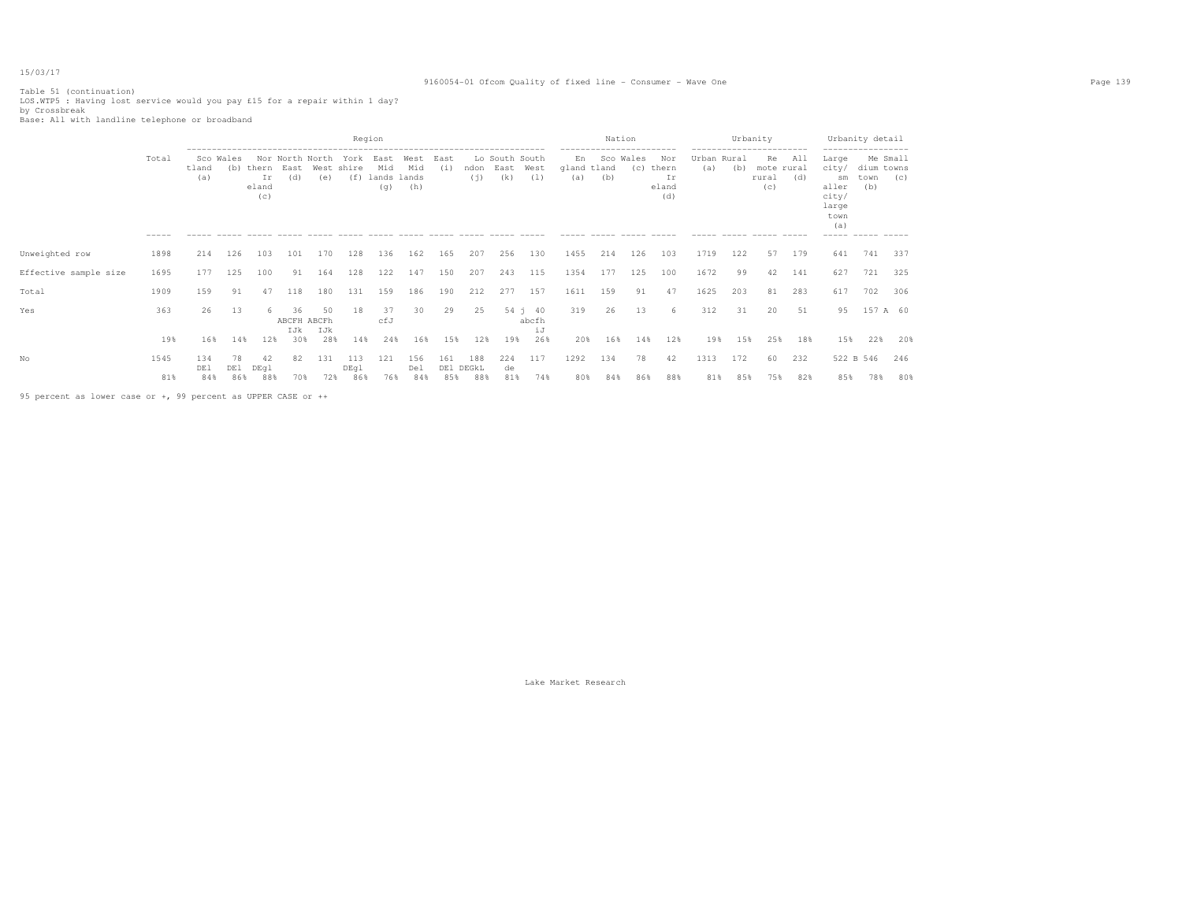Table 51 (continuation)
LOS.WTP5 : Having lost service would you pay £15 for a repair within 1 day?
by Crossbreak
Base: All with landline telephone or broadband

| | Total | Region | | | | | | | | | | | | Nation | | | | Urbanity | | | | Urbanity detail | | |
|---|---|---|---|---|---|---|---|---|---|---|---|---|---|---|---|---|---|---|---|---|---|---|---|---|
| | | Scotland (a) | Wales (b) | Northern Ireland (c) | North East (d) | North West (e) | Yorkshire (f) | East Midlands (g) | West Midlands (h) | East (i) | London (j) | South East (k) | South West (l) | England (a) | Scotland (b) | Wales (c) | Northern Ireland (d) | Urban (a) | Rural (b) | Remote rural (c) | All rural (d) | Large city/ smaller city/ large town (a) | Medium town (b) | Small towns (c) |
| Unweighted row | 1898 | 214 | 126 | 103 | 101 | 170 | 128 | 136 | 162 | 165 | 207 | 256 | 130 | 1455 | 214 | 126 | 103 | 1719 | 122 | 57 | 179 | 641 | 741 | 337 |
| Effective sample size | 1695 | 177 | 125 | 100 | 91 | 164 | 128 | 122 | 147 | 150 | 207 | 243 | 115 | 1354 | 177 | 125 | 100 | 1672 | 99 | 42 | 141 | 627 | 721 | 325 |
| Total | 1909 | 159 | 91 | 47 | 118 | 180 | 131 | 159 | 186 | 190 | 212 | 277 | 157 | 1611 | 159 | 91 | 47 | 1625 | 203 | 81 | 283 | 617 | 702 | 306 |
| Yes | 363 | 26 | 13 | 6 | 36 ABCFH IJk | 50 ABCFh IJk | 18 | 37 cfJ | 30 | 29 | 25 | 54 j | 40 abcfh iJ | 319 | 26 | 13 | 6 | 312 | 31 | 20 | 51 | 95 | 157 A | 60 |
| | 19% | 16% | 14% | 12% | 30% | 28% | 14% | 24% | 16% | 15% | 12% | 19% | 26% | 20% | 16% | 14% | 12% | 19% | 15% | 25% | 18% | 15% | 22% | 20% |
| No | 1545 | 134 DEl | 78 DEl | 42 DEgl | 82 | 131 | 113 DEgl | 121 | 156 Del | 161 DEl | 188 DEGkL | 224 de | 117 | 1292 | 134 | 78 | 42 | 1313 | 172 | 60 | 232 | 522 B | 546 | 246 |
| | 81% | 84% | 86% | 88% | 70% | 72% | 86% | 76% | 84% | 85% | 88% | 81% | 74% | 80% | 84% | 86% | 88% | 81% | 85% | 75% | 82% | 85% | 78% | 80% |

95 percent as lower case or +, 99 percent as UPPER CASE or ++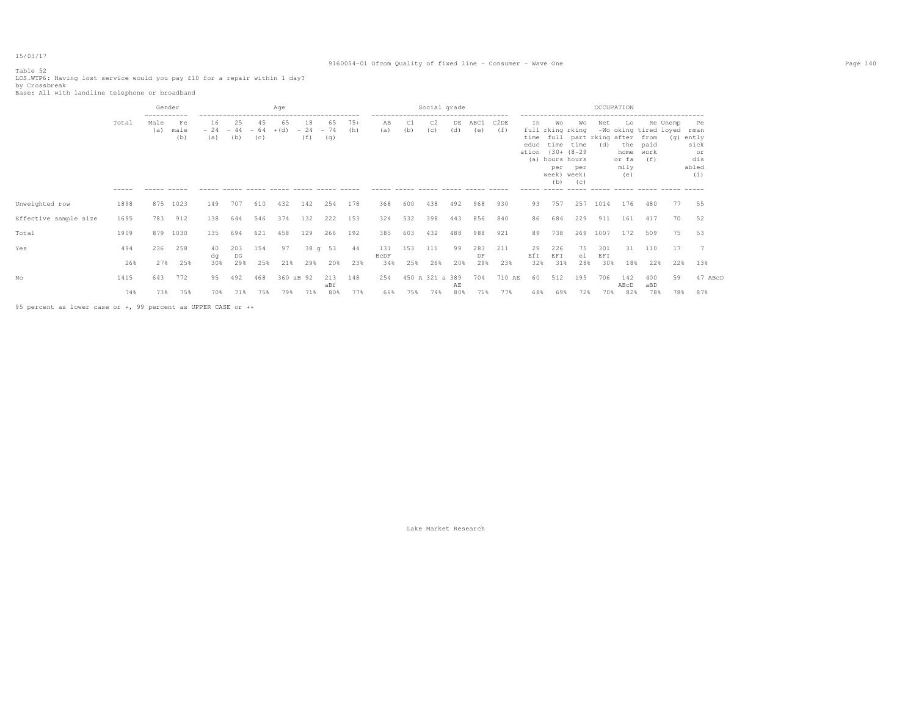15/03/17

9160054-01 Ofcom Quality of fixed line - Consumer - Wave One

Table 52
LOS.WTP6: Having lost service would you pay £10 for a repair within 1 day?
by Crossbreak
Base: All with landline telephone or broadband

| | Total | Gender | | Age | | | | | | | Social grade | | | | | | OCCUPATION | | | | | | | | |
|---|---|---|---|---|---|---|---|---|---|---|---|---|---|---|---|---|---|---|---|---|---|---|---|---|---|
| | | Male (a) | Female (b) | 16 - 24 (a) | 25 - 44 (b) | 45 - 64 (c) | 65 +(d) | 18 - 24 (f) | 65 - 74 (g) | 75+ (h) | AB (a) | C1 (b) | C2 (c) | DE (d) | ABC1 (e) | C2DE (f) | In full time education (a) | Working full time (30+ hours per week) (b) | Working part time (8-29 hours per week) (c) | Net -Working (d) | Looking after the home or family (e) | Retired from paid work (f) | Unemployed (g) | Permanently sick or disabled (i) |
| Unweighted row | 1898 | 875 | 1023 | 149 | 707 | 610 | 432 | 142 | 254 | 178 | 368 | 600 | 438 | 492 | 968 | 930 | 93 | 757 | 257 | 1014 | 176 | 480 | 77 | 55 |
| Effective sample size | 1695 | 783 | 912 | 138 | 644 | 546 | 374 | 132 | 222 | 153 | 324 | 532 | 398 | 443 | 856 | 840 | 86 | 684 | 229 | 911 | 161 | 417 | 70 | 52 |
| Total | 1909 | 879 | 1030 | 135 | 694 | 621 | 458 | 129 | 266 | 192 | 385 | 603 | 432 | 488 | 988 | 921 | 89 | 738 | 269 | 1007 | 172 | 509 | 75 | 53 |
| Yes | 494 | 236 | 258 | 40 dg | 203 DG | 154 | 97 | 38 g | 53 | 44 | 131 BcDF | 153 | 111 | 99 | 283 DF | 211 | 29 EfI | 226 EFI | 75 ei | 301 EFI | 31 | 110 | 17 | 7 |
| | 26% | 27% | 25% | 30% | 29% | 25% | 21% | 29% | 20% | 23% | 34% | 25% | 26% | 20% | 29% | 23% | 32% | 31% | 28% | 30% | 18% | 22% | 22% | 13% |
| No | 1415 | 643 | 772 | 95 | 492 | 468 | 360 aB | 92 | 213 aBf | 148 | 254 | 450 A | 321 a | 389 AE | 704 | 710 AE | 60 | 512 | 195 | 706 | 142 ABcD | 400 aBD | 59 | 47 ABcD |
| | 74% | 73% | 75% | 70% | 71% | 75% | 79% | 71% | 80% | 77% | 66% | 75% | 74% | 80% | 71% | 77% | 68% | 69% | 72% | 70% | 82% | 78% | 78% | 87% |

95 percent as lower case or +, 99 percent as UPPER CASE or ++

Lake Market Research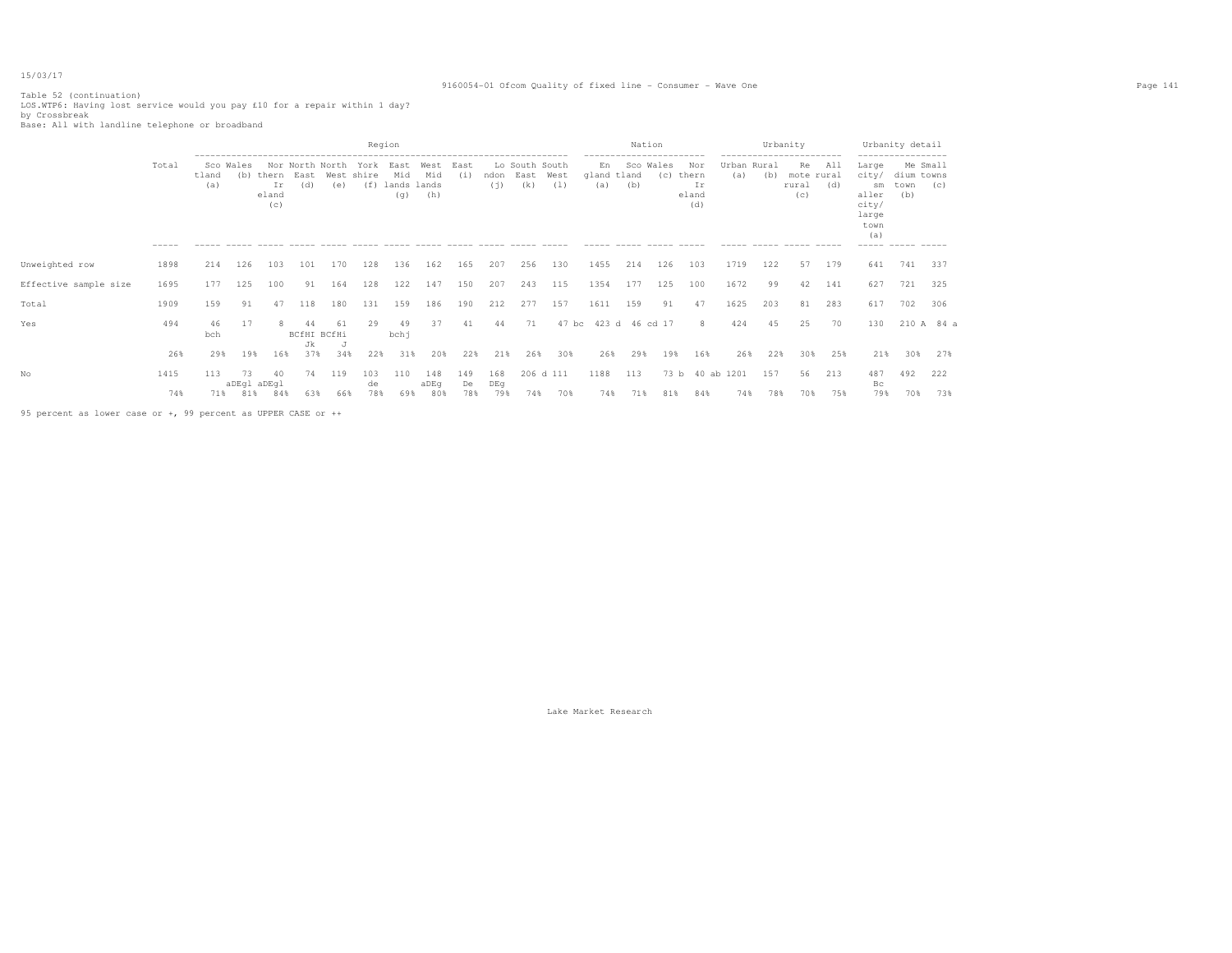15/03/17

Table 52 (continuation)
LOS.WTP6: Having lost service would you pay £10 for a repair within 1 day?
by Crossbreak
Base: All with landline telephone or broadband

| | Total | Region | | | | | | | | | | | | Nation | | | | Urbanity | | | | Urbanity detail | | |
|---|---|---|---|---|---|---|---|---|---|---|---|---|---|---|---|---|---|---|---|---|---|---|---|---|
| | | Scotland (a) | Wales (b) | Northern Ireland (c) | North East (d) | North West (e) | Yorkshire (f) | East Midlands (g) | West Midlands (h) | East (i) | London (j) | South East (k) | South West (l) | England (a) | Scotland (b) | Wales (c) | Northern Ireland (d) | Urban (a) | Rural (b) | Remote rural (c) | All rural (d) | Large city/ smaller city/ large town (a) | Medium town (b) | Small towns (c) |
| Unweighted row | 1898 | 214 | 126 | 103 | 101 | 170 | 128 | 136 | 162 | 165 | 207 | 256 | 130 | 1455 | 214 | 126 | 103 | 1719 | 122 | 57 | 179 | 641 | 741 | 337 |
| Effective sample size | 1695 | 177 | 125 | 100 | 91 | 164 | 128 | 122 | 147 | 150 | 207 | 243 | 115 | 1354 | 177 | 125 | 100 | 1672 | 99 | 42 | 141 | 627 | 721 | 325 |
| Total | 1909 | 159 | 91 | 47 | 118 | 180 | 131 | 159 | 186 | 190 | 212 | 277 | 157 | 1611 | 159 | 91 | 47 | 1625 | 203 | 81 | 283 | 617 | 702 | 306 |
| Yes | 494 | 46 bch | 17 | 8 | 44 BCfHI Jk | 61 BCfHi J | 29 | 49 bchj | 37 | 41 | 44 | 71 | 47 bc | 423 d | 46 cd | 17 | 8 | 424 | 45 | 25 | 70 | 130 | 210 A | 84 a |
| | 26% | 29% | 19% | 16% | 37% | 34% | 22% | 31% | 20% | 22% | 21% | 26% | 30% | 26% | 29% | 19% | 16% | 26% | 22% | 30% | 25% | 21% | 30% | 27% |
| No | 1415 | 113 | 73 aDEgl | 40 aDEgl | 74 | 119 | 103 de | 110 | 148 aDEg | 149 De | 168 DEg | 206 d | 111 | 1188 | 113 | 73 b | 40 ab | 1201 | 157 | 56 | 213 | 487 Bc | 492 | 222 |
| | 74% | 71% | 81% | 84% | 63% | 66% | 78% | 69% | 80% | 78% | 79% | 74% | 70% | 74% | 71% | 81% | 84% | 74% | 78% | 70% | 75% | 79% | 70% | 73% |

95 percent as lower case or +, 99 percent as UPPER CASE or ++

Lake Market Research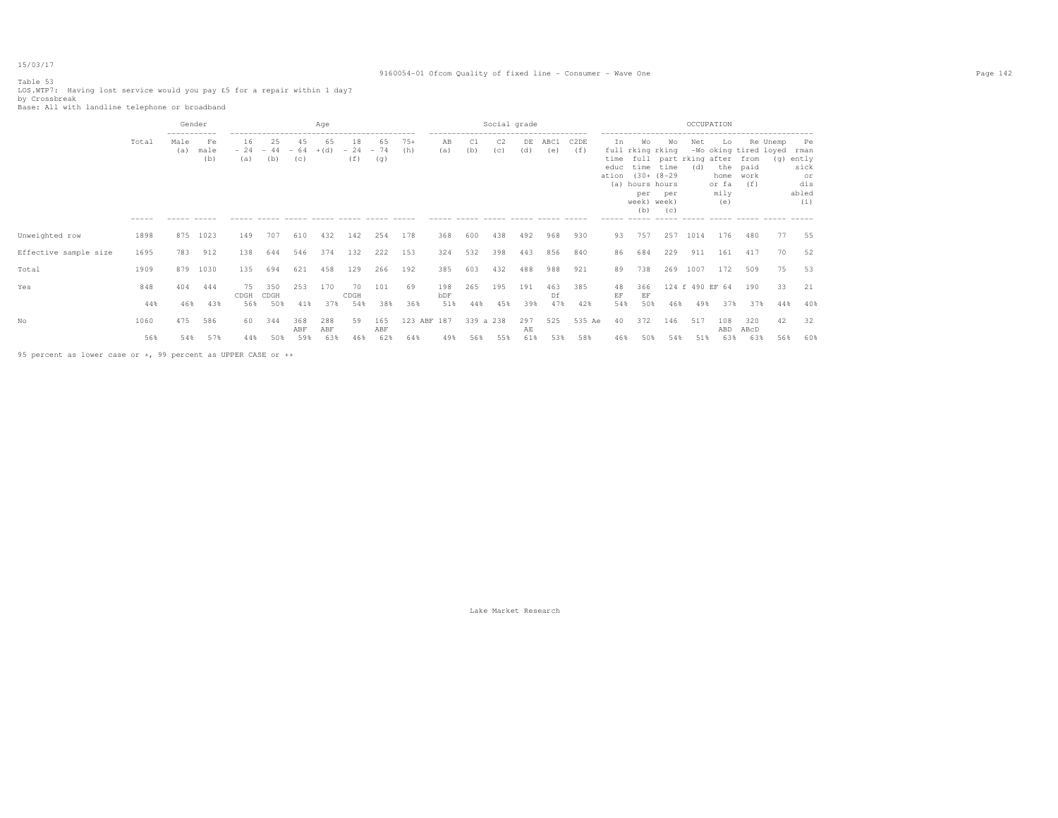Table 53
LOS.WTP7: Having lost service would you pay £5 for a repair within 1 day?
by Crossbreak
Base: All with landline telephone or broadband

| | Total | Gender | | Age | | | | | | | Social grade | | | | | | OCCUPATION | | | | | | | | |
|---|---|---|---|---|---|---|---|---|---|---|---|---|---|---|---|---|---|---|---|---|---|---|---|---|---|
| | | Male (a) | Female (b) | 16 - 24 (a) | 25 - 44 (b) | 45 - 64 (c) | 65 + (d) | 18 - 24 (f) | 65 - 74 (g) | 75+ (h) | AB (a) | C1 (b) | C2 (c) | DE (d) | ABC1 (e) | C2DE (f) | In full time education (a) | Working full time (30+ hours per week) (b) | Working part time (8-29 hours per week) (c) | Net -Working (d) | Looking after the home or family (e) | Retired from paid work (f) | Unemployed (g) | Permanently sick or disabled (i) |
| Unweighted row | 1898 | 875 | 1023 | 149 | 707 | 610 | 432 | 142 | 254 | 178 | 368 | 600 | 438 | 492 | 968 | 930 | 93 | 757 | 257 | 1014 | 176 | 480 | 77 | 55 |
| Effective sample size | 1695 | 783 | 912 | 138 | 644 | 546 | 374 | 132 | 222 | 153 | 324 | 532 | 398 | 443 | 856 | 840 | 86 | 684 | 229 | 911 | 161 | 417 | 70 | 52 |
| Total | 1909 | 879 | 1030 | 135 | 694 | 621 | 458 | 129 | 266 | 192 | 385 | 603 | 432 | 488 | 988 | 921 | 89 | 738 | 269 | 1007 | 172 | 509 | 75 | 53 |
| Yes | 848 | 404 | 444 | 75 CDGH | 350 CDGH | 253 | 170 | 70 CDGH | 101 | 69 | 198 bDF | 265 | 195 | 191 | 463 Df | 385 | 48 EF | 366 EF | 124 f | 490 EF | 64 | 190 | 33 | 21 |
| | 44% | 46% | 43% | 56% | 50% | 41% | 37% | 54% | 38% | 36% | 51% | 44% | 45% | 39% | 47% | 42% | 54% | 50% | 46% | 49% | 37% | 37% | 44% | 40% |
| No | 1060 | 475 | 586 | 60 | 344 | 368 ABF | 288 ABF | 59 | 165 ABF | 123 ABF | 187 | 339 a | 238 | 297 AE | 525 | 535 Ae | 40 | 372 | 146 | 517 | 108 ABD | 320 ABcD | 42 | 32 |
| | 56% | 54% | 57% | 44% | 50% | 59% | 63% | 46% | 62% | 64% | 49% | 56% | 55% | 61% | 53% | 58% | 46% | 50% | 54% | 51% | 63% | 63% | 56% | 60% |

95 percent as lower case or +, 99 percent as UPPER CASE or ++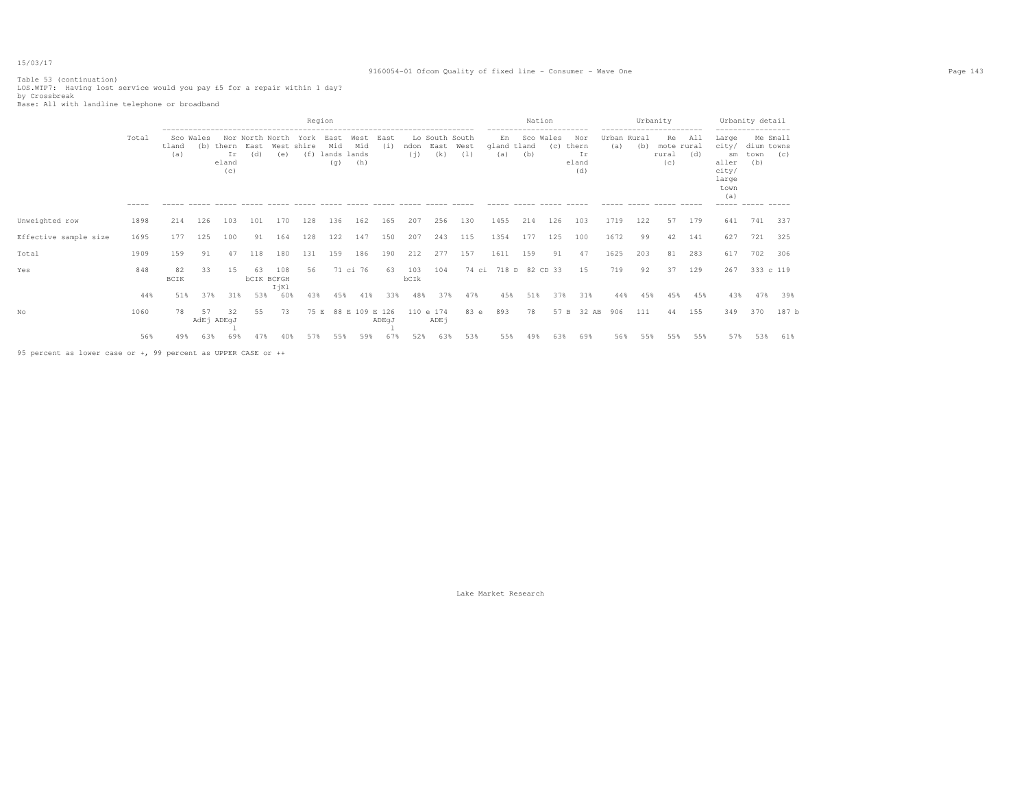Table 53 (continuation)
LOS.WTP7: Having lost service would you pay £5 for a repair within 1 day?
by Crossbreak
Base: All with landline telephone or broadband

| | Total | Region | | | | | | | | | | | | Nation | | | | Urbanity | | | | Urbanity detail | | |
|---|---|---|---|---|---|---|---|---|---|---|---|---|---|---|---|---|---|---|---|---|---|---|---|---|
| | | Scotland (a) | Wales (b) | Northern Ireland (c) | North East (d) | North West (e) | Yorkshire (f) | East Midlands (g) | West Midlands (h) | East (i) | London (j) | South East (k) | South West (l) | England (a) | Scotland (b) | Wales (c) | Northern Ireland (d) | Urban (a) | Rural (b) | Remote rural (c) | All rural (d) | Large city/ smaller city/ large town (a) | Medium town (b) | Small towns (c) |
| Unweighted row | 1898 | 214 | 126 | 103 | 101 | 170 | 128 | 136 | 162 | 165 | 207 | 256 | 130 | 1455 | 214 | 126 | 103 | 1719 | 122 | 57 | 179 | 641 | 741 | 337 |
| Effective sample size | 1695 | 177 | 125 | 100 | 91 | 164 | 128 | 122 | 147 | 150 | 207 | 243 | 115 | 1354 | 177 | 125 | 100 | 1672 | 99 | 42 | 141 | 627 | 721 | 325 |
| Total | 1909 | 159 | 91 | 47 | 118 | 180 | 131 | 159 | 186 | 190 | 212 | 277 | 157 | 1611 | 159 | 91 | 47 | 1625 | 203 | 81 | 283 | 617 | 702 | 306 |
| Yes | 848 | 82 BCIK | 33 | 15 | 63 bCIK | 108 BCFGH IjKl | 56 | 71 ci | 76 | 63 | 103 bCIk | 104 | 74 ci | 718 D | 82 CD | 33 | 15 | 719 | 92 | 37 | 129 | 267 | 333 c | 119 |
| | 44% | 51% | 37% | 31% | 53% | 60% | 43% | 45% | 41% | 33% | 48% | 37% | 47% | 45% | 51% | 37% | 31% | 44% | 45% | 45% | 45% | 43% | 47% | 39% |
| No | 1060 | 78 | 57 AdEj | 32 ADEgJ l | 55 | 73 | 75 E | 88 E | 109 E | 126 ADEgJ l | 110 e | 174 ADEj | 83 e | 893 | 78 | 57 B | 32 AB | 906 | 111 | 44 | 155 | 349 | 370 | 187 b |
| | 56% | 49% | 63% | 69% | 47% | 40% | 57% | 55% | 59% | 67% | 52% | 63% | 53% | 55% | 49% | 63% | 69% | 56% | 55% | 55% | 55% | 57% | 53% | 61% |

95 percent as lower case or +, 99 percent as UPPER CASE or ++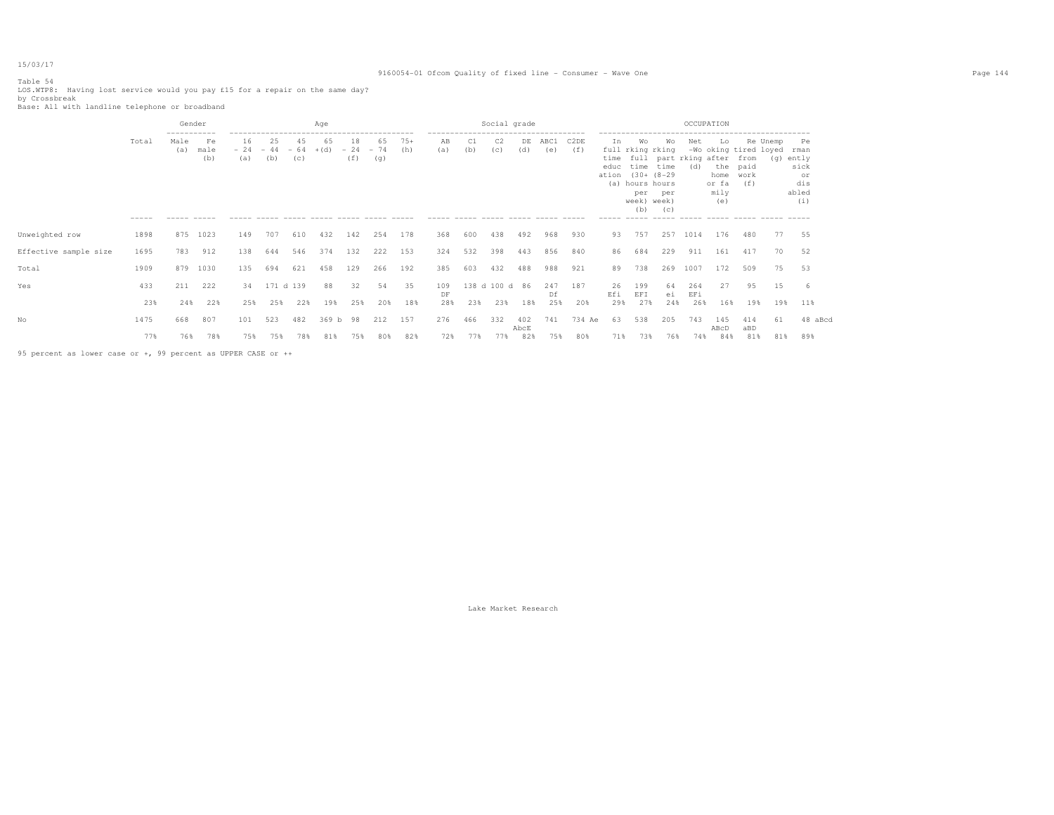Table 54
LOS.WTP8: Having lost service would you pay £15 for a repair on the same day?
by Crossbreak
Base: All with landline telephone or broadband

| | Total | Gender | | Age | | | | | | | Social grade | | | | | | OCCUPATION | | | | | | | | |
|---|---|---|---|---|---|---|---|---|---|---|---|---|---|---|---|---|---|---|---|---|---|---|---|---|---|
| | | Male (a) | Female (b) | 16 - 24 (a) | 25 - 44 (b) | 45 - 64 (c) | 65 +(d) | 18 - 24 (f) | 65 - 74 (g) | 75+ (h) | AB (a) | C1 (b) | C2 (c) | DE (d) | ABC1 (e) | C2DE (f) | In full time education (a) | Working full time (30+ hours per week) (b) | Working part time (8-29 hours per week) (c) | Net -Working (d) | Looking after the home or family (e) | Retired from paid work (f) | Unemployed (g) | Permanently sick or disabled (i) |
| Unweighted row | 1898 | 875 | 1023 | 149 | 707 | 610 | 432 | 142 | 254 | 178 | 368 | 600 | 438 | 492 | 968 | 930 | 93 | 757 | 257 | 1014 | 176 | 480 | 77 | 55 |
| Effective sample size | 1695 | 783 | 912 | 138 | 644 | 546 | 374 | 132 | 222 | 153 | 324 | 532 | 398 | 443 | 856 | 840 | 86 | 684 | 229 | 911 | 161 | 417 | 70 | 52 |
| Total | 1909 | 879 | 1030 | 135 | 694 | 621 | 458 | 129 | 266 | 192 | 385 | 603 | 432 | 488 | 988 | 921 | 89 | 738 | 269 | 1007 | 172 | 509 | 75 | 53 |
| Yes | 433 | 211 | 222 | 34 | 171 d | 139 | 88 | 32 | 54 | 35 | 109 DF | 138 d | 100 d | 86 | 247 Df | 187 | 26 Efi | 199 EFI | 64 ei | 264 EFi | 27 | 95 | 15 | 6 |
| | 23% | 24% | 22% | 25% | 25% | 22% | 19% | 25% | 20% | 18% | 28% | 23% | 23% | 18% | 25% | 20% | 29% | 27% | 24% | 26% | 16% | 19% | 19% | 11% |
| No | 1475 | 668 | 807 | 101 | 523 | 482 | 369 b | 98 | 212 | 157 | 276 | 466 | 332 | 402 AbcE | 741 | 734 Ae | 63 | 538 | 205 | 743 | 145 ABcD | 414 aBD | 61 | 48 aBcd |
| | 77% | 76% | 78% | 75% | 75% | 78% | 81% | 75% | 80% | 82% | 72% | 77% | 77% | 82% | 75% | 80% | 71% | 73% | 76% | 74% | 84% | 81% | 81% | 89% |

95 percent as lower case or +, 99 percent as UPPER CASE or ++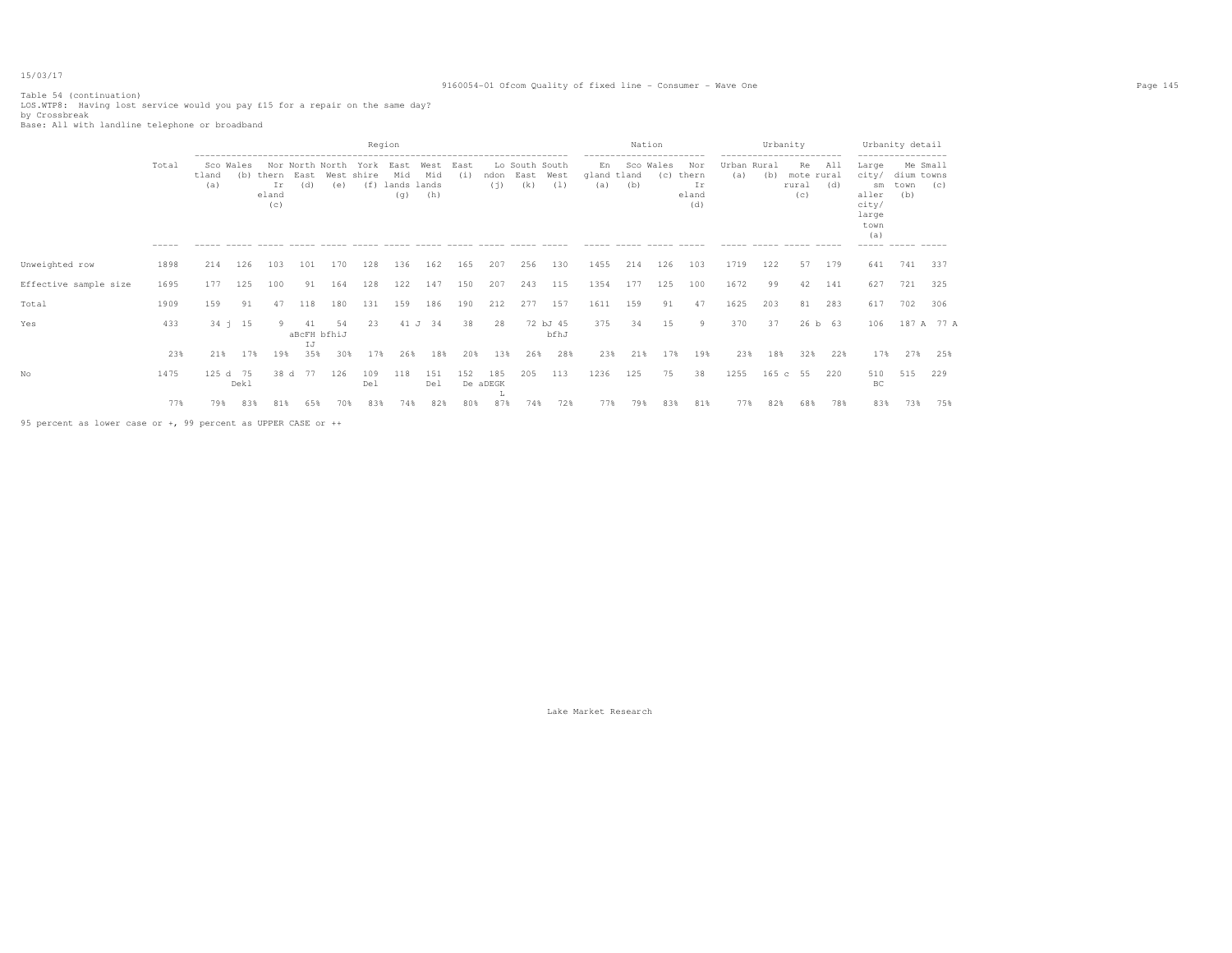Table 54 (continuation)
LOS.WTP8: Having lost service would you pay £15 for a repair on the same day?
by Crossbreak
Base: All with landline telephone or broadband

| | Total | Region | | | | | | | | | | | | Nation | | | | Urbanity | | | | Urbanity detail | | |
|---|---|---|---|---|---|---|---|---|---|---|---|---|---|---|---|---|---|---|---|---|---|---|---|---|
| | | Scotland (a) | Wales (b) | Northern Ireland (c) | North East (d) | North West (e) | Yorkshire (f) | East Midlands (g) | West Midlands (h) | East (i) | London (j) | South East (k) | South West (l) | England (a) | Scotland (b) | Wales (c) | Northern Ireland (d) | Urban (a) | Rural (b) | Remote rural (c) | All rural (d) | Large city/ smaller city/ large town (a) | Medium town (b) | Small towns (c) |
| Unweighted row | 1898 | 214 | 126 | 103 | 101 | 170 | 128 | 136 | 162 | 165 | 207 | 256 | 130 | 1455 | 214 | 126 | 103 | 1719 | 122 | 57 | 179 | 641 | 741 | 337 |
| Effective sample size | 1695 | 177 | 125 | 100 | 91 | 164 | 128 | 122 | 147 | 150 | 207 | 243 | 115 | 1354 | 177 | 125 | 100 | 1672 | 99 | 42 | 141 | 627 | 721 | 325 |
| Total | 1909 | 159 | 91 | 47 | 118 | 180 | 131 | 159 | 186 | 190 | 212 | 277 | 157 | 1611 | 159 | 91 | 47 | 1625 | 203 | 81 | 283 | 617 | 702 | 306 |
| Yes | 433 | 34 j | 15 | 9 | 41 aBcFH IJ | 54 bfhiJ | 23 | 41 J | 34 | 38 | 28 | 72 bJ | 45 bfhJ | 375 | 34 | 15 | 9 | 370 | 37 | 26 b | 63 | 106 | 187 A | 77 A |
| | 23% | 21% | 17% | 19% | 35% | 30% | 17% | 26% | 18% | 20% | 13% | 26% | 28% | 23% | 21% | 17% | 19% | 23% | 18% | 32% | 22% | 17% | 27% | 25% |
| No | 1475 | 125 d | 75 Dekl | 38 d | 77 | 126 | 109 Del | 118 | 151 Del | 152 De | 185 aDEGK L | 205 | 113 | 1236 | 125 | 75 | 38 | 1255 | 165 c | 55 | 220 | 510 BC | 515 | 229 |
| | 77% | 79% | 83% | 81% | 65% | 70% | 83% | 74% | 82% | 80% | 87% | 74% | 72% | 77% | 79% | 83% | 81% | 77% | 82% | 68% | 78% | 83% | 73% | 75% |

95 percent as lower case or +, 99 percent as UPPER CASE or ++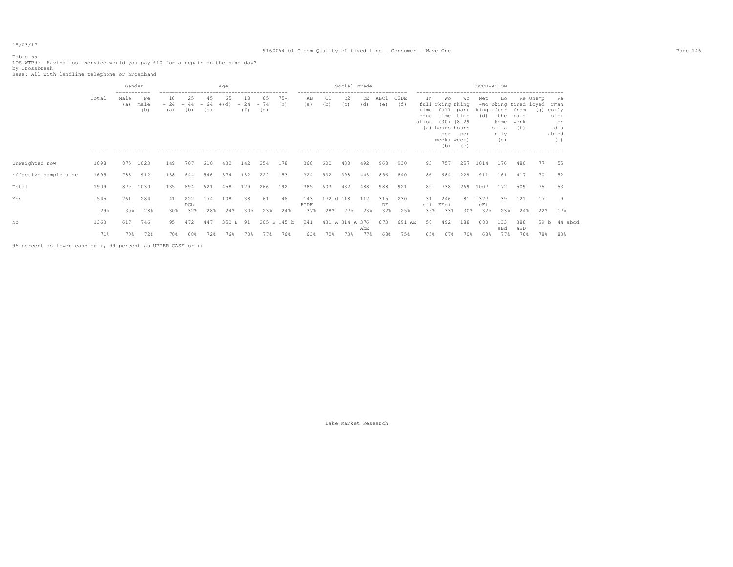Table 55
LOS.WTP9: Having lost service would you pay £10 for a repair on the same day?
by Crossbreak
Base: All with landline telephone or broadband

| | Total | Gender | | Age | | | | | | | Social grade | | | | | | OCCUPATION | | | | | | | | |
|---|---|---|---|---|---|---|---|---|---|---|---|---|---|---|---|---|---|---|---|---|---|---|---|---|---|
| | | Male (a) | Female (b) | 16 - 24 (a) | 25 - 44 (b) | 45 - 64 (c) | 65 +(d) | 18 - 24 (f) | 65 - 74 (g) | 75+ (h) | AB (a) | C1 (b) | C2 (c) | DE (d) | ABC1 (e) | C2DE (f) | In full time education (a) | Working full time (30+ hours per week) (b) | Working part time (8-29 hours per week) (c) | Net -Working (d) | Looking after the home or family (e) | Retired from paid work (f) | Unemployed (g) | Permanently sick or disabled (i) |
| Unweighted row | 1898 | 875 | 1023 | 149 | 707 | 610 | 432 | 142 | 254 | 178 | 368 | 600 | 438 | 492 | 968 | 930 | 93 | 757 | 257 | 1014 | 176 | 480 | 77 | 55 |
| Effective sample size | 1695 | 783 | 912 | 138 | 644 | 546 | 374 | 132 | 222 | 153 | 324 | 532 | 398 | 443 | 856 | 840 | 86 | 684 | 229 | 911 | 161 | 417 | 70 | 52 |
| Total | 1909 | 879 | 1030 | 135 | 694 | 621 | 458 | 129 | 266 | 192 | 385 | 603 | 432 | 488 | 988 | 921 | 89 | 738 | 269 | 1007 | 172 | 509 | 75 | 53 |
| Yes | 545 | 261 | 284 | 41 | 222 DGh | 174 | 108 | 38 | 61 | 46 | 143 BCDF | 172 d | 118 | 112 | 315 DF | 230 | 31 efi | 246 EFgi | 81 i | 327 eFi | 39 | 121 | 17 | 9 |
| | 29% | 30% | 28% | 30% | 32% | 28% | 24% | 30% | 23% | 24% | 37% | 28% | 27% | 23% | 32% | 25% | 35% | 33% | 30% | 32% | 23% | 24% | 22% | 17% |
| No | 1363 | 617 | 746 | 95 | 472 | 447 | 350 B | 91 | 205 B | 145 b | 241 | 431 A | 314 A | 376 AbE | 673 | 691 AE | 58 | 492 | 188 | 680 | 133 aBd | 388 aBD | 59 b | 44 abcd |
| | 71% | 70% | 72% | 70% | 68% | 72% | 76% | 70% | 77% | 76% | 63% | 72% | 73% | 77% | 68% | 75% | 65% | 67% | 70% | 68% | 77% | 76% | 78% | 83% |

95 percent as lower case or +, 99 percent as UPPER CASE or ++

Lake Market Research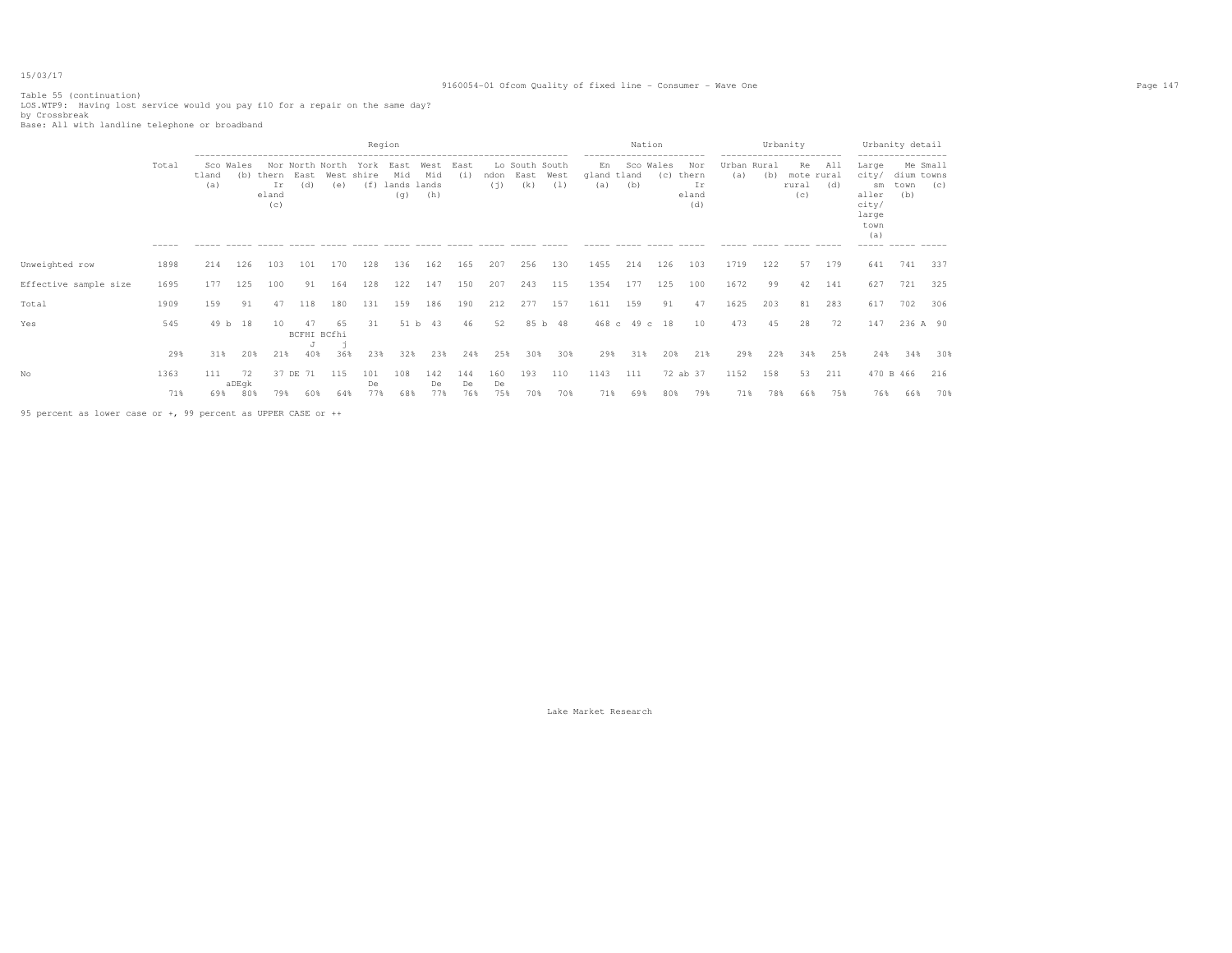15/03/17

9160054-01 Ofcom Quality of fixed line - Consumer - Wave One

Table 55 (continuation)
LOS.WTP9: Having lost service would you pay £10 for a repair on the same day?
by Crossbreak
Base: All with landline telephone or broadband

| | Total | Region | | | | | | | | | | | | Nation | | | | Urbanity | | | | Urbanity detail | | |
|---|---|---|---|---|---|---|---|---|---|---|---|---|---|---|---|---|---|---|---|---|---|---|---|---|
| | | Scotland (a) | Wales (b) | Northern Ireland (c) | North East (d) | North West (e) | York shire (f) | East Mid lands (g) | West Mid lands (h) | East (i) | London (j) | South East (k) | South West (l) | England (a) | Scotland (b) | Wales (c) | Northern Ireland (d) | Urban (a) | Rural (b) | Remote rural (c) | All rural (d) | Large city/ smaller city/ large town (a) | Medium town (b) | Small towns (c) |
| Unweighted row | 1898 | 214 | 126 | 103 | 101 | 170 | 128 | 136 | 162 | 165 | 207 | 256 | 130 | 1455 | 214 | 126 | 103 | 1719 | 122 | 57 | 179 | 641 | 741 | 337 |
| Effective sample size | 1695 | 177 | 125 | 100 | 91 | 164 | 128 | 122 | 147 | 150 | 207 | 243 | 115 | 1354 | 177 | 125 | 100 | 1672 | 99 | 42 | 141 | 627 | 721 | 325 |
| Total | 1909 | 159 | 91 | 47 | 118 | 180 | 131 | 159 | 186 | 190 | 212 | 277 | 157 | 1611 | 159 | 91 | 47 | 1625 | 203 | 81 | 283 | 617 | 702 | 306 |
| Yes | 545 | 49 b | 18 | 10 | 47 BCFHI J | 65 BCfhi j | 31 | 51 b | 43 | 46 | 52 | 85 b | 48 | 468 c | 49 c | 18 | 10 | 473 | 45 | 28 | 72 | 147 | 236 A | 90 |
| | 29% | 31% | 20% | 21% | 40% | 36% | 23% | 32% | 23% | 24% | 25% | 30% | 30% | 29% | 31% | 20% | 21% | 29% | 22% | 34% | 25% | 24% | 34% | 30% |
| No | 1363 | 111 | 72 aDEgk | 37 DE | 71 | 115 | 101 De | 108 | 142 De | 144 De | 160 De | 193 | 110 | 1143 | 111 | 72 ab | 37 | 1152 | 158 | 53 | 211 | 470 B | 466 | 216 |
| | 71% | 69% | 80% | 79% | 60% | 64% | 77% | 68% | 77% | 76% | 75% | 70% | 70% | 71% | 69% | 80% | 79% | 71% | 78% | 66% | 75% | 76% | 66% | 70% |

95 percent as lower case or +, 99 percent as UPPER CASE or ++

Lake Market Research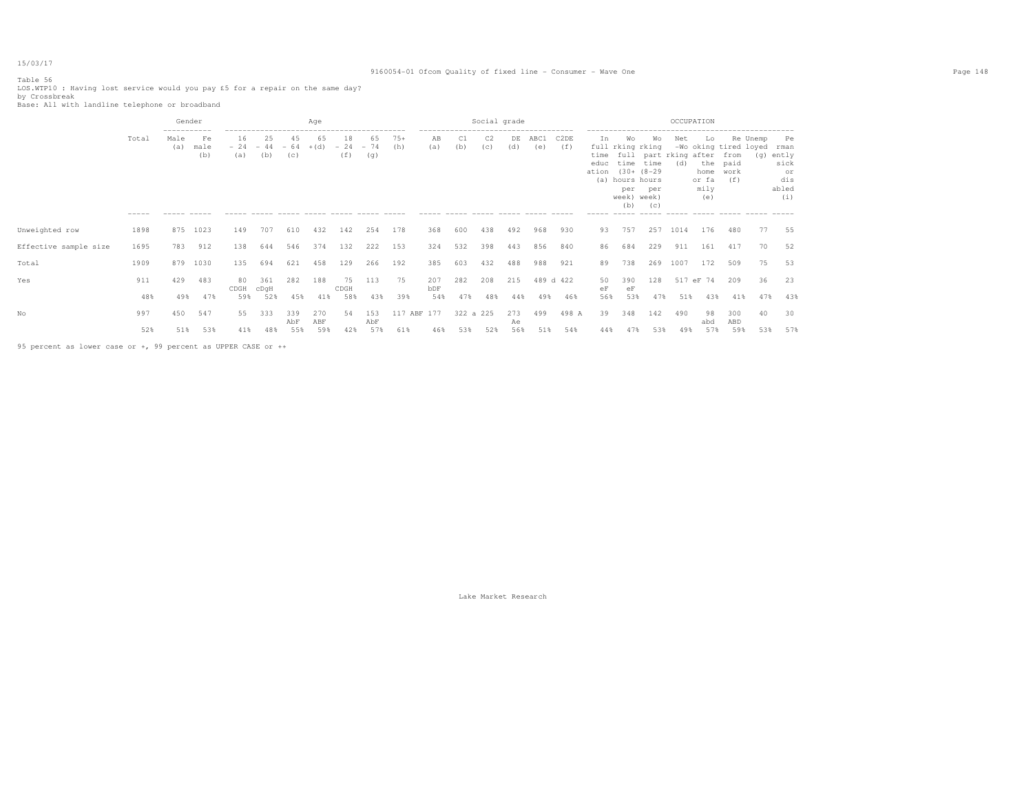Table 56
LOS.WTP10 : Having lost service would you pay £5 for a repair on the same day?
by Crossbreak
Base: All with landline telephone or broadband

| | Total | Gender | | Age | | | | | | | Social grade | | | | | | OCCUPATION | | | | | | | | |
|---|---|---|---|---|---|---|---|---|---|---|---|---|---|---|---|---|---|---|---|---|---|---|---|---|---|
| | | Male (a) | Female (b) | 16 - 24 (a) | 25 - 44 (b) | 45 - 64 (c) | 65 + (d) | 18 - 24 (f) | 65 - 74 (g) | 75+ (h) | AB (a) | C1 (b) | C2 (c) | DE (d) | ABC1 (e) | C2DE (f) | In full time education (a) | Working full time (30+ hours per week) (b) | Working part time (8-29 hours per week) (c) | Net -Working (d) | Looking after the home or family (e) | Retired from paid work (f) | Unemployed (g) | Permanently sick or disabled (i) |
| Unweighted row | 1898 | 875 | 1023 | 149 | 707 | 610 | 432 | 142 | 254 | 178 | 368 | 600 | 438 | 492 | 968 | 930 | 93 | 757 | 257 | 1014 | 176 | 480 | 77 | 55 |
| Effective sample size | 1695 | 783 | 912 | 138 | 644 | 546 | 374 | 132 | 222 | 153 | 324 | 532 | 398 | 443 | 856 | 840 | 86 | 684 | 229 | 911 | 161 | 417 | 70 | 52 |
| Total | 1909 | 879 | 1030 | 135 | 694 | 621 | 458 | 129 | 266 | 192 | 385 | 603 | 432 | 488 | 988 | 921 | 89 | 738 | 269 | 1007 | 172 | 509 | 75 | 53 |
| Yes | 911 | 429 | 483 | 80 CDGH | 361 cDgH | 282 | 188 | 75 CDGH | 113 | 75 | 207 bDF | 282 | 208 | 215 | 489 d | 422 | 50 eF | 390 eF | 128 | 517 eF | 74 | 209 | 36 | 23 |
| | 48% | 49% | 47% | 59% | 52% | 45% | 41% | 58% | 43% | 39% | 54% | 47% | 48% | 44% | 49% | 46% | 56% | 53% | 47% | 51% | 43% | 41% | 47% | 43% |
| No | 997 | 450 | 547 | 55 | 333 | 339 AbF | 270 ABF | 54 | 153 AbF | 117 ABF | 177 | 322 a | 225 | 273 Ae | 499 | 498 A | 39 | 348 | 142 | 490 | 98 abd | 300 ABD | 40 | 30 |
| | 52% | 51% | 53% | 41% | 48% | 55% | 59% | 42% | 57% | 61% | 46% | 53% | 52% | 56% | 51% | 54% | 44% | 47% | 53% | 49% | 57% | 59% | 53% | 57% |

95 percent as lower case or +, 99 percent as UPPER CASE or ++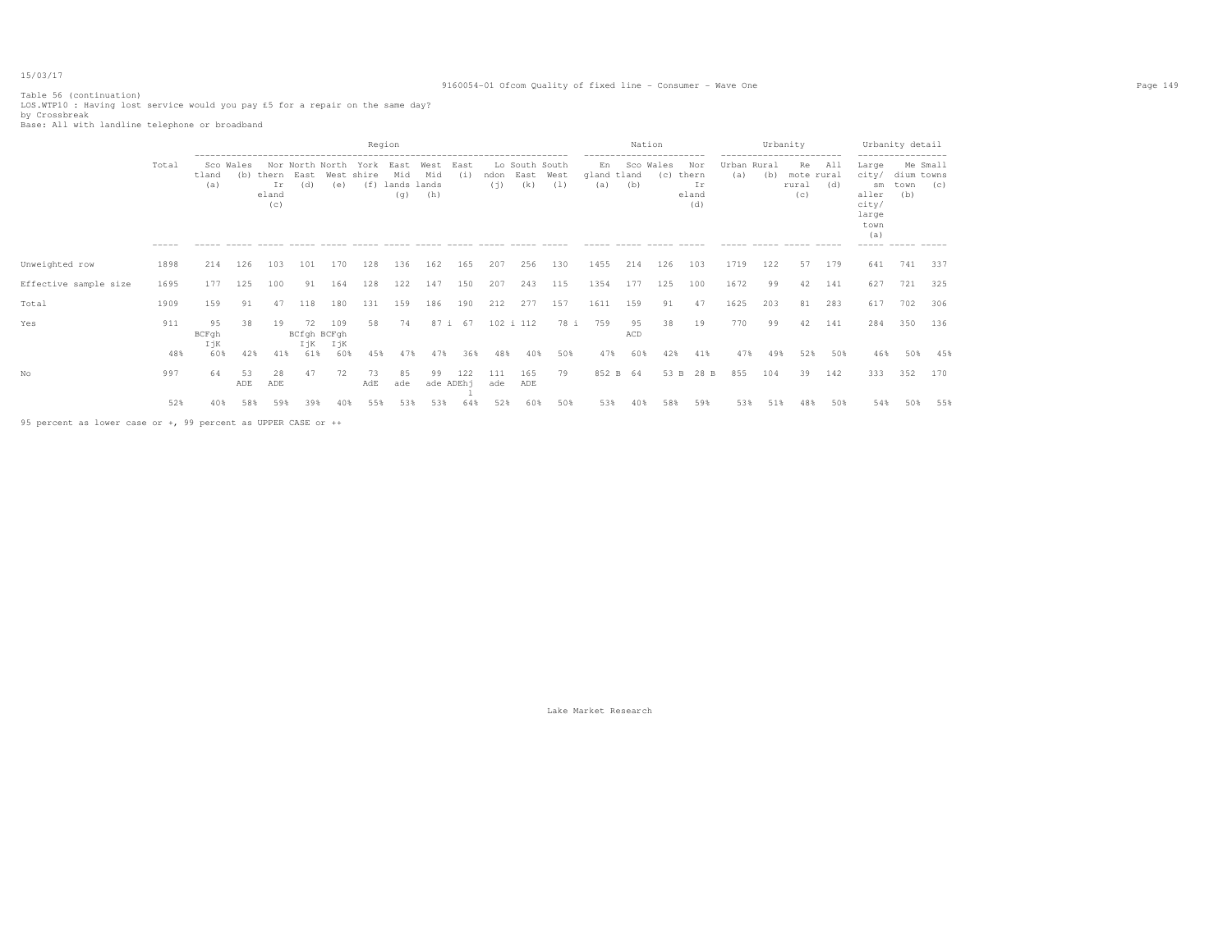15/03/17

Table 56 (continuation)
LOS.WTP10 : Having lost service would you pay £5 for a repair on the same day?
by Crossbreak
Base: All with landline telephone or broadband

| | Total | Region | | | | | | | | | | | | Nation | | | | Urbanity | | | | Urbanity detail | | |
|---|---|---|---|---|---|---|---|---|---|---|---|---|---|---|---|---|---|---|---|---|---|---|---|---|
| | | Scotland (a) | Wales (b) | Northern Ireland (c) | North East (d) | North West (e) | York shire (f) | East Mid lands (g) | West Mid lands (h) | East (i) | London (j) | South East (k) | South West (l) | England (a) | Scotland (b) | Wales (c) | Northern Ireland (d) | Urban (a) | Rural (b) | Remote rural (c) | All rural (d) | Large city/ smaller city/ large town (a) | Medium town (b) | Small towns (c) |
| Unweighted row | 1898 | 214 | 126 | 103 | 101 | 170 | 128 | 136 | 162 | 165 | 207 | 256 | 130 | 1455 | 214 | 126 | 103 | 1719 | 122 | 57 | 179 | 641 | 741 | 337 |
| Effective sample size | 1695 | 177 | 125 | 100 | 91 | 164 | 128 | 122 | 147 | 150 | 207 | 243 | 115 | 1354 | 177 | 125 | 100 | 1672 | 99 | 42 | 141 | 627 | 721 | 325 |
| Total | 1909 | 159 | 91 | 47 | 118 | 180 | 131 | 159 | 186 | 190 | 212 | 277 | 157 | 1611 | 159 | 91 | 47 | 1625 | 203 | 81 | 283 | 617 | 702 | 306 |
| Yes | 911 | 95 BCFgh IjK | 38 | 19 | 72 BCfgh IjK | 109 BCFgh IjK | 58 | 74 | 87 i | 67 | 102 i | 112 | 78 i | 759 | 95 ACD | 38 | 19 | 770 | 99 | 42 | 141 | 284 | 350 | 136 |
| | 48% | 60% | 42% | 41% | 61% | 60% | 45% | 47% | 47% | 36% | 48% | 40% | 50% | 47% | 60% | 42% | 41% | 47% | 49% | 52% | 50% | 46% | 50% | 45% |
| No | 997 | 64 | 53 ADE | 28 ADE | 47 | 72 | 73 AdE | 85 ade | 99 ade | 122 ADEhj l | 111 ade | 165 ADE | 79 | 852 B | 64 | 53 B | 28 B | 855 | 104 | 39 | 142 | 333 | 352 | 170 |
| | 52% | 40% | 58% | 59% | 39% | 40% | 55% | 53% | 53% | 64% | 52% | 60% | 50% | 53% | 40% | 58% | 59% | 53% | 51% | 48% | 50% | 54% | 50% | 55% |

95 percent as lower case or +, 99 percent as UPPER CASE or ++

Lake Market Research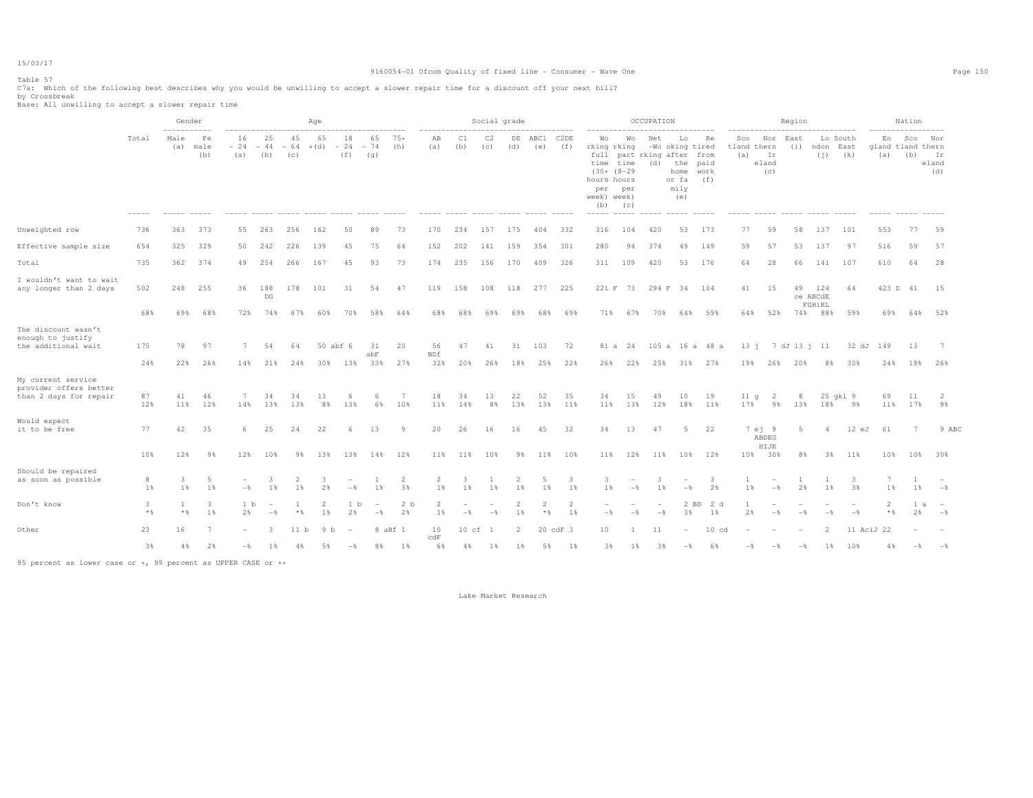Table 57
C7a: Which of the following best describes why you would be unwilling to accept a slower repair time for a discount off your next bill?
by Crossbreak
Base: All unwilling to accept a slower repair time

| | Total | Gender | | Age | | | | | | | Social grade | | | | | | OCCUPATION | | | | | Region | | | | | Nation | | |
|---|---|---|---|---|---|---|---|---|---|---|---|---|---|---|---|---|---|---|---|---|---|---|---|---|---|---|---|---|---|
| | | Male (a) | Female (b) | 16 - 24 (a) | 25 - 44 (b) | 45 - 64 (c) | 65 +(d) | 18 - 24 (f) | 65 - 74 (g) | 75+ (h) | AB (a) | C1 (b) | C2 (c) | DE (d) | ABC1 (e) | C2DE (f) | Working full time (30+ hours per week) (b) | Working part time (8-29 hours per week) (c) | Net -Working (d) | Looking after the home or family (e) | Retired from paid work (f) | Scotland (a) | Northern Ireland (c) | East (i) | London (j) | South East (k) | England (a) | Scotland (b) | Northern Ireland (d) |
| Unweighted row | 736 | 363 | 373 | 55 | 263 | 256 | 162 | 50 | 89 | 73 | 170 | 234 | 157 | 175 | 404 | 332 | 316 | 104 | 420 | 53 | 173 | 77 | 59 | 58 | 137 | 101 | 553 | 77 | 59 |
| Effective sample size | 654 | 325 | 329 | 50 | 242 | 226 | 139 | 45 | 75 | 64 | 152 | 202 | 141 | 159 | 354 | 301 | 280 | 94 | 374 | 49 | 149 | 59 | 57 | 53 | 137 | 97 | 516 | 59 | 57 |
| Total | 735 | 362 | 374 | 49 | 254 | 266 | 167 | 45 | 93 | 73 | 174 | 235 | 156 | 170 | 409 | 326 | 311 | 109 | 420 | 53 | 176 | 64 | 28 | 66 | 141 | 107 | 610 | 64 | 28 |
| I wouldn't want to wait any longer than 2 days | 502 | 248 | 255 | 36 | 188 DG | 178 | 101 | 31 | 54 | 47 | 119 | 158 | 108 | 118 | 277 | 225 | 221 F | 73 | 294 F | 34 | 104 | 41 | 15 | 49 ce | 124 ABCdE FGHiKL | 64 | 423 D | 41 | 15 |
| | 68% | 69% | 68% | 72% | 74% | 67% | 60% | 70% | 58% | 64% | 68% | 68% | 69% | 69% | 68% | 69% | 71% | 67% | 70% | 64% | 59% | 64% | 52% | 74% | 88% | 59% | 69% | 64% | 52% |
| The discount wasn't enough to justify the additional wait | 175 | 78 | 97 | 7 | 54 | 64 | 50 abf | 6 | 31 abF | 20 | 56 BDf | 47 | 41 | 31 | 103 | 72 | 81 a | 24 | 105 a | 16 a | 48 a | 13 j | 7 dJ | 13 j | 11 | 32 dJ | 149 | 13 | 7 |
| | 24% | 22% | 26% | 14% | 21% | 24% | 30% | 13% | 33% | 27% | 32% | 20% | 26% | 18% | 25% | 22% | 26% | 22% | 25% | 31% | 27% | 19% | 26% | 20% | 8% | 30% | 24% | 19% | 26% |
| My current service provider offers better than 2 days for repair | 87 | 41 | 46 | 7 | 34 | 34 | 13 | 6 | 6 | 7 | 18 | 34 | 13 | 22 | 52 | 35 | 34 | 15 | 49 | 10 | 19 | 11 g | 2 | 8 | 25 gkl | 9 | 69 | 11 | 2 |
| | 12% | 11% | 12% | 14% | 13% | 13% | 8% | 13% | 6% | 10% | 11% | 14% | 8% | 13% | 13% | 11% | 11% | 13% | 12% | 18% | 11% | 17% | 9% | 13% | 18% | 9% | 11% | 17% | 9% |
| Would expect it to be free | 77 | 42 | 35 | 6 | 25 | 24 | 22 | 6 | 13 | 9 | 20 | 26 | 16 | 16 | 45 | 32 | 34 | 13 | 47 | 5 | 22 | 7 ej | 9 ABDEG HIJK | 5 | 4 | 12 eJ | 61 | 7 | 9 ABC |
| | 10% | 12% | 9% | 12% | 10% | 9% | 13% | 13% | 14% | 12% | 11% | 11% | 10% | 9% | 11% | 10% | 11% | 12% | 11% | 10% | 12% | 10% | 30% | 8% | 3% | 11% | 10% | 10% | 30% |
| Should be repaired as soon as possible | 8 | 3 | 5 | - | 3 | 2 | 3 | - | 1 | 2 | 2 | 3 | 1 | 2 | 5 | 3 | 3 | - | 3 | - | 3 | 1 | - | 1 | 1 | 3 | 7 | 1 | - |
| | 1% | 1% | 1% | -% | 1% | 1% | 2% | -% | 1% | 3% | 1% | 1% | 1% | 1% | 1% | 1% | 1% | -% | 1% | -% | 2% | 1% | -% | 2% | 1% | 3% | 1% | 1% | -% |
| Don't know | 3 | 1 | 3 | 1 b | - | 1 | 2 | 1 b | - | 2 b | 2 | - | - | 2 | 2 | 2 | - | - | - | 2 BD | 2 d | 1 | - | - | - | - | 2 | 1 a | - |
| | *% | *% | 1% | 2% | -% | *% | 1% | 2% | -% | 2% | 1% | -% | -% | 1% | *% | 1% | -% | -% | -% | 3% | 1% | 2% | -% | -% | -% | -% | *% | 2% | -% |
| Other | 23 | 16 | 7 | - | 3 | 11 b | 9 b | - | 8 aBf | 1 | 10 cdF | 10 cf | 1 | 2 | 20 cdF | 3 | 10 | 1 | 11 | - | 10 cd | - | - | - | 2 | 11 AciJ | 22 | - | - |
| | 3% | 4% | 2% | -% | 1% | 4% | 5% | -% | 8% | 1% | 6% | 4% | 1% | 1% | 5% | 1% | 3% | 1% | 3% | -% | 6% | -% | -% | -% | 1% | 10% | 4% | -% | -% |

95 percent as lower case or +, 99 percent as UPPER CASE or ++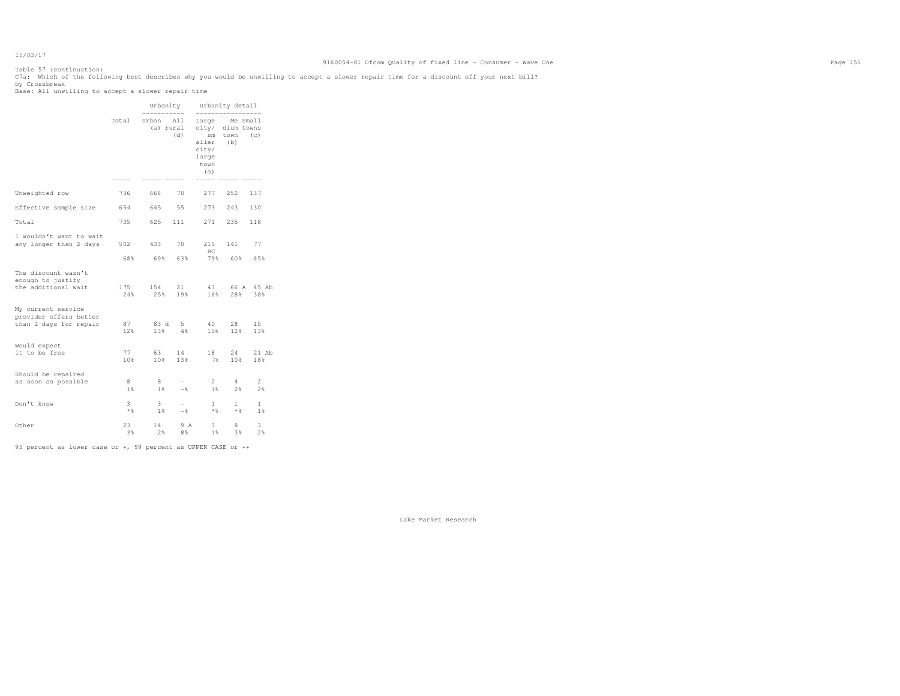Table 57 (continuation)
C7a: Which of the following best describes why you would be unwilling to accept a slower repair time for a discount off your next bill?
by Crossbreak
Base: All unwilling to accept a slower repair time

| | Total | Urbanity | | Urbanity detail | | |
|---|---|---|---|---|---|---|
| | | Urban (a) | All rural (d) | Large city/ smaller city/ large town (a) | Medium town (b) | Small towns (c) |
| Unweighted row | 736 | 666 | 70 | 277 | 252 | 137 |
| Effective sample size | 654 | 645 | 55 | 273 | 243 | 130 |
| Total | 735 | 625 | 111 | 271 | 235 | 118 |
| I wouldn't want to wait any longer than 2 days | 502 | 433 | 70 | 215 BC | 141 | 77 |
| | 68% | 69% | 63% | 79% | 60% | 65% |
| The discount wasn't enough to justify the additional wait | 175 | 154 | 21 | 43 | 66 A | 45 Ab |
| | 24% | 25% | 19% | 16% | 28% | 38% |
| My current service provider offers better than 2 days for repair | 87 | 83 d | 5 | 40 | 28 | 15 |
| | 12% | 13% | 4% | 15% | 12% | 13% |
| Would expect it to be free | 77 | 63 | 14 | 18 | 24 | 21 Ab |
| | 10% | 10% | 13% | 7% | 10% | 18% |
| Should be repaired as soon as possible | 8 | 8 | - | 2 | 4 | 2 |
| | 1% | 1% | -% | 1% | 2% | 2% |
| Don't know | 3 | 3 | - | 1 | 1 | 1 |
| | *% | 1% | -% | *% | *% | 1% |
| Other | 23 | 14 | 9 A | 3 | 8 | 3 |
| | 3% | 2% | 8% | 1% | 3% | 2% |

95 percent as lower case or +, 99 percent as UPPER CASE or ++

Lake Market Research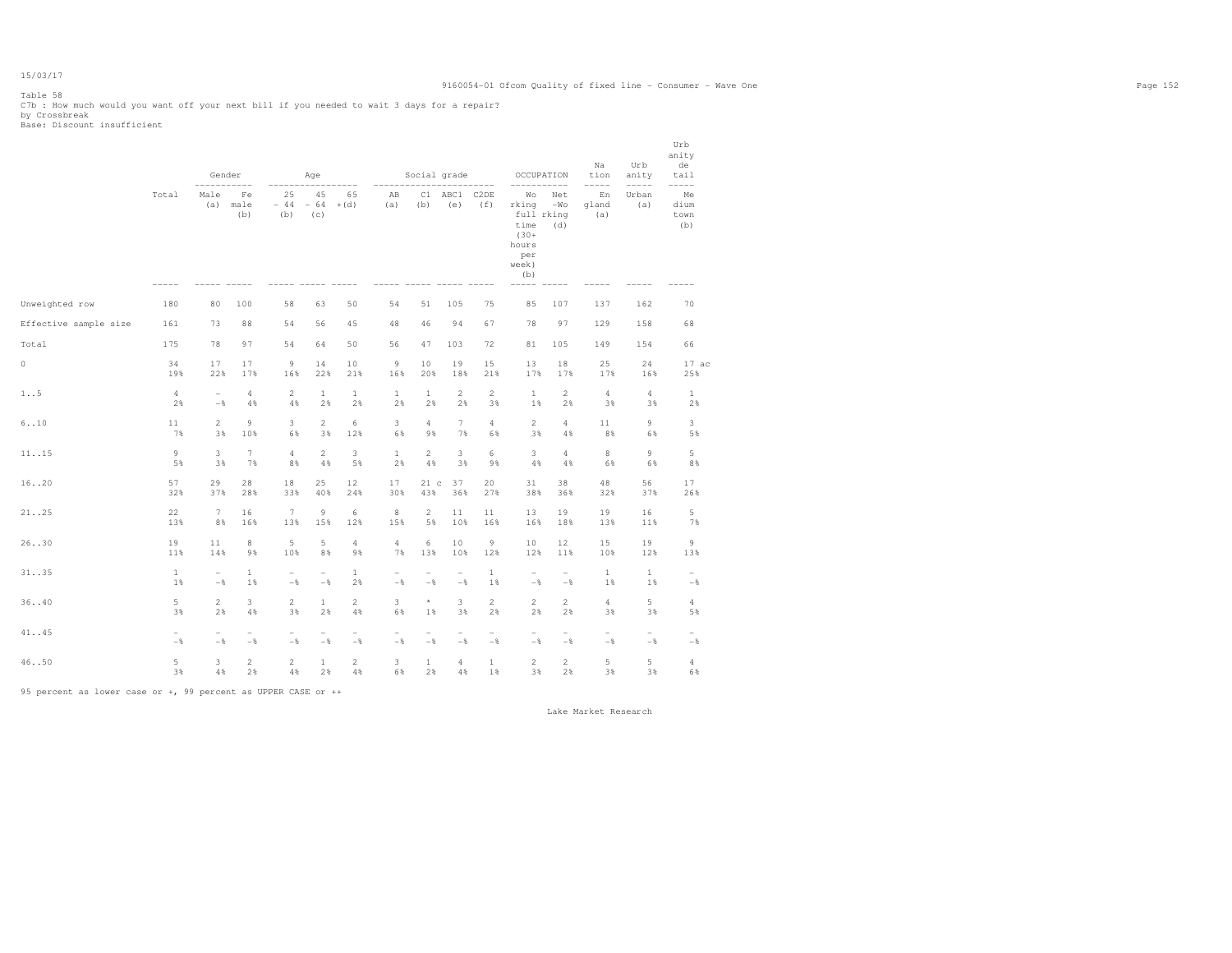Table 58
C7b : How much would you want off your next bill if you needed to wait 3 days for a repair?
by Crossbreak
Base: Discount insufficient

| | Total | Gender | | Age | | | Social grade | | | | OCCUPATION | | Nation | Urbanity | Urbanity detail |
|---|---|---|---|---|---|---|---|---|---|---|---|---|---|---|---|
| | | Male (a) | Female (b) | 25 - 44 (b) | 45 - 64 (c) | 65 + (d) | AB (a) | C1 (b) | ABC1 (e) | C2DE (f) | Working full time (30+ hours per week) (b) | Net -Working (d) | England (a) | Urban (a) | Medium town (b) |
| Unweighted row | 180 | 80 | 100 | 58 | 63 | 50 | 54 | 51 | 105 | 75 | 85 | 107 | 137 | 162 | 70 |
| Effective sample size | 161 | 73 | 88 | 54 | 56 | 45 | 48 | 46 | 94 | 67 | 78 | 97 | 129 | 158 | 68 |
| Total | 175 | 78 | 97 | 54 | 64 | 50 | 56 | 47 | 103 | 72 | 81 | 105 | 149 | 154 | 66 |
| 0 | 34 | 17 | 17 | 9 | 14 | 10 | 9 | 10 | 19 | 15 | 13 | 18 | 25 | 24 | 17 ac |
| | 19% | 22% | 17% | 16% | 22% | 21% | 16% | 20% | 18% | 21% | 17% | 17% | 17% | 16% | 25% |
| 1..5 | 4 | - | 4 | 2 | 1 | 1 | 1 | 1 | 2 | 2 | 1 | 2 | 4 | 4 | 1 |
| | 2% | -% | 4% | 4% | 2% | 2% | 2% | 2% | 2% | 3% | 1% | 2% | 3% | 3% | 2% |
| 6..10 | 11 | 2 | 9 | 3 | 2 | 6 | 3 | 4 | 7 | 4 | 2 | 4 | 11 | 9 | 3 |
| | 7% | 3% | 10% | 6% | 3% | 12% | 6% | 9% | 7% | 6% | 3% | 4% | 8% | 6% | 5% |
| 11..15 | 9 | 3 | 7 | 4 | 2 | 3 | 1 | 2 | 3 | 6 | 3 | 4 | 8 | 9 | 5 |
| | 5% | 3% | 7% | 8% | 4% | 5% | 2% | 4% | 3% | 9% | 4% | 4% | 6% | 6% | 8% |
| 16..20 | 57 | 29 | 28 | 18 | 25 | 12 | 17 | 21 c | 37 | 20 | 31 | 38 | 48 | 56 | 17 |
| | 32% | 37% | 28% | 33% | 40% | 24% | 30% | 43% | 36% | 27% | 38% | 36% | 32% | 37% | 26% |
| 21..25 | 22 | 7 | 16 | 7 | 9 | 6 | 8 | 2 | 11 | 11 | 13 | 19 | 19 | 16 | 5 |
| | 13% | 8% | 16% | 13% | 15% | 12% | 15% | 5% | 10% | 16% | 16% | 18% | 13% | 11% | 7% |
| 26..30 | 19 | 11 | 8 | 5 | 5 | 4 | 4 | 6 | 10 | 9 | 10 | 12 | 15 | 19 | 9 |
| | 11% | 14% | 9% | 10% | 8% | 9% | 7% | 13% | 10% | 12% | 12% | 11% | 10% | 12% | 13% |
| 31..35 | 1 | - | 1 | - | - | 1 | - | - | - | 1 | - | - | 1 | 1 | - |
| | 1% | -% | 1% | -% | -% | 2% | -% | -% | -% | 1% | -% | -% | 1% | 1% | -% |
| 36..40 | 5 | 2 | 3 | 2 | 1 | 2 | 3 | * | 3 | 2 | 2 | 2 | 4 | 5 | 4 |
| | 3% | 2% | 4% | 3% | 2% | 4% | 6% | 1% | 3% | 2% | 2% | 2% | 3% | 3% | 5% |
| 41..45 | - | - | - | - | - | - | - | - | - | - | - | - | - | - | - |
| | -% | -% | -% | -% | -% | -% | -% | -% | -% | -% | -% | -% | -% | -% | -% |
| 46..50 | 5 | 3 | 2 | 2 | 1 | 2 | 3 | 1 | 4 | 1 | 2 | 2 | 5 | 5 | 4 |
| | 3% | 4% | 2% | 4% | 2% | 4% | 6% | 2% | 4% | 1% | 3% | 2% | 3% | 3% | 6% |

95 percent as lower case or +, 99 percent as UPPER CASE or ++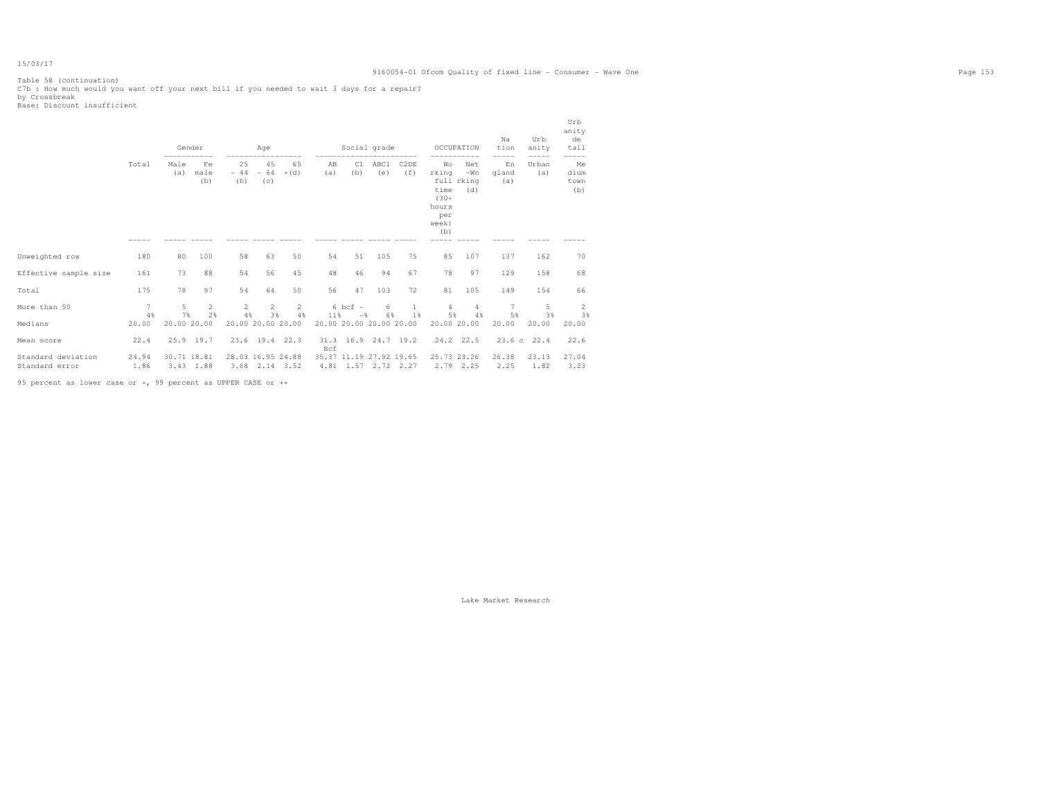Table 58 (continuation)
C7b : How much would you want off your next bill if you needed to wait 3 days for a repair?
by Crossbreak
Base: Discount insufficient

| | Total | Gender | | Age | | | Social grade | | | | OCCUPATION | | Nation | Urbanity | Urbanity detail |
|---|---|---|---|---|---|---|---|---|---|---|---|---|---|---|---|
| | Total | Male (a) | Female (b) | 25 - 44 (b) | 45 - 64 (c) | 65 +(d) | AB (a) | C1 (b) | ABC1 (e) | C2DE (f) | Working full time (30+ hours per week) (b) | Net-Working (d) | England (a) | Urban (a) | Medium town (b) |
| Unweighted row | 180 | 80 | 100 | 58 | 63 | 50 | 54 | 51 | 105 | 75 | 85 | 107 | 137 | 162 | 70 |
| Effective sample size | 161 | 73 | 88 | 54 | 56 | 45 | 48 | 46 | 94 | 67 | 78 | 97 | 129 | 158 | 68 |
| Total | 175 | 78 | 97 | 54 | 64 | 50 | 56 | 47 | 103 | 72 | 81 | 105 | 149 | 154 | 66 |
| More than 50 | 7 | 5 | 2 | 2 | 2 | 2 | 6 bcf | - | 6 | 1 | 4 | 4 | 7 | 5 | 2 |
| | 4% | 7% | 2% | 4% | 3% | 4% | 11% | -% | 6% | 1% | 5% | 4% | 5% | 3% | 3% |
| Medians | 20.00 | 20.00 | 20.00 | 20.00 | 20.00 | 20.00 | 20.00 | 20.00 | 20.00 | 20.00 | 20.00 | 20.00 | 20.00 | 20.00 | 20.00 |
| Mean score | 22.4 | 25.9 | 19.7 | 23.6 | 19.4 | 22.3 | 31.3 Bcf | 16.9 | 24.7 | 19.2 | 24.2 | 22.5 | 23.6 c | 22.4 | 22.6 |
| Standard deviation | 24.94 | 30.71 | 18.81 | 28.03 | 16.95 | 24.88 | 35.37 | 11.19 | 27.92 | 19.65 | 25.73 | 23.26 | 26.38 | 23.13 | 27.04 |
| Standard error | 1.86 | 3.43 | 1.88 | 3.68 | 2.14 | 3.52 | 4.81 | 1.57 | 2.72 | 2.27 | 2.79 | 2.25 | 2.25 | 1.82 | 3.23 |

95 percent as lower case or +, 99 percent as UPPER CASE or ++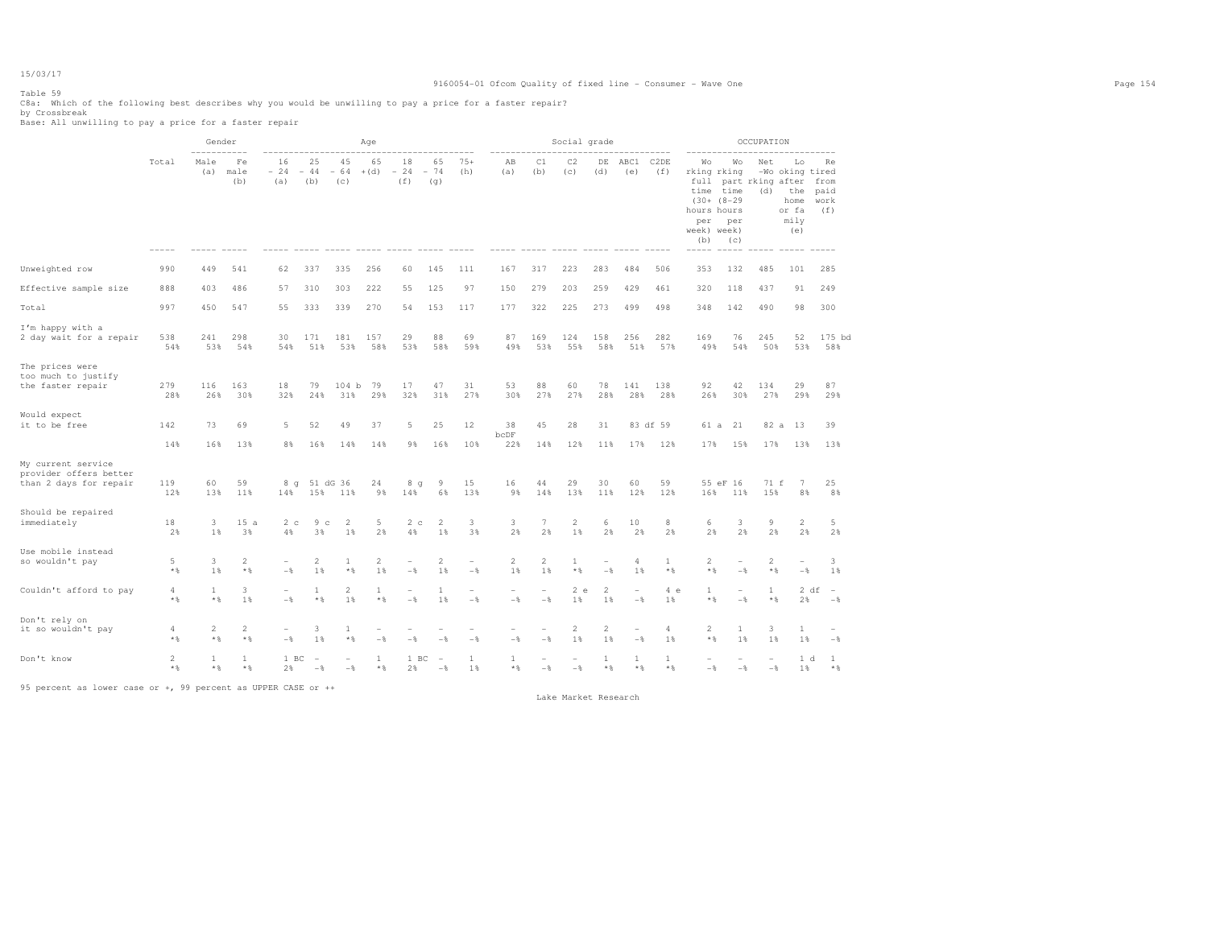Table 59
C8a: Which of the following best describes why you would be unwilling to pay a price for a faster repair?
by Crossbreak
Base: All unwilling to pay a price for a faster repair

| | Total | Gender | | Age | | | | | | | Social grade | | | | | | OCCUPATION | | | | |
|---|---|---|---|---|---|---|---|---|---|---|---|---|---|---|---|---|---|---|---|---|---|
| | | Male (a) | Female (b) | 16 - 24 (a) | 25 - 44 (b) | 45 - 64 (c) | 65 +(d) | 18 - 24 (f) | 65 - 74 (g) | 75+ (h) | AB (a) | C1 (b) | C2 (c) | DE (d) | ABC1 (e) | C2DE (f) | Working full time (30+ hours per week) (b) | Working part time (8-29 hours per week) (c) | Net -Working (d) | Looking after the home or family (e) | Retired from paid work (f) |
| Unweighted row | 990 | 449 | 541 | 62 | 337 | 335 | 256 | 60 | 145 | 111 | 167 | 317 | 223 | 283 | 484 | 506 | 353 | 132 | 485 | 101 | 285 |
| Effective sample size | 888 | 403 | 486 | 57 | 310 | 303 | 222 | 55 | 125 | 97 | 150 | 279 | 203 | 259 | 429 | 461 | 320 | 118 | 437 | 91 | 249 |
| Total | 997 | 450 | 547 | 55 | 333 | 339 | 270 | 54 | 153 | 117 | 177 | 322 | 225 | 273 | 499 | 498 | 348 | 142 | 490 | 98 | 300 |
| I'm happy with a 2 day wait for a repair | 538 | 241 | 298 | 30 | 171 | 181 | 157 | 29 | 88 | 69 | 87 | 169 | 124 | 158 | 256 | 282 | 169 | 76 | 245 | 52 | 175 bd |
| | 54% | 53% | 54% | 54% | 51% | 53% | 58% | 53% | 58% | 59% | 49% | 53% | 55% | 58% | 51% | 57% | 49% | 54% | 50% | 53% | 58% |
| The prices were too much to justify the faster repair | 279 | 116 | 163 | 18 | 79 | 104 b | 79 | 17 | 47 | 31 | 53 | 88 | 60 | 78 | 141 | 138 | 92 | 42 | 134 | 29 | 87 |
| | 28% | 26% | 30% | 32% | 24% | 31% | 29% | 32% | 31% | 27% | 30% | 27% | 27% | 28% | 28% | 28% | 26% | 30% | 27% | 29% | 29% |
| Would expect it to be free | 142 | 73 | 69 | 5 | 52 | 49 | 37 | 5 | 25 | 12 | 38 bcDF | 45 | 28 | 31 | 83 df | 59 | 61 a | 21 | 82 a | 13 | 39 |
| | 14% | 16% | 13% | 8% | 16% | 14% | 14% | 9% | 16% | 10% | 22% | 14% | 12% | 11% | 17% | 12% | 17% | 15% | 17% | 13% | 13% |
| My current service provider offers better than 2 days for repair | 119 | 60 | 59 | 8 g | 51 dG | 36 | 24 | 8 g | 9 | 15 | 16 | 44 | 29 | 30 | 60 | 59 | 55 eF | 16 | 71 f | 7 | 25 |
| | 12% | 13% | 11% | 14% | 15% | 11% | 9% | 14% | 6% | 13% | 9% | 14% | 13% | 11% | 12% | 12% | 16% | 11% | 15% | 8% | 8% |
| Should be repaired immediately | 18 | 3 | 15 a | 2 c | 9 c | 2 | 5 | 2 c | 2 | 3 | 3 | 7 | 2 | 6 | 10 | 8 | 6 | 3 | 9 | 2 | 5 |
| | 2% | 1% | 3% | 4% | 3% | 1% | 2% | 4% | 1% | 3% | 2% | 2% | 1% | 2% | 2% | 2% | 2% | 2% | 2% | 2% | 2% |
| Use mobile instead so wouldn't pay | 5 | 3 | 2 | - | 2 | 1 | 2 | - | 2 | - | 2 | 2 | 1 | - | 4 | 1 | 2 | - | 2 | - | 3 |
| | *% | 1% | *% | -% | 1% | *% | 1% | -% | 1% | -% | 1% | 1% | *% | -% | 1% | *% | *% | -% | *% | -% | 1% |
| Couldn't afford to pay | 4 | 1 | 3 | - | 1 | 2 | 1 | - | 1 | - | - | - | 2 e | 2 | - | 4 e | 1 | - | 1 | 2 df | - |
| | *% | *% | 1% | -% | *% | 1% | *% | -% | 1% | -% | -% | -% | 1% | 1% | -% | 1% | *% | -% | *% | 2% | -% |
| Don't rely on it so wouldn't pay | 4 | 2 | 2 | - | 3 | 1 | - | - | - | - | - | - | 2 | 2 | - | 4 | 2 | 1 | 3 | 1 | - |
| | *% | *% | *% | -% | 1% | *% | -% | -% | -% | -% | -% | -% | 1% | 1% | -% | 1% | *% | 1% | 1% | 1% | -% |
| Don't know | 2 | 1 | 1 | 1 BC | - | - | 1 | 1 BC | - | 1 | 1 | - | - | 1 | 1 | 1 | - | - | - | 1 d | 1 |
| | *% | *% | *% | 2% | -% | -% | *% | 2% | -% | 1% | *% | -% | -% | *% | *% | *% | -% | -% | -% | 1% | *% |

95 percent as lower case or +, 99 percent as UPPER CASE or ++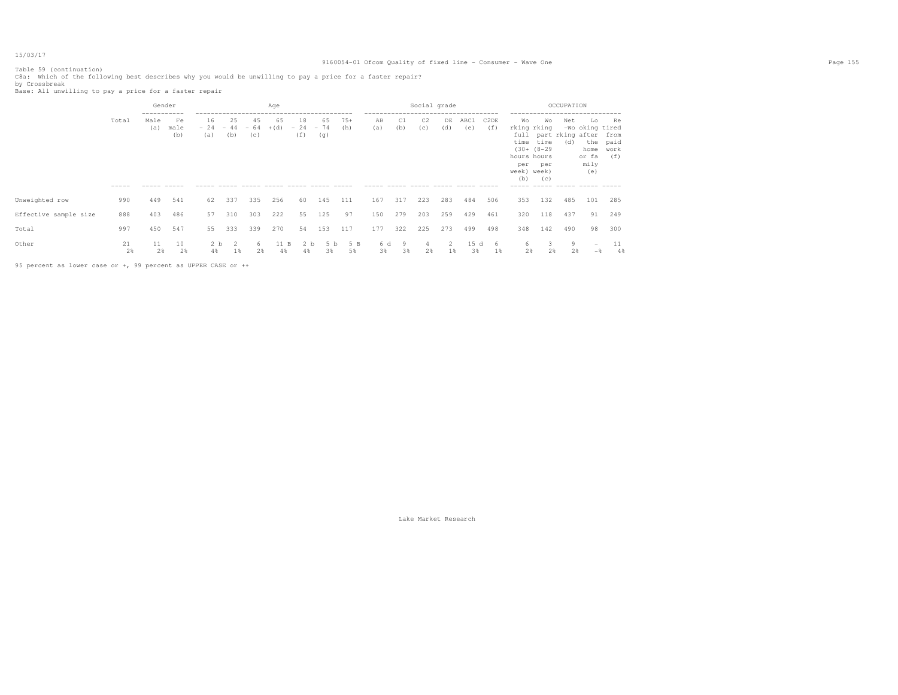Table 59 (continuation)
C8a: Which of the following best describes why you would be unwilling to pay a price for a faster repair?
by Crossbreak
Base: All unwilling to pay a price for a faster repair

| | Total | Gender | | Age | | | | | | | Social grade | | | | | | OCCUPATION | | | | |
|---|---|---|---|---|---|---|---|---|---|---|---|---|---|---|---|---|---|---|---|---|---|
| | | Male (a) | Female (b) | 16 - 24 (a) | 25 - 44 (b) | 45 - 64 (c) | 65 +(d) | 18 - 24 (f) | 65 - 74 (g) | 75+ (h) | AB (a) | C1 (b) | C2 (c) | DE (d) | ABC1 (e) | C2DE (f) | Working full time (30+ hours per week) (b) | Working part time (8-29 hours per week) (c) | Net -Working (d) | Looking after the home or family (e) | Retired from paid work (f) |
| Unweighted row | 990 | 449 | 541 | 62 | 337 | 335 | 256 | 60 | 145 | 111 | 167 | 317 | 223 | 283 | 484 | 506 | 353 | 132 | 485 | 101 | 285 |
| Effective sample size | 888 | 403 | 486 | 57 | 310 | 303 | 222 | 55 | 125 | 97 | 150 | 279 | 203 | 259 | 429 | 461 | 320 | 118 | 437 | 91 | 249 |
| Total | 997 | 450 | 547 | 55 | 333 | 339 | 270 | 54 | 153 | 117 | 177 | 322 | 225 | 273 | 499 | 498 | 348 | 142 | 490 | 98 | 300 |
| Other | 21 | 11 | 10 | 2 b | 2 | 6 | 11 B | 2 b | 5 b | 5 B | 6 d | 9 | 4 | 2 | 15 d | 6 | 6 | 3 | 9 | - | 11 |
| | 2% | 2% | 2% | 4% | 1% | 2% | 4% | 4% | 3% | 5% | 3% | 3% | 2% | 1% | 3% | 1% | 2% | 2% | 2% | -% | 4% |

95 percent as lower case or +, 99 percent as UPPER CASE or ++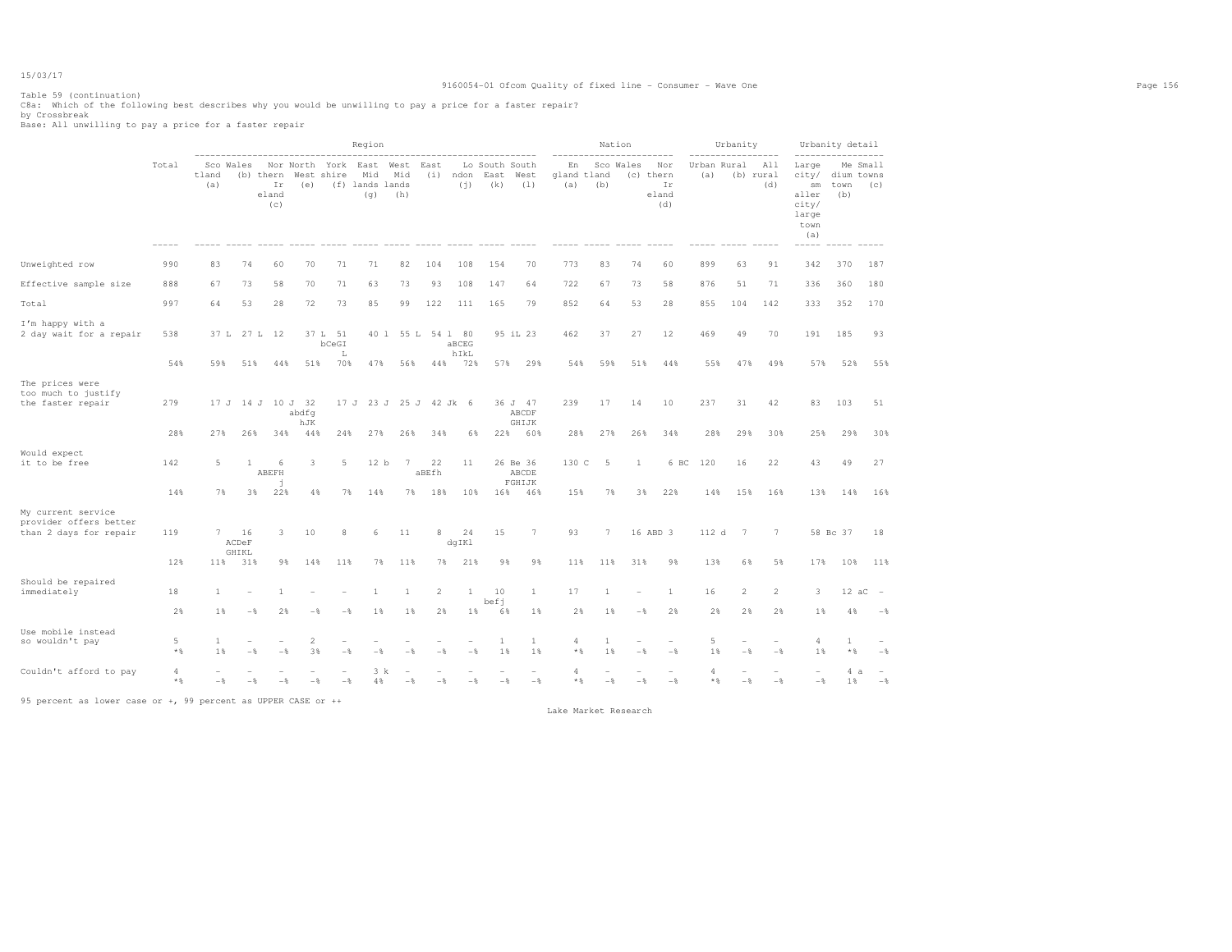Table 59 (continuation)
C8a: Which of the following best describes why you would be unwilling to pay a price for a faster repair?
by Crossbreak
Base: All unwilling to pay a price for a faster repair

| | Total | Region | | | | | | | | | | | Nation | | | | Urbanity | | | Urbanity detail | | |
|---|---|---|---|---|---|---|---|---|---|---|---|---|---|---|---|---|---|---|---|---|---|---|
| | | Scotland (a) | Wales (b) | Northern Ireland (c) | North West (e) | Yorkshire (f) | East Midlands (g) | West Midlands (h) | East (i) | London (j) | South East (k) | South West (l) | England (a) | Scotland (b) | Wales (c) | Northern Ireland (d) | Urban (a) | Rural (b) | All rural (d) | Large city/smaller city/large town (a) | Medium town (b) | Small towns (c) |
| Unweighted row | 990 | 83 | 74 | 60 | 70 | 71 | 71 | 82 | 104 | 108 | 154 | 70 | 773 | 83 | 74 | 60 | 899 | 63 | 91 | 342 | 370 | 187 |
| Effective sample size | 888 | 67 | 73 | 58 | 70 | 71 | 63 | 73 | 93 | 108 | 147 | 64 | 722 | 67 | 73 | 58 | 876 | 51 | 71 | 336 | 360 | 180 |
| Total | 997 | 64 | 53 | 28 | 72 | 73 | 85 | 99 | 122 | 111 | 165 | 79 | 852 | 64 | 53 | 28 | 855 | 104 | 142 | 333 | 352 | 170 |
| I'm happy with a 2 day wait for a repair | 538 | 37 L | 27 L | 12 | 37 L | 51 bCeGI L | 40 l | 55 L | 54 l | 80 aBCEG hIkL | 95 iL | 23 | 462 | 37 | 27 | 12 | 469 | 49 | 70 | 191 | 185 | 93 |
| | 54% | 59% | 51% | 44% | 51% | 70% | 47% | 56% | 44% | 72% | 57% | 29% | 54% | 59% | 51% | 44% | 55% | 47% | 49% | 57% | 52% | 55% |
| The prices were too much to justify the faster repair | 279 | 17 J | 14 J | 10 J | 32 abdfg hJK | 17 J | 23 J | 25 J | 42 Jk | 6 | 36 J | 47 ABCDF GHIJK | 239 | 17 | 14 | 10 | 237 | 31 | 42 | 83 | 103 | 51 |
| | 28% | 27% | 26% | 34% | 44% | 24% | 27% | 26% | 34% | 6% | 22% | 60% | 28% | 27% | 26% | 34% | 28% | 29% | 30% | 25% | 29% | 30% |
| Would expect it to be free | 142 | 5 | 1 | 6 ABEFH j | 3 | 5 | 12 b | 7 | 22 aBEfh | 11 | 26 Be | 36 ABCDE FGHIJK | 130 C | 5 | 1 | 6 BC | 120 | 16 | 22 | 43 | 49 | 27 |
| | 14% | 7% | 3% | 22% | 4% | 7% | 14% | 7% | 18% | 10% | 16% | 46% | 15% | 7% | 3% | 22% | 14% | 15% | 16% | 13% | 14% | 16% |
| My current service provider offers better than 2 days for repair | 119 | 7 | 16 ACDeF GHIKL | 3 | 10 | 8 | 6 | 11 | 8 | 24 dgIKl | 15 | 7 | 93 | 7 | 16 ABD | 3 | 112 d | 7 | 7 | 58 Bc | 37 | 18 |
| | 12% | 11% | 31% | 9% | 14% | 11% | 7% | 11% | 7% | 21% | 9% | 9% | 11% | 11% | 31% | 9% | 13% | 6% | 5% | 17% | 10% | 11% |
| Should be repaired immediately | 18 | 1 | - | 1 | - | - | 1 | 1 | 2 | 1 | 10 befj | 1 | 17 | 1 | - | 1 | 16 | 2 | 2 | 3 | 12 aC | - |
| | 2% | 1% | -% | 2% | -% | -% | 1% | 1% | 2% | 1% | 6% | 1% | 2% | 1% | -% | 2% | 2% | 2% | 2% | 1% | 4% | -% |
| Use mobile instead so wouldn't pay | 5 | 1 | - | - | 2 | - | - | - | - | - | 1 | 1 | 4 | 1 | - | - | 5 | - | - | 4 | 1 | - |
| | *% | 1% | -% | -% | 3% | -% | -% | -% | -% | -% | 1% | 1% | *% | 1% | -% | -% | 1% | -% | -% | 1% | *% | -% |
| Couldn't afford to pay | 4 | - | - | - | - | - | 3 k | - | - | - | - | - | 4 | - | - | - | 4 | - | - | - | 4 a | - |
| | *% | -% | -% | -% | -% | -% | 4% | -% | -% | -% | -% | -% | *% | -% | -% | -% | *% | -% | -% | -% | 1% | -% |

95 percent as lower case or +, 99 percent as UPPER CASE or ++

Lake Market Research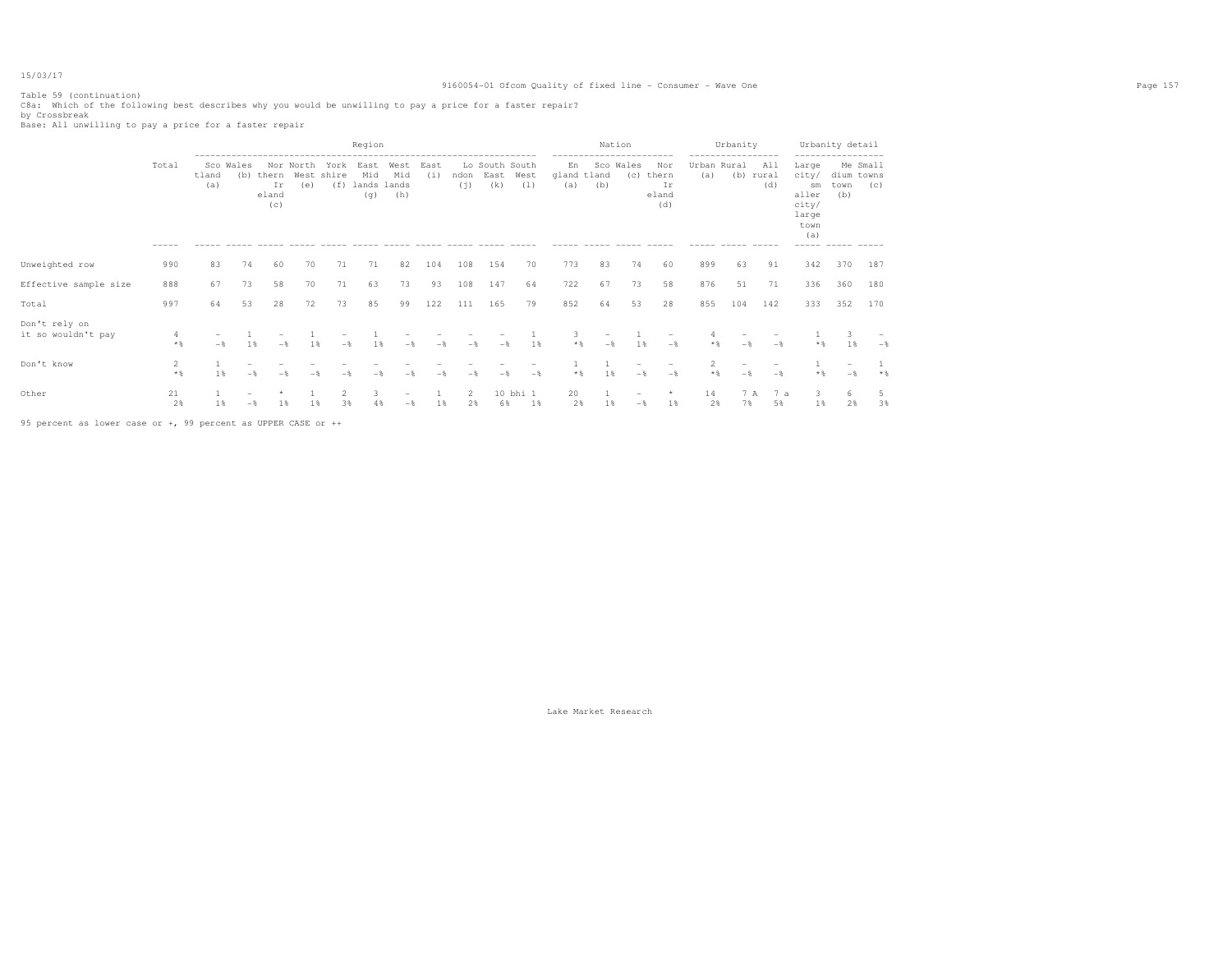15/03/17

Table 59 (continuation)
C8a: Which of the following best describes why you would be unwilling to pay a price for a faster repair?
by Crossbreak
Base: All unwilling to pay a price for a faster repair

| | Total | Region | | | | | | | | | | | Nation | | | | Urbanity | | | Urbanity detail | | |
|---|---|---|---|---|---|---|---|---|---|---|---|---|---|---|---|---|---|---|---|---|---|---|
| | | Scotland (a) | Wales (b) | Northern Ireland (c) | North West (e) | Yorkshire (f) | East Midlands (g) | West Midlands (h) | East (i) | London (j) | South East (k) | South West (l) | England (a) | Scotland (b) | Wales (c) | Northern Ireland (d) | Urban (a) | Rural (b) | All rural (d) | Large city/ smaller city/ large town (a) | Medium town (b) | Small towns (c) |
| Unweighted row | 990 | 83 | 74 | 60 | 70 | 71 | 71 | 82 | 104 | 108 | 154 | 70 | 773 | 83 | 74 | 60 | 899 | 63 | 91 | 342 | 370 | 187 |
| Effective sample size | 888 | 67 | 73 | 58 | 70 | 71 | 63 | 73 | 93 | 108 | 147 | 64 | 722 | 67 | 73 | 58 | 876 | 51 | 71 | 336 | 360 | 180 |
| Total | 997 | 64 | 53 | 28 | 72 | 73 | 85 | 99 | 122 | 111 | 165 | 79 | 852 | 64 | 53 | 28 | 855 | 104 | 142 | 333 | 352 | 170 |
| Don't rely on it so wouldn't pay | 4 | - | 1 | - | 1 | - | 1 | - | - | - | - | 1 | 3 | - | 1 | - | 4 | - | - | 1 | 3 | - |
| | *% | -% | 1% | -% | 1% | -% | 1% | -% | -% | -% | -% | 1% | *% | -% | 1% | -% | *% | -% | -% | *% | 1% | -% |
| Don't know | 2 | 1 | - | - | - | - | - | - | - | - | - | - | 1 | 1 | - | - | 2 | - | - | 1 | - | 1 |
| | *% | 1% | -% | -% | -% | -% | -% | -% | -% | -% | -% | -% | *% | 1% | -% | -% | *% | -% | -% | *% | -% | *% |
| Other | 21 | 1 | - | * | 1 | 2 | 3 | - | 1 | 2 | 10 bhi | 1 | 20 | 1 | - | * | 14 | 7 A | 7 a | 3 | 6 | 5 |
| | 2% | 1% | -% | 1% | 1% | 3% | 4% | -% | 1% | 2% | 6% | 1% | 2% | 1% | -% | 1% | 2% | 7% | 5% | 1% | 2% | 3% |

95 percent as lower case or +, 99 percent as UPPER CASE or ++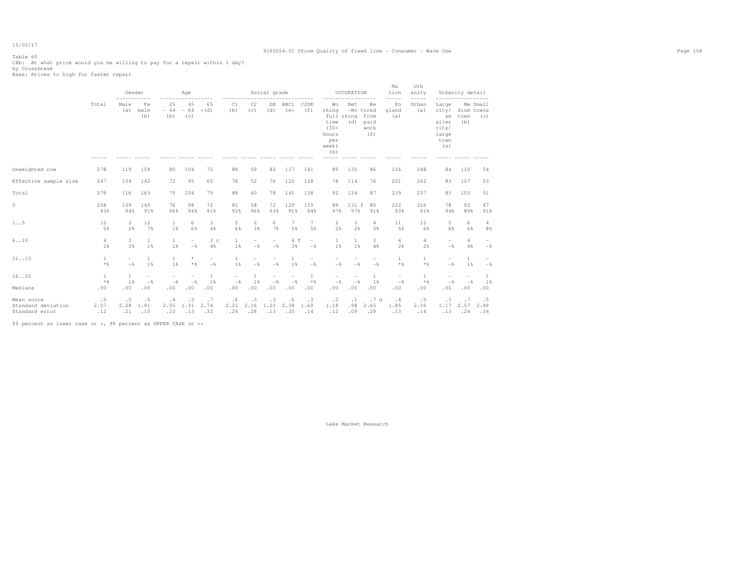Table 60
C8b: At what price would you be willing to pay for a repair within 1 day?
by Crossbreak
Base: Prices to high for faster repair

| | Total | Gender | | Age | | | Social grade | | | | | OCCUPATION | | | Nation | Urbanity | Urbanity detail | | |
|---|---|---|---|---|---|---|---|---|---|---|---|---|---|---|---|---|---|---|---|
| | | Male (a) | Female (b) | 25 - 44 (b) | 45 - 64 (c) | 65 + (d) | C1 (b) | C2 (c) | DE (d) | ABC1 (e) | C2DE (f) | Working full time (30+ hours per week) (b) | Net -Working (d) | Retired from paid work (f) | England (a) | Urban (a) | Large city/ smaller city/ large town (a) | Medium town (b) | Small towns (c) |
| Unweighted row | 278 | 119 | 159 | 80 | 104 | 75 | 88 | 59 | 82 | 137 | 141 | 89 | 130 | 86 | 216 | 248 | 84 | 110 | 54 |
| Effective sample size | 247 | 104 | 142 | 72 | 95 | 65 | 78 | 52 | 76 | 120 | 128 | 78 | 114 | 76 | 201 | 242 | 83 | 107 | 53 |
| Total | 279 | 116 | 163 | 79 | 104 | 79 | 88 | 60 | 78 | 141 | 138 | 92 | 134 | 87 | 239 | 237 | 83 | 103 | 51 |
| 0 | 258 | 109 | 149 | 76 | 98 | 72 | 81 | 58 | 72 | 129 | 130 | 89 | 131 f | 80 | 222 | 216 | 78 | 92 | 47 |
| | 93% | 94% | 91% | 96% | 94% | 91% | 92% | 96% | 93% | 91% | 94% | 97% | 97% | 91% | 93% | 91% | 94% | 89% | 91% |
| 1..5 | 15 | 3 | 12 | 1 | 6 | 3 | 5 | 2 | 6 | 7 | 7 | 2 | 3 | 4 | 11 | 15 | 5 | 6 | 4 |
| | 5% | 2% | 7% | 1% | 6% | 4% | 6% | 3% | 7% | 5% | 5% | 2% | 2% | 5% | 5% | 6% | 6% | 6% | 8% |
| 6..10 | 4 | 3 | 1 | 1 | - | 3 c | 1 | - | - | 4 f | - | 1 | 1 | 3 | 4 | 4 | - | 4 | - |
| | 1% | 3% | 1% | 1% | -% | 4% | 1% | -% | -% | 3% | -% | 1% | 1% | 4% | 2% | 2% | -% | 4% | -% |
| 11..15 | 1 | - | 1 | 1 | * | - | 1 | - | - | 1 | - | - | - | - | 1 | 1 | - | 1 | - |
| | *% | -% | 1% | 1% | *% | -% | 1% | -% | -% | 1% | -% | -% | -% | -% | *% | *% | -% | 1% | -% |
| 16..20 | 1 | 1 | - | - | - | 1 | - | 1 | - | - | 1 | - | - | 1 | - | 1 | - | - | 1 |
| | *% | 1% | -% | -% | -% | 1% | -% | 1% | -% | -% | *% | -% | -% | 1% | -% | *% | -% | -% | 1% |
| Medians | .00 | .00 | .00 | .00 | .00 | .00 | .00 | .00 | .00 | .00 | .00 | .00 | .00 | .00 | .00 | .00 | .00 | .00 | .00 |
| Mean score | .5 | .5 | .5 | .4 | .3 | .7 | .6 | .3 | .3 | .6 | .3 | .2 | .1 | .7 d | .4 | .5 | .3 | .7 | .5 |
| Standard deviation | 2.07 | 2.28 | 1.91 | 2.05 | 1.31 | 2.74 | 2.21 | 2.16 | 1.21 | 2.38 | 1.69 | 1.18 | .98 | 2.65 | 1.85 | 2.16 | 1.17 | 2.57 | 2.49 |
| Standard error | .12 | .21 | .15 | .23 | .13 | .32 | .24 | .28 | .13 | .20 | .14 | .12 | .09 | .29 | .13 | .14 | .13 | .24 | .34 |

95 percent as lower case or +, 99 percent as UPPER CASE or ++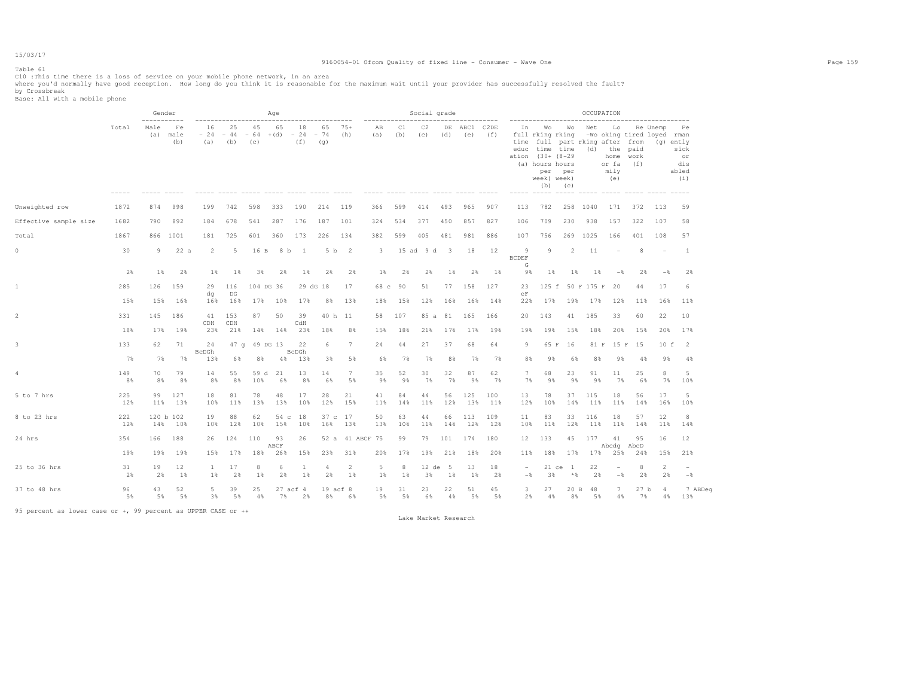15/03/17

Table 61

C10 :This time there is a loss of service on your mobile phone network, in an area where you'd normally have good reception. How long do you think it is reasonable for the maximum wait until your provider has successfully resolved the fault?

by Crossbreak

Base: All with a mobile phone

| | Total | Gender: Male (a) | Gender: Female (b) | Age: 16-24 (a) | Age: 25-44 (b) | Age: 45-64 (c) | Age: 65+ (d) | Age: 18-24 (f) | Age: 65-74 (g) | Age: 75+ (h) | Social grade: AB (a) | Social grade: C1 (b) | Social grade: C2 (c) | Social grade: DE (d) | Social grade: ABC1 (e) | Social grade: C2DE (f) | Occupation: In full time education (a) | Occupation: Working full time (30+ hours per week) (b) | Occupation: Working part time (8-29 per week) (c) | Occupation: Net working (d) | Occupation: Looking after the home or family (e) | Occupation: Retired from paid work (f) | Occupation: Unemployed (g) | Occupation: Permanently sick or disabled (i) |
|---|---|---|---|---|---|---|---|---|---|---|---|---|---|---|---|---|---|---|---|---|---|---|---|---|
| Unweighted row | 1872 | 874 | 998 | 199 | 742 | 598 | 333 | 190 | 214 | 119 | 366 | 599 | 414 | 493 | 965 | 907 | 113 | 782 | 258 | 1040 | 171 | 372 | 113 | 59 |
| Effective sample size | 1682 | 790 | 892 | 184 | 678 | 541 | 287 | 176 | 187 | 101 | 324 | 534 | 377 | 450 | 857 | 827 | 106 | 709 | 230 | 938 | 157 | 322 | 107 | 58 |
| Total | 1867 | 866 | 1001 | 181 | 725 | 601 | 360 | 173 | 226 | 134 | 382 | 599 | 405 | 481 | 981 | 886 | 107 | 756 | 269 | 1025 | 166 | 401 | 108 | 57 |
| 0 | 30 | 9 | 22 a | 2 | 5 | 16 B | 8 b | 1 | 5 b | 2 | 3 | 15 ad | 9 d | 3 | 18 | 12 | 9 BCDEFG | 9 | 2 | 11 | - | 8 | - | 1 |
| | 2% | 1% | 2% | 1% | 1% | 3% | 2% | 1% | 2% | 2% | 1% | 2% | 2% | 1% | 2% | 1% | 9% | 1% | 1% | 1% | -% | 2% | -% | 2% |
| 1 | 285 | 126 | 159 | 29 dg | 116 DG | 104 DG | 36 | 29 dG | 18 | 17 | 68 c | 90 | 51 | 77 | 158 | 127 | 23 eF | 125 f | 50 F | 175 F | 20 | 44 | 17 | 6 |
| | 15% | 15% | 16% | 16% | 16% | 17% | 10% | 17% | 8% | 13% | 18% | 15% | 12% | 16% | 16% | 14% | 22% | 17% | 19% | 17% | 12% | 11% | 16% | 11% |
| 2 | 331 | 145 | 186 | 41 CDH | 153 CDH | 87 | 50 | 39 CdH | 40 h | 11 | 58 | 107 | 85 a | 81 | 165 | 166 | 20 | 143 | 41 | 185 | 33 | 60 | 22 | 10 |
| | 18% | 17% | 19% | 23% | 21% | 14% | 14% | 23% | 18% | 8% | 15% | 18% | 21% | 17% | 17% | 19% | 19% | 19% | 15% | 18% | 20% | 15% | 20% | 17% |
| 3 | 133 | 62 | 71 | 24 BcDGh | 47 g | 49 DG | 13 | 22 BcDGh | 6 | 7 | 24 | 44 | 27 | 37 | 68 | 64 | 9 | 65 F | 16 | 81 F | 15 F | 15 | 10 f | 2 |
| | 7% | 7% | 7% | 13% | 6% | 8% | 4% | 13% | 3% | 5% | 6% | 7% | 7% | 8% | 7% | 7% | 8% | 9% | 6% | 8% | 9% | 4% | 9% | 4% |
| 4 | 149 | 70 | 79 | 14 | 55 | 59 d | 21 | 13 | 14 | 7 | 35 | 52 | 30 | 32 | 87 | 62 | 7 | 68 | 23 | 91 | 11 | 25 | 8 | 5 |
| | 8% | 8% | 8% | 8% | 8% | 10% | 6% | 8% | 6% | 5% | 9% | 9% | 7% | 7% | 9% | 7% | 7% | 9% | 9% | 9% | 7% | 6% | 7% | 10% |
| 5 to 7 hrs | 225 | 99 | 127 | 18 | 81 | 78 | 48 | 17 | 28 | 21 | 41 | 84 | 44 | 56 | 125 | 100 | 13 | 78 | 37 | 115 | 18 | 56 | 17 | 5 |
| | 12% | 11% | 13% | 10% | 11% | 13% | 13% | 10% | 12% | 15% | 11% | 14% | 11% | 12% | 13% | 11% | 12% | 10% | 14% | 11% | 11% | 14% | 16% | 10% |
| 8 to 23 hrs | 222 | 120 b | 102 | 19 | 88 | 62 | 54 c | 18 | 37 c | 17 | 50 | 63 | 44 | 66 | 113 | 109 | 11 | 83 | 33 | 116 | 18 | 57 | 12 | 8 |
| | 12% | 14% | 10% | 10% | 12% | 10% | 15% | 10% | 16% | 13% | 13% | 10% | 11% | 14% | 12% | 12% | 10% | 11% | 12% | 11% | 11% | 14% | 11% | 14% |
| 24 hrs | 354 | 166 | 188 | 26 | 124 | 110 | 93 ABCF | 26 | 52 a | 41 ABCF | 75 | 99 | 79 | 101 | 174 | 180 | 12 | 133 | 45 | 177 | 41 Abcdg | 95 AbcD | 16 | 12 |
| | 19% | 19% | 19% | 15% | 17% | 18% | 26% | 15% | 23% | 31% | 20% | 17% | 19% | 21% | 18% | 20% | 11% | 18% | 17% | 17% | 25% | 24% | 15% | 21% |
| 25 to 36 hrs | 31 | 19 | 12 | 1 | 17 | 8 | 6 | 1 | 4 | 2 | 5 | 8 | 12 de | 5 | 13 | 18 | - | 21 ce | 1 | 22 | - | 8 | 2 | - |
| | 2% | 2% | 1% | 1% | 2% | 1% | 2% | 1% | 2% | 1% | 1% | 1% | 3% | 1% | 1% | 2% | -% | 3% | *% | 2% | -% | 2% | 2% | -% |
| 37 to 48 hrs | 96 | 43 | 52 | 5 | 39 | 25 | 27 acf | 4 | 19 acf | 8 | 19 | 31 | 23 | 22 | 51 | 45 | 3 | 27 | 20 B | 48 | 7 | 27 b | 4 | 7 ABDeg |
| | 5% | 5% | 5% | 3% | 5% | 4% | 7% | 2% | 8% | 6% | 5% | 5% | 6% | 4% | 5% | 5% | 2% | 4% | 8% | 5% | 4% | 7% | 4% | 13% |

95 percent as lower case or +, 99 percent as UPPER CASE or ++

Lake Market Research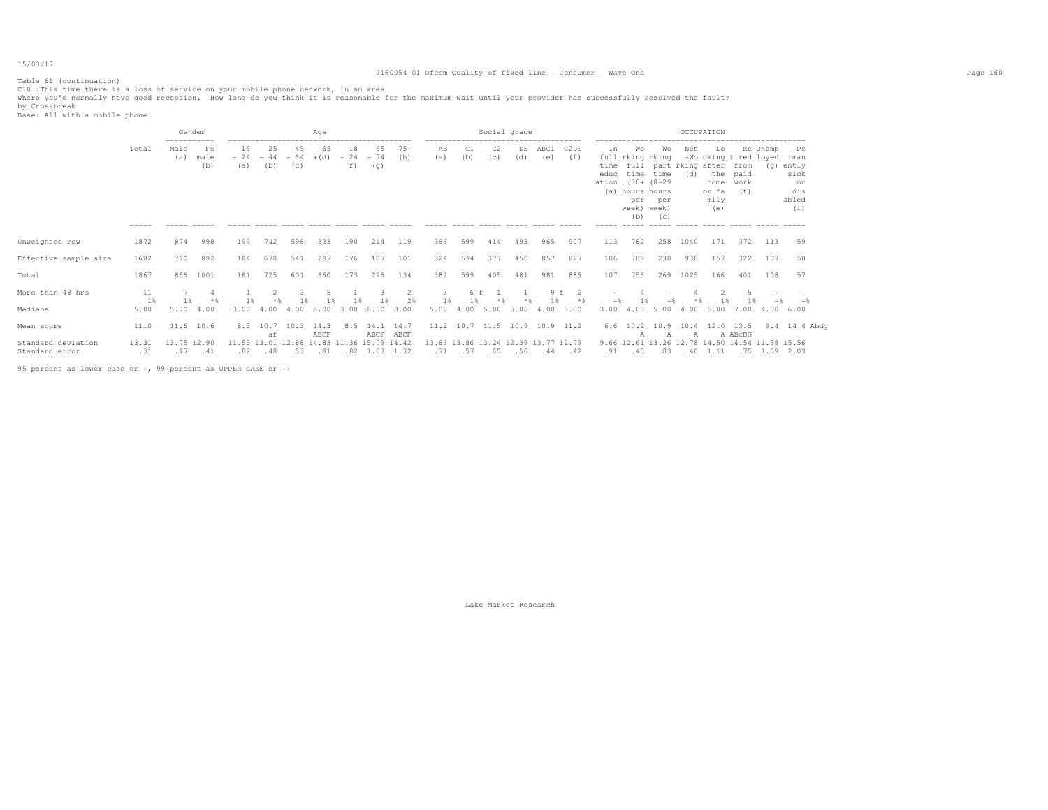Table 61 (continuation)

C10 :This time there is a loss of service on your mobile phone network, in an area where you'd normally have good reception. How long do you think it is reasonable for the maximum wait until your provider has successfully resolved the fault?

by Crossbreak

Base: All with a mobile phone

| | Total | Gender | | Age | | | | | | | Social grade | | | | | | OCCUPATION | | | | | | | |
|---|---|---|---|---|---|---|---|---|---|---|---|---|---|---|---|---|---|---|---|---|---|---|---|---|
| | | Male (a) | Female (b) | 16 - 24 (a) | 25 - 44 (b) | 45 - 64 (c) | 65 +(d) | 18 - 24 (f) | 65 - 74 (g) | 75+ (h) | AB (a) | C1 (b) | C2 (c) | DE (d) | ABC1 (e) | C2DE (f) | In full time education (a) | Working full time (30+ hours per week) (b) | Working part time (8-29 per week) (c) | Net -Working (d) | Looking after the home or family (e) | Retired from paid work (f) | Unemployed (g) | Permanently sick or disabled (i) |
| Unweighted row | 1872 | 874 | 998 | 199 | 742 | 598 | 333 | 190 | 214 | 119 | 366 | 599 | 414 | 493 | 965 | 907 | 113 | 782 | 258 | 1040 | 171 | 372 | 113 | 59 |
| Effective sample size | 1682 | 790 | 892 | 184 | 678 | 541 | 287 | 176 | 187 | 101 | 324 | 534 | 377 | 450 | 857 | 827 | 106 | 709 | 230 | 938 | 157 | 322 | 107 | 58 |
| Total | 1867 | 866 | 1001 | 181 | 725 | 601 | 360 | 173 | 226 | 134 | 382 | 599 | 405 | 481 | 981 | 886 | 107 | 756 | 269 | 1025 | 166 | 401 | 108 | 57 |
| More than 48 hrs | 11 | 7 | 4 | 1 | 2 | 3 | 5 | 1 | 3 | 2 | 3 | 6 f | 1 | 1 | 9 f | 2 | - | 4 | - | 4 | 2 | 5 | - | - |
| | 1% | 1% | *% | 1% | *% | 1% | 1% | 1% | 1% | 2% | 1% | 1% | *% | *% | 1% | *% | -% | 1% | -% | *% | 1% | 1% | -% | -% |
| Medians | 5.00 | 5.00 | 4.00 | 3.00 | 4.00 | 4.00 | 8.00 | 3.00 | 8.00 | 8.00 | 5.00 | 4.00 | 5.00 | 5.00 | 4.00 | 5.00 | 3.00 | 4.00 | 5.00 | 4.00 | 5.00 | 7.00 | 4.00 | 6.00 |
| Mean score | 11.0 | 11.6 | 10.6 | 8.5 | 10.7 af | 10.3 | 14.3 ABCF | 8.5 | 14.1 ABCF | 14.7 ABCF | 11.2 | 10.7 | 11.5 | 10.9 | 10.9 | 11.2 | 6.6 | 10.2 A | 10.9 A | 10.4 A | 12.0 A | 13.5 ABcDG | 9.4 | 14.4 Abdg |
| Standard deviation | 13.31 | 13.75 | 12.90 | 11.55 | 13.01 | 12.88 | 14.83 | 11.36 | 15.09 | 14.42 | 13.63 | 13.86 | 13.24 | 12.39 | 13.77 | 12.79 | 9.66 | 12.61 | 13.26 | 12.78 | 14.50 | 14.54 | 11.58 | 15.56 |
| Standard error | .31 | .47 | .41 | .82 | .48 | .53 | .81 | .82 | 1.03 | 1.32 | .71 | .57 | .65 | .56 | .44 | .42 | .91 | .45 | .83 | .40 | 1.11 | .75 | 1.09 | 2.03 |

95 percent as lower case or +, 99 percent as UPPER CASE or ++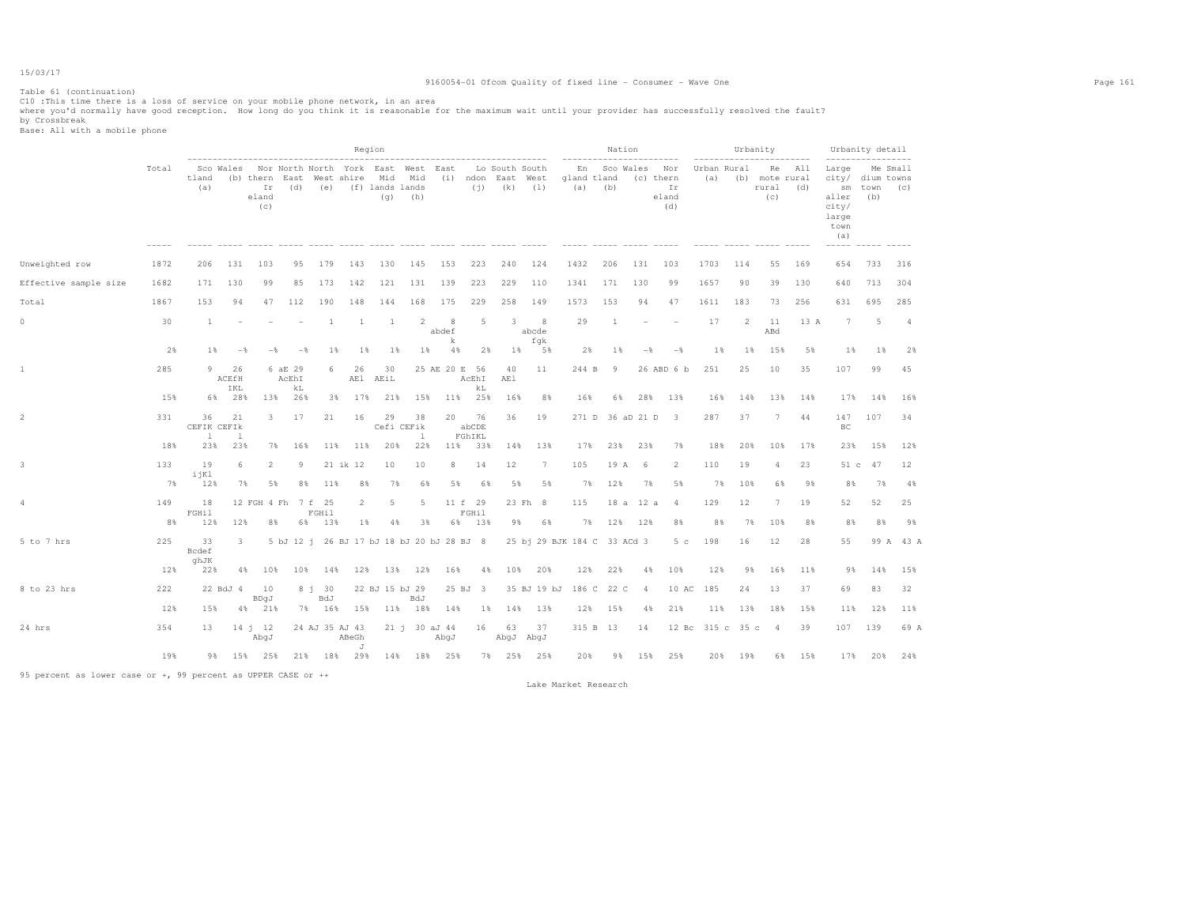Table 61 (continuation)
C10 :This time there is a loss of service on your mobile phone network, in an area
where you'd normally have good reception. How long do you think it is reasonable for the maximum wait until your provider has successfully resolved the fault?
by Crossbreak
Base: All with a mobile phone

| | | Region | | | | | | | | | | | | Nation | | | | Urbanity | | | | Urbanity detail | | |
|---|---|---|---|---|---|---|---|---|---|---|---|---|---|---|---|---|---|---|---|---|---|---|---|---|
| | Total | Scotland (a) | Wales (b) | Northern Ireland (c) | North East (d) | North West (e) | York shire (f) | East Mid lands (g) | West Mid lands (h) | East (i) | London (j) | South East (k) | South West (l) | England (a) | Scotland (b) | Wales (c) | Northern Ireland (d) | Urban (a) | Rural (b) | Remote rural (c) | All rural (d) | Large city/ smaller city/ large town (a) | Medium town (b) | Small towns (c) |
| Unweighted row | 1872 | 206 | 131 | 103 | 95 | 179 | 143 | 130 | 145 | 153 | 223 | 240 | 124 | 1432 | 206 | 131 | 103 | 1703 | 114 | 55 | 169 | 654 | 733 | 316 |
| Effective sample size | 1682 | 171 | 130 | 99 | 85 | 173 | 142 | 121 | 131 | 139 | 223 | 229 | 110 | 1341 | 171 | 130 | 99 | 1657 | 90 | 39 | 130 | 640 | 713 | 304 |
| Total | 1867 | 153 | 94 | 47 | 112 | 190 | 148 | 144 | 168 | 175 | 229 | 258 | 149 | 1573 | 153 | 94 | 47 | 1611 | 183 | 73 | 256 | 631 | 695 | 285 |
| 0 | 30 | 1 | - | - | - | 1 | 1 | 1 | 2 | 8 abdef k | 5 | 3 | 8 abcde fgk | 29 | 1 | - | - | 17 | 2 | 11 ABd | 13 A | 7 | 5 | 4 |
| | 2% | 1% | -% | -% | -% | 1% | 1% | 1% | 1% | 4% | 2% | 1% | 5% | 2% | 1% | -% | -% | 1% | 1% | 15% | 5% | 1% | 1% | 2% |
| 1 | 285 | 9 | 26 ACEfH IKL | 6 aE | 29 AcEhI kL | 6 | 26 AEl | 30 AEiL | 25 AE | 20 E | 56 AcEhI kL | 40 AEl | 11 | 244 B | 9 | 26 ABD | 6 b | 251 | 25 | 10 | 35 | 107 | 99 | 45 |
| | 15% | 6% | 28% | 13% | 26% | 3% | 17% | 21% | 15% | 11% | 25% | 16% | 8% | 16% | 6% | 28% | 13% | 16% | 14% | 13% | 14% | 17% | 14% | 16% |
| 2 | 331 | 36 CEFIK l | 21 CEFIk l | 3 | 17 | 21 | 16 | 29 Cefi | 38 CEFik l | 20 | 76 abCDE FGhIKL | 36 | 19 | 271 D | 36 aD | 21 D | 3 | 287 | 37 | 7 | 44 | 147 BC | 107 | 34 |
| | 18% | 23% | 23% | 7% | 16% | 11% | 11% | 20% | 22% | 11% | 33% | 14% | 13% | 17% | 23% | 23% | 7% | 18% | 20% | 10% | 17% | 23% | 15% | 12% |
| 3 | 133 | 19 ijKl | 6 | 2 | 9 | 21 ik | 12 | 10 | 10 | 8 | 14 | 12 | 7 | 105 | 19 A | 6 | 2 | 110 | 19 | 4 | 23 | 51 c | 47 | 12 |
| | 7% | 12% | 7% | 5% | 8% | 11% | 8% | 7% | 6% | 5% | 6% | 5% | 5% | 7% | 12% | 7% | 5% | 7% | 10% | 6% | 9% | 8% | 7% | 4% |
| 4 | 149 | 18 FGHil | 12 FGH | 4 Fh | 7 f | 25 FGHil | 2 | 5 | 5 | 11 f | 29 FGHil | 23 Fh | 8 | 115 | 18 a | 12 a | 4 | 129 | 12 | 7 | 19 | 52 | 52 | 25 |
| | 8% | 12% | 12% | 8% | 6% | 13% | 1% | 4% | 3% | 6% | 13% | 9% | 6% | 7% | 12% | 12% | 8% | 8% | 7% | 10% | 8% | 8% | 8% | 9% |
| 5 to 7 hrs | 225 | 33 Bcdef ghJK | 3 | 5 bJ | 12 j | 26 BJ | 17 bJ | 18 bJ | 20 bJ | 28 BJ | 8 | 25 bj | 29 BJK | 184 C | 33 ACd | 3 | 5 c | 198 | 16 | 12 | 28 | 55 | 99 A | 43 A |
| | 12% | 22% | 4% | 10% | 10% | 14% | 12% | 13% | 12% | 16% | 4% | 10% | 20% | 12% | 22% | 4% | 10% | 12% | 9% | 16% | 11% | 9% | 14% | 15% |
| 8 to 23 hrs | 222 | 22 BdJ | 4 | 10 BDgJ | 8 j | 30 BdJ | 22 BJ | 15 bJ | 29 BdJ | 25 BJ | 3 | 35 BJ | 19 bJ | 186 C | 22 C | 4 | 10 AC | 185 | 24 | 13 | 37 | 69 | 83 | 32 |
| | 12% | 15% | 4% | 21% | 7% | 16% | 15% | 11% | 18% | 14% | 1% | 14% | 13% | 12% | 15% | 4% | 21% | 11% | 13% | 18% | 15% | 11% | 12% | 11% |
| 24 hrs | 354 | 13 | 14 j | 12 AbgJ | 24 AJ | 35 AJ | 43 ABeGh J | 21 j | 30 aJ | 44 AbgJ | 16 | 63 AbgJ | 37 AbgJ | 315 B | 13 | 14 | 12 Bc | 315 c | 35 c | 4 | 39 | 107 | 139 | 69 A |
| | 19% | 9% | 15% | 25% | 21% | 18% | 29% | 14% | 18% | 25% | 7% | 25% | 25% | 20% | 9% | 15% | 25% | 20% | 19% | 6% | 15% | 17% | 20% | 24% |

95 percent as lower case or +, 99 percent as UPPER CASE or ++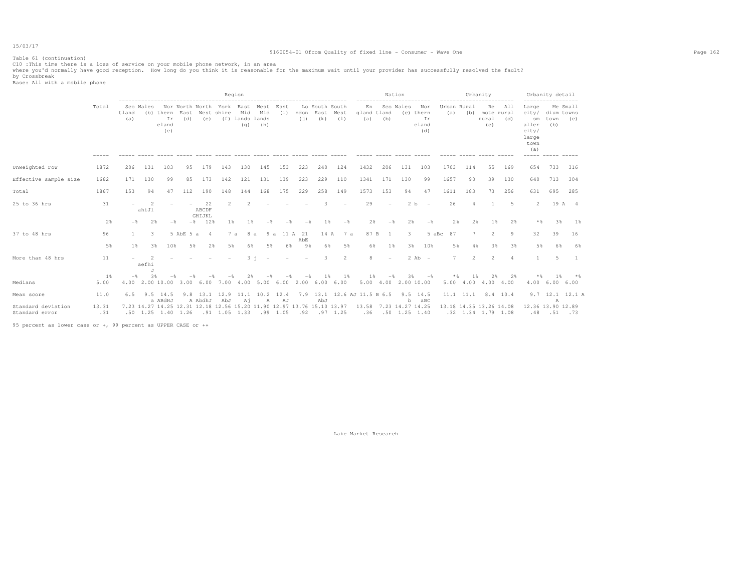Table 61 (continuation)
C10 :This time there is a loss of service on your mobile phone network, in an area
where you'd normally have good reception. How long do you think it is reasonable for the maximum wait until your provider has successfully resolved the fault?
by Crossbreak
Base: All with a mobile phone

| | Total | Region | | | | | | | | | | | | Nation | | | | Urbanity | | | | Urbanity detail | | |
|---|---|---|---|---|---|---|---|---|---|---|---|---|---|---|---|---|---|---|---|---|---|---|---|---|
| | | Scotland (a) | Wales (b) | Northern Ireland (c) | North East (d) | North West (e) | Yorkshire (f) | East Midlands (g) | West Midlands (h) | East (i) | London (j) | South East (k) | South West (l) | England (a) | Scotland (b) | Wales (c) | Northern Ireland (d) | Urban (a) | Rural (b) | Remote rural (c) | All rural (d) | Large city/ smaller city/ large town (a) | Medium town (b) | Small towns (c) |
| Unweighted row | 1872 | 206 | 131 | 103 | 95 | 179 | 143 | 130 | 145 | 153 | 223 | 240 | 124 | 1432 | 206 | 131 | 103 | 1703 | 114 | 55 | 169 | 654 | 733 | 316 |
| Effective sample size | 1682 | 171 | 130 | 99 | 85 | 173 | 142 | 121 | 131 | 139 | 223 | 229 | 110 | 1341 | 171 | 130 | 99 | 1657 | 90 | 39 | 130 | 640 | 713 | 304 |
| Total | 1867 | 153 | 94 | 47 | 112 | 190 | 148 | 144 | 168 | 175 | 229 | 258 | 149 | 1573 | 153 | 94 | 47 | 1611 | 183 | 73 | 256 | 631 | 695 | 285 |
| 25 to 36 hrs | 31 | - | 2 ahiJl | - | - | 22 ABCDF GHIJKL | 2 | 2 | - | - | - | 3 | - | 29 | - | 2 b | - | 26 | 4 | 1 | 5 | 2 | 19 A | 4 |
| | 2% | -% | 2% | -% | -% | 12% | 1% | 1% | -% | -% | -% | 1% | -% | 2% | -% | 2% | -% | 2% | 2% | 1% | 2% | *% | 3% | 1% |
| 37 to 48 hrs | 96 | 1 | 3 | 5 AbE | 5 a | 4 | 7 a | 8 a | 9 a | 11 A | 21 AbE | 14 A | 7 a | 87 B | 1 | 3 | 5 aBc | 87 | 7 | 2 | 9 | 32 | 39 | 16 |
| | 5% | 1% | 3% | 10% | 5% | 2% | 5% | 6% | 5% | 6% | 9% | 6% | 5% | 6% | 1% | 3% | 10% | 5% | 4% | 3% | 3% | 5% | 6% | 6% |
| More than 48 hrs | 11 | - | 2 aefhi J | - | - | - | - | 3 j | - | - | - | 3 | 2 | 8 | - | 2 Ab | - | 7 | 2 | 2 | 4 | 1 | 5 | 1 |
| | 1% | -% | 3% | -% | -% | -% | -% | 2% | -% | -% | -% | 1% | 1% | 1% | -% | 3% | -% | *% | 1% | 2% | 2% | *% | 1% | *% |
| Medians | 5.00 | 4.00 | 2.00 | 10.00 | 3.00 | 6.00 | 7.00 | 4.00 | 5.00 | 6.00 | 2.00 | 6.00 | 6.00 | 5.00 | 4.00 | 2.00 | 10.00 | 5.00 | 4.00 | 4.00 | 4.00 | 4.00 | 6.00 | 6.00 |
| Mean score | 11.0 | 6.5 | 9.5 a | 14.5 ABdHJ | 9.8 A | 13.1 AbdHJ | 12.9 AbJ | 11.1 Aj | 10.2 A | 12.4 AJ | 7.9 | 13.1 AbJ | 12.6 AJ | 11.5 B | 6.5 | 9.5 b | 14.5 aBC | 11.1 | 11.1 | 8.4 | 10.4 | 9.7 | 12.1 A | 12.1 A |
| Standard deviation | 13.31 | 7.23 | 14.27 | 14.25 | 12.31 | 12.18 | 12.56 | 15.20 | 11.90 | 12.97 | 13.76 | 15.10 | 13.97 | 13.58 | 7.23 | 14.27 | 14.25 | 13.18 | 14.35 | 13.26 | 14.08 | 12.36 | 13.90 | 12.89 |
| Standard error | .31 | .50 | 1.25 | 1.40 | 1.26 | .91 | 1.05 | 1.33 | .99 | 1.05 | .92 | .97 | 1.25 | .36 | .50 | 1.25 | 1.40 | .32 | 1.34 | 1.79 | 1.08 | .48 | .51 | .73 |

95 percent as lower case or +, 99 percent as UPPER CASE or ++

Lake Market Research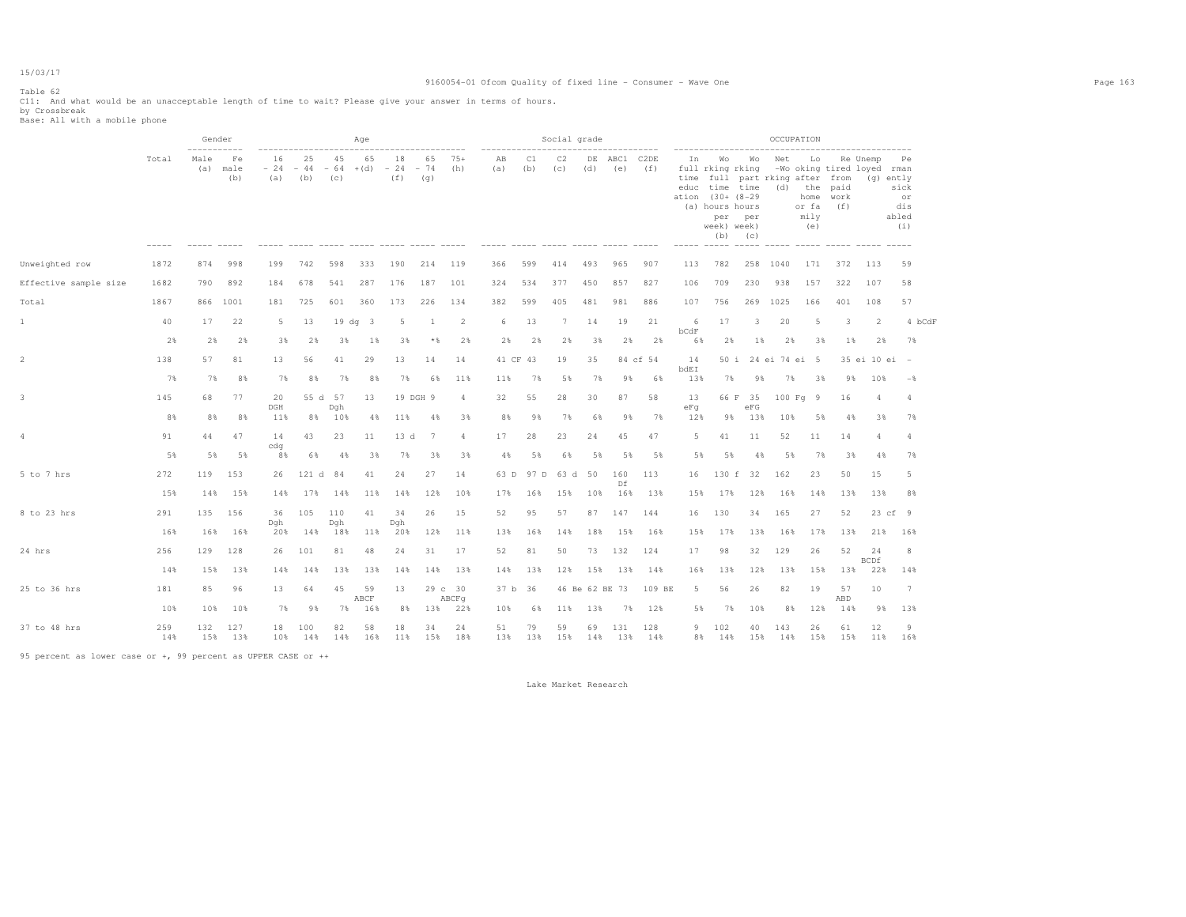15/03/17

Table 62
C11: And what would be an unacceptable length of time to wait? Please give your answer in terms of hours.
by Crossbreak
Base: All with a mobile phone

| | Total | Gender: Male (a) | Gender: Female (b) | Age: 16-24 (a) | Age: 25-44 (b) | Age: 45-64 (c) | Age: 65+ (d) | Age: 18-24 (f) | Age: 65-74 (g) | Age: 75+ (h) | Social grade: AB (a) | Social grade: C1 (b) | Social grade: C2 (c) | Social grade: DE (d) | Social grade: ABC1 (e) | Social grade: C2DE (f) | OCCUPATION: In full time education (a) | OCCUPATION: Working full time (30+ hours per week) (b) | OCCUPATION: Working part time (8-29 hours per week) (c) | OCCUPATION: Net -Working (d) | OCCUPATION: Looking after home or family (e) | OCCUPATION: Retired from paid work (f) | OCCUPATION: Unemployed (g) | OCCUPATION: Permanently sick or disabled (i) |
|---|---|---|---|---|---|---|---|---|---|---|---|---|---|---|---|---|---|---|---|---|---|---|---|---|
| Unweighted row | 1872 | 874 | 998 | 199 | 742 | 598 | 333 | 190 | 214 | 119 | 366 | 599 | 414 | 493 | 965 | 907 | 113 | 782 | 258 | 1040 | 171 | 372 | 113 | 59 |
| Effective sample size | 1682 | 790 | 892 | 184 | 678 | 541 | 287 | 176 | 187 | 101 | 324 | 534 | 377 | 450 | 857 | 827 | 106 | 709 | 230 | 938 | 157 | 322 | 107 | 58 |
| Total | 1867 | 866 | 1001 | 181 | 725 | 601 | 360 | 173 | 226 | 134 | 382 | 599 | 405 | 481 | 981 | 886 | 107 | 756 | 269 | 1025 | 166 | 401 | 108 | 57 |
| 1 | 40 | 17 | 22 | 5 | 13 | 19 dg | 3 | 5 | 1 | 2 | 6 | 13 | 7 | 14 | 19 | 21 | 6 bCdF | 17 | 3 | 20 | 5 | 3 | 2 | 4 bCdF |
| | 2% | 2% | 2% | 3% | 2% | 3% | 1% | 3% | *% | 2% | 2% | 2% | 2% | 3% | 2% | 2% | 6% | 2% | 1% | 2% | 3% | 1% | 2% | 7% |
| 2 | 138 | 57 | 81 | 13 | 56 | 41 | 29 | 13 | 14 | 14 | 41 CF | 43 | 19 | 35 | 84 cf | 54 | 14 bdEI | 50 i | 24 ei | 74 ei | 5 | 35 ei | 10 ei | - |
| | 7% | 7% | 8% | 7% | 8% | 7% | 8% | 7% | 6% | 11% | 11% | 7% | 5% | 7% | 9% | 6% | 13% | 7% | 9% | 7% | 3% | 9% | 10% | -% |
| 3 | 145 | 68 | 77 | 20 DGH | 55 d | 57 Dgh | 13 | 19 DGH | 9 | 4 | 32 | 55 | 28 | 30 | 87 | 58 | 13 eFg | 66 F | 35 eFG | 100 Fg | 9 | 16 | 4 | 4 |
| | 8% | 8% | 8% | 11% | 8% | 10% | 4% | 11% | 4% | 3% | 8% | 9% | 7% | 6% | 9% | 7% | 12% | 9% | 13% | 10% | 5% | 4% | 3% | 7% |
| 4 | 91 | 44 | 47 | 14 cdg | 43 | 23 | 11 | 13 d | 7 | 4 | 17 | 28 | 23 | 24 | 45 | 47 | 5 | 41 | 11 | 52 | 11 | 14 | 4 | 4 |
| | 5% | 5% | 5% | 8% | 6% | 4% | 3% | 7% | 3% | 3% | 4% | 5% | 6% | 5% | 5% | 5% | 5% | 5% | 4% | 5% | 7% | 3% | 4% | 7% |
| 5 to 7 hrs | 272 | 119 | 153 | 26 | 121 d | 84 | 41 | 24 | 27 | 14 | 63 D | 97 D | 63 d | 50 | 160 Df | 113 | 16 | 130 f | 32 | 162 | 23 | 50 | 15 | 5 |
| | 15% | 14% | 15% | 14% | 17% | 14% | 11% | 14% | 12% | 10% | 17% | 16% | 15% | 10% | 16% | 13% | 15% | 17% | 12% | 16% | 14% | 13% | 13% | 8% |
| 8 to 23 hrs | 291 | 135 | 156 | 36 Dgh | 105 | 110 Dgh | 41 | 34 Dgh | 26 | 15 | 52 | 95 | 57 | 87 | 147 | 144 | 16 | 130 | 34 | 165 | 27 | 52 | 23 cf | 9 |
| | 16% | 16% | 16% | 20% | 14% | 18% | 11% | 20% | 12% | 11% | 13% | 16% | 14% | 18% | 15% | 16% | 15% | 17% | 13% | 16% | 17% | 13% | 21% | 16% |
| 24 hrs | 256 | 129 | 128 | 26 | 101 | 81 | 48 | 24 | 31 | 17 | 52 | 81 | 50 | 73 | 132 | 124 | 17 | 98 | 32 | 129 | 26 | 52 | 24 BCDf | 8 |
| | 14% | 15% | 13% | 14% | 14% | 13% | 13% | 14% | 14% | 13% | 14% | 13% | 12% | 15% | 13% | 14% | 16% | 13% | 12% | 13% | 15% | 13% | 22% | 14% |
| 25 to 36 hrs | 181 | 85 | 96 | 13 | 64 | 45 | 59 ABCF | 13 | 29 c | 30 ABCFg | 37 b | 36 | 46 Be | 62 BE | 73 | 109 BE | 5 | 56 | 26 | 82 | 19 | 57 ABD | 10 | 7 |
| | 10% | 10% | 10% | 7% | 9% | 7% | 16% | 8% | 13% | 22% | 10% | 6% | 11% | 13% | 7% | 12% | 5% | 7% | 10% | 8% | 12% | 14% | 9% | 13% |
| 37 to 48 hrs | 259 | 132 | 127 | 18 | 100 | 82 | 58 | 18 | 34 | 24 | 51 | 79 | 59 | 69 | 131 | 128 | 9 | 102 | 40 | 143 | 26 | 61 | 12 | 9 |
| | 14% | 15% | 13% | 10% | 14% | 14% | 16% | 11% | 15% | 18% | 13% | 13% | 15% | 14% | 13% | 14% | 8% | 14% | 15% | 14% | 15% | 15% | 11% | 16% |

95 percent as lower case or +, 99 percent as UPPER CASE or ++

Lake Market Research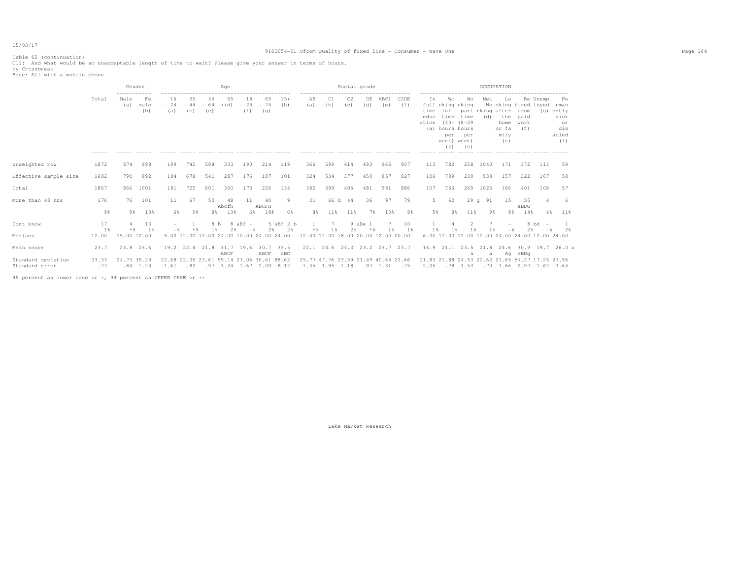Table 62 (continuation)
C11: And what would be an unacceptable length of time to wait? Please give your answer in terms of hours.
by Crossbreak
Base: All with a mobile phone

| | Total | Gender | | Age | | | | | | | Social grade | | | | | | OCCUPATION | | | | | | | |
|---|---|---|---|---|---|---|---|---|---|---|---|---|---|---|---|---|---|---|---|---|---|---|---|---|
| | | Male (a) | Female (b) | 16 - 24 (a) | 25 - 44 (b) | 45 - 64 (c) | 65 + (d) | 18 - 24 (f) | 65 - 74 (g) | 75+ (h) | AB (a) | C1 (b) | C2 (c) | DE (d) | ABC1 (e) | C2DE (f) | In full time education (a) | Working full time (30+ hours per week) (b) | Working part time (8-29 hours per week) (c) | Net -Working (d) | Looking after the home or family (e) | Retired from paid work (f) | Unemployed (g) | Permanently sick or disabled (i) |
| Unweighted row | 1872 | 874 | 998 | 199 | 742 | 598 | 333 | 190 | 214 | 119 | 366 | 599 | 414 | 493 | 965 | 907 | 113 | 782 | 258 | 1040 | 171 | 372 | 113 | 59 |
| Effective sample size | 1682 | 790 | 892 | 184 | 678 | 541 | 287 | 176 | 187 | 101 | 324 | 534 | 377 | 450 | 857 | 827 | 106 | 709 | 230 | 938 | 157 | 322 | 107 | 58 |
| Total | 1867 | 866 | 1001 | 181 | 725 | 601 | 360 | 173 | 226 | 134 | 382 | 599 | 405 | 481 | 981 | 886 | 107 | 756 | 269 | 1025 | 166 | 401 | 108 | 57 |
| More than 48 hrs | 176 | 76 | 101 | 11 | 67 | 50 | 48 | 11 | 40 | 9 | 31 | 66 d | 44 | 36 | 97 | 79 | 5 | 62 | 29 g | 91 | 15 | 55 | 4 | 6 |
| | | | | | | | Abcfh | | ABCFH | | | | | | | | | | | | | aBDG | | |
| | 9% | 9% | 10% | 6% | 9% | 8% | 13% | 6% | 18% | 6% | 8% | 11% | 11% | 7% | 10% | 9% | 5% | 8% | 11% | 9% | 9% | 14% | 4% | 11% |
| Dont know | 17 | 4 | 13 | - | 1 | 8 B | 8 aBf | - | 5 aBf | 2 b | 1 | 7 | 9 aDe | 1 | 7 | 10 | 1 | 4 | 2 | 7 | - | 8 bd | - | 1 |
| | 1% | *% | 1% | -% | *% | 1% | 2% | -% | 2% | 2% | *% | 1% | 2% | *% | 1% | 1% | 1% | 1% | 1% | 1% | -% | 2% | -% | 2% |
| Medians | 12.00 | 15.00 | 12.00 | 9.00 | 12.00 | 12.00 | 24.00 | 10.00 | 24.00 | 24.00 | 12.00 | 12.00 | 18.00 | 20.00 | 12.00 | 20.00 | 6.00 | 12.00 | 12.00 | 12.00 | 24.00 | 24.00 | 12.00 | 24.00 |
| Mean score | 23.7 | 23.8 | 23.6 | 19.2 | 22.4 | 21.8 | 31.7 | 19.6 | 30.7 | 33.5 | 22.1 | 24.6 | 24.3 | 23.2 | 23.7 | 23.7 | 16.9 | 21.1 | 23.5 | 21.8 | 24.6 | 30.9 | 19.7 | 26.0 a |
| | | | | | | | ABCF | | ABCF | aBC | | | | | | | | | a | a | Ag | aBDg | | |
| Standard deviation | 33.33 | 24.73 | 39.29 | 22.68 | 22.35 | 23.61 | 59.14 | 23.06 | 30.61 | 88.62 | 25.77 | 47.76 | 23.99 | 21.49 | 40.64 | 22.66 | 21.83 | 21.88 | 24.53 | 22.62 | 21.65 | 57.27 | 17.25 | 27.96 |
| Standard error | .77 | .84 | 1.24 | 1.61 | .82 | .97 | 3.24 | 1.67 | 2.09 | 8.12 | 1.35 | 1.95 | 1.18 | .97 | 1.31 | .75 | 2.05 | .78 | 1.53 | .70 | 1.66 | 2.97 | 1.62 | 3.64 |

95 percent as lower case or +, 99 percent as UPPER CASE or ++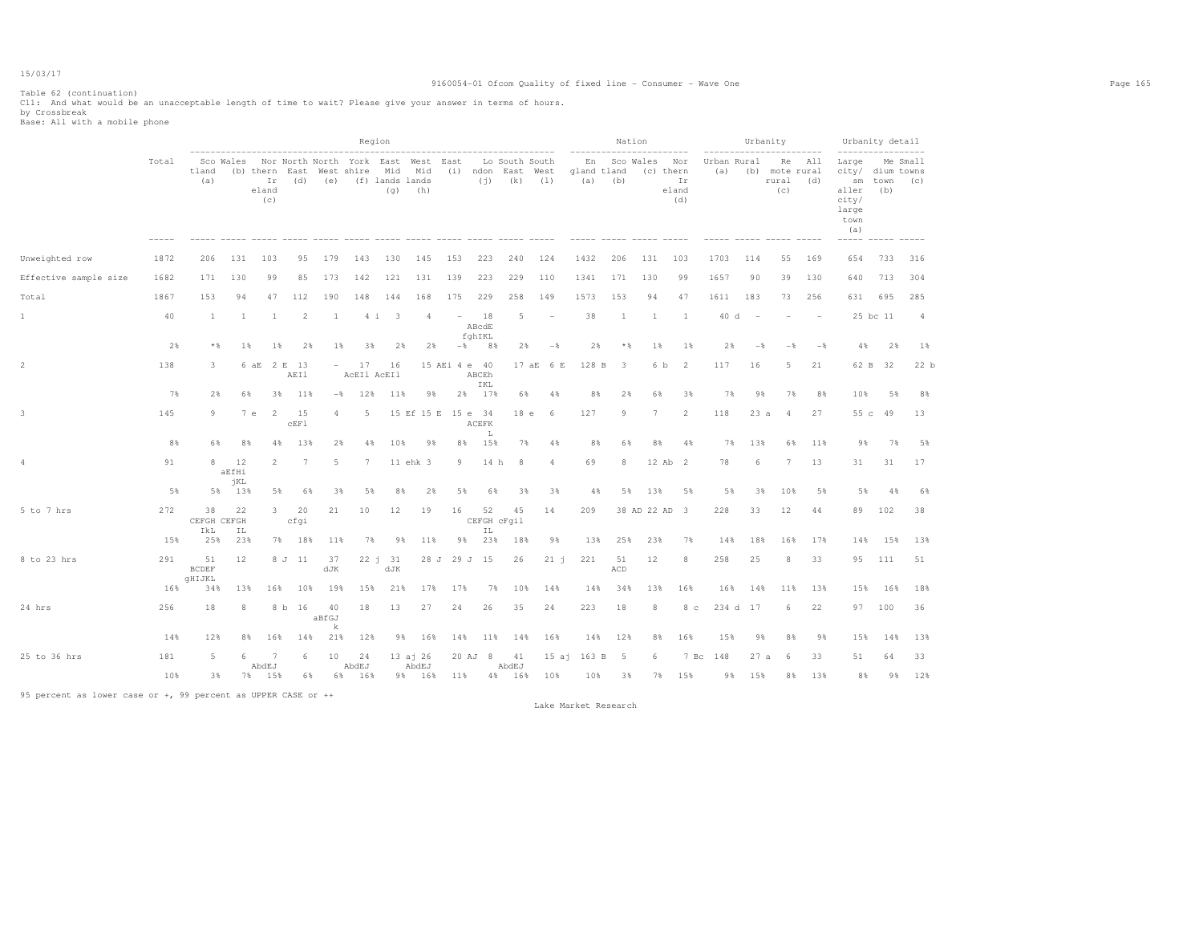Table 62 (continuation)
C11: And what would be an unacceptable length of time to wait? Please give your answer in terms of hours.
by Crossbreak
Base: All with a mobile phone

| | Total | Region | | | | | | | | | | | | Nation | | | | Urbanity | | | | Urbanity detail | | |
|---|---|---|---|---|---|---|---|---|---|---|---|---|---|---|---|---|---|---|---|---|---|---|---|---|
| | | Scotland (a) | Wales (b) | Northern Ireland (c) | North East (d) | North West (e) | Yorkshire (f) | East Midlands (g) | West Midlands (h) | East (i) | London (j) | South East (k) | South West (l) | England (a) | Scotland (b) | Wales (c) | Northern Ireland (d) | Urban (a) | Rural (b) | Remote rural (c) | All rural (d) | Large city/smaller city/large town (a) | Medium town (b) | Small towns (c) |
| Unweighted row | 1872 | 206 | 131 | 103 | 95 | 179 | 143 | 130 | 145 | 153 | 223 | 240 | 124 | 1432 | 206 | 131 | 103 | 1703 | 114 | 55 | 169 | 654 | 733 | 316 |
| Effective sample size | 1682 | 171 | 130 | 99 | 85 | 173 | 142 | 121 | 131 | 139 | 223 | 229 | 110 | 1341 | 171 | 130 | 99 | 1657 | 90 | 39 | 130 | 640 | 713 | 304 |
| Total | 1867 | 153 | 94 | 47 | 112 | 190 | 148 | 144 | 168 | 175 | 229 | 258 | 149 | 1573 | 153 | 94 | 47 | 1611 | 183 | 73 | 256 | 631 | 695 | 285 |
| 1 | 40 | 1 | 1 | 1 | 2 | 1 | 4 i | 3 | 4 | - | 18 ABcdE fghIKL | 5 | - | 38 | 1 | 1 | 1 | 40 d | - | - | - | 25 bc | 11 | 4 |
| | 2% | *% | 1% | 1% | 2% | 1% | 3% | 2% | 2% | -% | 8% | 2% | -% | 2% | *% | 1% | 1% | 2% | -% | -% | -% | 4% | 2% | 1% |
| 2 | 138 | 3 | 6 aE | 2 E | 13 AEIl | - | 17 AcEIl | 16 AcEIl | 15 AEi | 4 e | 40 ABCEh IKL | 17 aE | 6 E | 128 B | 3 | 6 b | 2 | 117 | 16 | 5 | 21 | 62 B | 32 | 22 b |
| | 7% | 2% | 6% | 3% | 11% | -% | 12% | 11% | 9% | 2% | 17% | 6% | 4% | 8% | 2% | 6% | 3% | 7% | 9% | 7% | 8% | 10% | 5% | 8% |
| 3 | 145 | 9 | 7 e | 2 | 15 cEFl | 4 | 5 | 15 Ef | 15 E | 15 e | 34 ACEFK L | 18 e | 6 | 127 | 9 | 7 | 2 | 118 | 23 a | 4 | 27 | 55 c | 49 | 13 |
| | 8% | 6% | 8% | 4% | 13% | 2% | 4% | 10% | 9% | 8% | 15% | 7% | 4% | 8% | 6% | 8% | 4% | 7% | 13% | 6% | 11% | 9% | 7% | 5% |
| 4 | 91 | 8 | 12 aEfHi jKL | 2 | 7 | 5 | 7 | 11 ehk | 3 | 9 | 14 h | 8 | 4 | 69 | 8 | 12 Ab | 2 | 78 | 6 | 7 | 13 | 31 | 31 | 17 |
| | 5% | 5% | 13% | 5% | 6% | 3% | 5% | 8% | 2% | 5% | 6% | 3% | 3% | 4% | 5% | 13% | 5% | 5% | 3% | 10% | 5% | 5% | 4% | 6% |
| 5 to 7 hrs | 272 | 38 CEFGH IkL | 22 CEFGH IL | 3 | 20 cfgi | 21 | 10 | 12 | 19 | 16 | 52 CEFGH IL | 45 cFgil | 14 | 209 | 38 AD | 22 AD | 3 | 228 | 33 | 12 | 44 | 89 | 102 | 38 |
| | 15% | 25% | 23% | 7% | 18% | 11% | 7% | 9% | 11% | 9% | 23% | 18% | 9% | 13% | 25% | 23% | 7% | 14% | 18% | 16% | 17% | 14% | 15% | 13% |
| 8 to 23 hrs | 291 | 51 BCDEF gHIJKL | 12 | 8 J | 11 | 37 dJK | 22 j | 31 dJK | 28 J | 29 J | 15 | 26 | 21 j | 221 | 51 ACD | 12 | 8 | 258 | 25 | 8 | 33 | 95 | 111 | 51 |
| | 16% | 34% | 13% | 16% | 10% | 19% | 15% | 21% | 17% | 17% | 7% | 10% | 14% | 14% | 34% | 13% | 16% | 16% | 14% | 11% | 13% | 15% | 16% | 18% |
| 24 hrs | 256 | 18 | 8 | 8 b | 16 | 40 aBfGJ k | 18 | 13 | 27 | 24 | 26 | 35 | 24 | 223 | 18 | 8 | 8 c | 234 d | 17 | 6 | 22 | 97 | 100 | 36 |
| | 14% | 12% | 8% | 16% | 14% | 21% | 12% | 9% | 16% | 14% | 11% | 14% | 16% | 14% | 12% | 8% | 16% | 15% | 9% | 8% | 9% | 15% | 14% | 13% |
| 25 to 36 hrs | 181 | 5 | 6 | 7 AbdEJ | 6 | 10 | 24 AbdEJ | 13 aj | 26 AbdEJ | 20 AJ | 8 | 41 AbdEJ | 15 aj | 163 B | 5 | 6 | 7 Bc | 148 | 27 a | 6 | 33 | 51 | 64 | 33 |
| | 10% | 3% | 7% | 15% | 6% | 6% | 16% | 9% | 16% | 11% | 4% | 16% | 10% | 10% | 3% | 7% | 15% | 9% | 15% | 8% | 13% | 8% | 9% | 12% |

95 percent as lower case or +, 99 percent as UPPER CASE or ++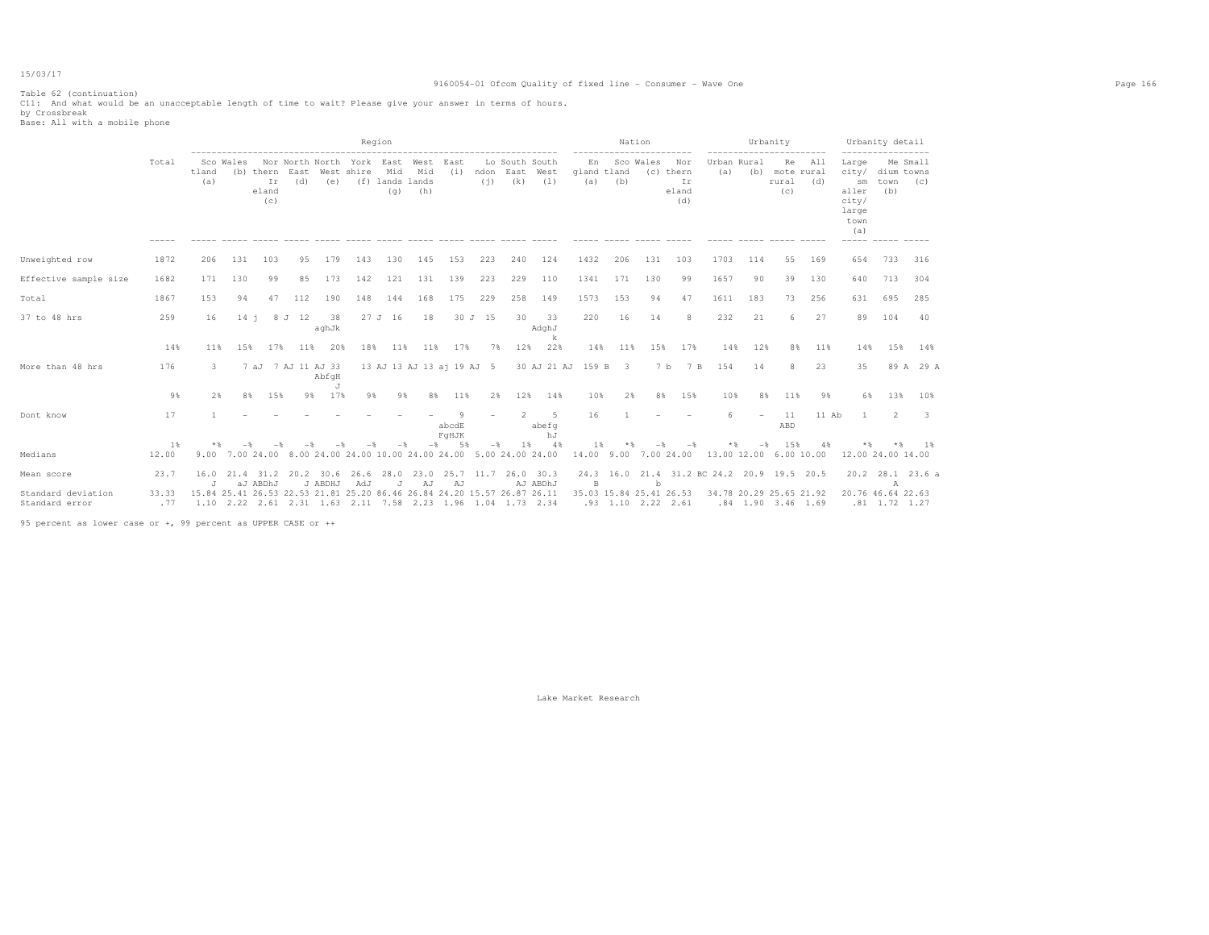Table 62 (continuation)
C11: And what would be an unacceptable length of time to wait? Please give your answer in terms of hours.
by Crossbreak
Base: All with a mobile phone

| | Total | Region | | | | | | | | | | | | Nation | | | | Urbanity | | | | Urbanity detail | | |
|---|---|---|---|---|---|---|---|---|---|---|---|---|---|---|---|---|---|---|---|---|---|---|---|---|
| | | Scotland (a) | Wales (b) | Northern Ireland (c) | North East (d) | North West (e) | York shire (f) | East Midlands (g) | West Midlands (h) | East (i) | London (j) | South East (k) | South West (l) | England (a) | Scotland (b) | Wales (c) | Northern Ireland (d) | Urban (a) | Rural (b) | Remote rural (c) | All rural (d) | Large city/smaller city/large town (a) | Medium town (b) | Small towns (c) |
| Unweighted row | 1872 | 206 | 131 | 103 | 95 | 179 | 143 | 130 | 145 | 153 | 223 | 240 | 124 | 1432 | 206 | 131 | 103 | 1703 | 114 | 55 | 169 | 654 | 733 | 316 |
| Effective sample size | 1682 | 171 | 130 | 99 | 85 | 173 | 142 | 121 | 131 | 139 | 223 | 229 | 110 | 1341 | 171 | 130 | 99 | 1657 | 90 | 39 | 130 | 640 | 713 | 304 |
| Total | 1867 | 153 | 94 | 47 | 112 | 190 | 148 | 144 | 168 | 175 | 229 | 258 | 149 | 1573 | 153 | 94 | 47 | 1611 | 183 | 73 | 256 | 631 | 695 | 285 |
| 37 to 48 hrs | 259 | 16 | 14 j | 8 J | 12 | 38 aghJk | 27 J | 16 | 18 | 30 J | 15 | 30 | 33 AdghJ k | 220 | 16 | 14 | 8 | 232 | 21 | 6 | 27 | 89 | 104 | 40 |
| | 14% | 11% | 15% | 17% | 11% | 20% | 18% | 11% | 11% | 17% | 7% | 12% | 22% | 14% | 11% | 15% | 17% | 14% | 12% | 8% | 11% | 14% | 15% | 14% |
| More than 48 hrs | 176 | 3 | 7 aJ | 7 AJ | 11 AJ | 33 AbfgH J | 13 AJ | 13 AJ | 13 aj | 19 AJ | 5 | 30 AJ | 21 AJ | 159 B | 3 | 7 b | 7 B | 154 | 14 | 8 | 23 | 35 | 89 A | 29 A |
| | 9% | 2% | 8% | 15% | 9% | 17% | 9% | 9% | 8% | 11% | 2% | 12% | 14% | 10% | 2% | 8% | 15% | 10% | 8% | 11% | 9% | 6% | 13% | 10% |
| Dont know | 17 | 1 | - | - | - | - | - | - | - | 9 abcdE FgHJK | - | 2 | 5 abefg hJ | 16 | 1 | - | - | 6 | - | 11 ABD | 11 Ab | 1 | 2 | 3 |
| | 1% | *% | -% | -% | -% | -% | -% | -% | -% | 5% | -% | 1% | 4% | 1% | *% | -% | -% | *% | -% | 15% | 4% | *% | *% | 1% |
| Medians | 12.00 | 9.00 | 7.00 | 24.00 | 8.00 | 24.00 | 24.00 | 10.00 | 24.00 | 24.00 | 5.00 | 24.00 | 24.00 | 14.00 | 9.00 | 7.00 | 24.00 | 13.00 | 12.00 | 6.00 | 10.00 | 12.00 | 24.00 | 14.00 |
| Mean score | 23.7 | 16.0 J | 21.4 aJ | 31.2 ABDhJ | 20.2 J | 30.6 ABDhJ | 26.6 AdJ | 28.0 J | 23.0 AJ | 25.7 AJ | 11.7 | 26.0 AJ | 30.3 ABDhJ | 24.3 B | 16.0 | 21.4 b | 31.2 BC | 24.2 | 20.9 | 19.5 | 20.5 | 20.2 | 28.1 A | 23.6 a |
| Standard deviation | 33.33 | 15.84 | 25.41 | 26.53 | 22.53 | 21.81 | 25.20 | 86.46 | 26.84 | 24.20 | 15.57 | 26.87 | 26.11 | 35.03 | 15.84 | 25.41 | 26.53 | 34.78 | 20.29 | 25.65 | 21.92 | 20.76 | 46.64 | 22.63 |
| Standard error | .77 | 1.10 | 2.22 | 2.61 | 2.31 | 1.63 | 2.11 | 7.58 | 2.23 | 1.96 | 1.04 | 1.73 | 2.34 | .93 | 1.10 | 2.22 | 2.61 | .84 | 1.90 | 3.46 | 1.69 | .81 | 1.72 | 1.27 |

95 percent as lower case or +, 99 percent as UPPER CASE or ++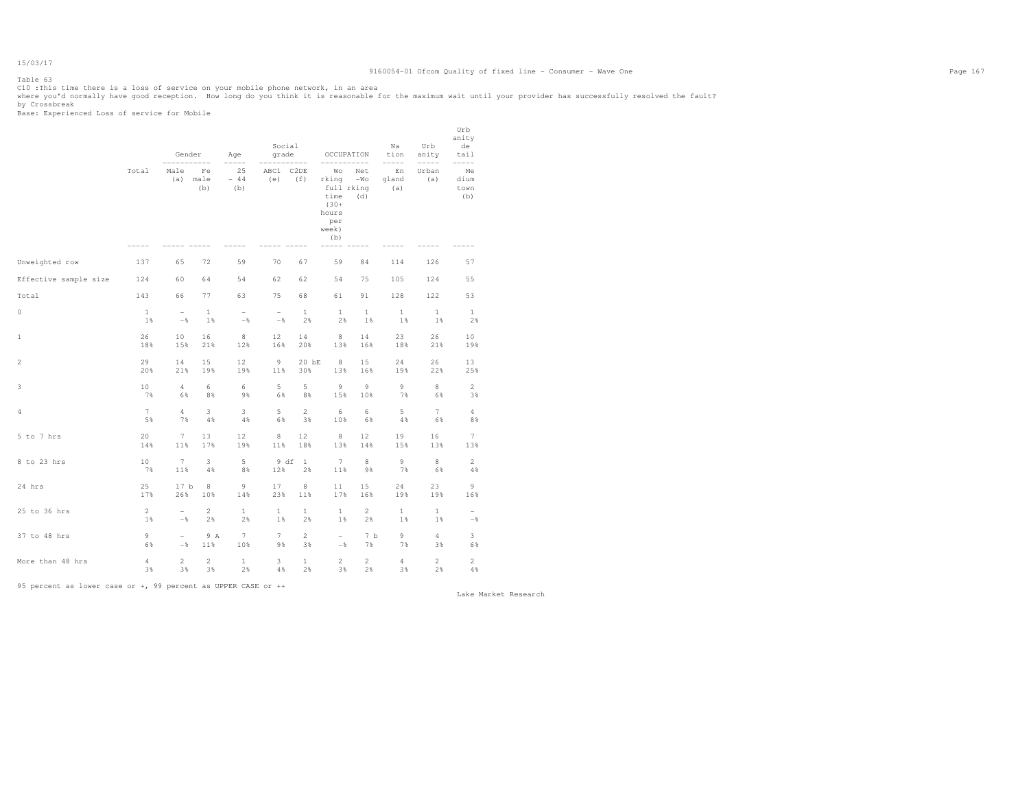Table 63

C10 :This time there is a loss of service on your mobile phone network, in an area where you'd normally have good reception. How long do you think it is reasonable for the maximum wait until your provider has successfully resolved the fault?

by Crossbreak

Base: Experienced Loss of service for Mobile

| | Total | Gender | | Age | Social grade | | OCCUPATION | | Nation | Urbanity | Urbanity detail |
|---|---|---|---|---|---|---|---|---|---|---|---|
| | | Male (a) | Female (b) | 25 - 44 (b) | ABC1 (e) | C2DE (f) | Working full time (30+ hours per week) (b) | Net -Working (d) | England (a) | Urban (a) | Medium town (b) |
| Unweighted row | 137 | 65 | 72 | 59 | 70 | 67 | 59 | 84 | 114 | 126 | 57 |
| Effective sample size | 124 | 60 | 64 | 54 | 62 | 62 | 54 | 75 | 105 | 124 | 55 |
| Total | 143 | 66 | 77 | 63 | 75 | 68 | 61 | 91 | 128 | 122 | 53 |
| 0 | 1 | - | 1 | - | - | 1 | 1 | 1 | 1 | 1 | 1 |
| | 1% | -% | 1% | -% | -% | 2% | 2% | 1% | 1% | 1% | 2% |
| 1 | 26 | 10 | 16 | 8 | 12 | 14 | 8 | 14 | 23 | 26 | 10 |
| | 18% | 15% | 21% | 12% | 16% | 20% | 13% | 16% | 18% | 21% | 19% |
| 2 | 29 | 14 | 15 | 12 | 9 | 20 bE | 8 | 15 | 24 | 26 | 13 |
| | 20% | 21% | 19% | 19% | 11% | 30% | 13% | 16% | 19% | 22% | 25% |
| 3 | 10 | 4 | 6 | 6 | 5 | 5 | 9 | 9 | 9 | 8 | 2 |
| | 7% | 6% | 8% | 9% | 6% | 8% | 15% | 10% | 7% | 6% | 3% |
| 4 | 7 | 4 | 3 | 3 | 5 | 2 | 6 | 6 | 5 | 7 | 4 |
| | 5% | 7% | 4% | 4% | 6% | 3% | 10% | 6% | 4% | 6% | 8% |
| 5 to 7 hrs | 20 | 7 | 13 | 12 | 8 | 12 | 8 | 12 | 19 | 16 | 7 |
| | 14% | 11% | 17% | 19% | 11% | 18% | 13% | 14% | 15% | 13% | 13% |
| 8 to 23 hrs | 10 | 7 | 3 | 5 | 9 df | 1 | 7 | 8 | 9 | 8 | 2 |
| | 7% | 11% | 4% | 8% | 12% | 2% | 11% | 9% | 7% | 6% | 4% |
| 24 hrs | 25 | 17 b | 8 | 9 | 17 | 8 | 11 | 15 | 24 | 23 | 9 |
| | 17% | 26% | 10% | 14% | 23% | 11% | 17% | 16% | 19% | 19% | 16% |
| 25 to 36 hrs | 2 | - | 2 | 1 | 1 | 1 | 1 | 2 | 1 | 1 | - |
| | 1% | -% | 2% | 2% | 1% | 2% | 1% | 2% | 1% | 1% | -% |
| 37 to 48 hrs | 9 | - | 9 A | 7 | 7 | 2 | - | 7 b | 9 | 4 | 3 |
| | 6% | -% | 11% | 10% | 9% | 3% | -% | 7% | 7% | 3% | 6% |
| More than 48 hrs | 4 | 2 | 2 | 1 | 3 | 1 | 2 | 2 | 4 | 2 | 2 |
| | 3% | 3% | 3% | 2% | 4% | 2% | 3% | 2% | 3% | 2% | 4% |

95 percent as lower case or +, 99 percent as UPPER CASE or ++

Lake Market Research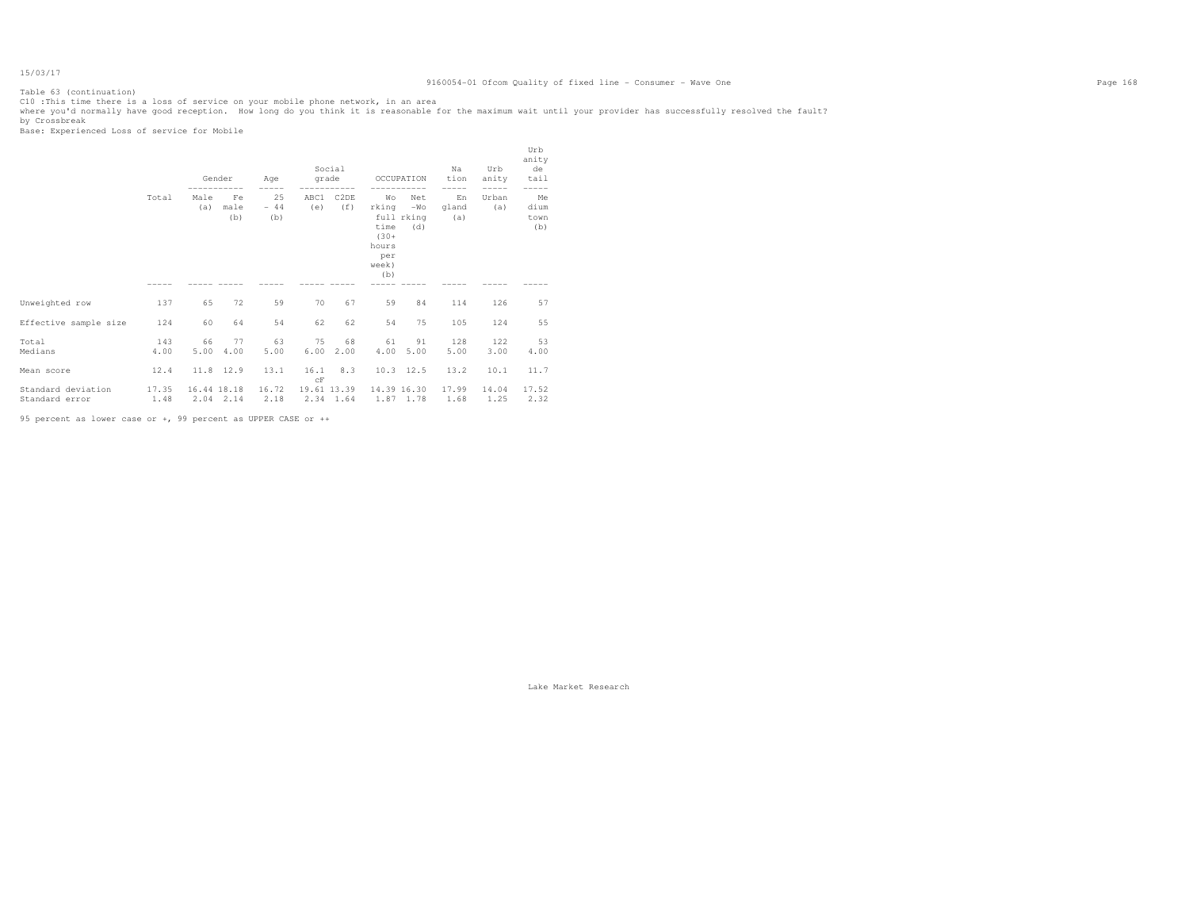Table 63 (continuation)
C10 :This time there is a loss of service on your mobile phone network, in an area
where you'd normally have good reception. How long do you think it is reasonable for the maximum wait until your provider has successfully resolved the fault?
by Crossbreak
Base: Experienced Loss of service for Mobile

| | Total | Gender | | Age | Social grade | | OCCUPATION | | Nation | Urbanity | Urbanity detail |
|---|---|---|---|---|---|---|---|---|---|---|---|
| | | Male (a) | Female (b) | 25 - 44 (b) | ABC1 (e) | C2DE (f) | Working full time (30+ hours per week) (b) | Net-Working (d) | England (a) | Urban (a) | Medium town (b) |
| Unweighted row | 137 | 65 | 72 | 59 | 70 | 67 | 59 | 84 | 114 | 126 | 57 |
| Effective sample size | 124 | 60 | 64 | 54 | 62 | 62 | 54 | 75 | 105 | 124 | 55 |
| Total | 143 | 66 | 77 | 63 | 75 | 68 | 61 | 91 | 128 | 122 | 53 |
| Medians | 4.00 | 5.00 | 4.00 | 5.00 | 6.00 | 2.00 | 4.00 | 5.00 | 5.00 | 3.00 | 4.00 |
| Mean score | 12.4 | 11.8 | 12.9 | 13.1 | 16.1 cF | 8.3 | 10.3 | 12.5 | 13.2 | 10.1 | 11.7 |
| Standard deviation | 17.35 | 16.44 | 18.18 | 16.72 | 19.61 | 13.39 | 14.39 | 16.30 | 17.99 | 14.04 | 17.52 |
| Standard error | 1.48 | 2.04 | 2.14 | 2.18 | 2.34 | 1.64 | 1.87 | 1.78 | 1.68 | 1.25 | 2.32 |

95 percent as lower case or +, 99 percent as UPPER CASE or ++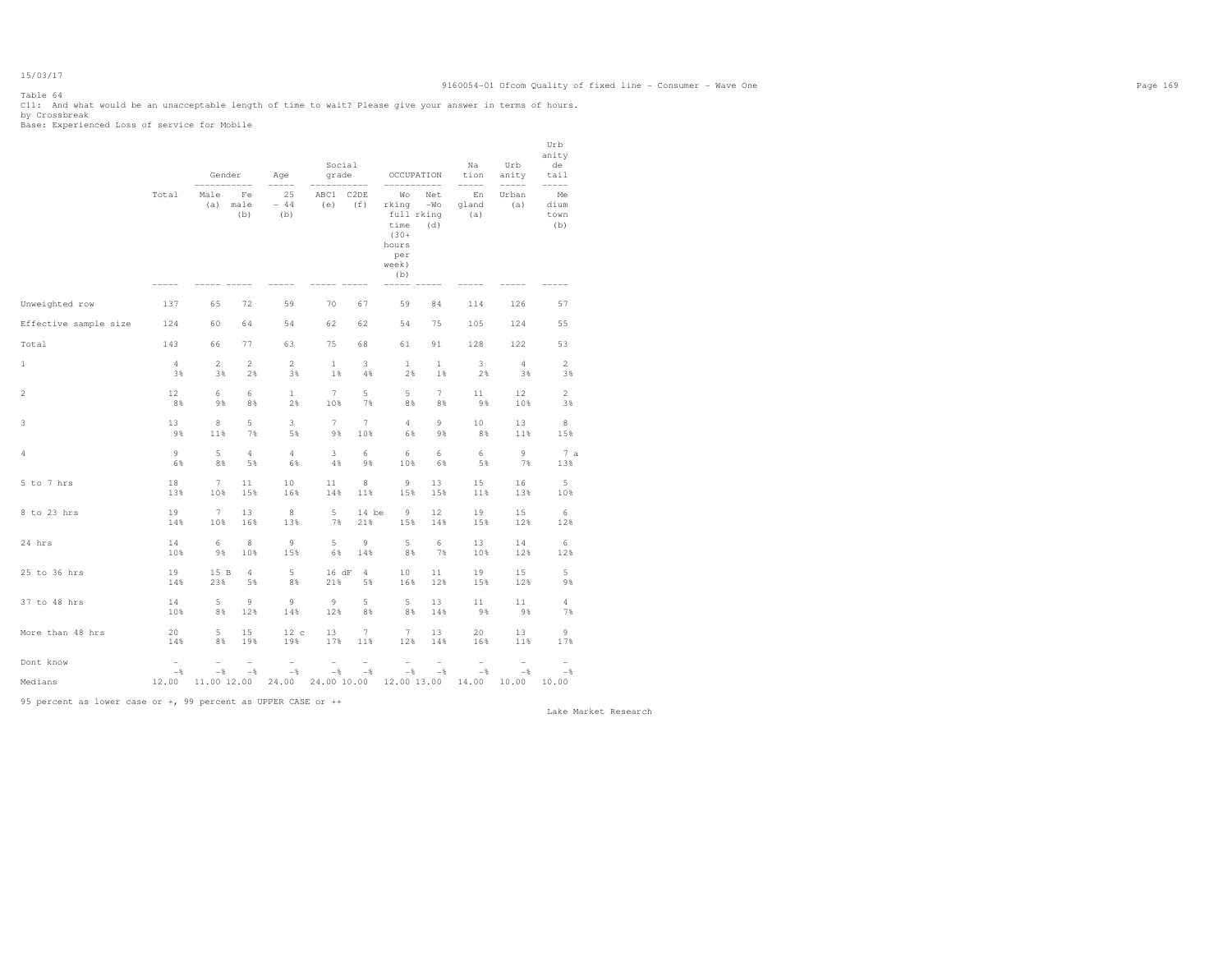Table 64

C11: And what would be an unacceptable length of time to wait? Please give your answer in terms of hours.

by Crossbreak

Base: Experienced Loss of service for Mobile

| | Total | Gender | | Age | Social grade | | OCCUPATION | | Nation | Urbanity | Urbanity detail |
|---|---|---|---|---|---|---|---|---|---|---|---|
| | | Male (a) | Female (b) | 25 - 44 (b) | ABC1 (e) | C2DE (f) | Working full time (30+ hours per week) (b) | Net-Working (d) | England (a) | Urban (a) | Medium town (b) |
| Unweighted row | 137 | 65 | 72 | 59 | 70 | 67 | 59 | 84 | 114 | 126 | 57 |
| Effective sample size | 124 | 60 | 64 | 54 | 62 | 62 | 54 | 75 | 105 | 124 | 55 |
| Total | 143 | 66 | 77 | 63 | 75 | 68 | 61 | 91 | 128 | 122 | 53 |
| 1 | 4 | 2 | 2 | 2 | 1 | 3 | 1 | 1 | 3 | 4 | 2 |
| | 3% | 3% | 2% | 3% | 1% | 4% | 2% | 1% | 2% | 3% | 3% |
| 2 | 12 | 6 | 6 | 1 | 7 | 5 | 5 | 7 | 11 | 12 | 2 |
| | 8% | 9% | 8% | 2% | 10% | 7% | 8% | 8% | 9% | 10% | 3% |
| 3 | 13 | 8 | 5 | 3 | 7 | 7 | 4 | 9 | 10 | 13 | 8 |
| | 9% | 11% | 7% | 5% | 9% | 10% | 6% | 9% | 8% | 11% | 15% |
| 4 | 9 | 5 | 4 | 4 | 3 | 6 | 6 | 6 | 6 | 9 | 7 a |
| | 6% | 8% | 5% | 6% | 4% | 9% | 10% | 6% | 5% | 7% | 13% |
| 5 to 7 hrs | 18 | 7 | 11 | 10 | 11 | 8 | 9 | 13 | 15 | 16 | 5 |
| | 13% | 10% | 15% | 16% | 14% | 11% | 15% | 15% | 11% | 13% | 10% |
| 8 to 23 hrs | 19 | 7 | 13 | 8 | 5 | 14 be | 9 | 12 | 19 | 15 | 6 |
| | 14% | 10% | 16% | 13% | 7% | 21% | 15% | 14% | 15% | 12% | 12% |
| 24 hrs | 14 | 6 | 8 | 9 | 5 | 9 | 5 | 6 | 13 | 14 | 6 |
| | 10% | 9% | 10% | 15% | 6% | 14% | 8% | 7% | 10% | 12% | 12% |
| 25 to 36 hrs | 19 | 15 B | 4 | 5 | 16 dF | 4 | 10 | 11 | 19 | 15 | 5 |
| | 14% | 23% | 5% | 8% | 21% | 5% | 16% | 12% | 15% | 12% | 9% |
| 37 to 48 hrs | 14 | 5 | 9 | 9 | 9 | 5 | 5 | 13 | 11 | 11 | 4 |
| | 10% | 8% | 12% | 14% | 12% | 8% | 8% | 14% | 9% | 9% | 7% |
| More than 48 hrs | 20 | 5 | 15 | 12 c | 13 | 7 | 7 | 13 | 20 | 13 | 9 |
| | 14% | 8% | 19% | 19% | 17% | 11% | 12% | 14% | 16% | 11% | 17% |
| Dont know | - | - | - | - | - | - | - | - | - | - | - |
| | -% | -% | -% | -% | -% | -% | -% | -% | -% | -% | -% |
| Medians | 12.00 | 11.00 | 12.00 | 24.00 | 24.00 | 10.00 | 12.00 | 13.00 | 14.00 | 10.00 | 10.00 |

95 percent as lower case or +, 99 percent as UPPER CASE or ++

Lake Market Research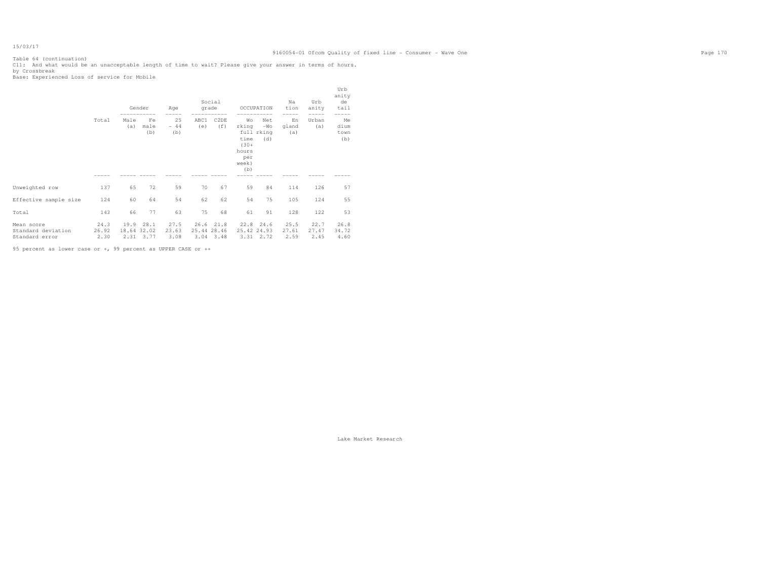Table 64 (continuation)

C11: And what would be an unacceptable length of time to wait? Please give your answer in terms of hours.

by Crossbreak

Base: Experienced Loss of service for Mobile

| | Total | Gender | | Age | Social grade | | OCCUPATION | | Nation | Urbanity | Urbanity detail |
|---|---|---|---|---|---|---|---|---|---|---|---|
| | | Male (a) | Female (b) | 25 - 44 (b) | ABC1 (e) | C2DE (f) | Working full time (30+ hours per week) (b) | Net-Working (d) | England (a) | Urban (a) | Medium town (b) |
| Unweighted row | 137 | 65 | 72 | 59 | 70 | 67 | 59 | 84 | 114 | 126 | 57 |
| Effective sample size | 124 | 60 | 64 | 54 | 62 | 62 | 54 | 75 | 105 | 124 | 55 |
| Total | 143 | 66 | 77 | 63 | 75 | 68 | 61 | 91 | 128 | 122 | 53 |
| Mean score | 24.3 | 19.9 | 28.1 | 27.5 | 26.6 | 21.8 | 22.8 | 24.6 | 25.5 | 22.7 | 26.8 |
| Standard deviation | 26.92 | 18.64 | 32.02 | 23.63 | 25.44 | 28.46 | 25.42 | 24.93 | 27.61 | 27.47 | 34.72 |
| Standard error | 2.30 | 2.31 | 3.77 | 3.08 | 3.04 | 3.48 | 3.31 | 2.72 | 2.59 | 2.45 | 4.60 |

95 percent as lower case or +, 99 percent as UPPER CASE or ++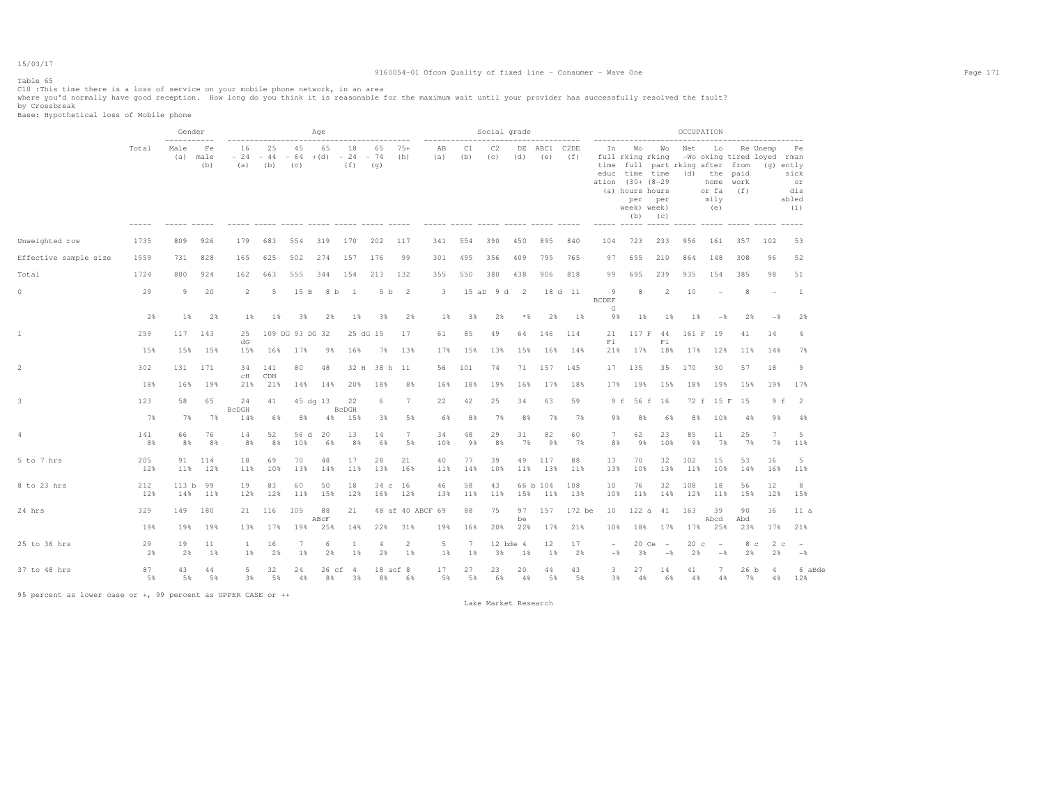Table 65

C10 :This time there is a loss of service on your mobile phone network, in an area where you'd normally have good reception. How long do you think it is reasonable for the maximum wait until your provider has successfully resolved the fault?

by Crossbreak

Base: Hypothetical loss of Mobile phone

| | Total | Gender: Male (a) | Gender: Female (b) | Age: 16 - 24 (a) | Age: 25 - 44 (b) | Age: 45 - 64 (c) | Age: 65 +(d) | Age: 18 - 24 (f) | Age: 65 - 74 (g) | Age: 75+ (h) | Social grade: AB (a) | Social grade: C1 (b) | Social grade: C2 (c) | Social grade: DE (d) | Social grade: ABC1 (e) | Social grade: C2DE (f) | Occupation: In full time education (a) | Occupation: Working full time (30+ hours per week) (b) | Occupation: Working part time (8-29 hours per week) (c) | Occupation: Net -Working (d) | Occupation: Looking after the home or family (e) | Occupation: Retired from paid work (f) | Occupation: Unemployed (g) | Occupation: Permanently sick or disabled (i) |
|---|---|---|---|---|---|---|---|---|---|---|---|---|---|---|---|---|---|---|---|---|---|---|---|---|
| Unweighted row | 1735 | 809 | 926 | 179 | 683 | 554 | 319 | 170 | 202 | 117 | 341 | 554 | 390 | 450 | 895 | 840 | 104 | 723 | 233 | 956 | 161 | 357 | 102 | 53 |
| Effective sample size | 1559 | 731 | 828 | 165 | 625 | 502 | 274 | 157 | 176 | 99 | 301 | 495 | 356 | 409 | 795 | 765 | 97 | 655 | 210 | 864 | 148 | 308 | 96 | 52 |
| Total | 1724 | 800 | 924 | 162 | 663 | 555 | 344 | 154 | 213 | 132 | 355 | 550 | 380 | 438 | 906 | 818 | 99 | 695 | 239 | 935 | 154 | 385 | 98 | 51 |
| 0 | 29 | 9 | 20 | 2 | 5 | 15 B | 8 b | 1 | 5 b | 2 | 3 | 15 aD | 9 d | 2 | 18 d | 11 | 9 BCDEFG | 8 | 2 | 10 | - | 8 | - | 1 |
| | 2% | 1% | 2% | 1% | 1% | 3% | 2% | 1% | 3% | 2% | 1% | 3% | 2% | *% | 2% | 1% | 9% | 1% | 1% | 1% | -% | 2% | -% | 2% |
| 1 | 259 | 117 | 143 | 25 dG | 109 DG | 93 DG | 32 | 25 dG | 15 | 17 | 61 | 85 | 49 | 64 | 146 | 114 | 21 Fi | 117 F | 44 Fi | 161 F | 19 | 41 | 14 | 4 |
| | 15% | 15% | 15% | 15% | 16% | 17% | 9% | 16% | 7% | 13% | 17% | 15% | 13% | 15% | 16% | 14% | 21% | 17% | 18% | 17% | 12% | 11% | 14% | 7% |
| 2 | 302 | 131 | 171 | 34 cH | 141 CDH | 80 | 48 | 32 H | 38 h | 11 | 56 | 101 | 74 | 71 | 157 | 145 | 17 | 135 | 35 | 170 | 30 | 57 | 18 | 9 |
| | 18% | 16% | 19% | 21% | 21% | 14% | 14% | 20% | 18% | 8% | 16% | 18% | 19% | 16% | 17% | 18% | 17% | 19% | 15% | 18% | 19% | 15% | 19% | 17% |
| 3 | 123 | 58 | 65 | 24 BcDGH | 41 | 45 dg | 13 | 22 BcDGH | 6 | 7 | 22 | 42 | 25 | 34 | 63 | 59 | 9 f | 56 f | 16 | 72 f | 15 F | 15 | 9 f | 2 |
| | 7% | 7% | 7% | 14% | 6% | 8% | 4% | 15% | 3% | 5% | 6% | 8% | 7% | 8% | 7% | 7% | 9% | 8% | 6% | 8% | 10% | 4% | 9% | 4% |
| 4 | 141 | 66 | 76 | 14 | 52 | 56 d | 20 | 13 | 14 | 7 | 34 | 48 | 29 | 31 | 82 | 60 | 7 | 62 | 23 | 85 | 11 | 25 | 7 | 5 |
| | 8% | 8% | 8% | 8% | 8% | 10% | 6% | 8% | 6% | 5% | 10% | 9% | 8% | 7% | 9% | 7% | 8% | 9% | 10% | 9% | 7% | 7% | 7% | 11% |
| 5 to 7 hrs | 205 | 91 | 114 | 18 | 69 | 70 | 48 | 17 | 28 | 21 | 40 | 77 | 39 | 49 | 117 | 88 | 13 | 70 | 32 | 102 | 15 | 53 | 16 | 5 |
| | 12% | 11% | 12% | 11% | 10% | 13% | 14% | 11% | 13% | 16% | 11% | 14% | 10% | 11% | 13% | 11% | 13% | 10% | 13% | 11% | 10% | 14% | 16% | 11% |
| 8 to 23 hrs | 212 | 113 b | 99 | 19 | 83 | 60 | 50 | 18 | 34 c | 16 | 46 | 58 | 43 | 66 b | 104 | 108 | 10 | 76 | 32 | 108 | 18 | 56 | 12 | 8 |
| | 12% | 14% | 11% | 12% | 12% | 11% | 15% | 12% | 16% | 12% | 13% | 11% | 11% | 15% | 11% | 13% | 10% | 11% | 14% | 12% | 11% | 15% | 12% | 15% |
| 24 hrs | 329 | 149 | 180 | 21 | 116 | 105 | 88 ABcF | 21 | 48 af | 40 ABCF | 69 | 88 | 75 | 97 be | 157 | 172 be | 10 | 122 a | 41 | 163 | 39 Abcd | 90 Abd | 16 | 11 a |
| | 19% | 19% | 19% | 13% | 17% | 19% | 25% | 14% | 22% | 31% | 19% | 16% | 20% | 22% | 17% | 21% | 10% | 18% | 17% | 17% | 25% | 23% | 17% | 21% |
| 25 to 36 hrs | 29 | 19 | 11 | 1 | 16 | 7 | 6 | 1 | 4 | 2 | 5 | 7 | 12 bde | 4 | 12 | 17 | - | 20 Ce | - | 20 c | - | 8 c | 2 c | - |
| | 2% | 2% | 1% | 1% | 2% | 1% | 2% | 1% | 2% | 1% | 1% | 1% | 3% | 1% | 1% | 2% | -% | 3% | -% | 2% | -% | 2% | 2% | -% |
| 37 to 48 hrs | 87 | 43 | 44 | 5 | 32 | 24 | 26 cf | 4 | 18 acf | 8 | 17 | 27 | 23 | 20 | 44 | 43 | 3 | 27 | 14 | 41 | 7 | 26 b | 4 | 6 aBde |
| | 5% | 5% | 5% | 3% | 5% | 4% | 8% | 3% | 8% | 6% | 5% | 5% | 6% | 4% | 5% | 5% | 3% | 4% | 6% | 4% | 4% | 7% | 4% | 12% |

95 percent as lower case or +, 99 percent as UPPER CASE or ++

Lake Market Research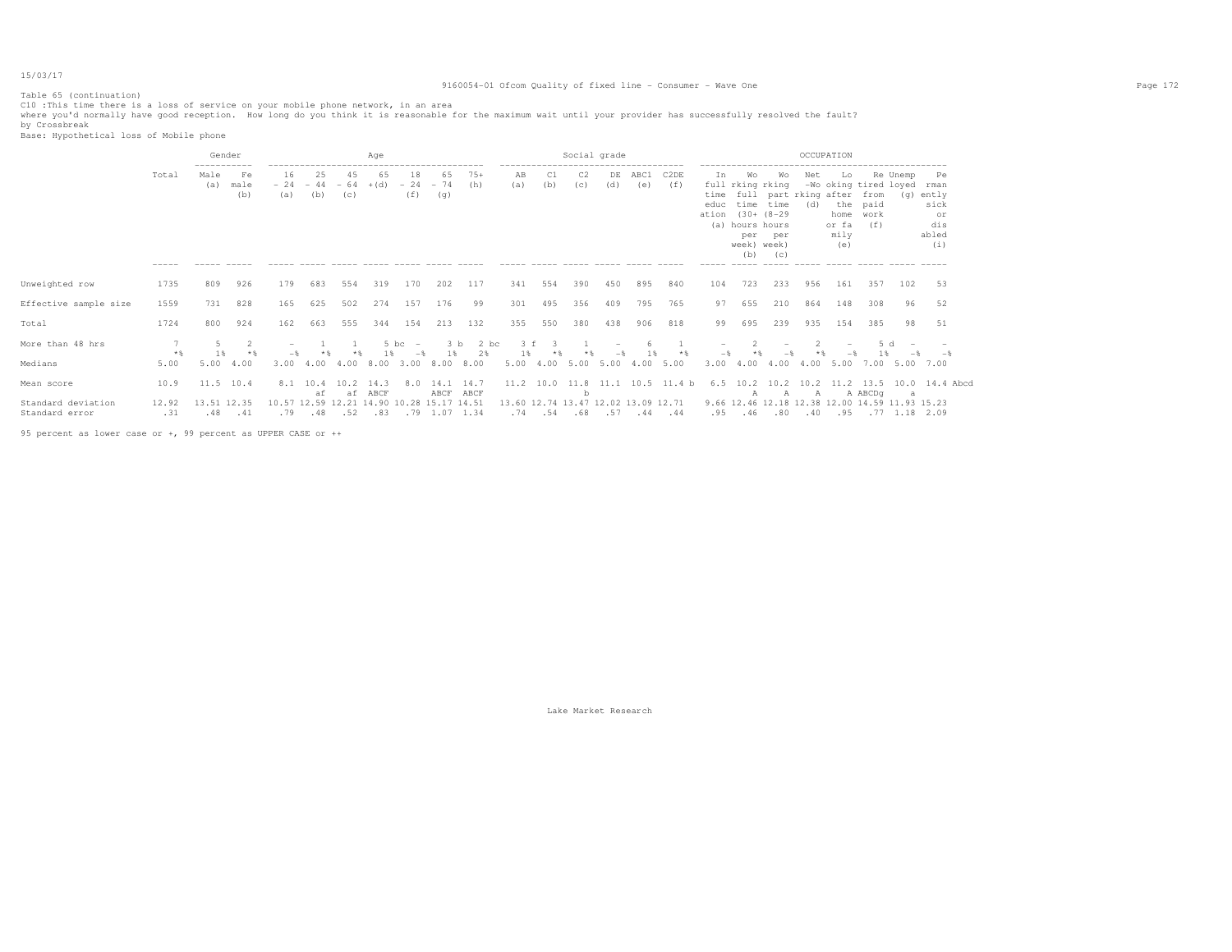Table 65 (continuation)

C10 :This time there is a loss of service on your mobile phone network, in an area where you'd normally have good reception. How long do you think it is reasonable for the maximum wait until your provider has successfully resolved the fault?

by Crossbreak

Base: Hypothetical loss of Mobile phone

| | Total | Gender | | Age | | | | | | | Social grade | | | | | | OCCUPATION | | | | | | | | |
|---|---|---|---|---|---|---|---|---|---|---|---|---|---|---|---|---|---|---|---|---|---|---|---|---|---|
| | | Male (a) | Female (b) | 16 - 24 (a) | 25 - 44 (b) | 45 - 64 (c) | 65 +(d) | 18 - 24 (f) | 65 - 74 (g) | 75+ (h) | AB (a) | C1 (b) | C2 (c) | DE (d) | ABC1 (e) | C2DE (f) | In full time education (a) | Working full time (30+ hours per week) (b) | Working part time (8-29 hours per week) (c) | Net -Working (d) | Looking after the home or family (e) | Retired from paid work (f) | Unemployed (g) | Permanently sick or disabled (i) |
| Unweighted row | 1735 | 809 | 926 | 179 | 683 | 554 | 319 | 170 | 202 | 117 | 341 | 554 | 390 | 450 | 895 | 840 | 104 | 723 | 233 | 956 | 161 | 357 | 102 | 53 |
| Effective sample size | 1559 | 731 | 828 | 165 | 625 | 502 | 274 | 157 | 176 | 99 | 301 | 495 | 356 | 409 | 795 | 765 | 97 | 655 | 210 | 864 | 148 | 308 | 96 | 52 |
| Total | 1724 | 800 | 924 | 162 | 663 | 555 | 344 | 154 | 213 | 132 | 355 | 550 | 380 | 438 | 906 | 818 | 99 | 695 | 239 | 935 | 154 | 385 | 98 | 51 |
| More than 48 hrs | 7 | 5 | 2 | - | 1 | 1 | 5 bc | - | 3 b | 2 bc | 3 f | 3 | 1 | - | 6 | 1 | - | 2 | - | 2 | - | 5 d | - | - |
| | *% | 1% | *% | -% | *% | *% | 1% | -% | 1% | 2% | 1% | *% | *% | -% | 1% | *% | -% | *% | -% | *% | -% | 1% | -% | -% |
| Medians | 5.00 | 5.00 | 4.00 | 3.00 | 4.00 | 4.00 | 8.00 | 3.00 | 8.00 | 8.00 | 5.00 | 4.00 | 5.00 | 5.00 | 4.00 | 5.00 | 3.00 | 4.00 | 4.00 | 4.00 | 5.00 | 7.00 | 5.00 | 7.00 |
| Mean score | 10.9 | 11.5 | 10.4 | 8.1 | 10.4 | 10.2 | 14.3 | 8.0 | 14.1 | 14.7 | 11.2 | 10.0 | 11.8 | 11.1 | 10.5 | 11.4 b | 6.5 | 10.2 | 10.2 | 10.2 | 11.2 | 13.5 | 10.0 | 14.4 Abcd |
| | | | | | af | af | ABCF | | ABCF | ABCF | | | b | | | | | A | A | A | A | ABCDg | a | |
| Standard deviation | 12.92 | 13.51 | 12.35 | 10.57 | 12.59 | 12.21 | 14.90 | 10.28 | 15.17 | 14.51 | 13.60 | 12.74 | 13.47 | 12.02 | 13.09 | 12.71 | 9.66 | 12.46 | 12.18 | 12.38 | 12.00 | 14.59 | 11.93 | 15.23 |
| Standard error | .31 | .48 | .41 | .79 | .48 | .52 | .83 | .79 | 1.07 | 1.34 | .74 | .54 | .68 | .57 | .44 | .44 | .95 | .46 | .80 | .40 | .95 | .77 | 1.18 | 2.09 |

95 percent as lower case or +, 99 percent as UPPER CASE or ++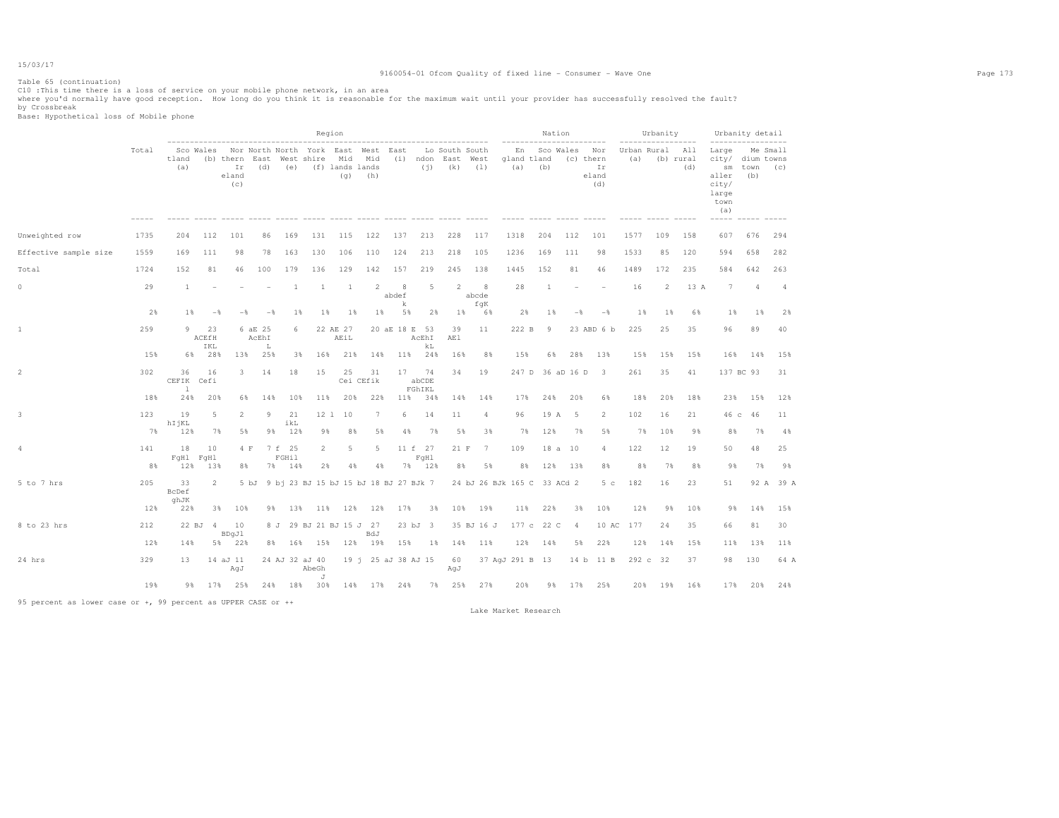Table 65 (continuation)
C10 :This time there is a loss of service on your mobile phone network, in an area
where you'd normally have good reception. How long do you think it is reasonable for the maximum wait until your provider has successfully resolved the fault?
by Crossbreak
Base: Hypothetical loss of Mobile phone

| | Total | Region | | | | | | | | | | | | Nation | | | | Urbanity | | | Urbanity detail | | |
|---|---|---|---|---|---|---|---|---|---|---|---|---|---|---|---|---|---|---|---|---|---|---|---|
| | | Scotland (a) | Wales (b) | Northern Ireland (c) | North East (d) | North West (e) | Yorkshire (f) | East Midlands (g) | West Midlands (h) | East (i) | London (j) | South East (k) | South West (l) | England (a) | Scotland (b) | Wales (c) | Northern Ireland (d) | Urban (a) | Rural (b) | All rural (d) | Large city/ smaller city/ large town (a) | Medium town (b) | Small towns (c) |
| Unweighted row | 1735 | 204 | 112 | 101 | 86 | 169 | 131 | 115 | 122 | 137 | 213 | 228 | 117 | 1318 | 204 | 112 | 101 | 1577 | 109 | 158 | 607 | 676 | 294 |
| Effective sample size | 1559 | 169 | 111 | 98 | 78 | 163 | 130 | 106 | 110 | 124 | 213 | 218 | 105 | 1236 | 169 | 111 | 98 | 1533 | 85 | 120 | 594 | 658 | 282 |
| Total | 1724 | 152 | 81 | 46 | 100 | 179 | 136 | 129 | 142 | 157 | 219 | 245 | 138 | 1445 | 152 | 81 | 46 | 1489 | 172 | 235 | 584 | 642 | 263 |
| 0 | 29 | 1 | - | - | - | 1 | 1 | 1 | 2 | 8 abdefk | 5 | 2 | 8 abcdefgK | 28 | 1 | - | - | 16 | 2 | 13 A | 7 | 4 | 4 |
| | 2% | 1% | -% | -% | -% | 1% | 1% | 1% | 1% | 5% | 2% | 1% | 6% | 2% | 1% | -% | -% | 1% | 1% | 6% | 1% | 1% | 2% |
| 1 | 259 | 9 | 23 ACEfHIKL | 6 aE | 25 AcEhIL | 6 | 22 AE | 27 AEiL | 20 aE | 18 E | 53 AcEhIkL | 39 AEl | 11 | 222 B | 9 | 23 ABD | 6 b | 225 | 25 | 35 | 96 | 89 | 40 |
| | 15% | 6% | 28% | 13% | 25% | 3% | 16% | 21% | 14% | 11% | 24% | 16% | 8% | 15% | 6% | 28% | 13% | 15% | 15% | 15% | 16% | 14% | 15% |
| 2 | 302 | 36 CEFIKl | 16 Cefi | 3 | 14 | 18 | 15 | 25 Cei | 31 CEfik | 17 | 74 abCDEFGhIKL | 34 | 19 | 247 D | 36 aD | 16 D | 3 | 261 | 35 | 41 | 137 BC | 93 | 31 |
| | 18% | 24% | 20% | 6% | 14% | 10% | 11% | 20% | 22% | 11% | 34% | 14% | 14% | 17% | 24% | 20% | 6% | 18% | 20% | 18% | 23% | 15% | 12% |
| 3 | 123 | 19 hIjKL | 5 | 2 | 9 | 21 ikL | 12 l | 10 | 7 | 6 | 14 | 11 | 4 | 96 | 19 A | 5 | 2 | 102 | 16 | 21 | 46 c | 46 | 11 |
| | 7% | 12% | 7% | 5% | 9% | 12% | 9% | 8% | 5% | 4% | 7% | 5% | 3% | 7% | 12% | 7% | 5% | 7% | 10% | 9% | 8% | 7% | 4% |
| 4 | 141 | 18 FgHl | 10 FgHl | 4 F | 7 f | 25 FGHil | 2 | 5 | 5 | 11 f | 27 FgHl | 21 F | 7 | 109 | 18 a | 10 | 4 | 122 | 12 | 19 | 50 | 48 | 25 |
| | 8% | 12% | 13% | 8% | 7% | 14% | 2% | 4% | 4% | 7% | 12% | 8% | 5% | 8% | 12% | 13% | 8% | 8% | 7% | 8% | 9% | 7% | 9% |
| 5 to 7 hrs | 205 | 33 BcDefghJK | 2 | 5 bJ | 9 bj | 23 BJ | 15 bJ | 15 bJ | 18 BJ | 27 BJk | 7 | 24 bJ | 26 BJk | 165 C | 33 ACd | 2 | 5 c | 182 | 16 | 23 | 51 | 92 A | 39 A |
| | 12% | 22% | 3% | 10% | 9% | 13% | 11% | 12% | 12% | 17% | 3% | 10% | 19% | 11% | 22% | 3% | 10% | 12% | 9% | 10% | 9% | 14% | 15% |
| 8 to 23 hrs | 212 | 22 BJ | 4 | 10 BDgJl | 8 J | 29 BJ | 21 BJ | 15 J | 27 BdJ | 23 bJ | 3 | 35 BJ | 16 J | 177 c | 22 C | 4 | 10 AC | 177 | 24 | 35 | 66 | 81 | 30 |
| | 12% | 14% | 5% | 22% | 8% | 16% | 15% | 12% | 19% | 15% | 1% | 14% | 11% | 12% | 14% | 5% | 22% | 12% | 14% | 15% | 11% | 13% | 11% |
| 24 hrs | 329 | 13 | 14 aJ | 11 AgJ | 24 AJ | 32 aJ | 40 AbeGhJ | 19 j | 25 aJ | 38 AJ | 15 | 60 AgJ | 37 AgJ | 291 B | 13 | 14 b | 11 B | 292 c | 32 | 37 | 98 | 130 | 64 A |
| | 19% | 9% | 17% | 25% | 24% | 18% | 30% | 14% | 17% | 24% | 7% | 25% | 27% | 20% | 9% | 17% | 25% | 20% | 19% | 16% | 17% | 20% | 24% |

95 percent as lower case or +, 99 percent as UPPER CASE or ++

Lake Market Research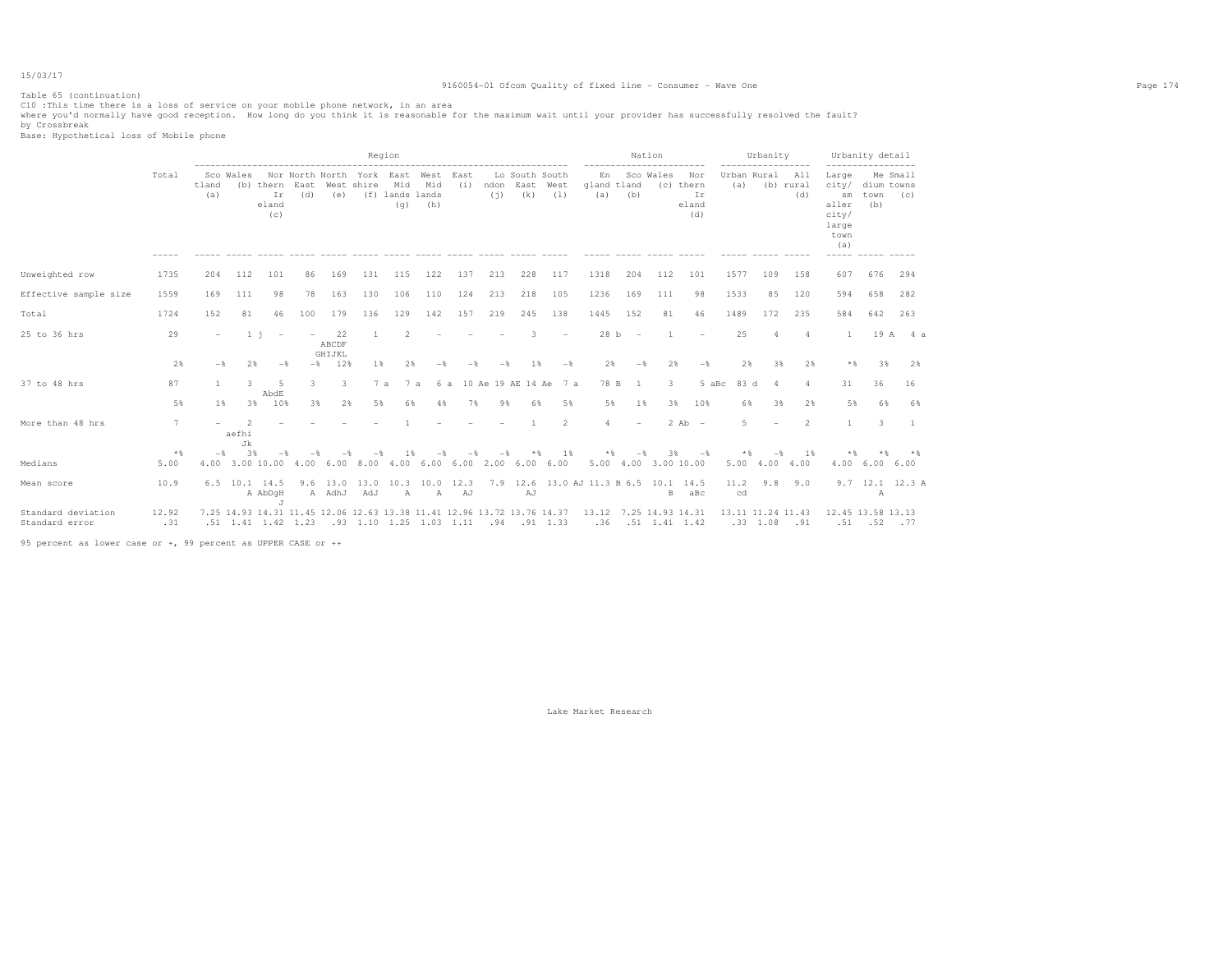Table 65 (continuation)
C10 :This time there is a loss of service on your mobile phone network, in an area
where you'd normally have good reception. How long do you think it is reasonable for the maximum wait until your provider has successfully resolved the fault?
by Crossbreak
Base: Hypothetical loss of Mobile phone

| | Total | Region | | | | | | | | | | | | Nation | | | | Urbanity | | | Urbanity detail | | |
|---|---|---|---|---|---|---|---|---|---|---|---|---|---|---|---|---|---|---|---|---|---|---|---|
| | | Scotland (a) | Wales (b) | Northern Ireland (c) | North East (d) | North West (e) | Yorkshire (f) | East Midlands (g) | West Midlands (h) | East (i) | London (j) | South East (k) | South West (l) | England (a) | Scotland (b) | Wales (c) | Northern Ireland (d) | Urban (a) | Rural (b) | All rural (d) | Large city/ small city/ large town (a) | Medium town (b) | Small towns (c) |
| Unweighted row | 1735 | 204 | 112 | 101 | 86 | 169 | 131 | 115 | 122 | 137 | 213 | 228 | 117 | 1318 | 204 | 112 | 101 | 1577 | 109 | 158 | 607 | 676 | 294 |
| Effective sample size | 1559 | 169 | 111 | 98 | 78 | 163 | 130 | 106 | 110 | 124 | 213 | 218 | 105 | 1236 | 169 | 111 | 98 | 1533 | 85 | 120 | 594 | 658 | 282 |
| Total | 1724 | 152 | 81 | 46 | 100 | 179 | 136 | 129 | 142 | 157 | 219 | 245 | 138 | 1445 | 152 | 81 | 46 | 1489 | 172 | 235 | 584 | 642 | 263 |
| 25 to 36 hrs | 29 | - | 1 j | - | - | 22 ABCDF GHIJKL | 1 | 2 | - | - | - | 3 | - | 28 b | - | 1 | - | 25 | 4 | 4 | 1 | 19 A | 4 a |
| | 2% | -% | 2% | -% | -% | 12% | 1% | 2% | -% | -% | -% | 1% | -% | 2% | -% | 2% | -% | 2% | 3% | 2% | *% | 3% | 2% |
| 37 to 48 hrs | 87 | 1 | 3 | 5 AbdE | 3 | 3 | 7 a | 7 a | 6 a | 10 Ae | 19 AE | 14 Ae | 7 a | 78 B | 1 | 3 | 5 aBc | 83 d | 4 | 4 | 31 | 36 | 16 |
| | 5% | 1% | 3% | 10% | 3% | 2% | 5% | 6% | 4% | 7% | 9% | 6% | 5% | 5% | 1% | 3% | 10% | 6% | 3% | 2% | 5% | 6% | 6% |
| More than 48 hrs | 7 | - | 2 aefhi Jk | - | - | - | - | 1 | - | - | - | 1 | 2 | 4 | - | 2 Ab | - | 5 | - | 2 | 1 | 3 | 1 |
| | *% | -% | 3% | -% | -% | -% | -% | 1% | -% | -% | -% | *% | 1% | *% | -% | 3% | -% | *% | -% | 1% | *% | *% | *% |
| Medians | 5.00 | 4.00 | 3.00 | 10.00 | 4.00 | 6.00 | 8.00 | 4.00 | 6.00 | 6.00 | 2.00 | 6.00 | 6.00 | 5.00 | 4.00 | 3.00 | 10.00 | 5.00 | 4.00 | 4.00 | 4.00 | 6.00 | 6.00 |
| Mean score | 10.9 | 6.5 | 10.1 A | 14.5 AbDgH J | 9.6 A | 13.0 AdhJ | 13.0 AdJ | 10.3 A | 10.0 A | 12.3 AJ | 7.9 | 12.6 AJ | 13.0 AJ | 11.3 B | 6.5 | 10.1 B | 14.5 aBc | 11.2 cd | 9.8 | 9.0 | 9.7 | 12.1 A | 12.3 A |
| Standard deviation | 12.92 | 7.25 | 14.93 | 14.31 | 11.45 | 12.06 | 12.63 | 13.38 | 11.41 | 12.96 | 13.72 | 13.76 | 14.37 | 13.12 | 7.25 | 14.93 | 14.31 | 13.11 | 11.24 | 11.43 | 12.45 | 13.58 | 13.13 |
| Standard error | .31 | .51 | 1.41 | 1.42 | 1.23 | .93 | 1.10 | 1.25 | 1.03 | 1.11 | .94 | .91 | 1.33 | .36 | .51 | 1.41 | 1.42 | .33 | 1.08 | .91 | .51 | .52 | .77 |

95 percent as lower case or +, 99 percent as UPPER CASE or ++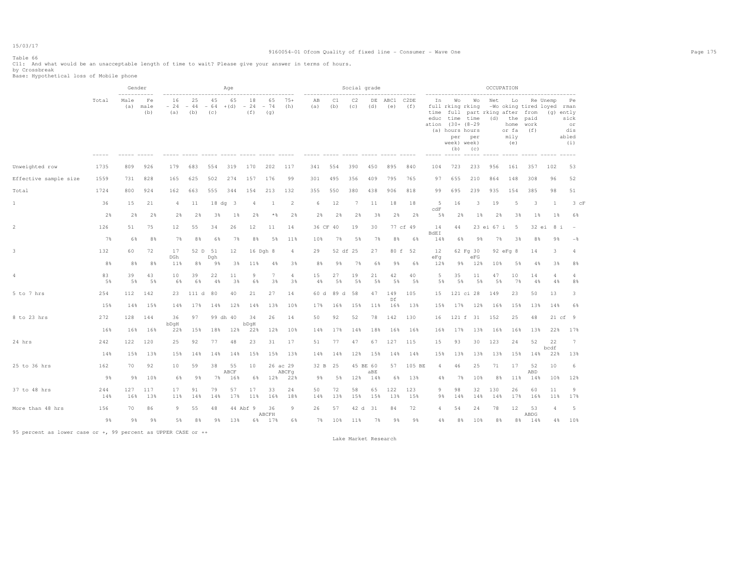Table 66
C11: And what would be an unacceptable length of time to wait? Please give your answer in terms of hours.
by Crossbreak
Base: Hypothetical loss of Mobile phone

| | Total | Gender: Male (a) | Gender: Female (b) | Age: 16-24 (a) | Age: 25-44 (b) | Age: 45-64 (c) | Age: 65+ (d) | Age: 18-24 (f) | Age: 65-74 (g) | Age: 75+ (h) | Social grade: AB (a) | Social grade: C1 (b) | Social grade: C2 (c) | Social grade: DE (d) | Social grade: ABC1 (e) | Social grade: C2DE (f) | OCCUPATION: In full time education (a) | OCCUPATION: Working full time (30+ hours per week) (b) | OCCUPATION: Working part time (8-29 hours per week) (c) | OCCUPATION: Net working (d) | OCCUPATION: Looking after the home or family (e) | OCCUPATION: Retired from paid work (f) | OCCUPATION: Unemployed (g) | OCCUPATION: Permanently sick or disabled (i) |
|---|---|---|---|---|---|---|---|---|---|---|---|---|---|---|---|---|---|---|---|---|---|---|---|---|
| Unweighted row | 1735 | 809 | 926 | 179 | 683 | 554 | 319 | 170 | 202 | 117 | 341 | 554 | 390 | 450 | 895 | 840 | 104 | 723 | 233 | 956 | 161 | 357 | 102 | 53 |
| Effective sample size | 1559 | 731 | 828 | 165 | 625 | 502 | 274 | 157 | 176 | 99 | 301 | 495 | 356 | 409 | 795 | 765 | 97 | 655 | 210 | 864 | 148 | 308 | 96 | 52 |
| Total | 1724 | 800 | 924 | 162 | 663 | 555 | 344 | 154 | 213 | 132 | 355 | 550 | 380 | 438 | 906 | 818 | 99 | 695 | 239 | 935 | 154 | 385 | 98 | 51 |
| 1 | 36 | 15 | 21 | 4 | 11 | 18 dg | 3 | 4 | 1 | 2 | 6 | 12 | 7 | 11 | 18 | 18 | 5 cdF | 16 | 3 | 19 | 5 | 3 | 1 | 3 cF |
| | 2% | 2% | 2% | 2% | 2% | 3% | 1% | 2% | *% | 2% | 2% | 2% | 2% | 3% | 2% | 2% | 5% | 2% | 1% | 2% | 3% | 1% | 1% | 6% |
| 2 | 126 | 51 | 75 | 12 | 55 | 34 | 26 | 12 | 11 | 14 | 36 CF | 40 | 19 | 30 | 77 cf | 49 | 14 BdEI | 44 | 23 ei | 67 i | 5 | 32 ei | 8 i | - |
| | 7% | 6% | 8% | 7% | 8% | 6% | 7% | 8% | 5% | 11% | 10% | 7% | 5% | 7% | 8% | 6% | 14% | 6% | 9% | 7% | 3% | 8% | 9% | -% |
| 3 | 132 | 60 | 72 | 17 DGh | 52 D | 51 Dgh | 12 | 16 Dgh | 8 | 4 | 29 | 52 df | 25 | 27 | 80 f | 52 | 12 eFg | 62 Fg | 30 eFG | 92 eFg | 8 | 14 | 3 | 4 |
| | 8% | 8% | 8% | 11% | 8% | 9% | 3% | 11% | 4% | 3% | 8% | 9% | 7% | 6% | 9% | 6% | 12% | 9% | 12% | 10% | 5% | 4% | 3% | 8% |
| 4 | 83 | 39 | 43 | 10 | 39 | 22 | 11 | 9 | 7 | 4 | 15 | 27 | 19 | 21 | 42 | 40 | 5 | 35 | 11 | 47 | 10 | 14 | 4 | 4 |
| | 5% | 5% | 5% | 6% | 6% | 4% | 3% | 6% | 3% | 3% | 4% | 5% | 5% | 5% | 5% | 5% | 5% | 5% | 5% | 5% | 7% | 4% | 4% | 8% |
| 5 to 7 hrs | 254 | 112 | 142 | 23 | 111 d | 80 | 40 | 21 | 27 | 14 | 60 d | 89 d | 58 | 47 | 149 Df | 105 | 15 | 121 ci | 28 | 149 | 23 | 50 | 13 | 3 |
| | 15% | 14% | 15% | 14% | 17% | 14% | 12% | 14% | 13% | 10% | 17% | 16% | 15% | 11% | 16% | 13% | 15% | 17% | 12% | 16% | 15% | 13% | 14% | 6% |
| 8 to 23 hrs | 272 | 128 | 144 | 36 bDgH | 97 | 99 dh | 40 | 34 bDgH | 26 | 14 | 50 | 92 | 52 | 78 | 142 | 130 | 16 | 121 f | 31 | 152 | 25 | 48 | 21 cf | 9 |
| | 16% | 16% | 16% | 22% | 15% | 18% | 12% | 22% | 12% | 10% | 14% | 17% | 14% | 18% | 16% | 16% | 16% | 17% | 13% | 16% | 16% | 13% | 22% | 17% |
| 24 hrs | 242 | 122 | 120 | 25 | 92 | 77 | 48 | 23 | 31 | 17 | 51 | 77 | 47 | 67 | 127 | 115 | 15 | 93 | 30 | 123 | 24 | 52 | 22 bcdf | 7 |
| | 14% | 15% | 13% | 15% | 14% | 14% | 14% | 15% | 15% | 13% | 14% | 14% | 12% | 15% | 14% | 14% | 15% | 13% | 13% | 13% | 15% | 14% | 22% | 13% |
| 25 to 36 hrs | 162 | 70 | 92 | 10 | 59 | 38 | 55 ABCF | 10 | 26 ac | 29 ABCFg | 32 B | 25 | 45 BE | 60 aBE | 57 | 105 BE | 4 | 46 | 25 | 71 | 17 | 52 ABD | 10 | 6 |
| | 9% | 9% | 10% | 6% | 9% | 7% | 16% | 6% | 12% | 22% | 9% | 5% | 12% | 14% | 6% | 13% | 4% | 7% | 10% | 8% | 11% | 14% | 10% | 12% |
| 37 to 48 hrs | 244 | 127 | 117 | 17 | 91 | 79 | 57 | 17 | 33 | 24 | 50 | 72 | 58 | 65 | 122 | 123 | 9 | 98 | 32 | 130 | 26 | 60 | 11 | 9 |
| | 14% | 16% | 13% | 11% | 14% | 14% | 17% | 11% | 16% | 18% | 14% | 13% | 15% | 15% | 13% | 15% | 9% | 14% | 14% | 14% | 17% | 16% | 11% | 17% |
| More than 48 hrs | 156 | 70 | 86 | 9 | 55 | 48 | 44 Abf | 9 | 36 ABCFH | 9 | 26 | 57 | 42 d | 31 | 84 | 72 | 4 | 54 | 24 | 78 | 12 | 53 ABDG | 4 | 5 |
| | 9% | 9% | 9% | 5% | 8% | 9% | 13% | 6% | 17% | 6% | 7% | 10% | 11% | 7% | 9% | 9% | 4% | 8% | 10% | 8% | 8% | 14% | 4% | 10% |

95 percent as lower case or +, 99 percent as UPPER CASE or ++

Lake Market Research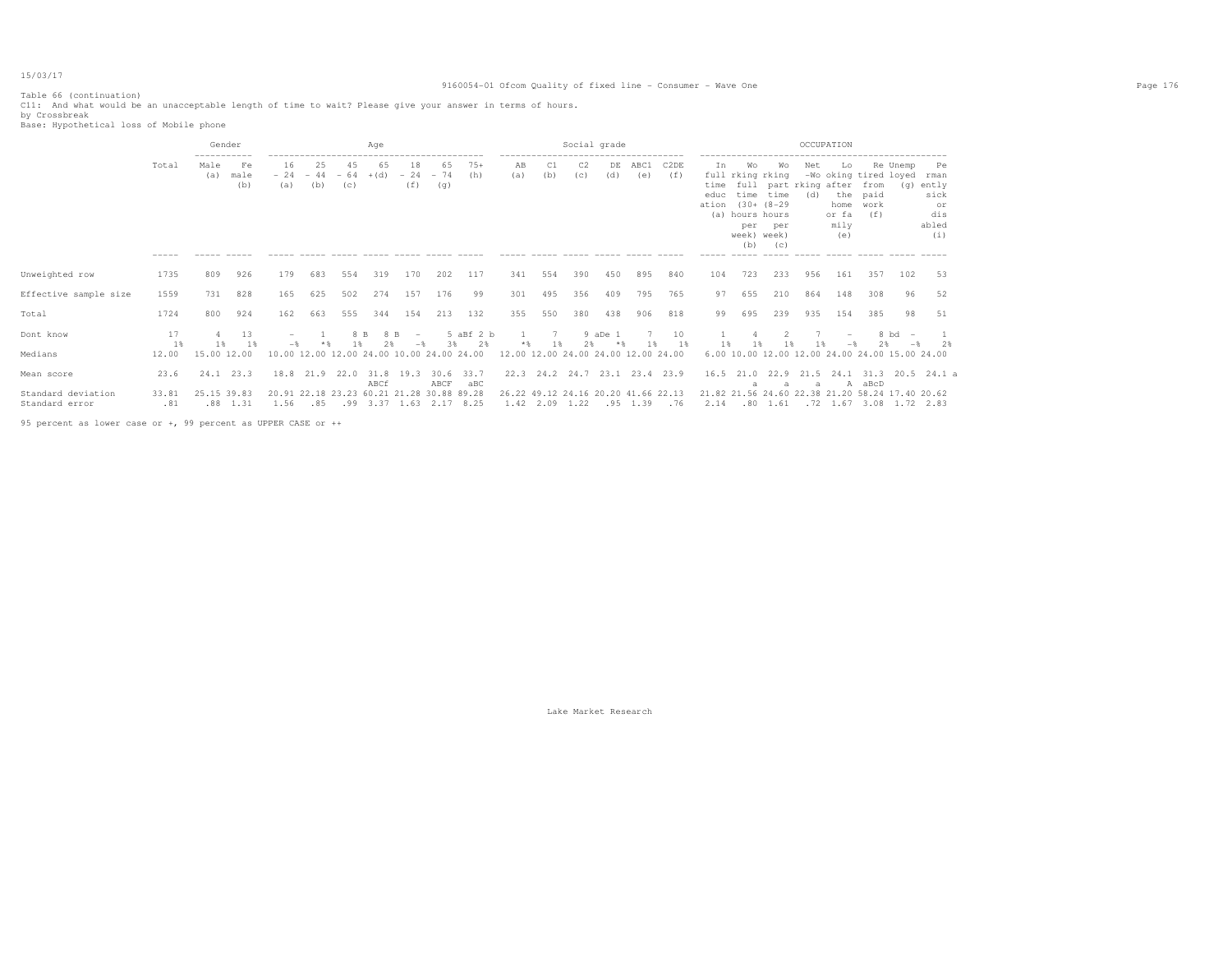Table 66 (continuation)
C11: And what would be an unacceptable length of time to wait? Please give your answer in terms of hours.
by Crossbreak
Base: Hypothetical loss of Mobile phone

| | Total | Gender | | Age | | | | | | | Social grade | | | | | | OCCUPATION | | | | | | | |
|---|---|---|---|---|---|---|---|---|---|---|---|---|---|---|---|---|---|---|---|---|---|---|---|---|
| | | Male (a) | Female (b) | 16 - 24 (a) | 25 - 44 (b) | 45 - 64 (c) | 65 + (d) | 18 - 24 (f) | 65 - 74 (g) | 75+ (h) | AB (a) | C1 (b) | C2 (c) | DE (d) | ABC1 (e) | C2DE (f) | In full time education (a) | Working full time (30+ hours per week) (b) | Working part time (8-29 hours per week) (c) | Net -Working (d) | Looking after the home or family (e) | Retired from paid work (f) | Unemployed (g) | Permanently sick or disabled (i) |
| Unweighted row | 1735 | 809 | 926 | 179 | 683 | 554 | 319 | 170 | 202 | 117 | 341 | 554 | 390 | 450 | 895 | 840 | 104 | 723 | 233 | 956 | 161 | 357 | 102 | 53 |
| Effective sample size | 1559 | 731 | 828 | 165 | 625 | 502 | 274 | 157 | 176 | 99 | 301 | 495 | 356 | 409 | 795 | 765 | 97 | 655 | 210 | 864 | 148 | 308 | 96 | 52 |
| Total | 1724 | 800 | 924 | 162 | 663 | 555 | 344 | 154 | 213 | 132 | 355 | 550 | 380 | 438 | 906 | 818 | 99 | 695 | 239 | 935 | 154 | 385 | 98 | 51 |
| Dont know | 17 | 4 | 13 | - | 1 | 8 B | 8 B | - | 5 aBf | 2 b | 1 | 7 | 9 aDe | 1 | 7 | 10 | 1 | 4 | 2 | 7 | - | 8 bd | - | 1 |
| | 1% | 1% | 1% | -% | *% | 1% | 2% | -% | 3% | 2% | *% | 1% | 2% | *% | 1% | 1% | 1% | 1% | 1% | 1% | -% | 2% | -% | 2% |
| Medians | 12.00 | 15.00 | 12.00 | 10.00 | 12.00 | 12.00 | 24.00 | 10.00 | 24.00 | 24.00 | 12.00 | 12.00 | 24.00 | 24.00 | 12.00 | 24.00 | 6.00 | 10.00 | 12.00 | 12.00 | 24.00 | 24.00 | 15.00 | 24.00 |
| Mean score | 23.6 | 24.1 | 23.3 | 18.8 | 21.9 | 22.0 | 31.8 ABCf | 19.3 | 30.6 ABCF | 33.7 aBC | 22.3 | 24.2 | 24.7 | 23.1 | 23.4 | 23.9 | 16.5 | 21.0 a | 22.9 a | 21.5 a | 24.1 A | 31.3 aBcD | 20.5 | 24.1 a |
| Standard deviation | 33.81 | 25.15 | 39.83 | 20.91 | 22.18 | 23.23 | 60.21 | 21.28 | 30.88 | 89.28 | 26.22 | 49.12 | 24.16 | 20.20 | 41.66 | 22.13 | 21.82 | 21.56 | 24.60 | 22.38 | 21.20 | 58.24 | 17.40 | 20.62 |
| Standard error | .81 | .88 | 1.31 | 1.56 | .85 | .99 | 3.37 | 1.63 | 2.17 | 8.25 | 1.42 | 2.09 | 1.22 | .95 | 1.39 | .76 | 2.14 | .80 | 1.61 | .72 | 1.67 | 3.08 | 1.72 | 2.83 |

95 percent as lower case or +, 99 percent as UPPER CASE or ++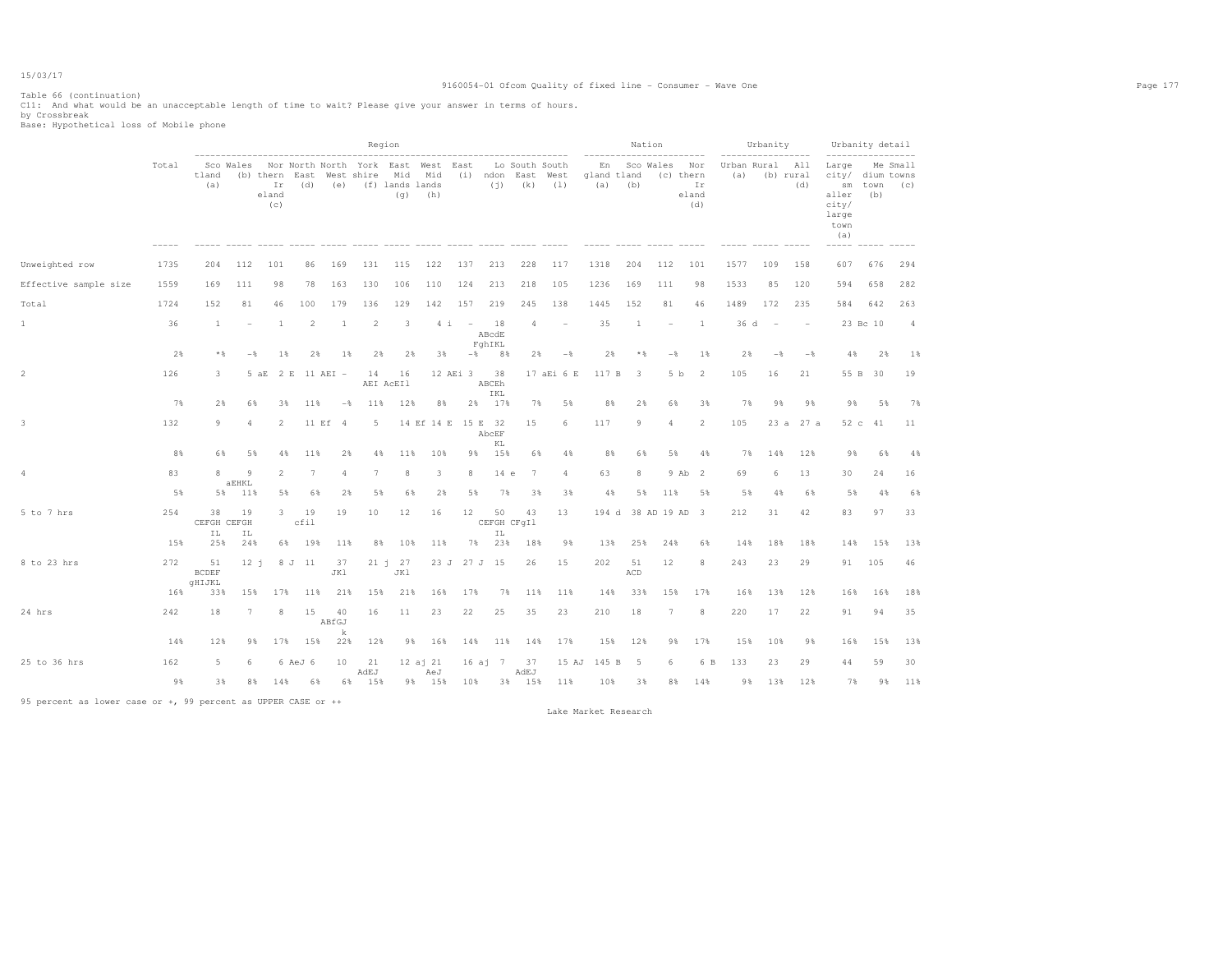Table 66 (continuation)
C11: And what would be an unacceptable length of time to wait? Please give your answer in terms of hours.
by Crossbreak
Base: Hypothetical loss of Mobile phone

| | | Region | | | | | | | | | | | | Nation | | | | Urbanity | | | Urbanity detail | | |
|---|---|---|---|---|---|---|---|---|---|---|---|---|---|---|---|---|---|---|---|---|---|---|---|
| | Total | Scotland (a) | Wales (b) | Northern Ireland (c) | North East (d) | North West (e) | Yorkshire (f) | East Midlands (g) | West Midlands (h) | East (i) | London (j) | South East (k) | South West (l) | England (a) | Scotland (b) | Wales (c) | Northern Ireland (d) | Urban (a) | Rural (b) | All rural (d) | Large city/ smaller city/ large town (a) | Medium town (b) | Small towns (c) |
| Unweighted row | 1735 | 204 | 112 | 101 | 86 | 169 | 131 | 115 | 122 | 137 | 213 | 228 | 117 | 1318 | 204 | 112 | 101 | 1577 | 109 | 158 | 607 | 676 | 294 |
| Effective sample size | 1559 | 169 | 111 | 98 | 78 | 163 | 130 | 106 | 110 | 124 | 213 | 218 | 105 | 1236 | 169 | 111 | 98 | 1533 | 85 | 120 | 594 | 658 | 282 |
| Total | 1724 | 152 | 81 | 46 | 100 | 179 | 136 | 129 | 142 | 157 | 219 | 245 | 138 | 1445 | 152 | 81 | 46 | 1489 | 172 | 235 | 584 | 642 | 263 |
| 1 | 36 | 1 | - | 1 | 2 | 1 | 2 | 3 | 4 i | - | 18 ABcdE FghIKL | 4 | - | 35 | 1 | - | 1 | 36 d | - | - | 23 Bc | 10 | 4 |
| | 2% | *% | -% | 1% | 2% | 1% | 2% | 2% | 3% | -% | 8% | 2% | -% | 2% | *% | -% | 1% | 2% | -% | -% | 4% | 2% | 1% |
| 2 | 126 | 3 | 5 aE | 2 E | 11 AEI | - | 14 AEI | 16 AcEIl | 12 AEi | 3 | 38 ABCEh IKL | 17 aEi | 6 E | 117 B | 3 | 5 b | 2 | 105 | 16 | 21 | 55 B | 30 | 19 |
| | 7% | 2% | 6% | 3% | 11% | -% | 11% | 12% | 8% | 2% | 17% | 7% | 5% | 8% | 2% | 6% | 3% | 7% | 9% | 9% | 9% | 5% | 7% |
| 3 | 132 | 9 | 4 | 2 | 11 Ef | 4 | 5 | 14 Ef | 14 E | 15 E | 32 AbcEF KL | 15 | 6 | 117 | 9 | 4 | 2 | 105 | 23 a | 27 a | 52 c | 41 | 11 |
| | 8% | 6% | 5% | 4% | 11% | 2% | 4% | 11% | 10% | 9% | 15% | 6% | 4% | 8% | 6% | 5% | 4% | 7% | 14% | 12% | 9% | 6% | 4% |
| 4 | 83 | 8 | 9 aEHKL | 2 | 7 | 4 | 7 | 8 | 3 | 8 | 14 e | 7 | 4 | 63 | 8 | 9 Ab | 2 | 69 | 6 | 13 | 30 | 24 | 16 |
| | 5% | 5% | 11% | 5% | 6% | 2% | 5% | 6% | 2% | 5% | 7% | 3% | 3% | 4% | 5% | 11% | 5% | 5% | 4% | 6% | 5% | 4% | 6% |
| 5 to 7 hrs | 254 | 38 CEFGH IL | 19 CEFGH IL | 3 | 19 cfil | 19 | 10 | 12 | 16 | 12 | 50 CEFGH IL | 43 CFgIl | 13 | 194 d | 38 AD | 19 AD | 3 | 212 | 31 | 42 | 83 | 97 | 33 |
| | 15% | 25% | 24% | 6% | 19% | 11% | 8% | 10% | 11% | 7% | 23% | 18% | 9% | 13% | 25% | 24% | 6% | 14% | 18% | 18% | 14% | 15% | 13% |
| 8 to 23 hrs | 272 | 51 BCDEF gHIJKL | 12 j | 8 J | 11 | 37 JKl | 21 j | 27 JKl | 23 J | 27 J | 15 | 26 | 15 | 202 | 51 ACD | 12 | 8 | 243 | 23 | 29 | 91 | 105 | 46 |
| | 16% | 33% | 15% | 17% | 11% | 21% | 15% | 21% | 16% | 17% | 7% | 11% | 11% | 14% | 33% | 15% | 17% | 16% | 13% | 12% | 16% | 16% | 18% |
| 24 hrs | 242 | 18 | 7 | 8 | 15 | 40 ABfGJ k | 16 | 11 | 23 | 22 | 25 | 35 | 23 | 210 | 18 | 7 | 8 | 220 | 17 | 22 | 91 | 94 | 35 |
| | 14% | 12% | 9% | 17% | 15% | 22% | 12% | 9% | 16% | 14% | 11% | 14% | 17% | 15% | 12% | 9% | 17% | 15% | 10% | 9% | 16% | 15% | 13% |
| 25 to 36 hrs | 162 | 5 | 6 | 6 AeJ | 6 | 10 | 21 AdEJ | 12 aj | 21 AeJ | 16 aj | 7 | 37 AdEJ | 15 AJ | 145 B | 5 | 6 | 6 B | 133 | 23 | 29 | 44 | 59 | 30 |
| | 9% | 3% | 8% | 14% | 6% | 6% | 15% | 9% | 15% | 10% | 3% | 15% | 11% | 10% | 3% | 8% | 14% | 9% | 13% | 12% | 7% | 9% | 11% |

95 percent as lower case or +, 99 percent as UPPER CASE or ++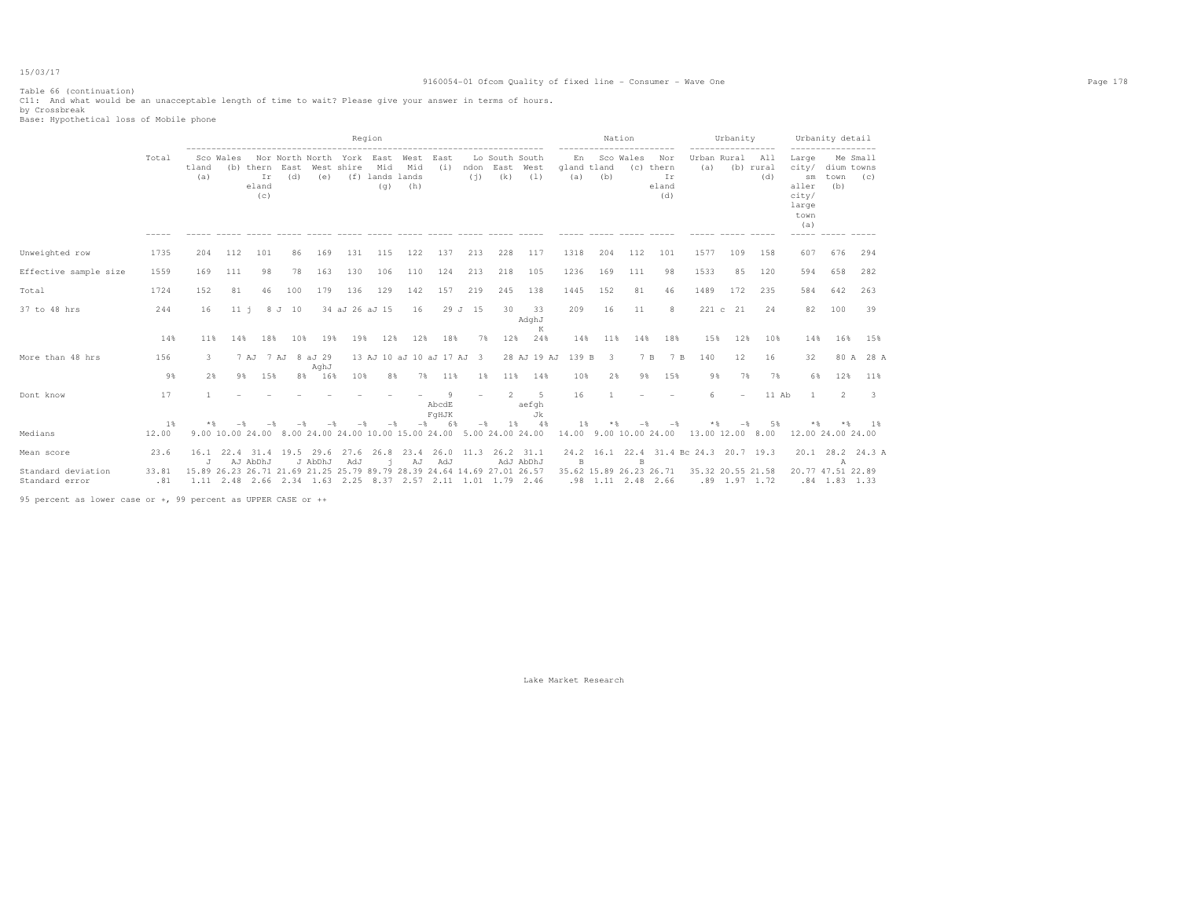Table 66 (continuation)

C11: And what would be an unacceptable length of time to wait? Please give your answer in terms of hours.

by Crossbreak

Base: Hypothetical loss of Mobile phone

| | Total | Region | | | | | | | | | | | | Nation | | | | Urbanity | | | Urbanity detail | | |
|---|---|---|---|---|---|---|---|---|---|---|---|---|---|---|---|---|---|---|---|---|---|---|---|
| | | Scotland (a) | Wales (b) | Northern Ireland (c) | North East (d) | North West (e) | Yorkshire (f) | East Midlands (g) | West Midlands (h) | East (i) | London (j) | South East (k) | South West (l) | England (a) | Scotland (b) | Wales (c) | Northern Ireland (d) | Urban (a) | Rural (b) | All rural (d) | Large city/smaller city/large town (a) | Medium town (b) | Small towns (c) |
| Unweighted row | 1735 | 204 | 112 | 101 | 86 | 169 | 131 | 115 | 122 | 137 | 213 | 228 | 117 | 1318 | 204 | 112 | 101 | 1577 | 109 | 158 | 607 | 676 | 294 |
| Effective sample size | 1559 | 169 | 111 | 98 | 78 | 163 | 130 | 106 | 110 | 124 | 213 | 218 | 105 | 1236 | 169 | 111 | 98 | 1533 | 85 | 120 | 594 | 658 | 282 |
| Total | 1724 | 152 | 81 | 46 | 100 | 179 | 136 | 129 | 142 | 157 | 219 | 245 | 138 | 1445 | 152 | 81 | 46 | 1489 | 172 | 235 | 584 | 642 | 263 |
| 37 to 48 hrs | 244 | 16 | 11 j | 8 J | 10 | 34 aJ | 26 aJ | 15 | 16 | 29 J | 15 | 30 | 33 AdghJ K | 209 | 16 | 11 | 8 | 221 c | 21 | 24 | 82 | 100 | 39 |
| | 14% | 11% | 14% | 18% | 10% | 19% | 19% | 12% | 12% | 18% | 7% | 12% | 24% | 14% | 11% | 14% | 18% | 15% | 12% | 10% | 14% | 16% | 15% |
| More than 48 hrs | 156 | 3 | 7 AJ | 7 AJ | 8 aJ | 29 AghJ | 13 AJ | 10 aJ | 10 aJ | 17 AJ | 3 | 28 AJ | 19 AJ | 139 B | 3 | 7 B | 7 B | 140 | 12 | 16 | 32 | 80 A | 28 A |
| | 9% | 2% | 9% | 15% | 8% | 16% | 10% | 8% | 7% | 11% | 1% | 11% | 14% | 10% | 2% | 9% | 15% | 9% | 7% | 7% | 6% | 12% | 11% |
| Dont know | 17 | 1 | - | - | - | - | - | - | - | 9 AbcdE FgHJK | - | 2 | 5 aefgh Jk | 16 | 1 | - | - | 6 | - | 11 Ab | 1 | 2 | 3 |
| | 1% | *% | -% | -% | -% | -% | -% | -% | -% | 6% | -% | 1% | 4% | 1% | *% | -% | -% | *% | -% | 5% | *% | *% | 1% |
| Medians | 12.00 | 9.00 | 10.00 | 24.00 | 8.00 | 24.00 | 24.00 | 10.00 | 15.00 | 24.00 | 5.00 | 24.00 | 24.00 | 14.00 | 9.00 | 10.00 | 24.00 | 13.00 | 12.00 | 8.00 | 12.00 | 24.00 | 24.00 |
| Mean score | 23.6 | 16.1 J | 22.4 AJ | 31.4 AbDhJ | 19.5 J | 29.6 AbDhJ | 27.6 AdJ | 26.8 j | 23.4 AJ | 26.0 AdJ | 11.3 | 26.2 AdJ | 31.1 AbDhJ | 24.2 B | 16.1 | 22.4 B | 31.4 Bc | 24.3 | 20.7 | 19.3 | 20.1 | 28.2 A | 24.3 A |
| Standard deviation | 33.81 | 15.89 | 26.23 | 26.71 | 21.69 | 21.25 | 25.79 | 89.79 | 28.39 | 24.64 | 14.69 | 27.01 | 26.57 | 35.62 | 15.89 | 26.23 | 26.71 | 35.32 | 20.55 | 21.58 | 20.77 | 47.51 | 22.89 |
| Standard error | .81 | 1.11 | 2.48 | 2.66 | 2.34 | 1.63 | 2.25 | 8.37 | 2.57 | 2.11 | 1.01 | 1.79 | 2.46 | .98 | 1.11 | 2.48 | 2.66 | .89 | 1.97 | 1.72 | .84 | 1.83 | 1.33 |

95 percent as lower case or +, 99 percent as UPPER CASE or ++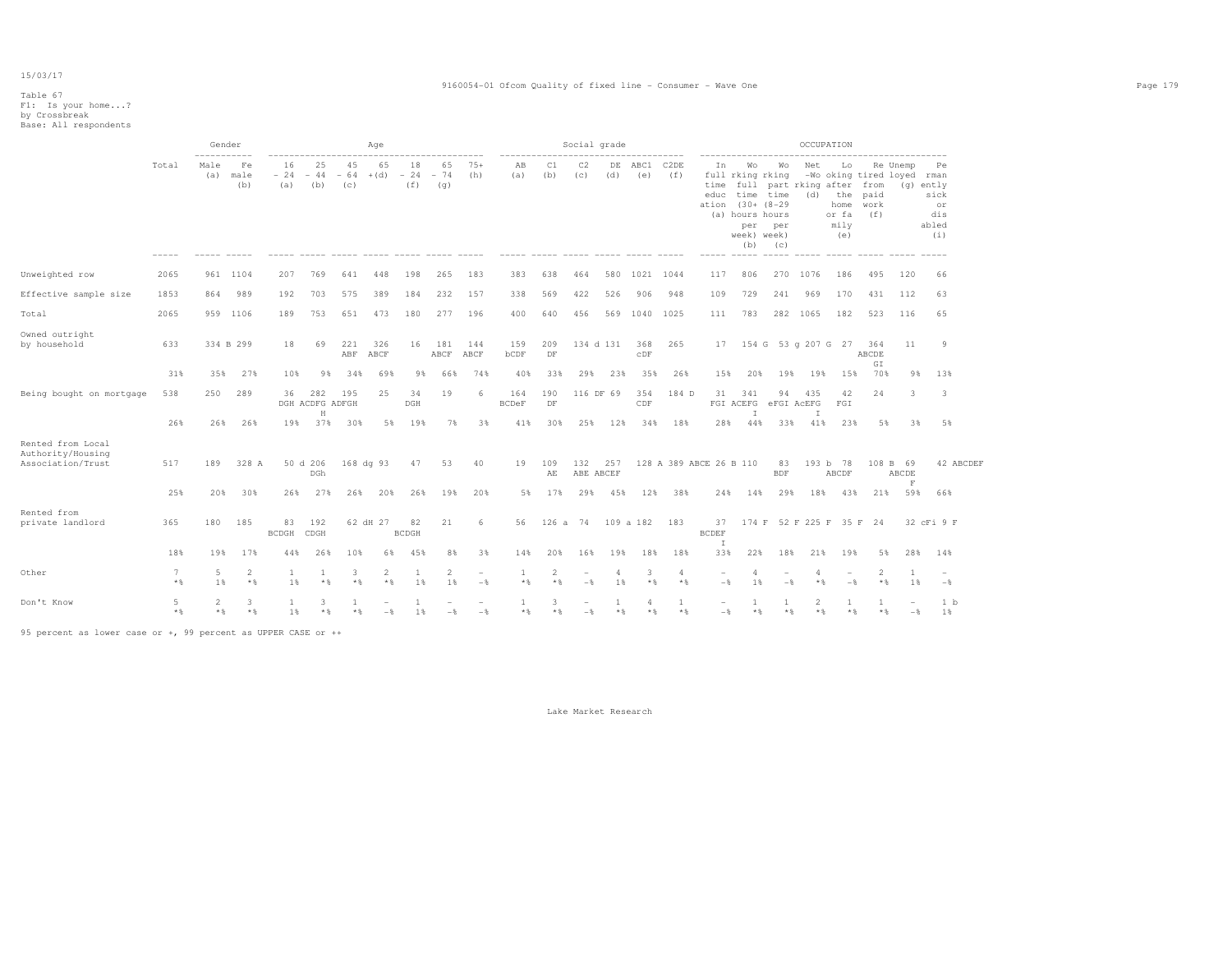15/03/17

9160054-01 Ofcom Quality of fixed line - Consumer - Wave One

Table 67
F1: Is your home...?
by Crossbreak
Base: All respondents

| | Total | Gender | | Age | | | | | | | Social grade | | | | | | OCCUPATION | | | | | | | |
|---|---|---|---|---|---|---|---|---|---|---|---|---|---|---|---|---|---|---|---|---|---|---|---|---|
| | | Male (a) | Female (b) | 16 - 24 (a) | 25 - 44 (b) | 45 - 64 (c) | 65 +(d) | 18 - 24 (f) | 65 - 74 (g) | 75+ (h) | AB (a) | C1 (b) | C2 (c) | DE (d) | ABC1 (e) | C2DE (f) | In full time education (a) | Working full time (30+ hours per week) (b) | Working part time (8-29 hours per week) (c) | Net -Working (d) | Looking after the home or family (e) | Retired from paid work (f) | Unemployed (g) | Permanently sick or disabled (i) |
| Unweighted row | 2065 | 961 | 1104 | 207 | 769 | 641 | 448 | 198 | 265 | 183 | 383 | 638 | 464 | 580 | 1021 | 1044 | 117 | 806 | 270 | 1076 | 186 | 495 | 120 | 66 |
| Effective sample size | 1853 | 864 | 989 | 192 | 703 | 575 | 389 | 184 | 232 | 157 | 338 | 569 | 422 | 526 | 906 | 948 | 109 | 729 | 241 | 969 | 170 | 431 | 112 | 63 |
| Total | 2065 | 959 | 1106 | 189 | 753 | 651 | 473 | 180 | 277 | 196 | 400 | 640 | 456 | 569 | 1040 | 1025 | 111 | 783 | 282 | 1065 | 182 | 523 | 116 | 65 |
| Owned outright by household | 633 | 334 B | 299 | 18 | 69 | 221 ABF | 326 ABCF | 16 | 181 ABCF | 144 ABCF | 159 bCDF | 209 DF | 134 d | 131 | 368 cDF | 265 | 17 | 154 G | 53 g | 207 G | 27 | 364 ABCDE GI | 11 | 9 |
| | 31% | 35% | 27% | 10% | 9% | 34% | 69% | 9% | 66% | 74% | 40% | 33% | 29% | 23% | 35% | 26% | 15% | 20% | 19% | 19% | 15% | 70% | 9% | 13% |
| Being bought on mortgage | 538 | 250 | 289 | 36 DGH | 282 ACDFG H | 195 ADFGH | 25 | 34 DGH | 19 | 6 | 164 BCDeF | 190 DF | 116 DF | 69 | 354 CDF | 184 D | 31 FGI | 341 ACEFG I | 94 eFGI | 435 AcEFG I | 42 FGI | 24 | 3 | 3 |
| | 26% | 26% | 26% | 19% | 37% | 30% | 5% | 19% | 7% | 3% | 41% | 30% | 25% | 12% | 34% | 18% | 28% | 44% | 33% | 41% | 23% | 5% | 3% | 5% |
| Rented from Local Authority/Housing Association/Trust | 517 | 189 | 328 A | 50 d | 206 DGh | 168 dg | 93 | 47 | 53 | 40 | 19 | 109 AE | 132 ABE | 257 ABCEF | 128 A | 389 ABCE | 26 B | 110 | 83 BDF | 193 b | 78 ABCDF | 108 B | 69 ABCDE F | 42 ABCDEF |
| | 25% | 20% | 30% | 26% | 27% | 26% | 20% | 26% | 19% | 20% | 5% | 17% | 29% | 45% | 12% | 38% | 24% | 14% | 29% | 18% | 43% | 21% | 59% | 66% |
| Rented from private landlord | 365 | 180 | 185 | 83 BCDGH | 192 CDGH | 62 dH | 27 | 82 BCDGH | 21 | 6 | 56 | 126 a | 74 | 109 a | 182 | 183 | 37 BCDEF I | 174 F | 52 F | 225 F | 35 F | 24 | 32 cFi | 9 F |
| | 18% | 19% | 17% | 44% | 26% | 10% | 6% | 45% | 8% | 3% | 14% | 20% | 16% | 19% | 18% | 18% | 33% | 22% | 18% | 21% | 19% | 5% | 28% | 14% |
| Other | 7 | 5 | 2 | 1 | 1 | 3 | 2 | 1 | 2 | - | 1 | 2 | - | 4 | 3 | 4 | - | 4 | - | 4 | - | 2 | 1 | - |
| | *% | 1% | *% | 1% | *% | *% | *% | 1% | 1% | -% | *% | *% | -% | 1% | *% | *% | -% | 1% | -% | *% | -% | *% | 1% | -% |
| Don't Know | 5 | 2 | 3 | 1 | 3 | 1 | - | 1 | - | - | 1 | 3 | - | 1 | 4 | 1 | - | 1 | 1 | 2 | 1 | 1 | - | 1 b |
| | *% | *% | *% | 1% | *% | *% | -% | 1% | -% | -% | *% | *% | -% | *% | *% | *% | -% | *% | *% | *% | *% | *% | -% | 1% |

95 percent as lower case or +, 99 percent as UPPER CASE or ++

Lake Market Research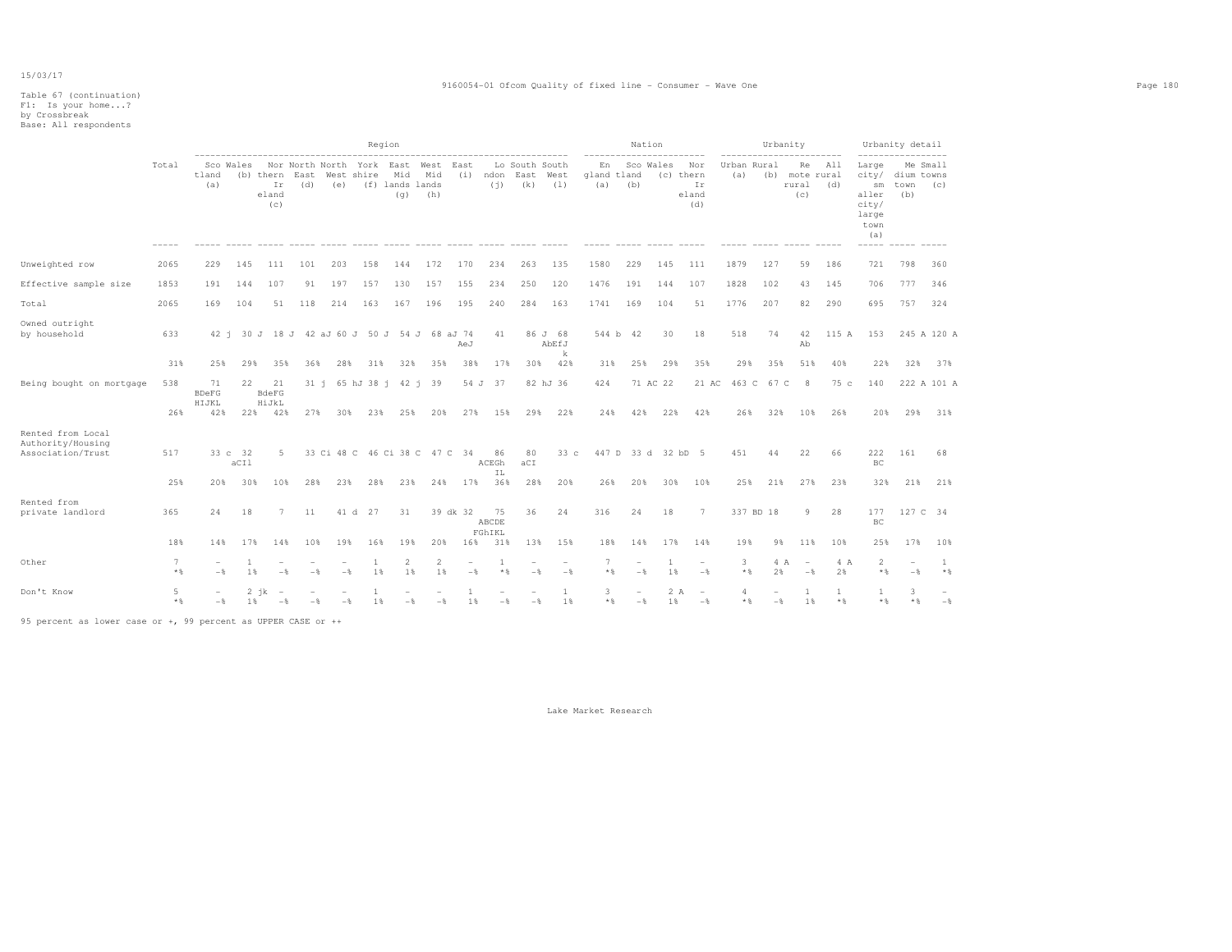Table 67 (continuation)
F1: Is your home...?
by Crossbreak
Base: All respondents

| | Total | Region | | | | | | | | | | | | Nation | | | | Urbanity | | | | Urbanity detail | | |
|---|---|---|---|---|---|---|---|---|---|---|---|---|---|---|---|---|---|---|---|---|---|---|---|---|
| | | Scotland (a) | Wales (b) | Northern Ireland (c) | North East (d) | North West (e) | Yorkshire (f) | East Midlands (g) | West Midlands (h) | East (i) | London (j) | South East (k) | South West (l) | England (a) | Scotland (b) | Wales (c) | Northern Ireland (d) | Urban (a) | Rural (b) | Remote rural (c) | All rural (d) | Large city/ smaller city/ large town (a) | Medium town (b) | Small towns (c) |
| Unweighted row | 2065 | 229 | 145 | 111 | 101 | 203 | 158 | 144 | 172 | 170 | 234 | 263 | 135 | 1580 | 229 | 145 | 111 | 1879 | 127 | 59 | 186 | 721 | 798 | 360 |
| Effective sample size | 1853 | 191 | 144 | 107 | 91 | 197 | 157 | 130 | 157 | 155 | 234 | 250 | 120 | 1476 | 191 | 144 | 107 | 1828 | 102 | 43 | 145 | 706 | 777 | 346 |
| Total | 2065 | 169 | 104 | 51 | 118 | 214 | 163 | 167 | 196 | 195 | 240 | 284 | 163 | 1741 | 169 | 104 | 51 | 1776 | 207 | 82 | 290 | 695 | 757 | 324 |
| Owned outright by household | 633 | 42 j | 30 J | 18 J | 42 aJ | 60 J | 50 J | 54 J | 68 aJ | 74 AeJ | 41 | 86 J | 68 AbEfJ k | 544 b | 42 | 30 | 18 | 518 | 74 | 42 Ab | 115 A | 153 | 245 A | 120 A |
| | 31% | 25% | 29% | 35% | 36% | 28% | 31% | 32% | 35% | 38% | 17% | 30% | 42% | 31% | 25% | 29% | 35% | 29% | 35% | 51% | 40% | 22% | 32% | 37% |
| Being bought on mortgage | 538 | 71 BDeFG HIJKL | 22 | 21 BdeFG HiJkL | 31 j | 65 hJ | 38 j | 42 j | 39 | 54 J | 37 | 82 hJ | 36 | 424 | 71 AC | 22 | 21 AC | 463 C | 67 C | 8 | 75 c | 140 | 222 A | 101 A |
| | 26% | 42% | 22% | 42% | 27% | 30% | 23% | 25% | 20% | 27% | 15% | 29% | 22% | 24% | 42% | 22% | 42% | 26% | 32% | 10% | 26% | 20% | 29% | 31% |
| Rented from Local Authority/Housing Association/Trust | 517 | 33 c | 32 aCIl | 5 | 33 Ci | 48 C | 46 Ci | 38 C | 47 C | 34 | 86 ACEGh IL | 80 aCI | 33 c | 447 D | 33 d | 32 bD | 5 | 451 | 44 | 22 | 66 | 222 BC | 161 | 68 |
| | 25% | 20% | 30% | 10% | 28% | 23% | 28% | 23% | 24% | 17% | 36% | 28% | 20% | 26% | 20% | 30% | 10% | 25% | 21% | 27% | 23% | 32% | 21% | 21% |
| Rented from private landlord | 365 | 24 | 18 | 7 | 11 | 41 d | 27 | 31 | 39 dk | 32 | 75 ABCDE FGhIKL | 36 | 24 | 316 | 24 | 18 | 7 | 337 BD | 18 | 9 | 28 | 177 BC | 127 C | 34 |
| | 18% | 14% | 17% | 14% | 10% | 19% | 16% | 19% | 20% | 16% | 31% | 13% | 15% | 18% | 14% | 17% | 14% | 19% | 9% | 11% | 10% | 25% | 17% | 10% |
| Other | 7 | - | 1 | - | - | - | 1 | 2 | 2 | - | 1 | - | - | 7 | - | 1 | - | 3 | 4 A | - | 4 A | 2 | - | 1 |
| | *% | -% | 1% | -% | -% | -% | 1% | 1% | 1% | -% | *% | -% | -% | *% | -% | 1% | -% | *% | 2% | -% | 2% | *% | -% | *% |
| Don't Know | 5 | - | 2 jk | - | - | - | 1 | - | - | 1 | - | - | 1 | 3 | - | 2 A | - | 4 | - | 1 | 1 | 1 | 3 | - |
| | *% | -% | 1% | -% | -% | -% | 1% | -% | -% | 1% | -% | -% | 1% | *% | -% | 1% | -% | *% | -% | 1% | *% | *% | *% | -% |

95 percent as lower case or +, 99 percent as UPPER CASE or ++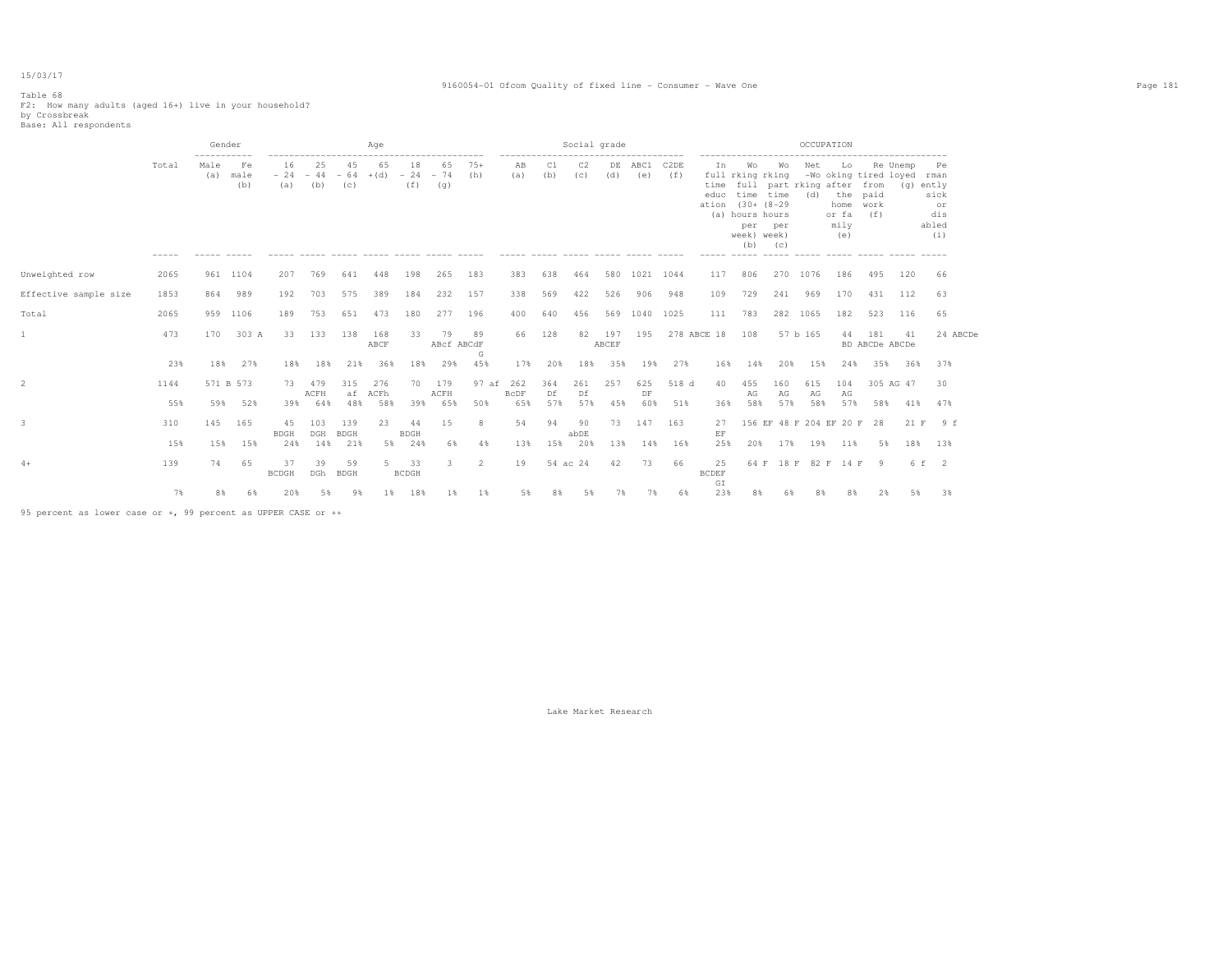Table 68
F2: How many adults (aged 16+) live in your household?
by Crossbreak
Base: All respondents

| | Total | Gender | | Age | | | | | | | Social grade | | | | | | OCCUPATION | | | | | | | | |
|---|---|---|---|---|---|---|---|---|---|---|---|---|---|---|---|---|---|---|---|---|---|---|---|---|---|
| | | Male (a) | Female (b) | 16 - 24 (a) | 25 - 44 (b) | 45 - 64 (c) | 65 +(d) | 18 - 24 (f) | 65 - 74 (g) | 75+ (h) | AB (a) | C1 (b) | C2 (c) | DE (d) | ABC1 (e) | C2DE (f) | In full time education (a) | Working full time (30+ hours per week) (b) | Working part time (8-29 hours per week) (c) | Net -Working (d) | Looking after the home or family (e) | Retired from paid work (f) | Unemployed (g) | Permanently sick or disabled (i) |
| Unweighted row | 2065 | 961 | 1104 | 207 | 769 | 641 | 448 | 198 | 265 | 183 | 383 | 638 | 464 | 580 | 1021 | 1044 | 117 | 806 | 270 | 1076 | 186 | 495 | 120 | 66 |
| Effective sample size | 1853 | 864 | 989 | 192 | 703 | 575 | 389 | 184 | 232 | 157 | 338 | 569 | 422 | 526 | 906 | 948 | 109 | 729 | 241 | 969 | 170 | 431 | 112 | 63 |
| Total | 2065 | 959 | 1106 | 189 | 753 | 651 | 473 | 180 | 277 | 196 | 400 | 640 | 456 | 569 | 1040 | 1025 | 111 | 783 | 282 | 1065 | 182 | 523 | 116 | 65 |
| 1 | 473 | 170 | 303 A | 33 | 133 | 138 | 168 ABCF | 33 | 79 ABcf | 89 ABCdF G | 66 | 128 | 82 | 197 ABCEF | 195 | 278 ABCE | 18 | 108 | 57 b | 165 | 44 | 181 BD ABCDe | 41 ABCDe | 24 ABCDe |
| | 23% | 18% | 27% | 18% | 18% | 21% | 36% | 18% | 29% | 45% | 17% | 20% | 18% | 35% | 19% | 27% | 16% | 14% | 20% | 15% | 24% | 35% | 36% | 37% |
| 2 | 1144 | 571 B | 573 | 73 | 479 ACFH | 315 af | 276 ACFh | 70 | 179 ACFH | 97 af | 262 BcDF | 364 Df | 261 Df | 257 | 625 DF | 518 d | 40 | 455 AG | 160 AG | 615 AG | 104 AG | 305 AG | 47 | 30 |
| | 55% | 59% | 52% | 39% | 64% | 48% | 58% | 39% | 65% | 50% | 65% | 57% | 57% | 45% | 60% | 51% | 36% | 58% | 57% | 58% | 57% | 58% | 41% | 47% |
| 3 | 310 | 145 | 165 | 45 BDGH | 103 DGH | 139 BDGH | 23 | 44 BDGH | 15 | 8 | 54 | 94 | 90 abDE | 73 | 147 | 163 | 27 EF | 156 EF | 48 F | 204 EF | 20 F | 28 | 21 F | 9 f |
| | 15% | 15% | 15% | 24% | 14% | 21% | 5% | 24% | 6% | 4% | 13% | 15% | 20% | 13% | 14% | 16% | 25% | 20% | 17% | 19% | 11% | 5% | 18% | 13% |
| 4+ | 139 | 74 | 65 | 37 BCDGH | 39 DGh | 59 BDGH | 5 | 33 BCDGH | 3 | 2 | 19 | 54 ac | 24 | 42 | 73 | 66 | 25 BCDEF GI | 64 F | 18 F | 82 F | 14 F | 9 | 6 f | 2 |
| | 7% | 8% | 6% | 20% | 5% | 9% | 1% | 18% | 1% | 1% | 5% | 8% | 5% | 7% | 7% | 6% | 23% | 8% | 6% | 8% | 8% | 2% | 5% | 3% |

95 percent as lower case or +, 99 percent as UPPER CASE or ++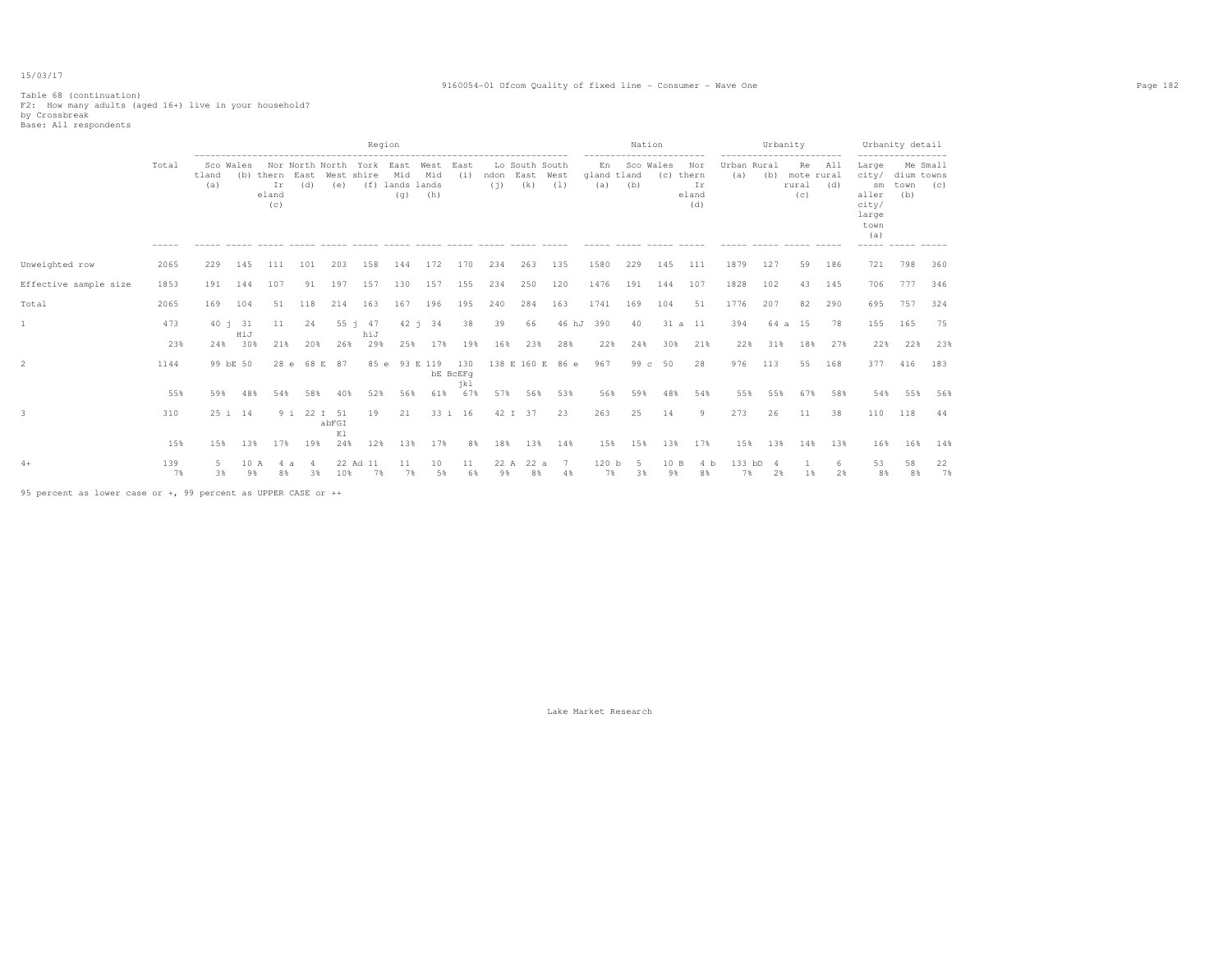Table 68 (continuation)
F2: How many adults (aged 16+) live in your household?
by Crossbreak
Base: All respondents

| | Total | Region | | | | | | | | | | | | Nation | | | | Urbanity | | | | Urbanity detail | | |
|---|---|---|---|---|---|---|---|---|---|---|---|---|---|---|---|---|---|---|---|---|---|---|---|---|
| | | Scotland (a) | Wales (b) | Northern Ireland (c) | North East (d) | North West (e) | Yorkshire (f) | East Midlands (g) | West Midlands (h) | East (i) | London (j) | South East (k) | South West (l) | England (a) | Scotland (b) | Wales (c) | Northern Ireland (d) | Urban (a) | Rural (b) | Remote rural (c) | All rural (d) | Large city/ smaller city/ large town (a) | Medium town (b) | Small towns (c) |
| Unweighted row | 2065 | 229 | 145 | 111 | 101 | 203 | 158 | 144 | 172 | 170 | 234 | 263 | 135 | 1580 | 229 | 145 | 111 | 1879 | 127 | 59 | 186 | 721 | 798 | 360 |
| Effective sample size | 1853 | 191 | 144 | 107 | 91 | 197 | 157 | 130 | 157 | 155 | 234 | 250 | 120 | 1476 | 191 | 144 | 107 | 1828 | 102 | 43 | 145 | 706 | 777 | 346 |
| Total | 2065 | 169 | 104 | 51 | 118 | 214 | 163 | 167 | 196 | 195 | 240 | 284 | 163 | 1741 | 169 | 104 | 51 | 1776 | 207 | 82 | 290 | 695 | 757 | 324 |
| 1 | 473 | 40 j | 31 HiJ | 11 | 24 | 55 j | 47 hiJ | 42 j | 34 | 38 | 39 | 66 | 46 hJ | 390 | 40 | 31 a | 11 | 394 | 64 a | 15 | 78 | 155 | 165 | 75 |
| | 23% | 24% | 30% | 21% | 20% | 26% | 29% | 25% | 17% | 19% | 16% | 23% | 28% | 22% | 24% | 30% | 21% | 22% | 31% | 18% | 27% | 22% | 22% | 23% |
| 2 | 1144 | 99 bE | 50 | 28 e | 68 E | 87 | 85 e | 93 E | 119 bE | 130 BcEFg jkl | 138 E | 160 E | 86 e | 967 | 99 c | 50 | 28 | 976 | 113 | 55 | 168 | 377 | 416 | 183 |
| | 55% | 59% | 48% | 54% | 58% | 40% | 52% | 56% | 61% | 67% | 57% | 56% | 53% | 56% | 59% | 48% | 54% | 55% | 55% | 67% | 58% | 54% | 55% | 56% |
| 3 | 310 | 25 i | 14 | 9 i | 22 I | 51 abFGI Kl | 19 | 21 | 33 i | 16 | 42 I | 37 | 23 | 263 | 25 | 14 | 9 | 273 | 26 | 11 | 38 | 110 | 118 | 44 |
| | 15% | 15% | 13% | 17% | 19% | 24% | 12% | 13% | 17% | 8% | 18% | 13% | 14% | 15% | 15% | 13% | 17% | 15% | 13% | 14% | 13% | 16% | 16% | 14% |
| 4+ | 139 | 5 | 10 A | 4 a | 4 | 22 Ad | 11 | 11 | 10 | 11 | 22 A | 22 a | 7 | 120 b | 5 | 10 B | 4 b | 133 bD | 4 | 1 | 6 | 53 | 58 | 22 |
| | 7% | 3% | 9% | 8% | 3% | 10% | 7% | 7% | 5% | 6% | 9% | 8% | 4% | 7% | 3% | 9% | 8% | 7% | 2% | 1% | 2% | 8% | 8% | 7% |

95 percent as lower case or +, 99 percent as UPPER CASE or ++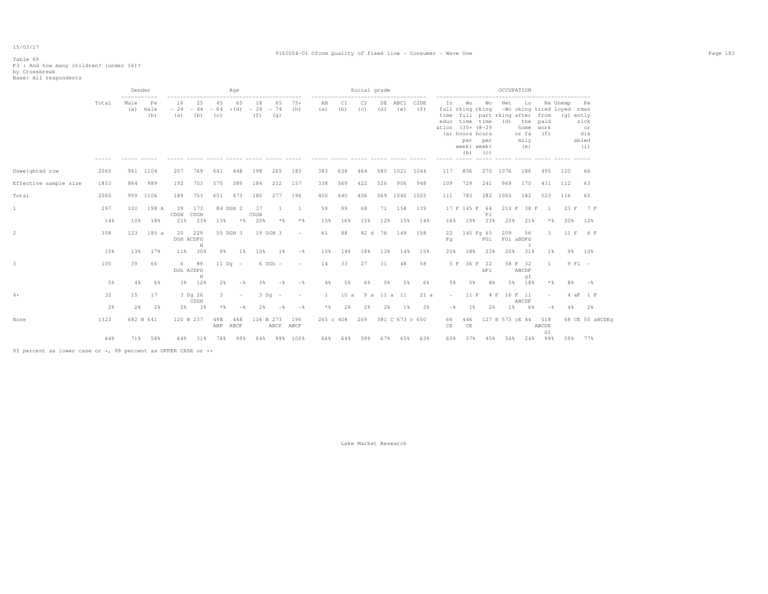Table 69
F3 : And how many children? (under 16)?
by Crossbreak
Base: All respondents

| | Total | Gender: Male (a) | Gender: Female (b) | Age: 16 - 24 (a) | Age: 25 - 44 (b) | Age: 45 - 64 (c) | Age: 65 + (d) | Age: 18 - 24 (f) | Age: 65 - 74 (g) | Age: 75+ (h) | Social grade: AB (a) | Social grade: C1 (b) | Social grade: C2 (c) | Social grade: DE (d) | Social grade: ABC1 (e) | Social grade: C2DE (f) | OCCUPATION: In full time education (a) | OCCUPATION: Working full time (30+ hours per week) (b) | OCCUPATION: Working part time (8-29 hours per week) (c) | OCCUPATION: Net working (d) | OCCUPATION: Looking after the home or family (e) | OCCUPATION: Retired from paid work (f) | OCCUPATION: Unemployed (g) | OCCUPATION: Permanently sick or disabled (i) |
|---|---|---|---|---|---|---|---|---|---|---|---|---|---|---|---|---|---|---|---|---|---|---|---|---|
| Unweighted row | 2065 | 961 | 1104 | 207 | 769 | 641 | 448 | 198 | 265 | 183 | 383 | 638 | 464 | 580 | 1021 | 1044 | 117 | 806 | 270 | 1076 | 186 | 495 | 120 | 66 |
| Effective sample size | 1853 | 864 | 989 | 192 | 703 | 575 | 389 | 184 | 232 | 157 | 338 | 569 | 422 | 526 | 906 | 948 | 109 | 729 | 241 | 969 | 170 | 431 | 112 | 63 |
| Total | 2065 | 959 | 1106 | 189 | 753 | 651 | 473 | 180 | 277 | 196 | 400 | 640 | 456 | 569 | 1040 | 1025 | 111 | 783 | 282 | 1065 | 182 | 523 | 116 | 65 |
| 1 | 297 | 100 | 198 A | 39 CDGH | 173 CDGH | 84 DGH | 2 | 37 CDGH | 1 | 1 | 59 | 99 | 68 | 71 | 158 | 139 | 17 F | 145 F | 64 Fi | 210 F | 38 F | 1 | 23 F | 7 F |
| | 14% | 10% | 18% | 21% | 23% | 13% | *% | 20% | *% | *% | 15% | 16% | 15% | 12% | 15% | 14% | 16% | 19% | 23% | 20% | 21% | *% | 20% | 12% |
| 2 | 308 | 123 | 185 a | 20 DGH | 229 ACDFGH | 55 DGH | 3 | 19 DGH | 3 | - | 61 | 88 | 82 d | 76 | 149 | 158 | 22 Fg | 145 Fg | 65 FGi | 209 FGi | 56 aBDFGI | 3 | 11 F | 6 F |
| | 15% | 13% | 17% | 11% | 30% | 9% | 1% | 10% | 1% | -% | 15% | 14% | 18% | 13% | 14% | 15% | 20% | 18% | 23% | 20% | 31% | 1% | 9% | 10% |
| 3 | 105 | 39 | 66 | 6 DGh | 89 ACDFGH | 11 Dg | - | 6 DGh | - | - | 14 | 33 | 27 | 31 | 48 | 58 | 5 F | 36 F | 22 bFi | 58 F | 32 ABCDFgI | 1 | 9 Fi | - |
| | 5% | 4% | 6% | 3% | 12% | 2% | -% | 3% | -% | -% | 4% | 5% | 6% | 5% | 5% | 6% | 5% | 5% | 8% | 5% | 18% | *% | 8% | -% |
| 4+ | 32 | 15 | 17 | 3 Dg | 26 CDGH | 3 | - | 3 Dg | - | - | 1 | 10 a | 9 a | 11 a | 11 | 21 a | - | 11 F | 4 F | 16 F | 11 ABCDF | - | 4 aF | 1 F |
| | 2% | 2% | 2% | 2% | 3% | *% | -% | 2% | -% | -% | *% | 2% | 2% | 2% | 1% | 2% | -% | 1% | 2% | 1% | 6% | -% | 4% | 2% |
| None | 1323 | 682 B | 641 | 120 B | 237 | 498 ABF | 468 ABCF | 116 B | 273 ABCF | 196 ABCF | 265 c | 408 | 269 | 381 C | 673 c | 650 | 66 CE | 446 CE | 127 E | 573 cE | 44 | 518 ABCDEGI | 68 CE | 50 aBCDEg |
| | 64% | 71% | 58% | 64% | 31% | 76% | 99% | 64% | 99% | 100% | 66% | 64% | 59% | 67% | 65% | 63% | 60% | 57% | 45% | 54% | 24% | 99% | 59% | 77% |

95 percent as lower case or +, 99 percent as UPPER CASE or ++

Lake Market Research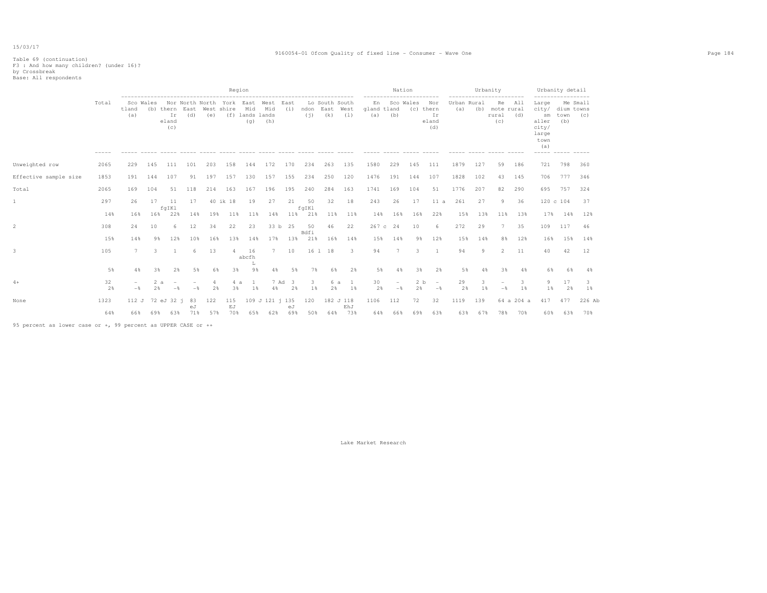Table 69 (continuation)
F3 : And how many children? (under 16)?
by Crossbreak
Base: All respondents

| | Total | Region | | | | | | | | | | | | Nation | | | | Urbanity | | | | Urbanity detail | | |
|---|---|---|---|---|---|---|---|---|---|---|---|---|---|---|---|---|---|---|---|---|---|---|---|---|
| | | Scotland (a) | Wales (b) | Northern Ireland (c) | North East (d) | North West (e) | Yorkshire (f) | East Midlands (g) | West Midlands (h) | East (i) | London (j) | South East (k) | South West (l) | England (a) | Scotland (b) | Wales (c) | Northern Ireland (d) | Urban (a) | Rural (b) | Remote rural (c) | All rural (d) | Large city/ smaller city/ large town (a) | Medium town (b) | Small towns (c) |
| Unweighted row | 2065 | 229 | 145 | 111 | 101 | 203 | 158 | 144 | 172 | 170 | 234 | 263 | 135 | 1580 | 229 | 145 | 111 | 1879 | 127 | 59 | 186 | 721 | 798 | 360 |
| Effective sample size | 1853 | 191 | 144 | 107 | 91 | 197 | 157 | 130 | 157 | 155 | 234 | 250 | 120 | 1476 | 191 | 144 | 107 | 1828 | 102 | 43 | 145 | 706 | 777 | 346 |
| Total | 2065 | 169 | 104 | 51 | 118 | 214 | 163 | 167 | 196 | 195 | 240 | 284 | 163 | 1741 | 169 | 104 | 51 | 1776 | 207 | 82 | 290 | 695 | 757 | 324 |
| 1 | 297 | 26 | 17 | 11 fgIKl | 17 | 40 ik | 18 | 19 | 27 | 21 | 50 fgIKl | 32 | 18 | 243 | 26 | 17 | 11 a | 261 | 27 | 9 | 36 | 120 c | 104 | 37 |
| | 14% | 16% | 16% | 22% | 14% | 19% | 11% | 11% | 14% | 11% | 21% | 11% | 11% | 14% | 16% | 16% | 22% | 15% | 13% | 11% | 13% | 17% | 14% | 12% |
| 2 | 308 | 24 | 10 | 6 | 12 | 34 | 22 | 23 | 33 b | 25 | 50 Bdfi | 46 | 22 | 267 c | 24 | 10 | 6 | 272 | 29 | 7 | 35 | 109 | 117 | 46 |
| | 15% | 14% | 9% | 12% | 10% | 16% | 13% | 14% | 17% | 13% | 21% | 16% | 14% | 15% | 14% | 9% | 12% | 15% | 14% | 8% | 12% | 16% | 15% | 14% |
| 3 | 105 | 7 | 3 | 1 | 6 | 13 | 4 | 16 abcfh L | 7 | 10 | 16 l | 18 | 3 | 94 | 7 | 3 | 1 | 94 | 9 | 2 | 11 | 40 | 42 | 12 |
| | 5% | 4% | 3% | 2% | 5% | 6% | 3% | 9% | 4% | 5% | 7% | 6% | 2% | 5% | 4% | 3% | 2% | 5% | 4% | 3% | 4% | 6% | 6% | 4% |
| 4+ | 32 | - | 2 a | - | - | 4 | 4 a | 1 | 7 Ad | 3 | 3 | 6 a | 1 | 30 | - | 2 b | - | 29 | 3 | - | 3 | 9 | 17 | 3 |
| | 2% | -% | 2% | -% | -% | 2% | 3% | 1% | 4% | 2% | 1% | 2% | 1% | 2% | -% | 2% | -% | 2% | 1% | -% | 1% | 1% | 2% | 1% |
| None | 1323 | 112 J | 72 eJ | 32 j | 83 eJ | 122 | 115 EJ | 109 J | 121 j | 135 eJ | 120 | 182 J | 118 EhJ | 1106 | 112 | 72 | 32 | 1119 | 139 | 64 a | 204 a | 417 | 477 | 226 Ab |
| | 64% | 66% | 69% | 63% | 71% | 57% | 70% | 65% | 62% | 69% | 50% | 64% | 73% | 64% | 66% | 69% | 63% | 63% | 67% | 78% | 70% | 60% | 63% | 70% |

95 percent as lower case or +, 99 percent as UPPER CASE or ++